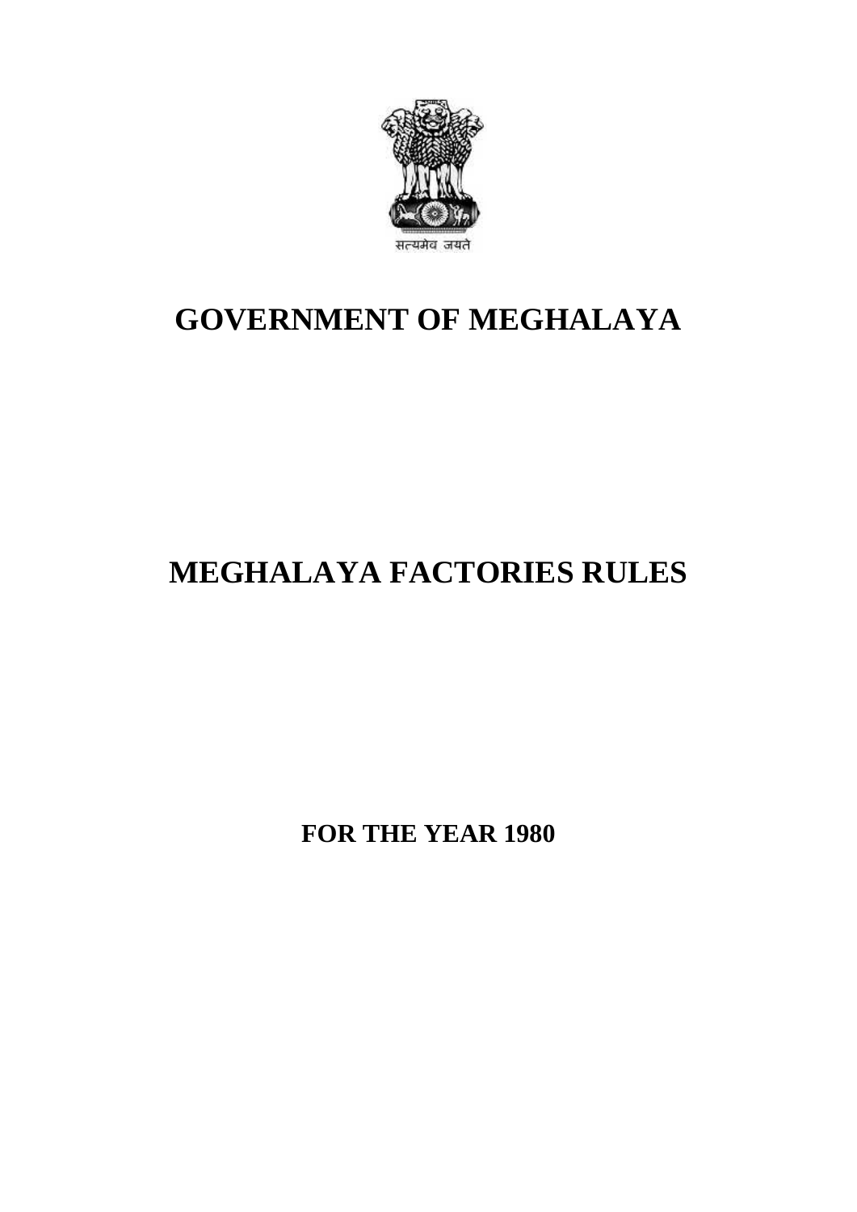सत्यमेव जयते

# GOVERNMENT OF MEGHALAYA

# MEGHALAYA FACTORIES RULES

**FOR THE YEAR 1980**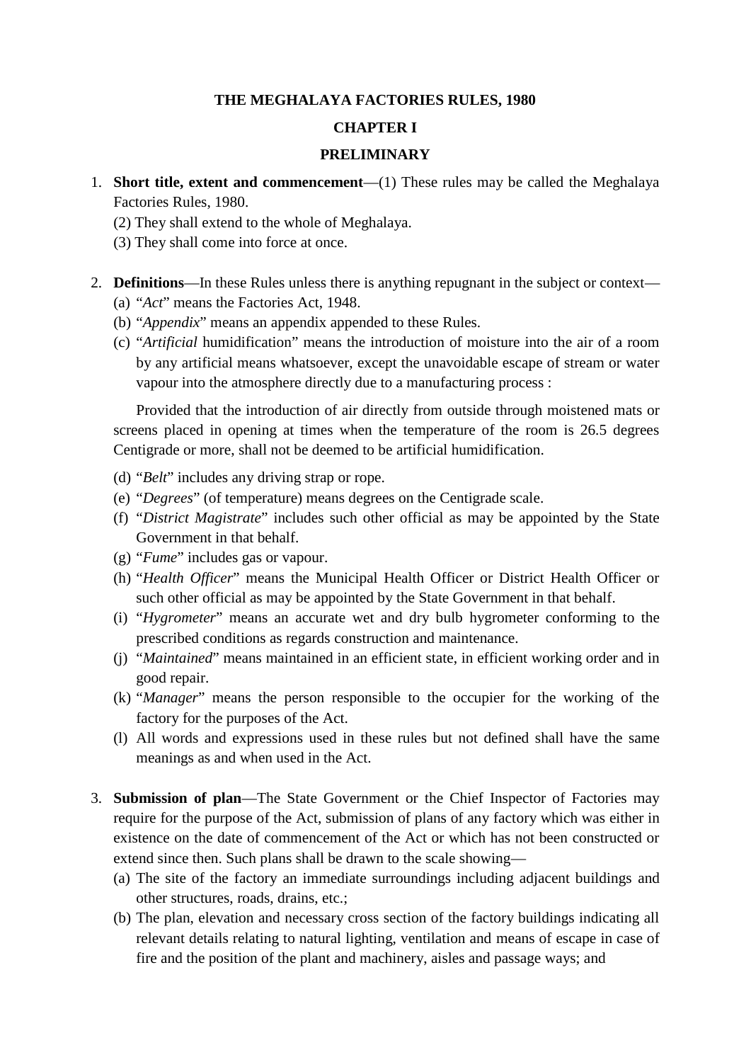# THE MEGHALAYA FACTORIES RULES, 1980

## CHAPTER I

## PRELIMINARY

1. **Short title, extent and commencement**—(1) These rules may be called the Meghalaya Factories Rules, 1980.

   (2) They shall extend to the whole of Meghalaya.

   (3) They shall come into force at once.

2. **Definitions**—In these Rules unless there is anything repugnant in the subject or context—

   (a) "*Act*" means the Factories Act, 1948.

   (b) "*Appendix*" means an appendix appended to these Rules.

   (c) "*Artificial* humidification" means the introduction of moisture into the air of a room by any artificial means whatsoever, except the unavoidable escape of stream or water vapour into the atmosphere directly due to a manufacturing process :

   Provided that the introduction of air directly from outside through moistened mats or screens placed in opening at times when the temperature of the room is 26.5 degrees Centigrade or more, shall not be deemed to be artificial humidification.

   (d) "*Belt*" includes any driving strap or rope.

   (e) "*Degrees*" (of temperature) means degrees on the Centigrade scale.

   (f) "*District Magistrate*" includes such other official as may be appointed by the State Government in that behalf.

   (g) "*Fume*" includes gas or vapour.

   (h) "*Health Officer*" means the Municipal Health Officer or District Health Officer or such other official as may be appointed by the State Government in that behalf.

   (i) "*Hygrometer*" means an accurate wet and dry bulb hygrometer conforming to the prescribed conditions as regards construction and maintenance.

   (j) "*Maintained*" means maintained in an efficient state, in efficient working order and in good repair.

   (k) "*Manager*" means the person responsible to the occupier for the working of the factory for the purposes of the Act.

   (l) All words and expressions used in these rules but not defined shall have the same meanings as and when used in the Act.

3. **Submission of plan**—The State Government or the Chief Inspector of Factories may require for the purpose of the Act, submission of plans of any factory which was either in existence on the date of commencement of the Act or which has not been constructed or extend since then. Such plans shall be drawn to the scale showing—

   (a) The site of the factory an immediate surroundings including adjacent buildings and other structures, roads, drains, etc.;

   (b) The plan, elevation and necessary cross section of the factory buildings indicating all relevant details relating to natural lighting, ventilation and means of escape in case of fire and the position of the plant and machinery, aisles and passage ways; and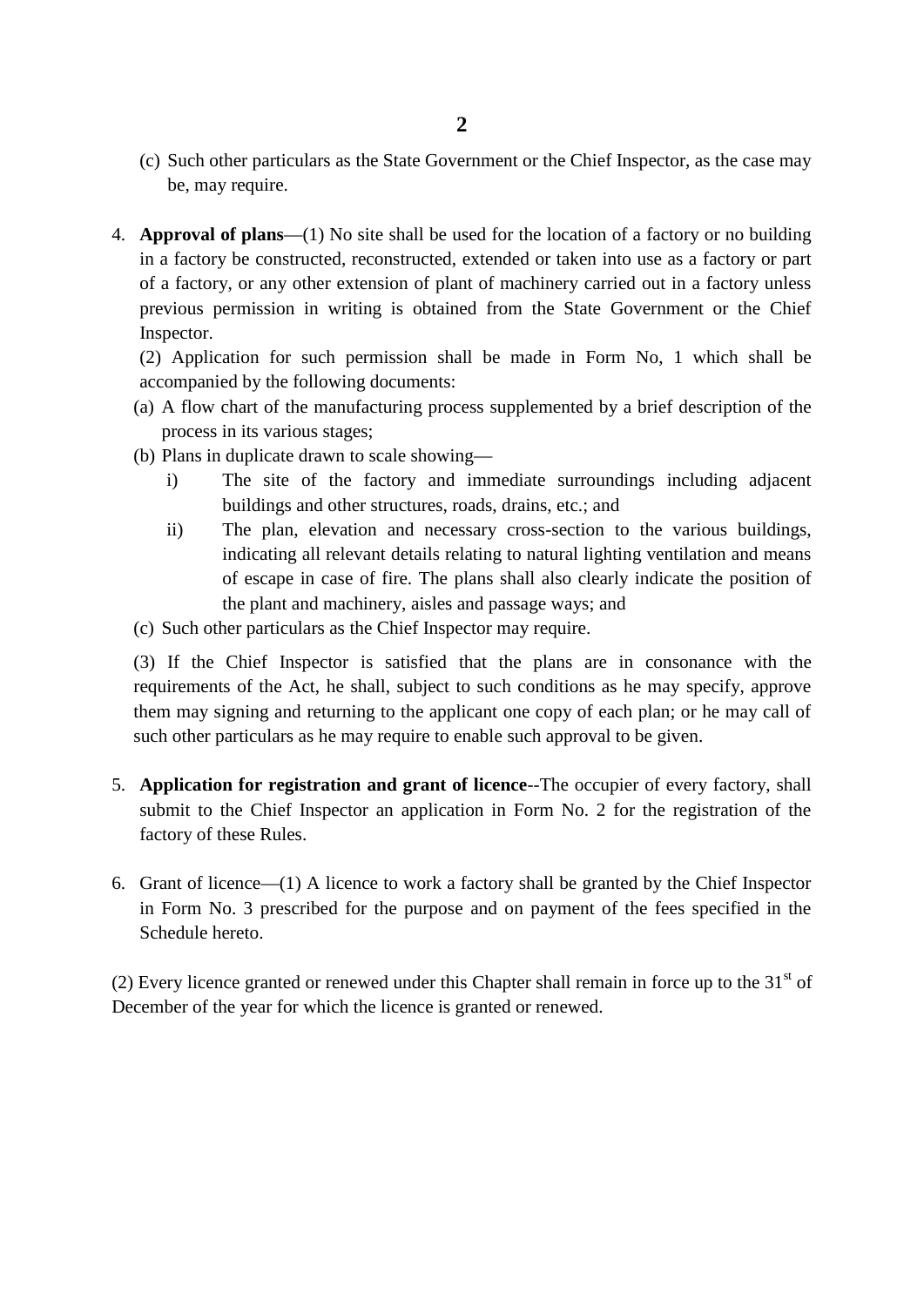(c) Such other particulars as the State Government or the Chief Inspector, as the case may be, may require.

4. **Approval of plans**—(1) No site shall be used for the location of a factory or no building in a factory be constructed, reconstructed, extended or taken into use as a factory or part of a factory, or any other extension of plant of machinery carried out in a factory unless previous permission in writing is obtained from the State Government or the Chief Inspector.

   (2) Application for such permission shall be made in Form No, 1 which shall be accompanied by the following documents:

   (a) A flow chart of the manufacturing process supplemented by a brief description of the process in its various stages;

   (b) Plans in duplicate drawn to scale showing—

   i) The site of the factory and immediate surroundings including adjacent buildings and other structures, roads, drains, etc.; and

   ii) The plan, elevation and necessary cross-section to the various buildings, indicating all relevant details relating to natural lighting ventilation and means of escape in case of fire. The plans shall also clearly indicate the position of the plant and machinery, aisles and passage ways; and

   (c) Such other particulars as the Chief Inspector may require.

   (3) If the Chief Inspector is satisfied that the plans are in consonance with the requirements of the Act, he shall, subject to such conditions as he may specify, approve them may signing and returning to the applicant one copy of each plan; or he may call of such other particulars as he may require to enable such approval to be given.

5. **Application for registration and grant of licence**--The occupier of every factory, shall submit to the Chief Inspector an application in Form No. 2 for the registration of the factory of these Rules.

6. Grant of licence—(1) A licence to work a factory shall be granted by the Chief Inspector in Form No. 3 prescribed for the purpose and on payment of the fees specified in the Schedule hereto.

(2) Every licence granted or renewed under this Chapter shall remain in force up to the 31st of December of the year for which the licence is granted or renewed.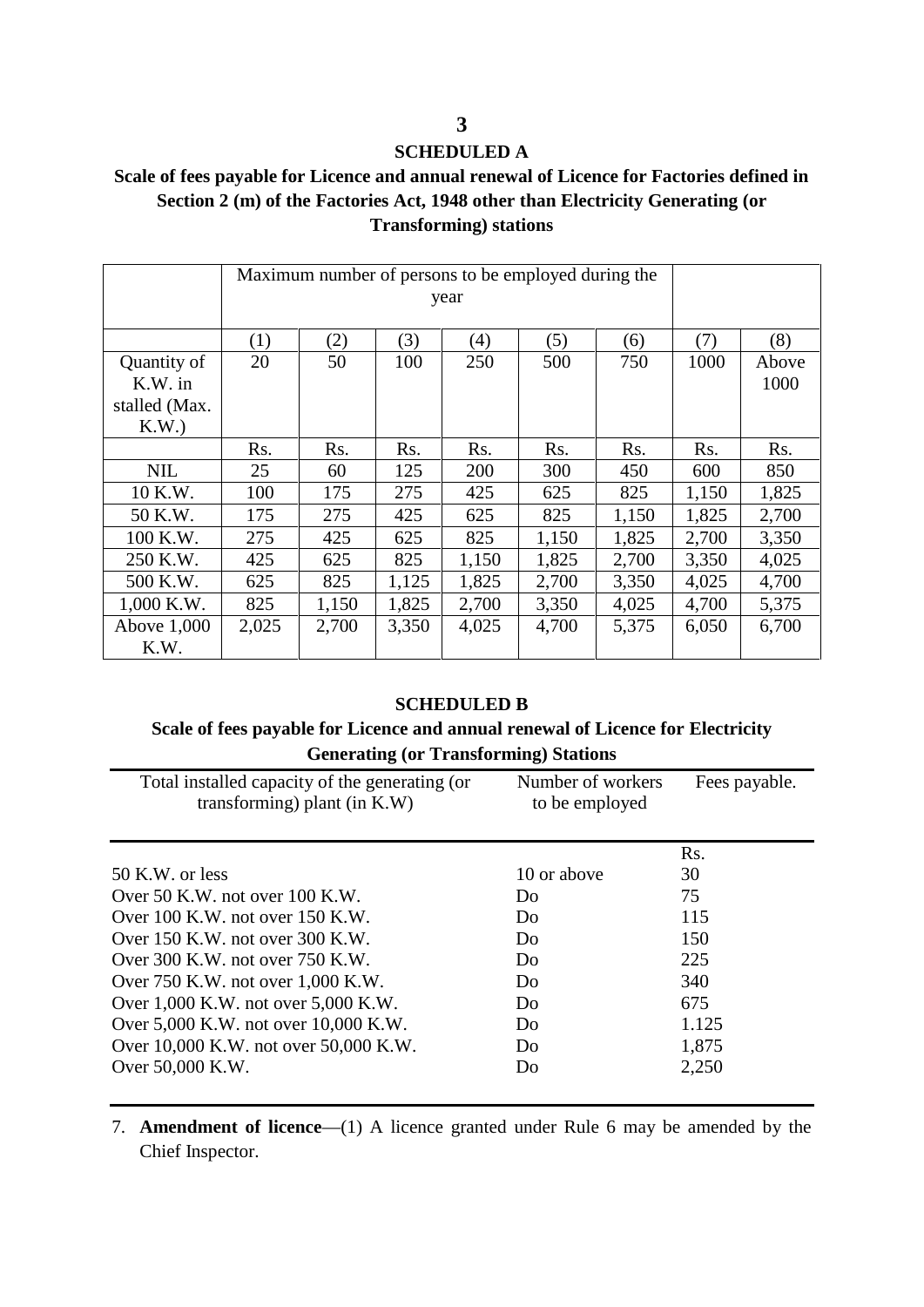## SCHEDULED A

**Scale of fees payable for Licence and annual renewal of Licence for Factories defined in Section 2 (m) of the Factories Act, 1948 other than Electricity Generating (or Transforming) stations**

| | Maximum number of persons to be employed during the year | | | | | | | |
|---|---|---|---|---|---|---|---|---|
| | (1) | (2) | (3) | (4) | (5) | (6) | (7) | (8) |
| Quantity of K.W. in stalled (Max. K.W.) | 20 | 50 | 100 | 250 | 500 | 750 | 1000 | Above 1000 |
| | Rs. | Rs. | Rs. | Rs. | Rs. | Rs. | Rs. | Rs. |
| NIL | 25 | 60 | 125 | 200 | 300 | 450 | 600 | 850 |
| 10 K.W. | 100 | 175 | 275 | 425 | 625 | 825 | 1,150 | 1,825 |
| 50 K.W. | 175 | 275 | 425 | 625 | 825 | 1,150 | 1,825 | 2,700 |
| 100 K.W. | 275 | 425 | 625 | 825 | 1,150 | 1,825 | 2,700 | 3,350 |
| 250 K.W. | 425 | 625 | 825 | 1,150 | 1,825 | 2,700 | 3,350 | 4,025 |
| 500 K.W. | 625 | 825 | 1,125 | 1,825 | 2,700 | 3,350 | 4,025 | 4,700 |
| 1,000 K.W. | 825 | 1,150 | 1,825 | 2,700 | 3,350 | 4,025 | 4,700 | 5,375 |
| Above 1,000 K.W. | 2,025 | 2,700 | 3,350 | 4,025 | 4,700 | 5,375 | 6,050 | 6,700 |

## SCHEDULED B

**Scale of fees payable for Licence and annual renewal of Licence for Electricity Generating (or Transforming) Stations**

| Total installed capacity of the generating (or transforming) plant (in K.W) | Number of workers to be employed | Fees payable. |
|---|---|---|
| | | Rs. |
| 50 K.W. or less | 10 or above | 30 |
| Over 50 K.W. not over 100 K.W. | Do | 75 |
| Over 100 K.W. not over 150 K.W. | Do | 115 |
| Over 150 K.W. not over 300 K.W. | Do | 150 |
| Over 300 K.W. not over 750 K.W. | Do | 225 |
| Over 750 K.W. not over 1,000 K.W. | Do | 340 |
| Over 1,000 K.W. not over 5,000 K.W. | Do | 675 |
| Over 5,000 K.W. not over 10,000 K.W. | Do | 1.125 |
| Over 10,000 K.W. not over 50,000 K.W. | Do | 1,875 |
| Over 50,000 K.W. | Do | 2,250 |

7. **Amendment of licence**—(1) A licence granted under Rule 6 may be amended by the Chief Inspector.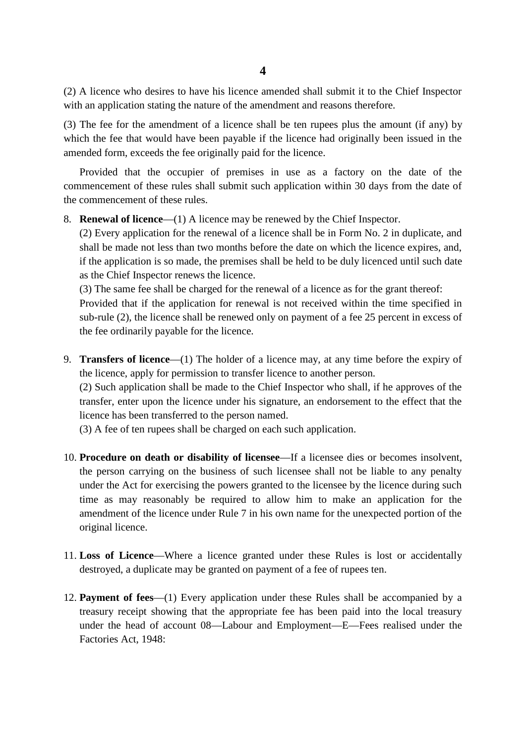(2) A licence who desires to have his licence amended shall submit it to the Chief Inspector with an application stating the nature of the amendment and reasons therefore.

(3) The fee for the amendment of a licence shall be ten rupees plus the amount (if any) by which the fee that would have been payable if the licence had originally been issued in the amended form, exceeds the fee originally paid for the licence.

Provided that the occupier of premises in use as a factory on the date of the commencement of these rules shall submit such application within 30 days from the date of the commencement of these rules.

8. **Renewal of licence**—(1) A licence may be renewed by the Chief Inspector.
   (2) Every application for the renewal of a licence shall be in Form No. 2 in duplicate, and shall be made not less than two months before the date on which the licence expires, and, if the application is so made, the premises shall be held to be duly licenced until such date as the Chief Inspector renews the licence.
   (3) The same fee shall be charged for the renewal of a licence as for the grant thereof:
   Provided that if the application for renewal is not received within the time specified in sub-rule (2), the licence shall be renewed only on payment of a fee 25 percent in excess of the fee ordinarily payable for the licence.

9. **Transfers of licence**—(1) The holder of a licence may, at any time before the expiry of the licence, apply for permission to transfer licence to another person.
   (2) Such application shall be made to the Chief Inspector who shall, if he approves of the transfer, enter upon the licence under his signature, an endorsement to the effect that the licence has been transferred to the person named.
   (3) A fee of ten rupees shall be charged on each such application.

10. **Procedure on death or disability of licensee**—If a licensee dies or becomes insolvent, the person carrying on the business of such licensee shall not be liable to any penalty under the Act for exercising the powers granted to the licensee by the licence during such time as may reasonably be required to allow him to make an application for the amendment of the licence under Rule 7 in his own name for the unexpected portion of the original licence.

11. **Loss of Licence**—Where a licence granted under these Rules is lost or accidentally destroyed, a duplicate may be granted on payment of a fee of rupees ten.

12. **Payment of fees**—(1) Every application under these Rules shall be accompanied by a treasury receipt showing that the appropriate fee has been paid into the local treasury under the head of account 08—Labour and Employment—E—Fees realised under the Factories Act, 1948: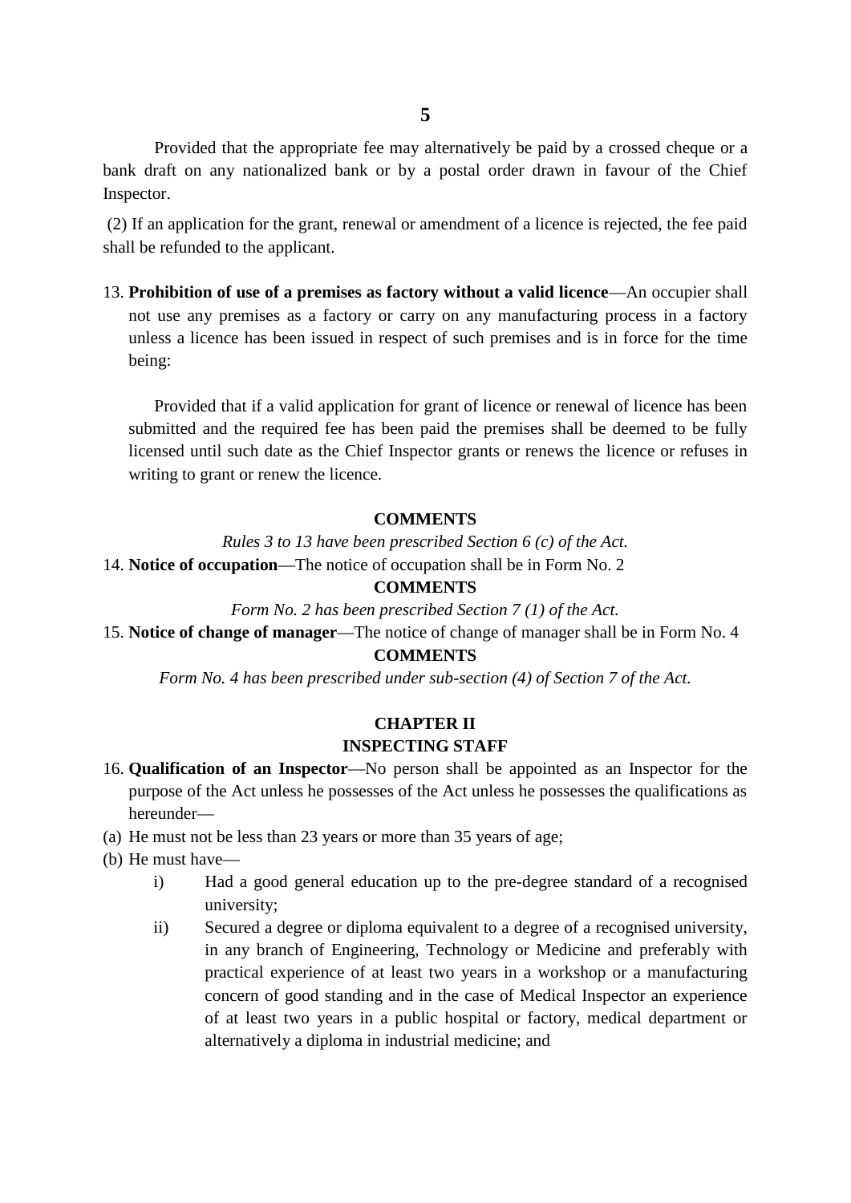Provided that the appropriate fee may alternatively be paid by a crossed cheque or a bank draft on any nationalized bank or by a postal order drawn in favour of the Chief Inspector.

(2) If an application for the grant, renewal or amendment of a licence is rejected, the fee paid shall be refunded to the applicant.

13. **Prohibition of use of a premises as factory without a valid licence**—An occupier shall not use any premises as a factory or carry on any manufacturing process in a factory unless a licence has been issued in respect of such premises and is in force for the time being:

    Provided that if a valid application for grant of licence or renewal of licence has been submitted and the required fee has been paid the premises shall be deemed to be fully licensed until such date as the Chief Inspector grants or renews the licence or refuses in writing to grant or renew the licence.

**COMMENTS**

*Rules 3 to 13 have been prescribed Section 6 (c) of the Act.*

14. **Notice of occupation**—The notice of occupation shall be in Form No. 2

**COMMENTS**

*Form No. 2 has been prescribed Section 7 (1) of the Act.*

15. **Notice of change of manager**—The notice of change of manager shall be in Form No. 4

**COMMENTS**

*Form No. 4 has been prescribed under sub-section (4) of Section 7 of the Act.*

## CHAPTER II
## INSPECTING STAFF

16. **Qualification of an Inspector**—No person shall be appointed as an Inspector for the purpose of the Act unless he possesses of the Act unless he possesses the qualifications as hereunder—

(a) He must not be less than 23 years or more than 35 years of age;

(b) He must have—

   i) Had a good general education up to the pre-degree standard of a recognised university;

   ii) Secured a degree or diploma equivalent to a degree of a recognised university, in any branch of Engineering, Technology or Medicine and preferably with practical experience of at least two years in a workshop or a manufacturing concern of good standing and in the case of Medical Inspector an experience of at least two years in a public hospital or factory, medical department or alternatively a diploma in industrial medicine; and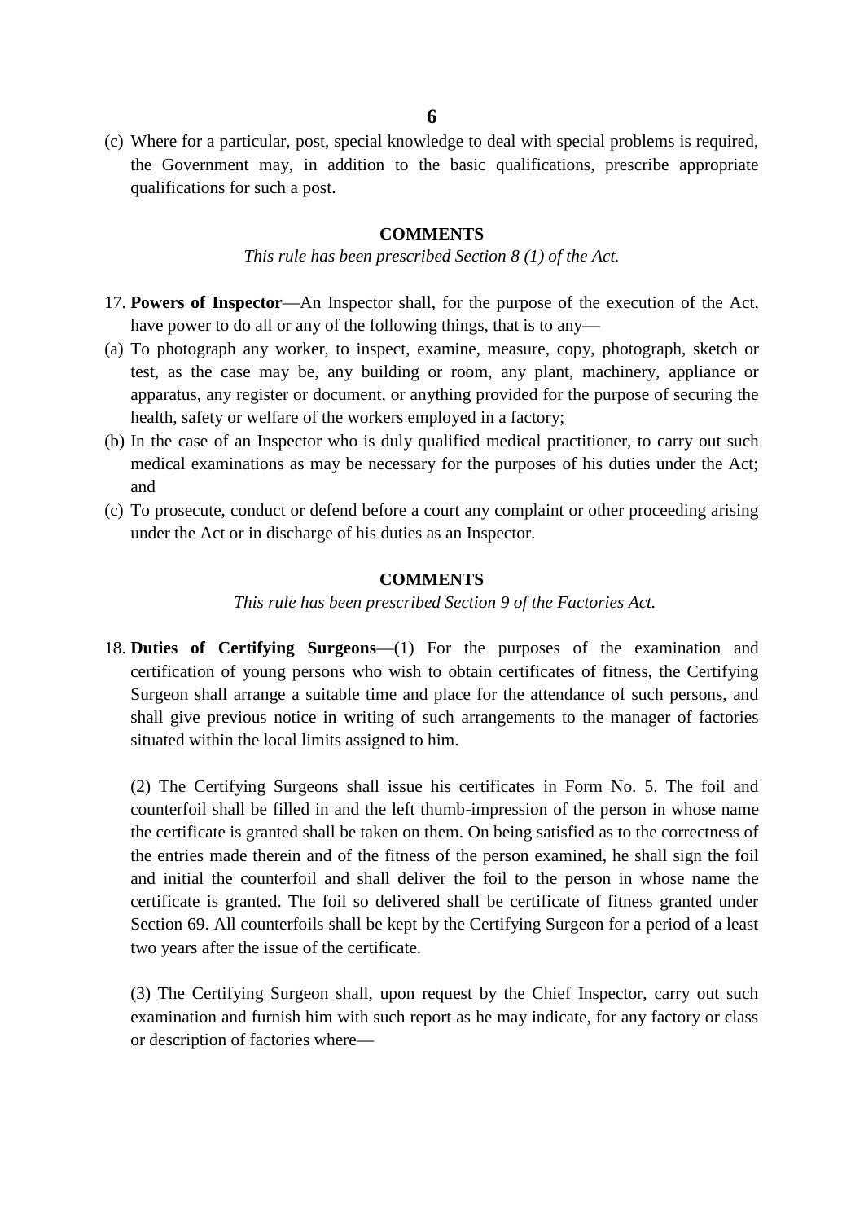(c) Where for a particular, post, special knowledge to deal with special problems is required, the Government may, in addition to the basic qualifications, prescribe appropriate qualifications for such a post.

**COMMENTS**

*This rule has been prescribed Section 8 (1) of the Act.*

17. **Powers of Inspector**—An Inspector shall, for the purpose of the execution of the Act, have power to do all or any of the following things, that is to any—

(a) To photograph any worker, to inspect, examine, measure, copy, photograph, sketch or test, as the case may be, any building or room, any plant, machinery, appliance or apparatus, any register or document, or anything provided for the purpose of securing the health, safety or welfare of the workers employed in a factory;

(b) In the case of an Inspector who is duly qualified medical practitioner, to carry out such medical examinations as may be necessary for the purposes of his duties under the Act; and

(c) To prosecute, conduct or defend before a court any complaint or other proceeding arising under the Act or in discharge of his duties as an Inspector.

**COMMENTS**

*This rule has been prescribed Section 9 of the Factories Act.*

18. **Duties of Certifying Surgeons**—(1) For the purposes of the examination and certification of young persons who wish to obtain certificates of fitness, the Certifying Surgeon shall arrange a suitable time and place for the attendance of such persons, and shall give previous notice in writing of such arrangements to the manager of factories situated within the local limits assigned to him.

(2) The Certifying Surgeons shall issue his certificates in Form No. 5. The foil and counterfoil shall be filled in and the left thumb-impression of the person in whose name the certificate is granted shall be taken on them. On being satisfied as to the correctness of the entries made therein and of the fitness of the person examined, he shall sign the foil and initial the counterfoil and shall deliver the foil to the person in whose name the certificate is granted. The foil so delivered shall be certificate of fitness granted under Section 69. All counterfoils shall be kept by the Certifying Surgeon for a period of a least two years after the issue of the certificate.

(3) The Certifying Surgeon shall, upon request by the Chief Inspector, carry out such examination and furnish him with such report as he may indicate, for any factory or class or description of factories where—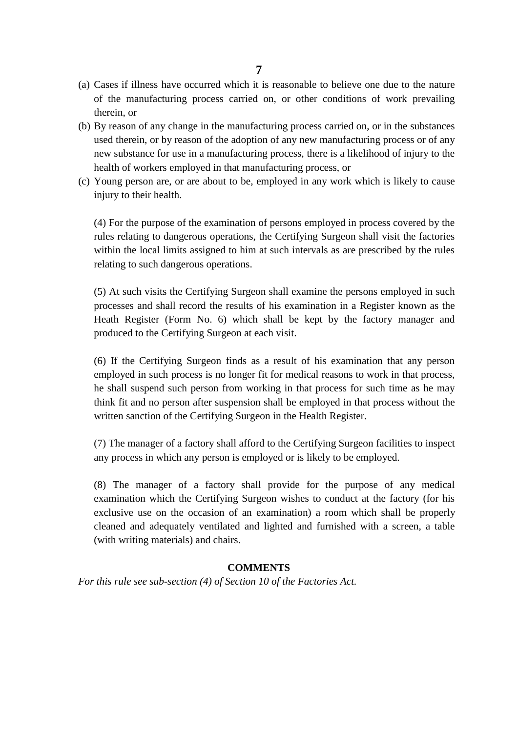(a) Cases if illness have occurred which it is reasonable to believe one due to the nature of the manufacturing process carried on, or other conditions of work prevailing therein, or
(b) By reason of any change in the manufacturing process carried on, or in the substances used therein, or by reason of the adoption of any new manufacturing process or of any new substance for use in a manufacturing process, there is a likelihood of injury to the health of workers employed in that manufacturing process, or
(c) Young person are, or are about to be, employed in any work which is likely to cause injury to their health.

(4) For the purpose of the examination of persons employed in process covered by the rules relating to dangerous operations, the Certifying Surgeon shall visit the factories within the local limits assigned to him at such intervals as are prescribed by the rules relating to such dangerous operations.

(5) At such visits the Certifying Surgeon shall examine the persons employed in such processes and shall record the results of his examination in a Register known as the Heath Register (Form No. 6) which shall be kept by the factory manager and produced to the Certifying Surgeon at each visit.

(6) If the Certifying Surgeon finds as a result of his examination that any person employed in such process is no longer fit for medical reasons to work in that process, he shall suspend such person from working in that process for such time as he may think fit and no person after suspension shall be employed in that process without the written sanction of the Certifying Surgeon in the Health Register.

(7) The manager of a factory shall afford to the Certifying Surgeon facilities to inspect any process in which any person is employed or is likely to be employed.

(8) The manager of a factory shall provide for the purpose of any medical examination which the Certifying Surgeon wishes to conduct at the factory (for his exclusive use on the occasion of an examination) a room which shall be properly cleaned and adequately ventilated and lighted and furnished with a screen, a table (with writing materials) and chairs.

**COMMENTS**

*For this rule see sub-section (4) of Section 10 of the Factories Act.*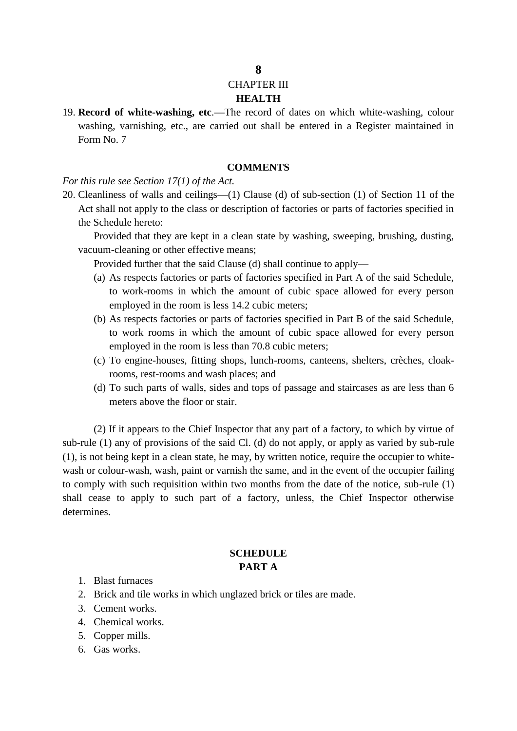## CHAPTER III

## HEALTH

19. **Record of white-washing, etc**.—The record of dates on which white-washing, colour washing, varnishing, etc., are carried out shall be entered in a Register maintained in Form No. 7

**COMMENTS**

*For this rule see Section 17(1) of the Act.*

20. Cleanliness of walls and ceilings—(1) Clause (d) of sub-section (1) of Section 11 of the Act shall not apply to the class or description of factories or parts of factories specified in the Schedule hereto:

    Provided that they are kept in a clean state by washing, sweeping, brushing, dusting, vacuum-cleaning or other effective means;

    Provided further that the said Clause (d) shall continue to apply—

    (a) As respects factories or parts of factories specified in Part A of the said Schedule, to work-rooms in which the amount of cubic space allowed for every person employed in the room is less 14.2 cubic meters;

    (b) As respects factories or parts of factories specified in Part B of the said Schedule, to work rooms in which the amount of cubic space allowed for every person employed in the room is less than 70.8 cubic meters;

    (c) To engine-houses, fitting shops, lunch-rooms, canteens, shelters, crèches, cloak-rooms, rest-rooms and wash places; and

    (d) To such parts of walls, sides and tops of passage and staircases as are less than 6 meters above the floor or stair.

(2) If it appears to the Chief Inspector that any part of a factory, to which by virtue of sub-rule (1) any of provisions of the said Cl. (d) do not apply, or apply as varied by sub-rule (1), is not being kept in a clean state, he may, by written notice, require the occupier to white-wash or colour-wash, wash, paint or varnish the same, and in the event of the occupier failing to comply with such requisition within two months from the date of the notice, sub-rule (1) shall cease to apply to such part of a factory, unless, the Chief Inspector otherwise determines.

**SCHEDULE**

**PART A**

1. Blast furnaces
2. Brick and tile works in which unglazed brick or tiles are made.
3. Cement works.
4. Chemical works.
5. Copper mills.
6. Gas works.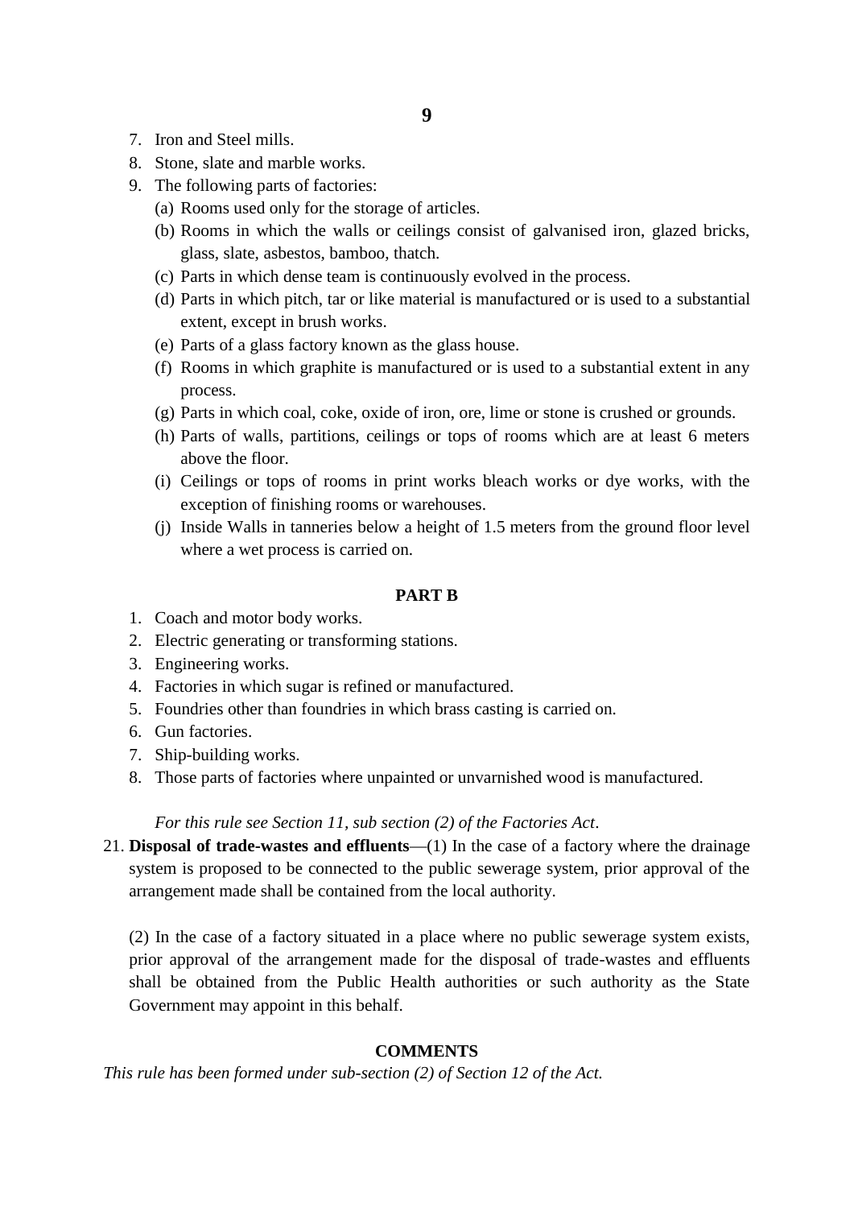7. Iron and Steel mills.
8. Stone, slate and marble works.
9. The following parts of factories:
   (a) Rooms used only for the storage of articles.
   (b) Rooms in which the walls or ceilings consist of galvanised iron, glazed bricks, glass, slate, asbestos, bamboo, thatch.
   (c) Parts in which dense team is continuously evolved in the process.
   (d) Parts in which pitch, tar or like material is manufactured or is used to a substantial extent, except in brush works.
   (e) Parts of a glass factory known as the glass house.
   (f) Rooms in which graphite is manufactured or is used to a substantial extent in any process.
   (g) Parts in which coal, coke, oxide of iron, ore, lime or stone is crushed or grounds.
   (h) Parts of walls, partitions, ceilings or tops of rooms which are at least 6 meters above the floor.
   (i) Ceilings or tops of rooms in print works bleach works or dye works, with the exception of finishing rooms or warehouses.
   (j) Inside Walls in tanneries below a height of 1.5 meters from the ground floor level where a wet process is carried on.

**PART B**

1. Coach and motor body works.
2. Electric generating or transforming stations.
3. Engineering works.
4. Factories in which sugar is refined or manufactured.
5. Foundries other than foundries in which brass casting is carried on.
6. Gun factories.
7. Ship-building works.
8. Those parts of factories where unpainted or unvarnished wood is manufactured.

*For this rule see Section 11, sub section (2) of the Factories Act*.

21. **Disposal of trade-wastes and effluents**—(1) In the case of a factory where the drainage system is proposed to be connected to the public sewerage system, prior approval of the arrangement made shall be contained from the local authority.

(2) In the case of a factory situated in a place where no public sewerage system exists, prior approval of the arrangement made for the disposal of trade-wastes and effluents shall be obtained from the Public Health authorities or such authority as the State Government may appoint in this behalf.

**COMMENTS**

*This rule has been formed under sub-section (2) of Section 12 of the Act.*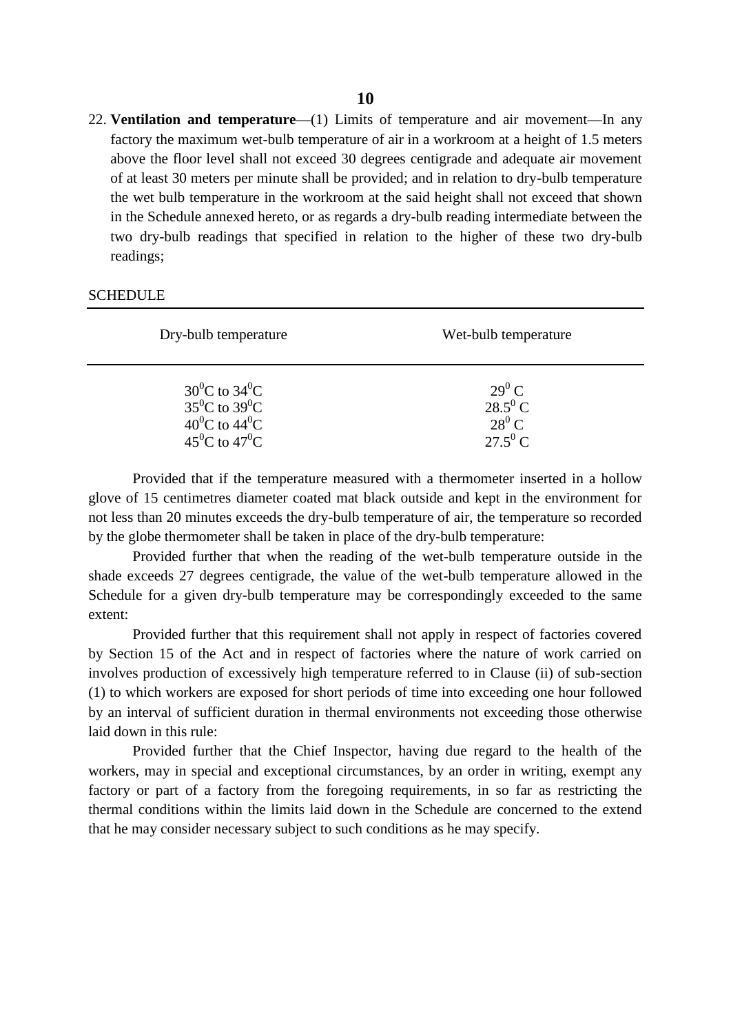22. **Ventilation and temperature**—(1) Limits of temperature and air movement—In any factory the maximum wet-bulb temperature of air in a workroom at a height of 1.5 meters above the floor level shall not exceed 30 degrees centigrade and adequate air movement of at least 30 meters per minute shall be provided; and in relation to dry-bulb temperature the wet bulb temperature in the workroom at the said height shall not exceed that shown in the Schedule annexed hereto, or as regards a dry-bulb reading intermediate between the two dry-bulb readings that specified in relation to the higher of these two dry-bulb readings;

SCHEDULE

| Dry-bulb temperature | Wet-bulb temperature |
|---|---|
| $30^0$C to $34^0$C | $29^0$ C |
| $35^0$C to $39^0$C | $28.5^0$ C |
| $40^0$C to $44^0$C | $28^0$ C |
| $45^0$C to $47^0$C | $27.5^0$ C |

Provided that if the temperature measured with a thermometer inserted in a hollow glove of 15 centimetres diameter coated mat black outside and kept in the environment for not less than 20 minutes exceeds the dry-bulb temperature of air, the temperature so recorded by the globe thermometer shall be taken in place of the dry-bulb temperature:

Provided further that when the reading of the wet-bulb temperature outside in the shade exceeds 27 degrees centigrade, the value of the wet-bulb temperature allowed in the Schedule for a given dry-bulb temperature may be correspondingly exceeded to the same extent:

Provided further that this requirement shall not apply in respect of factories covered by Section 15 of the Act and in respect of factories where the nature of work carried on involves production of excessively high temperature referred to in Clause (ii) of sub-section (1) to which workers are exposed for short periods of time into exceeding one hour followed by an interval of sufficient duration in thermal environments not exceeding those otherwise laid down in this rule:

Provided further that the Chief Inspector, having due regard to the health of the workers, may in special and exceptional circumstances, by an order in writing, exempt any factory or part of a factory from the foregoing requirements, in so far as restricting the thermal conditions within the limits laid down in the Schedule are concerned to the extend that he may consider necessary subject to such conditions as he may specify.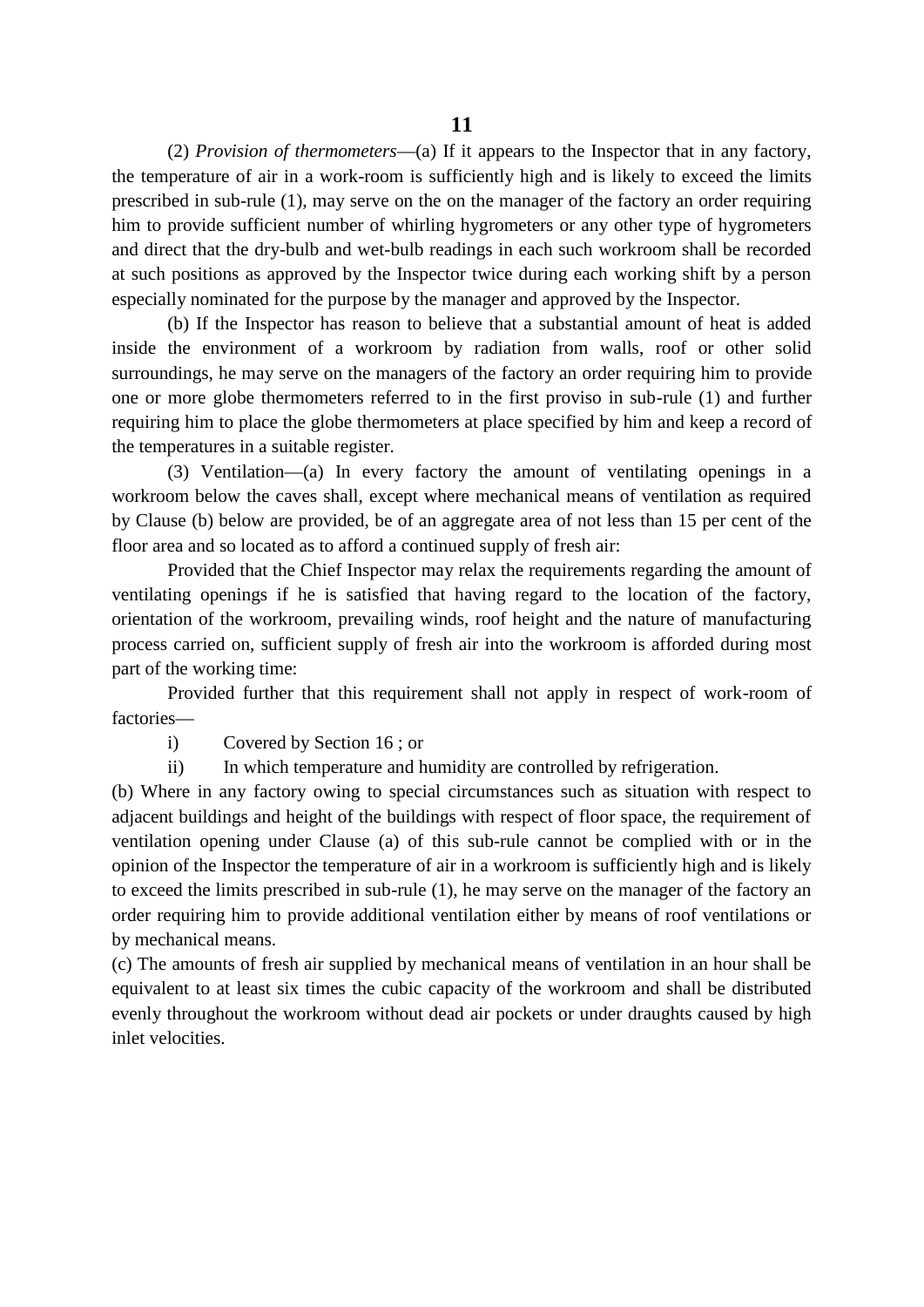(2) *Provision of thermometers*—(a) If it appears to the Inspector that in any factory, the temperature of air in a work-room is sufficiently high and is likely to exceed the limits prescribed in sub-rule (1), may serve on the on the manager of the factory an order requiring him to provide sufficient number of whirling hygrometers or any other type of hygrometers and direct that the dry-bulb and wet-bulb readings in each such workroom shall be recorded at such positions as approved by the Inspector twice during each working shift by a person especially nominated for the purpose by the manager and approved by the Inspector.

(b) If the Inspector has reason to believe that a substantial amount of heat is added inside the environment of a workroom by radiation from walls, roof or other solid surroundings, he may serve on the managers of the factory an order requiring him to provide one or more globe thermometers referred to in the first proviso in sub-rule (1) and further requiring him to place the globe thermometers at place specified by him and keep a record of the temperatures in a suitable register.

(3) Ventilation—(a) In every factory the amount of ventilating openings in a workroom below the caves shall, except where mechanical means of ventilation as required by Clause (b) below are provided, be of an aggregate area of not less than 15 per cent of the floor area and so located as to afford a continued supply of fresh air:

Provided that the Chief Inspector may relax the requirements regarding the amount of ventilating openings if he is satisfied that having regard to the location of the factory, orientation of the workroom, prevailing winds, roof height and the nature of manufacturing process carried on, sufficient supply of fresh air into the workroom is afforded during most part of the working time:

Provided further that this requirement shall not apply in respect of work-room of factories—

i) Covered by Section 16 ; or

ii) In which temperature and humidity are controlled by refrigeration.

(b) Where in any factory owing to special circumstances such as situation with respect to adjacent buildings and height of the buildings with respect of floor space, the requirement of ventilation opening under Clause (a) of this sub-rule cannot be complied with or in the opinion of the Inspector the temperature of air in a workroom is sufficiently high and is likely to exceed the limits prescribed in sub-rule (1), he may serve on the manager of the factory an order requiring him to provide additional ventilation either by means of roof ventilations or by mechanical means.

(c) The amounts of fresh air supplied by mechanical means of ventilation in an hour shall be equivalent to at least six times the cubic capacity of the workroom and shall be distributed evenly throughout the workroom without dead air pockets or under draughts caused by high inlet velocities.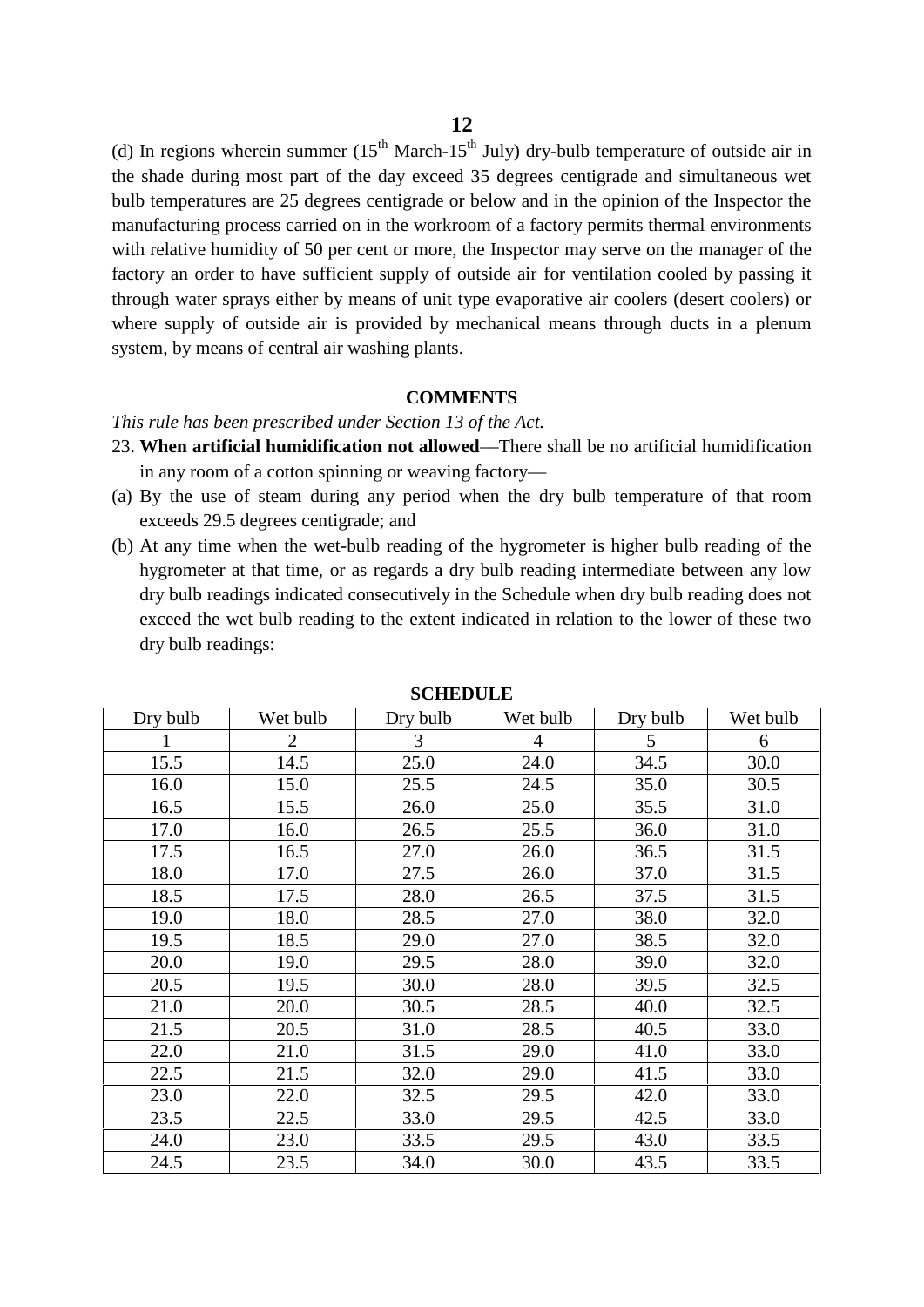(d) In regions wherein summer (15th March-15th July) dry-bulb temperature of outside air in the shade during most part of the day exceed 35 degrees centigrade and simultaneous wet bulb temperatures are 25 degrees centigrade or below and in the opinion of the Inspector the manufacturing process carried on in the workroom of a factory permits thermal environments with relative humidity of 50 per cent or more, the Inspector may serve on the manager of the factory an order to have sufficient supply of outside air for ventilation cooled by passing it through water sprays either by means of unit type evaporative air coolers (desert coolers) or where supply of outside air is provided by mechanical means through ducts in a plenum system, by means of central air washing plants.

**COMMENTS**

*This rule has been prescribed under Section 13 of the Act.*

23. **When artificial humidification not allowed**—There shall be no artificial humidification in any room of a cotton spinning or weaving factory—

(a) By the use of steam during any period when the dry bulb temperature of that room exceeds 29.5 degrees centigrade; and

(b) At any time when the wet-bulb reading of the hygrometer is higher bulb reading of the hygrometer at that time, or as regards a dry bulb reading intermediate between any low dry bulb readings indicated consecutively in the Schedule when dry bulb reading does not exceed the wet bulb reading to the extent indicated in relation to the lower of these two dry bulb readings:

**SCHEDULE**

| Dry bulb | Wet bulb | Dry bulb | Wet bulb | Dry bulb | Wet bulb |
|---|---|---|---|---|---|
| 1 | 2 | 3 | 4 | 5 | 6 |
| 15.5 | 14.5 | 25.0 | 24.0 | 34.5 | 30.0 |
| 16.0 | 15.0 | 25.5 | 24.5 | 35.0 | 30.5 |
| 16.5 | 15.5 | 26.0 | 25.0 | 35.5 | 31.0 |
| 17.0 | 16.0 | 26.5 | 25.5 | 36.0 | 31.0 |
| 17.5 | 16.5 | 27.0 | 26.0 | 36.5 | 31.5 |
| 18.0 | 17.0 | 27.5 | 26.0 | 37.0 | 31.5 |
| 18.5 | 17.5 | 28.0 | 26.5 | 37.5 | 31.5 |
| 19.0 | 18.0 | 28.5 | 27.0 | 38.0 | 32.0 |
| 19.5 | 18.5 | 29.0 | 27.0 | 38.5 | 32.0 |
| 20.0 | 19.0 | 29.5 | 28.0 | 39.0 | 32.0 |
| 20.5 | 19.5 | 30.0 | 28.0 | 39.5 | 32.5 |
| 21.0 | 20.0 | 30.5 | 28.5 | 40.0 | 32.5 |
| 21.5 | 20.5 | 31.0 | 28.5 | 40.5 | 33.0 |
| 22.0 | 21.0 | 31.5 | 29.0 | 41.0 | 33.0 |
| 22.5 | 21.5 | 32.0 | 29.0 | 41.5 | 33.0 |
| 23.0 | 22.0 | 32.5 | 29.5 | 42.0 | 33.0 |
| 23.5 | 22.5 | 33.0 | 29.5 | 42.5 | 33.0 |
| 24.0 | 23.0 | 33.5 | 29.5 | 43.0 | 33.5 |
| 24.5 | 23.5 | 34.0 | 30.0 | 43.5 | 33.5 |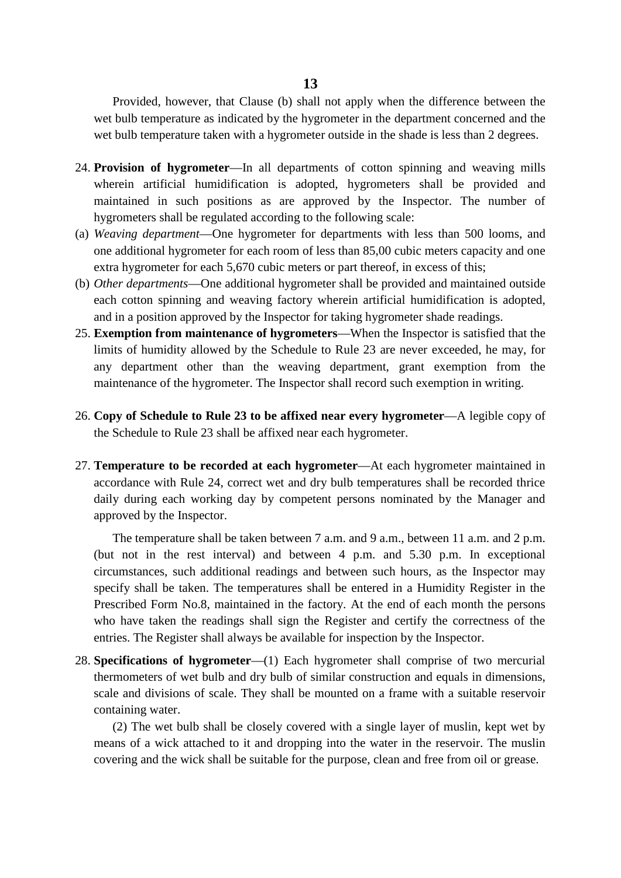Provided, however, that Clause (b) shall not apply when the difference between the wet bulb temperature as indicated by the hygrometer in the department concerned and the wet bulb temperature taken with a hygrometer outside in the shade is less than 2 degrees.

24. **Provision of hygrometer**—In all departments of cotton spinning and weaving mills wherein artificial humidification is adopted, hygrometers shall be provided and maintained in such positions as are approved by the Inspector. The number of hygrometers shall be regulated according to the following scale:

(a) *Weaving department*—One hygrometer for departments with less than 500 looms, and one additional hygrometer for each room of less than 85,00 cubic meters capacity and one extra hygrometer for each 5,670 cubic meters or part thereof, in excess of this;

(b) *Other departments*—One additional hygrometer shall be provided and maintained outside each cotton spinning and weaving factory wherein artificial humidification is adopted, and in a position approved by the Inspector for taking hygrometer shade readings.

25. **Exemption from maintenance of hygrometers**—When the Inspector is satisfied that the limits of humidity allowed by the Schedule to Rule 23 are never exceeded, he may, for any department other than the weaving department, grant exemption from the maintenance of the hygrometer. The Inspector shall record such exemption in writing.

26. **Copy of Schedule to Rule 23 to be affixed near every hygrometer**—A legible copy of the Schedule to Rule 23 shall be affixed near each hygrometer.

27. **Temperature to be recorded at each hygrometer**—At each hygrometer maintained in accordance with Rule 24, correct wet and dry bulb temperatures shall be recorded thrice daily during each working day by competent persons nominated by the Manager and approved by the Inspector.

The temperature shall be taken between 7 a.m. and 9 a.m., between 11 a.m. and 2 p.m. (but not in the rest interval) and between 4 p.m. and 5.30 p.m. In exceptional circumstances, such additional readings and between such hours, as the Inspector may specify shall be taken. The temperatures shall be entered in a Humidity Register in the Prescribed Form No.8, maintained in the factory. At the end of each month the persons who have taken the readings shall sign the Register and certify the correctness of the entries. The Register shall always be available for inspection by the Inspector.

28. **Specifications of hygrometer**—(1) Each hygrometer shall comprise of two mercurial thermometers of wet bulb and dry bulb of similar construction and equals in dimensions, scale and divisions of scale. They shall be mounted on a frame with a suitable reservoir containing water.

(2) The wet bulb shall be closely covered with a single layer of muslin, kept wet by means of a wick attached to it and dropping into the water in the reservoir. The muslin covering and the wick shall be suitable for the purpose, clean and free from oil or grease.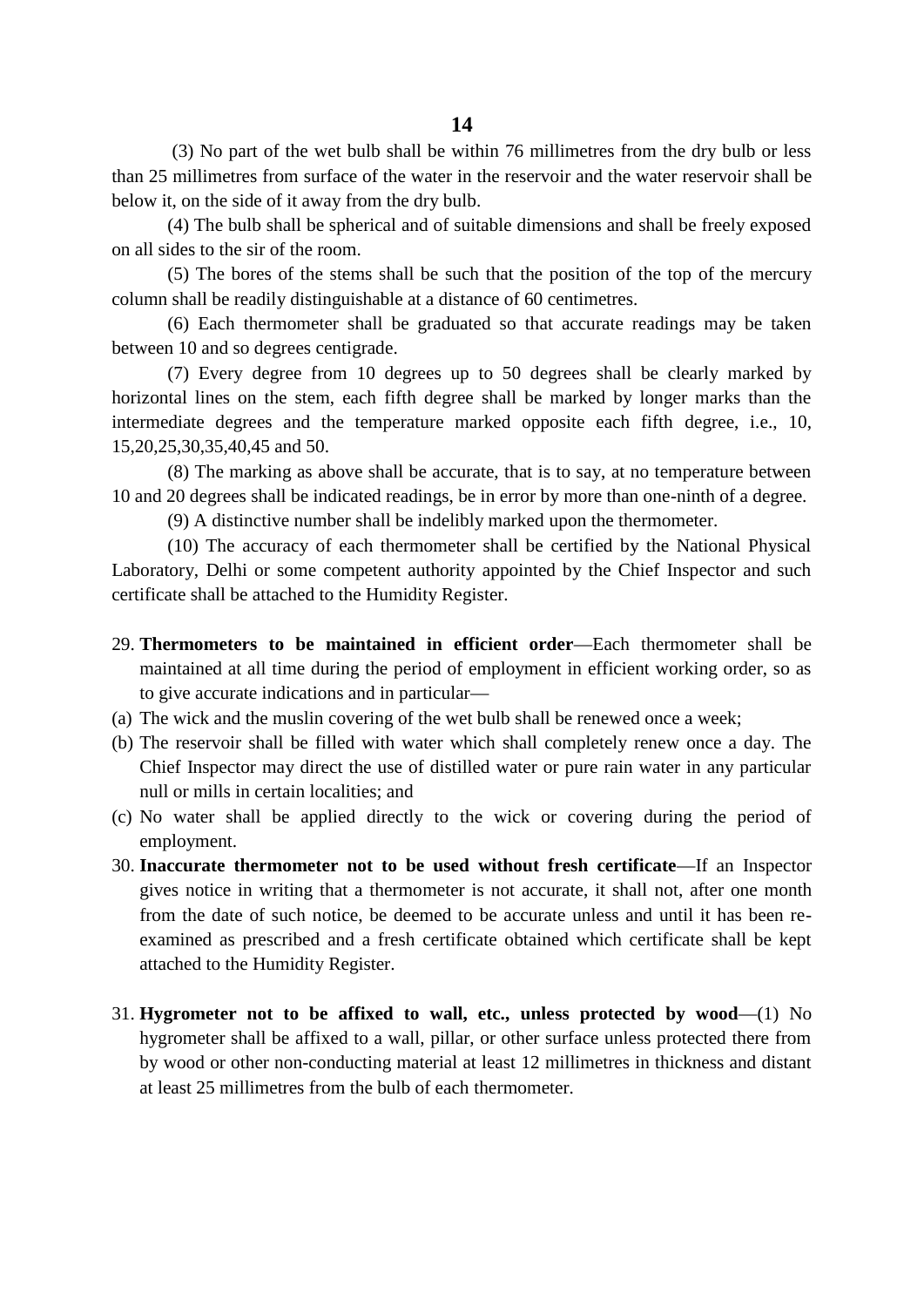(3) No part of the wet bulb shall be within 76 millimetres from the dry bulb or less than 25 millimetres from surface of the water in the reservoir and the water reservoir shall be below it, on the side of it away from the dry bulb.

(4) The bulb shall be spherical and of suitable dimensions and shall be freely exposed on all sides to the sir of the room.

(5) The bores of the stems shall be such that the position of the top of the mercury column shall be readily distinguishable at a distance of 60 centimetres.

(6) Each thermometer shall be graduated so that accurate readings may be taken between 10 and so degrees centigrade.

(7) Every degree from 10 degrees up to 50 degrees shall be clearly marked by horizontal lines on the stem, each fifth degree shall be marked by longer marks than the intermediate degrees and the temperature marked opposite each fifth degree, i.e., 10, 15,20,25,30,35,40,45 and 50.

(8) The marking as above shall be accurate, that is to say, at no temperature between 10 and 20 degrees shall be indicated readings, be in error by more than one-ninth of a degree.

(9) A distinctive number shall be indelibly marked upon the thermometer.

(10) The accuracy of each thermometer shall be certified by the National Physical Laboratory, Delhi or some competent authority appointed by the Chief Inspector and such certificate shall be attached to the Humidity Register.

29. **Thermometers to be maintained in efficient order**—Each thermometer shall be maintained at all time during the period of employment in efficient working order, so as to give accurate indications and in particular—

(a) The wick and the muslin covering of the wet bulb shall be renewed once a week;

(b) The reservoir shall be filled with water which shall completely renew once a day. The Chief Inspector may direct the use of distilled water or pure rain water in any particular null or mills in certain localities; and

(c) No water shall be applied directly to the wick or covering during the period of employment.

30. **Inaccurate thermometer not to be used without fresh certificate**—If an Inspector gives notice in writing that a thermometer is not accurate, it shall not, after one month from the date of such notice, be deemed to be accurate unless and until it has been re-examined as prescribed and a fresh certificate obtained which certificate shall be kept attached to the Humidity Register.

31. **Hygrometer not to be affixed to wall, etc., unless protected by wood**—(1) No hygrometer shall be affixed to a wall, pillar, or other surface unless protected there from by wood or other non-conducting material at least 12 millimetres in thickness and distant at least 25 millimetres from the bulb of each thermometer.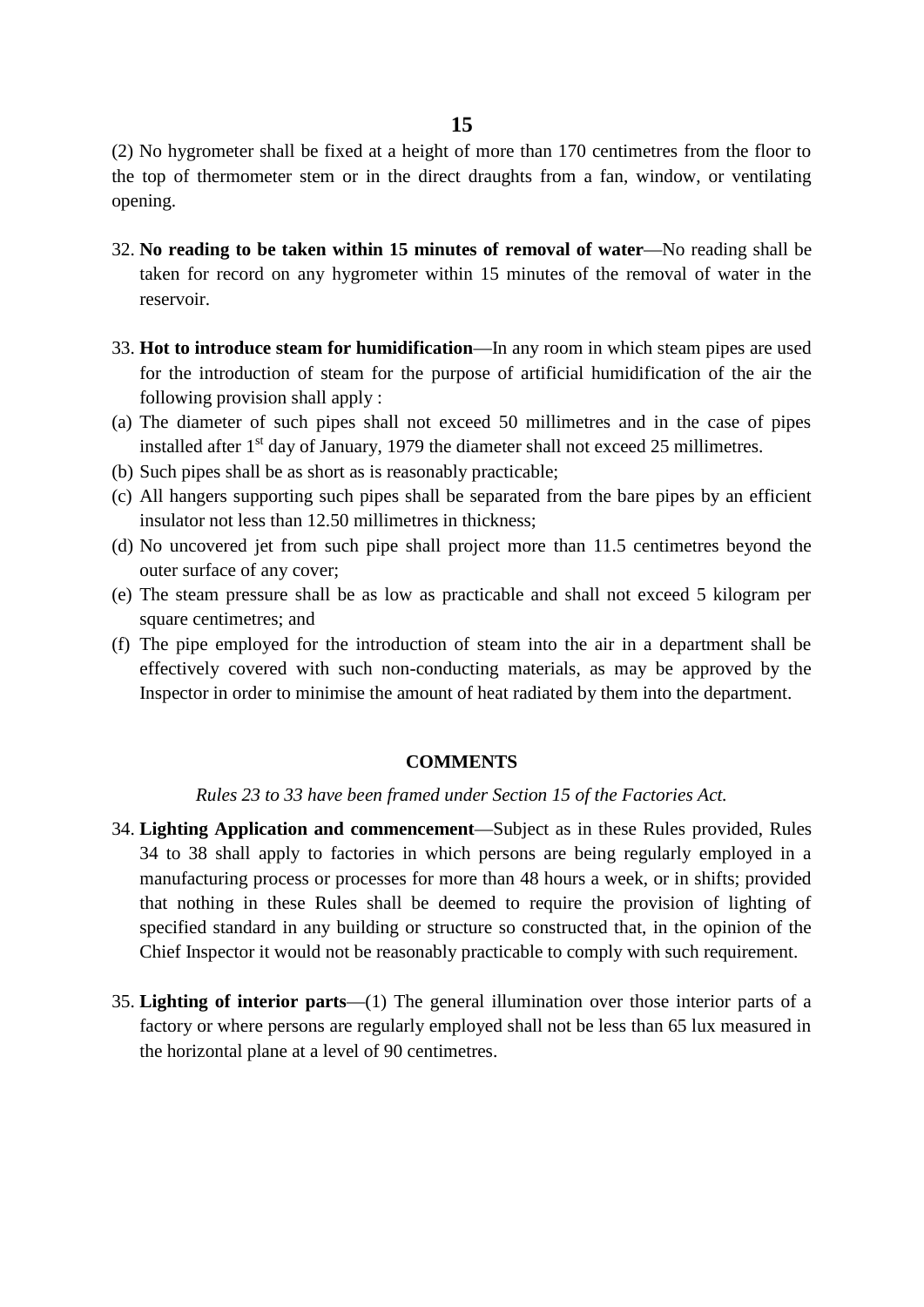(2) No hygrometer shall be fixed at a height of more than 170 centimetres from the floor to the top of thermometer stem or in the direct draughts from a fan, window, or ventilating opening.

32. **No reading to be taken within 15 minutes of removal of water**—No reading shall be taken for record on any hygrometer within 15 minutes of the removal of water in the reservoir.

33. **Hot to introduce steam for humidification**—In any room in which steam pipes are used for the introduction of steam for the purpose of artificial humidification of the air the following provision shall apply :

(a) The diameter of such pipes shall not exceed 50 millimetres and in the case of pipes installed after 1st day of January, 1979 the diameter shall not exceed 25 millimetres.
(b) Such pipes shall be as short as is reasonably practicable;
(c) All hangers supporting such pipes shall be separated from the bare pipes by an efficient insulator not less than 12.50 millimetres in thickness;
(d) No uncovered jet from such pipe shall project more than 11.5 centimetres beyond the outer surface of any cover;
(e) The steam pressure shall be as low as practicable and shall not exceed 5 kilogram per square centimetres; and
(f) The pipe employed for the introduction of steam into the air in a department shall be effectively covered with such non-conducting materials, as may be approved by the Inspector in order to minimise the amount of heat radiated by them into the department.

**COMMENTS**

*Rules 23 to 33 have been framed under Section 15 of the Factories Act.*

34. **Lighting Application and commencement**—Subject as in these Rules provided, Rules 34 to 38 shall apply to factories in which persons are being regularly employed in a manufacturing process or processes for more than 48 hours a week, or in shifts; provided that nothing in these Rules shall be deemed to require the provision of lighting of specified standard in any building or structure so constructed that, in the opinion of the Chief Inspector it would not be reasonably practicable to comply with such requirement.

35. **Lighting of interior parts**—(1) The general illumination over those interior parts of a factory or where persons are regularly employed shall not be less than 65 lux measured in the horizontal plane at a level of 90 centimetres.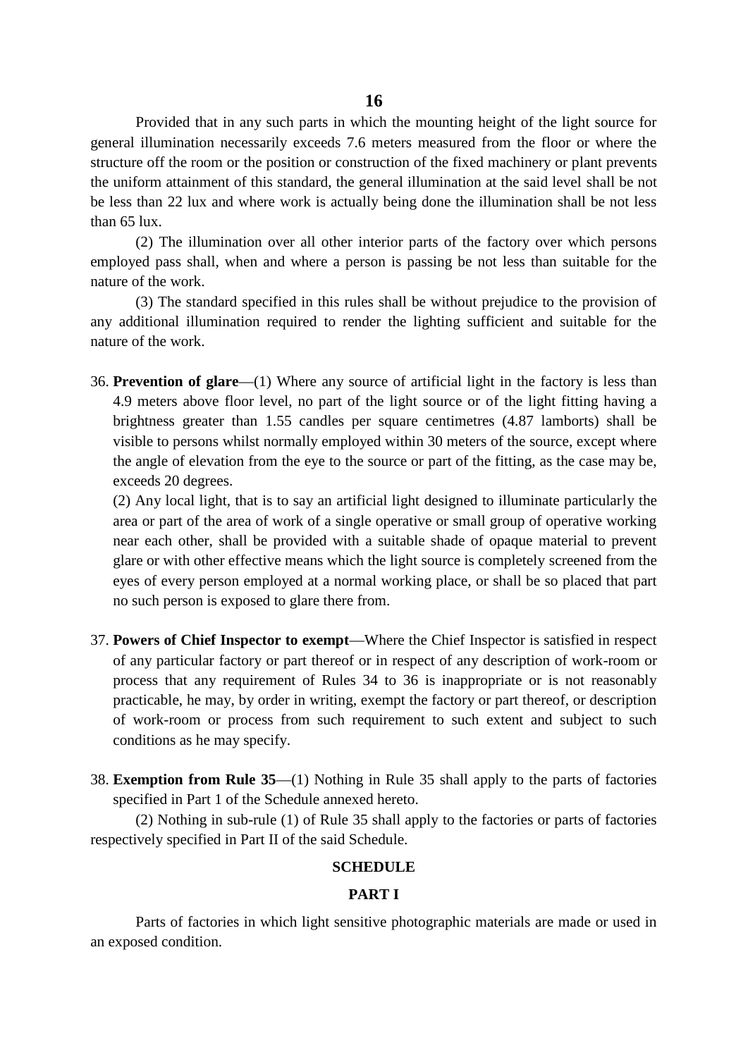Provided that in any such parts in which the mounting height of the light source for general illumination necessarily exceeds 7.6 meters measured from the floor or where the structure off the room or the position or construction of the fixed machinery or plant prevents the uniform attainment of this standard, the general illumination at the said level shall be not be less than 22 lux and where work is actually being done the illumination shall be not less than 65 lux.

(2) The illumination over all other interior parts of the factory over which persons employed pass shall, when and where a person is passing be not less than suitable for the nature of the work.

(3) The standard specified in this rules shall be without prejudice to the provision of any additional illumination required to render the lighting sufficient and suitable for the nature of the work.

36. **Prevention of glare**—(1) Where any source of artificial light in the factory is less than 4.9 meters above floor level, no part of the light source or of the light fitting having a brightness greater than 1.55 candles per square centimetres (4.87 lamborts) shall be visible to persons whilst normally employed within 30 meters of the source, except where the angle of elevation from the eye to the source or part of the fitting, as the case may be, exceeds 20 degrees.

    (2) Any local light, that is to say an artificial light designed to illuminate particularly the area or part of the area of work of a single operative or small group of operative working near each other, shall be provided with a suitable shade of opaque material to prevent glare or with other effective means which the light source is completely screened from the eyes of every person employed at a normal working place, or shall be so placed that part no such person is exposed to glare there from.

37. **Powers of Chief Inspector to exempt**—Where the Chief Inspector is satisfied in respect of any particular factory or part thereof or in respect of any description of work-room or process that any requirement of Rules 34 to 36 is inappropriate or is not reasonably practicable, he may, by order in writing, exempt the factory or part thereof, or description of work-room or process from such requirement to such extent and subject to such conditions as he may specify.

38. **Exemption from Rule 35**—(1) Nothing in Rule 35 shall apply to the parts of factories specified in Part 1 of the Schedule annexed hereto.

(2) Nothing in sub-rule (1) of Rule 35 shall apply to the factories or parts of factories respectively specified in Part II of the said Schedule.

**SCHEDULE**

**PART I**

Parts of factories in which light sensitive photographic materials are made or used in an exposed condition.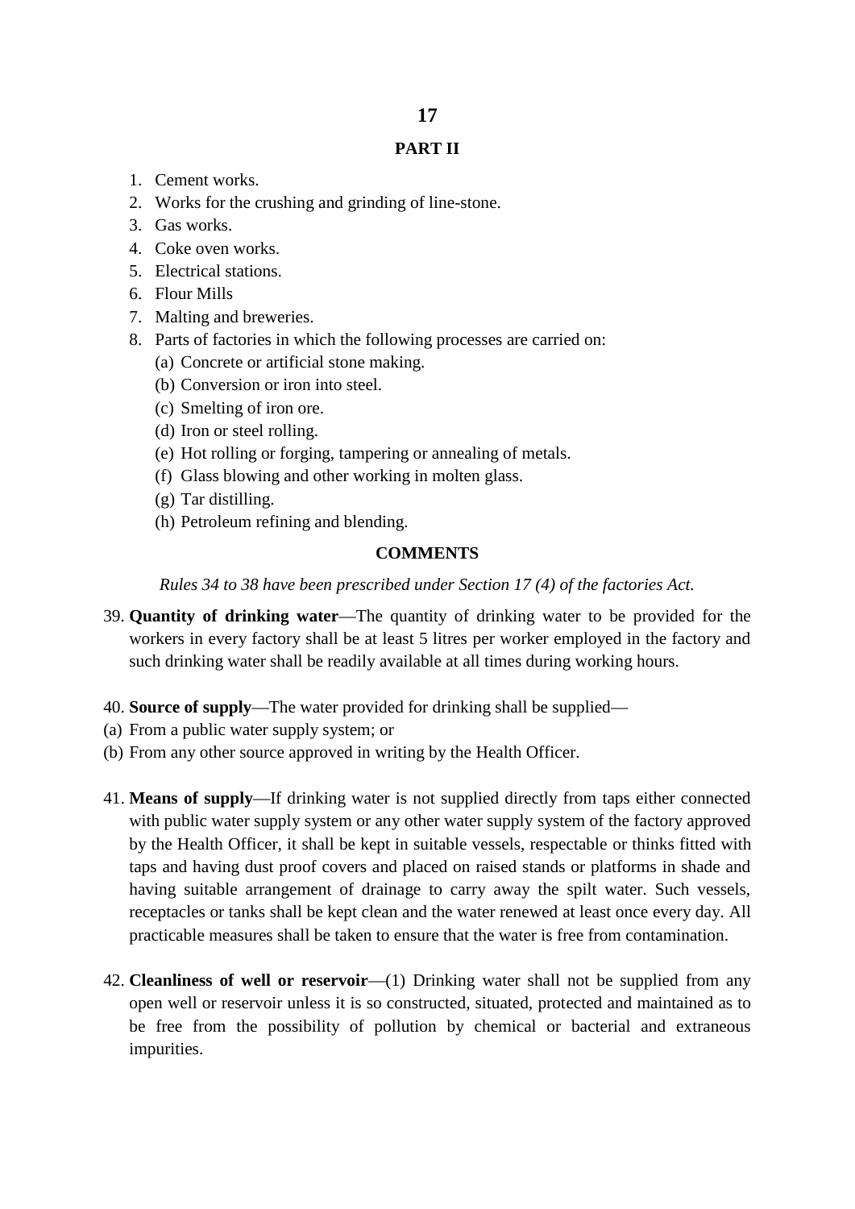## PART II

1. Cement works.
2. Works for the crushing and grinding of line-stone.
3. Gas works.
4. Coke oven works.
5. Electrical stations.
6. Flour Mills
7. Malting and breweries.
8. Parts of factories in which the following processes are carried on:
   (a) Concrete or artificial stone making.
   (b) Conversion or iron into steel.
   (c) Smelting of iron ore.
   (d) Iron or steel rolling.
   (e) Hot rolling or forging, tampering or annealing of metals.
   (f) Glass blowing and other working in molten glass.
   (g) Tar distilling.
   (h) Petroleum refining and blending.

### COMMENTS

*Rules 34 to 38 have been prescribed under Section 17 (4) of the factories Act.*

39. **Quantity of drinking water**—The quantity of drinking water to be provided for the workers in every factory shall be at least 5 litres per worker employed in the factory and such drinking water shall be readily available at all times during working hours.

40. **Source of supply**—The water provided for drinking shall be supplied—

(a) From a public water supply system; or

(b) From any other source approved in writing by the Health Officer.

41. **Means of supply**—If drinking water is not supplied directly from taps either connected with public water supply system or any other water supply system of the factory approved by the Health Officer, it shall be kept in suitable vessels, respectable or thinks fitted with taps and having dust proof covers and placed on raised stands or platforms in shade and having suitable arrangement of drainage to carry away the spilt water. Such vessels, receptacles or tanks shall be kept clean and the water renewed at least once every day. All practicable measures shall be taken to ensure that the water is free from contamination.

42. **Cleanliness of well or reservoir**—(1) Drinking water shall not be supplied from any open well or reservoir unless it is so constructed, situated, protected and maintained as to be free from the possibility of pollution by chemical or bacterial and extraneous impurities.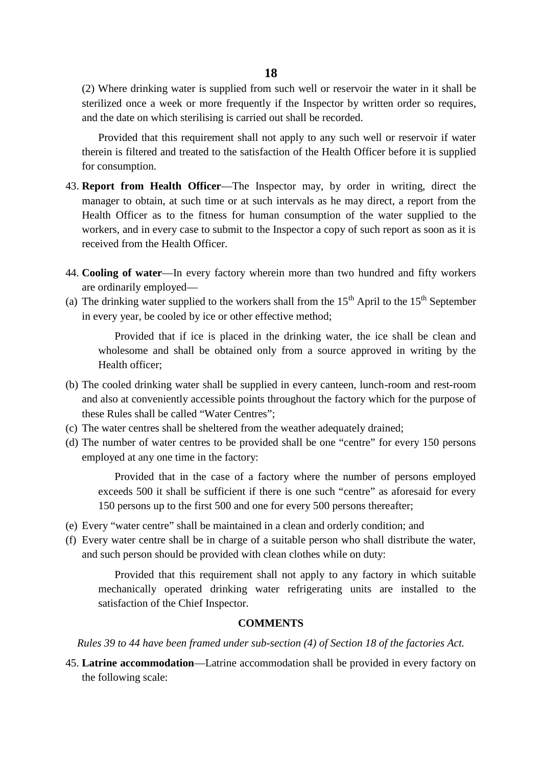(2) Where drinking water is supplied from such well or reservoir the water in it shall be sterilized once a week or more frequently if the Inspector by written order so requires, and the date on which sterilising is carried out shall be recorded.

Provided that this requirement shall not apply to any such well or reservoir if water therein is filtered and treated to the satisfaction of the Health Officer before it is supplied for consumption.

43. **Report from Health Officer**—The Inspector may, by order in writing, direct the manager to obtain, at such time or at such intervals as he may direct, a report from the Health Officer as to the fitness for human consumption of the water supplied to the workers, and in every case to submit to the Inspector a copy of such report as soon as it is received from the Health Officer.

44. **Cooling of water**—In every factory wherein more than two hundred and fifty workers are ordinarily employed—

(a) The drinking water supplied to the workers shall from the 15th April to the 15th September in every year, be cooled by ice or other effective method;

Provided that if ice is placed in the drinking water, the ice shall be clean and wholesome and shall be obtained only from a source approved in writing by the Health officer;

(b) The cooled drinking water shall be supplied in every canteen, lunch-room and rest-room and also at conveniently accessible points throughout the factory which for the purpose of these Rules shall be called "Water Centres";

(c) The water centres shall be sheltered from the weather adequately drained;

(d) The number of water centres to be provided shall be one "centre" for every 150 persons employed at any one time in the factory:

Provided that in the case of a factory where the number of persons employed exceeds 500 it shall be sufficient if there is one such "centre" as aforesaid for every 150 persons up to the first 500 and one for every 500 persons thereafter;

(e) Every "water centre" shall be maintained in a clean and orderly condition; and

(f) Every water centre shall be in charge of a suitable person who shall distribute the water, and such person should be provided with clean clothes while on duty:

Provided that this requirement shall not apply to any factory in which suitable mechanically operated drinking water refrigerating units are installed to the satisfaction of the Chief Inspector.

**COMMENTS**

*Rules 39 to 44 have been framed under sub-section (4) of Section 18 of the factories Act.*

45. **Latrine accommodation**—Latrine accommodation shall be provided in every factory on the following scale: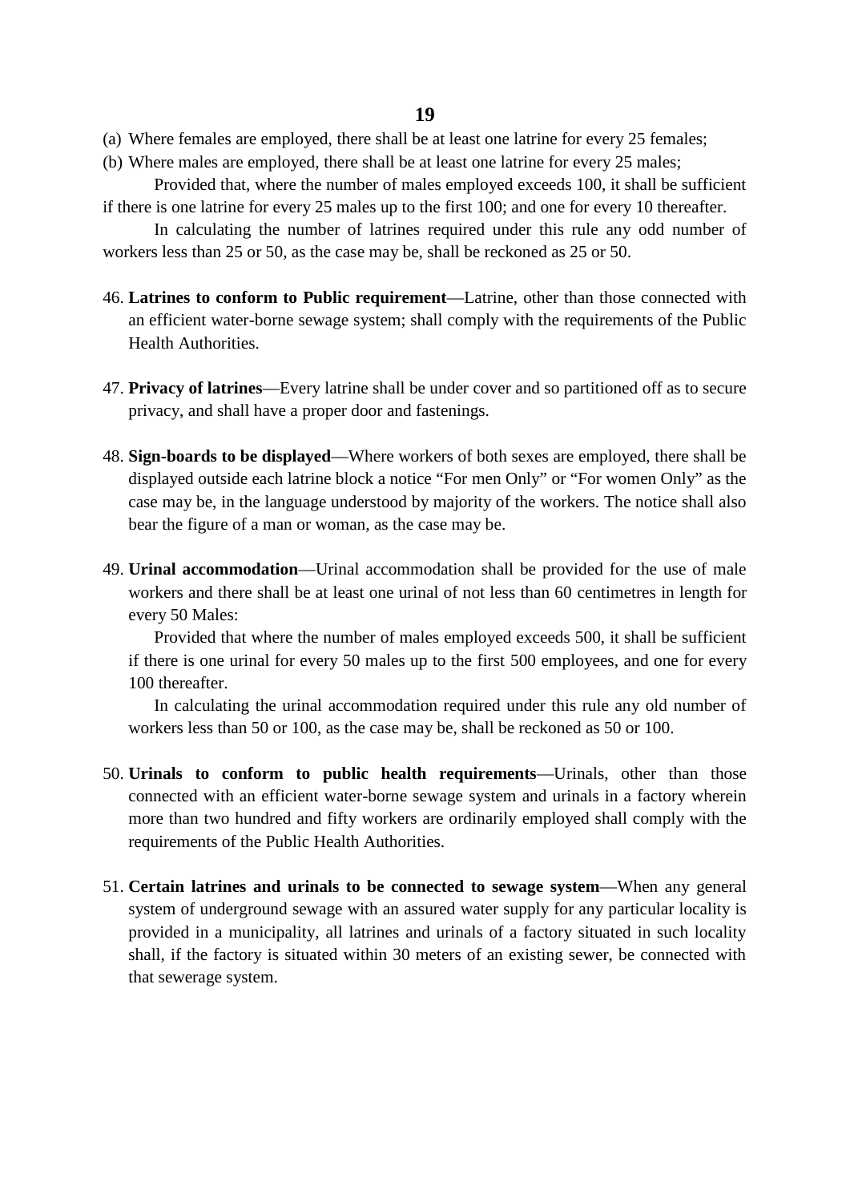(a) Where females are employed, there shall be at least one latrine for every 25 females;

(b) Where males are employed, there shall be at least one latrine for every 25 males;

Provided that, where the number of males employed exceeds 100, it shall be sufficient if there is one latrine for every 25 males up to the first 100; and one for every 10 thereafter.

In calculating the number of latrines required under this rule any odd number of workers less than 25 or 50, as the case may be, shall be reckoned as 25 or 50.

46. **Latrines to conform to Public requirement**—Latrine, other than those connected with an efficient water-borne sewage system; shall comply with the requirements of the Public Health Authorities.

47. **Privacy of latrines**—Every latrine shall be under cover and so partitioned off as to secure privacy, and shall have a proper door and fastenings.

48. **Sign-boards to be displayed**—Where workers of both sexes are employed, there shall be displayed outside each latrine block a notice "For men Only" or "For women Only" as the case may be, in the language understood by majority of the workers. The notice shall also bear the figure of a man or woman, as the case may be.

49. **Urinal accommodation**—Urinal accommodation shall be provided for the use of male workers and there shall be at least one urinal of not less than 60 centimetres in length for every 50 Males:

    Provided that where the number of males employed exceeds 500, it shall be sufficient if there is one urinal for every 50 males up to the first 500 employees, and one for every 100 thereafter.

    In calculating the urinal accommodation required under this rule any old number of workers less than 50 or 100, as the case may be, shall be reckoned as 50 or 100.

50. **Urinals to conform to public health requirements**—Urinals, other than those connected with an efficient water-borne sewage system and urinals in a factory wherein more than two hundred and fifty workers are ordinarily employed shall comply with the requirements of the Public Health Authorities.

51. **Certain latrines and urinals to be connected to sewage system**—When any general system of underground sewage with an assured water supply for any particular locality is provided in a municipality, all latrines and urinals of a factory situated in such locality shall, if the factory is situated within 30 meters of an existing sewer, be connected with that sewerage system.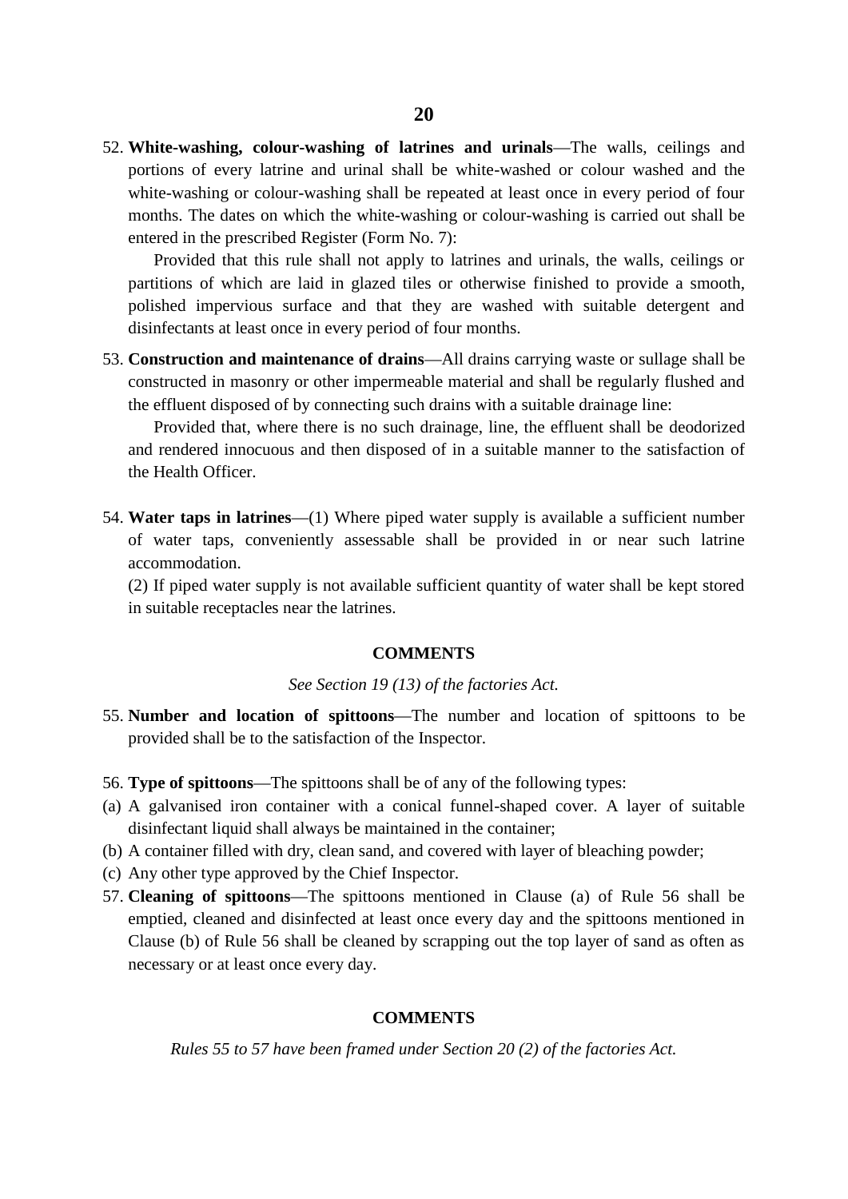52. **White-washing, colour-washing of latrines and urinals**—The walls, ceilings and portions of every latrine and urinal shall be white-washed or colour washed and the white-washing or colour-washing shall be repeated at least once in every period of four months. The dates on which the white-washing or colour-washing is carried out shall be entered in the prescribed Register (Form No. 7):

    Provided that this rule shall not apply to latrines and urinals, the walls, ceilings or partitions of which are laid in glazed tiles or otherwise finished to provide a smooth, polished impervious surface and that they are washed with suitable detergent and disinfectants at least once in every period of four months.

53. **Construction and maintenance of drains**—All drains carrying waste or sullage shall be constructed in masonry or other impermeable material and shall be regularly flushed and the effluent disposed of by connecting such drains with a suitable drainage line:

    Provided that, where there is no such drainage, line, the effluent shall be deodorized and rendered innocuous and then disposed of in a suitable manner to the satisfaction of the Health Officer.

54. **Water taps in latrines**—(1) Where piped water supply is available a sufficient number of water taps, conveniently assessable shall be provided in or near such latrine accommodation.

    (2) If piped water supply is not available sufficient quantity of water shall be kept stored in suitable receptacles near the latrines.

**COMMENTS**

*See Section 19 (13) of the factories Act.*

55. **Number and location of spittoons**—The number and location of spittoons to be provided shall be to the satisfaction of the Inspector.

56. **Type of spittoons**—The spittoons shall be of any of the following types:

(a) A galvanised iron container with a conical funnel-shaped cover. A layer of suitable disinfectant liquid shall always be maintained in the container;

(b) A container filled with dry, clean sand, and covered with layer of bleaching powder;

(c) Any other type approved by the Chief Inspector.

57. **Cleaning of spittoons**—The spittoons mentioned in Clause (a) of Rule 56 shall be emptied, cleaned and disinfected at least once every day and the spittoons mentioned in Clause (b) of Rule 56 shall be cleaned by scrapping out the top layer of sand as often as necessary or at least once every day.

**COMMENTS**

*Rules 55 to 57 have been framed under Section 20 (2) of the factories Act.*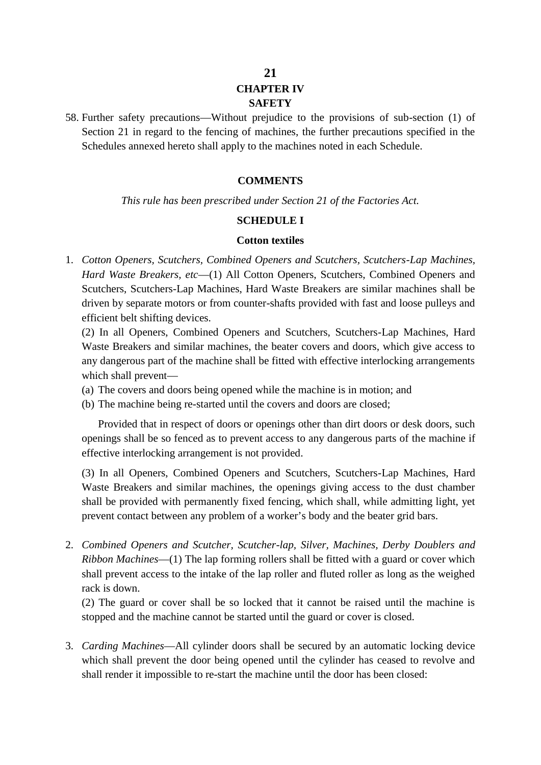## CHAPTER IV

## SAFETY

58. Further safety precautions—Without prejudice to the provisions of sub-section (1) of Section 21 in regard to the fencing of machines, the further precautions specified in the Schedules annexed hereto shall apply to the machines noted in each Schedule.

### COMMENTS

*This rule has been prescribed under Section 21 of the Factories Act.*

### SCHEDULE I

#### Cotton textiles

1. *Cotton Openers, Scutchers, Combined Openers and Scutchers, Scutchers-Lap Machines, Hard Waste Breakers, etc*—(1) All Cotton Openers, Scutchers, Combined Openers and Scutchers, Scutchers-Lap Machines, Hard Waste Breakers are similar machines shall be driven by separate motors or from counter-shafts provided with fast and loose pulleys and efficient belt shifting devices.

   (2) In all Openers, Combined Openers and Scutchers, Scutchers-Lap Machines, Hard Waste Breakers and similar machines, the beater covers and doors, which give access to any dangerous part of the machine shall be fitted with effective interlocking arrangements which shall prevent—

   (a) The covers and doors being opened while the machine is in motion; and

   (b) The machine being re-started until the covers and doors are closed;

   Provided that in respect of doors or openings other than dirt doors or desk doors, such openings shall be so fenced as to prevent access to any dangerous parts of the machine if effective interlocking arrangement is not provided.

   (3) In all Openers, Combined Openers and Scutchers, Scutchers-Lap Machines, Hard Waste Breakers and similar machines, the openings giving access to the dust chamber shall be provided with permanently fixed fencing, which shall, while admitting light, yet prevent contact between any problem of a worker's body and the beater grid bars.

2. *Combined Openers and Scutcher, Scutcher-lap, Silver, Machines, Derby Doublers and Ribbon Machines*—(1) The lap forming rollers shall be fitted with a guard or cover which shall prevent access to the intake of the lap roller and fluted roller as long as the weighed rack is down.

   (2) The guard or cover shall be so locked that it cannot be raised until the machine is stopped and the machine cannot be started until the guard or cover is closed.

3. *Carding Machines*—All cylinder doors shall be secured by an automatic locking device which shall prevent the door being opened until the cylinder has ceased to revolve and shall render it impossible to re-start the machine until the door has been closed: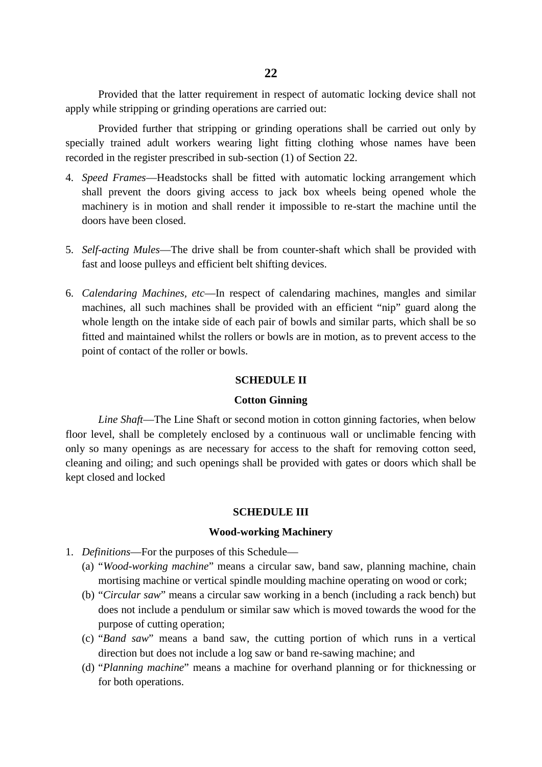Provided that the latter requirement in respect of automatic locking device shall not apply while stripping or grinding operations are carried out:

Provided further that stripping or grinding operations shall be carried out only by specially trained adult workers wearing light fitting clothing whose names have been recorded in the register prescribed in sub-section (1) of Section 22.

4. *Speed Frames*—Headstocks shall be fitted with automatic locking arrangement which shall prevent the doors giving access to jack box wheels being opened whole the machinery is in motion and shall render it impossible to re-start the machine until the doors have been closed.

5. *Self-acting Mules*—The drive shall be from counter-shaft which shall be provided with fast and loose pulleys and efficient belt shifting devices.

6. *Calendaring Machines, etc*—In respect of calendaring machines, mangles and similar machines, all such machines shall be provided with an efficient "nip" guard along the whole length on the intake side of each pair of bowls and similar parts, which shall be so fitted and maintained whilst the rollers or bowls are in motion, as to prevent access to the point of contact of the roller or bowls.

## SCHEDULE II

### Cotton Ginning

*Line Shaft*—The Line Shaft or second motion in cotton ginning factories, when below floor level, shall be completely enclosed by a continuous wall or unclimable fencing with only so many openings as are necessary for access to the shaft for removing cotton seed, cleaning and oiling; and such openings shall be provided with gates or doors which shall be kept closed and locked

## SCHEDULE III

### Wood-working Machinery

1. *Definitions*—For the purposes of this Schedule—
   - (a) "*Wood-working machine*" means a circular saw, band saw, planning machine, chain mortising machine or vertical spindle moulding machine operating on wood or cork;
   - (b) "*Circular saw*" means a circular saw working in a bench (including a rack bench) but does not include a pendulum or similar saw which is moved towards the wood for the purpose of cutting operation;
   - (c) "*Band saw*" means a band saw, the cutting portion of which runs in a vertical direction but does not include a log saw or band re-sawing machine; and
   - (d) "*Planning machine*" means a machine for overhand planning or for thicknessing or for both operations.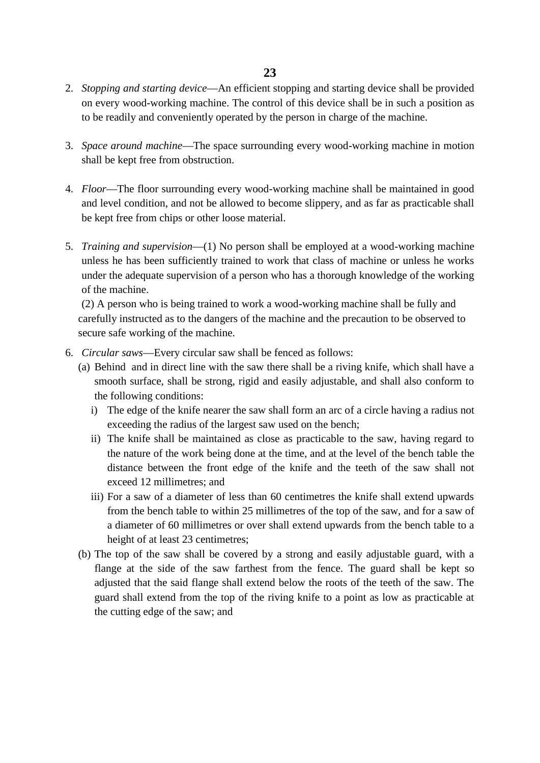2. *Stopping and starting device*—An efficient stopping and starting device shall be provided on every wood-working machine. The control of this device shall be in such a position as to be readily and conveniently operated by the person in charge of the machine.

3. *Space around machine*—The space surrounding every wood-working machine in motion shall be kept free from obstruction.

4. *Floor*—The floor surrounding every wood-working machine shall be maintained in good and level condition, and not be allowed to become slippery, and as far as practicable shall be kept free from chips or other loose material.

5. *Training and supervision*—(1) No person shall be employed at a wood-working machine unless he has been sufficiently trained to work that class of machine or unless he works under the adequate supervision of a person who has a thorough knowledge of the working of the machine.

   (2) A person who is being trained to work a wood-working machine shall be fully and carefully instructed as to the dangers of the machine and the precaution to be observed to secure safe working of the machine.

6. *Circular saws*—Every circular saw shall be fenced as follows:
   (a) Behind and in direct line with the saw there shall be a riving knife, which shall have a smooth surface, shall be strong, rigid and easily adjustable, and shall also conform to the following conditions:
      i) The edge of the knife nearer the saw shall form an arc of a circle having a radius not exceeding the radius of the largest saw used on the bench;
      ii) The knife shall be maintained as close as practicable to the saw, having regard to the nature of the work being done at the time, and at the level of the bench table the distance between the front edge of the knife and the teeth of the saw shall not exceed 12 millimetres; and
      iii) For a saw of a diameter of less than 60 centimetres the knife shall extend upwards from the bench table to within 25 millimetres of the top of the saw, and for a saw of a diameter of 60 millimetres or over shall extend upwards from the bench table to a height of at least 23 centimetres;
   (b) The top of the saw shall be covered by a strong and easily adjustable guard, with a flange at the side of the saw farthest from the fence. The guard shall be kept so adjusted that the said flange shall extend below the roots of the teeth of the saw. The guard shall extend from the top of the riving knife to a point as low as practicable at the cutting edge of the saw; and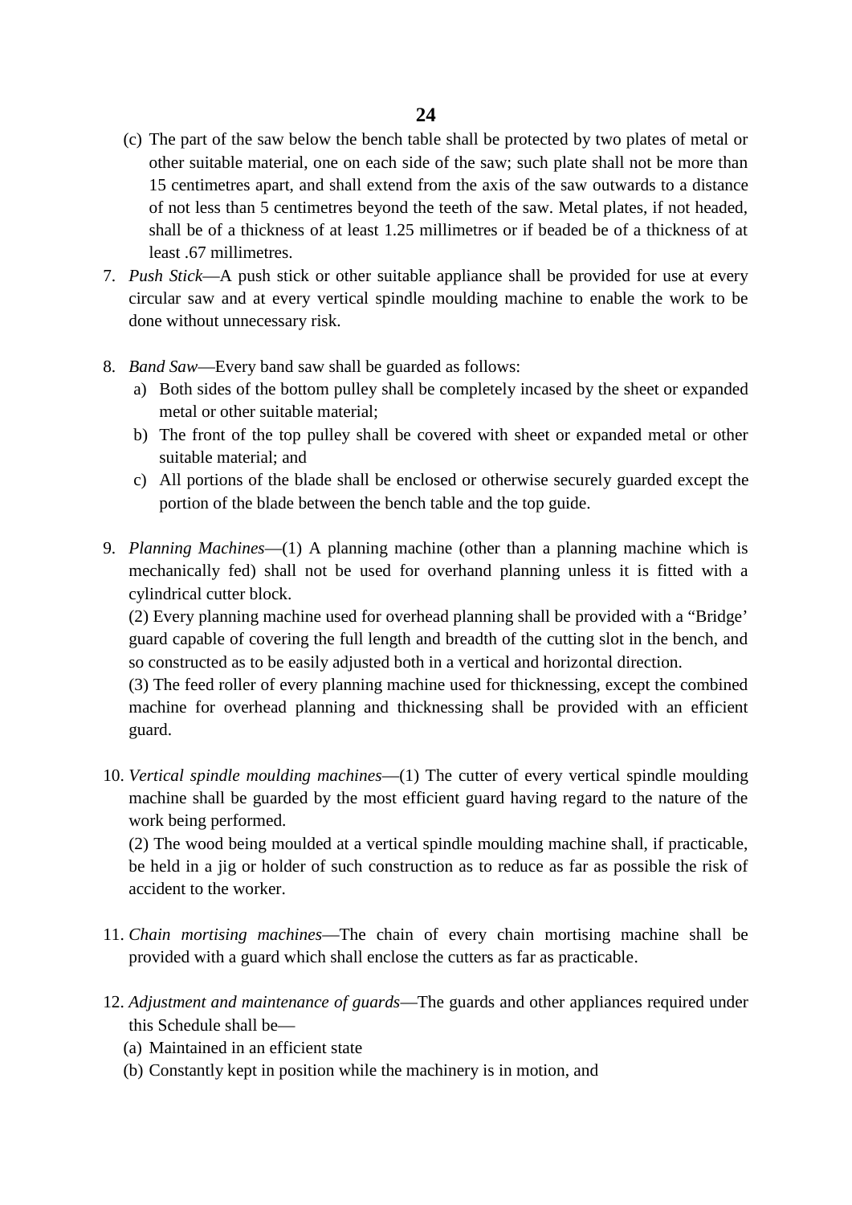(c) The part of the saw below the bench table shall be protected by two plates of metal or other suitable material, one on each side of the saw; such plate shall not be more than 15 centimetres apart, and shall extend from the axis of the saw outwards to a distance of not less than 5 centimetres beyond the teeth of the saw. Metal plates, if not headed, shall be of a thickness of at least 1.25 millimetres or if beaded be of a thickness of at least .67 millimetres.

7. *Push Stick*—A push stick or other suitable appliance shall be provided for use at every circular saw and at every vertical spindle moulding machine to enable the work to be done without unnecessary risk.

8. *Band Saw*—Every band saw shall be guarded as follows:
   a) Both sides of the bottom pulley shall be completely incased by the sheet or expanded metal or other suitable material;
   b) The front of the top pulley shall be covered with sheet or expanded metal or other suitable material; and
   c) All portions of the blade shall be enclosed or otherwise securely guarded except the portion of the blade between the bench table and the top guide.

9. *Planning Machines*—(1) A planning machine (other than a planning machine which is mechanically fed) shall not be used for overhand planning unless it is fitted with a cylindrical cutter block.

   (2) Every planning machine used for overhead planning shall be provided with a "Bridge' guard capable of covering the full length and breadth of the cutting slot in the bench, and so constructed as to be easily adjusted both in a vertical and horizontal direction.

   (3) The feed roller of every planning machine used for thicknessing, except the combined machine for overhead planning and thicknessing shall be provided with an efficient guard.

10. *Vertical spindle moulding machines*—(1) The cutter of every vertical spindle moulding machine shall be guarded by the most efficient guard having regard to the nature of the work being performed.

    (2) The wood being moulded at a vertical spindle moulding machine shall, if practicable, be held in a jig or holder of such construction as to reduce as far as possible the risk of accident to the worker.

11. *Chain mortising machines*—The chain of every chain mortising machine shall be provided with a guard which shall enclose the cutters as far as practicable.

12. *Adjustment and maintenance of guards*—The guards and other appliances required under this Schedule shall be—
    (a) Maintained in an efficient state
    (b) Constantly kept in position while the machinery is in motion, and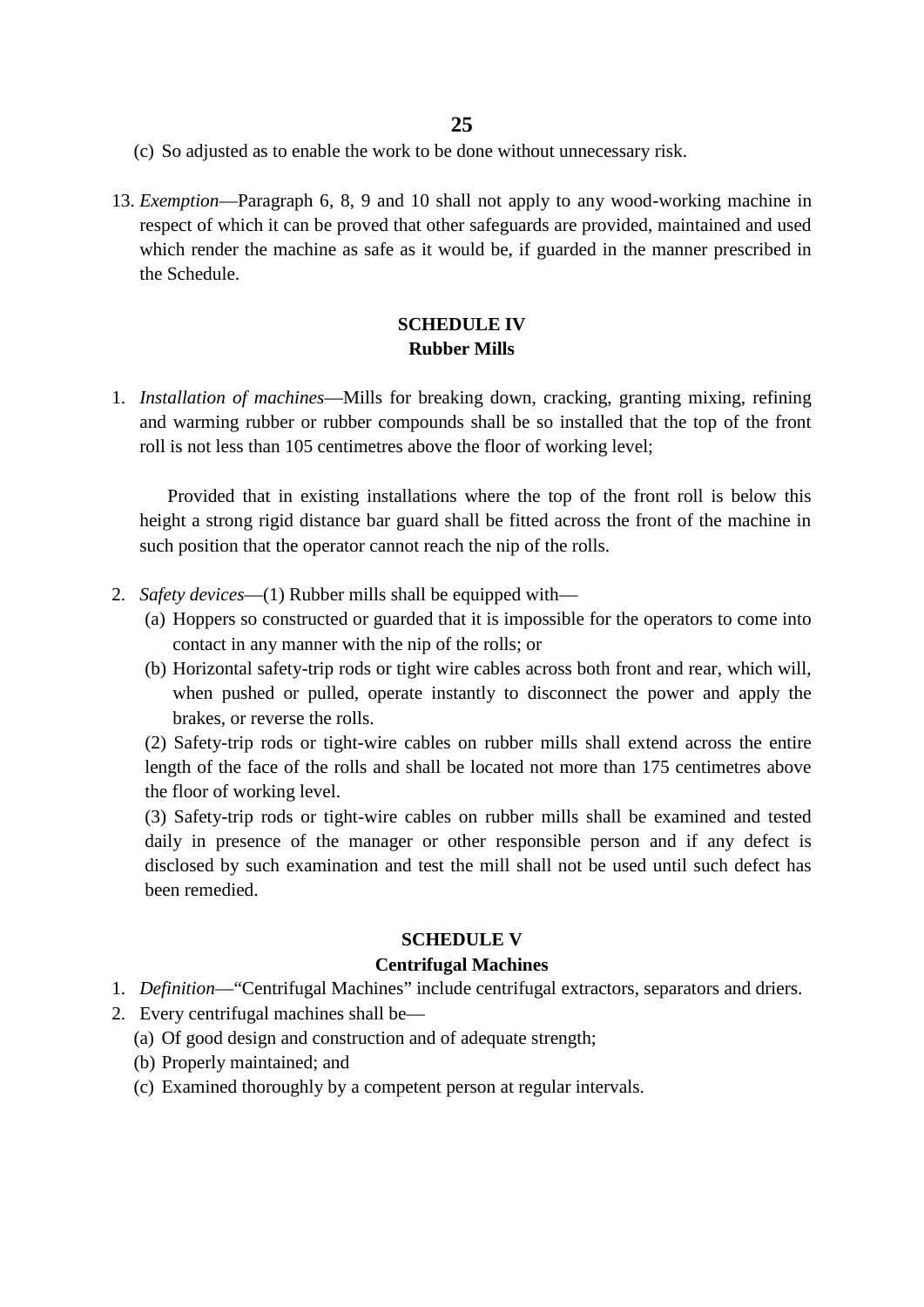(c) So adjusted as to enable the work to be done without unnecessary risk.

13. *Exemption*—Paragraph 6, 8, 9 and 10 shall not apply to any wood-working machine in respect of which it can be proved that other safeguards are provided, maintained and used which render the machine as safe as it would be, if guarded in the manner prescribed in the Schedule.

## SCHEDULE IV
### Rubber Mills

1. *Installation of machines*—Mills for breaking down, cracking, granting mixing, refining and warming rubber or rubber compounds shall be so installed that the top of the front roll is not less than 105 centimetres above the floor of working level;

   Provided that in existing installations where the top of the front roll is below this height a strong rigid distance bar guard shall be fitted across the front of the machine in such position that the operator cannot reach the nip of the rolls.

2. *Safety devices*—(1) Rubber mills shall be equipped with—
   (a) Hoppers so constructed or guarded that it is impossible for the operators to come into contact in any manner with the nip of the rolls; or
   (b) Horizontal safety-trip rods or tight wire cables across both front and rear, which will, when pushed or pulled, operate instantly to disconnect the power and apply the brakes, or reverse the rolls.

   (2) Safety-trip rods or tight-wire cables on rubber mills shall extend across the entire length of the face of the rolls and shall be located not more than 175 centimetres above the floor of working level.

   (3) Safety-trip rods or tight-wire cables on rubber mills shall be examined and tested daily in presence of the manager or other responsible person and if any defect is disclosed by such examination and test the mill shall not be used until such defect has been remedied.

## SCHEDULE V
### Centrifugal Machines

1. *Definition*—"Centrifugal Machines" include centrifugal extractors, separators and driers.
2. Every centrifugal machines shall be—
   (a) Of good design and construction and of adequate strength;
   (b) Properly maintained; and
   (c) Examined thoroughly by a competent person at regular intervals.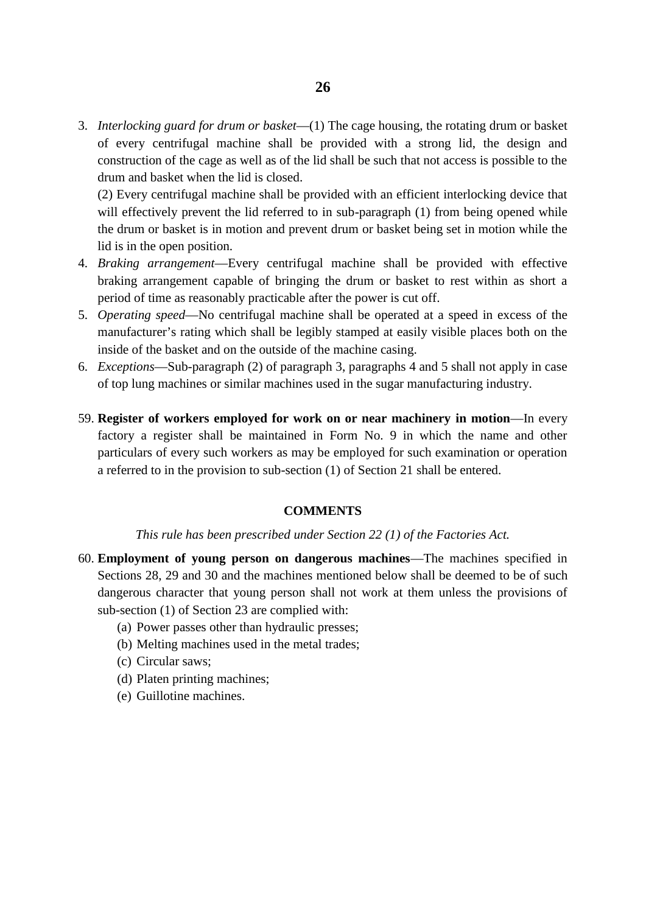3. *Interlocking guard for drum or basket*—(1) The cage housing, the rotating drum or basket of every centrifugal machine shall be provided with a strong lid, the design and construction of the cage as well as of the lid shall be such that not access is possible to the drum and basket when the lid is closed.

   (2) Every centrifugal machine shall be provided with an efficient interlocking device that will effectively prevent the lid referred to in sub-paragraph (1) from being opened while the drum or basket is in motion and prevent drum or basket being set in motion while the lid is in the open position.

4. *Braking arrangement*—Every centrifugal machine shall be provided with effective braking arrangement capable of bringing the drum or basket to rest within as short a period of time as reasonably practicable after the power is cut off.

5. *Operating speed*—No centrifugal machine shall be operated at a speed in excess of the manufacturer's rating which shall be legibly stamped at easily visible places both on the inside of the basket and on the outside of the machine casing.

6. *Exceptions*—Sub-paragraph (2) of paragraph 3, paragraphs 4 and 5 shall not apply in case of top lung machines or similar machines used in the sugar manufacturing industry.

59. **Register of workers employed for work on or near machinery in motion**—In every factory a register shall be maintained in Form No. 9 in which the name and other particulars of every such workers as may be employed for such examination or operation a referred to in the provision to sub-section (1) of Section 21 shall be entered.

**COMMENTS**

*This rule has been prescribed under Section 22 (1) of the Factories Act.*

60. **Employment of young person on dangerous machines**—The machines specified in Sections 28, 29 and 30 and the machines mentioned below shall be deemed to be of such dangerous character that young person shall not work at them unless the provisions of sub-section (1) of Section 23 are complied with:

    (a) Power passes other than hydraulic presses;
    (b) Melting machines used in the metal trades;
    (c) Circular saws;
    (d) Platen printing machines;
    (e) Guillotine machines.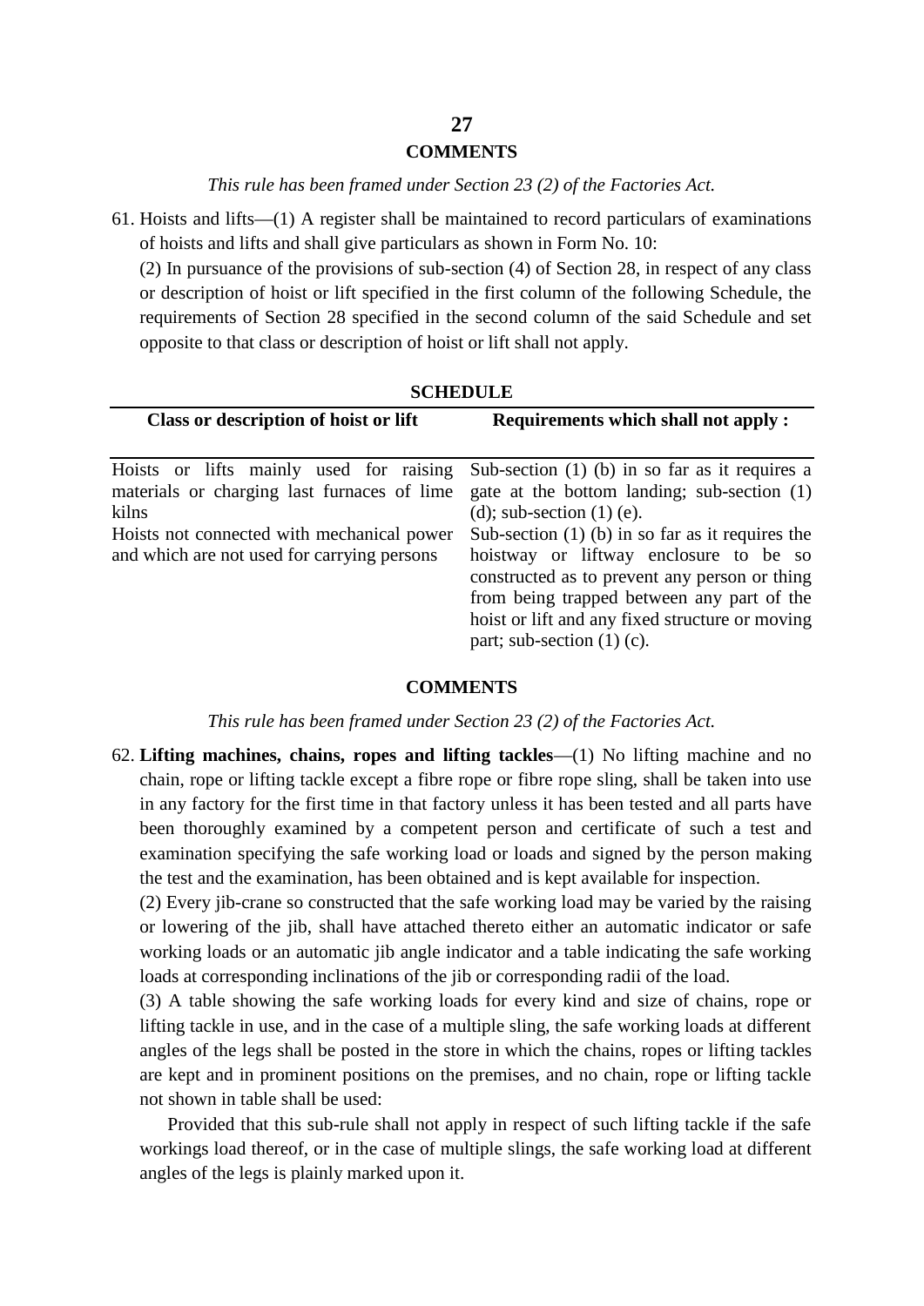**COMMENTS**

*This rule has been framed under Section 23 (2) of the Factories Act.*

61. Hoists and lifts—(1) A register shall be maintained to record particulars of examinations of hoists and lifts and shall give particulars as shown in Form No. 10:

(2) In pursuance of the provisions of sub-section (4) of Section 28, in respect of any class or description of hoist or lift specified in the first column of the following Schedule, the requirements of Section 28 specified in the second column of the said Schedule and set opposite to that class or description of hoist or lift shall not apply.

**SCHEDULE**

| Class or description of hoist or lift | Requirements which shall not apply : |
|---|---|
| Hoists or lifts mainly used for raising materials or charging last furnaces of lime kilns | Sub-section (1) (b) in so far as it requires a gate at the bottom landing; sub-section (1) (d); sub-section (1) (e). |
| Hoists not connected with mechanical power and which are not used for carrying persons | Sub-section (1) (b) in so far as it requires the hoistway or liftway enclosure to be so constructed as to prevent any person or thing from being trapped between any part of the hoist or lift and any fixed structure or moving part; sub-section (1) (c). |

**COMMENTS**

*This rule has been framed under Section 23 (2) of the Factories Act.*

62. **Lifting machines, chains, ropes and lifting tackles**—(1) No lifting machine and no chain, rope or lifting tackle except a fibre rope or fibre rope sling, shall be taken into use in any factory for the first time in that factory unless it has been tested and all parts have been thoroughly examined by a competent person and certificate of such a test and examination specifying the safe working load or loads and signed by the person making the test and the examination, has been obtained and is kept available for inspection.

(2) Every jib-crane so constructed that the safe working load may be varied by the raising or lowering of the jib, shall have attached thereto either an automatic indicator or safe working loads or an automatic jib angle indicator and a table indicating the safe working loads at corresponding inclinations of the jib or corresponding radii of the load.

(3) A table showing the safe working loads for every kind and size of chains, rope or lifting tackle in use, and in the case of a multiple sling, the safe working loads at different angles of the legs shall be posted in the store in which the chains, ropes or lifting tackles are kept and in prominent positions on the premises, and no chain, rope or lifting tackle not shown in table shall be used:

Provided that this sub-rule shall not apply in respect of such lifting tackle if the safe workings load thereof, or in the case of multiple slings, the safe working load at different angles of the legs is plainly marked upon it.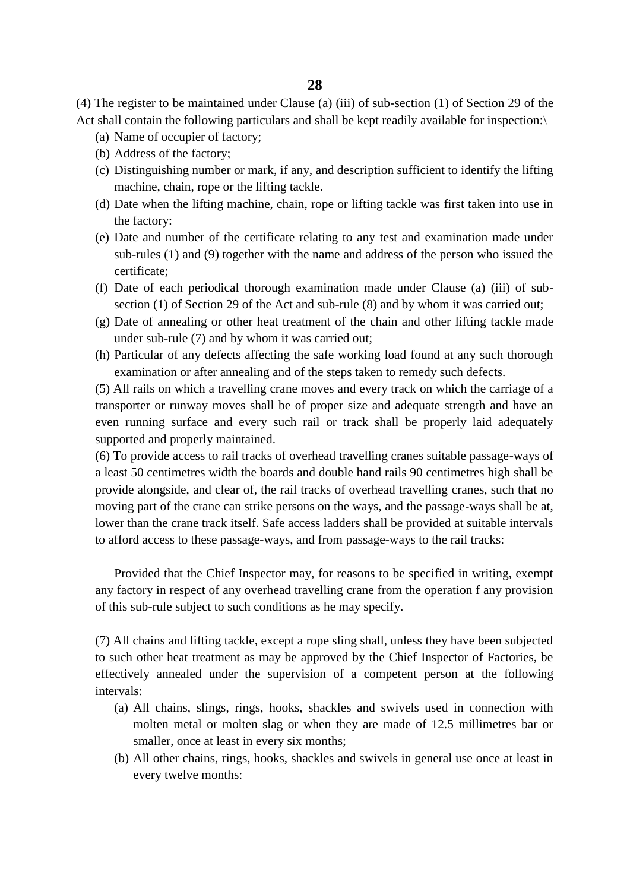(4) The register to be maintained under Clause (a) (iii) of sub-section (1) of Section 29 of the Act shall contain the following particulars and shall be kept readily available for inspection:\

- (a) Name of occupier of factory;
- (b) Address of the factory;
- (c) Distinguishing number or mark, if any, and description sufficient to identify the lifting machine, chain, rope or the lifting tackle.
- (d) Date when the lifting machine, chain, rope or lifting tackle was first taken into use in the factory:
- (e) Date and number of the certificate relating to any test and examination made under sub-rules (1) and (9) together with the name and address of the person who issued the certificate;
- (f) Date of each periodical thorough examination made under Clause (a) (iii) of sub-section (1) of Section 29 of the Act and sub-rule (8) and by whom it was carried out;
- (g) Date of annealing or other heat treatment of the chain and other lifting tackle made under sub-rule (7) and by whom it was carried out;
- (h) Particular of any defects affecting the safe working load found at any such thorough examination or after annealing and of the steps taken to remedy such defects.

(5) All rails on which a travelling crane moves and every track on which the carriage of a transporter or runway moves shall be of proper size and adequate strength and have an even running surface and every such rail or track shall be properly laid adequately supported and properly maintained.

(6) To provide access to rail tracks of overhead travelling cranes suitable passage-ways of a least 50 centimetres width the boards and double hand rails 90 centimetres high shall be provide alongside, and clear of, the rail tracks of overhead travelling cranes, such that no moving part of the crane can strike persons on the ways, and the passage-ways shall be at, lower than the crane track itself. Safe access ladders shall be provided at suitable intervals to afford access to these passage-ways, and from passage-ways to the rail tracks:

Provided that the Chief Inspector may, for reasons to be specified in writing, exempt any factory in respect of any overhead travelling crane from the operation f any provision of this sub-rule subject to such conditions as he may specify.

(7) All chains and lifting tackle, except a rope sling shall, unless they have been subjected to such other heat treatment as may be approved by the Chief Inspector of Factories, be effectively annealed under the supervision of a competent person at the following intervals:

- (a) All chains, slings, rings, hooks, shackles and swivels used in connection with molten metal or molten slag or when they are made of 12.5 millimetres bar or smaller, once at least in every six months;
- (b) All other chains, rings, hooks, shackles and swivels in general use once at least in every twelve months: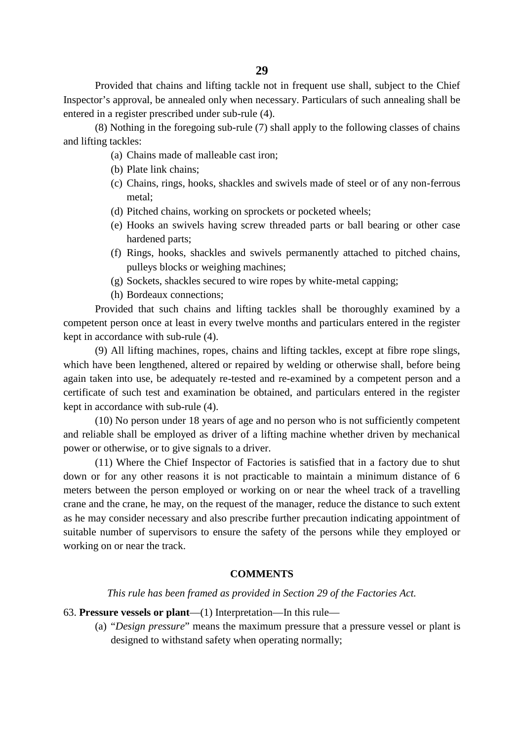Provided that chains and lifting tackle not in frequent use shall, subject to the Chief Inspector's approval, be annealed only when necessary. Particulars of such annealing shall be entered in a register prescribed under sub-rule (4).

(8) Nothing in the foregoing sub-rule (7) shall apply to the following classes of chains and lifting tackles:

(a) Chains made of malleable cast iron;
(b) Plate link chains;
(c) Chains, rings, hooks, shackles and swivels made of steel or of any non-ferrous metal;
(d) Pitched chains, working on sprockets or pocketed wheels;
(e) Hooks an swivels having screw threaded parts or ball bearing or other case hardened parts;
(f) Rings, hooks, shackles and swivels permanently attached to pitched chains, pulleys blocks or weighing machines;
(g) Sockets, shackles secured to wire ropes by white-metal capping;
(h) Bordeaux connections;

Provided that such chains and lifting tackles shall be thoroughly examined by a competent person once at least in every twelve months and particulars entered in the register kept in accordance with sub-rule (4).

(9) All lifting machines, ropes, chains and lifting tackles, except at fibre rope slings, which have been lengthened, altered or repaired by welding or otherwise shall, before being again taken into use, be adequately re-tested and re-examined by a competent person and a certificate of such test and examination be obtained, and particulars entered in the register kept in accordance with sub-rule (4).

(10) No person under 18 years of age and no person who is not sufficiently competent and reliable shall be employed as driver of a lifting machine whether driven by mechanical power or otherwise, or to give signals to a driver.

(11) Where the Chief Inspector of Factories is satisfied that in a factory due to shut down or for any other reasons it is not practicable to maintain a minimum distance of 6 meters between the person employed or working on or near the wheel track of a travelling crane and the crane, he may, on the request of the manager, reduce the distance to such extent as he may consider necessary and also prescribe further precaution indicating appointment of suitable number of supervisors to ensure the safety of the persons while they employed or working on or near the track.

**COMMENTS**

*This rule has been framed as provided in Section 29 of the Factories Act.*

63. **Pressure vessels or plant**—(1) Interpretation—In this rule—

(a) "*Design pressure*" means the maximum pressure that a pressure vessel or plant is designed to withstand safety when operating normally;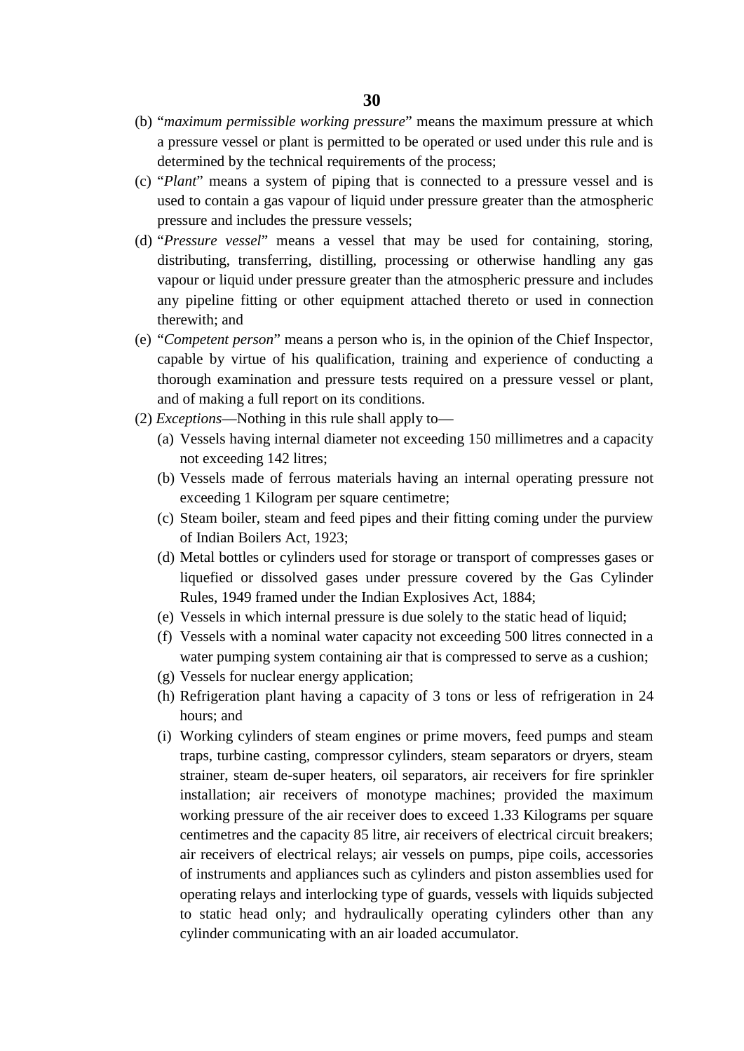(b) "*maximum permissible working pressure*" means the maximum pressure at which a pressure vessel or plant is permitted to be operated or used under this rule and is determined by the technical requirements of the process;

(c) "*Plant*" means a system of piping that is connected to a pressure vessel and is used to contain a gas vapour of liquid under pressure greater than the atmospheric pressure and includes the pressure vessels;

(d) "*Pressure vessel*" means a vessel that may be used for containing, storing, distributing, transferring, distilling, processing or otherwise handling any gas vapour or liquid under pressure greater than the atmospheric pressure and includes any pipeline fitting or other equipment attached thereto or used in connection therewith; and

(e) "*Competent person*" means a person who is, in the opinion of the Chief Inspector, capable by virtue of his qualification, training and experience of conducting a thorough examination and pressure tests required on a pressure vessel or plant, and of making a full report on its conditions.

(2) *Exceptions*—Nothing in this rule shall apply to—

(a) Vessels having internal diameter not exceeding 150 millimetres and a capacity not exceeding 142 litres;

(b) Vessels made of ferrous materials having an internal operating pressure not exceeding 1 Kilogram per square centimetre;

(c) Steam boiler, steam and feed pipes and their fitting coming under the purview of Indian Boilers Act, 1923;

(d) Metal bottles or cylinders used for storage or transport of compresses gases or liquefied or dissolved gases under pressure covered by the Gas Cylinder Rules, 1949 framed under the Indian Explosives Act, 1884;

(e) Vessels in which internal pressure is due solely to the static head of liquid;

(f) Vessels with a nominal water capacity not exceeding 500 litres connected in a water pumping system containing air that is compressed to serve as a cushion;

(g) Vessels for nuclear energy application;

(h) Refrigeration plant having a capacity of 3 tons or less of refrigeration in 24 hours; and

(i) Working cylinders of steam engines or prime movers, feed pumps and steam traps, turbine casting, compressor cylinders, steam separators or dryers, steam strainer, steam de-super heaters, oil separators, air receivers for fire sprinkler installation; air receivers of monotype machines; provided the maximum working pressure of the air receiver does to exceed 1.33 Kilograms per square centimetres and the capacity 85 litre, air receivers of electrical circuit breakers; air receivers of electrical relays; air vessels on pumps, pipe coils, accessories of instruments and appliances such as cylinders and piston assemblies used for operating relays and interlocking type of guards, vessels with liquids subjected to static head only; and hydraulically operating cylinders other than any cylinder communicating with an air loaded accumulator.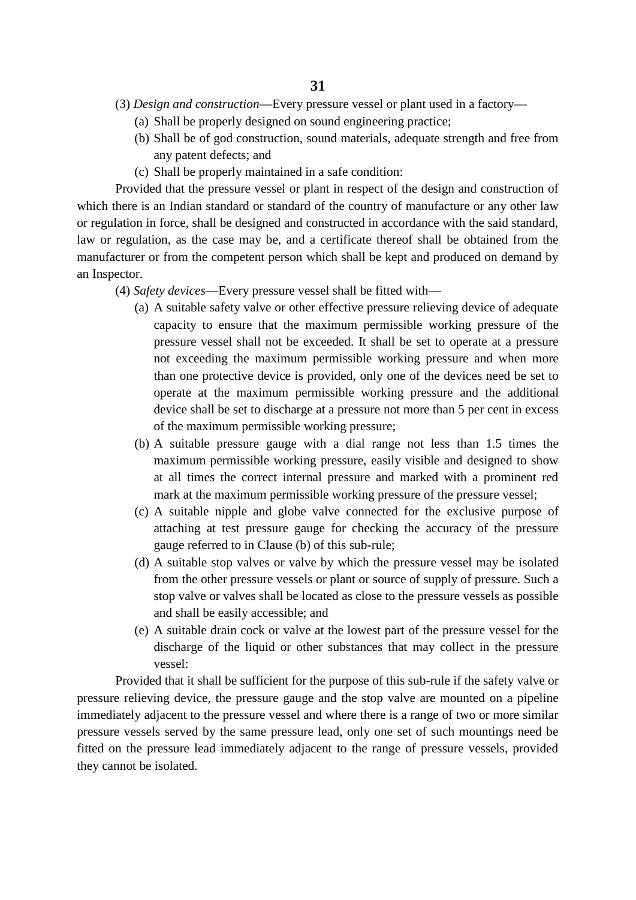(3) *Design and construction*—Every pressure vessel or plant used in a factory—

(a) Shall be properly designed on sound engineering practice;

(b) Shall be of god construction, sound materials, adequate strength and free from any patent defects; and

(c) Shall be properly maintained in a safe condition:

Provided that the pressure vessel or plant in respect of the design and construction of which there is an Indian standard or standard of the country of manufacture or any other law or regulation in force, shall be designed and constructed in accordance with the said standard, law or regulation, as the case may be, and a certificate thereof shall be obtained from the manufacturer or from the competent person which shall be kept and produced on demand by an Inspector.

(4) *Safety devices*—Every pressure vessel shall be fitted with—

(a) A suitable safety valve or other effective pressure relieving device of adequate capacity to ensure that the maximum permissible working pressure of the pressure vessel shall not be exceeded. It shall be set to operate at a pressure not exceeding the maximum permissible working pressure and when more than one protective device is provided, only one of the devices need be set to operate at the maximum permissible working pressure and the additional device shall be set to discharge at a pressure not more than 5 per cent in excess of the maximum permissible working pressure;

(b) A suitable pressure gauge with a dial range not less than 1.5 times the maximum permissible working pressure, easily visible and designed to show at all times the correct internal pressure and marked with a prominent red mark at the maximum permissible working pressure of the pressure vessel;

(c) A suitable nipple and globe valve connected for the exclusive purpose of attaching at test pressure gauge for checking the accuracy of the pressure gauge referred to in Clause (b) of this sub-rule;

(d) A suitable stop valves or valve by which the pressure vessel may be isolated from the other pressure vessels or plant or source of supply of pressure. Such a stop valve or valves shall be located as close to the pressure vessels as possible and shall be easily accessible; and

(e) A suitable drain cock or valve at the lowest part of the pressure vessel for the discharge of the liquid or other substances that may collect in the pressure vessel:

Provided that it shall be sufficient for the purpose of this sub-rule if the safety valve or pressure relieving device, the pressure gauge and the stop valve are mounted on a pipeline immediately adjacent to the pressure vessel and where there is a range of two or more similar pressure vessels served by the same pressure lead, only one set of such mountings need be fitted on the pressure lead immediately adjacent to the range of pressure vessels, provided they cannot be isolated.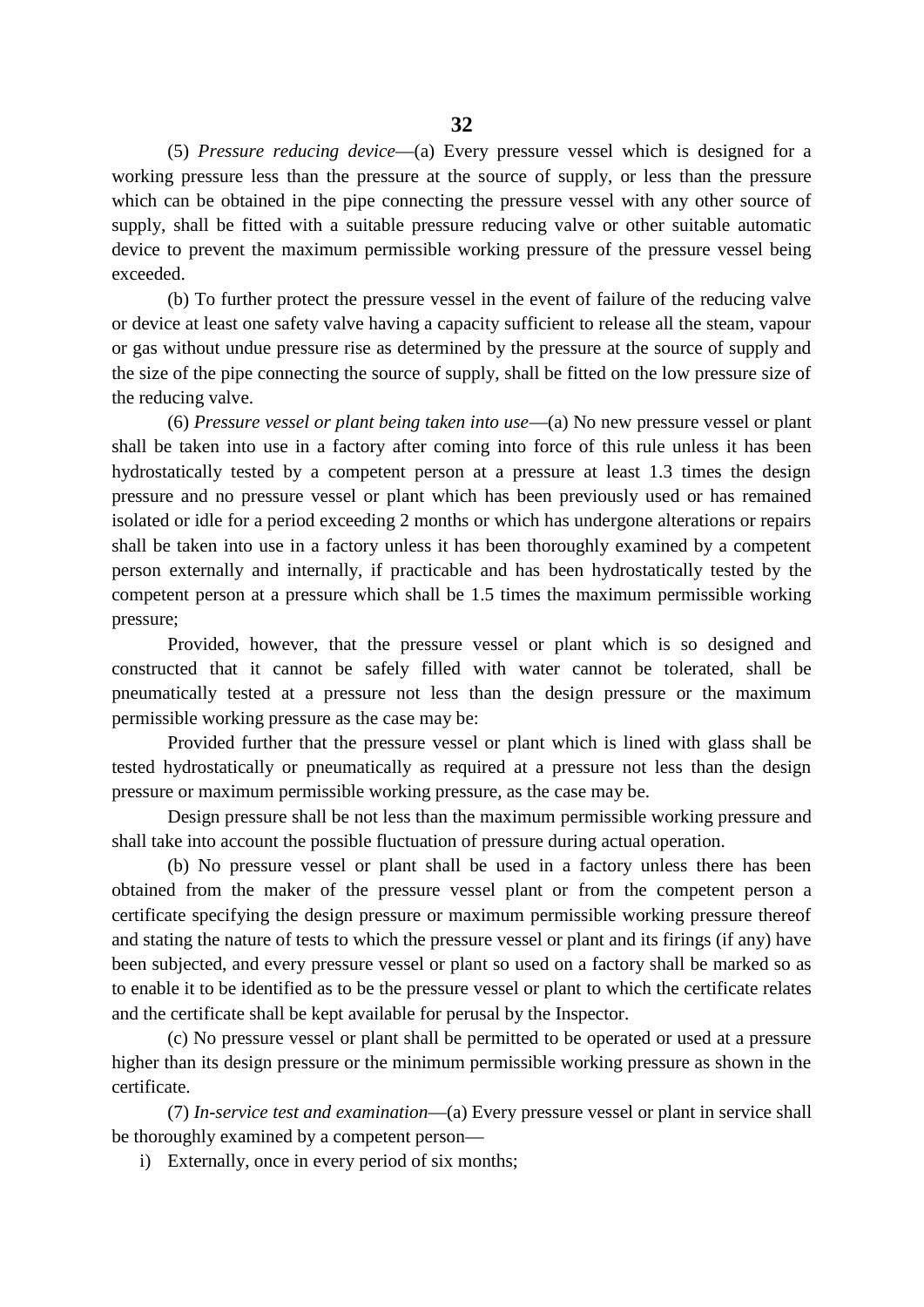(5) *Pressure reducing device*—(a) Every pressure vessel which is designed for a working pressure less than the pressure at the source of supply, or less than the pressure which can be obtained in the pipe connecting the pressure vessel with any other source of supply, shall be fitted with a suitable pressure reducing valve or other suitable automatic device to prevent the maximum permissible working pressure of the pressure vessel being exceeded.

(b) To further protect the pressure vessel in the event of failure of the reducing valve or device at least one safety valve having a capacity sufficient to release all the steam, vapour or gas without undue pressure rise as determined by the pressure at the source of supply and the size of the pipe connecting the source of supply, shall be fitted on the low pressure size of the reducing valve.

(6) *Pressure vessel or plant being taken into use*—(a) No new pressure vessel or plant shall be taken into use in a factory after coming into force of this rule unless it has been hydrostatically tested by a competent person at a pressure at least 1.3 times the design pressure and no pressure vessel or plant which has been previously used or has remained isolated or idle for a period exceeding 2 months or which has undergone alterations or repairs shall be taken into use in a factory unless it has been thoroughly examined by a competent person externally and internally, if practicable and has been hydrostatically tested by the competent person at a pressure which shall be 1.5 times the maximum permissible working pressure;

Provided, however, that the pressure vessel or plant which is so designed and constructed that it cannot be safely filled with water cannot be tolerated, shall be pneumatically tested at a pressure not less than the design pressure or the maximum permissible working pressure as the case may be:

Provided further that the pressure vessel or plant which is lined with glass shall be tested hydrostatically or pneumatically as required at a pressure not less than the design pressure or maximum permissible working pressure, as the case may be.

Design pressure shall be not less than the maximum permissible working pressure and shall take into account the possible fluctuation of pressure during actual operation.

(b) No pressure vessel or plant shall be used in a factory unless there has been obtained from the maker of the pressure vessel plant or from the competent person a certificate specifying the design pressure or maximum permissible working pressure thereof and stating the nature of tests to which the pressure vessel or plant and its firings (if any) have been subjected, and every pressure vessel or plant so used on a factory shall be marked so as to enable it to be identified as to be the pressure vessel or plant to which the certificate relates and the certificate shall be kept available for perusal by the Inspector.

(c) No pressure vessel or plant shall be permitted to be operated or used at a pressure higher than its design pressure or the minimum permissible working pressure as shown in the certificate.

(7) *In-service test and examination*—(a) Every pressure vessel or plant in service shall be thoroughly examined by a competent person—

i) Externally, once in every period of six months;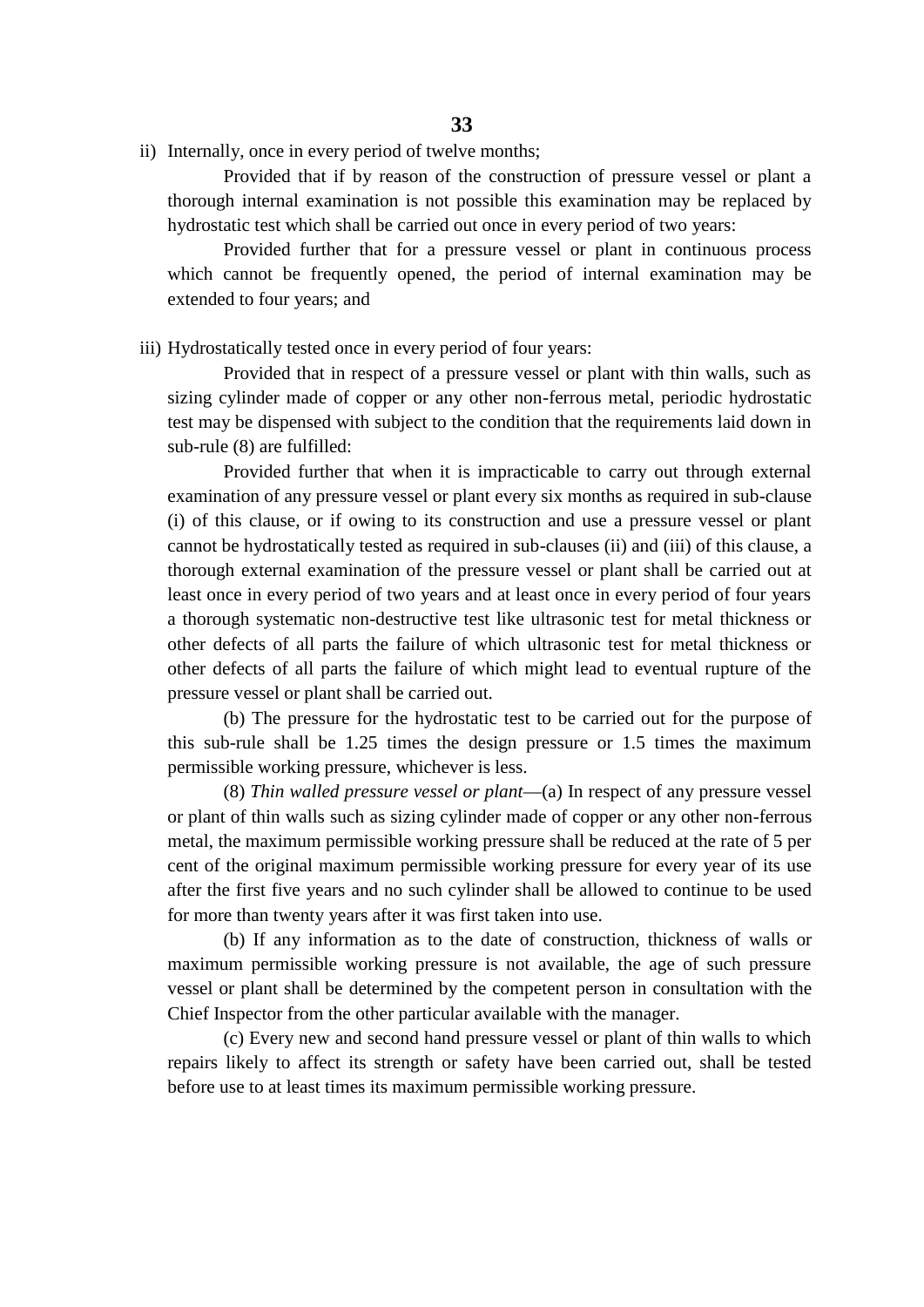ii) Internally, once in every period of twelve months;

Provided that if by reason of the construction of pressure vessel or plant a thorough internal examination is not possible this examination may be replaced by hydrostatic test which shall be carried out once in every period of two years:

Provided further that for a pressure vessel or plant in continuous process which cannot be frequently opened, the period of internal examination may be extended to four years; and

iii) Hydrostatically tested once in every period of four years:

Provided that in respect of a pressure vessel or plant with thin walls, such as sizing cylinder made of copper or any other non-ferrous metal, periodic hydrostatic test may be dispensed with subject to the condition that the requirements laid down in sub-rule (8) are fulfilled:

Provided further that when it is impracticable to carry out through external examination of any pressure vessel or plant every six months as required in sub-clause (i) of this clause, or if owing to its construction and use a pressure vessel or plant cannot be hydrostatically tested as required in sub-clauses (ii) and (iii) of this clause, a thorough external examination of the pressure vessel or plant shall be carried out at least once in every period of two years and at least once in every period of four years a thorough systematic non-destructive test like ultrasonic test for metal thickness or other defects of all parts the failure of which ultrasonic test for metal thickness or other defects of all parts the failure of which might lead to eventual rupture of the pressure vessel or plant shall be carried out.

(b) The pressure for the hydrostatic test to be carried out for the purpose of this sub-rule shall be 1.25 times the design pressure or 1.5 times the maximum permissible working pressure, whichever is less.

(8) *Thin walled pressure vessel or plant*—(a) In respect of any pressure vessel or plant of thin walls such as sizing cylinder made of copper or any other non-ferrous metal, the maximum permissible working pressure shall be reduced at the rate of 5 per cent of the original maximum permissible working pressure for every year of its use after the first five years and no such cylinder shall be allowed to continue to be used for more than twenty years after it was first taken into use.

(b) If any information as to the date of construction, thickness of walls or maximum permissible working pressure is not available, the age of such pressure vessel or plant shall be determined by the competent person in consultation with the Chief Inspector from the other particular available with the manager.

(c) Every new and second hand pressure vessel or plant of thin walls to which repairs likely to affect its strength or safety have been carried out, shall be tested before use to at least times its maximum permissible working pressure.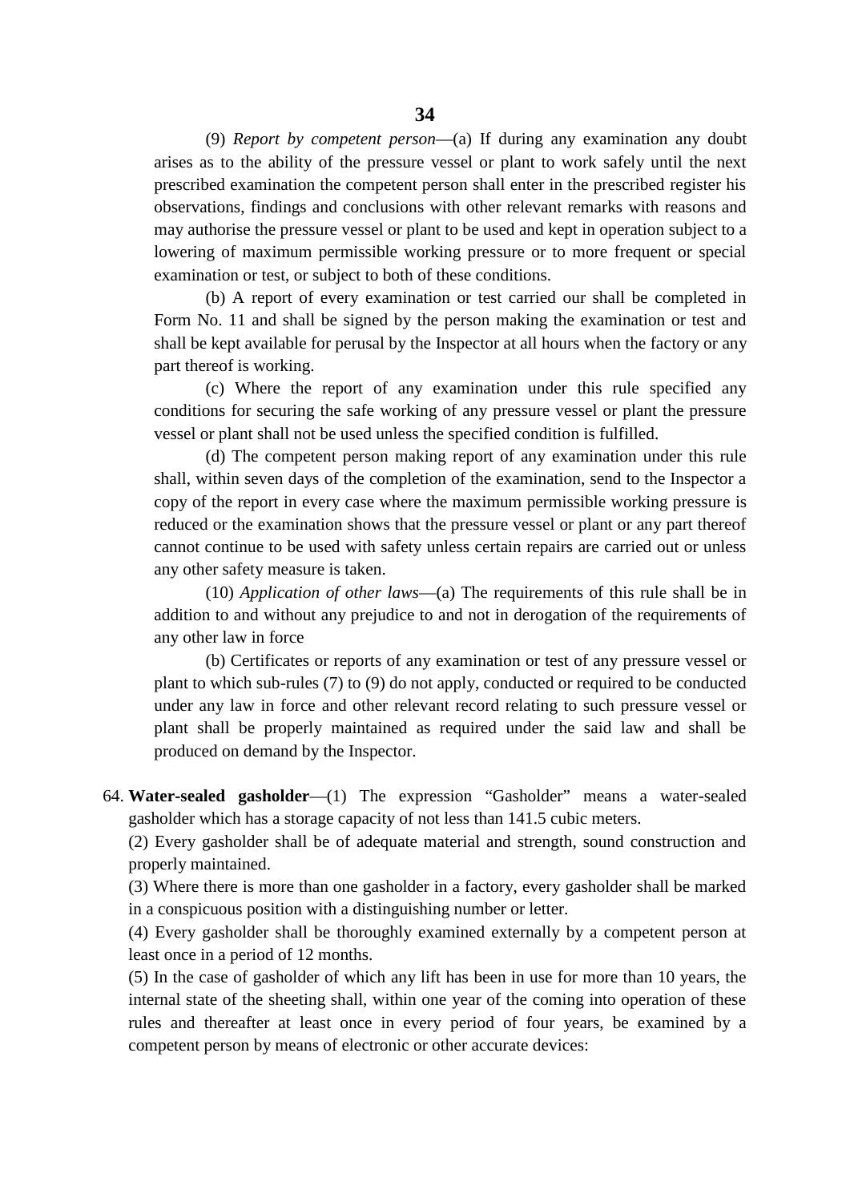(9) *Report by competent person*—(a) If during any examination any doubt arises as to the ability of the pressure vessel or plant to work safely until the next prescribed examination the competent person shall enter in the prescribed register his observations, findings and conclusions with other relevant remarks with reasons and may authorise the pressure vessel or plant to be used and kept in operation subject to a lowering of maximum permissible working pressure or to more frequent or special examination or test, or subject to both of these conditions.

(b) A report of every examination or test carried our shall be completed in Form No. 11 and shall be signed by the person making the examination or test and shall be kept available for perusal by the Inspector at all hours when the factory or any part thereof is working.

(c) Where the report of any examination under this rule specified any conditions for securing the safe working of any pressure vessel or plant the pressure vessel or plant shall not be used unless the specified condition is fulfilled.

(d) The competent person making report of any examination under this rule shall, within seven days of the completion of the examination, send to the Inspector a copy of the report in every case where the maximum permissible working pressure is reduced or the examination shows that the pressure vessel or plant or any part thereof cannot continue to be used with safety unless certain repairs are carried out or unless any other safety measure is taken.

(10) *Application of other laws*—(a) The requirements of this rule shall be in addition to and without any prejudice to and not in derogation of the requirements of any other law in force

(b) Certificates or reports of any examination or test of any pressure vessel or plant to which sub-rules (7) to (9) do not apply, conducted or required to be conducted under any law in force and other relevant record relating to such pressure vessel or plant shall be properly maintained as required under the said law and shall be produced on demand by the Inspector.

64. **Water-sealed gasholder**—(1) The expression "Gasholder" means a water-sealed gasholder which has a storage capacity of not less than 141.5 cubic meters.

(2) Every gasholder shall be of adequate material and strength, sound construction and properly maintained.

(3) Where there is more than one gasholder in a factory, every gasholder shall be marked in a conspicuous position with a distinguishing number or letter.

(4) Every gasholder shall be thoroughly examined externally by a competent person at least once in a period of 12 months.

(5) In the case of gasholder of which any lift has been in use for more than 10 years, the internal state of the sheeting shall, within one year of the coming into operation of these rules and thereafter at least once in every period of four years, be examined by a competent person by means of electronic or other accurate devices: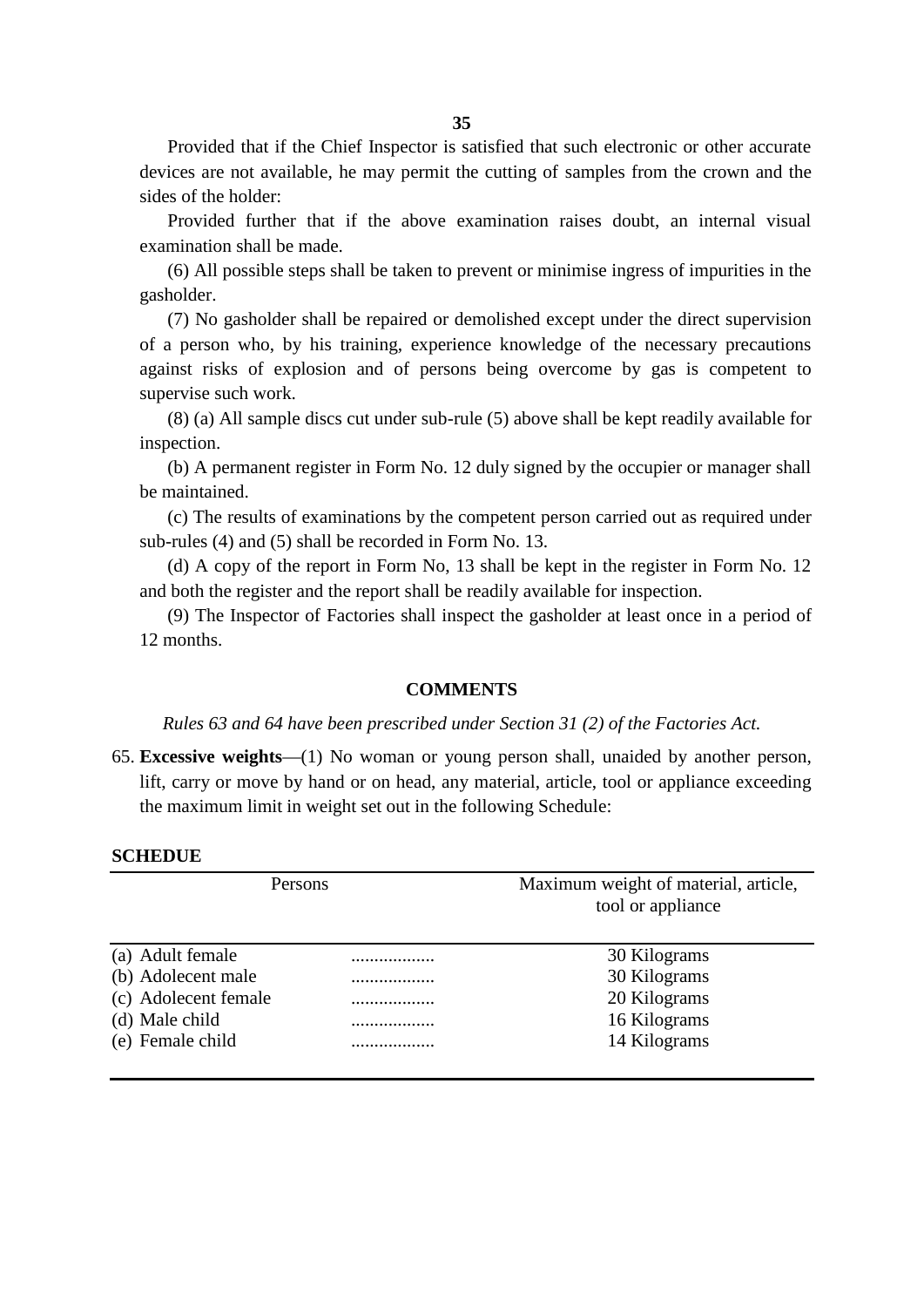Provided that if the Chief Inspector is satisfied that such electronic or other accurate devices are not available, he may permit the cutting of samples from the crown and the sides of the holder:

Provided further that if the above examination raises doubt, an internal visual examination shall be made.

(6) All possible steps shall be taken to prevent or minimise ingress of impurities in the gasholder.

(7) No gasholder shall be repaired or demolished except under the direct supervision of a person who, by his training, experience knowledge of the necessary precautions against risks of explosion and of persons being overcome by gas is competent to supervise such work.

(8) (a) All sample discs cut under sub-rule (5) above shall be kept readily available for inspection.

(b) A permanent register in Form No. 12 duly signed by the occupier or manager shall be maintained.

(c) The results of examinations by the competent person carried out as required under sub-rules (4) and (5) shall be recorded in Form No. 13.

(d) A copy of the report in Form No, 13 shall be kept in the register in Form No. 12 and both the register and the report shall be readily available for inspection.

(9) The Inspector of Factories shall inspect the gasholder at least once in a period of 12 months.

**COMMENTS**

*Rules 63 and 64 have been prescribed under Section 31 (2) of the Factories Act.*

65. **Excessive weights**—(1) No woman or young person shall, unaided by another person, lift, carry or move by hand or on head, any material, article, tool or appliance exceeding the maximum limit in weight set out in the following Schedule:

**SCHEDUE**

| Persons | | Maximum weight of material, article, tool or appliance |
|---|---|---|
| (a) Adult female | .................. | 30 Kilograms |
| (b) Adolecent male | .................. | 30 Kilograms |
| (c) Adolecent female | .................. | 20 Kilograms |
| (d) Male child | .................. | 16 Kilograms |
| (e) Female child | .................. | 14 Kilograms |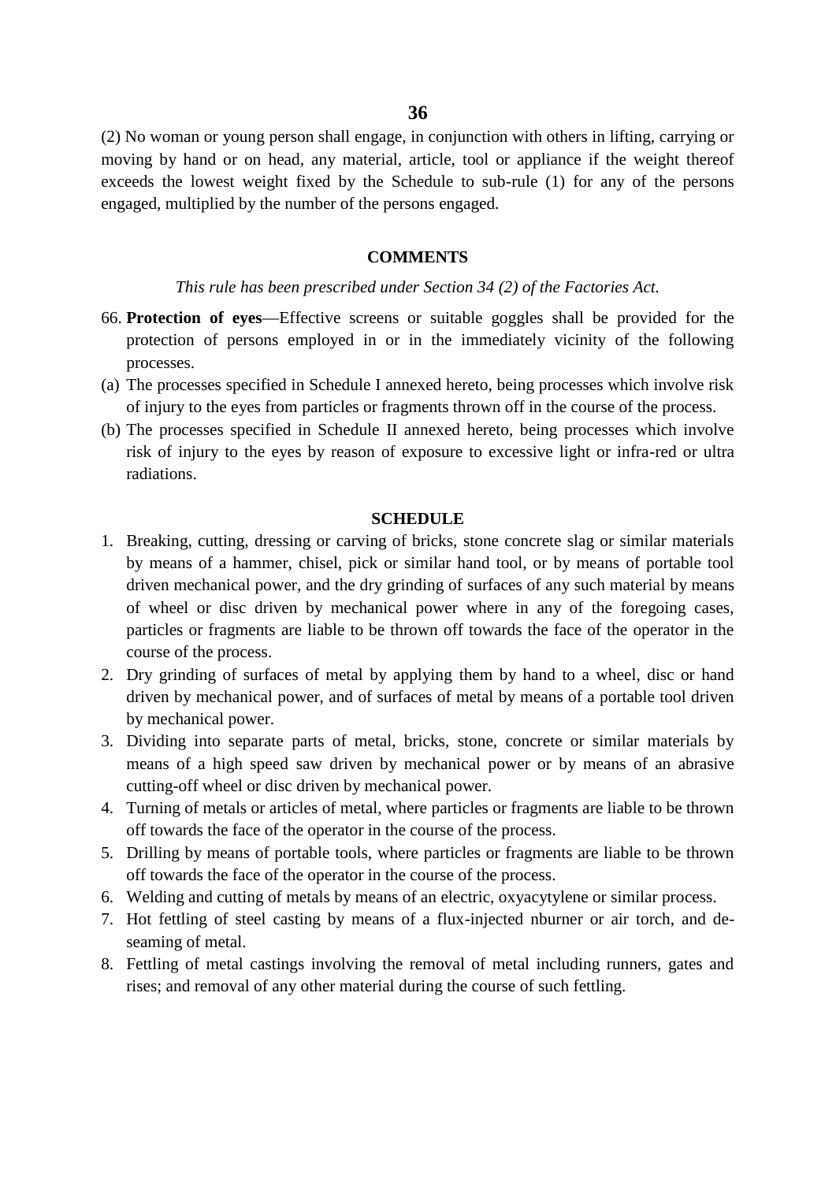(2) No woman or young person shall engage, in conjunction with others in lifting, carrying or moving by hand or on head, any material, article, tool or appliance if the weight thereof exceeds the lowest weight fixed by the Schedule to sub-rule (1) for any of the persons engaged, multiplied by the number of the persons engaged.

**COMMENTS**

*This rule has been prescribed under Section 34 (2) of the Factories Act.*

66. **Protection of eyes**—Effective screens or suitable goggles shall be provided for the protection of persons employed in or in the immediately vicinity of the following processes.

(a) The processes specified in Schedule I annexed hereto, being processes which involve risk of injury to the eyes from particles or fragments thrown off in the course of the process.

(b) The processes specified in Schedule II annexed hereto, being processes which involve risk of injury to the eyes by reason of exposure to excessive light or infra-red or ultra radiations.

**SCHEDULE**

1. Breaking, cutting, dressing or carving of bricks, stone concrete slag or similar materials by means of a hammer, chisel, pick or similar hand tool, or by means of portable tool driven mechanical power, and the dry grinding of surfaces of any such material by means of wheel or disc driven by mechanical power where in any of the foregoing cases, particles or fragments are liable to be thrown off towards the face of the operator in the course of the process.
2. Dry grinding of surfaces of metal by applying them by hand to a wheel, disc or hand driven by mechanical power, and of surfaces of metal by means of a portable tool driven by mechanical power.
3. Dividing into separate parts of metal, bricks, stone, concrete or similar materials by means of a high speed saw driven by mechanical power or by means of an abrasive cutting-off wheel or disc driven by mechanical power.
4. Turning of metals or articles of metal, where particles or fragments are liable to be thrown off towards the face of the operator in the course of the process.
5. Drilling by means of portable tools, where particles or fragments are liable to be thrown off towards the face of the operator in the course of the process.
6. Welding and cutting of metals by means of an electric, oxyacytylene or similar process.
7. Hot fettling of steel casting by means of a flux-injected nburner or air torch, and de-seaming of metal.
8. Fettling of metal castings involving the removal of metal including runners, gates and rises; and removal of any other material during the course of such fettling.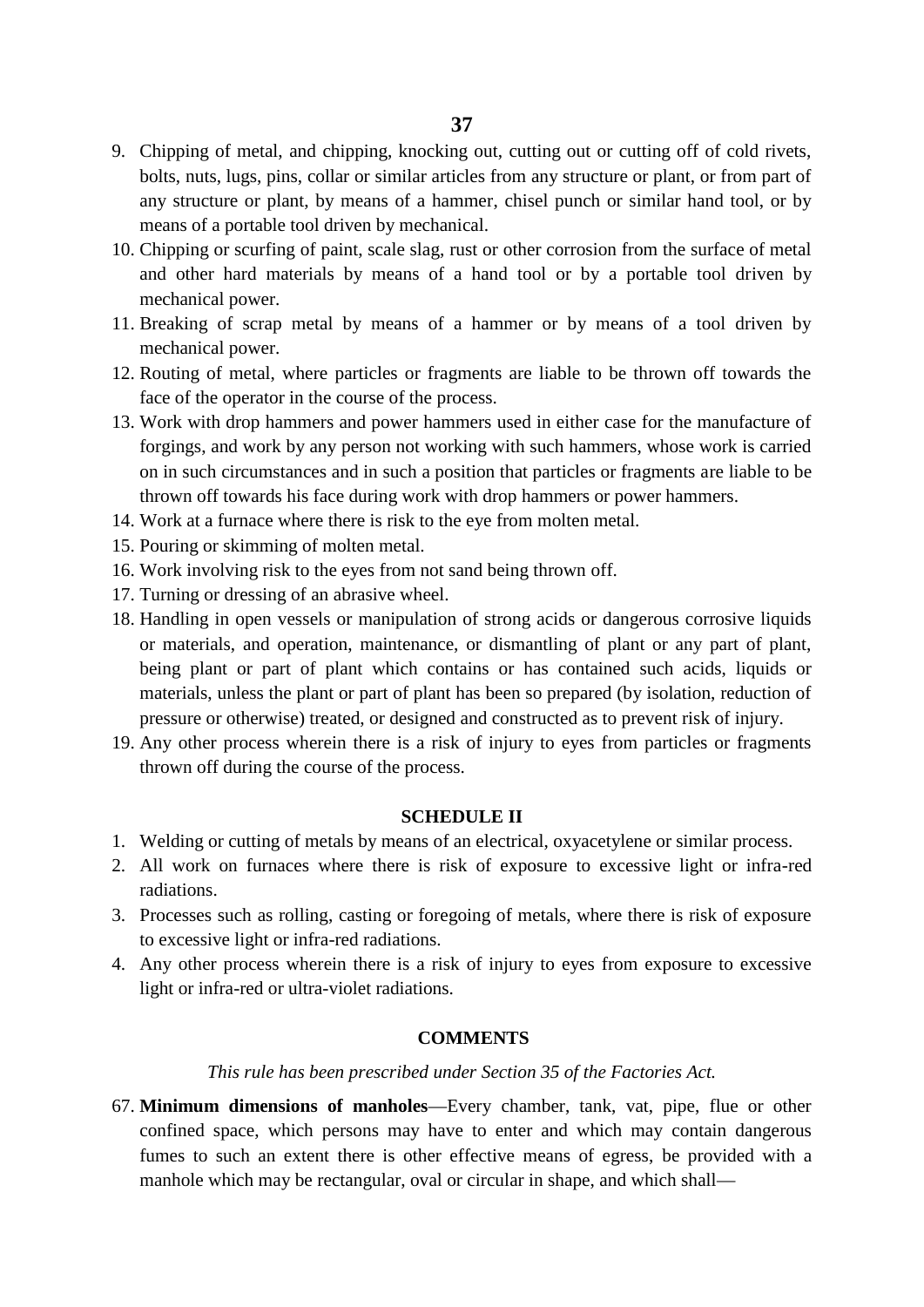9. Chipping of metal, and chipping, knocking out, cutting out or cutting off of cold rivets, bolts, nuts, lugs, pins, collar or similar articles from any structure or plant, or from part of any structure or plant, by means of a hammer, chisel punch or similar hand tool, or by means of a portable tool driven by mechanical.
10. Chipping or scurfing of paint, scale slag, rust or other corrosion from the surface of metal and other hard materials by means of a hand tool or by a portable tool driven by mechanical power.
11. Breaking of scrap metal by means of a hammer or by means of a tool driven by mechanical power.
12. Routing of metal, where particles or fragments are liable to be thrown off towards the face of the operator in the course of the process.
13. Work with drop hammers and power hammers used in either case for the manufacture of forgings, and work by any person not working with such hammers, whose work is carried on in such circumstances and in such a position that particles or fragments are liable to be thrown off towards his face during work with drop hammers or power hammers.
14. Work at a furnace where there is risk to the eye from molten metal.
15. Pouring or skimming of molten metal.
16. Work involving risk to the eyes from not sand being thrown off.
17. Turning or dressing of an abrasive wheel.
18. Handling in open vessels or manipulation of strong acids or dangerous corrosive liquids or materials, and operation, maintenance, or dismantling of plant or any part of plant, being plant or part of plant which contains or has contained such acids, liquids or materials, unless the plant or part of plant has been so prepared (by isolation, reduction of pressure or otherwise) treated, or designed and constructed as to prevent risk of injury.
19. Any other process wherein there is a risk of injury to eyes from particles or fragments thrown off during the course of the process.

**SCHEDULE II**

1. Welding or cutting of metals by means of an electrical, oxyacetylene or similar process.
2. All work on furnaces where there is risk of exposure to excessive light or infra-red radiations.
3. Processes such as rolling, casting or foregoing of metals, where there is risk of exposure to excessive light or infra-red radiations.
4. Any other process wherein there is a risk of injury to eyes from exposure to excessive light or infra-red or ultra-violet radiations.

**COMMENTS**

*This rule has been prescribed under Section 35 of the Factories Act.*

67. **Minimum dimensions of manholes**—Every chamber, tank, vat, pipe, flue or other confined space, which persons may have to enter and which may contain dangerous fumes to such an extent there is other effective means of egress, be provided with a manhole which may be rectangular, oval or circular in shape, and which shall—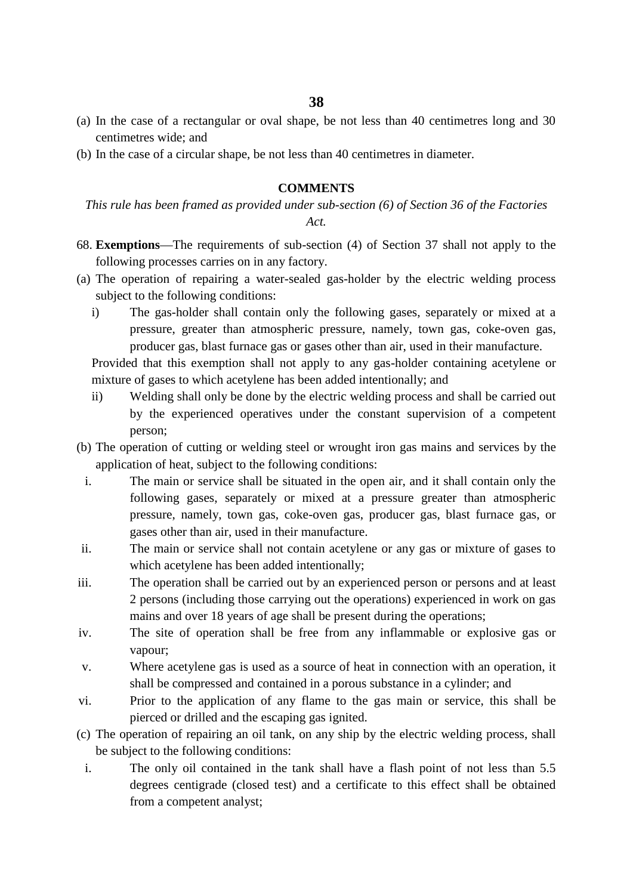(a) In the case of a rectangular or oval shape, be not less than 40 centimetres long and 30 centimetres wide; and

(b) In the case of a circular shape, be not less than 40 centimetres in diameter.

**COMMENTS**

*This rule has been framed as provided under sub-section (6) of Section 36 of the Factories Act.*

68. **Exemptions**—The requirements of sub-section (4) of Section 37 shall not apply to the following processes carries on in any factory.

(a) The operation of repairing a water-sealed gas-holder by the electric welding process subject to the following conditions:

   i) The gas-holder shall contain only the following gases, separately or mixed at a pressure, greater than atmospheric pressure, namely, town gas, coke-oven gas, producer gas, blast furnace gas or gases other than air, used in their manufacture.

   Provided that this exemption shall not apply to any gas-holder containing acetylene or mixture of gases to which acetylene has been added intentionally; and

   ii) Welding shall only be done by the electric welding process and shall be carried out by the experienced operatives under the constant supervision of a competent person;

(b) The operation of cutting or welding steel or wrought iron gas mains and services by the application of heat, subject to the following conditions:

   i. The main or service shall be situated in the open air, and it shall contain only the following gases, separately or mixed at a pressure greater than atmospheric pressure, namely, town gas, coke-oven gas, producer gas, blast furnace gas, or gases other than air, used in their manufacture.

   ii. The main or service shall not contain acetylene or any gas or mixture of gases to which acetylene has been added intentionally;

   iii. The operation shall be carried out by an experienced person or persons and at least 2 persons (including those carrying out the operations) experienced in work on gas mains and over 18 years of age shall be present during the operations;

   iv. The site of operation shall be free from any inflammable or explosive gas or vapour;

   v. Where acetylene gas is used as a source of heat in connection with an operation, it shall be compressed and contained in a porous substance in a cylinder; and

   vi. Prior to the application of any flame to the gas main or service, this shall be pierced or drilled and the escaping gas ignited.

(c) The operation of repairing an oil tank, on any ship by the electric welding process, shall be subject to the following conditions:

   i. The only oil contained in the tank shall have a flash point of not less than 5.5 degrees centigrade (closed test) and a certificate to this effect shall be obtained from a competent analyst;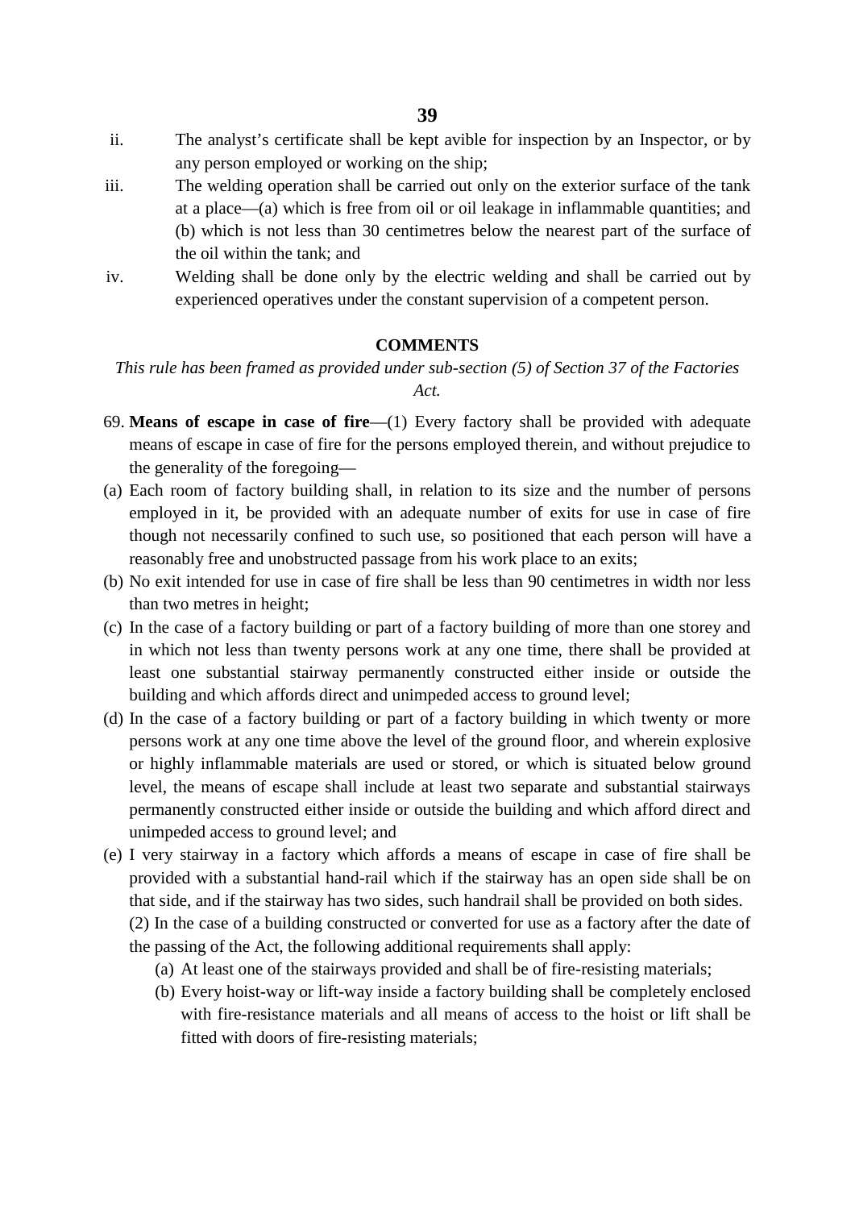ii. The analyst's certificate shall be kept avible for inspection by an Inspector, or by any person employed or working on the ship;

iii. The welding operation shall be carried out only on the exterior surface of the tank at a place—(a) which is free from oil or oil leakage in inflammable quantities; and (b) which is not less than 30 centimetres below the nearest part of the surface of the oil within the tank; and

iv. Welding shall be done only by the electric welding and shall be carried out by experienced operatives under the constant supervision of a competent person.

**COMMENTS**

*This rule has been framed as provided under sub-section (5) of Section 37 of the Factories Act.*

69. **Means of escape in case of fire**—(1) Every factory shall be provided with adequate means of escape in case of fire for the persons employed therein, and without prejudice to the generality of the foregoing—

(a) Each room of factory building shall, in relation to its size and the number of persons employed in it, be provided with an adequate number of exits for use in case of fire though not necessarily confined to such use, so positioned that each person will have a reasonably free and unobstructed passage from his work place to an exits;

(b) No exit intended for use in case of fire shall be less than 90 centimetres in width nor less than two metres in height;

(c) In the case of a factory building or part of a factory building of more than one storey and in which not less than twenty persons work at any one time, there shall be provided at least one substantial stairway permanently constructed either inside or outside the building and which affords direct and unimpeded access to ground level;

(d) In the case of a factory building or part of a factory building in which twenty or more persons work at any one time above the level of the ground floor, and wherein explosive or highly inflammable materials are used or stored, or which is situated below ground level, the means of escape shall include at least two separate and substantial stairways permanently constructed either inside or outside the building and which afford direct and unimpeded access to ground level; and

(e) I very stairway in a factory which affords a means of escape in case of fire shall be provided with a substantial hand-rail which if the stairway has an open side shall be on that side, and if the stairway has two sides, such handrail shall be provided on both sides.

(2) In the case of a building constructed or converted for use as a factory after the date of the passing of the Act, the following additional requirements shall apply:

(a) At least one of the stairways provided and shall be of fire-resisting materials;

(b) Every hoist-way or lift-way inside a factory building shall be completely enclosed with fire-resistance materials and all means of access to the hoist or lift shall be fitted with doors of fire-resisting materials;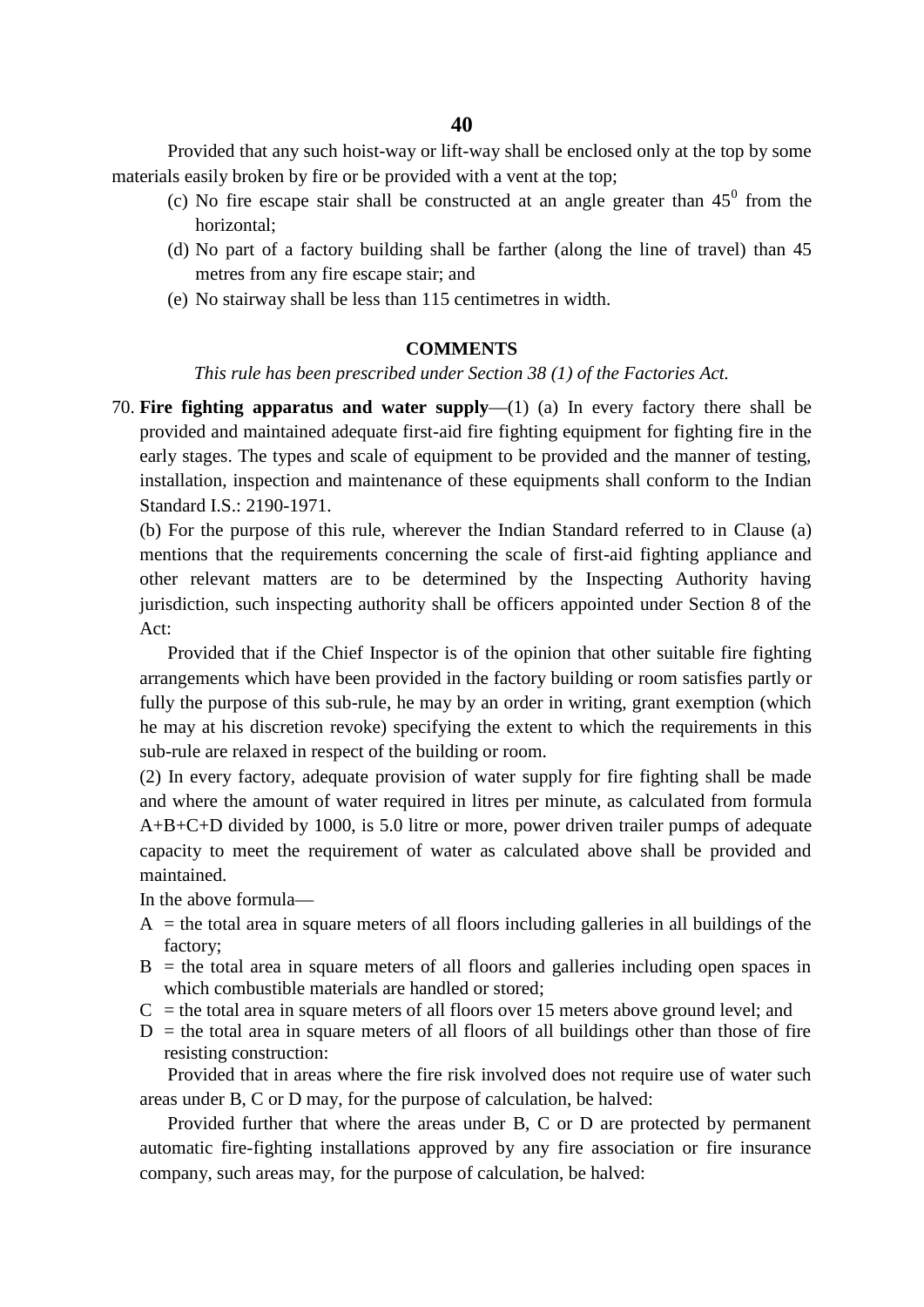Provided that any such hoist-way or lift-way shall be enclosed only at the top by some materials easily broken by fire or be provided with a vent at the top;

(c) No fire escape stair shall be constructed at an angle greater than $45^0$ from the horizontal;

(d) No part of a factory building shall be farther (along the line of travel) than 45 metres from any fire escape stair; and

(e) No stairway shall be less than 115 centimetres in width.

**COMMENTS**

*This rule has been prescribed under Section 38 (1) of the Factories Act.*

70. **Fire fighting apparatus and water supply**—(1) (a) In every factory there shall be provided and maintained adequate first-aid fire fighting equipment for fighting fire in the early stages. The types and scale of equipment to be provided and the manner of testing, installation, inspection and maintenance of these equipments shall conform to the Indian Standard I.S.: 2190-1971.

(b) For the purpose of this rule, wherever the Indian Standard referred to in Clause (a) mentions that the requirements concerning the scale of first-aid fighting appliance and other relevant matters are to be determined by the Inspecting Authority having jurisdiction, such inspecting authority shall be officers appointed under Section 8 of the Act:

Provided that if the Chief Inspector is of the opinion that other suitable fire fighting arrangements which have been provided in the factory building or room satisfies partly or fully the purpose of this sub-rule, he may by an order in writing, grant exemption (which he may at his discretion revoke) specifying the extent to which the requirements in this sub-rule are relaxed in respect of the building or room.

(2) In every factory, adequate provision of water supply for fire fighting shall be made and where the amount of water required in litres per minute, as calculated from formula A+B+C+D divided by 1000, is 5.0 litre or more, power driven trailer pumps of adequate capacity to meet the requirement of water as calculated above shall be provided and maintained.

In the above formula—

A = the total area in square meters of all floors including galleries in all buildings of the factory;

B = the total area in square meters of all floors and galleries including open spaces in which combustible materials are handled or stored;

C = the total area in square meters of all floors over 15 meters above ground level; and

D = the total area in square meters of all floors of all buildings other than those of fire resisting construction:

Provided that in areas where the fire risk involved does not require use of water such areas under B, C or D may, for the purpose of calculation, be halved:

Provided further that where the areas under B, C or D are protected by permanent automatic fire-fighting installations approved by any fire association or fire insurance company, such areas may, for the purpose of calculation, be halved: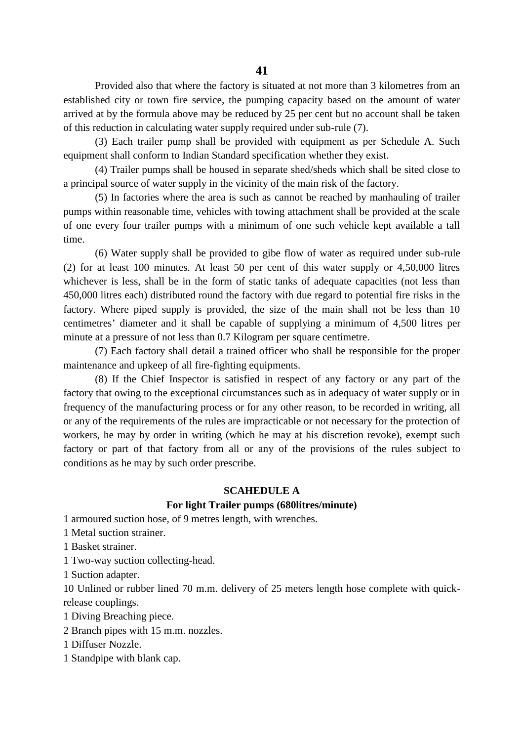Provided also that where the factory is situated at not more than 3 kilometres from an established city or town fire service, the pumping capacity based on the amount of water arrived at by the formula above may be reduced by 25 per cent but no account shall be taken of this reduction in calculating water supply required under sub-rule (7).

(3) Each trailer pump shall be provided with equipment as per Schedule A. Such equipment shall conform to Indian Standard specification whether they exist.

(4) Trailer pumps shall be housed in separate shed/sheds which shall be sited close to a principal source of water supply in the vicinity of the main risk of the factory.

(5) In factories where the area is such as cannot be reached by manhauling of trailer pumps within reasonable time, vehicles with towing attachment shall be provided at the scale of one every four trailer pumps with a minimum of one such vehicle kept available a tall time.

(6) Water supply shall be provided to gibe flow of water as required under sub-rule (2) for at least 100 minutes. At least 50 per cent of this water supply or 4,50,000 litres whichever is less, shall be in the form of static tanks of adequate capacities (not less than 450,000 litres each) distributed round the factory with due regard to potential fire risks in the factory. Where piped supply is provided, the size of the main shall not be less than 10 centimetres' diameter and it shall be capable of supplying a minimum of 4,500 litres per minute at a pressure of not less than 0.7 Kilogram per square centimetre.

(7) Each factory shall detail a trained officer who shall be responsible for the proper maintenance and upkeep of all fire-fighting equipments.

(8) If the Chief Inspector is satisfied in respect of any factory or any part of the factory that owing to the exceptional circumstances such as in adequacy of water supply or in frequency of the manufacturing process or for any other reason, to be recorded in writing, all or any of the requirements of the rules are impracticable or not necessary for the protection of workers, he may by order in writing (which he may at his discretion revoke), exempt such factory or part of that factory from all or any of the provisions of the rules subject to conditions as he may by such order prescribe.

**SCAHEDULE A**

**For light Trailer pumps (680litres/minute)**

1 armoured suction hose, of 9 metres length, with wrenches.

1 Metal suction strainer.

1 Basket strainer.

1 Two-way suction collecting-head.

1 Suction adapter.

10 Unlined or rubber lined 70 m.m. delivery of 25 meters length hose complete with quick-release couplings.

1 Diving Breaching piece.

2 Branch pipes with 15 m.m. nozzles.

1 Diffuser Nozzle.

1 Standpipe with blank cap.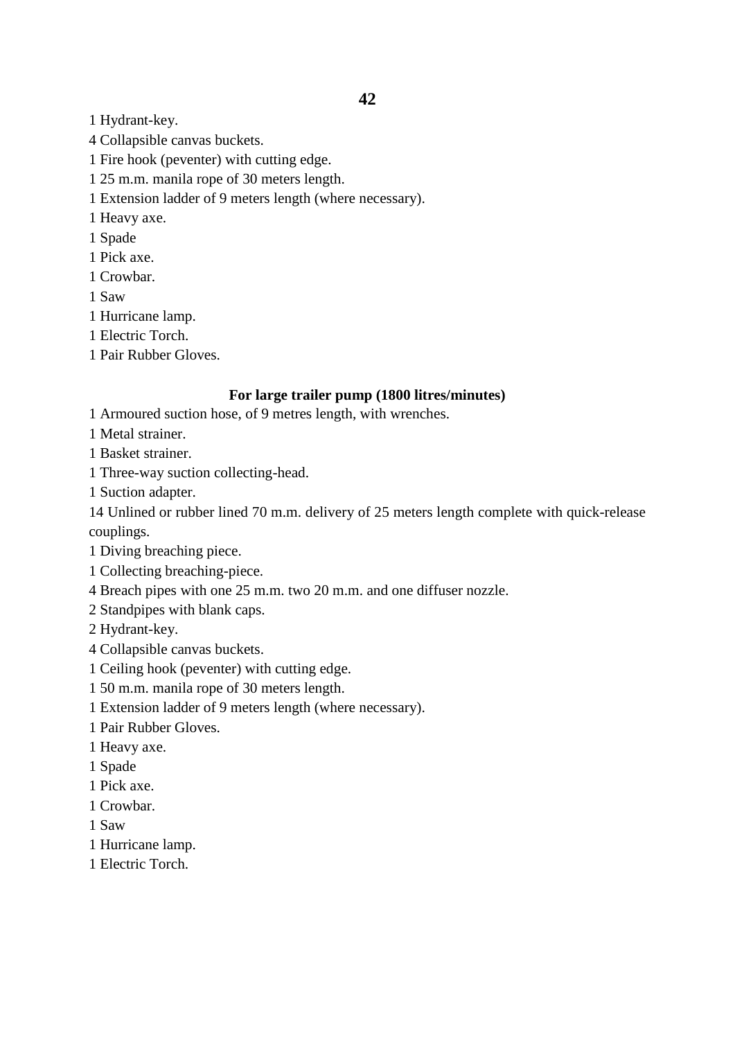1 Hydrant-key.

4 Collapsible canvas buckets.

1 Fire hook (peventer) with cutting edge.

1 25 m.m. manila rope of 30 meters length.

1 Extension ladder of 9 meters length (where necessary).

1 Heavy axe.

1 Spade

1 Pick axe.

1 Crowbar.

1 Saw

1 Hurricane lamp.

1 Electric Torch.

1 Pair Rubber Gloves.

**For large trailer pump (1800 litres/minutes)**

1 Armoured suction hose, of 9 metres length, with wrenches.

1 Metal strainer.

1 Basket strainer.

1 Three-way suction collecting-head.

1 Suction adapter.

14 Unlined or rubber lined 70 m.m. delivery of 25 meters length complete with quick-release couplings.

1 Diving breaching piece.

1 Collecting breaching-piece.

4 Breach pipes with one 25 m.m. two 20 m.m. and one diffuser nozzle.

2 Standpipes with blank caps.

2 Hydrant-key.

4 Collapsible canvas buckets.

1 Ceiling hook (peventer) with cutting edge.

1 50 m.m. manila rope of 30 meters length.

1 Extension ladder of 9 meters length (where necessary).

1 Pair Rubber Gloves.

1 Heavy axe.

1 Spade

1 Pick axe.

1 Crowbar.

1 Saw

1 Hurricane lamp.

1 Electric Torch.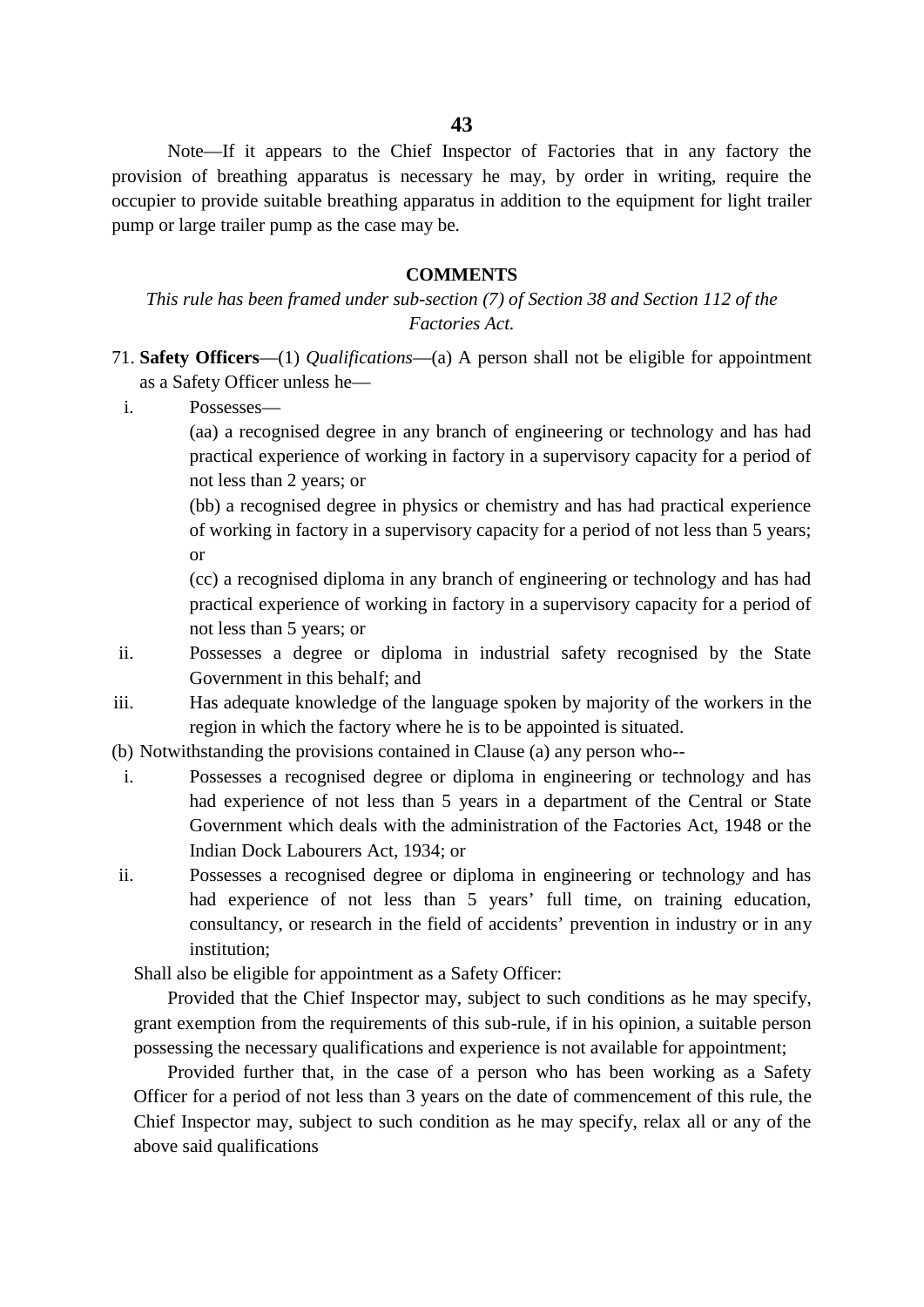Note—If it appears to the Chief Inspector of Factories that in any factory the provision of breathing apparatus is necessary he may, by order in writing, require the occupier to provide suitable breathing apparatus in addition to the equipment for light trailer pump or large trailer pump as the case may be.

**COMMENTS**

*This rule has been framed under sub-section (7) of Section 38 and Section 112 of the Factories Act.*

71. **Safety Officers**—(1) *Qualifications*—(a) A person shall not be eligible for appointment as a Safety Officer unless he—

   i. Possesses—

      (aa) a recognised degree in any branch of engineering or technology and has had practical experience of working in factory in a supervisory capacity for a period of not less than 2 years; or

      (bb) a recognised degree in physics or chemistry and has had practical experience of working in factory in a supervisory capacity for a period of not less than 5 years; or

      (cc) a recognised diploma in any branch of engineering or technology and has had practical experience of working in factory in a supervisory capacity for a period of not less than 5 years; or

   ii. Possesses a degree or diploma in industrial safety recognised by the State Government in this behalf; and

   iii. Has adequate knowledge of the language spoken by majority of the workers in the region in which the factory where he is to be appointed is situated.

(b) Notwithstanding the provisions contained in Clause (a) any person who--

   i. Possesses a recognised degree or diploma in engineering or technology and has had experience of not less than 5 years in a department of the Central or State Government which deals with the administration of the Factories Act, 1948 or the Indian Dock Labourers Act, 1934; or

   ii. Possesses a recognised degree or diploma in engineering or technology and has had experience of not less than 5 years' full time, on training education, consultancy, or research in the field of accidents' prevention in industry or in any institution;

Shall also be eligible for appointment as a Safety Officer:

Provided that the Chief Inspector may, subject to such conditions as he may specify, grant exemption from the requirements of this sub-rule, if in his opinion, a suitable person possessing the necessary qualifications and experience is not available for appointment;

Provided further that, in the case of a person who has been working as a Safety Officer for a period of not less than 3 years on the date of commencement of this rule, the Chief Inspector may, subject to such condition as he may specify, relax all or any of the above said qualifications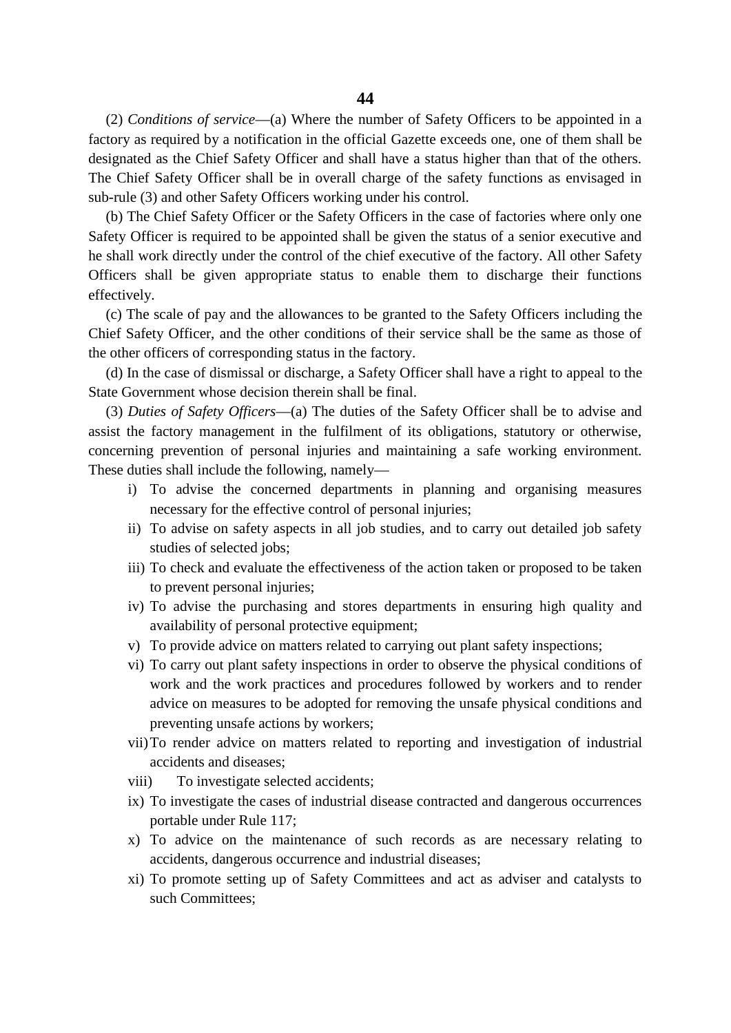(2) *Conditions of service*—(a) Where the number of Safety Officers to be appointed in a factory as required by a notification in the official Gazette exceeds one, one of them shall be designated as the Chief Safety Officer and shall have a status higher than that of the others. The Chief Safety Officer shall be in overall charge of the safety functions as envisaged in sub-rule (3) and other Safety Officers working under his control.

(b) The Chief Safety Officer or the Safety Officers in the case of factories where only one Safety Officer is required to be appointed shall be given the status of a senior executive and he shall work directly under the control of the chief executive of the factory. All other Safety Officers shall be given appropriate status to enable them to discharge their functions effectively.

(c) The scale of pay and the allowances to be granted to the Safety Officers including the Chief Safety Officer, and the other conditions of their service shall be the same as those of the other officers of corresponding status in the factory.

(d) In the case of dismissal or discharge, a Safety Officer shall have a right to appeal to the State Government whose decision therein shall be final.

(3) *Duties of Safety Officers*—(a) The duties of the Safety Officer shall be to advise and assist the factory management in the fulfilment of its obligations, statutory or otherwise, concerning prevention of personal injuries and maintaining a safe working environment. These duties shall include the following, namely—

i) To advise the concerned departments in planning and organising measures necessary for the effective control of personal injuries;

ii) To advise on safety aspects in all job studies, and to carry out detailed job safety studies of selected jobs;

iii) To check and evaluate the effectiveness of the action taken or proposed to be taken to prevent personal injuries;

iv) To advise the purchasing and stores departments in ensuring high quality and availability of personal protective equipment;

v) To provide advice on matters related to carrying out plant safety inspections;

vi) To carry out plant safety inspections in order to observe the physical conditions of work and the work practices and procedures followed by workers and to render advice on measures to be adopted for removing the unsafe physical conditions and preventing unsafe actions by workers;

vii) To render advice on matters related to reporting and investigation of industrial accidents and diseases;

viii) To investigate selected accidents;

ix) To investigate the cases of industrial disease contracted and dangerous occurrences portable under Rule 117;

x) To advice on the maintenance of such records as are necessary relating to accidents, dangerous occurrence and industrial diseases;

xi) To promote setting up of Safety Committees and act as adviser and catalysts to such Committees;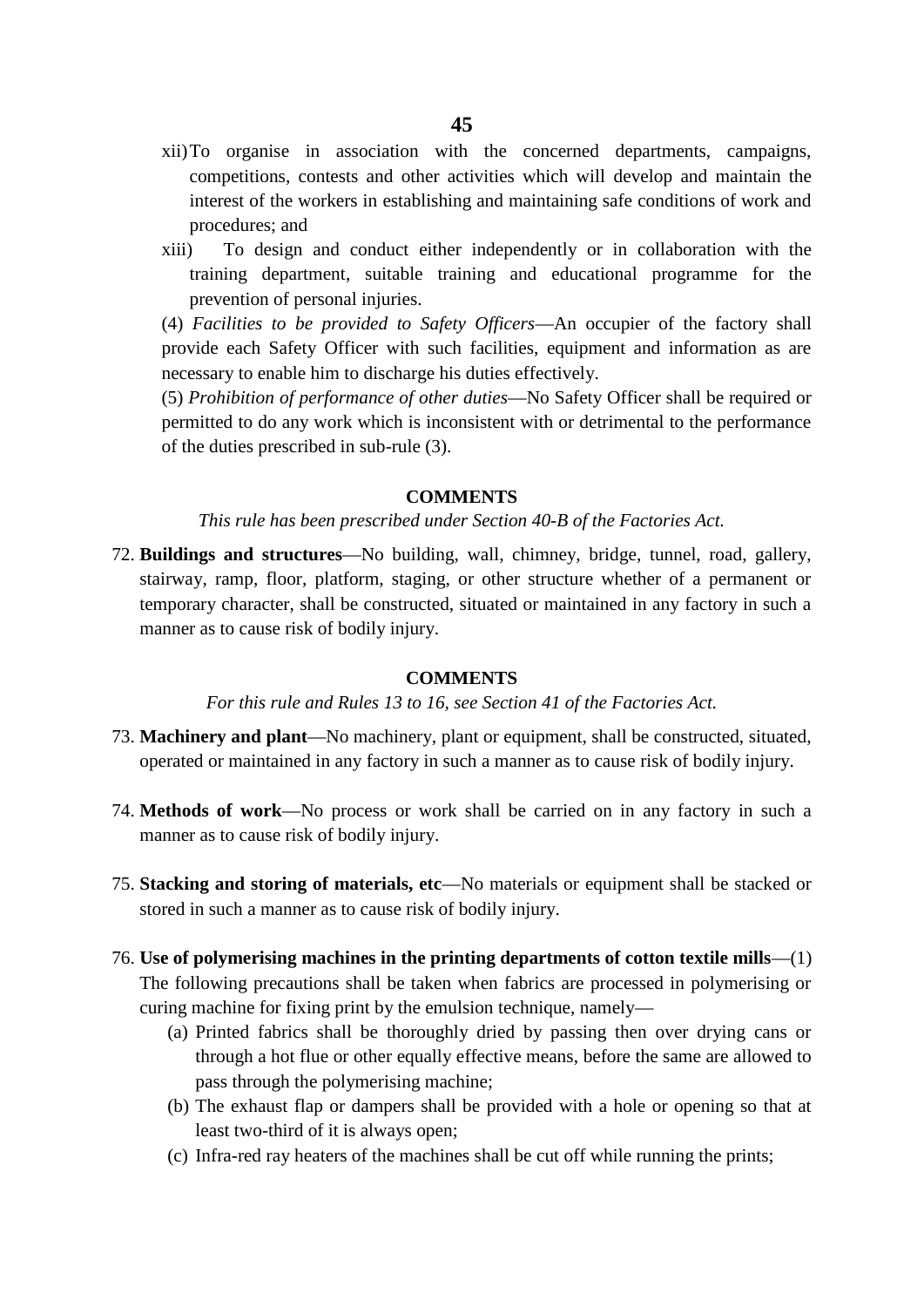xii) To organise in association with the concerned departments, campaigns, competitions, contests and other activities which will develop and maintain the interest of the workers in establishing and maintaining safe conditions of work and procedures; and

xiii) To design and conduct either independently or in collaboration with the training department, suitable training and educational programme for the prevention of personal injuries.

(4) *Facilities to be provided to Safety Officers*—An occupier of the factory shall provide each Safety Officer with such facilities, equipment and information as are necessary to enable him to discharge his duties effectively.

(5) *Prohibition of performance of other duties*—No Safety Officer shall be required or permitted to do any work which is inconsistent with or detrimental to the performance of the duties prescribed in sub-rule (3).

**COMMENTS**

*This rule has been prescribed under Section 40-B of the Factories Act.*

72. **Buildings and structures**—No building, wall, chimney, bridge, tunnel, road, gallery, stairway, ramp, floor, platform, staging, or other structure whether of a permanent or temporary character, shall be constructed, situated or maintained in any factory in such a manner as to cause risk of bodily injury.

**COMMENTS**

*For this rule and Rules 13 to 16, see Section 41 of the Factories Act.*

73. **Machinery and plant**—No machinery, plant or equipment, shall be constructed, situated, operated or maintained in any factory in such a manner as to cause risk of bodily injury.

74. **Methods of work**—No process or work shall be carried on in any factory in such a manner as to cause risk of bodily injury.

75. **Stacking and storing of materials, etc**—No materials or equipment shall be stacked or stored in such a manner as to cause risk of bodily injury.

76. **Use of polymerising machines in the printing departments of cotton textile mills**—(1) The following precautions shall be taken when fabrics are processed in polymerising or curing machine for fixing print by the emulsion technique, namely—

   (a) Printed fabrics shall be thoroughly dried by passing then over drying cans or through a hot flue or other equally effective means, before the same are allowed to pass through the polymerising machine;

   (b) The exhaust flap or dampers shall be provided with a hole or opening so that at least two-third of it is always open;

   (c) Infra-red ray heaters of the machines shall be cut off while running the prints;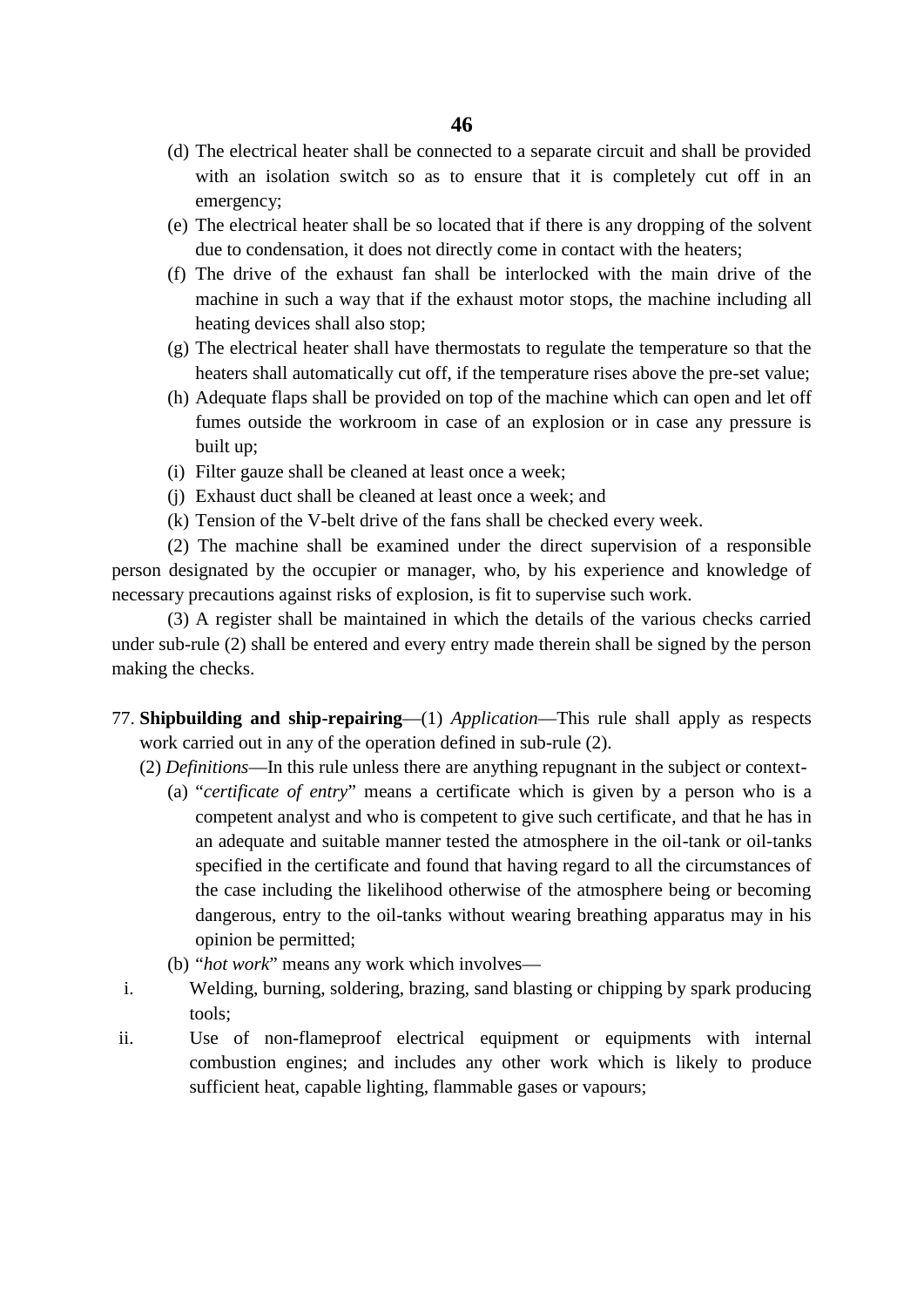(d) The electrical heater shall be connected to a separate circuit and shall be provided with an isolation switch so as to ensure that it is completely cut off in an emergency;

(e) The electrical heater shall be so located that if there is any dropping of the solvent due to condensation, it does not directly come in contact with the heaters;

(f) The drive of the exhaust fan shall be interlocked with the main drive of the machine in such a way that if the exhaust motor stops, the machine including all heating devices shall also stop;

(g) The electrical heater shall have thermostats to regulate the temperature so that the heaters shall automatically cut off, if the temperature rises above the pre-set value;

(h) Adequate flaps shall be provided on top of the machine which can open and let off fumes outside the workroom in case of an explosion or in case any pressure is built up;

(i) Filter gauze shall be cleaned at least once a week;

(j) Exhaust duct shall be cleaned at least once a week; and

(k) Tension of the V-belt drive of the fans shall be checked every week.

(2) The machine shall be examined under the direct supervision of a responsible person designated by the occupier or manager, who, by his experience and knowledge of necessary precautions against risks of explosion, is fit to supervise such work.

(3) A register shall be maintained in which the details of the various checks carried under sub-rule (2) shall be entered and every entry made therein shall be signed by the person making the checks.

77. **Shipbuilding and ship-repairing**—(1) *Application*—This rule shall apply as respects work carried out in any of the operation defined in sub-rule (2).

(2) *Definitions*—In this rule unless there are anything repugnant in the subject or context-

(a) "*certificate of entry*" means a certificate which is given by a person who is a competent analyst and who is competent to give such certificate, and that he has in an adequate and suitable manner tested the atmosphere in the oil-tank or oil-tanks specified in the certificate and found that having regard to all the circumstances of the case including the likelihood otherwise of the atmosphere being or becoming dangerous, entry to the oil-tanks without wearing breathing apparatus may in his opinion be permitted;

(b) "*hot work*" means any work which involves—

i. Welding, burning, soldering, brazing, sand blasting or chipping by spark producing tools;

ii. Use of non-flameproof electrical equipment or equipments with internal combustion engines; and includes any other work which is likely to produce sufficient heat, capable lighting, flammable gases or vapours;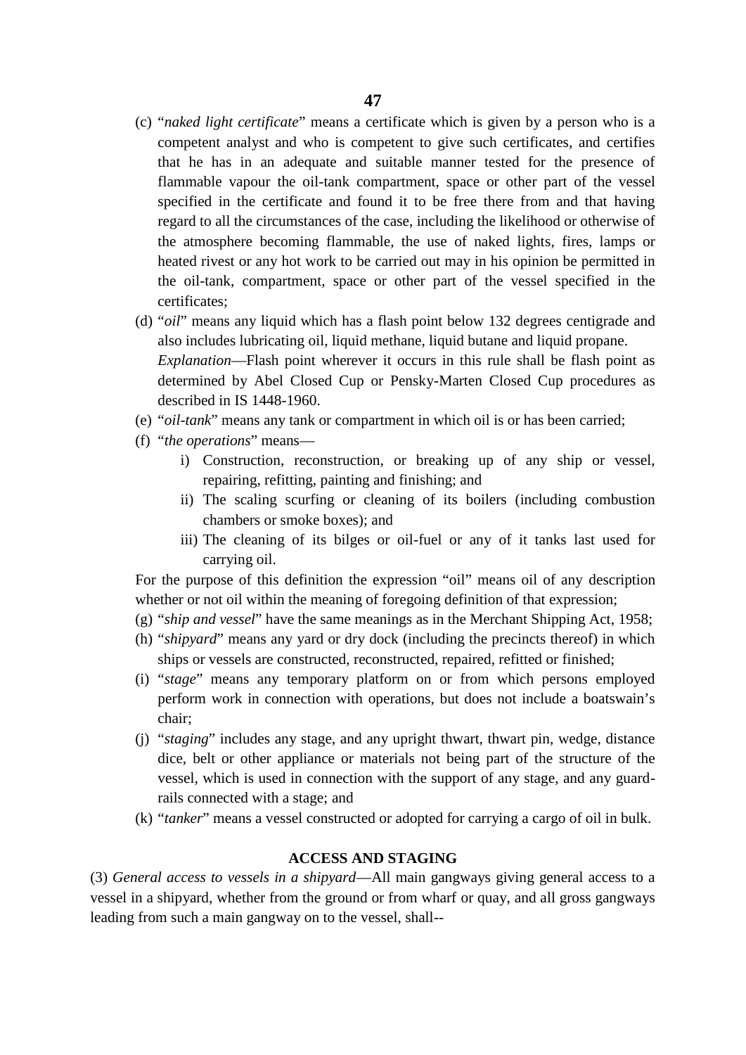(c) "*naked light certificate*" means a certificate which is given by a person who is a competent analyst and who is competent to give such certificates, and certifies that he has in an adequate and suitable manner tested for the presence of flammable vapour the oil-tank compartment, space or other part of the vessel specified in the certificate and found it to be free there from and that having regard to all the circumstances of the case, including the likelihood or otherwise of the atmosphere becoming flammable, the use of naked lights, fires, lamps or heated rivest or any hot work to be carried out may in his opinion be permitted in the oil-tank, compartment, space or other part of the vessel specified in the certificates;

(d) "*oil*" means any liquid which has a flash point below 132 degrees centigrade and also includes lubricating oil, liquid methane, liquid butane and liquid propane.
*Explanation*—Flash point wherever it occurs in this rule shall be flash point as determined by Abel Closed Cup or Pensky-Marten Closed Cup procedures as described in IS 1448-1960.

(e) "*oil-tank*" means any tank or compartment in which oil is or has been carried;

(f) "*the operations*" means—
   i) Construction, reconstruction, or breaking up of any ship or vessel, repairing, refitting, painting and finishing; and
   ii) The scaling scurfing or cleaning of its boilers (including combustion chambers or smoke boxes); and
   iii) The cleaning of its bilges or oil-fuel or any of it tanks last used for carrying oil.

For the purpose of this definition the expression "oil" means oil of any description whether or not oil within the meaning of foregoing definition of that expression;

(g) "*ship and vessel*" have the same meanings as in the Merchant Shipping Act, 1958;

(h) "*shipyard*" means any yard or dry dock (including the precincts thereof) in which ships or vessels are constructed, reconstructed, repaired, refitted or finished;

(i) "*stage*" means any temporary platform on or from which persons employed perform work in connection with operations, but does not include a boatswain's chair;

(j) "*staging*" includes any stage, and any upright thwart, thwart pin, wedge, distance dice, belt or other appliance or materials not being part of the structure of the vessel, which is used in connection with the support of any stage, and any guard-rails connected with a stage; and

(k) "*tanker*" means a vessel constructed or adopted for carrying a cargo of oil in bulk.

**ACCESS AND STAGING**

(3) *General access to vessels in a shipyard*—All main gangways giving general access to a vessel in a shipyard, whether from the ground or from wharf or quay, and all gross gangways leading from such a main gangway on to the vessel, shall--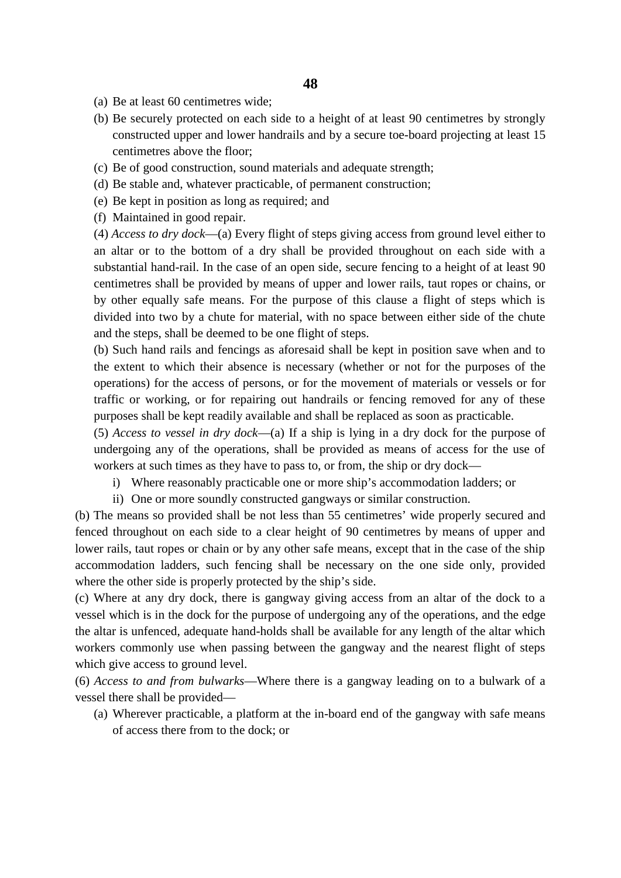(a) Be at least 60 centimetres wide;

(b) Be securely protected on each side to a height of at least 90 centimetres by strongly constructed upper and lower handrails and by a secure toe-board projecting at least 15 centimetres above the floor;

(c) Be of good construction, sound materials and adequate strength;

(d) Be stable and, whatever practicable, of permanent construction;

(e) Be kept in position as long as required; and

(f) Maintained in good repair.

(4) *Access to dry dock*—(a) Every flight of steps giving access from ground level either to an altar or to the bottom of a dry shall be provided throughout on each side with a substantial hand-rail. In the case of an open side, secure fencing to a height of at least 90 centimetres shall be provided by means of upper and lower rails, taut ropes or chains, or by other equally safe means. For the purpose of this clause a flight of steps which is divided into two by a chute for material, with no space between either side of the chute and the steps, shall be deemed to be one flight of steps.

(b) Such hand rails and fencings as aforesaid shall be kept in position save when and to the extent to which their absence is necessary (whether or not for the purposes of the operations) for the access of persons, or for the movement of materials or vessels or for traffic or working, or for repairing out handrails or fencing removed for any of these purposes shall be kept readily available and shall be replaced as soon as practicable.

(5) *Access to vessel in dry dock*—(a) If a ship is lying in a dry dock for the purpose of undergoing any of the operations, shall be provided as means of access for the use of workers at such times as they have to pass to, or from, the ship or dry dock—

i) Where reasonably practicable one or more ship's accommodation ladders; or

ii) One or more soundly constructed gangways or similar construction.

(b) The means so provided shall be not less than 55 centimetres' wide properly secured and fenced throughout on each side to a clear height of 90 centimetres by means of upper and lower rails, taut ropes or chain or by any other safe means, except that in the case of the ship accommodation ladders, such fencing shall be necessary on the one side only, provided where the other side is properly protected by the ship's side.

(c) Where at any dry dock, there is gangway giving access from an altar of the dock to a vessel which is in the dock for the purpose of undergoing any of the operations, and the edge the altar is unfenced, adequate hand-holds shall be available for any length of the altar which workers commonly use when passing between the gangway and the nearest flight of steps which give access to ground level.

(6) *Access to and from bulwarks*—Where there is a gangway leading on to a bulwark of a vessel there shall be provided—

(a) Wherever practicable, a platform at the in-board end of the gangway with safe means of access there from to the dock; or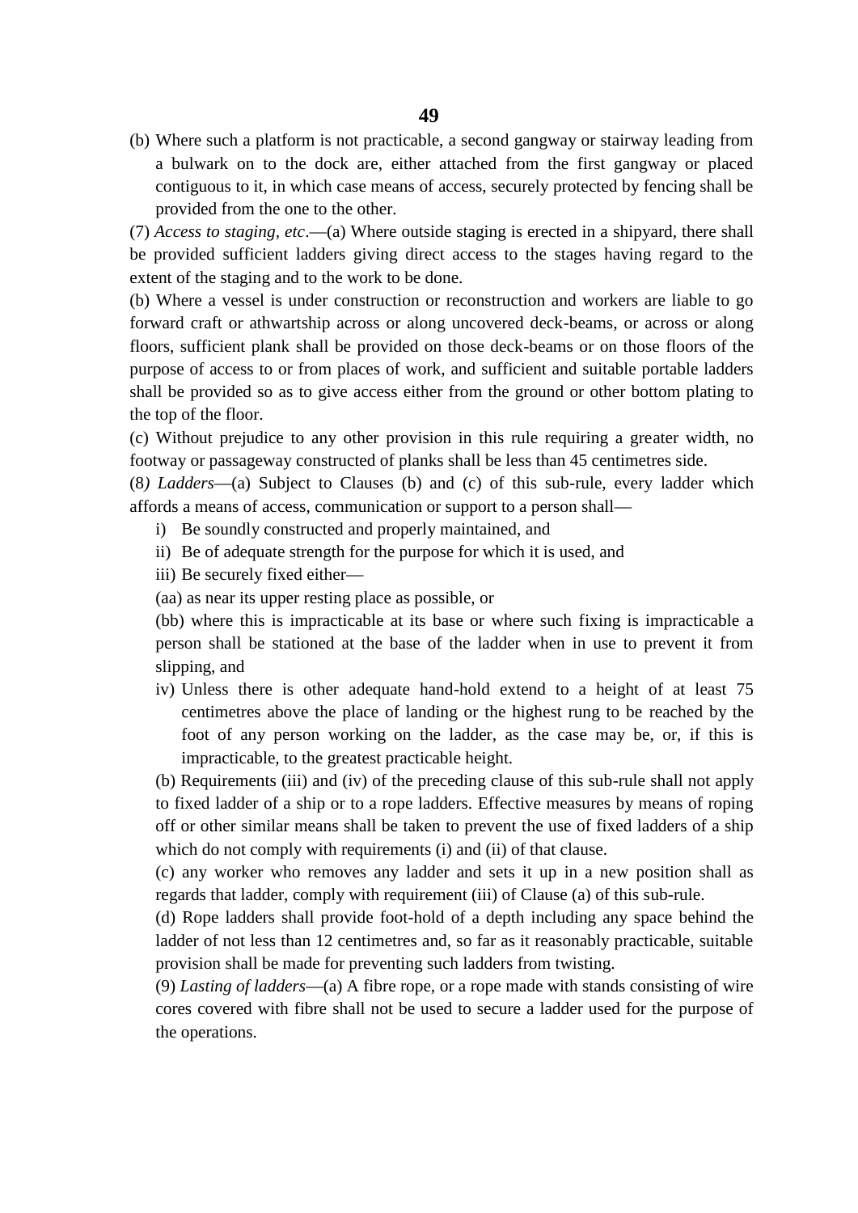(b) Where such a platform is not practicable, a second gangway or stairway leading from a bulwark on to the dock are, either attached from the first gangway or placed contiguous to it, in which case means of access, securely protected by fencing shall be provided from the one to the other.

(7) *Access to staging, etc*.—(a) Where outside staging is erected in a shipyard, there shall be provided sufficient ladders giving direct access to the stages having regard to the extent of the staging and to the work to be done.

(b) Where a vessel is under construction or reconstruction and workers are liable to go forward craft or athwartship across or along uncovered deck-beams, or across or along floors, sufficient plank shall be provided on those deck-beams or on those floors of the purpose of access to or from places of work, and sufficient and suitable portable ladders shall be provided so as to give access either from the ground or other bottom plating to the top of the floor.

(c) Without prejudice to any other provision in this rule requiring a greater width, no footway or passageway constructed of planks shall be less than 45 centimetres side.

(8*) Ladders*—(a) Subject to Clauses (b) and (c) of this sub-rule, every ladder which affords a means of access, communication or support to a person shall—

i) Be soundly constructed and properly maintained, and

ii) Be of adequate strength for the purpose for which it is used, and

iii) Be securely fixed either—

(aa) as near its upper resting place as possible, or

(bb) where this is impracticable at its base or where such fixing is impracticable a person shall be stationed at the base of the ladder when in use to prevent it from slipping, and

iv) Unless there is other adequate hand-hold extend to a height of at least 75 centimetres above the place of landing or the highest rung to be reached by the foot of any person working on the ladder, as the case may be, or, if this is impracticable, to the greatest practicable height.

(b) Requirements (iii) and (iv) of the preceding clause of this sub-rule shall not apply to fixed ladder of a ship or to a rope ladders. Effective measures by means of roping off or other similar means shall be taken to prevent the use of fixed ladders of a ship which do not comply with requirements (i) and (ii) of that clause.

(c) any worker who removes any ladder and sets it up in a new position shall as regards that ladder, comply with requirement (iii) of Clause (a) of this sub-rule.

(d) Rope ladders shall provide foot-hold of a depth including any space behind the ladder of not less than 12 centimetres and, so far as it reasonably practicable, suitable provision shall be made for preventing such ladders from twisting.

(9) *Lasting of ladders*—(a) A fibre rope, or a rope made with stands consisting of wire cores covered with fibre shall not be used to secure a ladder used for the purpose of the operations.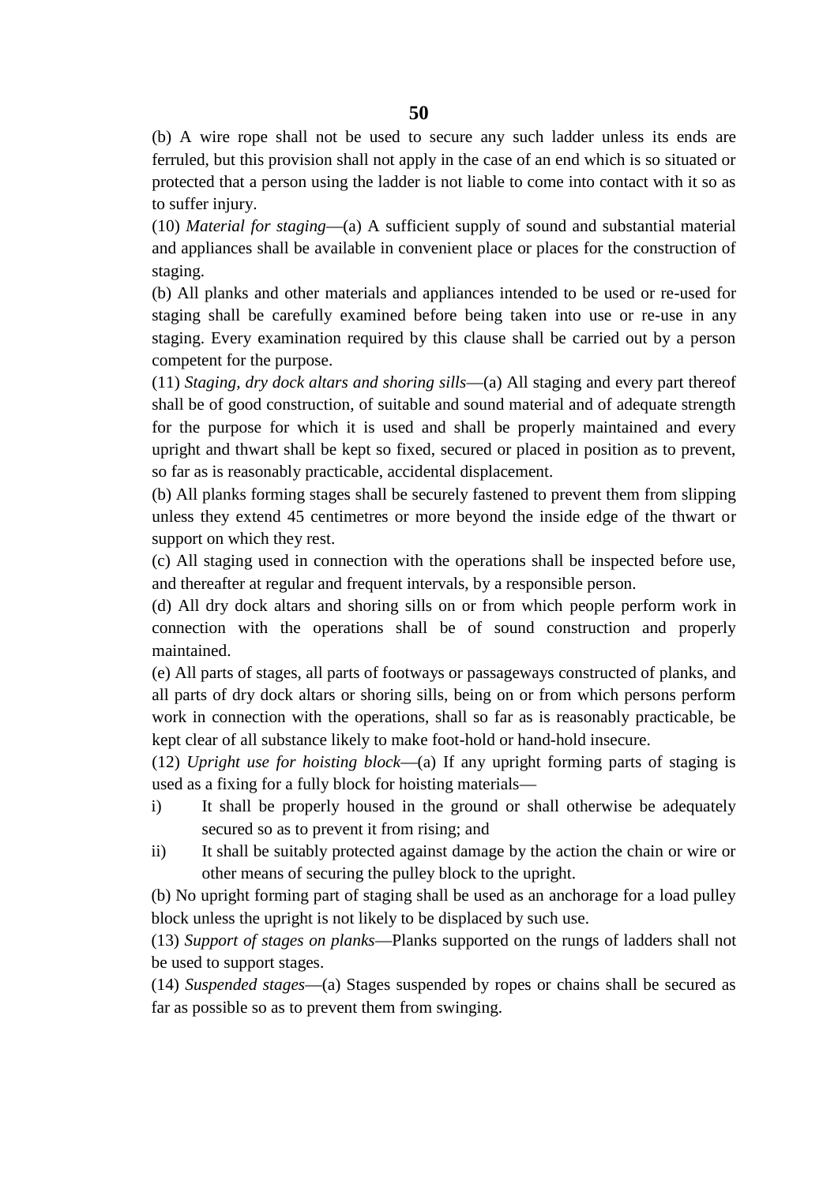(b) A wire rope shall not be used to secure any such ladder unless its ends are ferruled, but this provision shall not apply in the case of an end which is so situated or protected that a person using the ladder is not liable to come into contact with it so as to suffer injury.

(10) *Material for staging*—(a) A sufficient supply of sound and substantial material and appliances shall be available in convenient place or places for the construction of staging.

(b) All planks and other materials and appliances intended to be used or re-used for staging shall be carefully examined before being taken into use or re-use in any staging. Every examination required by this clause shall be carried out by a person competent for the purpose.

(11) *Staging, dry dock altars and shoring sills*—(a) All staging and every part thereof shall be of good construction, of suitable and sound material and of adequate strength for the purpose for which it is used and shall be properly maintained and every upright and thwart shall be kept so fixed, secured or placed in position as to prevent, so far as is reasonably practicable, accidental displacement.

(b) All planks forming stages shall be securely fastened to prevent them from slipping unless they extend 45 centimetres or more beyond the inside edge of the thwart or support on which they rest.

(c) All staging used in connection with the operations shall be inspected before use, and thereafter at regular and frequent intervals, by a responsible person.

(d) All dry dock altars and shoring sills on or from which people perform work in connection with the operations shall be of sound construction and properly maintained.

(e) All parts of stages, all parts of footways or passageways constructed of planks, and all parts of dry dock altars or shoring sills, being on or from which persons perform work in connection with the operations, shall so far as is reasonably practicable, be kept clear of all substance likely to make foot-hold or hand-hold insecure.

(12) *Upright use for hoisting block*—(a) If any upright forming parts of staging is used as a fixing for a fully block for hoisting materials—

i) It shall be properly housed in the ground or shall otherwise be adequately secured so as to prevent it from rising; and

ii) It shall be suitably protected against damage by the action the chain or wire or other means of securing the pulley block to the upright.

(b) No upright forming part of staging shall be used as an anchorage for a load pulley block unless the upright is not likely to be displaced by such use.

(13) *Support of stages on planks*—Planks supported on the rungs of ladders shall not be used to support stages.

(14) *Suspended stages*—(a) Stages suspended by ropes or chains shall be secured as far as possible so as to prevent them from swinging.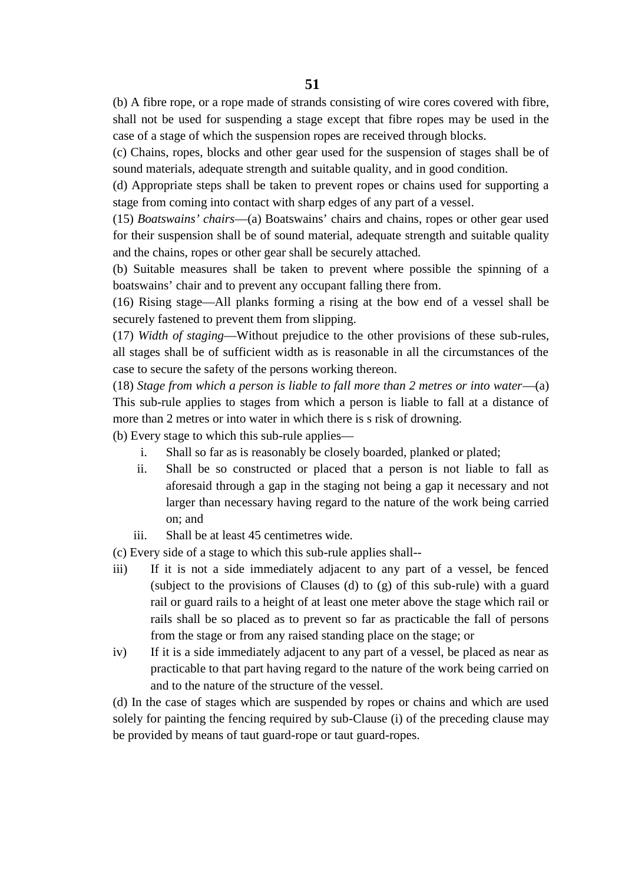(b) A fibre rope, or a rope made of strands consisting of wire cores covered with fibre, shall not be used for suspending a stage except that fibre ropes may be used in the case of a stage of which the suspension ropes are received through blocks.

(c) Chains, ropes, blocks and other gear used for the suspension of stages shall be of sound materials, adequate strength and suitable quality, and in good condition.

(d) Appropriate steps shall be taken to prevent ropes or chains used for supporting a stage from coming into contact with sharp edges of any part of a vessel.

(15) *Boatswains' chairs*—(a) Boatswains' chairs and chains, ropes or other gear used for their suspension shall be of sound material, adequate strength and suitable quality and the chains, ropes or other gear shall be securely attached.

(b) Suitable measures shall be taken to prevent where possible the spinning of a boatswains' chair and to prevent any occupant falling there from.

(16) Rising stage—All planks forming a rising at the bow end of a vessel shall be securely fastened to prevent them from slipping.

(17) *Width of staging*—Without prejudice to the other provisions of these sub-rules, all stages shall be of sufficient width as is reasonable in all the circumstances of the case to secure the safety of the persons working thereon.

(18) *Stage from which a person is liable to fall more than 2 metres or into water*—(a) This sub-rule applies to stages from which a person is liable to fall at a distance of more than 2 metres or into water in which there is s risk of drowning.

(b) Every stage to which this sub-rule applies—

i. Shall so far as is reasonably be closely boarded, planked or plated;
ii. Shall be so constructed or placed that a person is not liable to fall as aforesaid through a gap in the staging not being a gap it necessary and not larger than necessary having regard to the nature of the work being carried on; and
iii. Shall be at least 45 centimetres wide.

(c) Every side of a stage to which this sub-rule applies shall--

iii) If it is not a side immediately adjacent to any part of a vessel, be fenced (subject to the provisions of Clauses (d) to (g) of this sub-rule) with a guard rail or guard rails to a height of at least one meter above the stage which rail or rails shall be so placed as to prevent so far as practicable the fall of persons from the stage or from any raised standing place on the stage; or

iv) If it is a side immediately adjacent to any part of a vessel, be placed as near as practicable to that part having regard to the nature of the work being carried on and to the nature of the structure of the vessel.

(d) In the case of stages which are suspended by ropes or chains and which are used solely for painting the fencing required by sub-Clause (i) of the preceding clause may be provided by means of taut guard-rope or taut guard-ropes.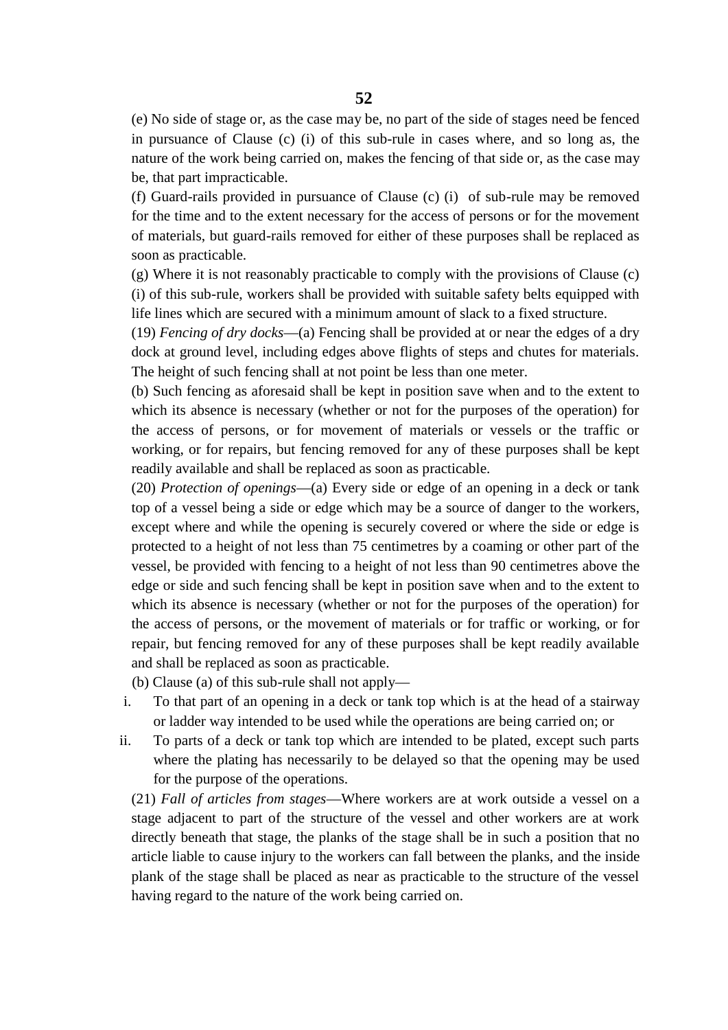(e) No side of stage or, as the case may be, no part of the side of stages need be fenced in pursuance of Clause (c) (i) of this sub-rule in cases where, and so long as, the nature of the work being carried on, makes the fencing of that side or, as the case may be, that part impracticable.

(f) Guard-rails provided in pursuance of Clause (c) (i) of sub-rule may be removed for the time and to the extent necessary for the access of persons or for the movement of materials, but guard-rails removed for either of these purposes shall be replaced as soon as practicable.

(g) Where it is not reasonably practicable to comply with the provisions of Clause (c) (i) of this sub-rule, workers shall be provided with suitable safety belts equipped with life lines which are secured with a minimum amount of slack to a fixed structure.

(19) *Fencing of dry docks*—(a) Fencing shall be provided at or near the edges of a dry dock at ground level, including edges above flights of steps and chutes for materials. The height of such fencing shall at not point be less than one meter.

(b) Such fencing as aforesaid shall be kept in position save when and to the extent to which its absence is necessary (whether or not for the purposes of the operation) for the access of persons, or for movement of materials or vessels or the traffic or working, or for repairs, but fencing removed for any of these purposes shall be kept readily available and shall be replaced as soon as practicable.

(20) *Protection of openings*—(a) Every side or edge of an opening in a deck or tank top of a vessel being a side or edge which may be a source of danger to the workers, except where and while the opening is securely covered or where the side or edge is protected to a height of not less than 75 centimetres by a coaming or other part of the vessel, be provided with fencing to a height of not less than 90 centimetres above the edge or side and such fencing shall be kept in position save when and to the extent to which its absence is necessary (whether or not for the purposes of the operation) for the access of persons, or the movement of materials or for traffic or working, or for repair, but fencing removed for any of these purposes shall be kept readily available and shall be replaced as soon as practicable.

(b) Clause (a) of this sub-rule shall not apply—

i. To that part of an opening in a deck or tank top which is at the head of a stairway or ladder way intended to be used while the operations are being carried on; or
ii. To parts of a deck or tank top which are intended to be plated, except such parts where the plating has necessarily to be delayed so that the opening may be used for the purpose of the operations.

(21) *Fall of articles from stages*—Where workers are at work outside a vessel on a stage adjacent to part of the structure of the vessel and other workers are at work directly beneath that stage, the planks of the stage shall be in such a position that no article liable to cause injury to the workers can fall between the planks, and the inside plank of the stage shall be placed as near as practicable to the structure of the vessel having regard to the nature of the work being carried on.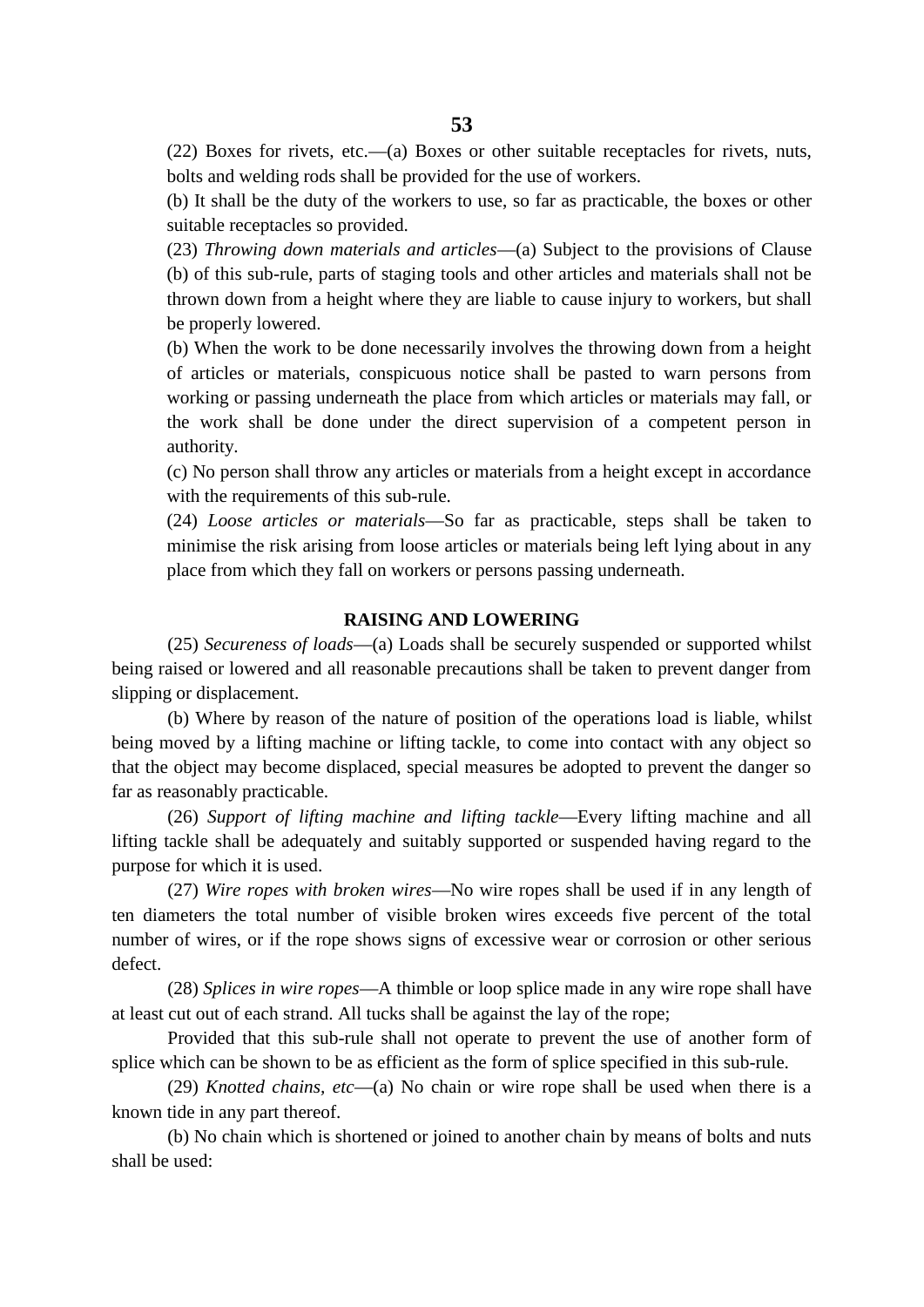(22) Boxes for rivets, etc.—(a) Boxes or other suitable receptacles for rivets, nuts, bolts and welding rods shall be provided for the use of workers.

(b) It shall be the duty of the workers to use, so far as practicable, the boxes or other suitable receptacles so provided.

(23) *Throwing down materials and articles*—(a) Subject to the provisions of Clause (b) of this sub-rule, parts of staging tools and other articles and materials shall not be thrown down from a height where they are liable to cause injury to workers, but shall be properly lowered.

(b) When the work to be done necessarily involves the throwing down from a height of articles or materials, conspicuous notice shall be pasted to warn persons from working or passing underneath the place from which articles or materials may fall, or the work shall be done under the direct supervision of a competent person in authority.

(c) No person shall throw any articles or materials from a height except in accordance with the requirements of this sub-rule.

(24) *Loose articles or materials*—So far as practicable, steps shall be taken to minimise the risk arising from loose articles or materials being left lying about in any place from which they fall on workers or persons passing underneath.

**RAISING AND LOWERING**

(25) *Secureness of loads*—(a) Loads shall be securely suspended or supported whilst being raised or lowered and all reasonable precautions shall be taken to prevent danger from slipping or displacement.

(b) Where by reason of the nature of position of the operations load is liable, whilst being moved by a lifting machine or lifting tackle, to come into contact with any object so that the object may become displaced, special measures be adopted to prevent the danger so far as reasonably practicable.

(26) *Support of lifting machine and lifting tackle*—Every lifting machine and all lifting tackle shall be adequately and suitably supported or suspended having regard to the purpose for which it is used.

(27) *Wire ropes with broken wires*—No wire ropes shall be used if in any length of ten diameters the total number of visible broken wires exceeds five percent of the total number of wires, or if the rope shows signs of excessive wear or corrosion or other serious defect.

(28) *Splices in wire ropes*—A thimble or loop splice made in any wire rope shall have at least cut out of each strand. All tucks shall be against the lay of the rope;

Provided that this sub-rule shall not operate to prevent the use of another form of splice which can be shown to be as efficient as the form of splice specified in this sub-rule.

(29) *Knotted chains, etc*—(a) No chain or wire rope shall be used when there is a known tide in any part thereof.

(b) No chain which is shortened or joined to another chain by means of bolts and nuts shall be used: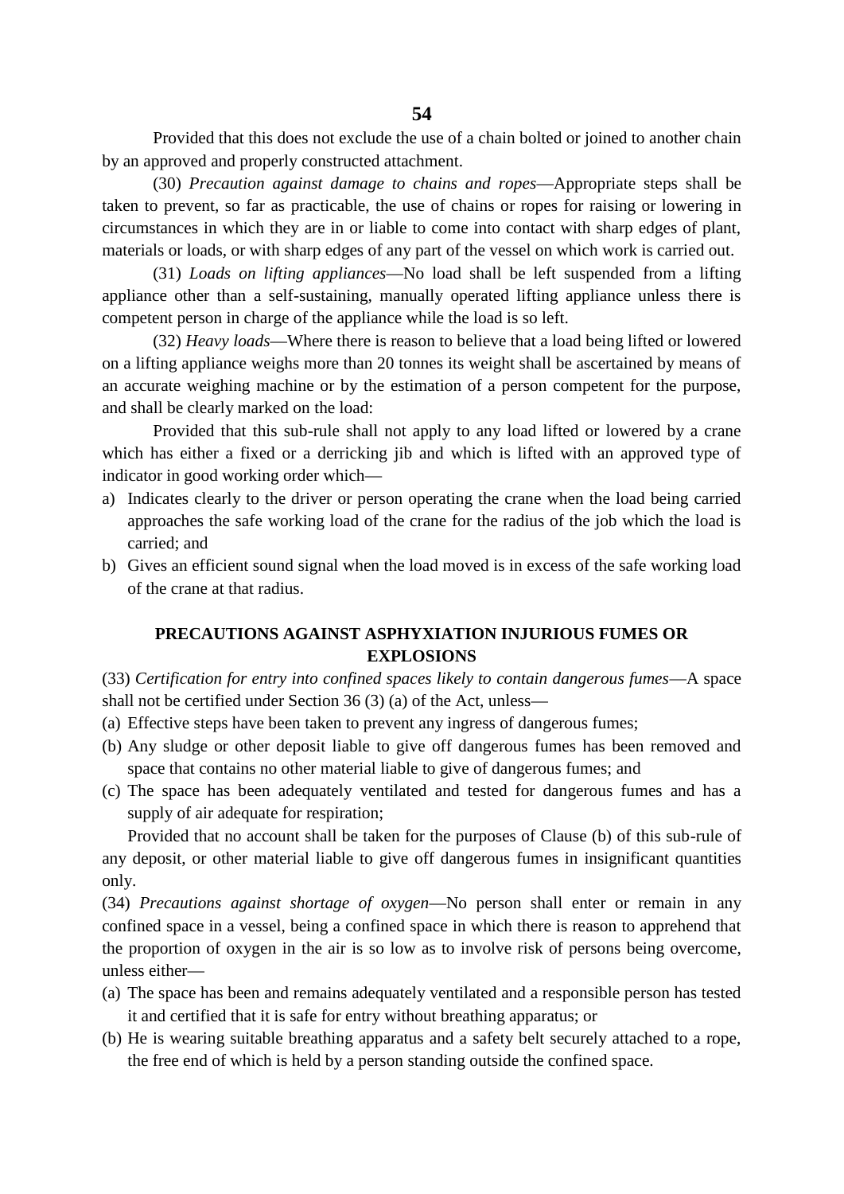Provided that this does not exclude the use of a chain bolted or joined to another chain by an approved and properly constructed attachment.

(30) *Precaution against damage to chains and ropes*—Appropriate steps shall be taken to prevent, so far as practicable, the use of chains or ropes for raising or lowering in circumstances in which they are in or liable to come into contact with sharp edges of plant, materials or loads, or with sharp edges of any part of the vessel on which work is carried out.

(31) *Loads on lifting appliances*—No load shall be left suspended from a lifting appliance other than a self-sustaining, manually operated lifting appliance unless there is competent person in charge of the appliance while the load is so left.

(32) *Heavy loads*—Where there is reason to believe that a load being lifted or lowered on a lifting appliance weighs more than 20 tonnes its weight shall be ascertained by means of an accurate weighing machine or by the estimation of a person competent for the purpose, and shall be clearly marked on the load:

Provided that this sub-rule shall not apply to any load lifted or lowered by a crane which has either a fixed or a derricking jib and which is lifted with an approved type of indicator in good working order which—

a) Indicates clearly to the driver or person operating the crane when the load being carried approaches the safe working load of the crane for the radius of the job which the load is carried; and
b) Gives an efficient sound signal when the load moved is in excess of the safe working load of the crane at that radius.

## PRECAUTIONS AGAINST ASPHYXIATION INJURIOUS FUMES OR EXPLOSIONS

(33) *Certification for entry into confined spaces likely to contain dangerous fumes*—A space shall not be certified under Section 36 (3) (a) of the Act, unless—

(a) Effective steps have been taken to prevent any ingress of dangerous fumes;
(b) Any sludge or other deposit liable to give off dangerous fumes has been removed and space that contains no other material liable to give of dangerous fumes; and
(c) The space has been adequately ventilated and tested for dangerous fumes and has a supply of air adequate for respiration;

Provided that no account shall be taken for the purposes of Clause (b) of this sub-rule of any deposit, or other material liable to give off dangerous fumes in insignificant quantities only.

(34) *Precautions against shortage of oxygen*—No person shall enter or remain in any confined space in a vessel, being a confined space in which there is reason to apprehend that the proportion of oxygen in the air is so low as to involve risk of persons being overcome, unless either—

(a) The space has been and remains adequately ventilated and a responsible person has tested it and certified that it is safe for entry without breathing apparatus; or
(b) He is wearing suitable breathing apparatus and a safety belt securely attached to a rope, the free end of which is held by a person standing outside the confined space.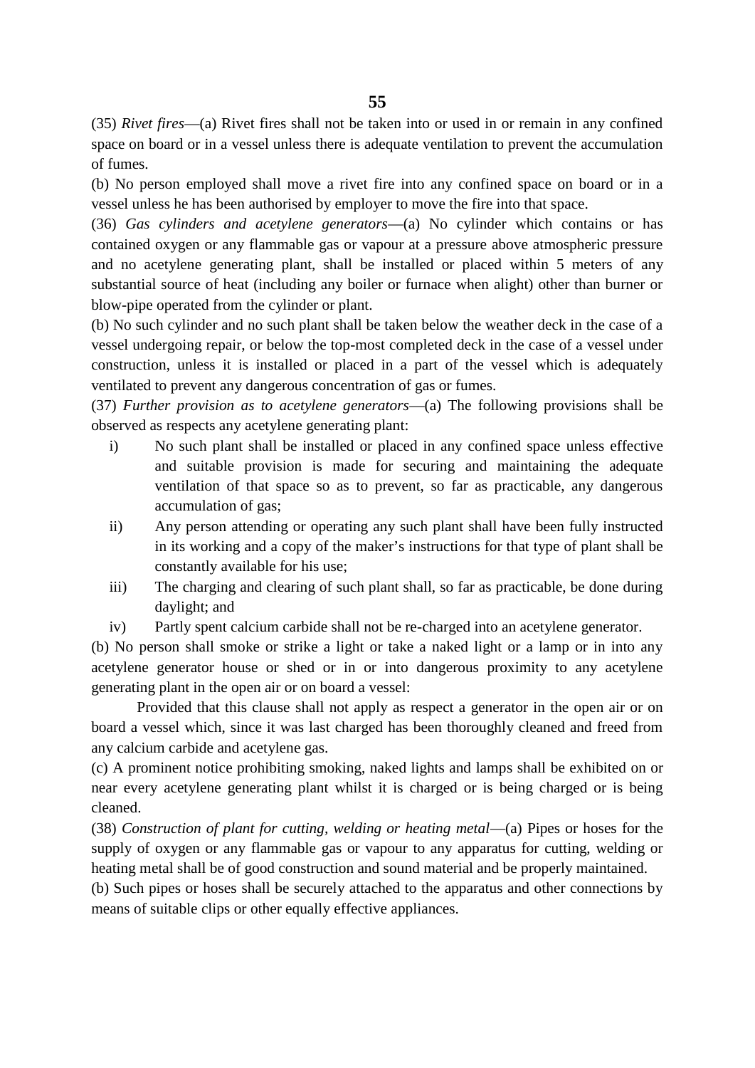(35) *Rivet fires*—(a) Rivet fires shall not be taken into or used in or remain in any confined space on board or in a vessel unless there is adequate ventilation to prevent the accumulation of fumes.

(b) No person employed shall move a rivet fire into any confined space on board or in a vessel unless he has been authorised by employer to move the fire into that space.

(36) *Gas cylinders and acetylene generators*—(a) No cylinder which contains or has contained oxygen or any flammable gas or vapour at a pressure above atmospheric pressure and no acetylene generating plant, shall be installed or placed within 5 meters of any substantial source of heat (including any boiler or furnace when alight) other than burner or blow-pipe operated from the cylinder or plant.

(b) No such cylinder and no such plant shall be taken below the weather deck in the case of a vessel undergoing repair, or below the top-most completed deck in the case of a vessel under construction, unless it is installed or placed in a part of the vessel which is adequately ventilated to prevent any dangerous concentration of gas or fumes.

(37) *Further provision as to acetylene generators*—(a) The following provisions shall be observed as respects any acetylene generating plant:

i) No such plant shall be installed or placed in any confined space unless effective and suitable provision is made for securing and maintaining the adequate ventilation of that space so as to prevent, so far as practicable, any dangerous accumulation of gas;

ii) Any person attending or operating any such plant shall have been fully instructed in its working and a copy of the maker's instructions for that type of plant shall be constantly available for his use;

iii) The charging and clearing of such plant shall, so far as practicable, be done during daylight; and

iv) Partly spent calcium carbide shall not be re-charged into an acetylene generator.

(b) No person shall smoke or strike a light or take a naked light or a lamp or in into any acetylene generator house or shed or in or into dangerous proximity to any acetylene generating plant in the open air or on board a vessel:

Provided that this clause shall not apply as respect a generator in the open air or on board a vessel which, since it was last charged has been thoroughly cleaned and freed from any calcium carbide and acetylene gas.

(c) A prominent notice prohibiting smoking, naked lights and lamps shall be exhibited on or near every acetylene generating plant whilst it is charged or is being charged or is being cleaned.

(38) *Construction of plant for cutting, welding or heating metal*—(a) Pipes or hoses for the supply of oxygen or any flammable gas or vapour to any apparatus for cutting, welding or heating metal shall be of good construction and sound material and be properly maintained.

(b) Such pipes or hoses shall be securely attached to the apparatus and other connections by means of suitable clips or other equally effective appliances.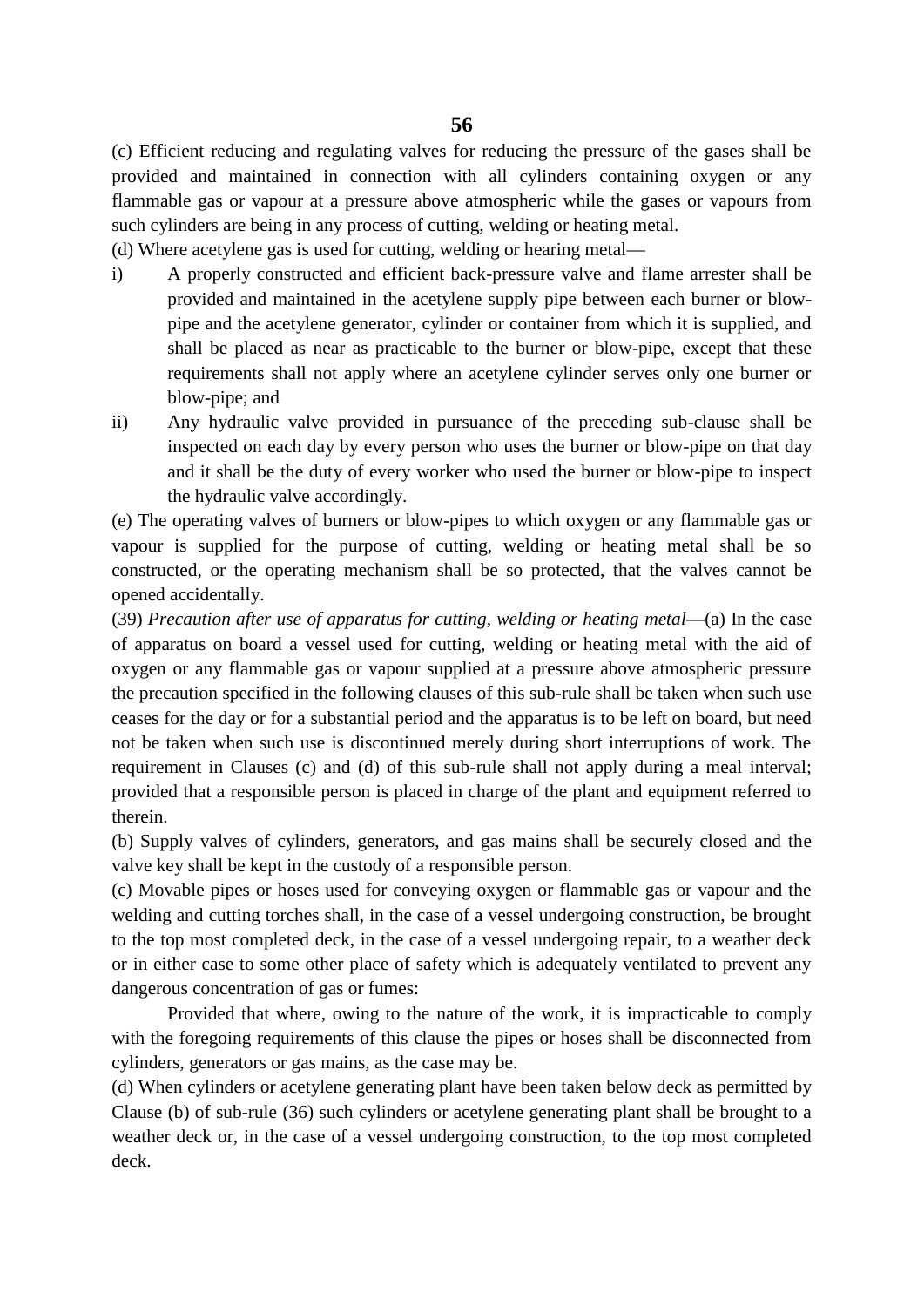(c) Efficient reducing and regulating valves for reducing the pressure of the gases shall be provided and maintained in connection with all cylinders containing oxygen or any flammable gas or vapour at a pressure above atmospheric while the gases or vapours from such cylinders are being in any process of cutting, welding or heating metal.

(d) Where acetylene gas is used for cutting, welding or hearing metal—

i) A properly constructed and efficient back-pressure valve and flame arrester shall be provided and maintained in the acetylene supply pipe between each burner or blow-pipe and the acetylene generator, cylinder or container from which it is supplied, and shall be placed as near as practicable to the burner or blow-pipe, except that these requirements shall not apply where an acetylene cylinder serves only one burner or blow-pipe; and

ii) Any hydraulic valve provided in pursuance of the preceding sub-clause shall be inspected on each day by every person who uses the burner or blow-pipe on that day and it shall be the duty of every worker who used the burner or blow-pipe to inspect the hydraulic valve accordingly.

(e) The operating valves of burners or blow-pipes to which oxygen or any flammable gas or vapour is supplied for the purpose of cutting, welding or heating metal shall be so constructed, or the operating mechanism shall be so protected, that the valves cannot be opened accidentally.

(39) *Precaution after use of apparatus for cutting, welding or heating metal*—(a) In the case of apparatus on board a vessel used for cutting, welding or heating metal with the aid of oxygen or any flammable gas or vapour supplied at a pressure above atmospheric pressure the precaution specified in the following clauses of this sub-rule shall be taken when such use ceases for the day or for a substantial period and the apparatus is to be left on board, but need not be taken when such use is discontinued merely during short interruptions of work. The requirement in Clauses (c) and (d) of this sub-rule shall not apply during a meal interval; provided that a responsible person is placed in charge of the plant and equipment referred to therein.

(b) Supply valves of cylinders, generators, and gas mains shall be securely closed and the valve key shall be kept in the custody of a responsible person.

(c) Movable pipes or hoses used for conveying oxygen or flammable gas or vapour and the welding and cutting torches shall, in the case of a vessel undergoing construction, be brought to the top most completed deck, in the case of a vessel undergoing repair, to a weather deck or in either case to some other place of safety which is adequately ventilated to prevent any dangerous concentration of gas or fumes:

Provided that where, owing to the nature of the work, it is impracticable to comply with the foregoing requirements of this clause the pipes or hoses shall be disconnected from cylinders, generators or gas mains, as the case may be.

(d) When cylinders or acetylene generating plant have been taken below deck as permitted by Clause (b) of sub-rule (36) such cylinders or acetylene generating plant shall be brought to a weather deck or, in the case of a vessel undergoing construction, to the top most completed deck.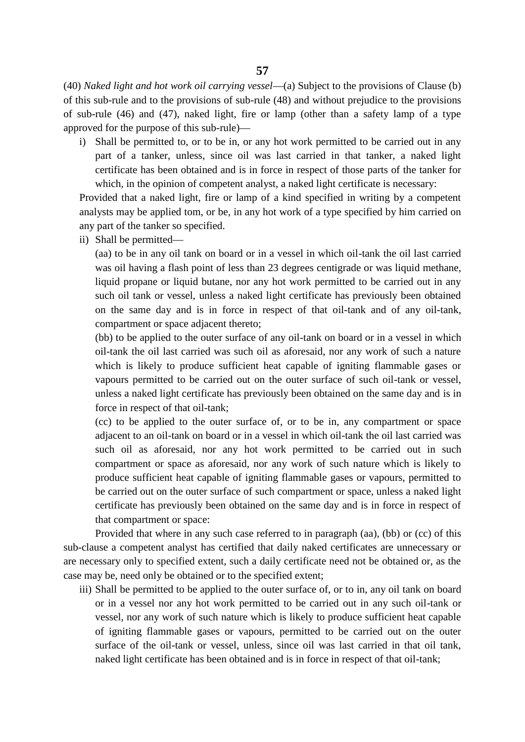(40) *Naked light and hot work oil carrying vessel*—(a) Subject to the provisions of Clause (b) of this sub-rule and to the provisions of sub-rule (48) and without prejudice to the provisions of sub-rule (46) and (47), naked light, fire or lamp (other than a safety lamp of a type approved for the purpose of this sub-rule)—

i) Shall be permitted to, or to be in, or any hot work permitted to be carried out in any part of a tanker, unless, since oil was last carried in that tanker, a naked light certificate has been obtained and is in force in respect of those parts of the tanker for which, in the opinion of competent analyst, a naked light certificate is necessary:

   Provided that a naked light, fire or lamp of a kind specified in writing by a competent analysts may be applied tom, or be, in any hot work of a type specified by him carried on any part of the tanker so specified.

ii) Shall be permitted—

   (aa) to be in any oil tank on board or in a vessel in which oil-tank the oil last carried was oil having a flash point of less than 23 degrees centigrade or was liquid methane, liquid propane or liquid butane, nor any hot work permitted to be carried out in any such oil tank or vessel, unless a naked light certificate has previously been obtained on the same day and is in force in respect of that oil-tank and of any oil-tank, compartment or space adjacent thereto;

   (bb) to be applied to the outer surface of any oil-tank on board or in a vessel in which oil-tank the oil last carried was such oil as aforesaid, nor any work of such a nature which is likely to produce sufficient heat capable of igniting flammable gases or vapours permitted to be carried out on the outer surface of such oil-tank or vessel, unless a naked light certificate has previously been obtained on the same day and is in force in respect of that oil-tank;

   (cc) to be applied to the outer surface of, or to be in, any compartment or space adjacent to an oil-tank on board or in a vessel in which oil-tank the oil last carried was such oil as aforesaid, nor any hot work permitted to be carried out in such compartment or space as aforesaid, nor any work of such nature which is likely to produce sufficient heat capable of igniting flammable gases or vapours, permitted to be carried out on the outer surface of such compartment or space, unless a naked light certificate has previously been obtained on the same day and is in force in respect of that compartment or space:

   Provided that where in any such case referred to in paragraph (aa), (bb) or (cc) of this sub-clause a competent analyst has certified that daily naked certificates are unnecessary or are necessary only to specified extent, such a daily certificate need not be obtained or, as the case may be, need only be obtained or to the specified extent;

iii) Shall be permitted to be applied to the outer surface of, or to in, any oil tank on board or in a vessel nor any hot work permitted to be carried out in any such oil-tank or vessel, nor any work of such nature which is likely to produce sufficient heat capable of igniting flammable gases or vapours, permitted to be carried out on the outer surface of the oil-tank or vessel, unless, since oil was last carried in that oil tank, naked light certificate has been obtained and is in force in respect of that oil-tank;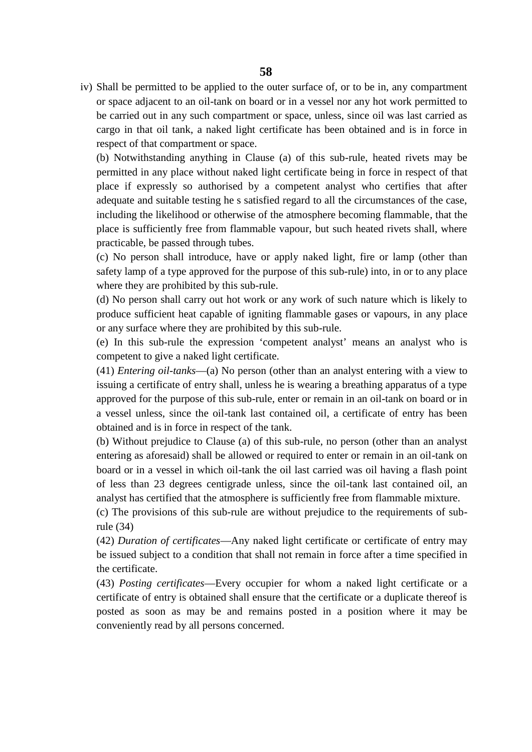iv) Shall be permitted to be applied to the outer surface of, or to be in, any compartment or space adjacent to an oil-tank on board or in a vessel nor any hot work permitted to be carried out in any such compartment or space, unless, since oil was last carried as cargo in that oil tank, a naked light certificate has been obtained and is in force in respect of that compartment or space.

(b) Notwithstanding anything in Clause (a) of this sub-rule, heated rivets may be permitted in any place without naked light certificate being in force in respect of that place if expressly so authorised by a competent analyst who certifies that after adequate and suitable testing he s satisfied regard to all the circumstances of the case, including the likelihood or otherwise of the atmosphere becoming flammable, that the place is sufficiently free from flammable vapour, but such heated rivets shall, where practicable, be passed through tubes.

(c) No person shall introduce, have or apply naked light, fire or lamp (other than safety lamp of a type approved for the purpose of this sub-rule) into, in or to any place where they are prohibited by this sub-rule.

(d) No person shall carry out hot work or any work of such nature which is likely to produce sufficient heat capable of igniting flammable gases or vapours, in any place or any surface where they are prohibited by this sub-rule.

(e) In this sub-rule the expression 'competent analyst' means an analyst who is competent to give a naked light certificate.

(41) *Entering oil-tanks*—(a) No person (other than an analyst entering with a view to issuing a certificate of entry shall, unless he is wearing a breathing apparatus of a type approved for the purpose of this sub-rule, enter or remain in an oil-tank on board or in a vessel unless, since the oil-tank last contained oil, a certificate of entry has been obtained and is in force in respect of the tank.

(b) Without prejudice to Clause (a) of this sub-rule, no person (other than an analyst entering as aforesaid) shall be allowed or required to enter or remain in an oil-tank on board or in a vessel in which oil-tank the oil last carried was oil having a flash point of less than 23 degrees centigrade unless, since the oil-tank last contained oil, an analyst has certified that the atmosphere is sufficiently free from flammable mixture.

(c) The provisions of this sub-rule are without prejudice to the requirements of sub-rule (34)

(42) *Duration of certificates*—Any naked light certificate or certificate of entry may be issued subject to a condition that shall not remain in force after a time specified in the certificate.

(43) *Posting certificates*—Every occupier for whom a naked light certificate or a certificate of entry is obtained shall ensure that the certificate or a duplicate thereof is posted as soon as may be and remains posted in a position where it may be conveniently read by all persons concerned.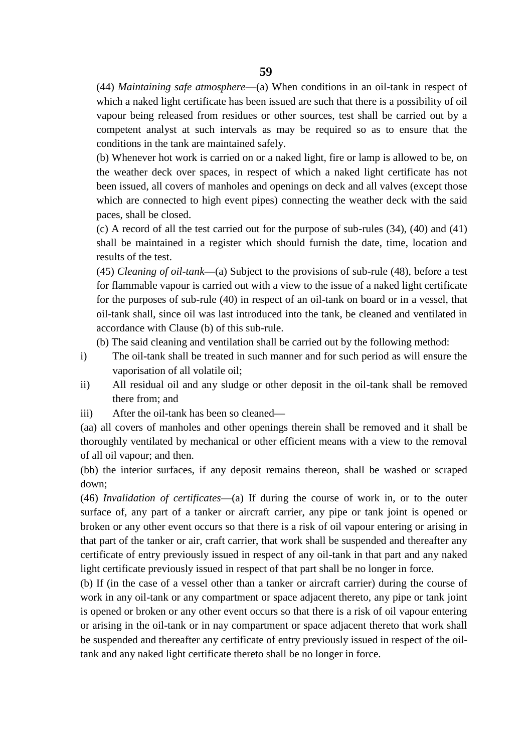(44) *Maintaining safe atmosphere*—(a) When conditions in an oil-tank in respect of which a naked light certificate has been issued are such that there is a possibility of oil vapour being released from residues or other sources, test shall be carried out by a competent analyst at such intervals as may be required so as to ensure that the conditions in the tank are maintained safely.

(b) Whenever hot work is carried on or a naked light, fire or lamp is allowed to be, on the weather deck over spaces, in respect of which a naked light certificate has not been issued, all covers of manholes and openings on deck and all valves (except those which are connected to high event pipes) connecting the weather deck with the said paces, shall be closed.

(c) A record of all the test carried out for the purpose of sub-rules (34), (40) and (41) shall be maintained in a register which should furnish the date, time, location and results of the test.

(45) *Cleaning of oil-tank*—(a) Subject to the provisions of sub-rule (48), before a test for flammable vapour is carried out with a view to the issue of a naked light certificate for the purposes of sub-rule (40) in respect of an oil-tank on board or in a vessel, that oil-tank shall, since oil was last introduced into the tank, be cleaned and ventilated in accordance with Clause (b) of this sub-rule.

(b) The said cleaning and ventilation shall be carried out by the following method:

i) The oil-tank shall be treated in such manner and for such period as will ensure the vaporisation of all volatile oil;

ii) All residual oil and any sludge or other deposit in the oil-tank shall be removed there from; and

iii) After the oil-tank has been so cleaned—

(aa) all covers of manholes and other openings therein shall be removed and it shall be thoroughly ventilated by mechanical or other efficient means with a view to the removal of all oil vapour; and then.

(bb) the interior surfaces, if any deposit remains thereon, shall be washed or scraped down;

(46) *Invalidation of certificates*—(a) If during the course of work in, or to the outer surface of, any part of a tanker or aircraft carrier, any pipe or tank joint is opened or broken or any other event occurs so that there is a risk of oil vapour entering or arising in that part of the tanker or air, craft carrier, that work shall be suspended and thereafter any certificate of entry previously issued in respect of any oil-tank in that part and any naked light certificate previously issued in respect of that part shall be no longer in force.

(b) If (in the case of a vessel other than a tanker or aircraft carrier) during the course of work in any oil-tank or any compartment or space adjacent thereto, any pipe or tank joint is opened or broken or any other event occurs so that there is a risk of oil vapour entering or arising in the oil-tank or in nay compartment or space adjacent thereto that work shall be suspended and thereafter any certificate of entry previously issued in respect of the oil-tank and any naked light certificate thereto shall be no longer in force.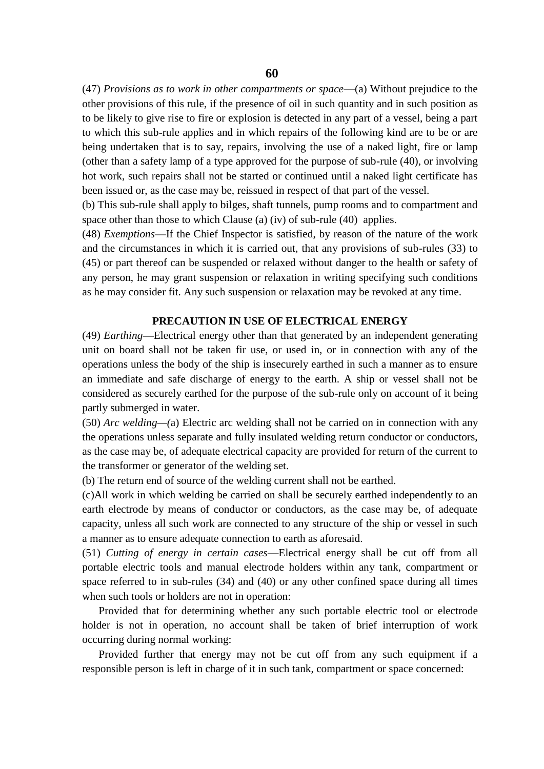(47) *Provisions as to work in other compartments or space*—(a) Without prejudice to the other provisions of this rule, if the presence of oil in such quantity and in such position as to be likely to give rise to fire or explosion is detected in any part of a vessel, being a part to which this sub-rule applies and in which repairs of the following kind are to be or are being undertaken that is to say, repairs, involving the use of a naked light, fire or lamp (other than a safety lamp of a type approved for the purpose of sub-rule (40), or involving hot work, such repairs shall not be started or continued until a naked light certificate has been issued or, as the case may be, reissued in respect of that part of the vessel.

(b) This sub-rule shall apply to bilges, shaft tunnels, pump rooms and to compartment and space other than those to which Clause (a) (iv) of sub-rule (40) applies.

(48) *Exemptions*—If the Chief Inspector is satisfied, by reason of the nature of the work and the circumstances in which it is carried out, that any provisions of sub-rules (33) to (45) or part thereof can be suspended or relaxed without danger to the health or safety of any person, he may grant suspension or relaxation in writing specifying such conditions as he may consider fit. Any such suspension or relaxation may be revoked at any time.

## PRECAUTION IN USE OF ELECTRICAL ENERGY

(49) *Earthing*—Electrical energy other than that generated by an independent generating unit on board shall not be taken fir use, or used in, or in connection with any of the operations unless the body of the ship is insecurely earthed in such a manner as to ensure an immediate and safe discharge of energy to the earth. A ship or vessel shall not be considered as securely earthed for the purpose of the sub-rule only on account of it being partly submerged in water.

(50) *Arc welding—(*a) Electric arc welding shall not be carried on in connection with any the operations unless separate and fully insulated welding return conductor or conductors, as the case may be, of adequate electrical capacity are provided for return of the current to the transformer or generator of the welding set.

(b) The return end of source of the welding current shall not be earthed.

(c)All work in which welding be carried on shall be securely earthed independently to an earth electrode by means of conductor or conductors, as the case may be, of adequate capacity, unless all such work are connected to any structure of the ship or vessel in such a manner as to ensure adequate connection to earth as aforesaid.

(51) *Cutting of energy in certain cases*—Electrical energy shall be cut off from all portable electric tools and manual electrode holders within any tank, compartment or space referred to in sub-rules (34) and (40) or any other confined space during all times when such tools or holders are not in operation:

Provided that for determining whether any such portable electric tool or electrode holder is not in operation, no account shall be taken of brief interruption of work occurring during normal working:

Provided further that energy may not be cut off from any such equipment if a responsible person is left in charge of it in such tank, compartment or space concerned: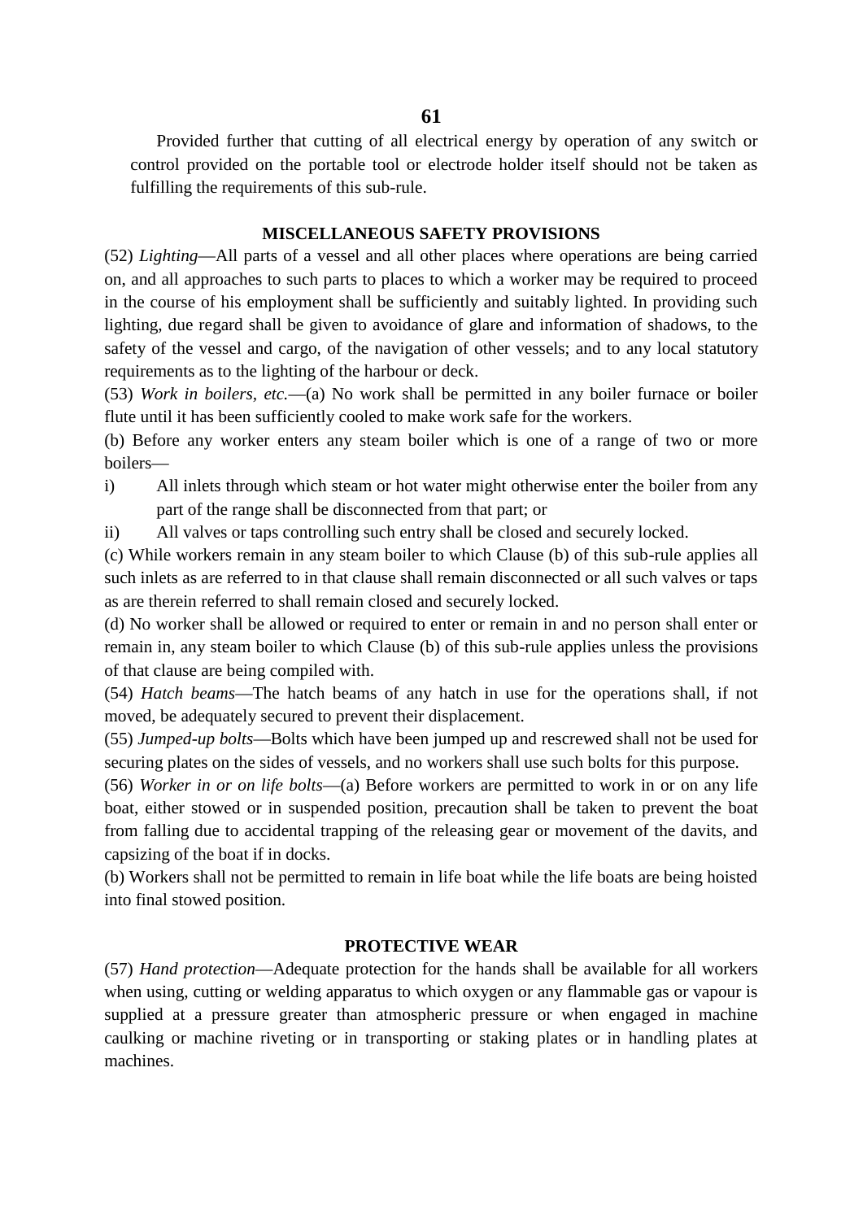Provided further that cutting of all electrical energy by operation of any switch or control provided on the portable tool or electrode holder itself should not be taken as fulfilling the requirements of this sub-rule.

## MISCELLANEOUS SAFETY PROVISIONS

(52) *Lighting*—All parts of a vessel and all other places where operations are being carried on, and all approaches to such parts to places to which a worker may be required to proceed in the course of his employment shall be sufficiently and suitably lighted. In providing such lighting, due regard shall be given to avoidance of glare and information of shadows, to the safety of the vessel and cargo, of the navigation of other vessels; and to any local statutory requirements as to the lighting of the harbour or deck.

(53) *Work in boilers, etc.*—(a) No work shall be permitted in any boiler furnace or boiler flute until it has been sufficiently cooled to make work safe for the workers.

(b) Before any worker enters any steam boiler which is one of a range of two or more boilers—

i) All inlets through which steam or hot water might otherwise enter the boiler from any part of the range shall be disconnected from that part; or

ii) All valves or taps controlling such entry shall be closed and securely locked.

(c) While workers remain in any steam boiler to which Clause (b) of this sub-rule applies all such inlets as are referred to in that clause shall remain disconnected or all such valves or taps as are therein referred to shall remain closed and securely locked.

(d) No worker shall be allowed or required to enter or remain in and no person shall enter or remain in, any steam boiler to which Clause (b) of this sub-rule applies unless the provisions of that clause are being compiled with.

(54) *Hatch beams*—The hatch beams of any hatch in use for the operations shall, if not moved, be adequately secured to prevent their displacement.

(55) *Jumped-up bolts*—Bolts which have been jumped up and rescrewed shall not be used for securing plates on the sides of vessels, and no workers shall use such bolts for this purpose.

(56) *Worker in or on life bolts*—(a) Before workers are permitted to work in or on any life boat, either stowed or in suspended position, precaution shall be taken to prevent the boat from falling due to accidental trapping of the releasing gear or movement of the davits, and capsizing of the boat if in docks.

(b) Workers shall not be permitted to remain in life boat while the life boats are being hoisted into final stowed position.

## PROTECTIVE WEAR

(57) *Hand protection*—Adequate protection for the hands shall be available for all workers when using, cutting or welding apparatus to which oxygen or any flammable gas or vapour is supplied at a pressure greater than atmospheric pressure or when engaged in machine caulking or machine riveting or in transporting or staking plates or in handling plates at machines.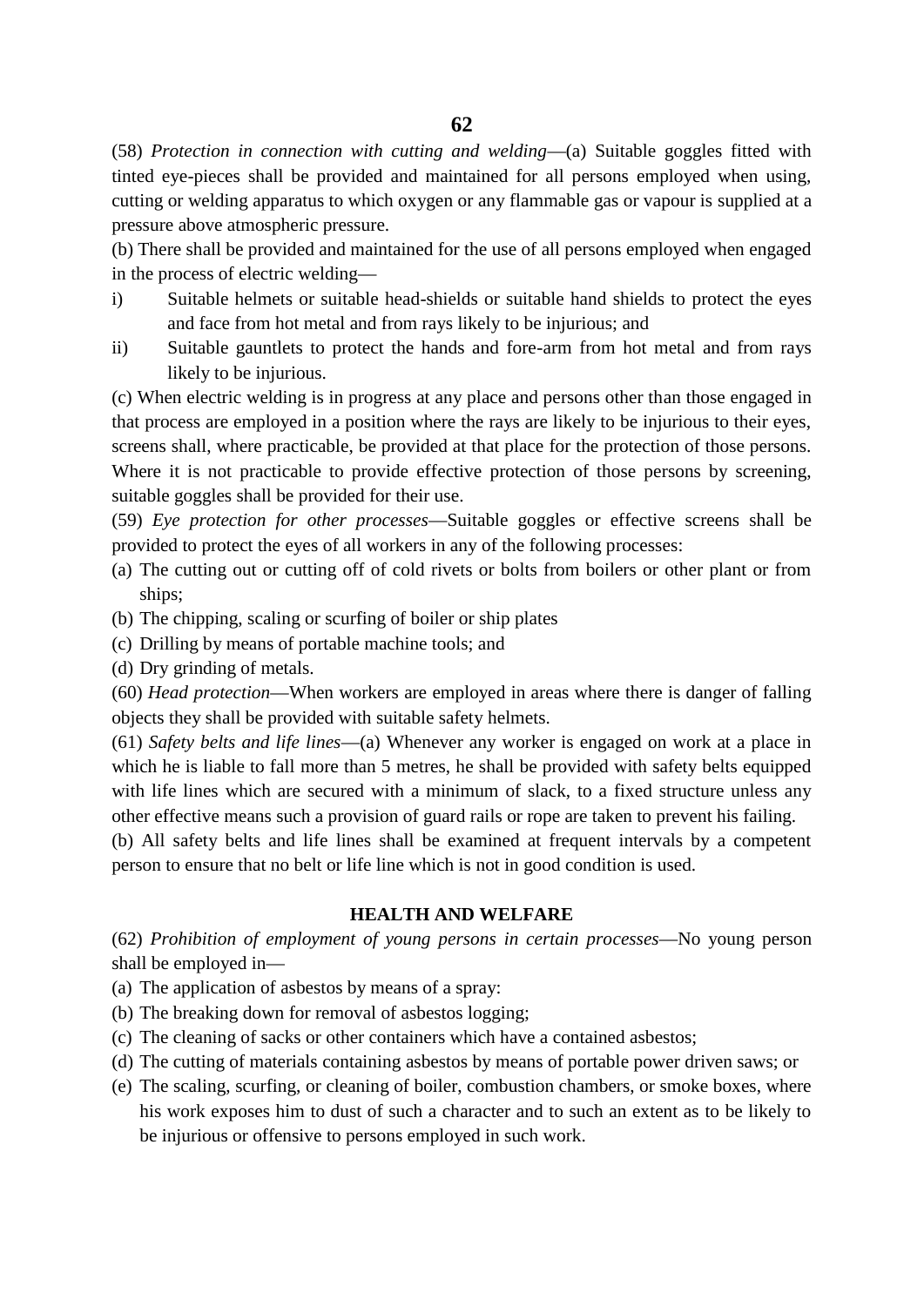(58) *Protection in connection with cutting and welding*—(a) Suitable goggles fitted with tinted eye-pieces shall be provided and maintained for all persons employed when using, cutting or welding apparatus to which oxygen or any flammable gas or vapour is supplied at a pressure above atmospheric pressure.

(b) There shall be provided and maintained for the use of all persons employed when engaged in the process of electric welding—

i) Suitable helmets or suitable head-shields or suitable hand shields to protect the eyes and face from hot metal and from rays likely to be injurious; and
ii) Suitable gauntlets to protect the hands and fore-arm from hot metal and from rays likely to be injurious.

(c) When electric welding is in progress at any place and persons other than those engaged in that process are employed in a position where the rays are likely to be injurious to their eyes, screens shall, where practicable, be provided at that place for the protection of those persons. Where it is not practicable to provide effective protection of those persons by screening, suitable goggles shall be provided for their use.

(59) *Eye protection for other processes*—Suitable goggles or effective screens shall be provided to protect the eyes of all workers in any of the following processes:

(a) The cutting out or cutting off of cold rivets or bolts from boilers or other plant or from ships;
(b) The chipping, scaling or scurfing of boiler or ship plates
(c) Drilling by means of portable machine tools; and
(d) Dry grinding of metals.

(60) *Head protection*—When workers are employed in areas where there is danger of falling objects they shall be provided with suitable safety helmets.

(61) *Safety belts and life lines*—(a) Whenever any worker is engaged on work at a place in which he is liable to fall more than 5 metres, he shall be provided with safety belts equipped with life lines which are secured with a minimum of slack, to a fixed structure unless any other effective means such a provision of guard rails or rope are taken to prevent his failing.

(b) All safety belts and life lines shall be examined at frequent intervals by a competent person to ensure that no belt or life line which is not in good condition is used.

## HEALTH AND WELFARE

(62) *Prohibition of employment of young persons in certain processes*—No young person shall be employed in—

(a) The application of asbestos by means of a spray:
(b) The breaking down for removal of asbestos logging;
(c) The cleaning of sacks or other containers which have a contained asbestos;
(d) The cutting of materials containing asbestos by means of portable power driven saws; or
(e) The scaling, scurfing, or cleaning of boiler, combustion chambers, or smoke boxes, where his work exposes him to dust of such a character and to such an extent as to be likely to be injurious or offensive to persons employed in such work.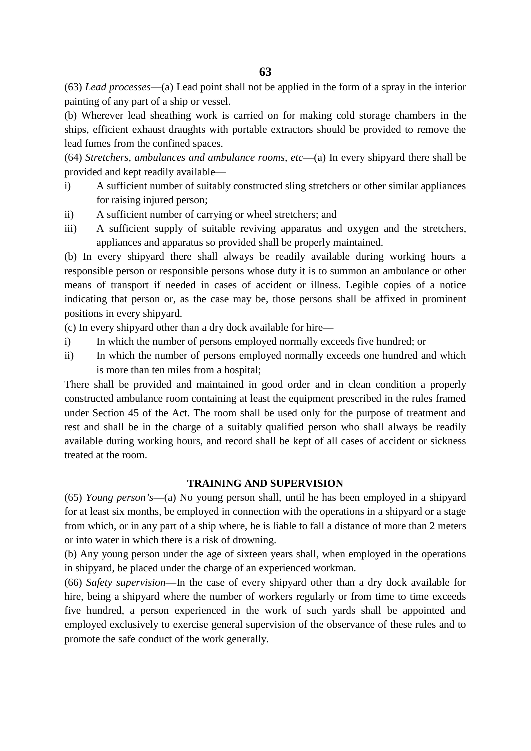(63) *Lead processes*—(a) Lead point shall not be applied in the form of a spray in the interior painting of any part of a ship or vessel.

(b) Wherever lead sheathing work is carried on for making cold storage chambers in the ships, efficient exhaust draughts with portable extractors should be provided to remove the lead fumes from the confined spaces.

(64) *Stretchers, ambulances and ambulance rooms, etc*—(a) In every shipyard there shall be provided and kept readily available—

i) A sufficient number of suitably constructed sling stretchers or other similar appliances for raising injured person;

ii) A sufficient number of carrying or wheel stretchers; and

iii) A sufficient supply of suitable reviving apparatus and oxygen and the stretchers, appliances and apparatus so provided shall be properly maintained.

(b) In every shipyard there shall always be readily available during working hours a responsible person or responsible persons whose duty it is to summon an ambulance or other means of transport if needed in cases of accident or illness. Legible copies of a notice indicating that person or, as the case may be, those persons shall be affixed in prominent positions in every shipyard.

(c) In every shipyard other than a dry dock available for hire—

i) In which the number of persons employed normally exceeds five hundred; or

ii) In which the number of persons employed normally exceeds one hundred and which is more than ten miles from a hospital;

There shall be provided and maintained in good order and in clean condition a properly constructed ambulance room containing at least the equipment prescribed in the rules framed under Section 45 of the Act. The room shall be used only for the purpose of treatment and rest and shall be in the charge of a suitably qualified person who shall always be readily available during working hours, and record shall be kept of all cases of accident or sickness treated at the room.

## TRAINING AND SUPERVISION

(65) *Young person's*—(a) No young person shall, until he has been employed in a shipyard for at least six months, be employed in connection with the operations in a shipyard or a stage from which, or in any part of a ship where, he is liable to fall a distance of more than 2 meters or into water in which there is a risk of drowning.

(b) Any young person under the age of sixteen years shall, when employed in the operations in shipyard, be placed under the charge of an experienced workman.

(66) *Safety supervision*—In the case of every shipyard other than a dry dock available for hire, being a shipyard where the number of workers regularly or from time to time exceeds five hundred, a person experienced in the work of such yards shall be appointed and employed exclusively to exercise general supervision of the observance of these rules and to promote the safe conduct of the work generally.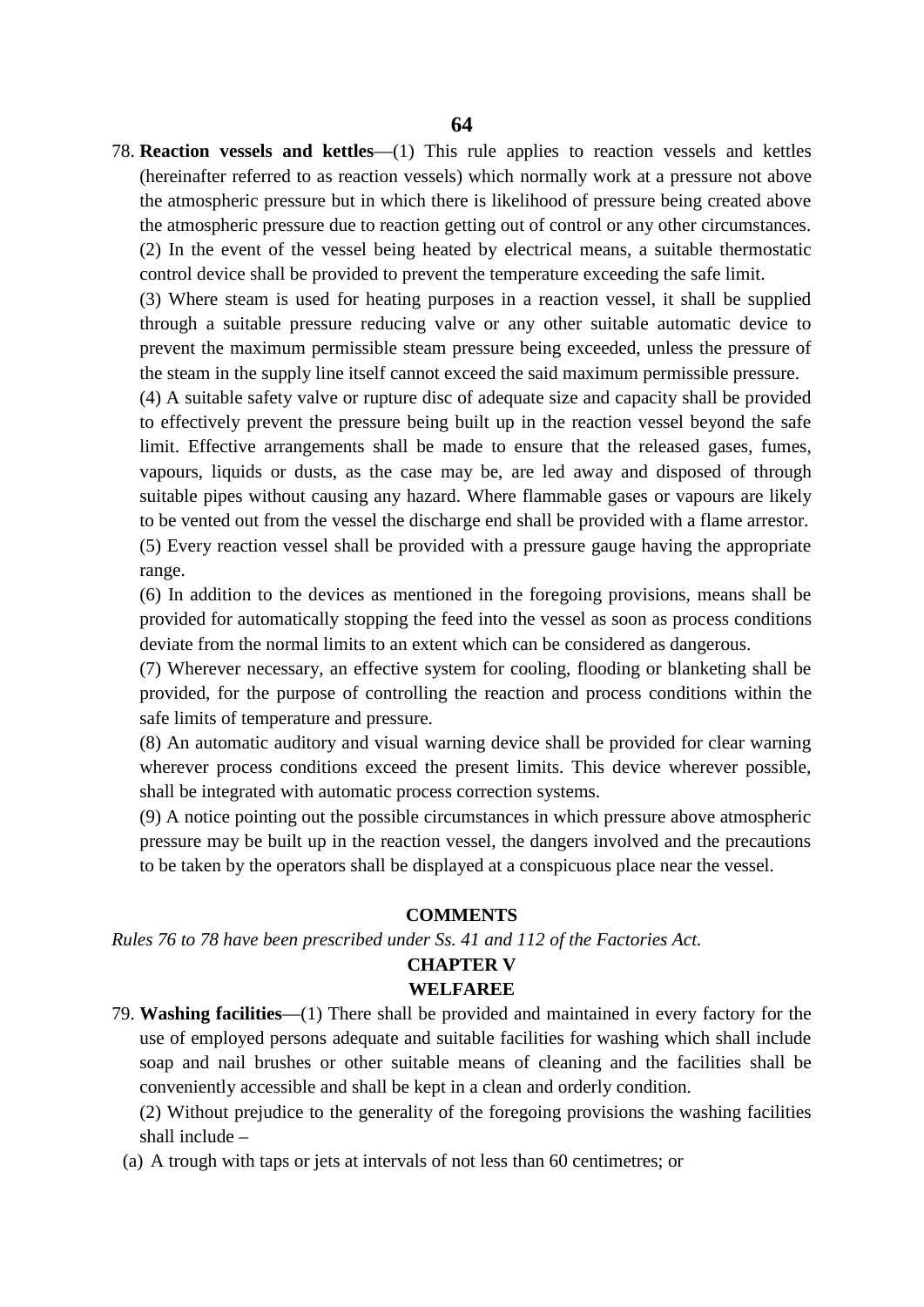78. **Reaction vessels and kettles**—(1) This rule applies to reaction vessels and kettles (hereinafter referred to as reaction vessels) which normally work at a pressure not above the atmospheric pressure but in which there is likelihood of pressure being created above the atmospheric pressure due to reaction getting out of control or any other circumstances.

(2) In the event of the vessel being heated by electrical means, a suitable thermostatic control device shall be provided to prevent the temperature exceeding the safe limit.

(3) Where steam is used for heating purposes in a reaction vessel, it shall be supplied through a suitable pressure reducing valve or any other suitable automatic device to prevent the maximum permissible steam pressure being exceeded, unless the pressure of the steam in the supply line itself cannot exceed the said maximum permissible pressure.

(4) A suitable safety valve or rupture disc of adequate size and capacity shall be provided to effectively prevent the pressure being built up in the reaction vessel beyond the safe limit. Effective arrangements shall be made to ensure that the released gases, fumes, vapours, liquids or dusts, as the case may be, are led away and disposed of through suitable pipes without causing any hazard. Where flammable gases or vapours are likely to be vented out from the vessel the discharge end shall be provided with a flame arrestor.

(5) Every reaction vessel shall be provided with a pressure gauge having the appropriate range.

(6) In addition to the devices as mentioned in the foregoing provisions, means shall be provided for automatically stopping the feed into the vessel as soon as process conditions deviate from the normal limits to an extent which can be considered as dangerous.

(7) Wherever necessary, an effective system for cooling, flooding or blanketing shall be provided, for the purpose of controlling the reaction and process conditions within the safe limits of temperature and pressure.

(8) An automatic auditory and visual warning device shall be provided for clear warning wherever process conditions exceed the present limits. This device wherever possible, shall be integrated with automatic process correction systems.

(9) A notice pointing out the possible circumstances in which pressure above atmospheric pressure may be built up in the reaction vessel, the dangers involved and the precautions to be taken by the operators shall be displayed at a conspicuous place near the vessel.

**COMMENTS**

*Rules 76 to 78 have been prescribed under Ss. 41 and 112 of the Factories Act.*

## CHAPTER V

## WELFAREE

79. **Washing facilities**—(1) There shall be provided and maintained in every factory for the use of employed persons adequate and suitable facilities for washing which shall include soap and nail brushes or other suitable means of cleaning and the facilities shall be conveniently accessible and shall be kept in a clean and orderly condition.

(2) Without prejudice to the generality of the foregoing provisions the washing facilities shall include –

(a) A trough with taps or jets at intervals of not less than 60 centimetres; or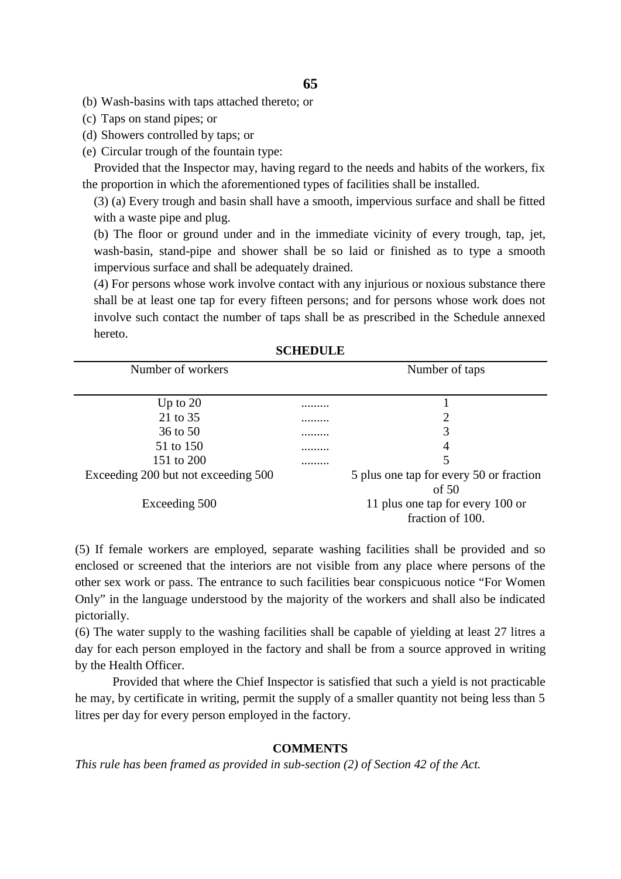(b) Wash-basins with taps attached thereto; or

(c) Taps on stand pipes; or

(d) Showers controlled by taps; or

(e) Circular trough of the fountain type:

Provided that the Inspector may, having regard to the needs and habits of the workers, fix the proportion in which the aforementioned types of facilities shall be installed.

(3) (a) Every trough and basin shall have a smooth, impervious surface and shall be fitted with a waste pipe and plug.

(b) The floor or ground under and in the immediate vicinity of every trough, tap, jet, wash-basin, stand-pipe and shower shall be so laid or finished as to type a smooth impervious surface and shall be adequately drained.

(4) For persons whose work involve contact with any injurious or noxious substance there shall be at least one tap for every fifteen persons; and for persons whose work does not involve such contact the number of taps shall be as prescribed in the Schedule annexed hereto.

**SCHEDULE**

| Number of workers | | Number of taps |
|---|---|---|
| Up to 20 | ......... | 1 |
| 21 to 35 | ......... | 2 |
| 36 to 50 | ......... | 3 |
| 51 to 150 | ......... | 4 |
| 151 to 200 | ......... | 5 |
| Exceeding 200 but not exceeding 500 | | 5 plus one tap for every 50 or fraction of 50 |
| Exceeding 500 | | 11 plus one tap for every 100 or fraction of 100. |

(5) If female workers are employed, separate washing facilities shall be provided and so enclosed or screened that the interiors are not visible from any place where persons of the other sex work or pass. The entrance to such facilities bear conspicuous notice "For Women Only" in the language understood by the majority of the workers and shall also be indicated pictorially.

(6) The water supply to the washing facilities shall be capable of yielding at least 27 litres a day for each person employed in the factory and shall be from a source approved in writing by the Health Officer.

Provided that where the Chief Inspector is satisfied that such a yield is not practicable he may, by certificate in writing, permit the supply of a smaller quantity not being less than 5 litres per day for every person employed in the factory.

**COMMENTS**

*This rule has been framed as provided in sub-section (2) of Section 42 of the Act.*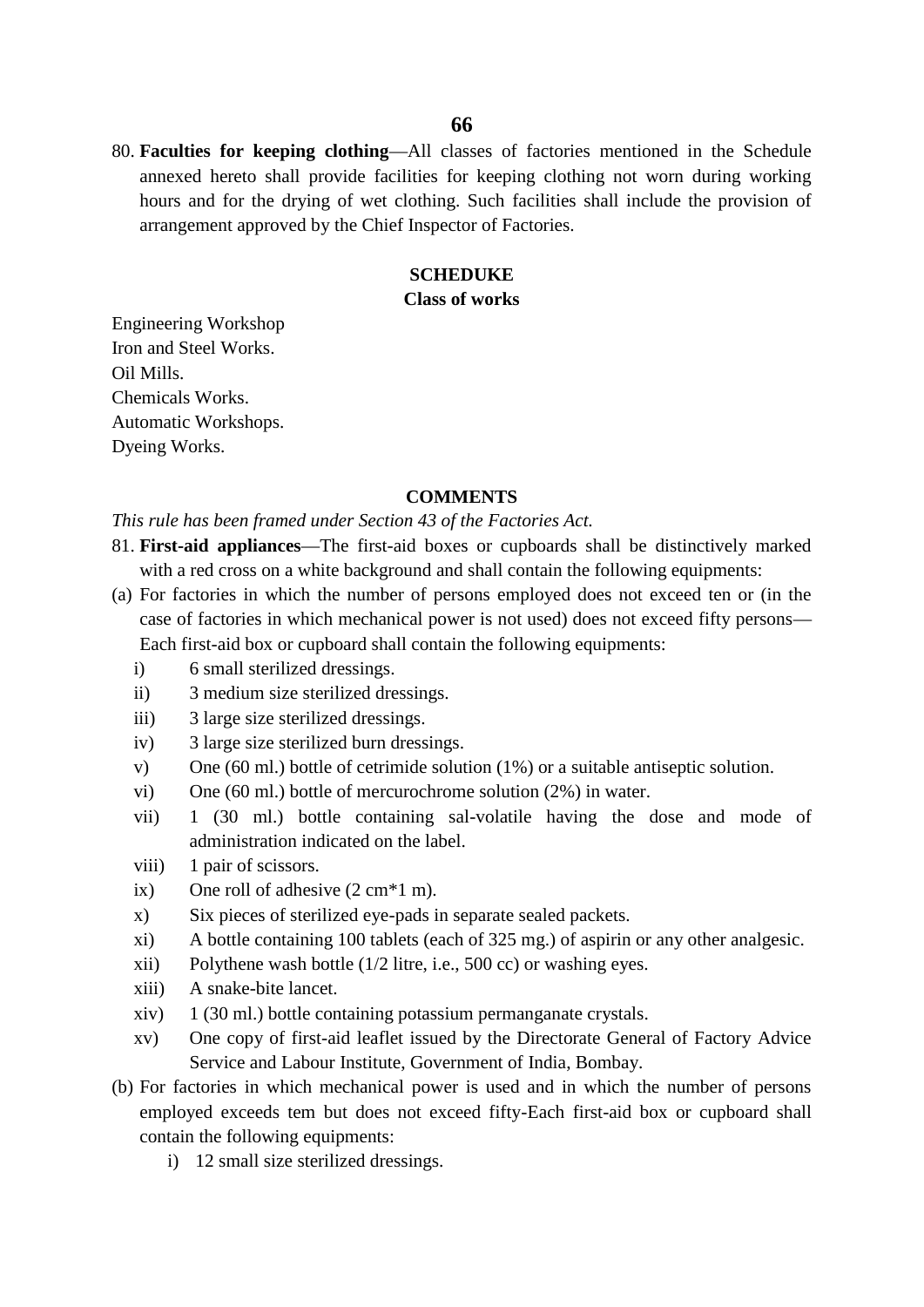80. **Faculties for keeping clothing**—All classes of factories mentioned in the Schedule annexed hereto shall provide facilities for keeping clothing not worn during working hours and for the drying of wet clothing. Such facilities shall include the provision of arrangement approved by the Chief Inspector of Factories.

**SCHEDUKE**

**Class of works**

Engineering Workshop
Iron and Steel Works.
Oil Mills.
Chemicals Works.
Automatic Workshops.
Dyeing Works.

**COMMENTS**

*This rule has been framed under Section 43 of the Factories Act.*

81. **First-aid appliances**—The first-aid boxes or cupboards shall be distinctively marked with a red cross on a white background and shall contain the following equipments:

(a) For factories in which the number of persons employed does not exceed ten or (in the case of factories in which mechanical power is not used) does not exceed fifty persons—Each first-aid box or cupboard shall contain the following equipments:

   i) 6 small sterilized dressings.
   ii) 3 medium size sterilized dressings.
   iii) 3 large size sterilized dressings.
   iv) 3 large size sterilized burn dressings.
   v) One (60 ml.) bottle of cetrimide solution (1%) or a suitable antiseptic solution.
   vi) One (60 ml.) bottle of mercurochrome solution (2%) in water.
   vii) 1 (30 ml.) bottle containing sal-volatile having the dose and mode of administration indicated on the label.
   viii) 1 pair of scissors.
   ix) One roll of adhesive (2 cm*1 m).
   x) Six pieces of sterilized eye-pads in separate sealed packets.
   xi) A bottle containing 100 tablets (each of 325 mg.) of aspirin or any other analgesic.
   xii) Polythene wash bottle (1/2 litre, i.e., 500 cc) or washing eyes.
   xiii) A snake-bite lancet.
   xiv) 1 (30 ml.) bottle containing potassium permanganate crystals.
   xv) One copy of first-aid leaflet issued by the Directorate General of Factory Advice Service and Labour Institute, Government of India, Bombay.

(b) For factories in which mechanical power is used and in which the number of persons employed exceeds tem but does not exceed fifty-Each first-aid box or cupboard shall contain the following equipments:

   i) 12 small size sterilized dressings.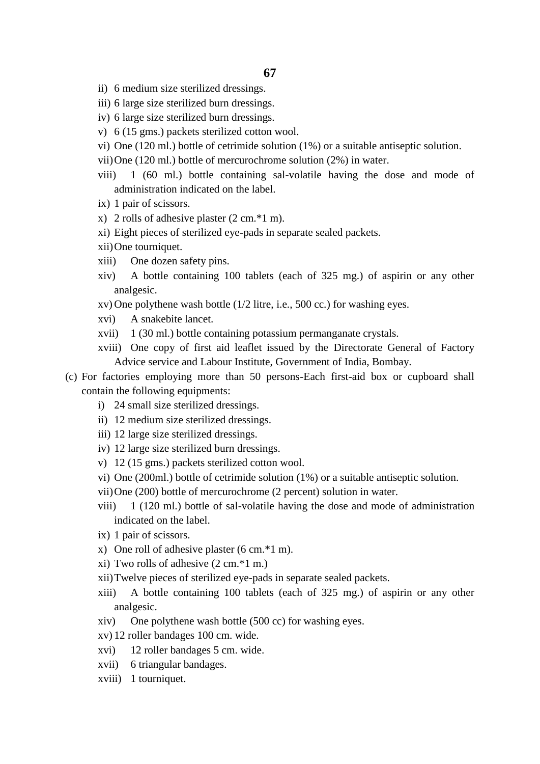ii) 6 medium size sterilized dressings.
iii) 6 large size sterilized burn dressings.
iv) 6 large size sterilized burn dressings.
v) 6 (15 gms.) packets sterilized cotton wool.
vi) One (120 ml.) bottle of cetrimide solution (1%) or a suitable antiseptic solution.
vii) One (120 ml.) bottle of mercurochrome solution (2%) in water.
viii) 1 (60 ml.) bottle containing sal-volatile having the dose and mode of administration indicated on the label.
ix) 1 pair of scissors.
x) 2 rolls of adhesive plaster (2 cm.*1 m).
xi) Eight pieces of sterilized eye-pads in separate sealed packets.
xii) One tourniquet.
xiii) One dozen safety pins.
xiv) A bottle containing 100 tablets (each of 325 mg.) of aspirin or any other analgesic.
xv) One polythene wash bottle (1/2 litre, i.e., 500 cc.) for washing eyes.
xvi) A snakebite lancet.
xvii) 1 (30 ml.) bottle containing potassium permanganate crystals.
xviii) One copy of first aid leaflet issued by the Directorate General of Factory Advice service and Labour Institute, Government of India, Bombay.

(c) For factories employing more than 50 persons-Each first-aid box or cupboard shall contain the following equipments:

i) 24 small size sterilized dressings.
ii) 12 medium size sterilized dressings.
iii) 12 large size sterilized dressings.
iv) 12 large size sterilized burn dressings.
v) 12 (15 gms.) packets sterilized cotton wool.
vi) One (200ml.) bottle of cetrimide solution (1%) or a suitable antiseptic solution.
vii) One (200) bottle of mercurochrome (2 percent) solution in water.
viii) 1 (120 ml.) bottle of sal-volatile having the dose and mode of administration indicated on the label.
ix) 1 pair of scissors.
x) One roll of adhesive plaster (6 cm.*1 m).
xi) Two rolls of adhesive (2 cm.*1 m.)
xii) Twelve pieces of sterilized eye-pads in separate sealed packets.
xiii) A bottle containing 100 tablets (each of 325 mg.) of aspirin or any other analgesic.
xiv) One polythene wash bottle (500 cc) for washing eyes.
xv) 12 roller bandages 100 cm. wide.
xvi) 12 roller bandages 5 cm. wide.
xvii) 6 triangular bandages.
xviii) 1 tourniquet.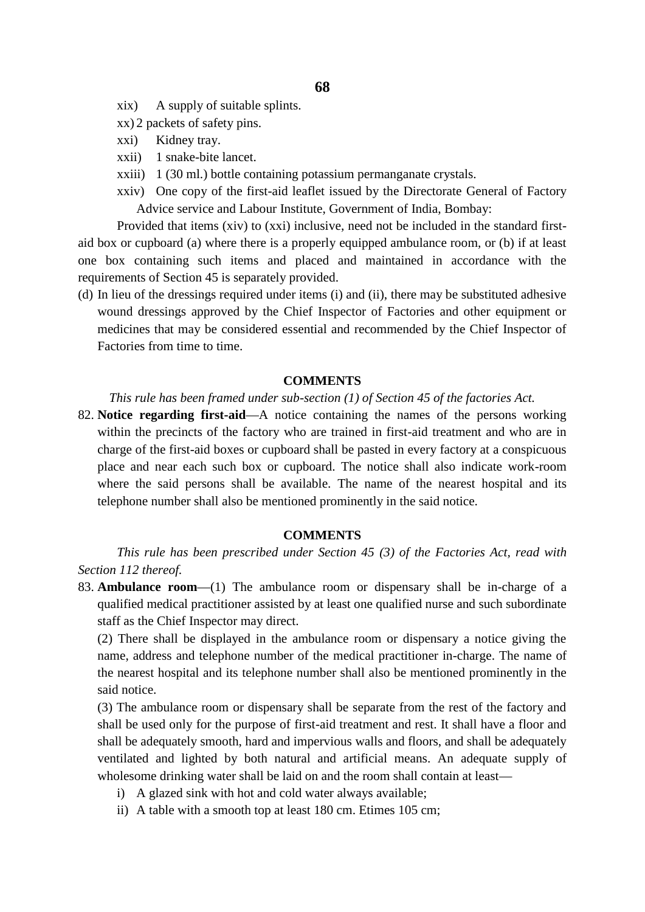xix) A supply of suitable splints.

xx) 2 packets of safety pins.

xxi) Kidney tray.

xxii) 1 snake-bite lancet.

xxiii) 1 (30 ml.) bottle containing potassium permanganate crystals.

xxiv) One copy of the first-aid leaflet issued by the Directorate General of Factory Advice service and Labour Institute, Government of India, Bombay:

Provided that items (xiv) to (xxi) inclusive, need not be included in the standard first-aid box or cupboard (a) where there is a properly equipped ambulance room, or (b) if at least one box containing such items and placed and maintained in accordance with the requirements of Section 45 is separately provided.

(d) In lieu of the dressings required under items (i) and (ii), there may be substituted adhesive wound dressings approved by the Chief Inspector of Factories and other equipment or medicines that may be considered essential and recommended by the Chief Inspector of Factories from time to time.

**COMMENTS**

*This rule has been framed under sub-section (1) of Section 45 of the factories Act.*

82. **Notice regarding first-aid**—A notice containing the names of the persons working within the precincts of the factory who are trained in first-aid treatment and who are in charge of the first-aid boxes or cupboard shall be pasted in every factory at a conspicuous place and near each such box or cupboard. The notice shall also indicate work-room where the said persons shall be available. The name of the nearest hospital and its telephone number shall also be mentioned prominently in the said notice.

**COMMENTS**

*This rule has been prescribed under Section 45 (3) of the Factories Act, read with Section 112 thereof.*

83. **Ambulance room**—(1) The ambulance room or dispensary shall be in-charge of a qualified medical practitioner assisted by at least one qualified nurse and such subordinate staff as the Chief Inspector may direct.

(2) There shall be displayed in the ambulance room or dispensary a notice giving the name, address and telephone number of the medical practitioner in-charge. The name of the nearest hospital and its telephone number shall also be mentioned prominently in the said notice.

(3) The ambulance room or dispensary shall be separate from the rest of the factory and shall be used only for the purpose of first-aid treatment and rest. It shall have a floor and shall be adequately smooth, hard and impervious walls and floors, and shall be adequately ventilated and lighted by both natural and artificial means. An adequate supply of wholesome drinking water shall be laid on and the room shall contain at least—

i) A glazed sink with hot and cold water always available;

ii) A table with a smooth top at least 180 cm. Etimes 105 cm;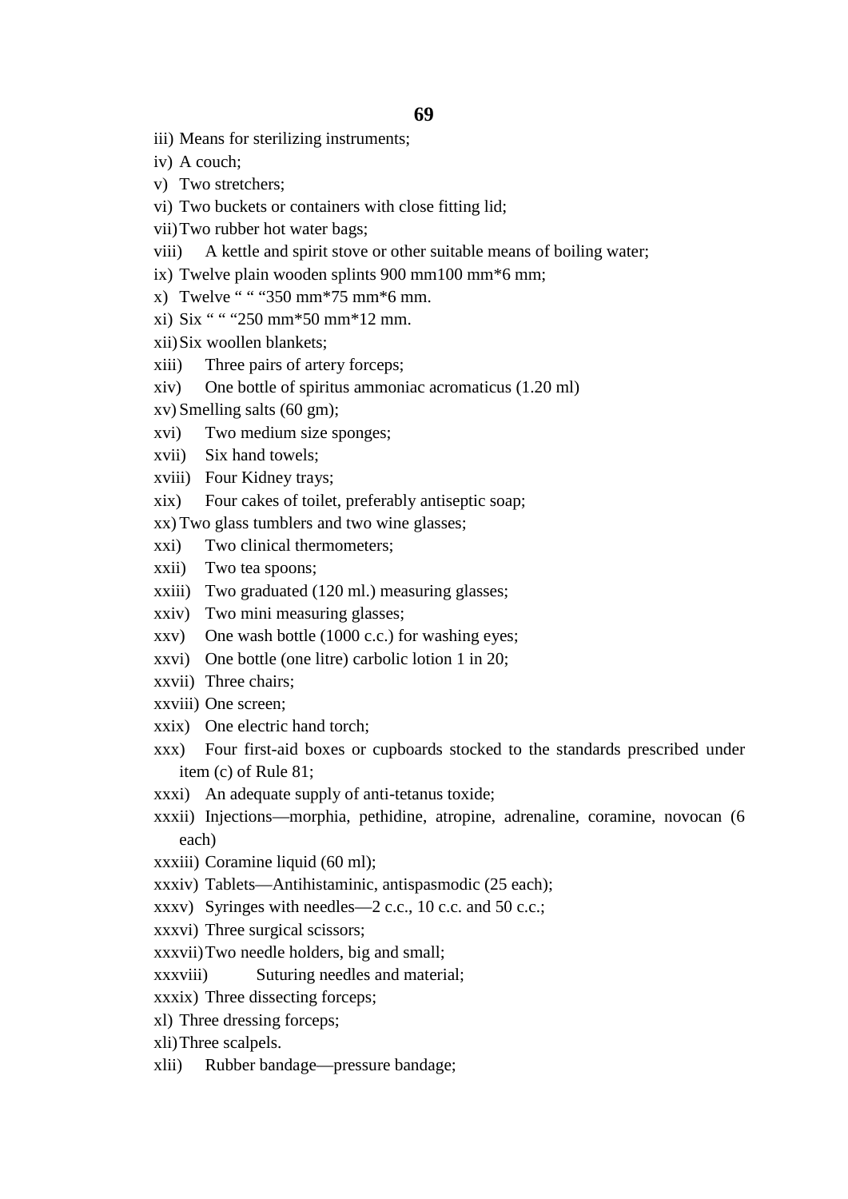iii) Means for sterilizing instruments;

iv) A couch;

v) Two stretchers;

vi) Two buckets or containers with close fitting lid;

vii) Two rubber hot water bags;

viii) A kettle and spirit stove or other suitable means of boiling water;

ix) Twelve plain wooden splints 900 mm100 mm*6 mm;

x) Twelve " " "350 mm*75 mm*6 mm.

xi) Six " " "250 mm*50 mm*12 mm.

xii) Six woollen blankets;

xiii) Three pairs of artery forceps;

xiv) One bottle of spiritus ammoniac acromaticus (1.20 ml)

xv) Smelling salts (60 gm);

xvi) Two medium size sponges;

xvii) Six hand towels;

xviii) Four Kidney trays;

xix) Four cakes of toilet, preferably antiseptic soap;

xx) Two glass tumblers and two wine glasses;

xxi) Two clinical thermometers;

xxii) Two tea spoons;

xxiii) Two graduated (120 ml.) measuring glasses;

xxiv) Two mini measuring glasses;

xxv) One wash bottle (1000 c.c.) for washing eyes;

xxvi) One bottle (one litre) carbolic lotion 1 in 20;

xxvii) Three chairs;

xxviii) One screen;

xxix) One electric hand torch;

xxx) Four first-aid boxes or cupboards stocked to the standards prescribed under item (c) of Rule 81;

xxxi) An adequate supply of anti-tetanus toxide;

xxxii) Injections—morphia, pethidine, atropine, adrenaline, coramine, novocan (6 each)

xxxiii) Coramine liquid (60 ml);

xxxiv) Tablets—Antihistaminic, antispasmodic (25 each);

xxxv) Syringes with needles—2 c.c., 10 c.c. and 50 c.c.;

xxxvi) Three surgical scissors;

xxxvii) Two needle holders, big and small;

xxxviii) Suturing needles and material;

xxxix) Three dissecting forceps;

xl) Three dressing forceps;

xli) Three scalpels.

xlii) Rubber bandage—pressure bandage;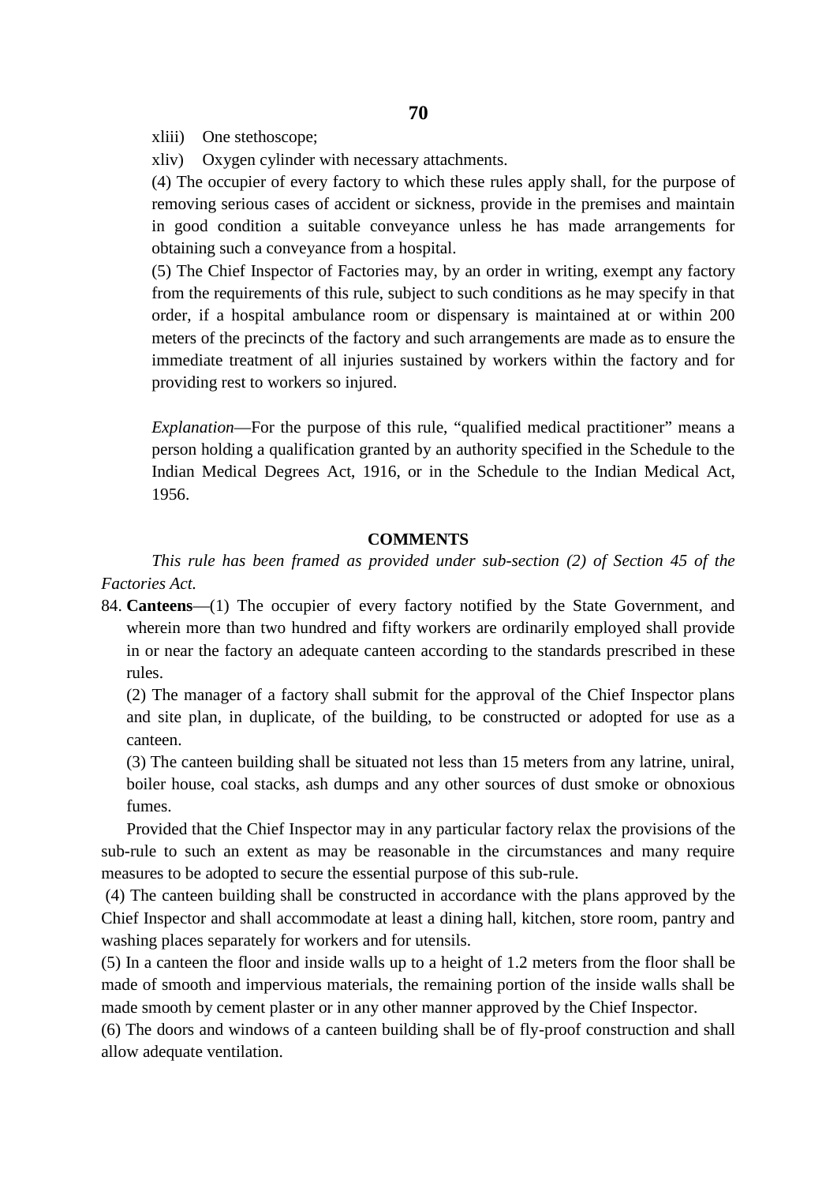xliii) One stethoscope;

xliv) Oxygen cylinder with necessary attachments.

(4) The occupier of every factory to which these rules apply shall, for the purpose of removing serious cases of accident or sickness, provide in the premises and maintain in good condition a suitable conveyance unless he has made arrangements for obtaining such a conveyance from a hospital.

(5) The Chief Inspector of Factories may, by an order in writing, exempt any factory from the requirements of this rule, subject to such conditions as he may specify in that order, if a hospital ambulance room or dispensary is maintained at or within 200 meters of the precincts of the factory and such arrangements are made as to ensure the immediate treatment of all injuries sustained by workers within the factory and for providing rest to workers so injured.

*Explanation*—For the purpose of this rule, "qualified medical practitioner" means a person holding a qualification granted by an authority specified in the Schedule to the Indian Medical Degrees Act, 1916, or in the Schedule to the Indian Medical Act, 1956.

**COMMENTS**

*This rule has been framed as provided under sub-section (2) of Section 45 of the Factories Act.*

84. **Canteens**—(1) The occupier of every factory notified by the State Government, and wherein more than two hundred and fifty workers are ordinarily employed shall provide in or near the factory an adequate canteen according to the standards prescribed in these rules.

(2) The manager of a factory shall submit for the approval of the Chief Inspector plans and site plan, in duplicate, of the building, to be constructed or adopted for use as a canteen.

(3) The canteen building shall be situated not less than 15 meters from any latrine, uniral, boiler house, coal stacks, ash dumps and any other sources of dust smoke or obnoxious fumes.

Provided that the Chief Inspector may in any particular factory relax the provisions of the sub-rule to such an extent as may be reasonable in the circumstances and many require measures to be adopted to secure the essential purpose of this sub-rule.

(4) The canteen building shall be constructed in accordance with the plans approved by the Chief Inspector and shall accommodate at least a dining hall, kitchen, store room, pantry and washing places separately for workers and for utensils.

(5) In a canteen the floor and inside walls up to a height of 1.2 meters from the floor shall be made of smooth and impervious materials, the remaining portion of the inside walls shall be made smooth by cement plaster or in any other manner approved by the Chief Inspector.

(6) The doors and windows of a canteen building shall be of fly-proof construction and shall allow adequate ventilation.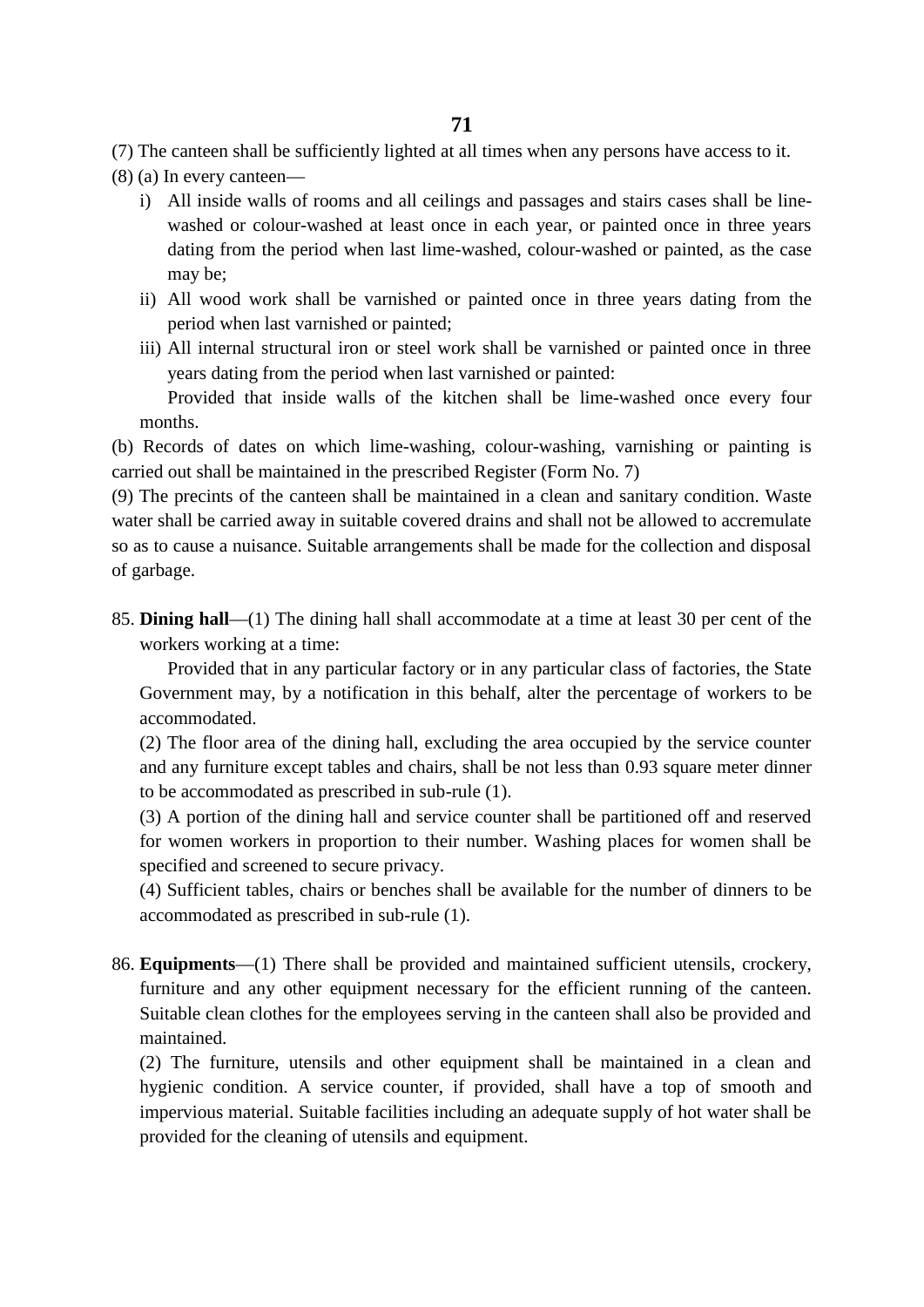(7) The canteen shall be sufficiently lighted at all times when any persons have access to it.

(8) (a) In every canteen—

i) All inside walls of rooms and all ceilings and passages and stairs cases shall be line-washed or colour-washed at least once in each year, or painted once in three years dating from the period when last lime-washed, colour-washed or painted, as the case may be;

ii) All wood work shall be varnished or painted once in three years dating from the period when last varnished or painted;

iii) All internal structural iron or steel work shall be varnished or painted once in three years dating from the period when last varnished or painted:

Provided that inside walls of the kitchen shall be lime-washed once every four months.

(b) Records of dates on which lime-washing, colour-washing, varnishing or painting is carried out shall be maintained in the prescribed Register (Form No. 7)

(9) The precints of the canteen shall be maintained in a clean and sanitary condition. Waste water shall be carried away in suitable covered drains and shall not be allowed to accremulate so as to cause a nuisance. Suitable arrangements shall be made for the collection and disposal of garbage.

85. **Dining hall**—(1) The dining hall shall accommodate at a time at least 30 per cent of the workers working at a time:

Provided that in any particular factory or in any particular class of factories, the State Government may, by a notification in this behalf, alter the percentage of workers to be accommodated.

(2) The floor area of the dining hall, excluding the area occupied by the service counter and any furniture except tables and chairs, shall be not less than 0.93 square meter dinner to be accommodated as prescribed in sub-rule (1).

(3) A portion of the dining hall and service counter shall be partitioned off and reserved for women workers in proportion to their number. Washing places for women shall be specified and screened to secure privacy.

(4) Sufficient tables, chairs or benches shall be available for the number of dinners to be accommodated as prescribed in sub-rule (1).

86. **Equipments**—(1) There shall be provided and maintained sufficient utensils, crockery, furniture and any other equipment necessary for the efficient running of the canteen. Suitable clean clothes for the employees serving in the canteen shall also be provided and maintained.

(2) The furniture, utensils and other equipment shall be maintained in a clean and hygienic condition. A service counter, if provided, shall have a top of smooth and impervious material. Suitable facilities including an adequate supply of hot water shall be provided for the cleaning of utensils and equipment.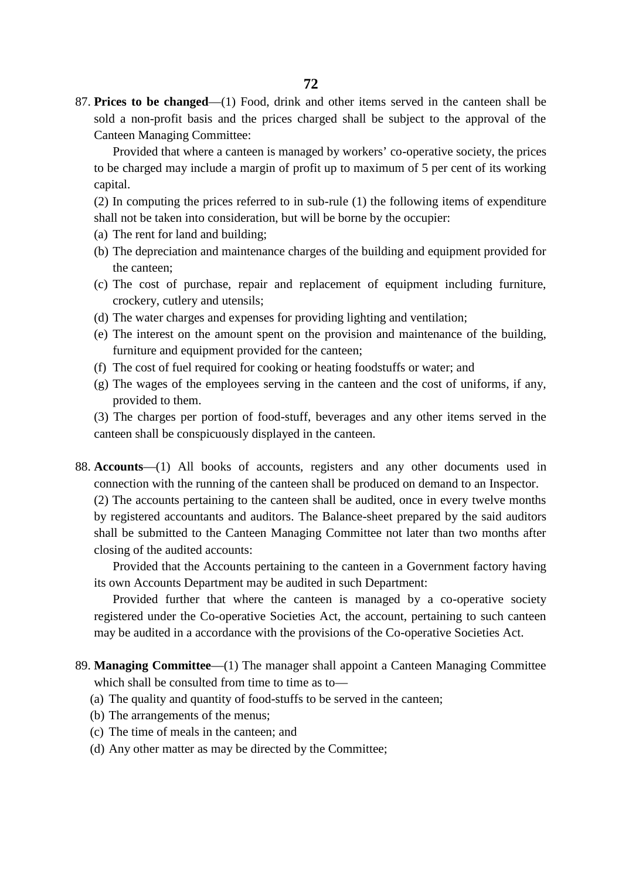87. **Prices to be changed**—(1) Food, drink and other items served in the canteen shall be sold a non-profit basis and the prices charged shall be subject to the approval of the Canteen Managing Committee:

    Provided that where a canteen is managed by workers' co-operative society, the prices to be charged may include a margin of profit up to maximum of 5 per cent of its working capital.

    (2) In computing the prices referred to in sub-rule (1) the following items of expenditure shall not be taken into consideration, but will be borne by the occupier:

    (a) The rent for land and building;
    (b) The depreciation and maintenance charges of the building and equipment provided for the canteen;
    (c) The cost of purchase, repair and replacement of equipment including furniture, crockery, cutlery and utensils;
    (d) The water charges and expenses for providing lighting and ventilation;
    (e) The interest on the amount spent on the provision and maintenance of the building, furniture and equipment provided for the canteen;
    (f) The cost of fuel required for cooking or heating foodstuffs or water; and
    (g) The wages of the employees serving in the canteen and the cost of uniforms, if any, provided to them.

    (3) The charges per portion of food-stuff, beverages and any other items served in the canteen shall be conspicuously displayed in the canteen.

88. **Accounts**—(1) All books of accounts, registers and any other documents used in connection with the running of the canteen shall be produced on demand to an Inspector.

    (2) The accounts pertaining to the canteen shall be audited, once in every twelve months by registered accountants and auditors. The Balance-sheet prepared by the said auditors shall be submitted to the Canteen Managing Committee not later than two months after closing of the audited accounts:

    Provided that the Accounts pertaining to the canteen in a Government factory having its own Accounts Department may be audited in such Department:

    Provided further that where the canteen is managed by a co-operative society registered under the Co-operative Societies Act, the account, pertaining to such canteen may be audited in a accordance with the provisions of the Co-operative Societies Act.

89. **Managing Committee**—(1) The manager shall appoint a Canteen Managing Committee which shall be consulted from time to time as to—

    (a) The quality and quantity of food-stuffs to be served in the canteen;
    (b) The arrangements of the menus;
    (c) The time of meals in the canteen; and
    (d) Any other matter as may be directed by the Committee;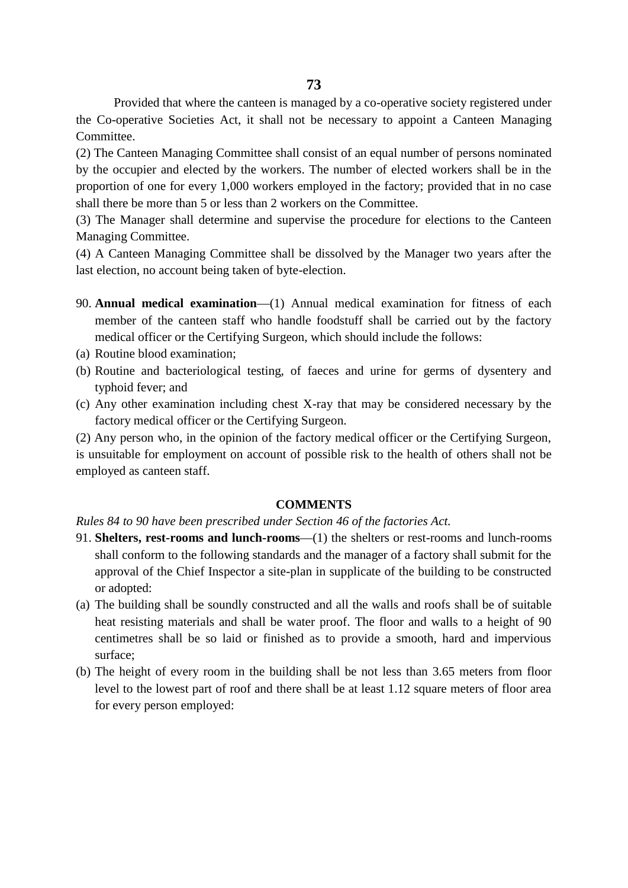Provided that where the canteen is managed by a co-operative society registered under the Co-operative Societies Act, it shall not be necessary to appoint a Canteen Managing Committee.

(2) The Canteen Managing Committee shall consist of an equal number of persons nominated by the occupier and elected by the workers. The number of elected workers shall be in the proportion of one for every 1,000 workers employed in the factory; provided that in no case shall there be more than 5 or less than 2 workers on the Committee.

(3) The Manager shall determine and supervise the procedure for elections to the Canteen Managing Committee.

(4) A Canteen Managing Committee shall be dissolved by the Manager two years after the last election, no account being taken of byte-election.

90. **Annual medical examination**—(1) Annual medical examination for fitness of each member of the canteen staff who handle foodstuff shall be carried out by the factory medical officer or the Certifying Surgeon, which should include the follows:

(a) Routine blood examination;

(b) Routine and bacteriological testing, of faeces and urine for germs of dysentery and typhoid fever; and

(c) Any other examination including chest X-ray that may be considered necessary by the factory medical officer or the Certifying Surgeon.

(2) Any person who, in the opinion of the factory medical officer or the Certifying Surgeon, is unsuitable for employment on account of possible risk to the health of others shall not be employed as canteen staff.

**COMMENTS**

*Rules 84 to 90 have been prescribed under Section 46 of the factories Act.*

91. **Shelters, rest-rooms and lunch-rooms**—(1) the shelters or rest-rooms and lunch-rooms shall conform to the following standards and the manager of a factory shall submit for the approval of the Chief Inspector a site-plan in supplicate of the building to be constructed or adopted:

(a) The building shall be soundly constructed and all the walls and roofs shall be of suitable heat resisting materials and shall be water proof. The floor and walls to a height of 90 centimetres shall be so laid or finished as to provide a smooth, hard and impervious surface;

(b) The height of every room in the building shall be not less than 3.65 meters from floor level to the lowest part of roof and there shall be at least 1.12 square meters of floor area for every person employed: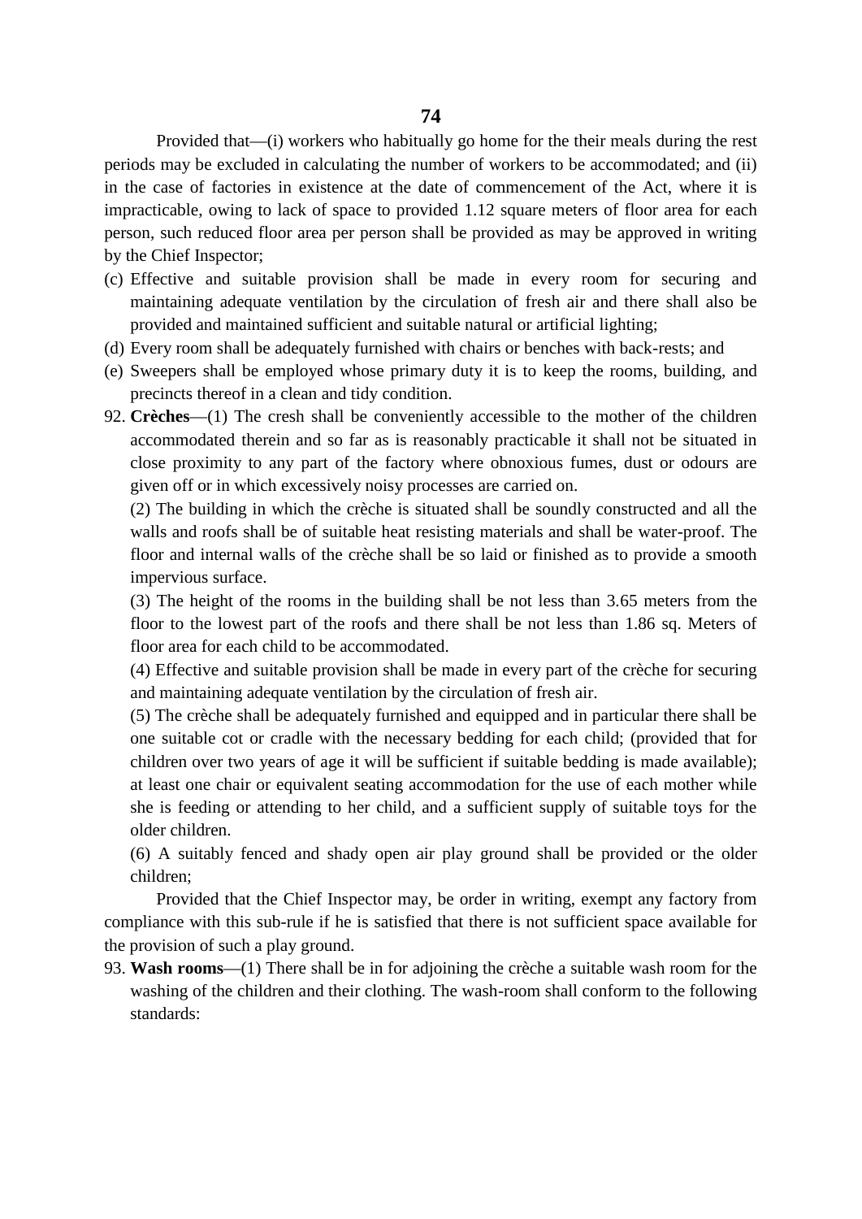Provided that—(i) workers who habitually go home for the their meals during the rest periods may be excluded in calculating the number of workers to be accommodated; and (ii) in the case of factories in existence at the date of commencement of the Act, where it is impracticable, owing to lack of space to provided 1.12 square meters of floor area for each person, such reduced floor area per person shall be provided as may be approved in writing by the Chief Inspector;

(c) Effective and suitable provision shall be made in every room for securing and maintaining adequate ventilation by the circulation of fresh air and there shall also be provided and maintained sufficient and suitable natural or artificial lighting;

(d) Every room shall be adequately furnished with chairs or benches with back-rests; and

(e) Sweepers shall be employed whose primary duty it is to keep the rooms, building, and precincts thereof in a clean and tidy condition.

92. **Crèches**—(1) The cresh shall be conveniently accessible to the mother of the children accommodated therein and so far as is reasonably practicable it shall not be situated in close proximity to any part of the factory where obnoxious fumes, dust or odours are given off or in which excessively noisy processes are carried on.

(2) The building in which the crèche is situated shall be soundly constructed and all the walls and roofs shall be of suitable heat resisting materials and shall be water-proof. The floor and internal walls of the crèche shall be so laid or finished as to provide a smooth impervious surface.

(3) The height of the rooms in the building shall be not less than 3.65 meters from the floor to the lowest part of the roofs and there shall be not less than 1.86 sq. Meters of floor area for each child to be accommodated.

(4) Effective and suitable provision shall be made in every part of the crèche for securing and maintaining adequate ventilation by the circulation of fresh air.

(5) The crèche shall be adequately furnished and equipped and in particular there shall be one suitable cot or cradle with the necessary bedding for each child; (provided that for children over two years of age it will be sufficient if suitable bedding is made available); at least one chair or equivalent seating accommodation for the use of each mother while she is feeding or attending to her child, and a sufficient supply of suitable toys for the older children.

(6) A suitably fenced and shady open air play ground shall be provided or the older children;

Provided that the Chief Inspector may, be order in writing, exempt any factory from compliance with this sub-rule if he is satisfied that there is not sufficient space available for the provision of such a play ground.

93. **Wash rooms**—(1) There shall be in for adjoining the crèche a suitable wash room for the washing of the children and their clothing. The wash-room shall conform to the following standards: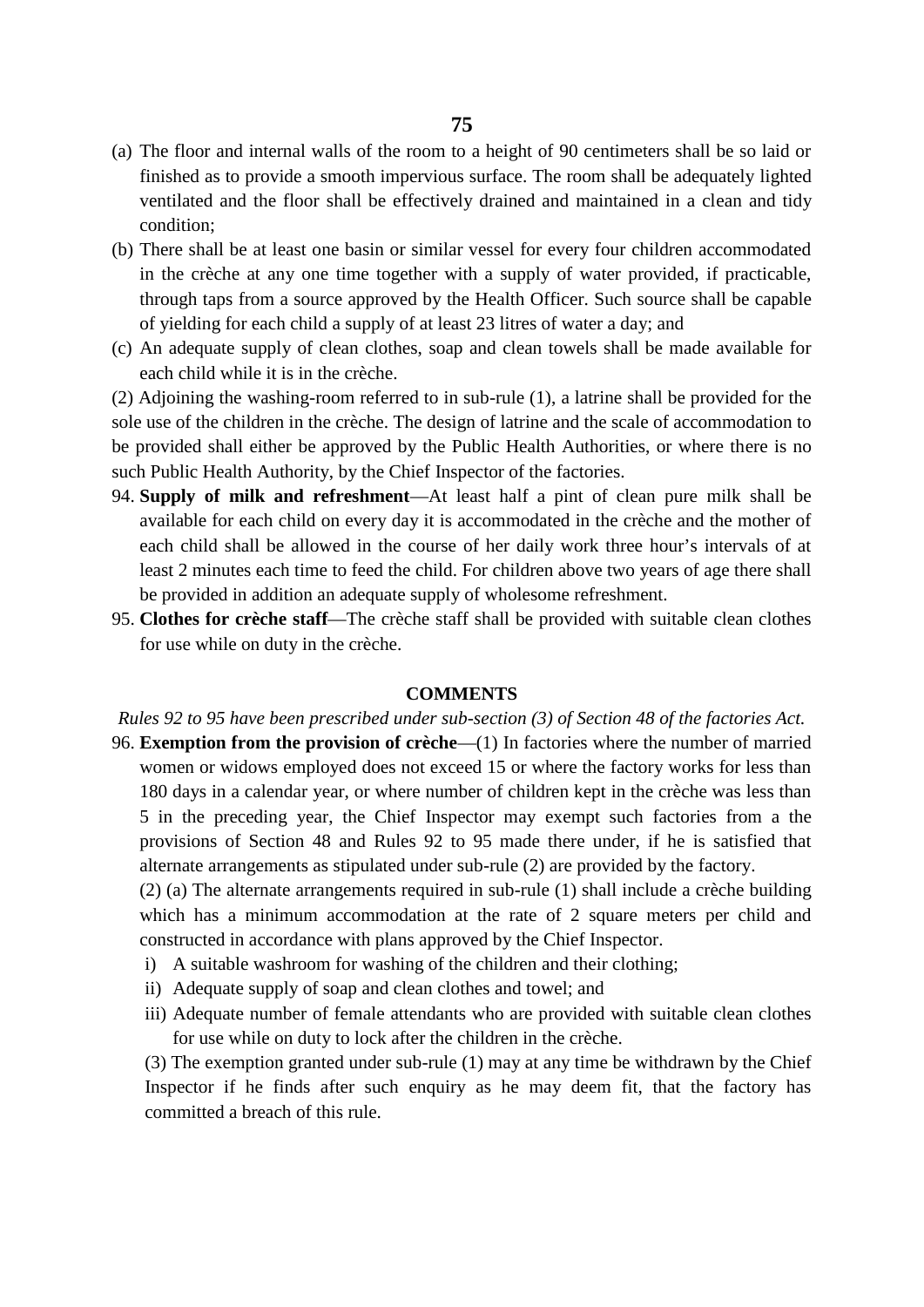(a) The floor and internal walls of the room to a height of 90 centimeters shall be so laid or finished as to provide a smooth impervious surface. The room shall be adequately lighted ventilated and the floor shall be effectively drained and maintained in a clean and tidy condition;

(b) There shall be at least one basin or similar vessel for every four children accommodated in the crèche at any one time together with a supply of water provided, if practicable, through taps from a source approved by the Health Officer. Such source shall be capable of yielding for each child a supply of at least 23 litres of water a day; and

(c) An adequate supply of clean clothes, soap and clean towels shall be made available for each child while it is in the crèche.

(2) Adjoining the washing-room referred to in sub-rule (1), a latrine shall be provided for the sole use of the children in the crèche. The design of latrine and the scale of accommodation to be provided shall either be approved by the Public Health Authorities, or where there is no such Public Health Authority, by the Chief Inspector of the factories.

94. **Supply of milk and refreshment**—At least half a pint of clean pure milk shall be available for each child on every day it is accommodated in the crèche and the mother of each child shall be allowed in the course of her daily work three hour's intervals of at least 2 minutes each time to feed the child. For children above two years of age there shall be provided in addition an adequate supply of wholesome refreshment.

95. **Clothes for crèche staff**—The crèche staff shall be provided with suitable clean clothes for use while on duty in the crèche.

**COMMENTS**

*Rules 92 to 95 have been prescribed under sub-section (3) of Section 48 of the factories Act.*

96. **Exemption from the provision of crèche**—(1) In factories where the number of married women or widows employed does not exceed 15 or where the factory works for less than 180 days in a calendar year, or where number of children kept in the crèche was less than 5 in the preceding year, the Chief Inspector may exempt such factories from a the provisions of Section 48 and Rules 92 to 95 made there under, if he is satisfied that alternate arrangements as stipulated under sub-rule (2) are provided by the factory.

(2) (a) The alternate arrangements required in sub-rule (1) shall include a crèche building which has a minimum accommodation at the rate of 2 square meters per child and constructed in accordance with plans approved by the Chief Inspector.

i) A suitable washroom for washing of the children and their clothing;

ii) Adequate supply of soap and clean clothes and towel; and

iii) Adequate number of female attendants who are provided with suitable clean clothes for use while on duty to lock after the children in the crèche.

(3) The exemption granted under sub-rule (1) may at any time be withdrawn by the Chief Inspector if he finds after such enquiry as he may deem fit, that the factory has committed a breach of this rule.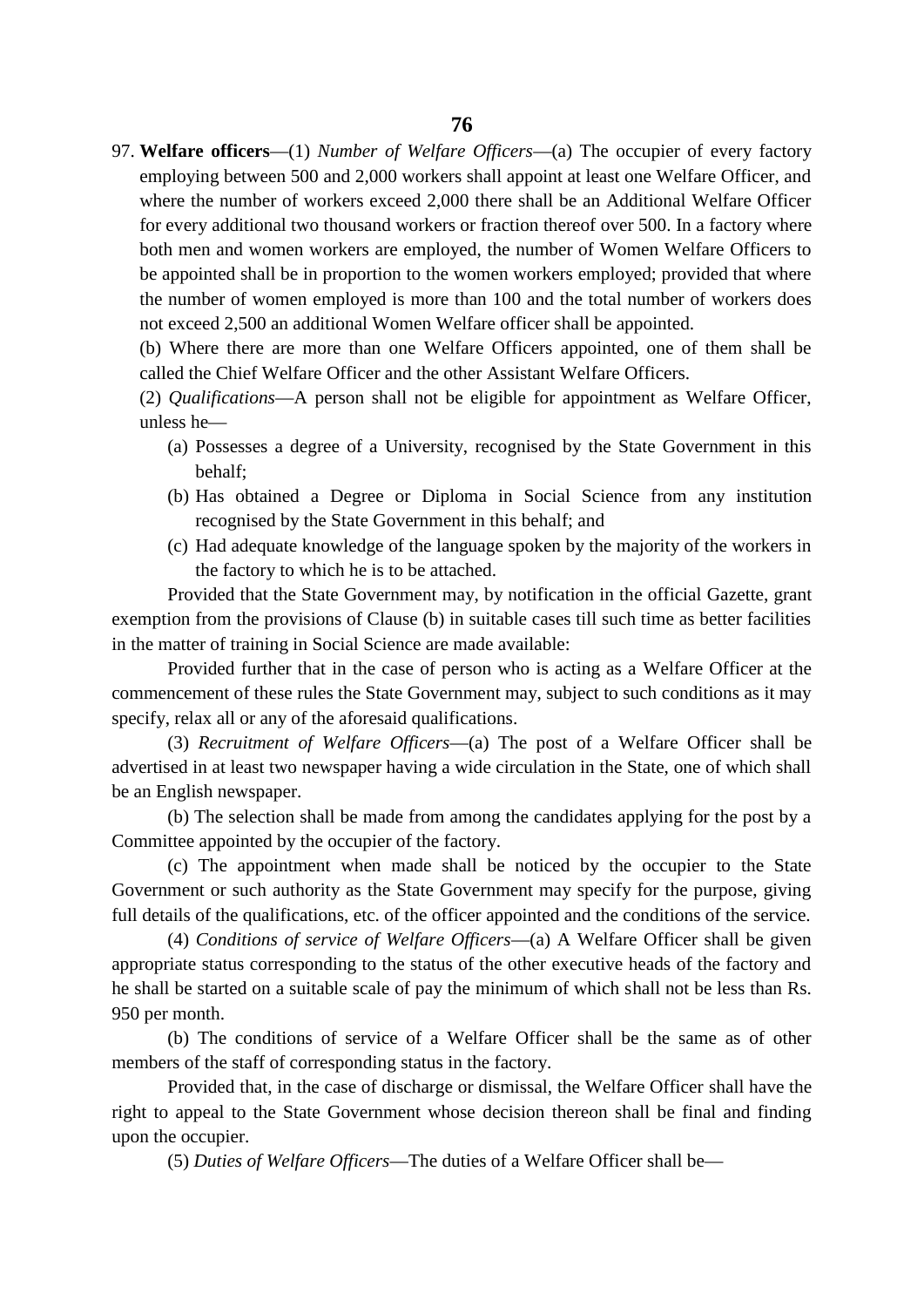97. **Welfare officers**—(1) *Number of Welfare Officers*—(a) The occupier of every factory employing between 500 and 2,000 workers shall appoint at least one Welfare Officer, and where the number of workers exceed 2,000 there shall be an Additional Welfare Officer for every additional two thousand workers or fraction thereof over 500. In a factory where both men and women workers are employed, the number of Women Welfare Officers to be appointed shall be in proportion to the women workers employed; provided that where the number of women employed is more than 100 and the total number of workers does not exceed 2,500 an additional Women Welfare officer shall be appointed.

(b) Where there are more than one Welfare Officers appointed, one of them shall be called the Chief Welfare Officer and the other Assistant Welfare Officers.

(2) *Qualifications*—A person shall not be eligible for appointment as Welfare Officer, unless he—

(a) Possesses a degree of a University, recognised by the State Government in this behalf;

(b) Has obtained a Degree or Diploma in Social Science from any institution recognised by the State Government in this behalf; and

(c) Had adequate knowledge of the language spoken by the majority of the workers in the factory to which he is to be attached.

Provided that the State Government may, by notification in the official Gazette, grant exemption from the provisions of Clause (b) in suitable cases till such time as better facilities in the matter of training in Social Science are made available:

Provided further that in the case of person who is acting as a Welfare Officer at the commencement of these rules the State Government may, subject to such conditions as it may specify, relax all or any of the aforesaid qualifications.

(3) *Recruitment of Welfare Officers*—(a) The post of a Welfare Officer shall be advertised in at least two newspaper having a wide circulation in the State, one of which shall be an English newspaper.

(b) The selection shall be made from among the candidates applying for the post by a Committee appointed by the occupier of the factory.

(c) The appointment when made shall be noticed by the occupier to the State Government or such authority as the State Government may specify for the purpose, giving full details of the qualifications, etc. of the officer appointed and the conditions of the service.

(4) *Conditions of service of Welfare Officers*—(a) A Welfare Officer shall be given appropriate status corresponding to the status of the other executive heads of the factory and he shall be started on a suitable scale of pay the minimum of which shall not be less than Rs. 950 per month.

(b) The conditions of service of a Welfare Officer shall be the same as of other members of the staff of corresponding status in the factory.

Provided that, in the case of discharge or dismissal, the Welfare Officer shall have the right to appeal to the State Government whose decision thereon shall be final and finding upon the occupier.

(5) *Duties of Welfare Officers*—The duties of a Welfare Officer shall be—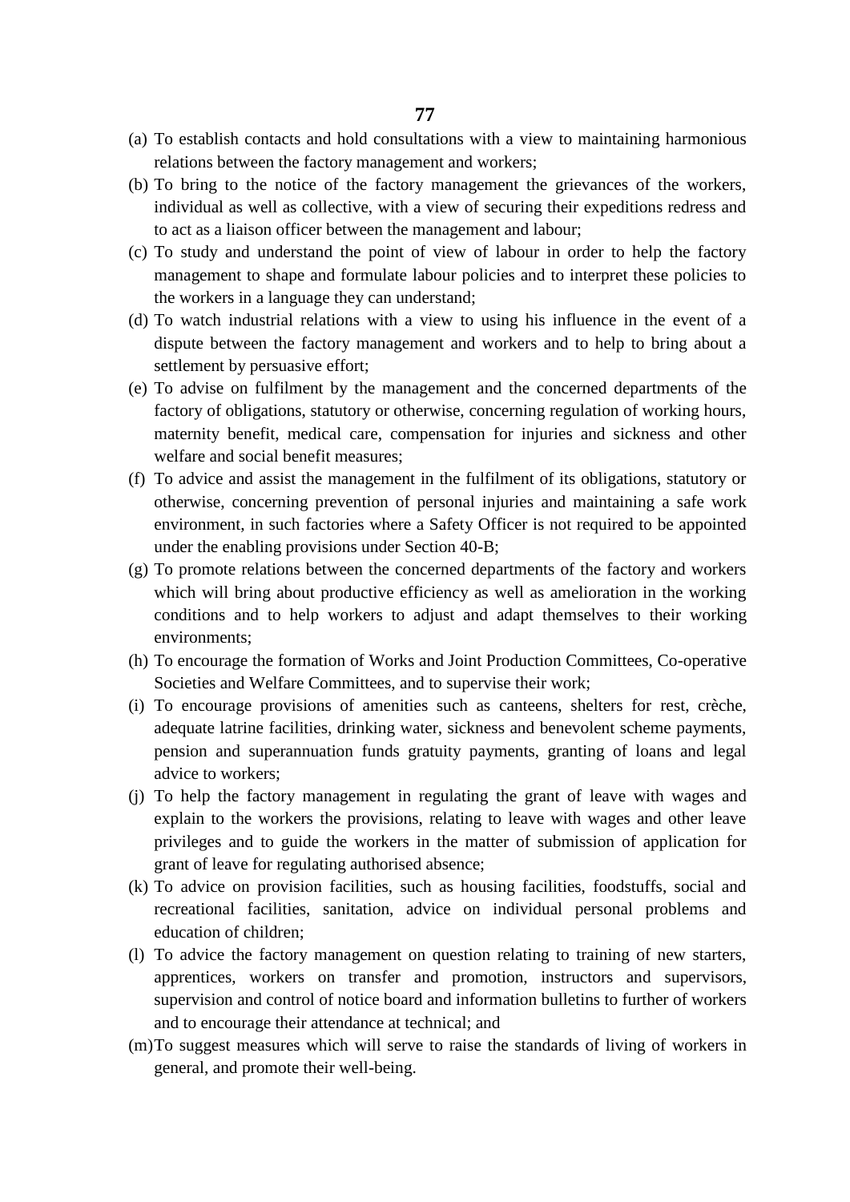(a) To establish contacts and hold consultations with a view to maintaining harmonious relations between the factory management and workers;

(b) To bring to the notice of the factory management the grievances of the workers, individual as well as collective, with a view of securing their expeditions redress and to act as a liaison officer between the management and labour;

(c) To study and understand the point of view of labour in order to help the factory management to shape and formulate labour policies and to interpret these policies to the workers in a language they can understand;

(d) To watch industrial relations with a view to using his influence in the event of a dispute between the factory management and workers and to help to bring about a settlement by persuasive effort;

(e) To advise on fulfilment by the management and the concerned departments of the factory of obligations, statutory or otherwise, concerning regulation of working hours, maternity benefit, medical care, compensation for injuries and sickness and other welfare and social benefit measures;

(f) To advice and assist the management in the fulfilment of its obligations, statutory or otherwise, concerning prevention of personal injuries and maintaining a safe work environment, in such factories where a Safety Officer is not required to be appointed under the enabling provisions under Section 40-B;

(g) To promote relations between the concerned departments of the factory and workers which will bring about productive efficiency as well as amelioration in the working conditions and to help workers to adjust and adapt themselves to their working environments;

(h) To encourage the formation of Works and Joint Production Committees, Co-operative Societies and Welfare Committees, and to supervise their work;

(i) To encourage provisions of amenities such as canteens, shelters for rest, crèche, adequate latrine facilities, drinking water, sickness and benevolent scheme payments, pension and superannuation funds gratuity payments, granting of loans and legal advice to workers;

(j) To help the factory management in regulating the grant of leave with wages and explain to the workers the provisions, relating to leave with wages and other leave privileges and to guide the workers in the matter of submission of application for grant of leave for regulating authorised absence;

(k) To advice on provision facilities, such as housing facilities, foodstuffs, social and recreational facilities, sanitation, advice on individual personal problems and education of children;

(l) To advice the factory management on question relating to training of new starters, apprentices, workers on transfer and promotion, instructors and supervisors, supervision and control of notice board and information bulletins to further of workers and to encourage their attendance at technical; and

(m) To suggest measures which will serve to raise the standards of living of workers in general, and promote their well-being.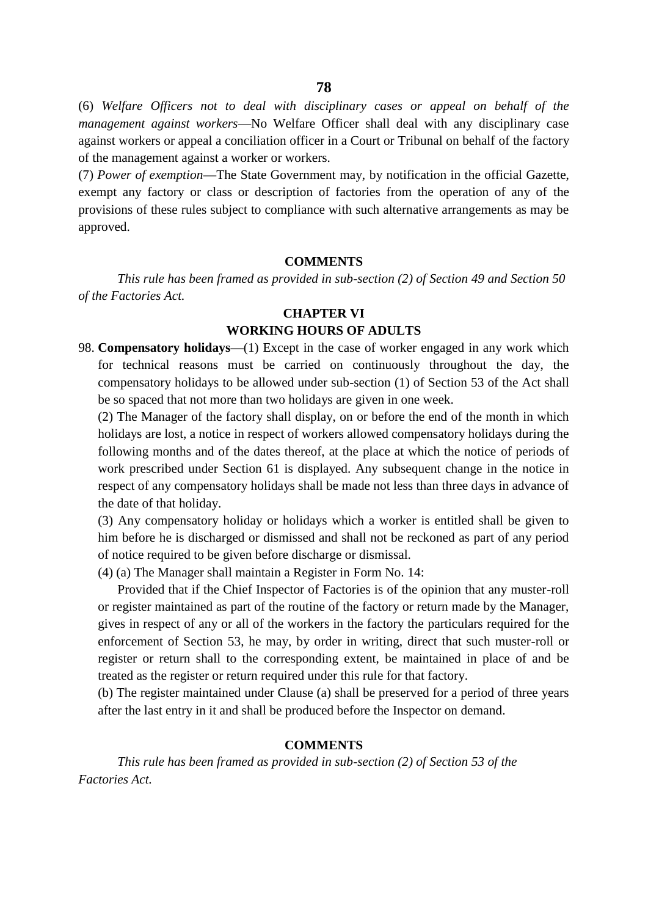(6) *Welfare Officers not to deal with disciplinary cases or appeal on behalf of the management against workers*—No Welfare Officer shall deal with any disciplinary case against workers or appeal a conciliation officer in a Court or Tribunal on behalf of the factory of the management against a worker or workers.

(7) *Power of exemption*—The State Government may, by notification in the official Gazette, exempt any factory or class or description of factories from the operation of any of the provisions of these rules subject to compliance with such alternative arrangements as may be approved.

**COMMENTS**

*This rule has been framed as provided in sub-section (2) of Section 49 and Section 50 of the Factories Act.*

## CHAPTER VI
## WORKING HOURS OF ADULTS

98. **Compensatory holidays**—(1) Except in the case of worker engaged in any work which for technical reasons must be carried on continuously throughout the day, the compensatory holidays to be allowed under sub-section (1) of Section 53 of the Act shall be so spaced that not more than two holidays are given in one week.

(2) The Manager of the factory shall display, on or before the end of the month in which holidays are lost, a notice in respect of workers allowed compensatory holidays during the following months and of the dates thereof, at the place at which the notice of periods of work prescribed under Section 61 is displayed. Any subsequent change in the notice in respect of any compensatory holidays shall be made not less than three days in advance of the date of that holiday.

(3) Any compensatory holiday or holidays which a worker is entitled shall be given to him before he is discharged or dismissed and shall not be reckoned as part of any period of notice required to be given before discharge or dismissal.

(4) (a) The Manager shall maintain a Register in Form No. 14:

Provided that if the Chief Inspector of Factories is of the opinion that any muster-roll or register maintained as part of the routine of the factory or return made by the Manager, gives in respect of any or all of the workers in the factory the particulars required for the enforcement of Section 53, he may, by order in writing, direct that such muster-roll or register or return shall to the corresponding extent, be maintained in place of and be treated as the register or return required under this rule for that factory.

(b) The register maintained under Clause (a) shall be preserved for a period of three years after the last entry in it and shall be produced before the Inspector on demand.

**COMMENTS**

*This rule has been framed as provided in sub-section (2) of Section 53 of the Factories Act.*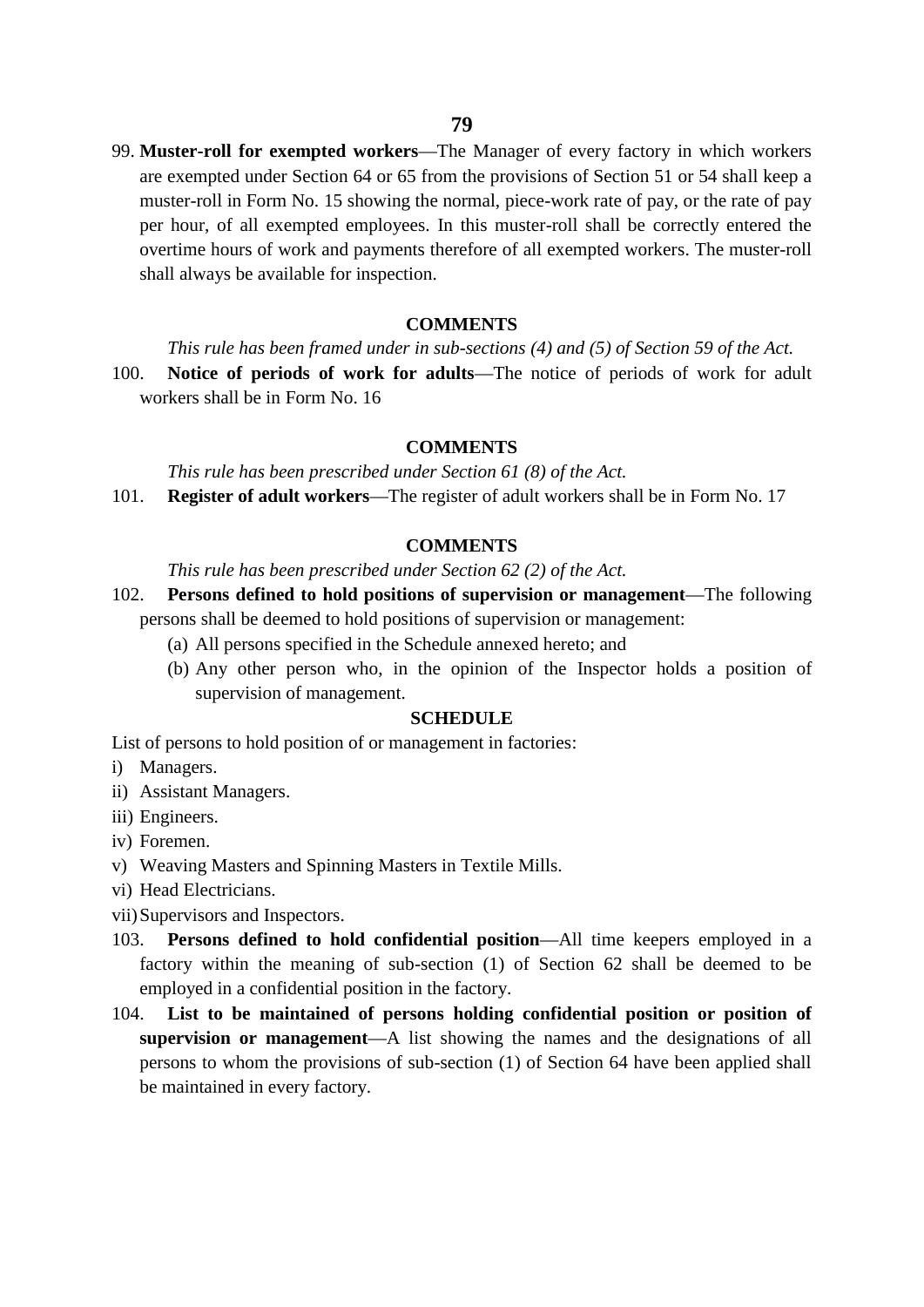99. **Muster-roll for exempted workers**—The Manager of every factory in which workers are exempted under Section 64 or 65 from the provisions of Section 51 or 54 shall keep a muster-roll in Form No. 15 showing the normal, piece-work rate of pay, or the rate of pay per hour, of all exempted employees. In this muster-roll shall be correctly entered the overtime hours of work and payments therefore of all exempted workers. The muster-roll shall always be available for inspection.

**COMMENTS**

*This rule has been framed under in sub-sections (4) and (5) of Section 59 of the Act.*

100. **Notice of periods of work for adults**—The notice of periods of work for adult workers shall be in Form No. 16

**COMMENTS**

*This rule has been prescribed under Section 61 (8) of the Act.*

101. **Register of adult workers**—The register of adult workers shall be in Form No. 17

**COMMENTS**

*This rule has been prescribed under Section 62 (2) of the Act.*

102. **Persons defined to hold positions of supervision or management**—The following persons shall be deemed to hold positions of supervision or management:

   (a) All persons specified in the Schedule annexed hereto; and

   (b) Any other person who, in the opinion of the Inspector holds a position of supervision of management.

**SCHEDULE**

List of persons to hold position of or management in factories:

i) Managers.
ii) Assistant Managers.
iii) Engineers.
iv) Foremen.
v) Weaving Masters and Spinning Masters in Textile Mills.
vi) Head Electricians.
vii) Supervisors and Inspectors.

103. **Persons defined to hold confidential position**—All time keepers employed in a factory within the meaning of sub-section (1) of Section 62 shall be deemed to be employed in a confidential position in the factory.

104. **List to be maintained of persons holding confidential position or position of supervision or management**—A list showing the names and the designations of all persons to whom the provisions of sub-section (1) of Section 64 have been applied shall be maintained in every factory.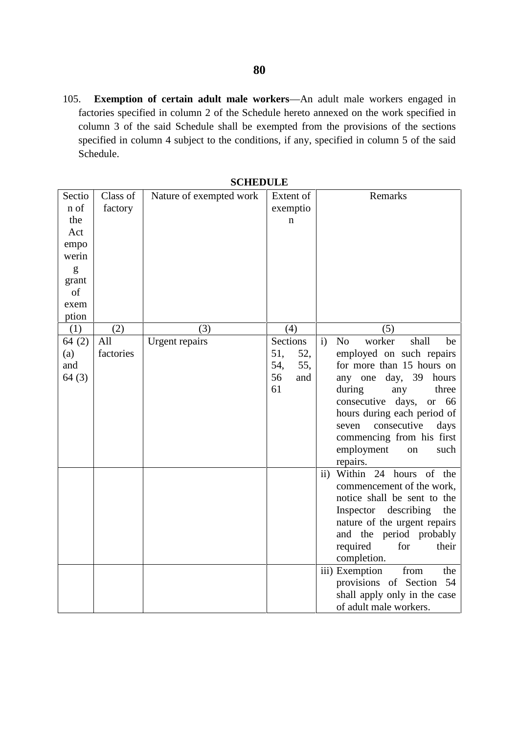105. **Exemption of certain adult male workers**—An adult male workers engaged in factories specified in column 2 of the Schedule hereto annexed on the work specified in column 3 of the said Schedule shall be exempted from the provisions of the sections specified in column 4 subject to the conditions, if any, specified in column 5 of the said Schedule.

**SCHEDULE**

| Section of the Act empowering grant of exemption | Class of factory | Nature of exempted work | Extent of exemption | Remarks |
|---|---|---|---|---|
| (1) | (2) | (3) | (4) | (5) |
| 64 (2) (a) and 64 (3) | All factories | Urgent repairs | Sections 51, 52, 54, 55, 56 and 61 | i) No worker shall be employed on such repairs for more than 15 hours on any one day, 39 hours during any three consecutive days, or 66 hours during each period of seven consecutive days commencing from his first employment on such repairs. |
| | | | | ii) Within 24 hours of the commencement of the work, notice shall be sent to the Inspector describing the nature of the urgent repairs and the period probably required for their completion. |
| | | | | iii) Exemption from the provisions of Section 54 shall apply only in the case of adult male workers. |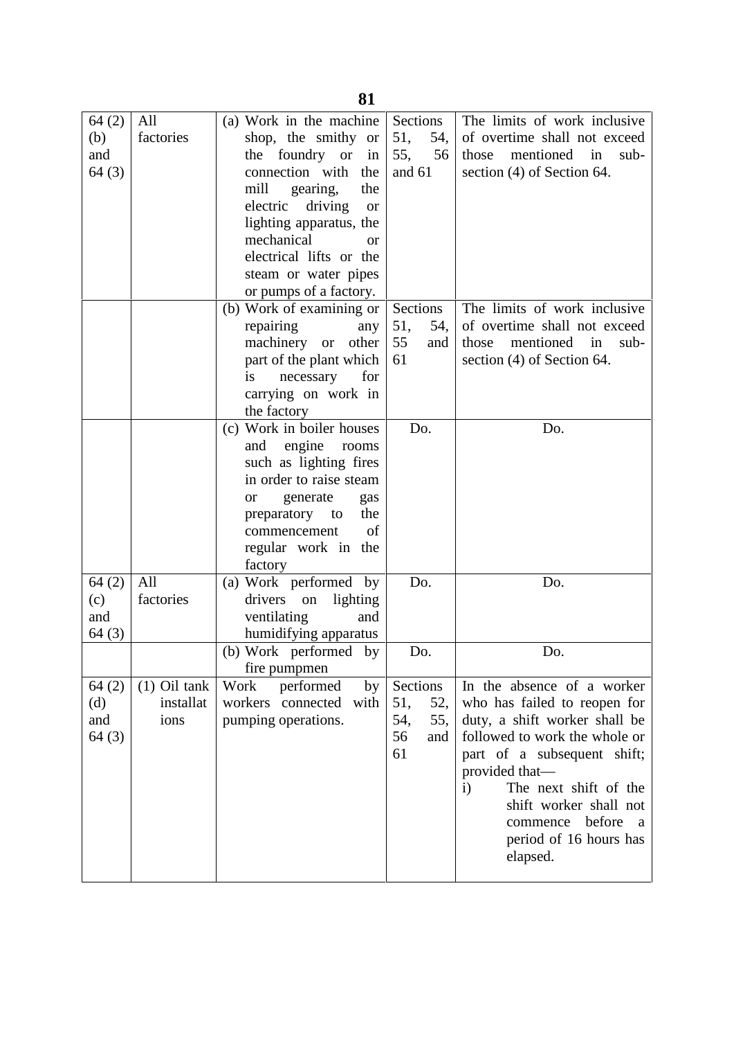| | | | | |
|---|---|---|---|---|
| 64 (2) (b) and 64 (3) | All factories | (a) Work in the machine shop, the smithy or the foundry or in connection with the mill gearing, the electric driving or lighting apparatus, the mechanical or electrical lifts or the steam or water pipes or pumps of a factory. | Sections 51, 54, 55, 56 and 61 | The limits of work inclusive of overtime shall not exceed those mentioned in sub-section (4) of Section 64. |
| | | (b) Work of examining or repairing any machinery or other part of the plant which is necessary for carrying on work in the factory | Sections 51, 54, 55 and 61 | The limits of work inclusive of overtime shall not exceed those mentioned in sub-section (4) of Section 64. |
| | | (c) Work in boiler houses and engine rooms such as lighting fires in order to raise steam or generate gas preparatory to the commencement of regular work in the factory | Do. | Do. |
| 64 (2) (c) and 64 (3) | All factories | (a) Work performed by drivers on lighting ventilating and humidifying apparatus | Do. | Do. |
| | | (b) Work performed by fire pumpmen | Do. | Do. |
| 64 (2) (d) and 64 (3) | (1) Oil tank installations | Work performed by workers connected with pumping operations. | Sections 51, 52, 54, 55, 56 and 61 | In the absence of a worker who has failed to reopen for duty, a shift worker shall be followed to work the whole or part of a subsequent shift; provided that—<br>i) The next shift of the shift worker shall not commence before a period of 16 hours has elapsed. |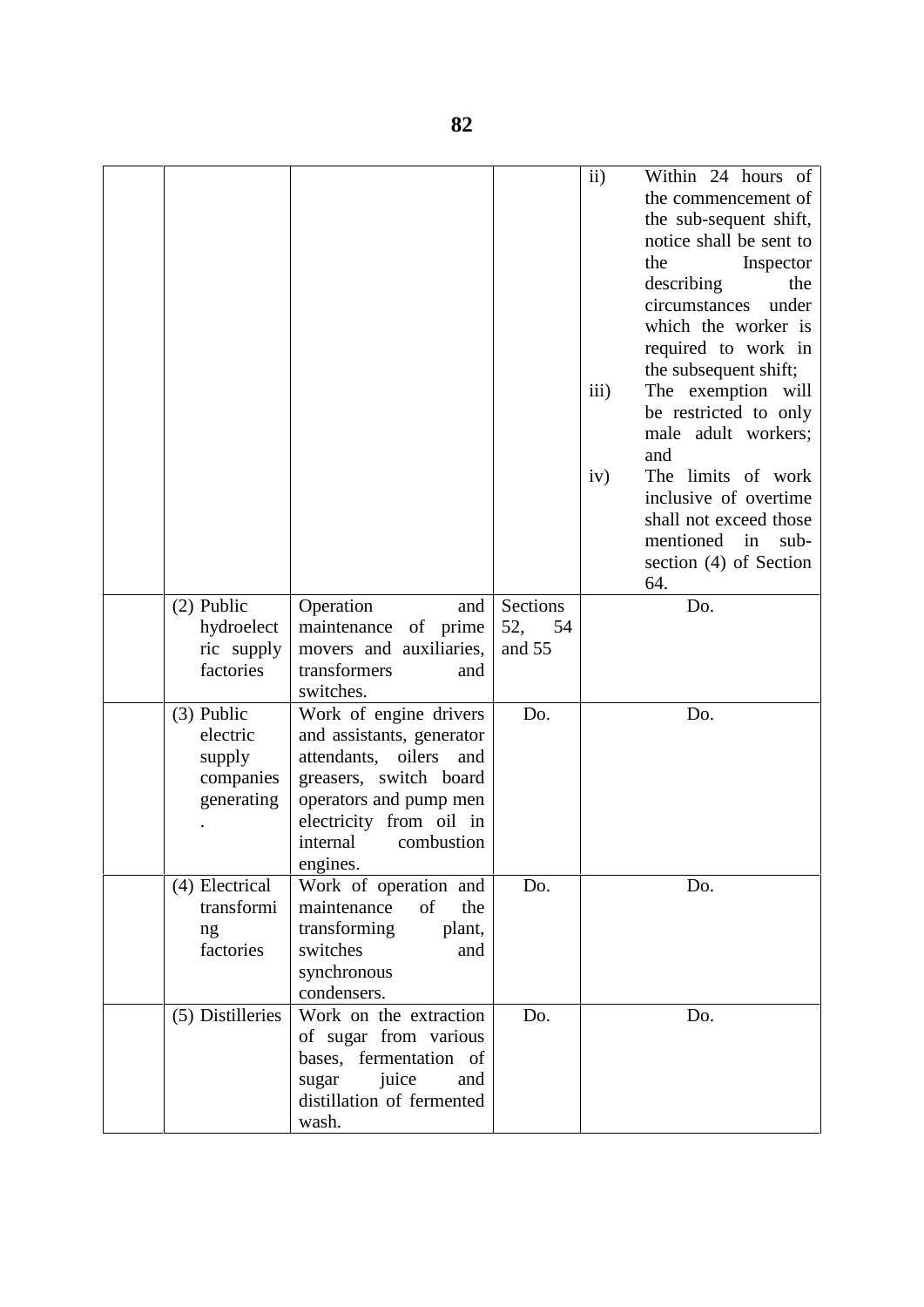| | | | | |
|---|---|---|---|---|
| | | | | ii) Within 24 hours of the commencement of the sub-sequent shift, notice shall be sent to the Inspector describing the circumstances under which the worker is required to work in the subsequent shift;<br>iii) The exemption will be restricted to only male adult workers; and<br>iv) The limits of work inclusive of overtime shall not exceed those mentioned in sub-section (4) of Section 64. |
| | (2) Public hydroelectric supply factories | Operation and maintenance of prime movers and auxiliaries, transformers and switches. | Sections 52, 54 and 55 | Do. |
| | (3) Public electric supply companies generating. | Work of engine drivers and assistants, generator attendants, oilers and greasers, switch board operators and pump men electricity from oil in internal combustion engines. | Do. | Do. |
| | (4) Electrical transforming factories | Work of operation and maintenance of the transforming plant, switches and synchronous condensers. | Do. | Do. |
| | (5) Distilleries | Work on the extraction of sugar from various bases, fermentation of sugar juice and distillation of fermented wash. | Do. | Do. |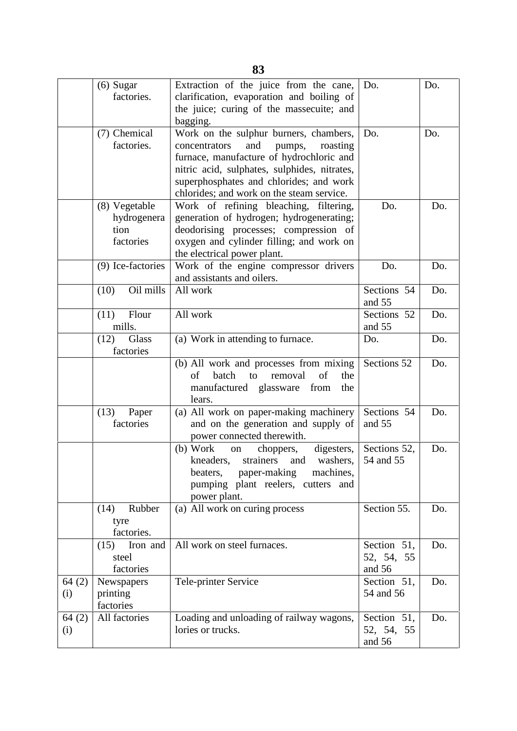|  |  |  |  |  |
|---|---|---|---|---|
|  | (6) Sugar factories. | Extraction of the juice from the cane, clarification, evaporation and boiling of the juice; curing of the massecuite; and bagging. | Do. | Do. |
|  | (7) Chemical factories. | Work on the sulphur burners, chambers, concentrators and pumps, roasting furnace, manufacture of hydrochloric and nitric acid, sulphates, sulphides, nitrates, superphosphates and chlorides; and work chlorides; and work on the steam service. | Do. | Do. |
|  | (8) Vegetable hydrogeneration factories | Work of refining bleaching, filtering, generation of hydrogen; hydrogenerating; deodorising processes; compression of oxygen and cylinder filling; and work on the electrical power plant. | Do. | Do. |
|  | (9) Ice-factories | Work of the engine compressor drivers and assistants and oilers. | Do. | Do. |
|  | (10) Oil mills | All work | Sections 54 and 55 | Do. |
|  | (11) Flour mills. | All work | Sections 52 and 55 | Do. |
|  | (12) Glass factories | (a) Work in attending to furnace. | Do. | Do. |
|  |  | (b) All work and processes from mixing of batch to removal of the manufactured glassware from the lears. | Sections 52 | Do. |
|  | (13) Paper factories | (a) All work on paper-making machinery and on the generation and supply of power connected therewith. | Sections 54 and 55 | Do. |
|  |  | (b) Work on choppers, digesters, kneaders, strainers and washers, beaters, paper-making machines, pumping plant reelers, cutters and power plant. | Sections 52, 54 and 55 | Do. |
|  | (14) Rubber tyre factories. | (a) All work on curing process | Section 55. | Do. |
|  | (15) Iron and steel factories | All work on steel furnaces. | Section 51, 52, 54, 55 and 56 | Do. |
| 64 (2) (i) | Newspapers printing factories | Tele-printer Service | Section 51, 54 and 56 | Do. |
| 64 (2) (i) | All factories | Loading and unloading of railway wagons, lories or trucks. | Section 51, 52, 54, 55 and 56 | Do. |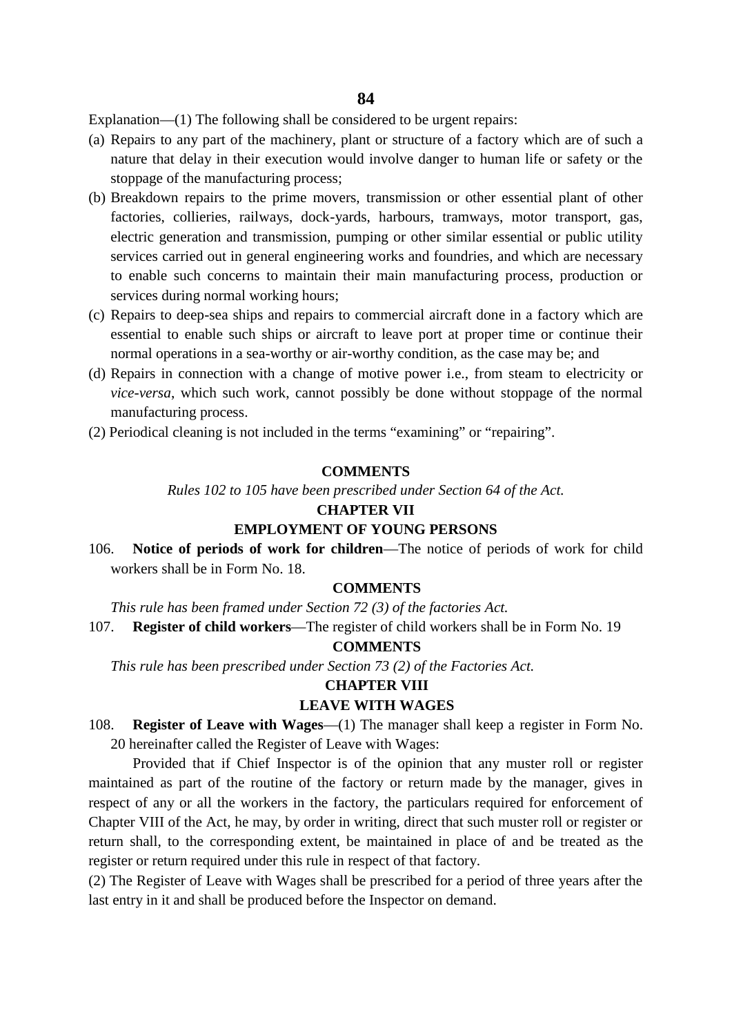Explanation—(1) The following shall be considered to be urgent repairs:

(a) Repairs to any part of the machinery, plant or structure of a factory which are of such a nature that delay in their execution would involve danger to human life or safety or the stoppage of the manufacturing process;

(b) Breakdown repairs to the prime movers, transmission or other essential plant of other factories, collieries, railways, dock-yards, harbours, tramways, motor transport, gas, electric generation and transmission, pumping or other similar essential or public utility services carried out in general engineering works and foundries, and which are necessary to enable such concerns to maintain their main manufacturing process, production or services during normal working hours;

(c) Repairs to deep-sea ships and repairs to commercial aircraft done in a factory which are essential to enable such ships or aircraft to leave port at proper time or continue their normal operations in a sea-worthy or air-worthy condition, as the case may be; and

(d) Repairs in connection with a change of motive power i.e., from steam to electricity or *vice-versa*, which such work, cannot possibly be done without stoppage of the normal manufacturing process.

(2) Periodical cleaning is not included in the terms "examining" or "repairing".

**COMMENTS**

*Rules 102 to 105 have been prescribed under Section 64 of the Act.*

## CHAPTER VII

## EMPLOYMENT OF YOUNG PERSONS

106. **Notice of periods of work for children**—The notice of periods of work for child workers shall be in Form No. 18.

**COMMENTS**

*This rule has been framed under Section 72 (3) of the factories Act.*

107. **Register of child workers**—The register of child workers shall be in Form No. 19

**COMMENTS**

*This rule has been prescribed under Section 73 (2) of the Factories Act.*

## CHAPTER VIII

## LEAVE WITH WAGES

108. **Register of Leave with Wages**—(1) The manager shall keep a register in Form No. 20 hereinafter called the Register of Leave with Wages:

Provided that if Chief Inspector is of the opinion that any muster roll or register maintained as part of the routine of the factory or return made by the manager, gives in respect of any or all the workers in the factory, the particulars required for enforcement of Chapter VIII of the Act, he may, by order in writing, direct that such muster roll or register or return shall, to the corresponding extent, be maintained in place of and be treated as the register or return required under this rule in respect of that factory.

(2) The Register of Leave with Wages shall be prescribed for a period of three years after the last entry in it and shall be produced before the Inspector on demand.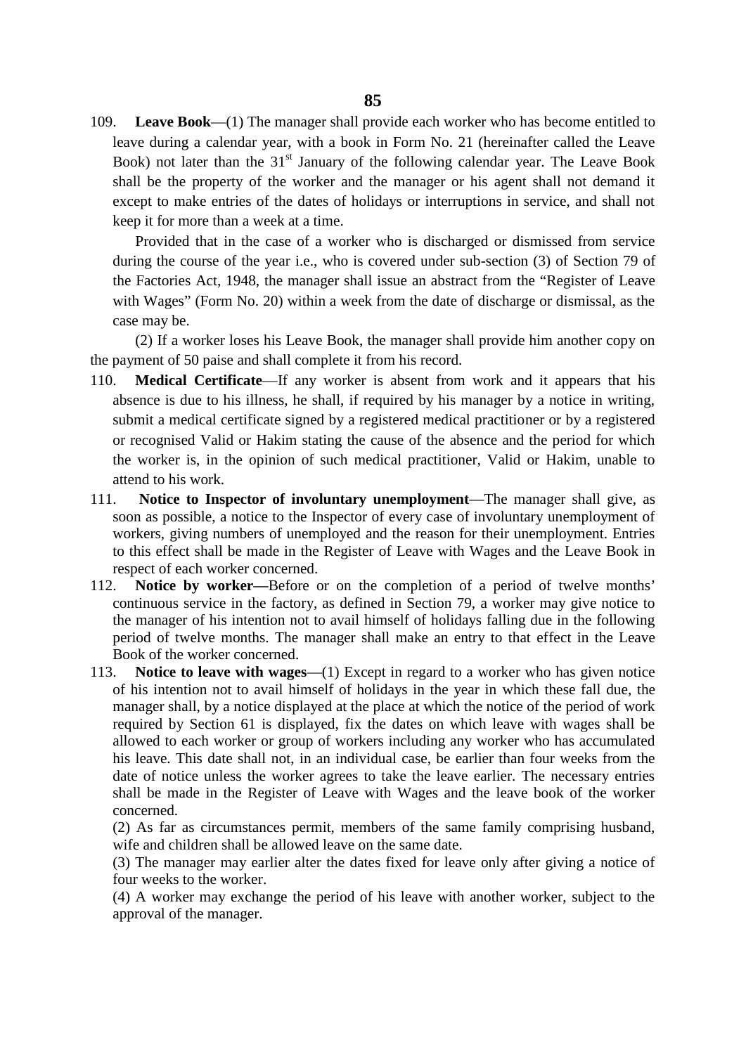109. **Leave Book**—(1) The manager shall provide each worker who has become entitled to leave during a calendar year, with a book in Form No. 21 (hereinafter called the Leave Book) not later than the 31st January of the following calendar year. The Leave Book shall be the property of the worker and the manager or his agent shall not demand it except to make entries of the dates of holidays or interruptions in service, and shall not keep it for more than a week at a time.

Provided that in the case of a worker who is discharged or dismissed from service during the course of the year i.e., who is covered under sub-section (3) of Section 79 of the Factories Act, 1948, the manager shall issue an abstract from the "Register of Leave with Wages" (Form No. 20) within a week from the date of discharge or dismissal, as the case may be.

(2) If a worker loses his Leave Book, the manager shall provide him another copy on the payment of 50 paise and shall complete it from his record.

110. **Medical Certificate**—If any worker is absent from work and it appears that his absence is due to his illness, he shall, if required by his manager by a notice in writing, submit a medical certificate signed by a registered medical practitioner or by a registered or recognised Valid or Hakim stating the cause of the absence and the period for which the worker is, in the opinion of such medical practitioner, Valid or Hakim, unable to attend to his work.

111. **Notice to Inspector of involuntary unemployment**—The manager shall give, as soon as possible, a notice to the Inspector of every case of involuntary unemployment of workers, giving numbers of unemployed and the reason for their unemployment. Entries to this effect shall be made in the Register of Leave with Wages and the Leave Book in respect of each worker concerned.

112. **Notice by worker—**Before or on the completion of a period of twelve months' continuous service in the factory, as defined in Section 79, a worker may give notice to the manager of his intention not to avail himself of holidays falling due in the following period of twelve months. The manager shall make an entry to that effect in the Leave Book of the worker concerned.

113. **Notice to leave with wages**—(1) Except in regard to a worker who has given notice of his intention not to avail himself of holidays in the year in which these fall due, the manager shall, by a notice displayed at the place at which the notice of the period of work required by Section 61 is displayed, fix the dates on which leave with wages shall be allowed to each worker or group of workers including any worker who has accumulated his leave. This date shall not, in an individual case, be earlier than four weeks from the date of notice unless the worker agrees to take the leave earlier. The necessary entries shall be made in the Register of Leave with Wages and the leave book of the worker concerned.

(2) As far as circumstances permit, members of the same family comprising husband, wife and children shall be allowed leave on the same date.

(3) The manager may earlier alter the dates fixed for leave only after giving a notice of four weeks to the worker.

(4) A worker may exchange the period of his leave with another worker, subject to the approval of the manager.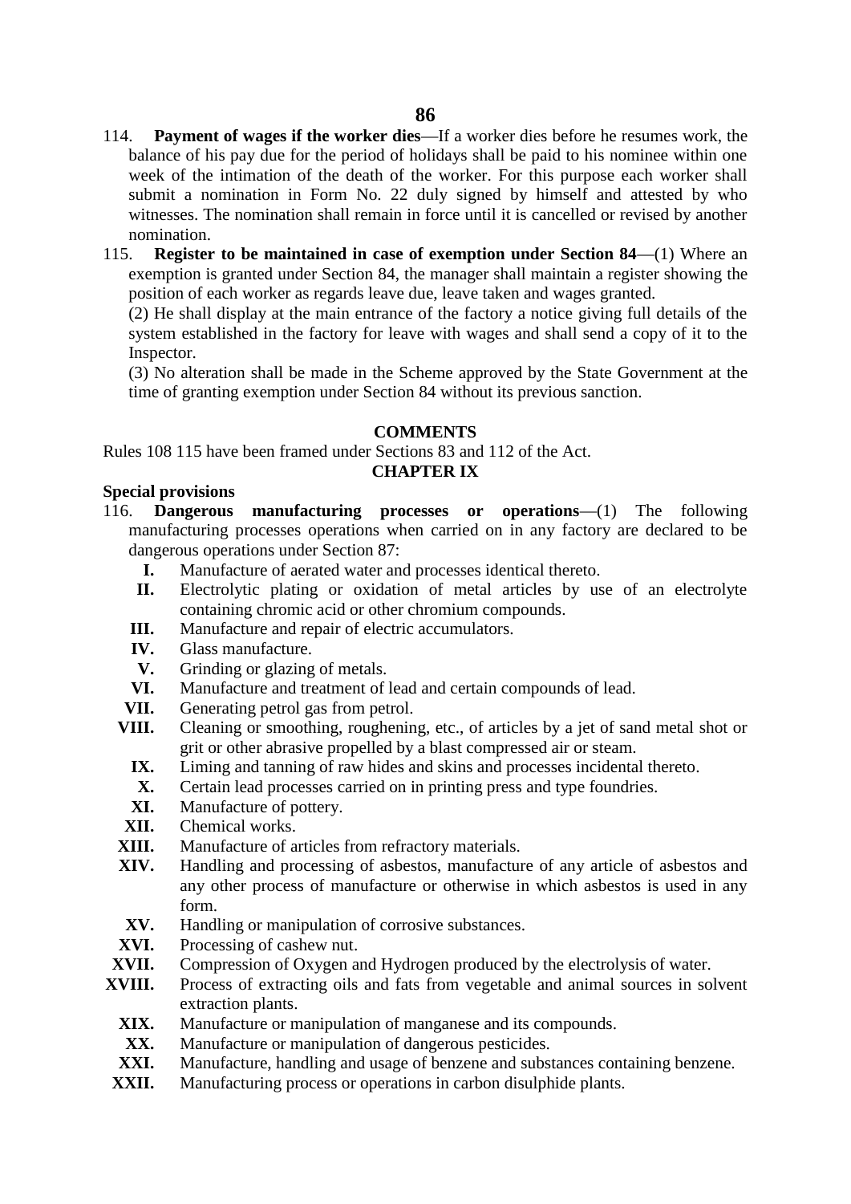114. **Payment of wages if the worker dies**—If a worker dies before he resumes work, the balance of his pay due for the period of holidays shall be paid to his nominee within one week of the intimation of the death of the worker. For this purpose each worker shall submit a nomination in Form No. 22 duly signed by himself and attested by who witnesses. The nomination shall remain in force until it is cancelled or revised by another nomination.

115. **Register to be maintained in case of exemption under Section 84**—(1) Where an exemption is granted under Section 84, the manager shall maintain a register showing the position of each worker as regards leave due, leave taken and wages granted.

(2) He shall display at the main entrance of the factory a notice giving full details of the system established in the factory for leave with wages and shall send a copy of it to the Inspector.

(3) No alteration shall be made in the Scheme approved by the State Government at the time of granting exemption under Section 84 without its previous sanction.

**COMMENTS**

Rules 108 115 have been framed under Sections 83 and 112 of the Act.

**CHAPTER IX**

**Special provisions**

116. **Dangerous manufacturing processes or operations**—(1) The following manufacturing processes operations when carried on in any factory are declared to be dangerous operations under Section 87:

- **I.** Manufacture of aerated water and processes identical thereto.
- **II.** Electrolytic plating or oxidation of metal articles by use of an electrolyte containing chromic acid or other chromium compounds.
- **III.** Manufacture and repair of electric accumulators.
- **IV.** Glass manufacture.
- **V.** Grinding or glazing of metals.
- **VI.** Manufacture and treatment of lead and certain compounds of lead.
- **VII.** Generating petrol gas from petrol.
- **VIII.** Cleaning or smoothing, roughening, etc., of articles by a jet of sand metal shot or grit or other abrasive propelled by a blast compressed air or steam.
- **IX.** Liming and tanning of raw hides and skins and processes incidental thereto.
- **X.** Certain lead processes carried on in printing press and type foundries.
- **XI.** Manufacture of pottery.
- **XII.** Chemical works.
- **XIII.** Manufacture of articles from refractory materials.
- **XIV.** Handling and processing of asbestos, manufacture of any article of asbestos and any other process of manufacture or otherwise in which asbestos is used in any form.
- **XV.** Handling or manipulation of corrosive substances.
- **XVI.** Processing of cashew nut.
- **XVII.** Compression of Oxygen and Hydrogen produced by the electrolysis of water.
- **XVIII.** Process of extracting oils and fats from vegetable and animal sources in solvent extraction plants.
- **XIX.** Manufacture or manipulation of manganese and its compounds.
- **XX.** Manufacture or manipulation of dangerous pesticides.
- **XXI.** Manufacture, handling and usage of benzene and substances containing benzene.
- **XXII.** Manufacturing process or operations in carbon disulphide plants.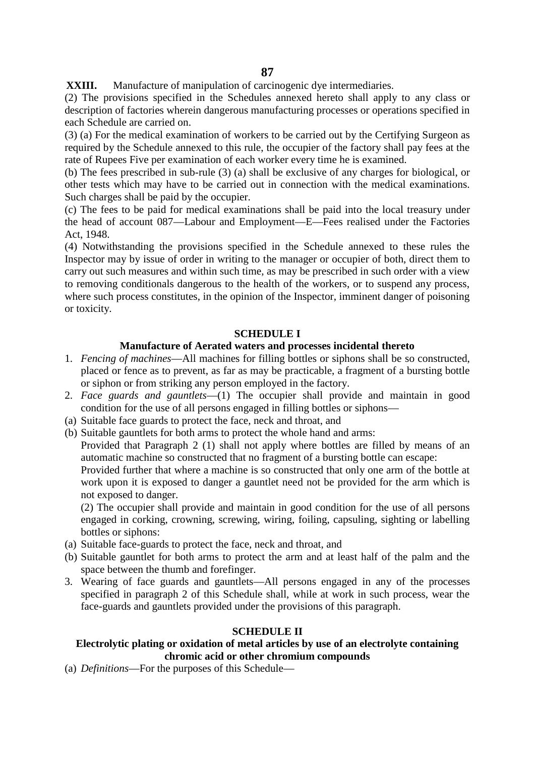**XXIII.** Manufacture of manipulation of carcinogenic dye intermediaries.

(2) The provisions specified in the Schedules annexed hereto shall apply to any class or description of factories wherein dangerous manufacturing processes or operations specified in each Schedule are carried on.

(3) (a) For the medical examination of workers to be carried out by the Certifying Surgeon as required by the Schedule annexed to this rule, the occupier of the factory shall pay fees at the rate of Rupees Five per examination of each worker every time he is examined.

(b) The fees prescribed in sub-rule (3) (a) shall be exclusive of any charges for biological, or other tests which may have to be carried out in connection with the medical examinations. Such charges shall be paid by the occupier.

(c) The fees to be paid for medical examinations shall be paid into the local treasury under the head of account 087—Labour and Employment—E—Fees realised under the Factories Act, 1948.

(4) Notwithstanding the provisions specified in the Schedule annexed to these rules the Inspector may by issue of order in writing to the manager or occupier of both, direct them to carry out such measures and within such time, as may be prescribed in such order with a view to removing conditionals dangerous to the health of the workers, or to suspend any process, where such process constitutes, in the opinion of the Inspector, imminent danger of poisoning or toxicity.

## SCHEDULE I

### Manufacture of Aerated waters and processes incidental thereto

1. *Fencing of machines*—All machines for filling bottles or siphons shall be so constructed, placed or fence as to prevent, as far as may be practicable, a fragment of a bursting bottle or siphon or from striking any person employed in the factory.
2. *Face guards and gauntlets*—(1) The occupier shall provide and maintain in good condition for the use of all persons engaged in filling bottles or siphons—

(a) Suitable face guards to protect the face, neck and throat, and

(b) Suitable gauntlets for both arms to protect the whole hand and arms:

Provided that Paragraph 2 (1) shall not apply where bottles are filled by means of an automatic machine so constructed that no fragment of a bursting bottle can escape:

Provided further that where a machine is so constructed that only one arm of the bottle at work upon it is exposed to danger a gauntlet need not be provided for the arm which is not exposed to danger.

(2) The occupier shall provide and maintain in good condition for the use of all persons engaged in corking, crowning, screwing, wiring, foiling, capsuling, sighting or labelling bottles or siphons:

(a) Suitable face-guards to protect the face, neck and throat, and

(b) Suitable gauntlet for both arms to protect the arm and at least half of the palm and the space between the thumb and forefinger.

3. Wearing of face guards and gauntlets—All persons engaged in any of the processes specified in paragraph 2 of this Schedule shall, while at work in such process, wear the face-guards and gauntlets provided under the provisions of this paragraph.

## SCHEDULE II

### Electrolytic plating or oxidation of metal articles by use of an electrolyte containing chromic acid or other chromium compounds

(a) *Definitions*—For the purposes of this Schedule—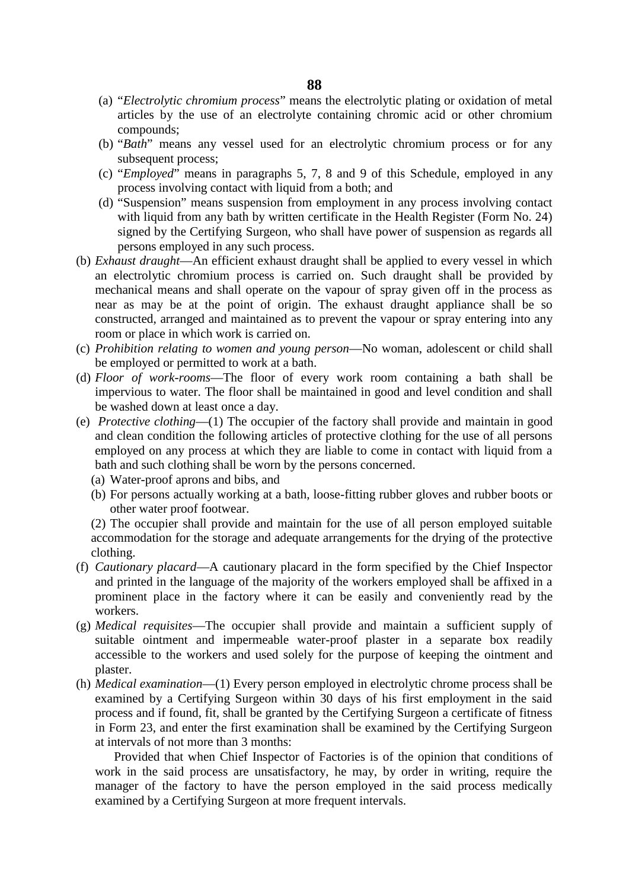(a) "*Electrolytic chromium process*" means the electrolytic plating or oxidation of metal articles by the use of an electrolyte containing chromic acid or other chromium compounds;

(b) "*Bath*" means any vessel used for an electrolytic chromium process or for any subsequent process;

(c) "*Employed*" means in paragraphs 5, 7, 8 and 9 of this Schedule, employed in any process involving contact with liquid from a both; and

(d) "Suspension" means suspension from employment in any process involving contact with liquid from any bath by written certificate in the Health Register (Form No. 24) signed by the Certifying Surgeon, who shall have power of suspension as regards all persons employed in any such process.

(b) *Exhaust draught*—An efficient exhaust draught shall be applied to every vessel in which an electrolytic chromium process is carried on. Such draught shall be provided by mechanical means and shall operate on the vapour of spray given off in the process as near as may be at the point of origin. The exhaust draught appliance shall be so constructed, arranged and maintained as to prevent the vapour or spray entering into any room or place in which work is carried on.

(c) *Prohibition relating to women and young person*—No woman, adolescent or child shall be employed or permitted to work at a bath.

(d) *Floor of work-rooms*—The floor of every work room containing a bath shall be impervious to water. The floor shall be maintained in good and level condition and shall be washed down at least once a day.

(e) *Protective clothing*—(1) The occupier of the factory shall provide and maintain in good and clean condition the following articles of protective clothing for the use of all persons employed on any process at which they are liable to come in contact with liquid from a bath and such clothing shall be worn by the persons concerned.

 (a) Water-proof aprons and bibs, and

 (b) For persons actually working at a bath, loose-fitting rubber gloves and rubber boots or other water proof footwear.

 (2) The occupier shall provide and maintain for the use of all person employed suitable accommodation for the storage and adequate arrangements for the drying of the protective clothing.

(f) *Cautionary placard*—A cautionary placard in the form specified by the Chief Inspector and printed in the language of the majority of the workers employed shall be affixed in a prominent place in the factory where it can be easily and conveniently read by the workers.

(g) *Medical requisites*—The occupier shall provide and maintain a sufficient supply of suitable ointment and impermeable water-proof plaster in a separate box readily accessible to the workers and used solely for the purpose of keeping the ointment and plaster.

(h) *Medical examination*—(1) Every person employed in electrolytic chrome process shall be examined by a Certifying Surgeon within 30 days of his first employment in the said process and if found, fit, shall be granted by the Certifying Surgeon a certificate of fitness in Form 23, and enter the first examination shall be examined by the Certifying Surgeon at intervals of not more than 3 months:

 Provided that when Chief Inspector of Factories is of the opinion that conditions of work in the said process are unsatisfactory, he may, by order in writing, require the manager of the factory to have the person employed in the said process medically examined by a Certifying Surgeon at more frequent intervals.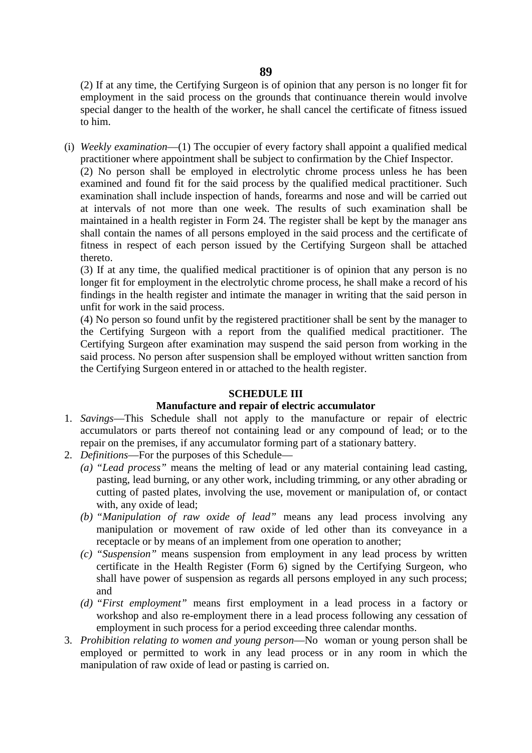(2) If at any time, the Certifying Surgeon is of opinion that any person is no longer fit for employment in the said process on the grounds that continuance therein would involve special danger to the health of the worker, he shall cancel the certificate of fitness issued to him.

(i) *Weekly examination*—(1) The occupier of every factory shall appoint a qualified medical practitioner where appointment shall be subject to confirmation by the Chief Inspector.

(2) No person shall be employed in electrolytic chrome process unless he has been examined and found fit for the said process by the qualified medical practitioner. Such examination shall include inspection of hands, forearms and nose and will be carried out at intervals of not more than one week. The results of such examination shall be maintained in a health register in Form 24. The register shall be kept by the manager ans shall contain the names of all persons employed in the said process and the certificate of fitness in respect of each person issued by the Certifying Surgeon shall be attached thereto.

(3) If at any time, the qualified medical practitioner is of opinion that any person is no longer fit for employment in the electrolytic chrome process, he shall make a record of his findings in the health register and intimate the manager in writing that the said person in unfit for work in the said process.

(4) No person so found unfit by the registered practitioner shall be sent by the manager to the Certifying Surgeon with a report from the qualified medical practitioner. The Certifying Surgeon after examination may suspend the said person from working in the said process. No person after suspension shall be employed without written sanction from the Certifying Surgeon entered in or attached to the health register.

## SCHEDULE III

### Manufacture and repair of electric accumulator

1. *Savings*—This Schedule shall not apply to the manufacture or repair of electric accumulators or parts thereof not containing lead or any compound of lead; or to the repair on the premises, if any accumulator forming part of a stationary battery.
2. *Definitions*—For the purposes of this Schedule—
   *(a)* "*Lead process*" means the melting of lead or any material containing lead casting, pasting, lead burning, or any other work, including trimming, or any other abrading or cutting of pasted plates, involving the use, movement or manipulation of, or contact with, any oxide of lead;
   *(b)* "*Manipulation of raw oxide of lead*" means any lead process involving any manipulation or movement of raw oxide of led other than its conveyance in a receptacle or by means of an implement from one operation to another;
   *(c)* "*Suspension*" means suspension from employment in any lead process by written certificate in the Health Register (Form 6) signed by the Certifying Surgeon, who shall have power of suspension as regards all persons employed in any such process; and
   *(d)* "*First employment*" means first employment in a lead process in a factory or workshop and also re-employment there in a lead process following any cessation of employment in such process for a period exceeding three calendar months.
3. *Prohibition relating to women and young person*—No woman or young person shall be employed or permitted to work in any lead process or in any room in which the manipulation of raw oxide of lead or pasting is carried on.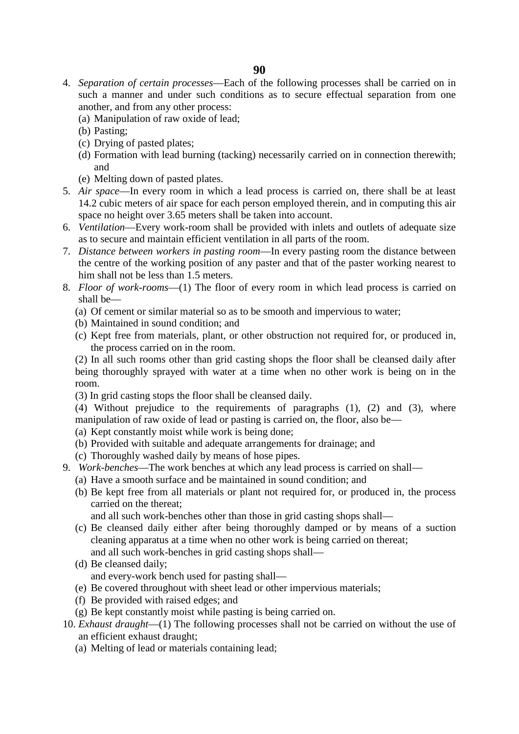4. *Separation of certain processes*—Each of the following processes shall be carried on in such a manner and under such conditions as to secure effectual separation from one another, and from any other process:
   (a) Manipulation of raw oxide of lead;
   (b) Pasting;
   (c) Drying of pasted plates;
   (d) Formation with lead burning (tacking) necessarily carried on in connection therewith; and
   (e) Melting down of pasted plates.
5. *Air space*—In every room in which a lead process is carried on, there shall be at least 14.2 cubic meters of air space for each person employed therein, and in computing this air space no height over 3.65 meters shall be taken into account.
6. *Ventilation*—Every work-room shall be provided with inlets and outlets of adequate size as to secure and maintain efficient ventilation in all parts of the room.
7. *Distance between workers in pasting room*—In every pasting room the distance between the centre of the working position of any paster and that of the paster working nearest to him shall not be less than 1.5 meters.
8. *Floor of work-rooms*—(1) The floor of every room in which lead process is carried on shall be—
   (a) Of cement or similar material so as to be smooth and impervious to water;
   (b) Maintained in sound condition; and
   (c) Kept free from materials, plant, or other obstruction not required for, or produced in, the process carried on in the room.

   (2) In all such rooms other than grid casting shops the floor shall be cleansed daily after being thoroughly sprayed with water at a time when no other work is being on in the room.

   (3) In grid casting stops the floor shall be cleansed daily.

   (4) Without prejudice to the requirements of paragraphs (1), (2) and (3), where manipulation of raw oxide of lead or pasting is carried on, the floor, also be—
   (a) Kept constantly moist while work is being done;
   (b) Provided with suitable and adequate arrangements for drainage; and
   (c) Thoroughly washed daily by means of hose pipes.
9. *Work-benches*—The work benches at which any lead process is carried on shall—
   (a) Have a smooth surface and be maintained in sound condition; and
   (b) Be kept free from all materials or plant not required for, or produced in, the process carried on the thereat;

   and all such work-benches other than those in grid casting shops shall—
   (c) Be cleansed daily either after being thoroughly damped or by means of a suction cleaning apparatus at a time when no other work is being carried on thereat;

   and all such work-benches in grid casting shops shall—
   (d) Be cleansed daily;

   and every-work bench used for pasting shall—
   (e) Be covered throughout with sheet lead or other impervious materials;
   (f) Be provided with raised edges; and
   (g) Be kept constantly moist while pasting is being carried on.
10. *Exhaust draught*—(1) The following processes shall not be carried on without the use of an efficient exhaust draught;
    (a) Melting of lead or materials containing lead;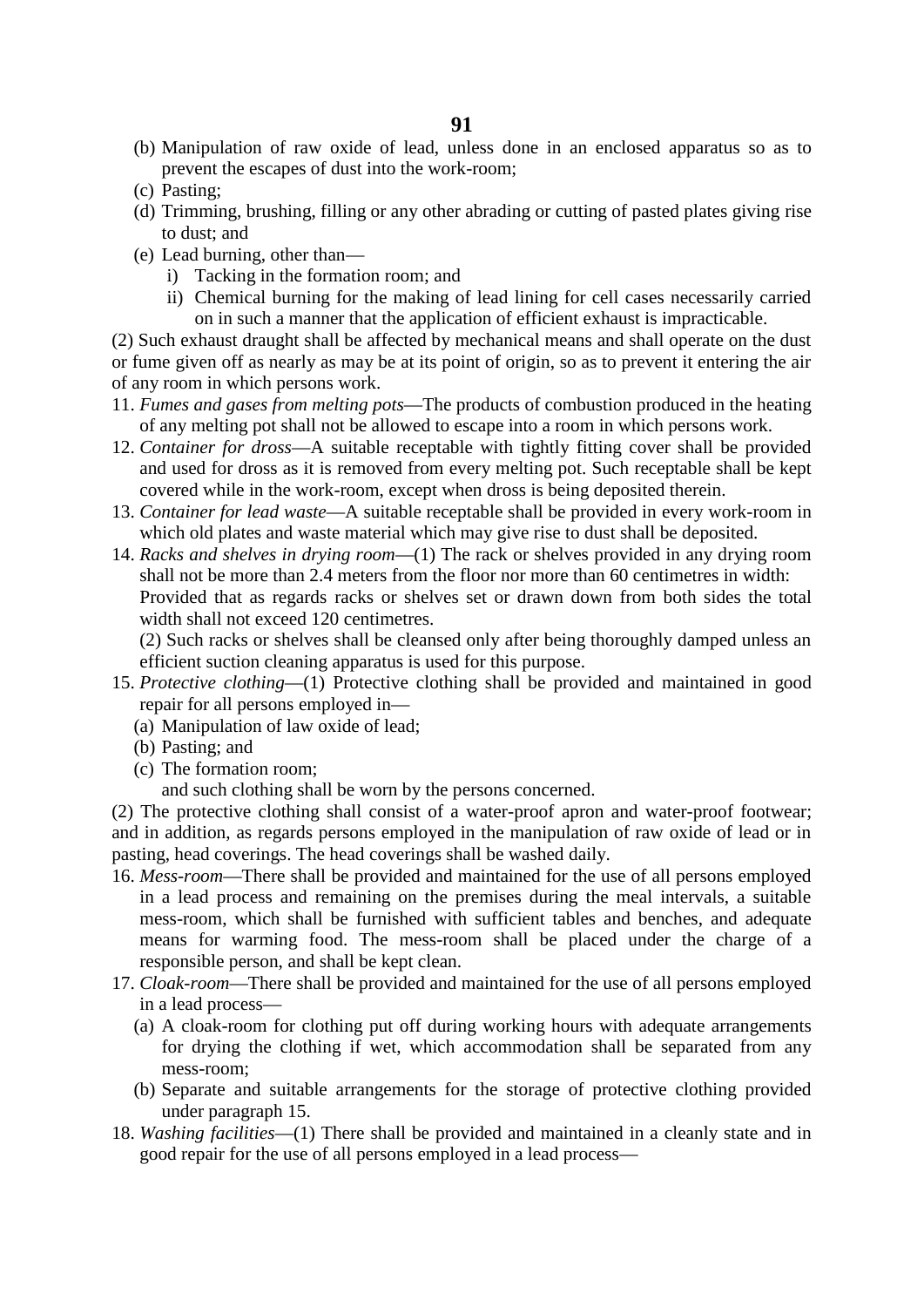(b) Manipulation of raw oxide of lead, unless done in an enclosed apparatus so as to prevent the escapes of dust into the work-room;

(c) Pasting;

(d) Trimming, brushing, filling or any other abrading or cutting of pasted plates giving rise to dust; and

(e) Lead burning, other than—

  i) Tacking in the formation room; and

  ii) Chemical burning for the making of lead lining for cell cases necessarily carried on in such a manner that the application of efficient exhaust is impracticable.

(2) Such exhaust draught shall be affected by mechanical means and shall operate on the dust or fume given off as nearly as may be at its point of origin, so as to prevent it entering the air of any room in which persons work.

11. *Fumes and gases from melting pots*—The products of combustion produced in the heating of any melting pot shall not be allowed to escape into a room in which persons work.

12. *Container for dross*—A suitable receptable with tightly fitting cover shall be provided and used for dross as it is removed from every melting pot. Such receptable shall be kept covered while in the work-room, except when dross is being deposited therein.

13. *Container for lead waste*—A suitable receptable shall be provided in every work-room in which old plates and waste material which may give rise to dust shall be deposited.

14. *Racks and shelves in drying room*—(1) The rack or shelves provided in any drying room shall not be more than 2.4 meters from the floor nor more than 60 centimetres in width:

  Provided that as regards racks or shelves set or drawn down from both sides the total width shall not exceed 120 centimetres.

  (2) Such racks or shelves shall be cleansed only after being thoroughly damped unless an efficient suction cleaning apparatus is used for this purpose.

15. *Protective clothing*—(1) Protective clothing shall be provided and maintained in good repair for all persons employed in—

  (a) Manipulation of law oxide of lead;

  (b) Pasting; and

  (c) The formation room;

  and such clothing shall be worn by the persons concerned.

(2) The protective clothing shall consist of a water-proof apron and water-proof footwear; and in addition, as regards persons employed in the manipulation of raw oxide of lead or in pasting, head coverings. The head coverings shall be washed daily.

16. *Mess-room*—There shall be provided and maintained for the use of all persons employed in a lead process and remaining on the premises during the meal intervals, a suitable mess-room, which shall be furnished with sufficient tables and benches, and adequate means for warming food. The mess-room shall be placed under the charge of a responsible person, and shall be kept clean.

17. *Cloak-room*—There shall be provided and maintained for the use of all persons employed in a lead process—

  (a) A cloak-room for clothing put off during working hours with adequate arrangements for drying the clothing if wet, which accommodation shall be separated from any mess-room;

  (b) Separate and suitable arrangements for the storage of protective clothing provided under paragraph 15.

18. *Washing facilities*—(1) There shall be provided and maintained in a cleanly state and in good repair for the use of all persons employed in a lead process—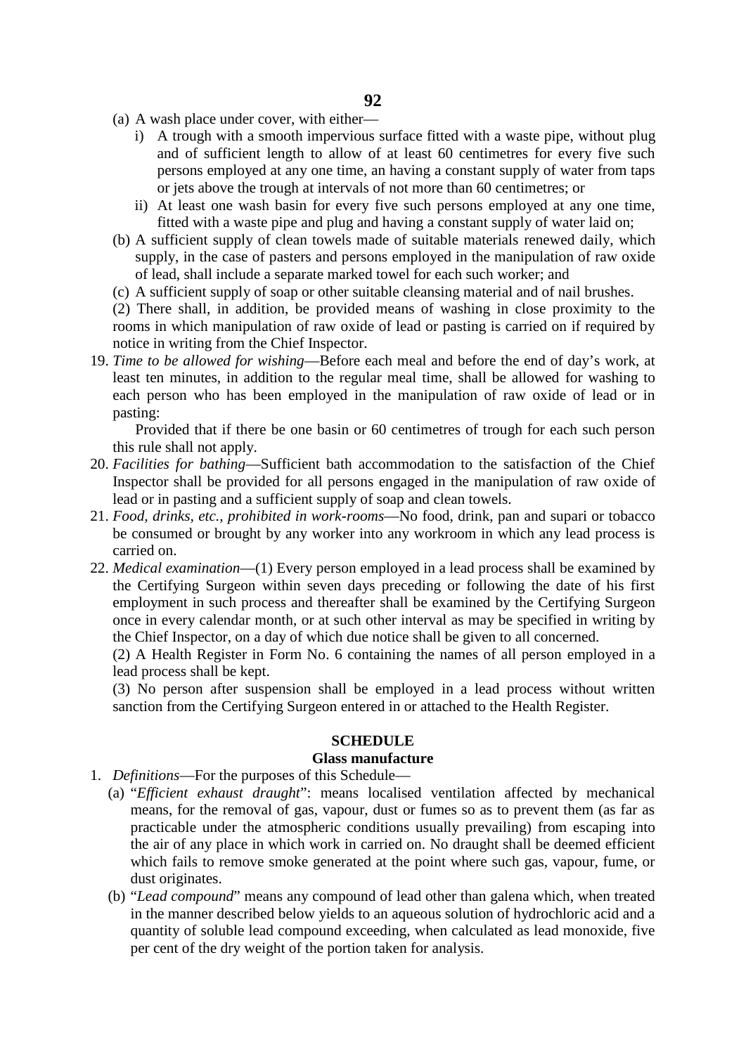(a) A wash place under cover, with either—

   i) A trough with a smooth impervious surface fitted with a waste pipe, without plug and of sufficient length to allow of at least 60 centimetres for every five such persons employed at any one time, an having a constant supply of water from taps or jets above the trough at intervals of not more than 60 centimetres; or

   ii) At least one wash basin for every five such persons employed at any one time, fitted with a waste pipe and plug and having a constant supply of water laid on;

(b) A sufficient supply of clean towels made of suitable materials renewed daily, which supply, in the case of pasters and persons employed in the manipulation of raw oxide of lead, shall include a separate marked towel for each such worker; and

(c) A sufficient supply of soap or other suitable cleansing material and of nail brushes.

(2) There shall, in addition, be provided means of washing in close proximity to the rooms in which manipulation of raw oxide of lead or pasting is carried on if required by notice in writing from the Chief Inspector.

19. *Time to be allowed for wishing*—Before each meal and before the end of day's work, at least ten minutes, in addition to the regular meal time, shall be allowed for washing to each person who has been employed in the manipulation of raw oxide of lead or in pasting:

    Provided that if there be one basin or 60 centimetres of trough for each such person this rule shall not apply.

20. *Facilities for bathing*—Sufficient bath accommodation to the satisfaction of the Chief Inspector shall be provided for all persons engaged in the manipulation of raw oxide of lead or in pasting and a sufficient supply of soap and clean towels.

21. *Food, drinks, etc., prohibited in work-rooms*—No food, drink, pan and supari or tobacco be consumed or brought by any worker into any workroom in which any lead process is carried on.

22. *Medical examination*—(1) Every person employed in a lead process shall be examined by the Certifying Surgeon within seven days preceding or following the date of his first employment in such process and thereafter shall be examined by the Certifying Surgeon once in every calendar month, or at such other interval as may be specified in writing by the Chief Inspector, on a day of which due notice shall be given to all concerned.

    (2) A Health Register in Form No. 6 containing the names of all person employed in a lead process shall be kept.

    (3) No person after suspension shall be employed in a lead process without written sanction from the Certifying Surgeon entered in or attached to the Health Register.

## SCHEDULE

### Glass manufacture

1. *Definitions*—For the purposes of this Schedule—

   (a) "*Efficient exhaust draught*": means localised ventilation affected by mechanical means, for the removal of gas, vapour, dust or fumes so as to prevent them (as far as practicable under the atmospheric conditions usually prevailing) from escaping into the air of any place in which work in carried on. No draught shall be deemed efficient which fails to remove smoke generated at the point where such gas, vapour, fume, or dust originates.

   (b) "*Lead compound*" means any compound of lead other than galena which, when treated in the manner described below yields to an aqueous solution of hydrochloric acid and a quantity of soluble lead compound exceeding, when calculated as lead monoxide, five per cent of the dry weight of the portion taken for analysis.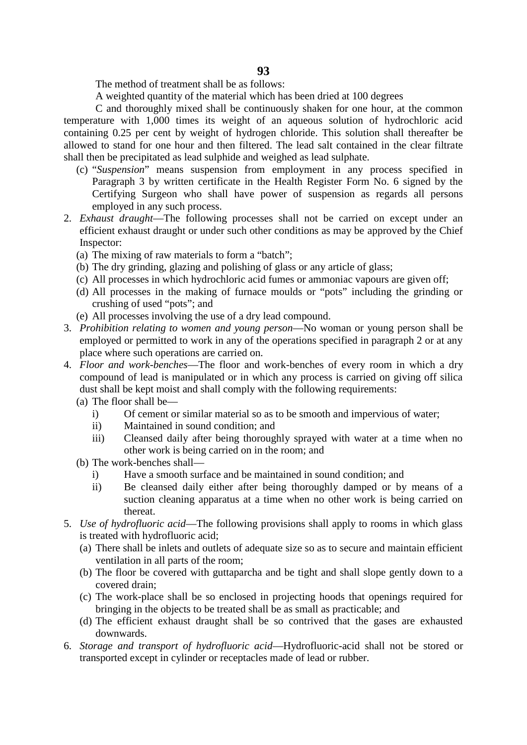The method of treatment shall be as follows:

A weighted quantity of the material which has been dried at 100 degrees

C and thoroughly mixed shall be continuously shaken for one hour, at the common temperature with 1,000 times its weight of an aqueous solution of hydrochloric acid containing 0.25 per cent by weight of hydrogen chloride. This solution shall thereafter be allowed to stand for one hour and then filtered. The lead salt contained in the clear filtrate shall then be precipitated as lead sulphide and weighed as lead sulphate.

(c) "*Suspension*" means suspension from employment in any process specified in Paragraph 3 by written certificate in the Health Register Form No. 6 signed by the Certifying Surgeon who shall have power of suspension as regards all persons employed in any such process.

2. *Exhaust draught*—The following processes shall not be carried on except under an efficient exhaust draught or under such other conditions as may be approved by the Chief Inspector:
   (a) The mixing of raw materials to form a "batch";
   (b) The dry grinding, glazing and polishing of glass or any article of glass;
   (c) All processes in which hydrochloric acid fumes or ammoniac vapours are given off;
   (d) All processes in the making of furnace moulds or "pots" including the grinding or crushing of used "pots"; and
   (e) All processes involving the use of a dry lead compound.
3. *Prohibition relating to women and young person*—No woman or young person shall be employed or permitted to work in any of the operations specified in paragraph 2 or at any place where such operations are carried on.
4. *Floor and work-benches*—The floor and work-benches of every room in which a dry compound of lead is manipulated or in which any process is carried on giving off silica dust shall be kept moist and shall comply with the following requirements:
   (a) The floor shall be—
      i) Of cement or similar material so as to be smooth and impervious of water;
      ii) Maintained in sound condition; and
      iii) Cleansed daily after being thoroughly sprayed with water at a time when no other work is being carried on in the room; and
   (b) The work-benches shall—
      i) Have a smooth surface and be maintained in sound condition; and
      ii) Be cleansed daily either after being thoroughly damped or by means of a suction cleaning apparatus at a time when no other work is being carried on thereat.
5. *Use of hydrofluoric acid*—The following provisions shall apply to rooms in which glass is treated with hydrofluoric acid;
   (a) There shall be inlets and outlets of adequate size so as to secure and maintain efficient ventilation in all parts of the room;
   (b) The floor be covered with guttaparcha and be tight and shall slope gently down to a covered drain;
   (c) The work-place shall be so enclosed in projecting hoods that openings required for bringing in the objects to be treated shall be as small as practicable; and
   (d) The efficient exhaust draught shall be so contrived that the gases are exhausted downwards.
6. *Storage and transport of hydrofluoric acid*—Hydrofluoric-acid shall not be stored or transported except in cylinder or receptacles made of lead or rubber.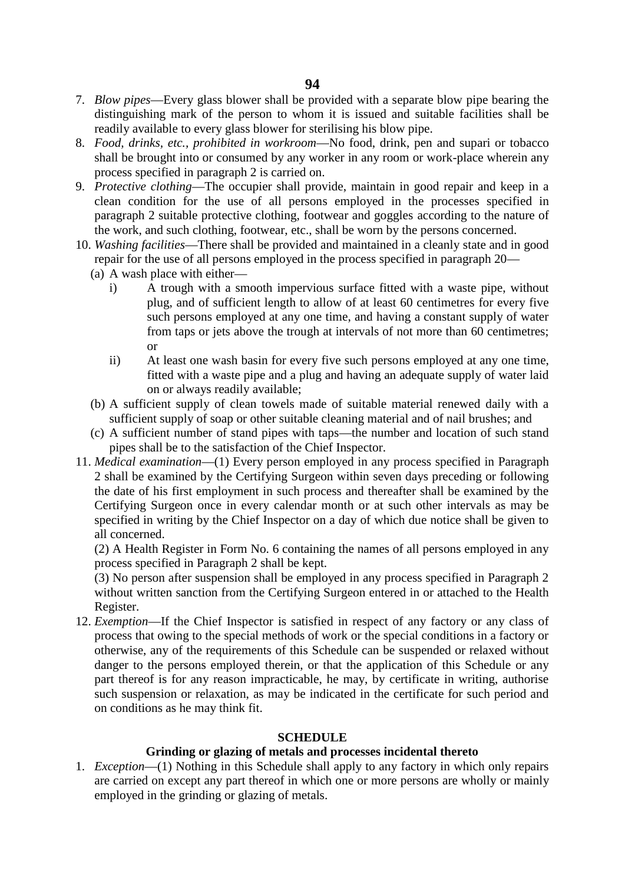7. *Blow pipes*—Every glass blower shall be provided with a separate blow pipe bearing the distinguishing mark of the person to whom it is issued and suitable facilities shall be readily available to every glass blower for sterilising his blow pipe.
8. *Food, drinks, etc., prohibited in workroom*—No food, drink, pen and supari or tobacco shall be brought into or consumed by any worker in any room or work-place wherein any process specified in paragraph 2 is carried on.
9. *Protective clothing*—The occupier shall provide, maintain in good repair and keep in a clean condition for the use of all persons employed in the processes specified in paragraph 2 suitable protective clothing, footwear and goggles according to the nature of the work, and such clothing, footwear, etc., shall be worn by the persons concerned.
10. *Washing facilities*—There shall be provided and maintained in a cleanly state and in good repair for the use of all persons employed in the process specified in paragraph 20—
    - (a) A wash place with either—
        - i) A trough with a smooth impervious surface fitted with a waste pipe, without plug, and of sufficient length to allow of at least 60 centimetres for every five such persons employed at any one time, and having a constant supply of water from taps or jets above the trough at intervals of not more than 60 centimetres; or
        - ii) At least one wash basin for every five such persons employed at any one time, fitted with a waste pipe and a plug and having an adequate supply of water laid on or always readily available;
    - (b) A sufficient supply of clean towels made of suitable material renewed daily with a sufficient supply of soap or other suitable cleaning material and of nail brushes; and
    - (c) A sufficient number of stand pipes with taps—the number and location of such stand pipes shall be to the satisfaction of the Chief Inspector.
11. *Medical examination*—(1) Every person employed in any process specified in Paragraph 2 shall be examined by the Certifying Surgeon within seven days preceding or following the date of his first employment in such process and thereafter shall be examined by the Certifying Surgeon once in every calendar month or at such other intervals as may be specified in writing by the Chief Inspector on a day of which due notice shall be given to all concerned.

    (2) A Health Register in Form No. 6 containing the names of all persons employed in any process specified in Paragraph 2 shall be kept.

    (3) No person after suspension shall be employed in any process specified in Paragraph 2 without written sanction from the Certifying Surgeon entered in or attached to the Health Register.
12. *Exemption*—If the Chief Inspector is satisfied in respect of any factory or any class of process that owing to the special methods of work or the special conditions in a factory or otherwise, any of the requirements of this Schedule can be suspended or relaxed without danger to the persons employed therein, or that the application of this Schedule or any part thereof is for any reason impracticable, he may, by certificate in writing, authorise such suspension or relaxation, as may be indicated in the certificate for such period and on conditions as he may think fit.

## SCHEDULE

### Grinding or glazing of metals and processes incidental thereto

1. *Exception*—(1) Nothing in this Schedule shall apply to any factory in which only repairs are carried on except any part thereof in which one or more persons are wholly or mainly employed in the grinding or glazing of metals.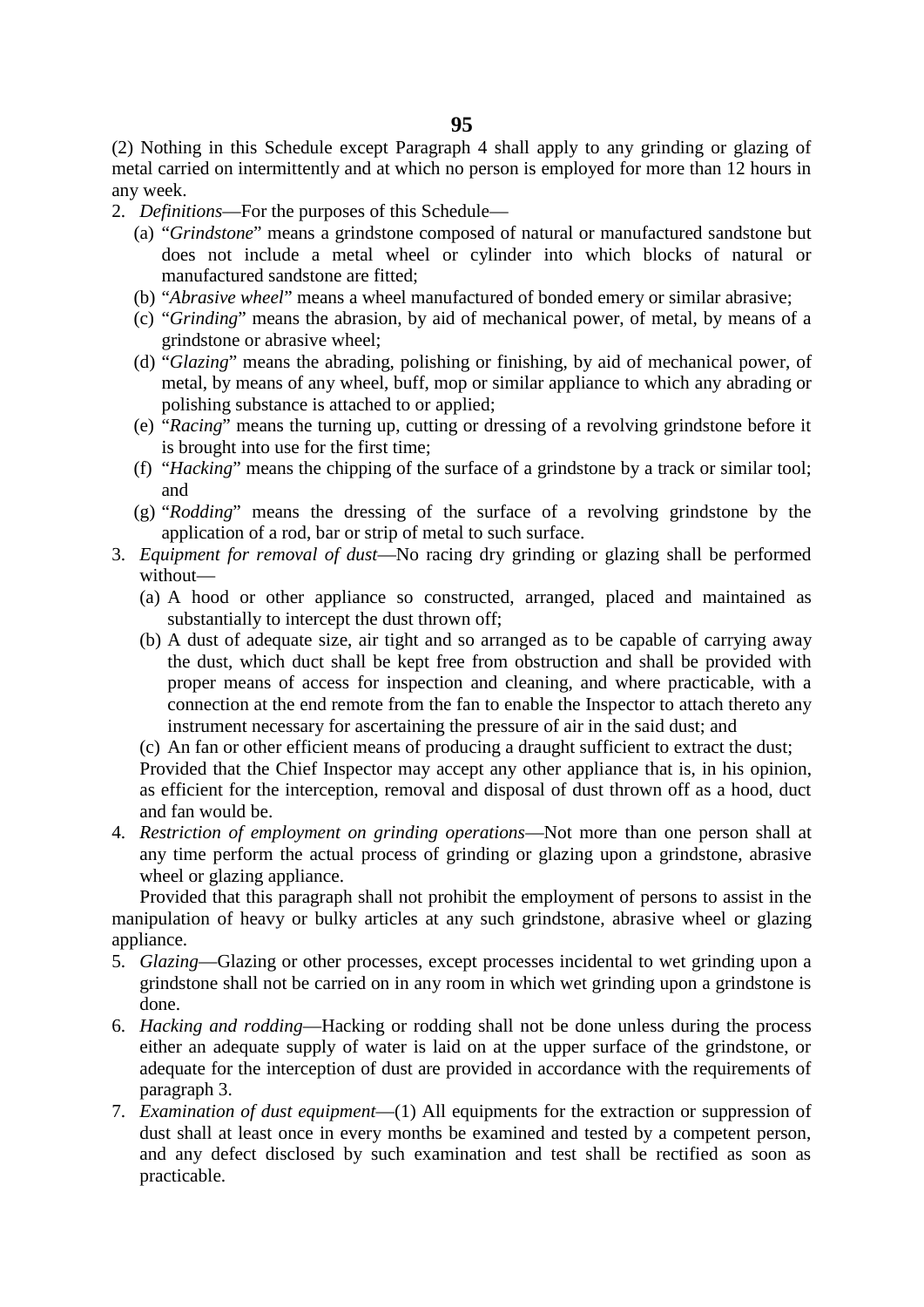(2) Nothing in this Schedule except Paragraph 4 shall apply to any grinding or glazing of metal carried on intermittently and at which no person is employed for more than 12 hours in any week.

2. *Definitions*—For the purposes of this Schedule—
   (a) "*Grindstone*" means a grindstone composed of natural or manufactured sandstone but does not include a metal wheel or cylinder into which blocks of natural or manufactured sandstone are fitted;
   (b) "*Abrasive wheel*" means a wheel manufactured of bonded emery or similar abrasive;
   (c) "*Grinding*" means the abrasion, by aid of mechanical power, of metal, by means of a grindstone or abrasive wheel;
   (d) "*Glazing*" means the abrading, polishing or finishing, by aid of mechanical power, of metal, by means of any wheel, buff, mop or similar appliance to which any abrading or polishing substance is attached to or applied;
   (e) "*Racing*" means the turning up, cutting or dressing of a revolving grindstone before it is brought into use for the first time;
   (f) "*Hacking*" means the chipping of the surface of a grindstone by a track or similar tool; and
   (g) "*Rodding*" means the dressing of the surface of a revolving grindstone by the application of a rod, bar or strip of metal to such surface.

3. *Equipment for removal of dust*—No racing dry grinding or glazing shall be performed without—
   (a) A hood or other appliance so constructed, arranged, placed and maintained as substantially to intercept the dust thrown off;
   (b) A dust of adequate size, air tight and so arranged as to be capable of carrying away the dust, which duct shall be kept free from obstruction and shall be provided with proper means of access for inspection and cleaning, and where practicable, with a connection at the end remote from the fan to enable the Inspector to attach thereto any instrument necessary for ascertaining the pressure of air in the said dust; and
   (c) An fan or other efficient means of producing a draught sufficient to extract the dust;

   Provided that the Chief Inspector may accept any other appliance that is, in his opinion, as efficient for the interception, removal and disposal of dust thrown off as a hood, duct and fan would be.

4. *Restriction of employment on grinding operations*—Not more than one person shall at any time perform the actual process of grinding or glazing upon a grindstone, abrasive wheel or glazing appliance.

   Provided that this paragraph shall not prohibit the employment of persons to assist in the manipulation of heavy or bulky articles at any such grindstone, abrasive wheel or glazing appliance.

5. *Glazing*—Glazing or other processes, except processes incidental to wet grinding upon a grindstone shall not be carried on in any room in which wet grinding upon a grindstone is done.

6. *Hacking and rodding*—Hacking or rodding shall not be done unless during the process either an adequate supply of water is laid on at the upper surface of the grindstone, or adequate for the interception of dust are provided in accordance with the requirements of paragraph 3.

7. *Examination of dust equipment*—(1) All equipments for the extraction or suppression of dust shall at least once in every months be examined and tested by a competent person, and any defect disclosed by such examination and test shall be rectified as soon as practicable.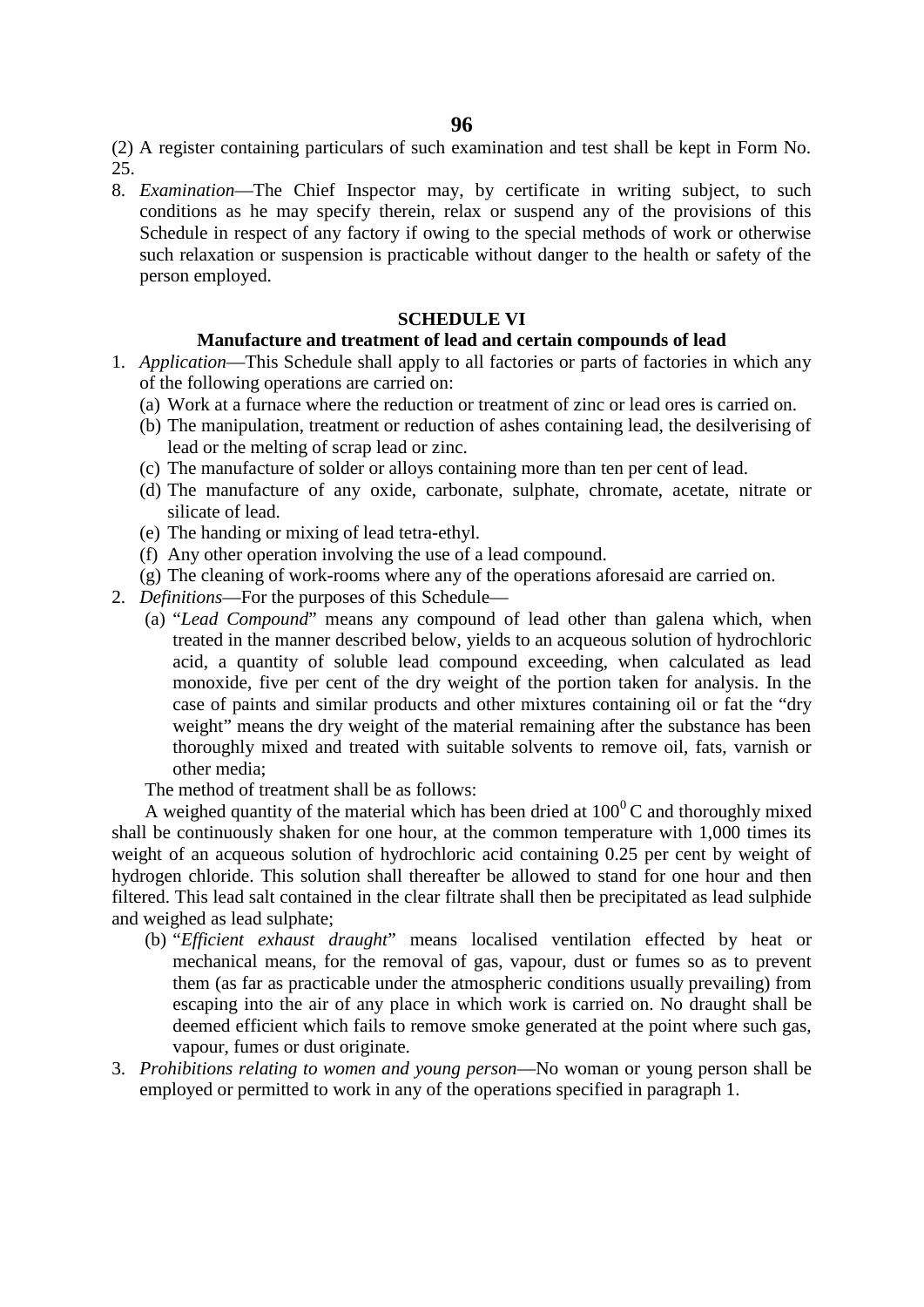(2) A register containing particulars of such examination and test shall be kept in Form No. 25.

8. *Examination*—The Chief Inspector may, by certificate in writing subject, to such conditions as he may specify therein, relax or suspend any of the provisions of this Schedule in respect of any factory if owing to the special methods of work or otherwise such relaxation or suspension is practicable without danger to the health or safety of the person employed.

## SCHEDULE VI

### Manufacture and treatment of lead and certain compounds of lead

1. *Application*—This Schedule shall apply to all factories or parts of factories in which any of the following operations are carried on:
   - (a) Work at a furnace where the reduction or treatment of zinc or lead ores is carried on.
   - (b) The manipulation, treatment or reduction of ashes containing lead, the desilverising of lead or the melting of scrap lead or zinc.
   - (c) The manufacture of solder or alloys containing more than ten per cent of lead.
   - (d) The manufacture of any oxide, carbonate, sulphate, chromate, acetate, nitrate or silicate of lead.
   - (e) The handing or mixing of lead tetra-ethyl.
   - (f) Any other operation involving the use of a lead compound.
   - (g) The cleaning of work-rooms where any of the operations aforesaid are carried on.
2. *Definitions*—For the purposes of this Schedule—
   - (a) "*Lead Compound*" means any compound of lead other than galena which, when treated in the manner described below, yields to an acqueous solution of hydrochloric acid, a quantity of soluble lead compound exceeding, when calculated as lead monoxide, five per cent of the dry weight of the portion taken for analysis. In the case of paints and similar products and other mixtures containing oil or fat the "dry weight" means the dry weight of the material remaining after the substance has been thoroughly mixed and treated with suitable solvents to remove oil, fats, varnish or other media;

   The method of treatment shall be as follows:

   A weighed quantity of the material which has been dried at $100^0$ C and thoroughly mixed shall be continuously shaken for one hour, at the common temperature with 1,000 times its weight of an acqueous solution of hydrochloric acid containing 0.25 per cent by weight of hydrogen chloride. This solution shall thereafter be allowed to stand for one hour and then filtered. This lead salt contained in the clear filtrate shall then be precipitated as lead sulphide and weighed as lead sulphate;

   - (b) "*Efficient exhaust draught*" means localised ventilation effected by heat or mechanical means, for the removal of gas, vapour, dust or fumes so as to prevent them (as far as practicable under the atmospheric conditions usually prevailing) from escaping into the air of any place in which work is carried on. No draught shall be deemed efficient which fails to remove smoke generated at the point where such gas, vapour, fumes or dust originate.
3. *Prohibitions relating to women and young person*—No woman or young person shall be employed or permitted to work in any of the operations specified in paragraph 1.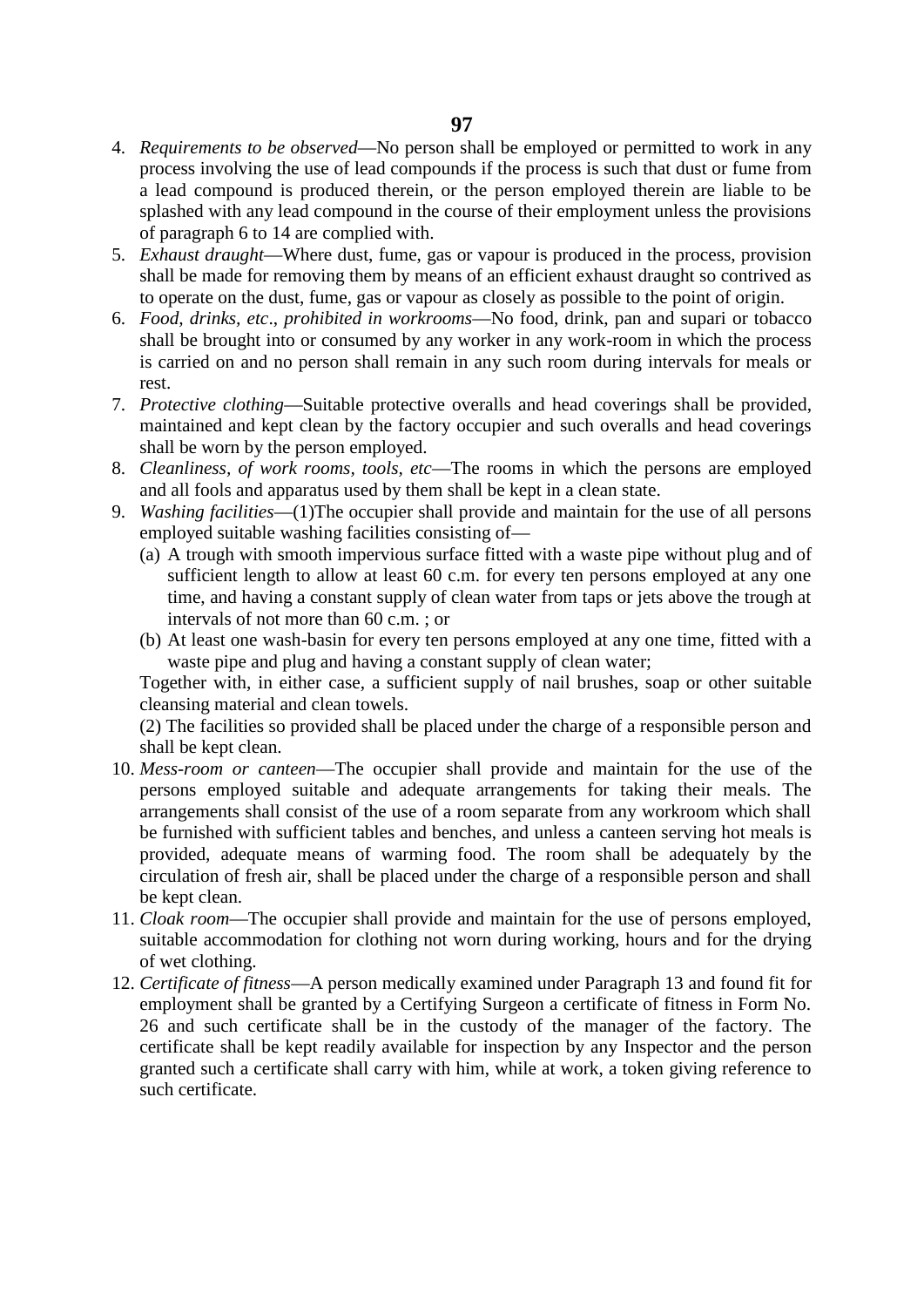4. *Requirements to be observed*—No person shall be employed or permitted to work in any process involving the use of lead compounds if the process is such that dust or fume from a lead compound is produced therein, or the person employed therein are liable to be splashed with any lead compound in the course of their employment unless the provisions of paragraph 6 to 14 are complied with.
5. *Exhaust draught*—Where dust, fume, gas or vapour is produced in the process, provision shall be made for removing them by means of an efficient exhaust draught so contrived as to operate on the dust, fume, gas or vapour as closely as possible to the point of origin.
6. *Food, drinks, etc*., *prohibited in workrooms*—No food, drink, pan and supari or tobacco shall be brought into or consumed by any worker in any work-room in which the process is carried on and no person shall remain in any such room during intervals for meals or rest.
7. *Protective clothing*—Suitable protective overalls and head coverings shall be provided, maintained and kept clean by the factory occupier and such overalls and head coverings shall be worn by the person employed.
8. *Cleanliness, of work rooms, tools, etc*—The rooms in which the persons are employed and all fools and apparatus used by them shall be kept in a clean state.
9. *Washing facilities*—(1)The occupier shall provide and maintain for the use of all persons employed suitable washing facilities consisting of—
   (a) A trough with smooth impervious surface fitted with a waste pipe without plug and of sufficient length to allow at least 60 c.m. for every ten persons employed at any one time, and having a constant supply of clean water from taps or jets above the trough at intervals of not more than 60 c.m. ; or
   (b) At least one wash-basin for every ten persons employed at any one time, fitted with a waste pipe and plug and having a constant supply of clean water;

   Together with, in either case, a sufficient supply of nail brushes, soap or other suitable cleansing material and clean towels.

   (2) The facilities so provided shall be placed under the charge of a responsible person and shall be kept clean.
10. *Mess-room or canteen*—The occupier shall provide and maintain for the use of the persons employed suitable and adequate arrangements for taking their meals. The arrangements shall consist of the use of a room separate from any workroom which shall be furnished with sufficient tables and benches, and unless a canteen serving hot meals is provided, adequate means of warming food. The room shall be adequately by the circulation of fresh air, shall be placed under the charge of a responsible person and shall be kept clean.
11. *Cloak room*—The occupier shall provide and maintain for the use of persons employed, suitable accommodation for clothing not worn during working, hours and for the drying of wet clothing.
12. *Certificate of fitness*—A person medically examined under Paragraph 13 and found fit for employment shall be granted by a Certifying Surgeon a certificate of fitness in Form No. 26 and such certificate shall be in the custody of the manager of the factory. The certificate shall be kept readily available for inspection by any Inspector and the person granted such a certificate shall carry with him, while at work, a token giving reference to such certificate.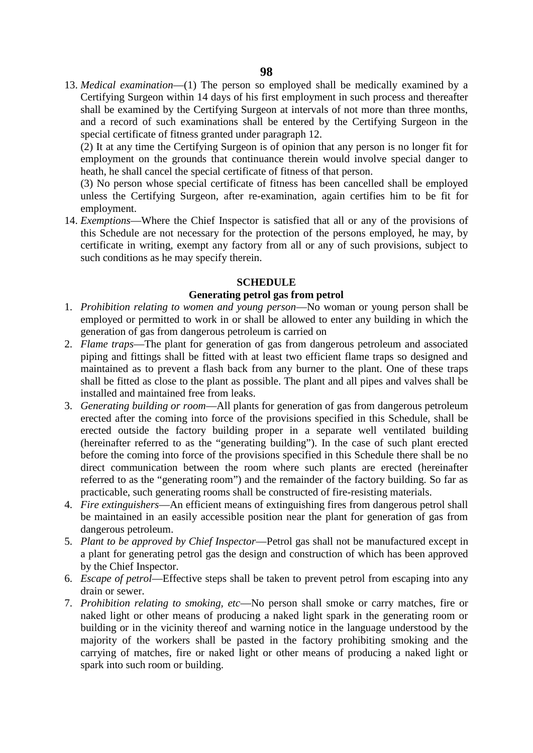13. *Medical examination*—(1) The person so employed shall be medically examined by a Certifying Surgeon within 14 days of his first employment in such process and thereafter shall be examined by the Certifying Surgeon at intervals of not more than three months, and a record of such examinations shall be entered by the Certifying Surgeon in the special certificate of fitness granted under paragraph 12.

    (2) It at any time the Certifying Surgeon is of opinion that any person is no longer fit for employment on the grounds that continuance therein would involve special danger to heath, he shall cancel the special certificate of fitness of that person.

    (3) No person whose special certificate of fitness has been cancelled shall be employed unless the Certifying Surgeon, after re-examination, again certifies him to be fit for employment.

14. *Exemptions*—Where the Chief Inspector is satisfied that all or any of the provisions of this Schedule are not necessary for the protection of the persons employed, he may, by certificate in writing, exempt any factory from all or any of such provisions, subject to such conditions as he may specify therein.

## SCHEDULE

### Generating petrol gas from petrol

1. *Prohibition relating to women and young person*—No woman or young person shall be employed or permitted to work in or shall be allowed to enter any building in which the generation of gas from dangerous petroleum is carried on
2. *Flame traps*—The plant for generation of gas from dangerous petroleum and associated piping and fittings shall be fitted with at least two efficient flame traps so designed and maintained as to prevent a flash back from any burner to the plant. One of these traps shall be fitted as close to the plant as possible. The plant and all pipes and valves shall be installed and maintained free from leaks.
3. *Generating building or room*—All plants for generation of gas from dangerous petroleum erected after the coming into force of the provisions specified in this Schedule, shall be erected outside the factory building proper in a separate well ventilated building (hereinafter referred to as the "generating building"). In the case of such plant erected before the coming into force of the provisions specified in this Schedule there shall be no direct communication between the room where such plants are erected (hereinafter referred to as the "generating room") and the remainder of the factory building. So far as practicable, such generating rooms shall be constructed of fire-resisting materials.
4. *Fire extinguishers*—An efficient means of extinguishing fires from dangerous petrol shall be maintained in an easily accessible position near the plant for generation of gas from dangerous petroleum.
5. *Plant to be approved by Chief Inspector*—Petrol gas shall not be manufactured except in a plant for generating petrol gas the design and construction of which has been approved by the Chief Inspector.
6. *Escape of petrol*—Effective steps shall be taken to prevent petrol from escaping into any drain or sewer.
7. *Prohibition relating to smoking, etc*—No person shall smoke or carry matches, fire or naked light or other means of producing a naked light spark in the generating room or building or in the vicinity thereof and warning notice in the language understood by the majority of the workers shall be pasted in the factory prohibiting smoking and the carrying of matches, fire or naked light or other means of producing a naked light or spark into such room or building.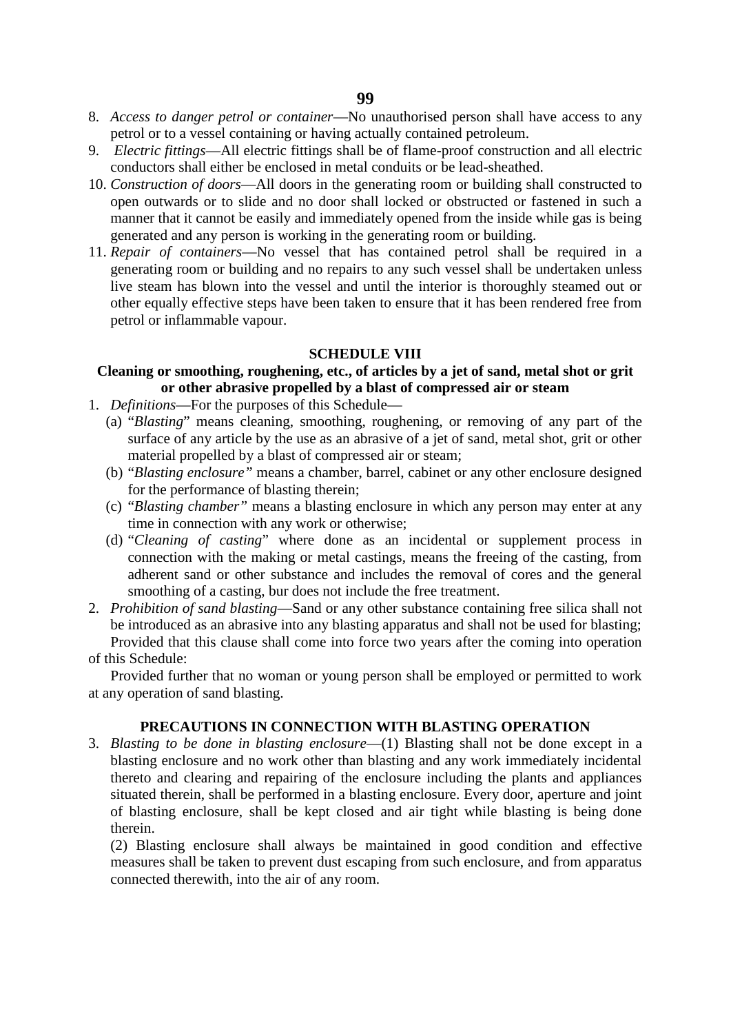8. *Access to danger petrol or container*—No unauthorised person shall have access to any petrol or to a vessel containing or having actually contained petroleum.
9. *Electric fittings*—All electric fittings shall be of flame-proof construction and all electric conductors shall either be enclosed in metal conduits or be lead-sheathed.
10. *Construction of doors*—All doors in the generating room or building shall constructed to open outwards or to slide and no door shall locked or obstructed or fastened in such a manner that it cannot be easily and immediately opened from the inside while gas is being generated and any person is working in the generating room or building.
11. *Repair of containers*—No vessel that has contained petrol shall be required in a generating room or building and no repairs to any such vessel shall be undertaken unless live steam has blown into the vessel and until the interior is thoroughly steamed out or other equally effective steps have been taken to ensure that it has been rendered free from petrol or inflammable vapour.

## SCHEDULE VIII

### Cleaning or smoothing, roughening, etc., of articles by a jet of sand, metal shot or grit or other abrasive propelled by a blast of compressed air or steam

1. *Definitions*—For the purposes of this Schedule—
   (a) "*Blasting*" means cleaning, smoothing, roughening, or removing of any part of the surface of any article by the use as an abrasive of a jet of sand, metal shot, grit or other material propelled by a blast of compressed air or steam;
   (b) "*Blasting enclosure"* means a chamber, barrel, cabinet or any other enclosure designed for the performance of blasting therein;
   (c) "*Blasting chamber"* means a blasting enclosure in which any person may enter at any time in connection with any work or otherwise;
   (d) "*Cleaning of casting*" where done as an incidental or supplement process in connection with the making or metal castings, means the freeing of the casting, from adherent sand or other substance and includes the removal of cores and the general smoothing of a casting, bur does not include the free treatment.
2. *Prohibition of sand blasting*—Sand or any other substance containing free silica shall not be introduced as an abrasive into any blasting apparatus and shall not be used for blasting;

   Provided that this clause shall come into force two years after the coming into operation of this Schedule:

   Provided further that no woman or young person shall be employed or permitted to work at any operation of sand blasting.

### PRECAUTIONS IN CONNECTION WITH BLASTING OPERATION

3. *Blasting to be done in blasting enclosure*—(1) Blasting shall not be done except in a blasting enclosure and no work other than blasting and any work immediately incidental thereto and clearing and repairing of the enclosure including the plants and appliances situated therein, shall be performed in a blasting enclosure. Every door, aperture and joint of blasting enclosure, shall be kept closed and air tight while blasting is being done therein.

   (2) Blasting enclosure shall always be maintained in good condition and effective measures shall be taken to prevent dust escaping from such enclosure, and from apparatus connected therewith, into the air of any room.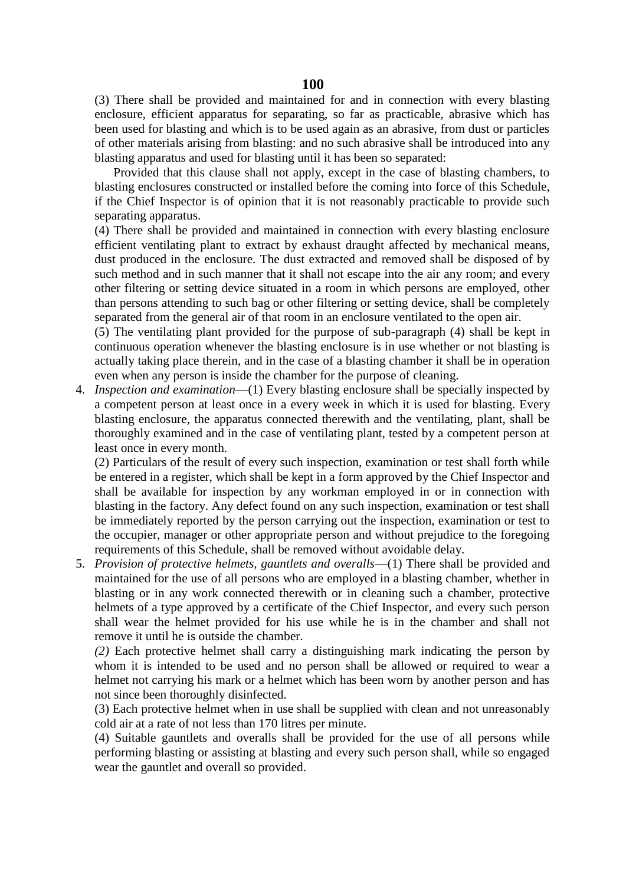(3) There shall be provided and maintained for and in connection with every blasting enclosure, efficient apparatus for separating, so far as practicable, abrasive which has been used for blasting and which is to be used again as an abrasive, from dust or particles of other materials arising from blasting: and no such abrasive shall be introduced into any blasting apparatus and used for blasting until it has been so separated:

Provided that this clause shall not apply, except in the case of blasting chambers, to blasting enclosures constructed or installed before the coming into force of this Schedule, if the Chief Inspector is of opinion that it is not reasonably practicable to provide such separating apparatus.

(4) There shall be provided and maintained in connection with every blasting enclosure efficient ventilating plant to extract by exhaust draught affected by mechanical means, dust produced in the enclosure. The dust extracted and removed shall be disposed of by such method and in such manner that it shall not escape into the air any room; and every other filtering or setting device situated in a room in which persons are employed, other than persons attending to such bag or other filtering or setting device, shall be completely separated from the general air of that room in an enclosure ventilated to the open air.

(5) The ventilating plant provided for the purpose of sub-paragraph (4) shall be kept in continuous operation whenever the blasting enclosure is in use whether or not blasting is actually taking place therein, and in the case of a blasting chamber it shall be in operation even when any person is inside the chamber for the purpose of cleaning.

4. *Inspection and examination*—(1) Every blasting enclosure shall be specially inspected by a competent person at least once in a every week in which it is used for blasting. Every blasting enclosure, the apparatus connected therewith and the ventilating, plant, shall be thoroughly examined and in the case of ventilating plant, tested by a competent person at least once in every month.

(2) Particulars of the result of every such inspection, examination or test shall forth while be entered in a register, which shall be kept in a form approved by the Chief Inspector and shall be available for inspection by any workman employed in or in connection with blasting in the factory. Any defect found on any such inspection, examination or test shall be immediately reported by the person carrying out the inspection, examination or test to the occupier, manager or other appropriate person and without prejudice to the foregoing requirements of this Schedule, shall be removed without avoidable delay.

5. *Provision of protective helmets, gauntlets and overalls*—(1) There shall be provided and maintained for the use of all persons who are employed in a blasting chamber, whether in blasting or in any work connected therewith or in cleaning such a chamber, protective helmets of a type approved by a certificate of the Chief Inspector, and every such person shall wear the helmet provided for his use while he is in the chamber and shall not remove it until he is outside the chamber.

*(2)* Each protective helmet shall carry a distinguishing mark indicating the person by whom it is intended to be used and no person shall be allowed or required to wear a helmet not carrying his mark or a helmet which has been worn by another person and has not since been thoroughly disinfected.

(3) Each protective helmet when in use shall be supplied with clean and not unreasonably cold air at a rate of not less than 170 litres per minute.

(4) Suitable gauntlets and overalls shall be provided for the use of all persons while performing blasting or assisting at blasting and every such person shall, while so engaged wear the gauntlet and overall so provided.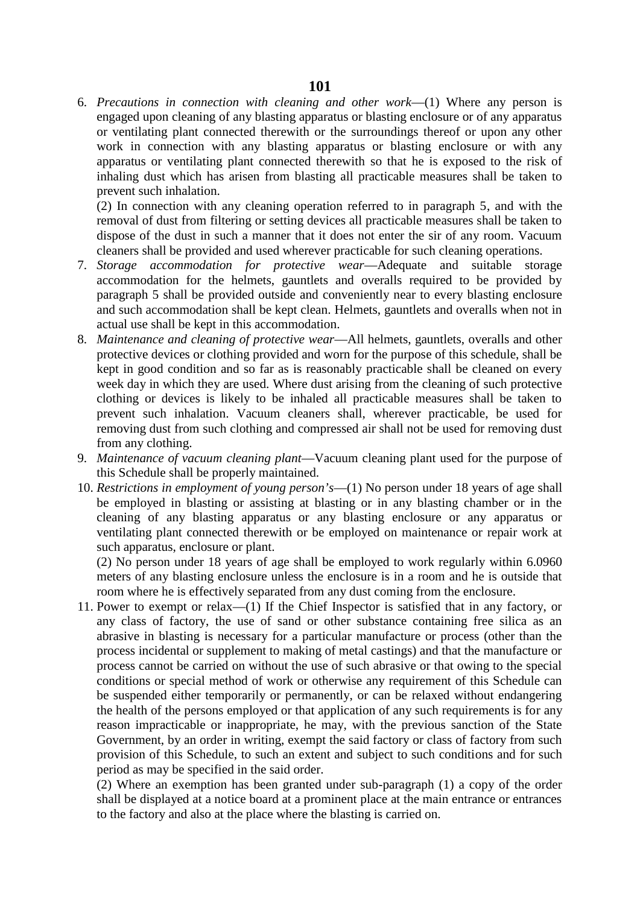6. *Precautions in connection with cleaning and other work*—(1) Where any person is engaged upon cleaning of any blasting apparatus or blasting enclosure or of any apparatus or ventilating plant connected therewith or the surroundings thereof or upon any other work in connection with any blasting apparatus or blasting enclosure or with any apparatus or ventilating plant connected therewith so that he is exposed to the risk of inhaling dust which has arisen from blasting all practicable measures shall be taken to prevent such inhalation.

   (2) In connection with any cleaning operation referred to in paragraph 5, and with the removal of dust from filtering or setting devices all practicable measures shall be taken to dispose of the dust in such a manner that it does not enter the sir of any room. Vacuum cleaners shall be provided and used wherever practicable for such cleaning operations.

7. *Storage accommodation for protective wear*—Adequate and suitable storage accommodation for the helmets, gauntlets and overalls required to be provided by paragraph 5 shall be provided outside and conveniently near to every blasting enclosure and such accommodation shall be kept clean. Helmets, gauntlets and overalls when not in actual use shall be kept in this accommodation.

8. *Maintenance and cleaning of protective wear*—All helmets, gauntlets, overalls and other protective devices or clothing provided and worn for the purpose of this schedule, shall be kept in good condition and so far as is reasonably practicable shall be cleaned on every week day in which they are used. Where dust arising from the cleaning of such protective clothing or devices is likely to be inhaled all practicable measures shall be taken to prevent such inhalation. Vacuum cleaners shall, wherever practicable, be used for removing dust from such clothing and compressed air shall not be used for removing dust from any clothing.

9. *Maintenance of vacuum cleaning plant*—Vacuum cleaning plant used for the purpose of this Schedule shall be properly maintained.

10. *Restrictions in employment of young person's*—(1) No person under 18 years of age shall be employed in blasting or assisting at blasting or in any blasting chamber or in the cleaning of any blasting apparatus or any blasting enclosure or any apparatus or ventilating plant connected therewith or be employed on maintenance or repair work at such apparatus, enclosure or plant.

    (2) No person under 18 years of age shall be employed to work regularly within 6.0960 meters of any blasting enclosure unless the enclosure is in a room and he is outside that room where he is effectively separated from any dust coming from the enclosure.

11. Power to exempt or relax—(1) If the Chief Inspector is satisfied that in any factory, or any class of factory, the use of sand or other substance containing free silica as an abrasive in blasting is necessary for a particular manufacture or process (other than the process incidental or supplement to making of metal castings) and that the manufacture or process cannot be carried on without the use of such abrasive or that owing to the special conditions or special method of work or otherwise any requirement of this Schedule can be suspended either temporarily or permanently, or can be relaxed without endangering the health of the persons employed or that application of any such requirements is for any reason impracticable or inappropriate, he may, with the previous sanction of the State Government, by an order in writing, exempt the said factory or class of factory from such provision of this Schedule, to such an extent and subject to such conditions and for such period as may be specified in the said order.

    (2) Where an exemption has been granted under sub-paragraph (1) a copy of the order shall be displayed at a notice board at a prominent place at the main entrance or entrances to the factory and also at the place where the blasting is carried on.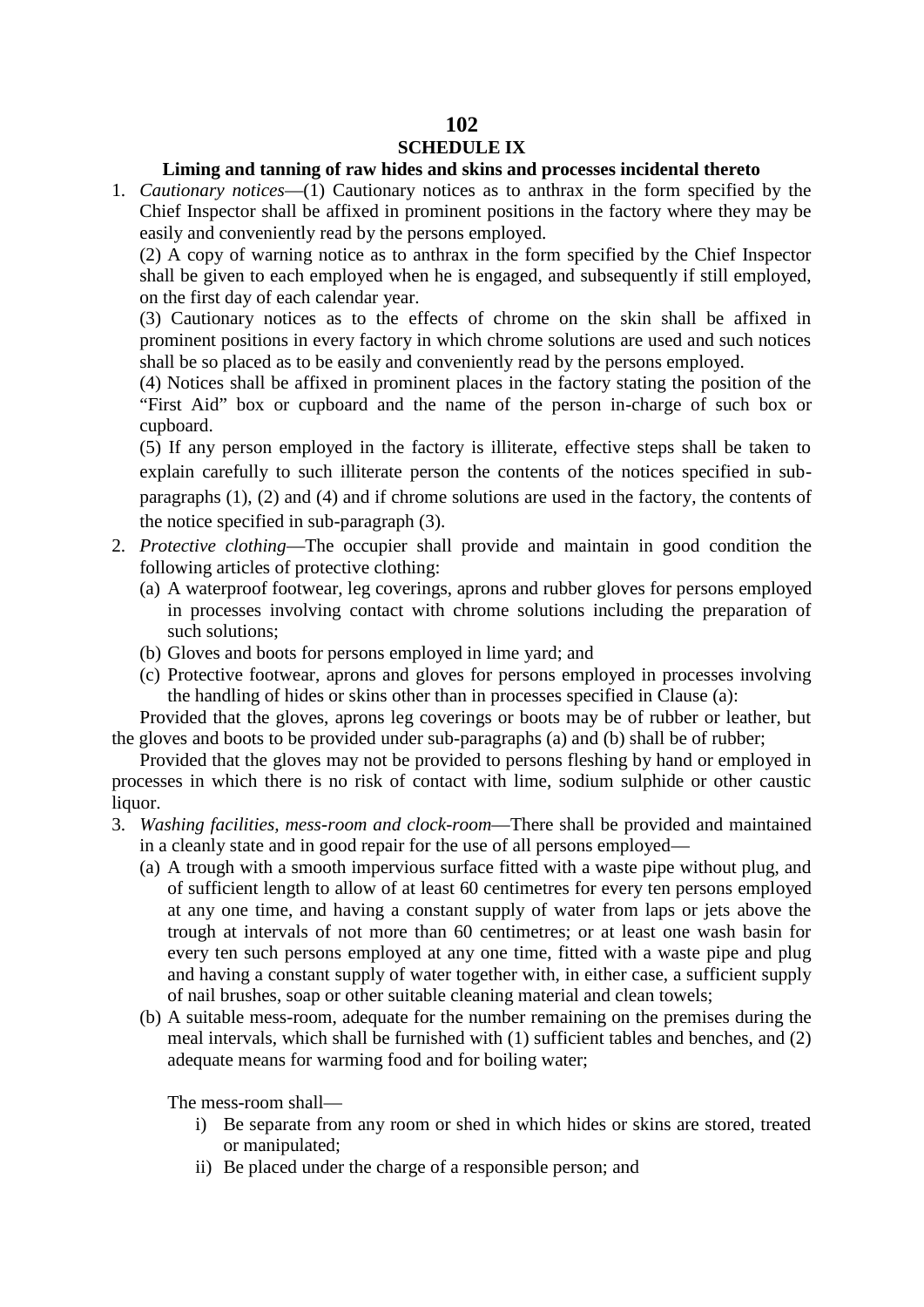## SCHEDULE IX

### Liming and tanning of raw hides and skins and processes incidental thereto

1. *Cautionary notices*—(1) Cautionary notices as to anthrax in the form specified by the Chief Inspector shall be affixed in prominent positions in the factory where they may be easily and conveniently read by the persons employed.

   (2) A copy of warning notice as to anthrax in the form specified by the Chief Inspector shall be given to each employed when he is engaged, and subsequently if still employed, on the first day of each calendar year.

   (3) Cautionary notices as to the effects of chrome on the skin shall be affixed in prominent positions in every factory in which chrome solutions are used and such notices shall be so placed as to be easily and conveniently read by the persons employed.

   (4) Notices shall be affixed in prominent places in the factory stating the position of the "First Aid" box or cupboard and the name of the person in-charge of such box or cupboard.

   (5) If any person employed in the factory is illiterate, effective steps shall be taken to explain carefully to such illiterate person the contents of the notices specified in sub-paragraphs (1), (2) and (4) and if chrome solutions are used in the factory, the contents of the notice specified in sub-paragraph (3).

2. *Protective clothing*—The occupier shall provide and maintain in good condition the following articles of protective clothing:

   (a) A waterproof footwear, leg coverings, aprons and rubber gloves for persons employed in processes involving contact with chrome solutions including the preparation of such solutions;

   (b) Gloves and boots for persons employed in lime yard; and

   (c) Protective footwear, aprons and gloves for persons employed in processes involving the handling of hides or skins other than in processes specified in Clause (a):

   Provided that the gloves, aprons leg coverings or boots may be of rubber or leather, but the gloves and boots to be provided under sub-paragraphs (a) and (b) shall be of rubber;

   Provided that the gloves may not be provided to persons fleshing by hand or employed in processes in which there is no risk of contact with lime, sodium sulphide or other caustic liquor.

3. *Washing facilities, mess-room and clock-room*—There shall be provided and maintained in a cleanly state and in good repair for the use of all persons employed—

   (a) A trough with a smooth impervious surface fitted with a waste pipe without plug, and of sufficient length to allow of at least 60 centimetres for every ten persons employed at any one time, and having a constant supply of water from laps or jets above the trough at intervals of not more than 60 centimetres; or at least one wash basin for every ten such persons employed at any one time, fitted with a waste pipe and plug and having a constant supply of water together with, in either case, a sufficient supply of nail brushes, soap or other suitable cleaning material and clean towels;

   (b) A suitable mess-room, adequate for the number remaining on the premises during the meal intervals, which shall be furnished with (1) sufficient tables and benches, and (2) adequate means for warming food and for boiling water;

   The mess-room shall—

   i) Be separate from any room or shed in which hides or skins are stored, treated or manipulated;
   ii) Be placed under the charge of a responsible person; and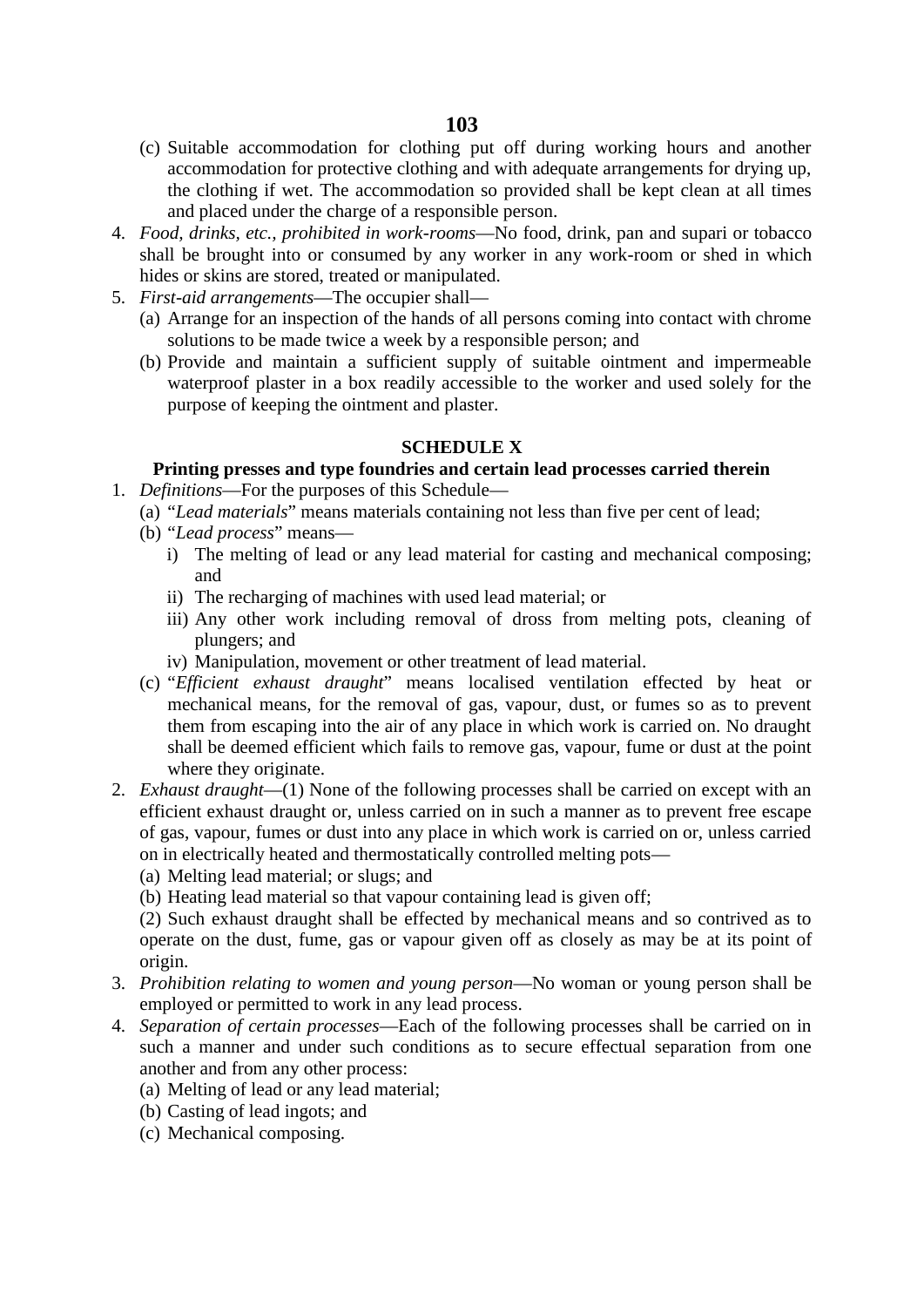(c) Suitable accommodation for clothing put off during working hours and another accommodation for protective clothing and with adequate arrangements for drying up, the clothing if wet. The accommodation so provided shall be kept clean at all times and placed under the charge of a responsible person.

4. *Food, drinks, etc., prohibited in work-rooms*—No food, drink, pan and supari or tobacco shall be brought into or consumed by any worker in any work-room or shed in which hides or skins are stored, treated or manipulated.
5. *First-aid arrangements*—The occupier shall—
   (a) Arrange for an inspection of the hands of all persons coming into contact with chrome solutions to be made twice a week by a responsible person; and
   (b) Provide and maintain a sufficient supply of suitable ointment and impermeable waterproof plaster in a box readily accessible to the worker and used solely for the purpose of keeping the ointment and plaster.

## SCHEDULE X

### Printing presses and type foundries and certain lead processes carried therein

1. *Definitions*—For the purposes of this Schedule—
   (a) "*Lead materials*" means materials containing not less than five per cent of lead;
   (b) "*Lead process*" means—
      i) The melting of lead or any lead material for casting and mechanical composing; and
      ii) The recharging of machines with used lead material; or
      iii) Any other work including removal of dross from melting pots, cleaning of plungers; and
      iv) Manipulation, movement or other treatment of lead material.
   (c) "*Efficient exhaust draught*" means localised ventilation effected by heat or mechanical means, for the removal of gas, vapour, dust, or fumes so as to prevent them from escaping into the air of any place in which work is carried on. No draught shall be deemed efficient which fails to remove gas, vapour, fume or dust at the point where they originate.
2. *Exhaust draught*—(1) None of the following processes shall be carried on except with an efficient exhaust draught or, unless carried on in such a manner as to prevent free escape of gas, vapour, fumes or dust into any place in which work is carried on or, unless carried on in electrically heated and thermostatically controlled melting pots—
   (a) Melting lead material; or slugs; and
   (b) Heating lead material so that vapour containing lead is given off;

   (2) Such exhaust draught shall be effected by mechanical means and so contrived as to operate on the dust, fume, gas or vapour given off as closely as may be at its point of origin.
3. *Prohibition relating to women and young person*—No woman or young person shall be employed or permitted to work in any lead process.
4. *Separation of certain processes*—Each of the following processes shall be carried on in such a manner and under such conditions as to secure effectual separation from one another and from any other process:
   (a) Melting of lead or any lead material;
   (b) Casting of lead ingots; and
   (c) Mechanical composing.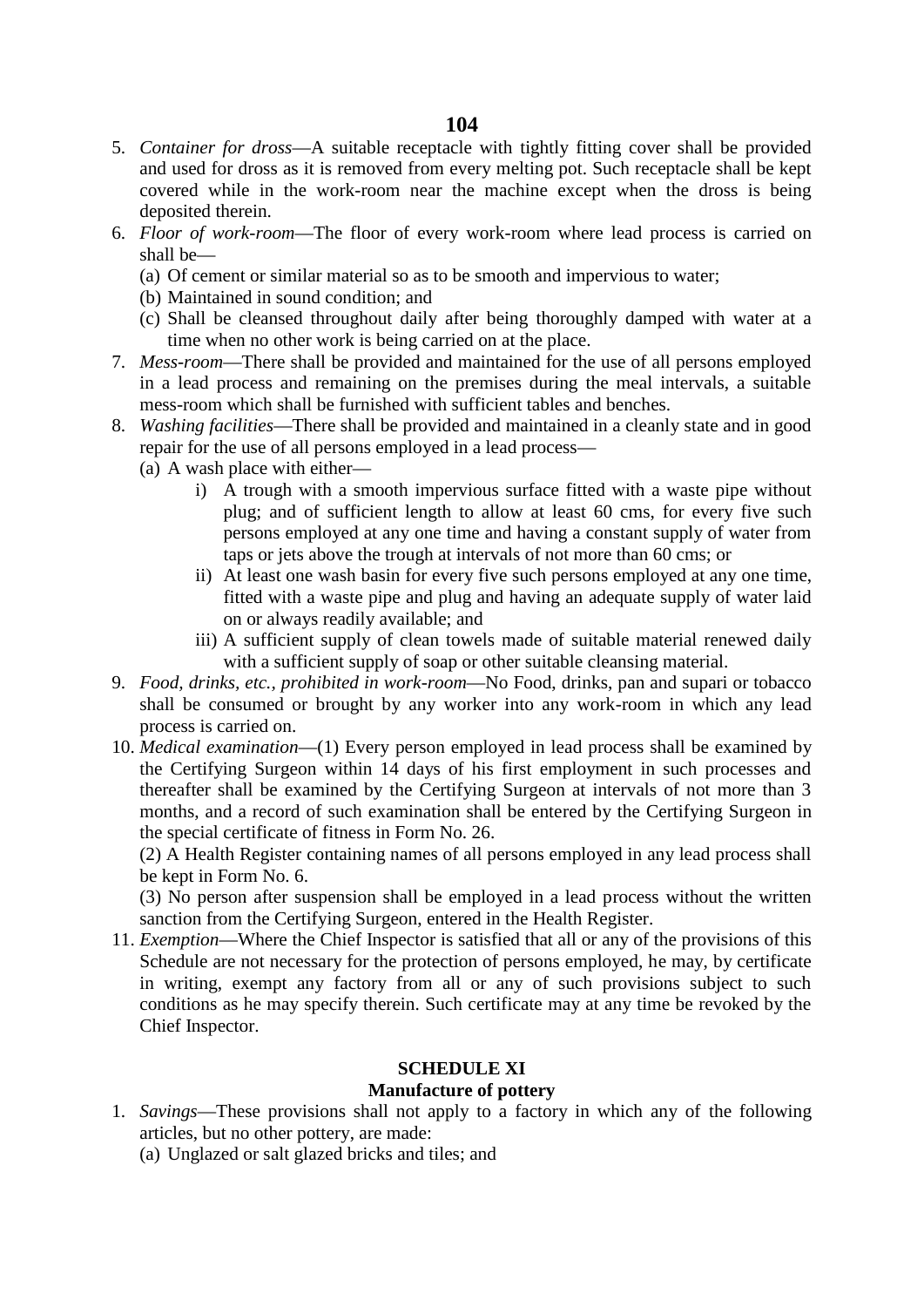5. *Container for dross*—A suitable receptacle with tightly fitting cover shall be provided and used for dross as it is removed from every melting pot. Such receptacle shall be kept covered while in the work-room near the machine except when the dross is being deposited therein.
6. *Floor of work-room*—The floor of every work-room where lead process is carried on shall be—
   (a) Of cement or similar material so as to be smooth and impervious to water;
   (b) Maintained in sound condition; and
   (c) Shall be cleansed throughout daily after being thoroughly damped with water at a time when no other work is being carried on at the place.
7. *Mess-room*—There shall be provided and maintained for the use of all persons employed in a lead process and remaining on the premises during the meal intervals, a suitable mess-room which shall be furnished with sufficient tables and benches.
8. *Washing facilities*—There shall be provided and maintained in a cleanly state and in good repair for the use of all persons employed in a lead process—
   (a) A wash place with either—
      i) A trough with a smooth impervious surface fitted with a waste pipe without plug; and of sufficient length to allow at least 60 cms, for every five such persons employed at any one time and having a constant supply of water from taps or jets above the trough at intervals of not more than 60 cms; or
      ii) At least one wash basin for every five such persons employed at any one time, fitted with a waste pipe and plug and having an adequate supply of water laid on or always readily available; and
      iii) A sufficient supply of clean towels made of suitable material renewed daily with a sufficient supply of soap or other suitable cleansing material.
9. *Food, drinks, etc., prohibited in work-room*—No Food, drinks, pan and supari or tobacco shall be consumed or brought by any worker into any work-room in which any lead process is carried on.
10. *Medical examination*—(1) Every person employed in lead process shall be examined by the Certifying Surgeon within 14 days of his first employment in such processes and thereafter shall be examined by the Certifying Surgeon at intervals of not more than 3 months, and a record of such examination shall be entered by the Certifying Surgeon in the special certificate of fitness in Form No. 26.
    (2) A Health Register containing names of all persons employed in any lead process shall be kept in Form No. 6.
    (3) No person after suspension shall be employed in a lead process without the written sanction from the Certifying Surgeon, entered in the Health Register.
11. *Exemption*—Where the Chief Inspector is satisfied that all or any of the provisions of this Schedule are not necessary for the protection of persons employed, he may, by certificate in writing, exempt any factory from all or any of such provisions subject to such conditions as he may specify therein. Such certificate may at any time be revoked by the Chief Inspector.

## SCHEDULE XI

### Manufacture of pottery

1. *Savings*—These provisions shall not apply to a factory in which any of the following articles, but no other pottery, are made:
   (a) Unglazed or salt glazed bricks and tiles; and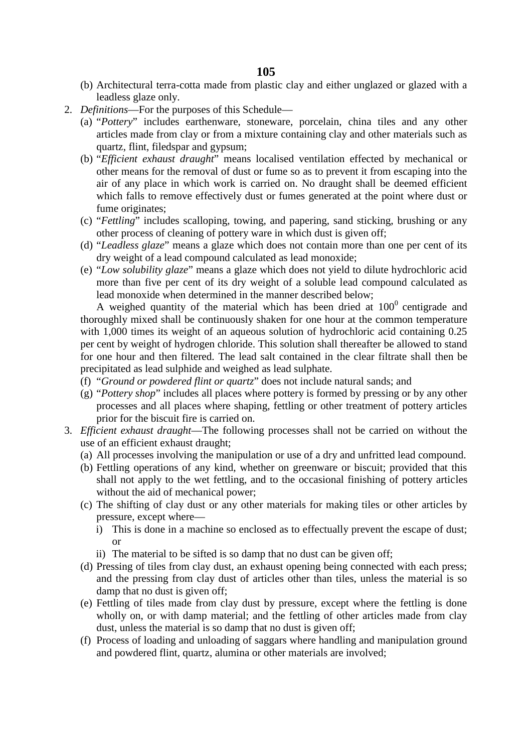(b) Architectural terra-cotta made from plastic clay and either unglazed or glazed with a leadless glaze only.

2. *Definitions*—For the purposes of this Schedule—

   (a) "*Pottery*" includes earthenware, stoneware, porcelain, china tiles and any other articles made from clay or from a mixture containing clay and other materials such as quartz, flint, filedspar and gypsum;

   (b) "*Efficient exhaust draught*" means localised ventilation effected by mechanical or other means for the removal of dust or fume so as to prevent it from escaping into the air of any place in which work is carried on. No draught shall be deemed efficient which falls to remove effectively dust or fumes generated at the point where dust or fume originates;

   (c) "*Fettling*" includes scalloping, towing, and papering, sand sticking, brushing or any other process of cleaning of pottery ware in which dust is given off;

   (d) "*Leadless glaze*" means a glaze which does not contain more than one per cent of its dry weight of a lead compound calculated as lead monoxide;

   (e) "*Low solubility glaze*" means a glaze which does not yield to dilute hydrochloric acid more than five per cent of its dry weight of a soluble lead compound calculated as lead monoxide when determined in the manner described below;

   A weighed quantity of the material which has been dried at $100^0$ centigrade and thoroughly mixed shall be continuously shaken for one hour at the common temperature with 1,000 times its weight of an aqueous solution of hydrochloric acid containing 0.25 per cent by weight of hydrogen chloride. This solution shall thereafter be allowed to stand for one hour and then filtered. The lead salt contained in the clear filtrate shall then be precipitated as lead sulphide and weighed as lead sulphate.

   (f) "*Ground or powdered flint or quartz*" does not include natural sands; and

   (g) "*Pottery shop*" includes all places where pottery is formed by pressing or by any other processes and all places where shaping, fettling or other treatment of pottery articles prior for the biscuit fire is carried on.

3. *Efficient exhaust draught*—The following processes shall not be carried on without the use of an efficient exhaust draught;

   (a) All processes involving the manipulation or use of a dry and unfritted lead compound.

   (b) Fettling operations of any kind, whether on greenware or biscuit; provided that this shall not apply to the wet fettling, and to the occasional finishing of pottery articles without the aid of mechanical power;

   (c) The shifting of clay dust or any other materials for making tiles or other articles by pressure, except where—

      i) This is done in a machine so enclosed as to effectually prevent the escape of dust; or

      ii) The material to be sifted is so damp that no dust can be given off;

   (d) Pressing of tiles from clay dust, an exhaust opening being connected with each press; and the pressing from clay dust of articles other than tiles, unless the material is so damp that no dust is given off;

   (e) Fettling of tiles made from clay dust by pressure, except where the fettling is done wholly on, or with damp material; and the fettling of other articles made from clay dust, unless the material is so damp that no dust is given off;

   (f) Process of loading and unloading of saggars where handling and manipulation ground and powdered flint, quartz, alumina or other materials are involved;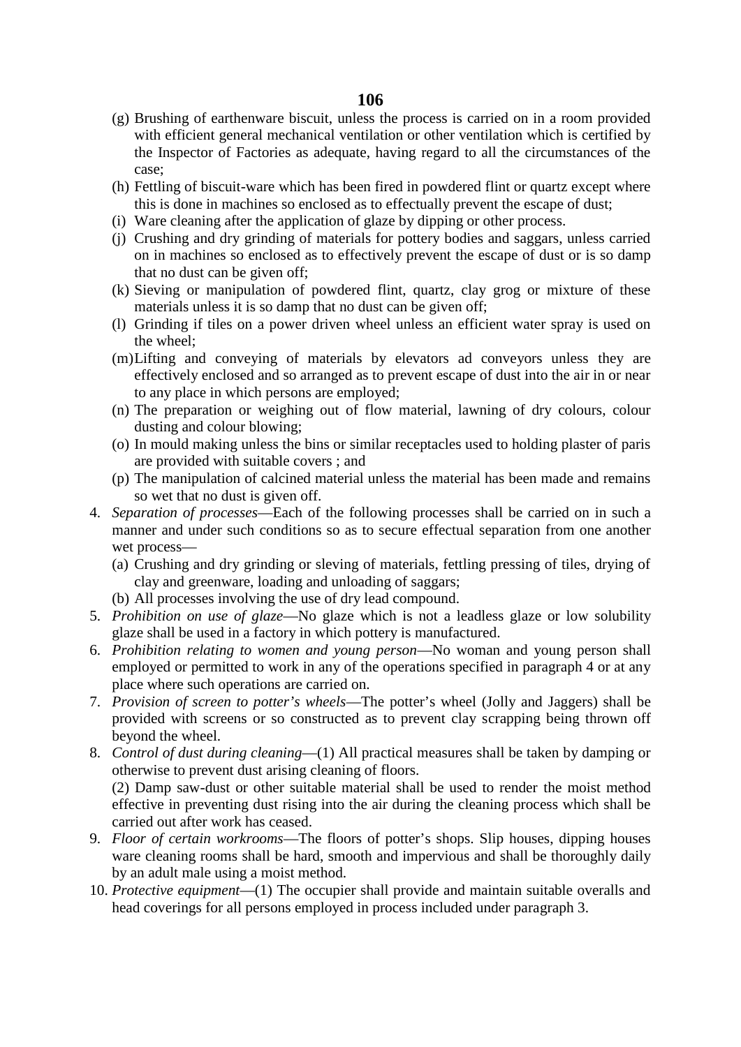(g) Brushing of earthenware biscuit, unless the process is carried on in a room provided with efficient general mechanical ventilation or other ventilation which is certified by the Inspector of Factories as adequate, having regard to all the circumstances of the case;

(h) Fettling of biscuit-ware which has been fired in powdered flint or quartz except where this is done in machines so enclosed as to effectually prevent the escape of dust;

(i) Ware cleaning after the application of glaze by dipping or other process.

(j) Crushing and dry grinding of materials for pottery bodies and saggars, unless carried on in machines so enclosed as to effectively prevent the escape of dust or is so damp that no dust can be given off;

(k) Sieving or manipulation of powdered flint, quartz, clay grog or mixture of these materials unless it is so damp that no dust can be given off;

(l) Grinding if tiles on a power driven wheel unless an efficient water spray is used on the wheel;

(m) Lifting and conveying of materials by elevators ad conveyors unless they are effectively enclosed and so arranged as to prevent escape of dust into the air in or near to any place in which persons are employed;

(n) The preparation or weighing out of flow material, lawning of dry colours, colour dusting and colour blowing;

(o) In mould making unless the bins or similar receptacles used to holding plaster of paris are provided with suitable covers ; and

(p) The manipulation of calcined material unless the material has been made and remains so wet that no dust is given off.

4. *Separation of processes*—Each of the following processes shall be carried on in such a manner and under such conditions so as to secure effectual separation from one another wet process—

   (a) Crushing and dry grinding or sleving of materials, fettling pressing of tiles, drying of clay and greenware, loading and unloading of saggars;

   (b) All processes involving the use of dry lead compound.

5. *Prohibition on use of glaze*—No glaze which is not a leadless glaze or low solubility glaze shall be used in a factory in which pottery is manufactured.

6. *Prohibition relating to women and young person*—No woman and young person shall employed or permitted to work in any of the operations specified in paragraph 4 or at any place where such operations are carried on.

7. *Provision of screen to potter's wheels*—The potter's wheel (Jolly and Jaggers) shall be provided with screens or so constructed as to prevent clay scrapping being thrown off beyond the wheel.

8. *Control of dust during cleaning*—(1) All practical measures shall be taken by damping or otherwise to prevent dust arising cleaning of floors.

   (2) Damp saw-dust or other suitable material shall be used to render the moist method effective in preventing dust rising into the air during the cleaning process which shall be carried out after work has ceased.

9. *Floor of certain workrooms*—The floors of potter's shops. Slip houses, dipping houses ware cleaning rooms shall be hard, smooth and impervious and shall be thoroughly daily by an adult male using a moist method.

10. *Protective equipment*—(1) The occupier shall provide and maintain suitable overalls and head coverings for all persons employed in process included under paragraph 3.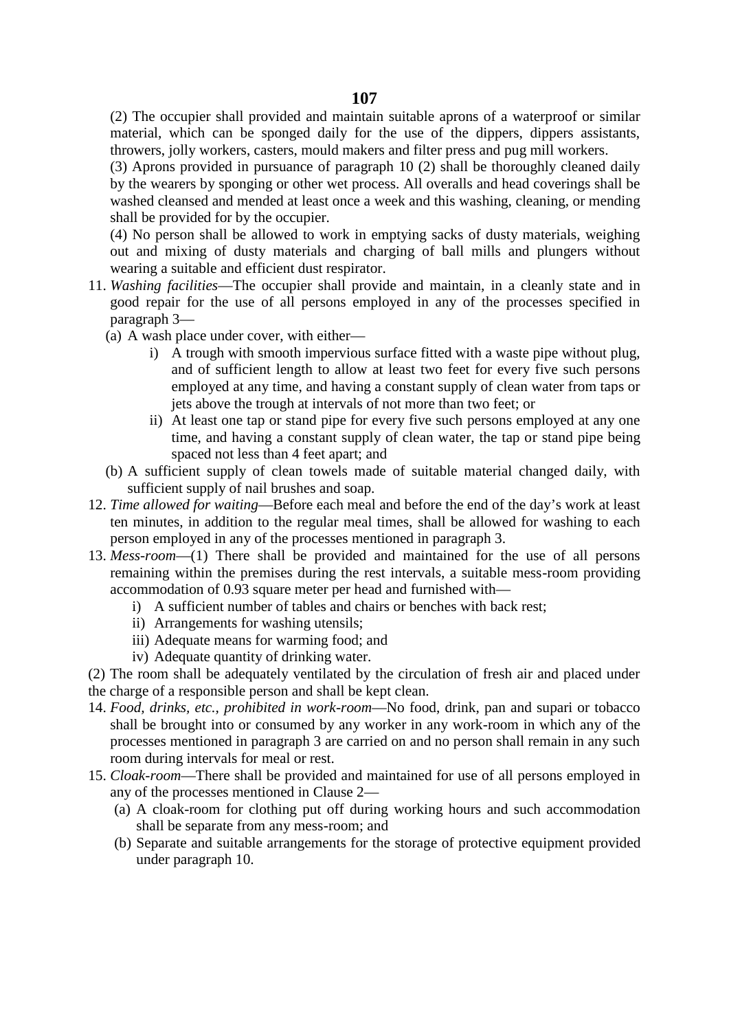(2) The occupier shall provided and maintain suitable aprons of a waterproof or similar material, which can be sponged daily for the use of the dippers, dippers assistants, throwers, jolly workers, casters, mould makers and filter press and pug mill workers.

(3) Aprons provided in pursuance of paragraph 10 (2) shall be thoroughly cleaned daily by the wearers by sponging or other wet process. All overalls and head coverings shall be washed cleansed and mended at least once a week and this washing, cleaning, or mending shall be provided for by the occupier.

(4) No person shall be allowed to work in emptying sacks of dusty materials, weighing out and mixing of dusty materials and charging of ball mills and plungers without wearing a suitable and efficient dust respirator.

11. *Washing facilities*—The occupier shall provide and maintain, in a cleanly state and in good repair for the use of all persons employed in any of the processes specified in paragraph 3—
   (a) A wash place under cover, with either—
      i) A trough with smooth impervious surface fitted with a waste pipe without plug, and of sufficient length to allow at least two feet for every five such persons employed at any time, and having a constant supply of clean water from taps or jets above the trough at intervals of not more than two feet; or
      ii) At least one tap or stand pipe for every five such persons employed at any one time, and having a constant supply of clean water, the tap or stand pipe being spaced not less than 4 feet apart; and
   (b) A sufficient supply of clean towels made of suitable material changed daily, with sufficient supply of nail brushes and soap.

12. *Time allowed for waiting*—Before each meal and before the end of the day's work at least ten minutes, in addition to the regular meal times, shall be allowed for washing to each person employed in any of the processes mentioned in paragraph 3.

13. *Mess-room*—(1) There shall be provided and maintained for the use of all persons remaining within the premises during the rest intervals, a suitable mess-room providing accommodation of 0.93 square meter per head and furnished with—
   i) A sufficient number of tables and chairs or benches with back rest;
   ii) Arrangements for washing utensils;
   iii) Adequate means for warming food; and
   iv) Adequate quantity of drinking water.

(2) The room shall be adequately ventilated by the circulation of fresh air and placed under the charge of a responsible person and shall be kept clean.

14. *Food, drinks, etc., prohibited in work-room*—No food, drink, pan and supari or tobacco shall be brought into or consumed by any worker in any work-room in which any of the processes mentioned in paragraph 3 are carried on and no person shall remain in any such room during intervals for meal or rest.

15. *Cloak-room*—There shall be provided and maintained for use of all persons employed in any of the processes mentioned in Clause 2—
   (a) A cloak-room for clothing put off during working hours and such accommodation shall be separate from any mess-room; and
   (b) Separate and suitable arrangements for the storage of protective equipment provided under paragraph 10.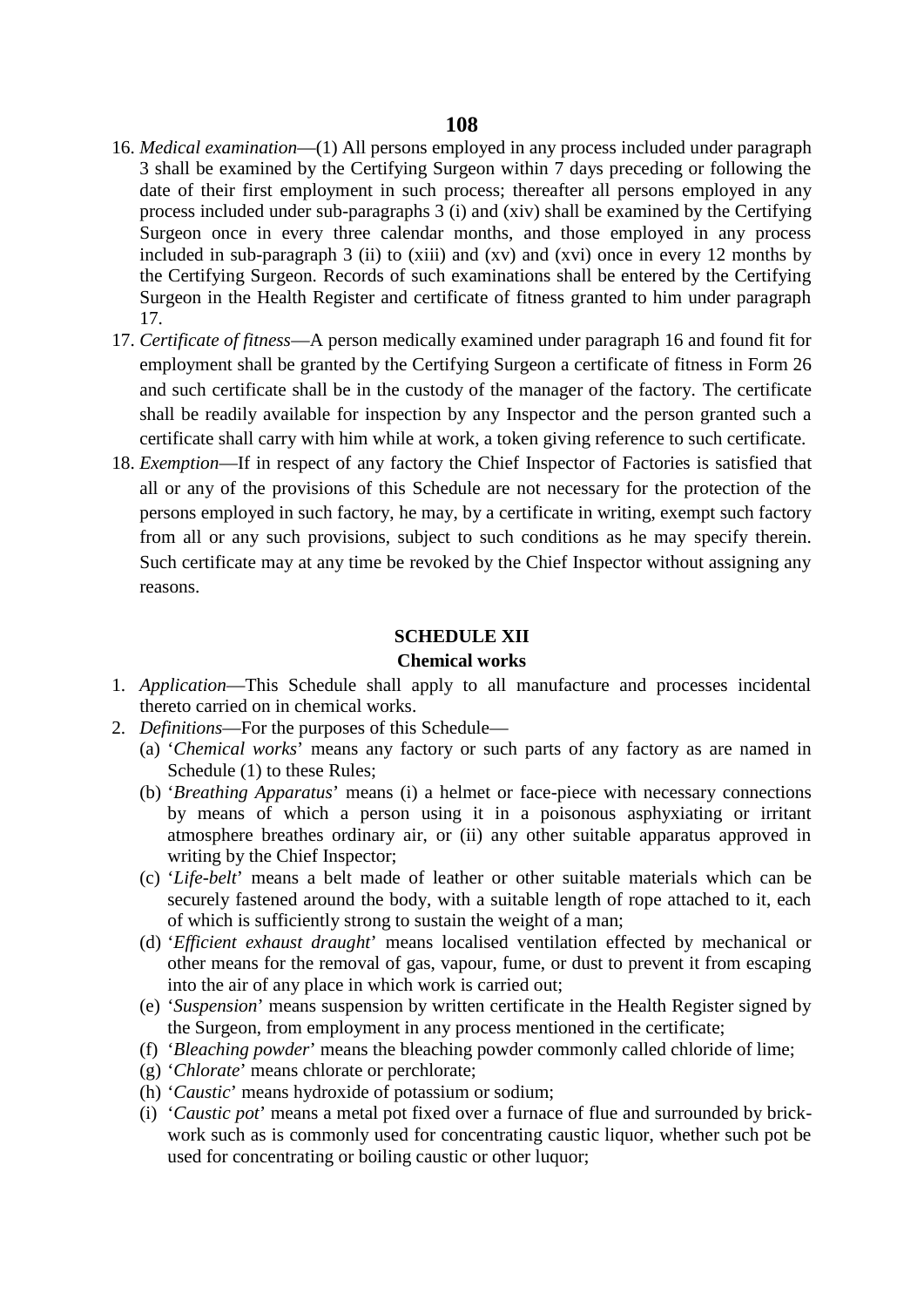16. *Medical examination*—(1) All persons employed in any process included under paragraph 3 shall be examined by the Certifying Surgeon within 7 days preceding or following the date of their first employment in such process; thereafter all persons employed in any process included under sub-paragraphs 3 (i) and (xiv) shall be examined by the Certifying Surgeon once in every three calendar months, and those employed in any process included in sub-paragraph 3 (ii) to (xiii) and (xv) and (xvi) once in every 12 months by the Certifying Surgeon. Records of such examinations shall be entered by the Certifying Surgeon in the Health Register and certificate of fitness granted to him under paragraph 17.
17. *Certificate of fitness*—A person medically examined under paragraph 16 and found fit for employment shall be granted by the Certifying Surgeon a certificate of fitness in Form 26 and such certificate shall be in the custody of the manager of the factory. The certificate shall be readily available for inspection by any Inspector and the person granted such a certificate shall carry with him while at work, a token giving reference to such certificate.
18. *Exemption*—If in respect of any factory the Chief Inspector of Factories is satisfied that all or any of the provisions of this Schedule are not necessary for the protection of the persons employed in such factory, he may, by a certificate in writing, exempt such factory from all or any such provisions, subject to such conditions as he may specify therein. Such certificate may at any time be revoked by the Chief Inspector without assigning any reasons.

## SCHEDULE XII

### Chemical works

1. *Application*—This Schedule shall apply to all manufacture and processes incidental thereto carried on in chemical works.
2. *Definitions*—For the purposes of this Schedule—
   (a) '*Chemical works*' means any factory or such parts of any factory as are named in Schedule (1) to these Rules;
   (b) '*Breathing Apparatus*' means (i) a helmet or face-piece with necessary connections by means of which a person using it in a poisonous asphyxiating or irritant atmosphere breathes ordinary air, or (ii) any other suitable apparatus approved in writing by the Chief Inspector;
   (c) '*Life-belt*' means a belt made of leather or other suitable materials which can be securely fastened around the body, with a suitable length of rope attached to it, each of which is sufficiently strong to sustain the weight of a man;
   (d) '*Efficient exhaust draught*' means localised ventilation effected by mechanical or other means for the removal of gas, vapour, fume, or dust to prevent it from escaping into the air of any place in which work is carried out;
   (e) '*Suspension*' means suspension by written certificate in the Health Register signed by the Surgeon, from employment in any process mentioned in the certificate;
   (f) '*Bleaching powder*' means the bleaching powder commonly called chloride of lime;
   (g) '*Chlorate*' means chlorate or perchlorate;
   (h) '*Caustic*' means hydroxide of potassium or sodium;
   (i) '*Caustic pot*' means a metal pot fixed over a furnace of flue and surrounded by brick-work such as is commonly used for concentrating caustic liquor, whether such pot be used for concentrating or boiling caustic or other luquor;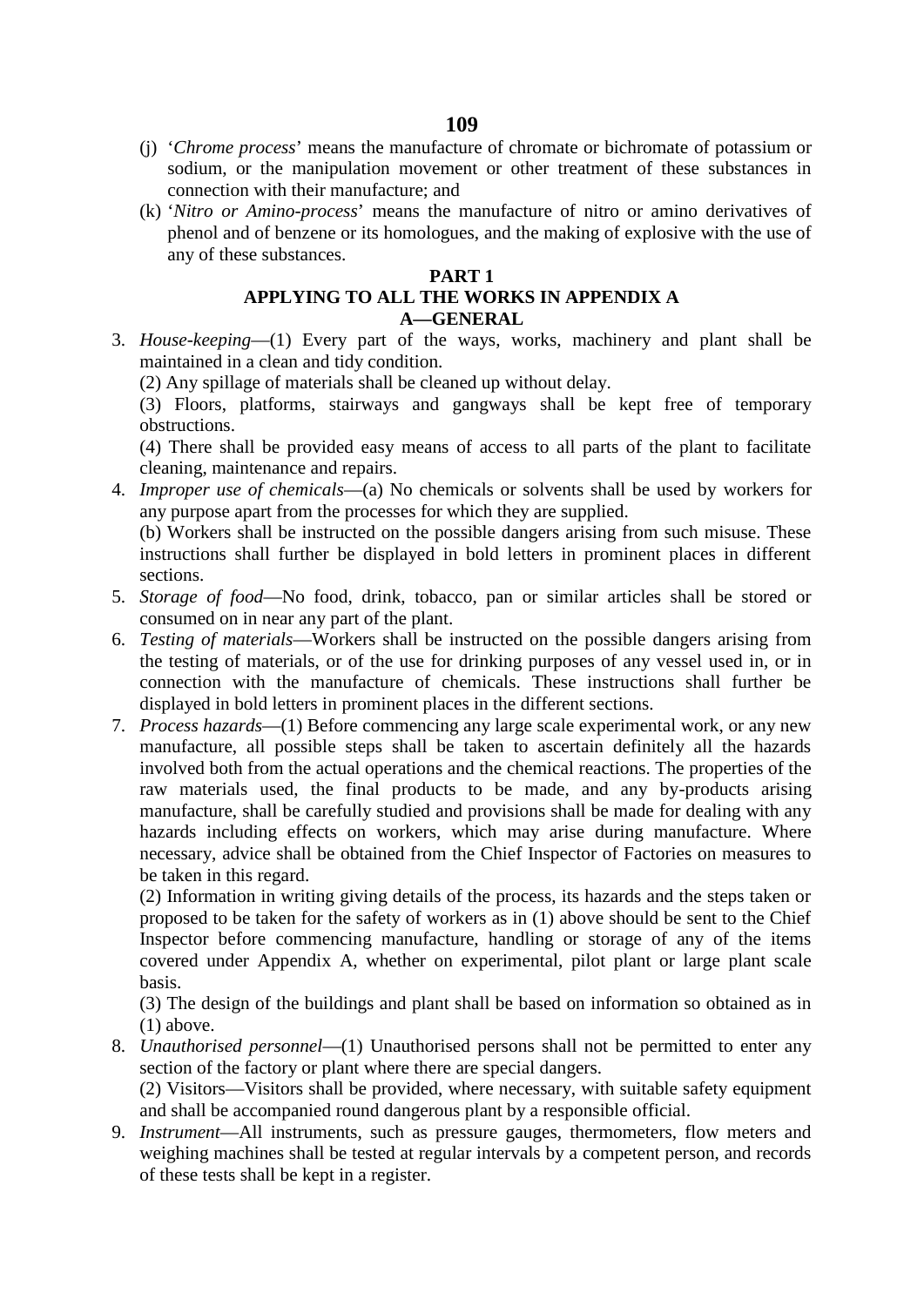(j) '*Chrome process*' means the manufacture of chromate or bichromate of potassium or sodium, or the manipulation movement or other treatment of these substances in connection with their manufacture; and

(k) '*Nitro or Amino-process*' means the manufacture of nitro or amino derivatives of phenol and of benzene or its homologues, and the making of explosive with the use of any of these substances.

**PART 1**

**APPLYING TO ALL THE WORKS IN APPENDIX A**

**A—GENERAL**

3. *House-keeping*—(1) Every part of the ways, works, machinery and plant shall be maintained in a clean and tidy condition.

   (2) Any spillage of materials shall be cleaned up without delay.

   (3) Floors, platforms, stairways and gangways shall be kept free of temporary obstructions.

   (4) There shall be provided easy means of access to all parts of the plant to facilitate cleaning, maintenance and repairs.

4. *Improper use of chemicals*—(a) No chemicals or solvents shall be used by workers for any purpose apart from the processes for which they are supplied.

   (b) Workers shall be instructed on the possible dangers arising from such misuse. These instructions shall further be displayed in bold letters in prominent places in different sections.

5. *Storage of food*—No food, drink, tobacco, pan or similar articles shall be stored or consumed on in near any part of the plant.

6. *Testing of materials*—Workers shall be instructed on the possible dangers arising from the testing of materials, or of the use for drinking purposes of any vessel used in, or in connection with the manufacture of chemicals. These instructions shall further be displayed in bold letters in prominent places in the different sections.

7. *Process hazards*—(1) Before commencing any large scale experimental work, or any new manufacture, all possible steps shall be taken to ascertain definitely all the hazards involved both from the actual operations and the chemical reactions. The properties of the raw materials used, the final products to be made, and any by-products arising manufacture, shall be carefully studied and provisions shall be made for dealing with any hazards including effects on workers, which may arise during manufacture. Where necessary, advice shall be obtained from the Chief Inspector of Factories on measures to be taken in this regard.

   (2) Information in writing giving details of the process, its hazards and the steps taken or proposed to be taken for the safety of workers as in (1) above should be sent to the Chief Inspector before commencing manufacture, handling or storage of any of the items covered under Appendix A, whether on experimental, pilot plant or large plant scale basis.

   (3) The design of the buildings and plant shall be based on information so obtained as in (1) above.

8. *Unauthorised personnel*—(1) Unauthorised persons shall not be permitted to enter any section of the factory or plant where there are special dangers.

   (2) Visitors—Visitors shall be provided, where necessary, with suitable safety equipment and shall be accompanied round dangerous plant by a responsible official.

9. *Instrument*—All instruments, such as pressure gauges, thermometers, flow meters and weighing machines shall be tested at regular intervals by a competent person, and records of these tests shall be kept in a register.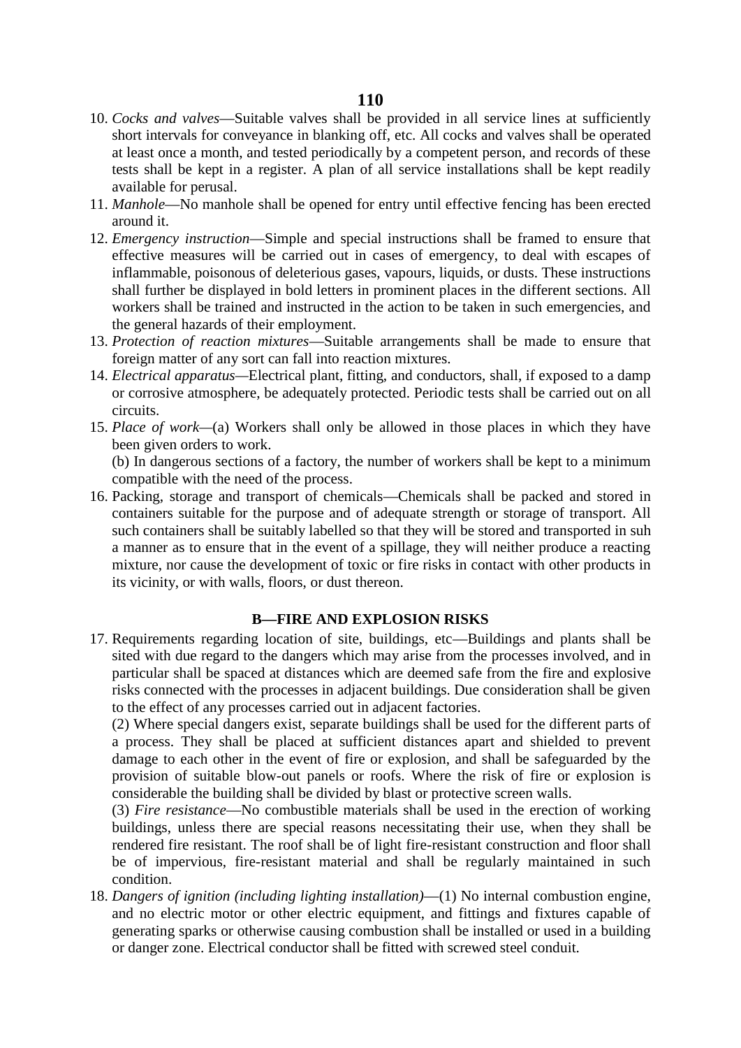10. *Cocks and valves*—Suitable valves shall be provided in all service lines at sufficiently short intervals for conveyance in blanking off, etc. All cocks and valves shall be operated at least once a month, and tested periodically by a competent person, and records of these tests shall be kept in a register. A plan of all service installations shall be kept readily available for perusal.
11. *Manhole*—No manhole shall be opened for entry until effective fencing has been erected around it.
12. *Emergency instruction*—Simple and special instructions shall be framed to ensure that effective measures will be carried out in cases of emergency, to deal with escapes of inflammable, poisonous of deleterious gases, vapours, liquids, or dusts. These instructions shall further be displayed in bold letters in prominent places in the different sections. All workers shall be trained and instructed in the action to be taken in such emergencies, and the general hazards of their employment.
13. *Protection of reaction mixtures*—Suitable arrangements shall be made to ensure that foreign matter of any sort can fall into reaction mixtures.
14. *Electrical apparatus*—Electrical plant, fitting, and conductors, shall, if exposed to a damp or corrosive atmosphere, be adequately protected. Periodic tests shall be carried out on all circuits.
15. *Place of work*—(a) Workers shall only be allowed in those places in which they have been given orders to work.

    (b) In dangerous sections of a factory, the number of workers shall be kept to a minimum compatible with the need of the process.
16. Packing, storage and transport of chemicals—Chemicals shall be packed and stored in containers suitable for the purpose and of adequate strength or storage of transport. All such containers shall be suitably labelled so that they will be stored and transported in suh a manner as to ensure that in the event of a spillage, they will neither produce a reacting mixture, nor cause the development of toxic or fire risks in contact with other products in its vicinity, or with walls, floors, or dust thereon.

### B—FIRE AND EXPLOSION RISKS

17. Requirements regarding location of site, buildings, etc—Buildings and plants shall be sited with due regard to the dangers which may arise from the processes involved, and in particular shall be spaced at distances which are deemed safe from the fire and explosive risks connected with the processes in adjacent buildings. Due consideration shall be given to the effect of any processes carried out in adjacent factories.

    (2) Where special dangers exist, separate buildings shall be used for the different parts of a process. They shall be placed at sufficient distances apart and shielded to prevent damage to each other in the event of fire or explosion, and shall be safeguarded by the provision of suitable blow-out panels or roofs. Where the risk of fire or explosion is considerable the building shall be divided by blast or protective screen walls.

    (3) *Fire resistance*—No combustible materials shall be used in the erection of working buildings, unless there are special reasons necessitating their use, when they shall be rendered fire resistant. The roof shall be of light fire-resistant construction and floor shall be of impervious, fire-resistant material and shall be regularly maintained in such condition.
18. *Dangers of ignition (including lighting installation)*—(1) No internal combustion engine, and no electric motor or other electric equipment, and fittings and fixtures capable of generating sparks or otherwise causing combustion shall be installed or used in a building or danger zone. Electrical conductor shall be fitted with screwed steel conduit.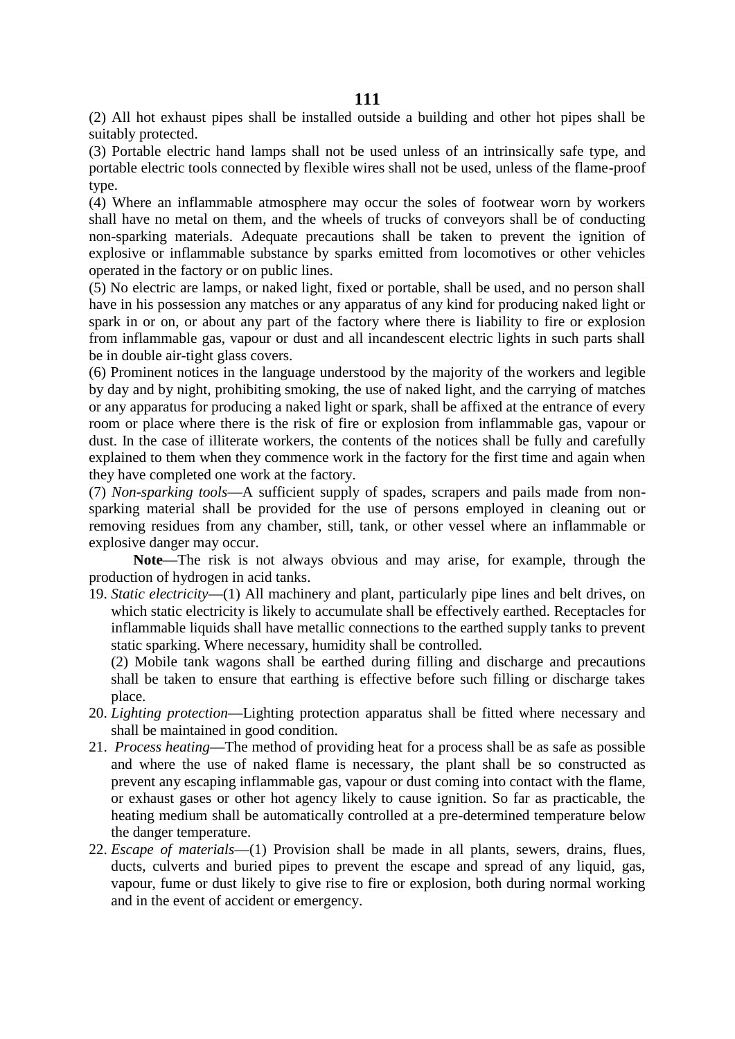(2) All hot exhaust pipes shall be installed outside a building and other hot pipes shall be suitably protected.

(3) Portable electric hand lamps shall not be used unless of an intrinsically safe type, and portable electric tools connected by flexible wires shall not be used, unless of the flame-proof type.

(4) Where an inflammable atmosphere may occur the soles of footwear worn by workers shall have no metal on them, and the wheels of trucks of conveyors shall be of conducting non-sparking materials. Adequate precautions shall be taken to prevent the ignition of explosive or inflammable substance by sparks emitted from locomotives or other vehicles operated in the factory or on public lines.

(5) No electric are lamps, or naked light, fixed or portable, shall be used, and no person shall have in his possession any matches or any apparatus of any kind for producing naked light or spark in or on, or about any part of the factory where there is liability to fire or explosion from inflammable gas, vapour or dust and all incandescent electric lights in such parts shall be in double air-tight glass covers.

(6) Prominent notices in the language understood by the majority of the workers and legible by day and by night, prohibiting smoking, the use of naked light, and the carrying of matches or any apparatus for producing a naked light or spark, shall be affixed at the entrance of every room or place where there is the risk of fire or explosion from inflammable gas, vapour or dust. In the case of illiterate workers, the contents of the notices shall be fully and carefully explained to them when they commence work in the factory for the first time and again when they have completed one work at the factory.

(7) *Non-sparking tools*—A sufficient supply of spades, scrapers and pails made from non-sparking material shall be provided for the use of persons employed in cleaning out or removing residues from any chamber, still, tank, or other vessel where an inflammable or explosive danger may occur.

**Note**—The risk is not always obvious and may arise, for example, through the production of hydrogen in acid tanks.

19. *Static electricity*—(1) All machinery and plant, particularly pipe lines and belt drives, on which static electricity is likely to accumulate shall be effectively earthed. Receptacles for inflammable liquids shall have metallic connections to the earthed supply tanks to prevent static sparking. Where necessary, humidity shall be controlled.

    (2) Mobile tank wagons shall be earthed during filling and discharge and precautions shall be taken to ensure that earthing is effective before such filling or discharge takes place.

20. *Lighting protection*—Lighting protection apparatus shall be fitted where necessary and shall be maintained in good condition.

21. *Process heating*—The method of providing heat for a process shall be as safe as possible and where the use of naked flame is necessary, the plant shall be so constructed as prevent any escaping inflammable gas, vapour or dust coming into contact with the flame, or exhaust gases or other hot agency likely to cause ignition. So far as practicable, the heating medium shall be automatically controlled at a pre-determined temperature below the danger temperature.

22. *Escape of materials*—(1) Provision shall be made in all plants, sewers, drains, flues, ducts, culverts and buried pipes to prevent the escape and spread of any liquid, gas, vapour, fume or dust likely to give rise to fire or explosion, both during normal working and in the event of accident or emergency.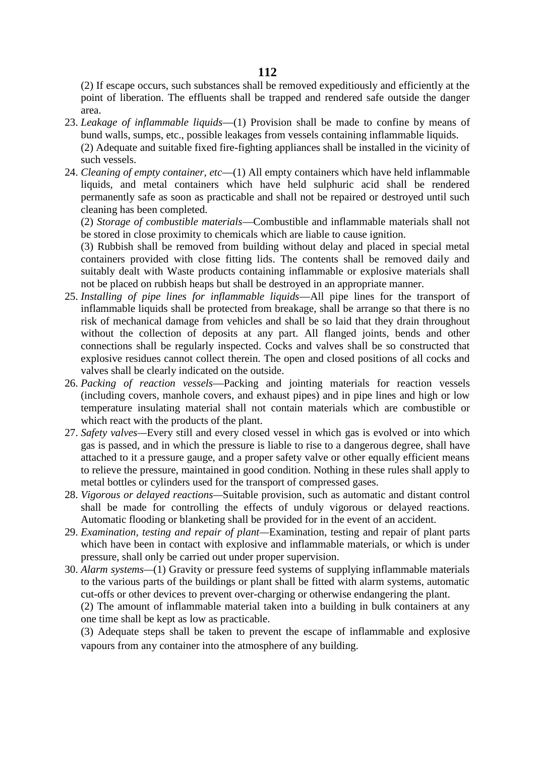(2) If escape occurs, such substances shall be removed expeditiously and efficiently at the point of liberation. The effluents shall be trapped and rendered safe outside the danger area.

23. *Leakage of inflammable liquids*—(1) Provision shall be made to confine by means of bund walls, sumps, etc., possible leakages from vessels containing inflammable liquids.

    (2) Adequate and suitable fixed fire-fighting appliances shall be installed in the vicinity of such vessels.

24. *Cleaning of empty container, etc*—(1) All empty containers which have held inflammable liquids, and metal containers which have held sulphuric acid shall be rendered permanently safe as soon as practicable and shall not be repaired or destroyed until such cleaning has been completed.

    (2) *Storage of combustible materials*—Combustible and inflammable materials shall not be stored in close proximity to chemicals which are liable to cause ignition.

    (3) Rubbish shall be removed from building without delay and placed in special metal containers provided with close fitting lids. The contents shall be removed daily and suitably dealt with Waste products containing inflammable or explosive materials shall not be placed on rubbish heaps but shall be destroyed in an appropriate manner.

25. *Installing of pipe lines for inflammable liquids*—All pipe lines for the transport of inflammable liquids shall be protected from breakage, shall be arrange so that there is no risk of mechanical damage from vehicles and shall be so laid that they drain throughout without the collection of deposits at any part. All flanged joints, bends and other connections shall be regularly inspected. Cocks and valves shall be so constructed that explosive residues cannot collect therein. The open and closed positions of all cocks and valves shall be clearly indicated on the outside.

26. *Packing of reaction vessels*—Packing and jointing materials for reaction vessels (including covers, manhole covers, and exhaust pipes) and in pipe lines and high or low temperature insulating material shall not contain materials which are combustible or which react with the products of the plant.

27. *Safety valves*—Every still and every closed vessel in which gas is evolved or into which gas is passed, and in which the pressure is liable to rise to a dangerous degree, shall have attached to it a pressure gauge, and a proper safety valve or other equally efficient means to relieve the pressure, maintained in good condition. Nothing in these rules shall apply to metal bottles or cylinders used for the transport of compressed gases.

28. *Vigorous or delayed reactions*—Suitable provision, such as automatic and distant control shall be made for controlling the effects of unduly vigorous or delayed reactions. Automatic flooding or blanketing shall be provided for in the event of an accident.

29. *Examination, testing and repair of plant*—Examination, testing and repair of plant parts which have been in contact with explosive and inflammable materials, or which is under pressure, shall only be carried out under proper supervision.

30. *Alarm systems*—(1) Gravity or pressure feed systems of supplying inflammable materials to the various parts of the buildings or plant shall be fitted with alarm systems, automatic cut-offs or other devices to prevent over-charging or otherwise endangering the plant.

    (2) The amount of inflammable material taken into a building in bulk containers at any one time shall be kept as low as practicable.

    (3) Adequate steps shall be taken to prevent the escape of inflammable and explosive vapours from any container into the atmosphere of any building.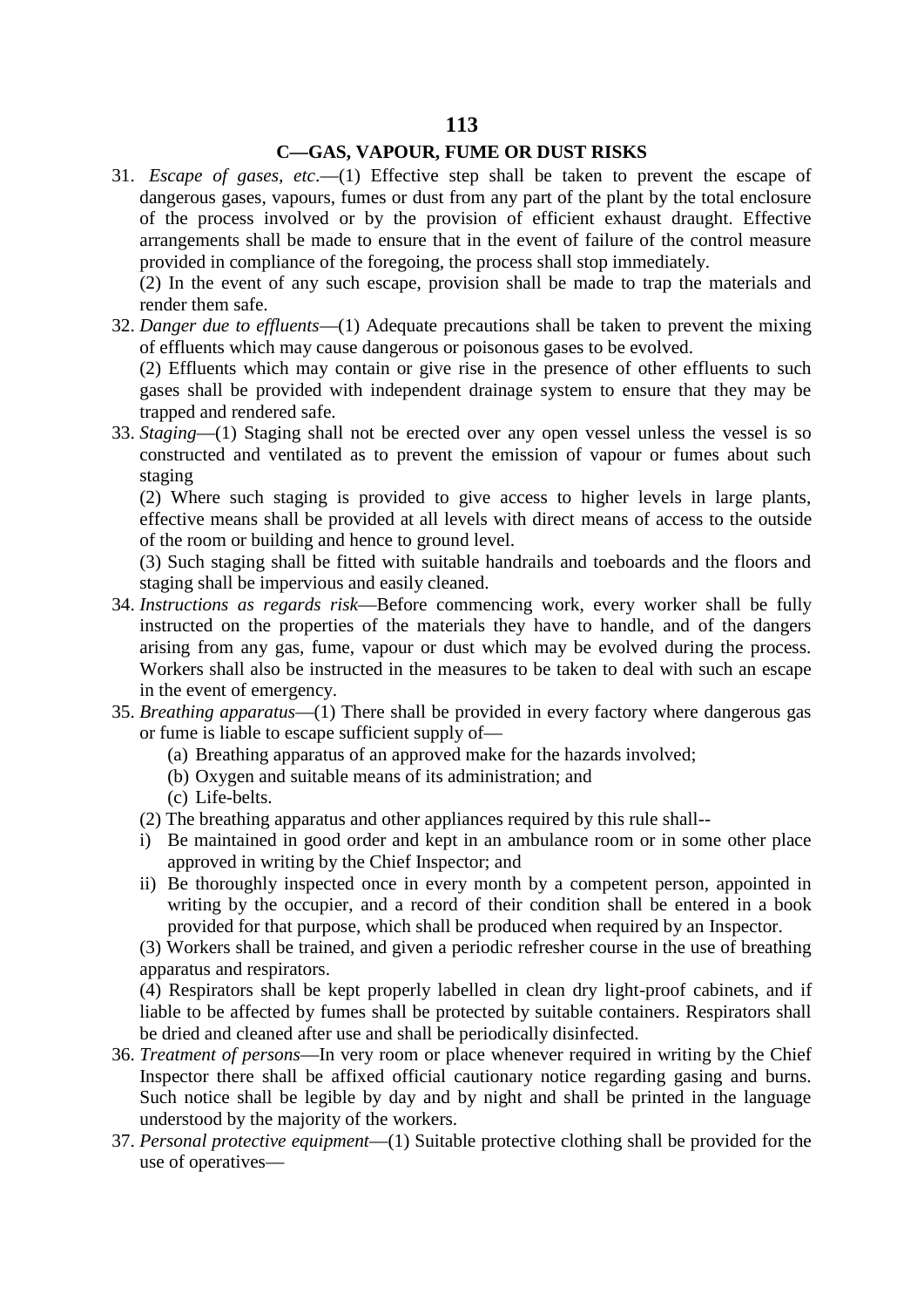## C—GAS, VAPOUR, FUME OR DUST RISKS

31. *Escape of gases, etc*.—(1) Effective step shall be taken to prevent the escape of dangerous gases, vapours, fumes or dust from any part of the plant by the total enclosure of the process involved or by the provision of efficient exhaust draught. Effective arrangements shall be made to ensure that in the event of failure of the control measure provided in compliance of the foregoing, the process shall stop immediately.

    (2) In the event of any such escape, provision shall be made to trap the materials and render them safe.

32. *Danger due to effluents*—(1) Adequate precautions shall be taken to prevent the mixing of effluents which may cause dangerous or poisonous gases to be evolved.

    (2) Effluents which may contain or give rise in the presence of other effluents to such gases shall be provided with independent drainage system to ensure that they may be trapped and rendered safe.

33. *Staging*—(1) Staging shall not be erected over any open vessel unless the vessel is so constructed and ventilated as to prevent the emission of vapour or fumes about such staging

    (2) Where such staging is provided to give access to higher levels in large plants, effective means shall be provided at all levels with direct means of access to the outside of the room or building and hence to ground level.

    (3) Such staging shall be fitted with suitable handrails and toeboards and the floors and staging shall be impervious and easily cleaned.

34. *Instructions as regards risk*—Before commencing work, every worker shall be fully instructed on the properties of the materials they have to handle, and of the dangers arising from any gas, fume, vapour or dust which may be evolved during the process. Workers shall also be instructed in the measures to be taken to deal with such an escape in the event of emergency.

35. *Breathing apparatus*—(1) There shall be provided in every factory where dangerous gas or fume is liable to escape sufficient supply of—

    (a) Breathing apparatus of an approved make for the hazards involved;

    (b) Oxygen and suitable means of its administration; and

    (c) Life-belts.

    (2) The breathing apparatus and other appliances required by this rule shall--

    i) Be maintained in good order and kept in an ambulance room or in some other place approved in writing by the Chief Inspector; and

    ii) Be thoroughly inspected once in every month by a competent person, appointed in writing by the occupier, and a record of their condition shall be entered in a book provided for that purpose, which shall be produced when required by an Inspector.

    (3) Workers shall be trained, and given a periodic refresher course in the use of breathing apparatus and respirators.

    (4) Respirators shall be kept properly labelled in clean dry light-proof cabinets, and if liable to be affected by fumes shall be protected by suitable containers. Respirators shall be dried and cleaned after use and shall be periodically disinfected.

36. *Treatment of persons*—In very room or place whenever required in writing by the Chief Inspector there shall be affixed official cautionary notice regarding gasing and burns. Such notice shall be legible by day and by night and shall be printed in the language understood by the majority of the workers.

37. *Personal protective equipment*—(1) Suitable protective clothing shall be provided for the use of operatives—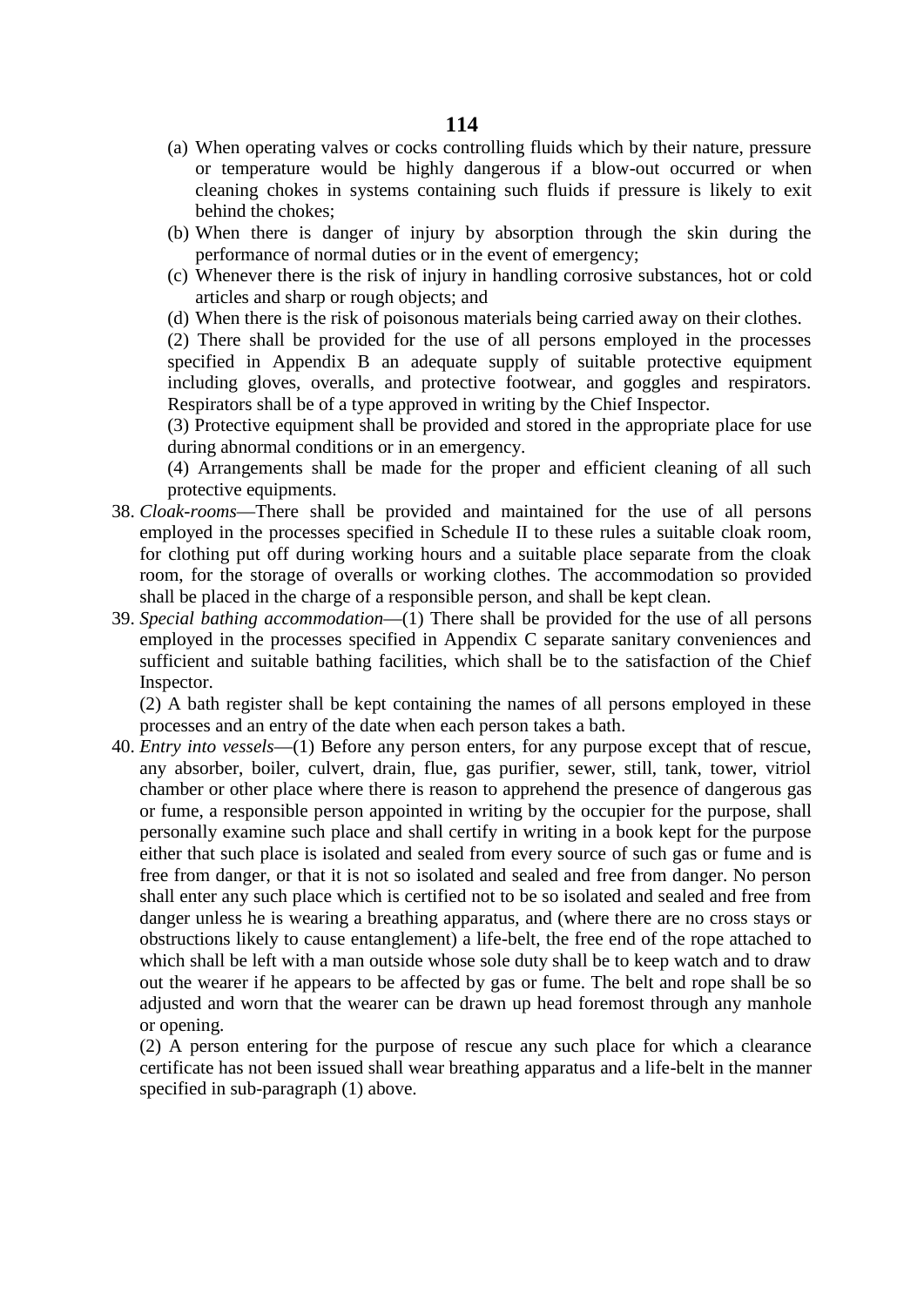(a) When operating valves or cocks controlling fluids which by their nature, pressure or temperature would be highly dangerous if a blow-out occurred or when cleaning chokes in systems containing such fluids if pressure is likely to exit behind the chokes;

(b) When there is danger of injury by absorption through the skin during the performance of normal duties or in the event of emergency;

(c) Whenever there is the risk of injury in handling corrosive substances, hot or cold articles and sharp or rough objects; and

(d) When there is the risk of poisonous materials being carried away on their clothes.

(2) There shall be provided for the use of all persons employed in the processes specified in Appendix B an adequate supply of suitable protective equipment including gloves, overalls, and protective footwear, and goggles and respirators. Respirators shall be of a type approved in writing by the Chief Inspector.

(3) Protective equipment shall be provided and stored in the appropriate place for use during abnormal conditions or in an emergency.

(4) Arrangements shall be made for the proper and efficient cleaning of all such protective equipments.

38. *Cloak-rooms*—There shall be provided and maintained for the use of all persons employed in the processes specified in Schedule II to these rules a suitable cloak room, for clothing put off during working hours and a suitable place separate from the cloak room, for the storage of overalls or working clothes. The accommodation so provided shall be placed in the charge of a responsible person, and shall be kept clean.

39. *Special bathing accommodation*—(1) There shall be provided for the use of all persons employed in the processes specified in Appendix C separate sanitary conveniences and sufficient and suitable bathing facilities, which shall be to the satisfaction of the Chief Inspector.

(2) A bath register shall be kept containing the names of all persons employed in these processes and an entry of the date when each person takes a bath.

40. *Entry into vessels*—(1) Before any person enters, for any purpose except that of rescue, any absorber, boiler, culvert, drain, flue, gas purifier, sewer, still, tank, tower, vitriol chamber or other place where there is reason to apprehend the presence of dangerous gas or fume, a responsible person appointed in writing by the occupier for the purpose, shall personally examine such place and shall certify in writing in a book kept for the purpose either that such place is isolated and sealed from every source of such gas or fume and is free from danger, or that it is not so isolated and sealed and free from danger. No person shall enter any such place which is certified not to be so isolated and sealed and free from danger unless he is wearing a breathing apparatus, and (where there are no cross stays or obstructions likely to cause entanglement) a life-belt, the free end of the rope attached to which shall be left with a man outside whose sole duty shall be to keep watch and to draw out the wearer if he appears to be affected by gas or fume. The belt and rope shall be so adjusted and worn that the wearer can be drawn up head foremost through any manhole or opening.

(2) A person entering for the purpose of rescue any such place for which a clearance certificate has not been issued shall wear breathing apparatus and a life-belt in the manner specified in sub-paragraph (1) above.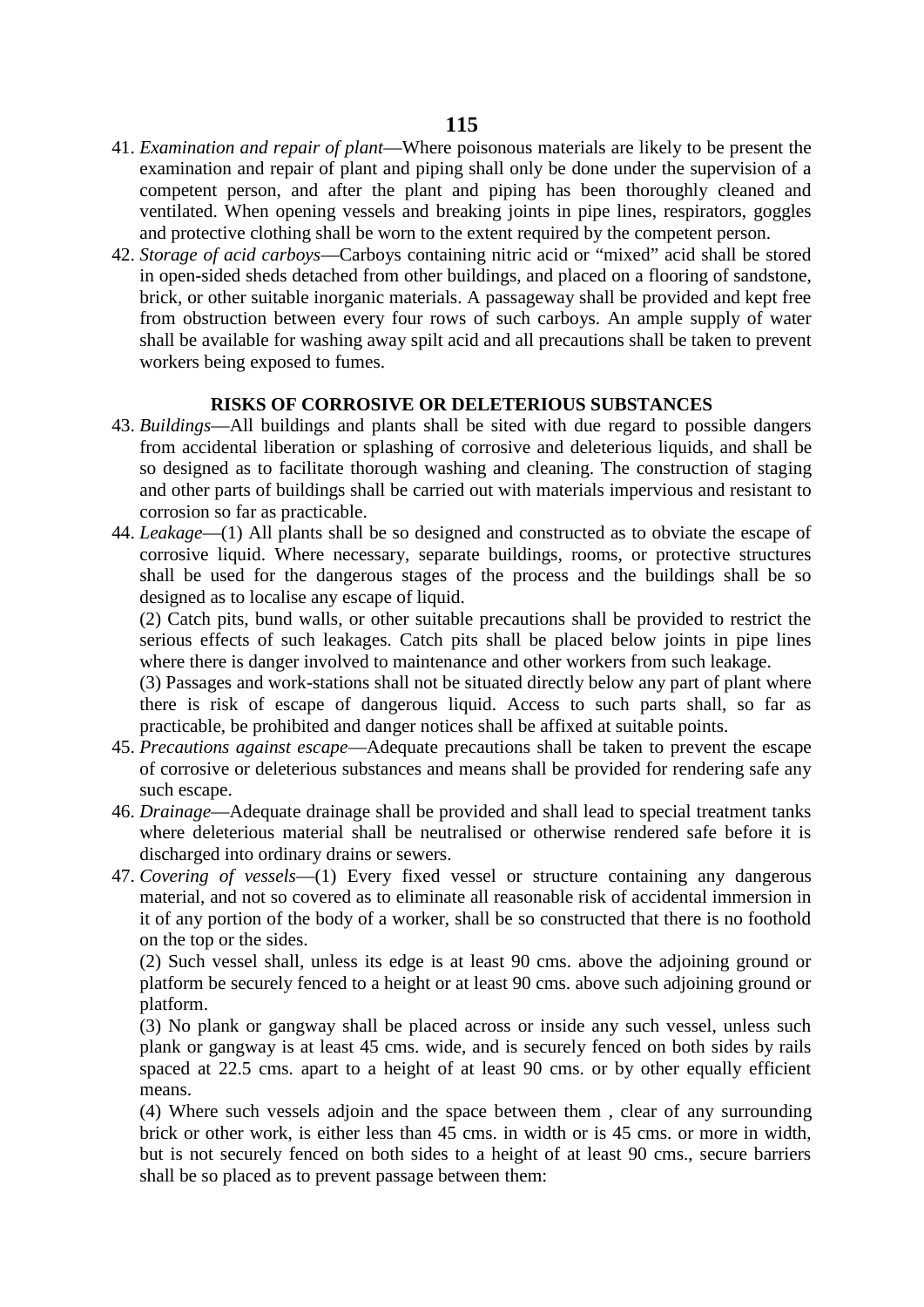41. *Examination and repair of plant*—Where poisonous materials are likely to be present the examination and repair of plant and piping shall only be done under the supervision of a competent person, and after the plant and piping has been thoroughly cleaned and ventilated. When opening vessels and breaking joints in pipe lines, respirators, goggles and protective clothing shall be worn to the extent required by the competent person.
42. *Storage of acid carboys*—Carboys containing nitric acid or "mixed" acid shall be stored in open-sided sheds detached from other buildings, and placed on a flooring of sandstone, brick, or other suitable inorganic materials. A passageway shall be provided and kept free from obstruction between every four rows of such carboys. An ample supply of water shall be available for washing away spilt acid and all precautions shall be taken to prevent workers being exposed to fumes.

**RISKS OF CORROSIVE OR DELETERIOUS SUBSTANCES**

43. *Buildings*—All buildings and plants shall be sited with due regard to possible dangers from accidental liberation or splashing of corrosive and deleterious liquids, and shall be so designed as to facilitate thorough washing and cleaning. The construction of staging and other parts of buildings shall be carried out with materials impervious and resistant to corrosion so far as practicable.
44. *Leakage*—(1) All plants shall be so designed and constructed as to obviate the escape of corrosive liquid. Where necessary, separate buildings, rooms, or protective structures shall be used for the dangerous stages of the process and the buildings shall be so designed as to localise any escape of liquid.

    (2) Catch pits, bund walls, or other suitable precautions shall be provided to restrict the serious effects of such leakages. Catch pits shall be placed below joints in pipe lines where there is danger involved to maintenance and other workers from such leakage.

    (3) Passages and work-stations shall not be situated directly below any part of plant where there is risk of escape of dangerous liquid. Access to such parts shall, so far as practicable, be prohibited and danger notices shall be affixed at suitable points.
45. *Precautions against escape*—Adequate precautions shall be taken to prevent the escape of corrosive or deleterious substances and means shall be provided for rendering safe any such escape.
46. *Drainage*—Adequate drainage shall be provided and shall lead to special treatment tanks where deleterious material shall be neutralised or otherwise rendered safe before it is discharged into ordinary drains or sewers.
47. *Covering of vessels*—(1) Every fixed vessel or structure containing any dangerous material, and not so covered as to eliminate all reasonable risk of accidental immersion in it of any portion of the body of a worker, shall be so constructed that there is no foothold on the top or the sides.

    (2) Such vessel shall, unless its edge is at least 90 cms. above the adjoining ground or platform be securely fenced to a height or at least 90 cms. above such adjoining ground or platform.

    (3) No plank or gangway shall be placed across or inside any such vessel, unless such plank or gangway is at least 45 cms. wide, and is securely fenced on both sides by rails spaced at 22.5 cms. apart to a height of at least 90 cms. or by other equally efficient means.

    (4) Where such vessels adjoin and the space between them , clear of any surrounding brick or other work, is either less than 45 cms. in width or is 45 cms. or more in width, but is not securely fenced on both sides to a height of at least 90 cms., secure barriers shall be so placed as to prevent passage between them: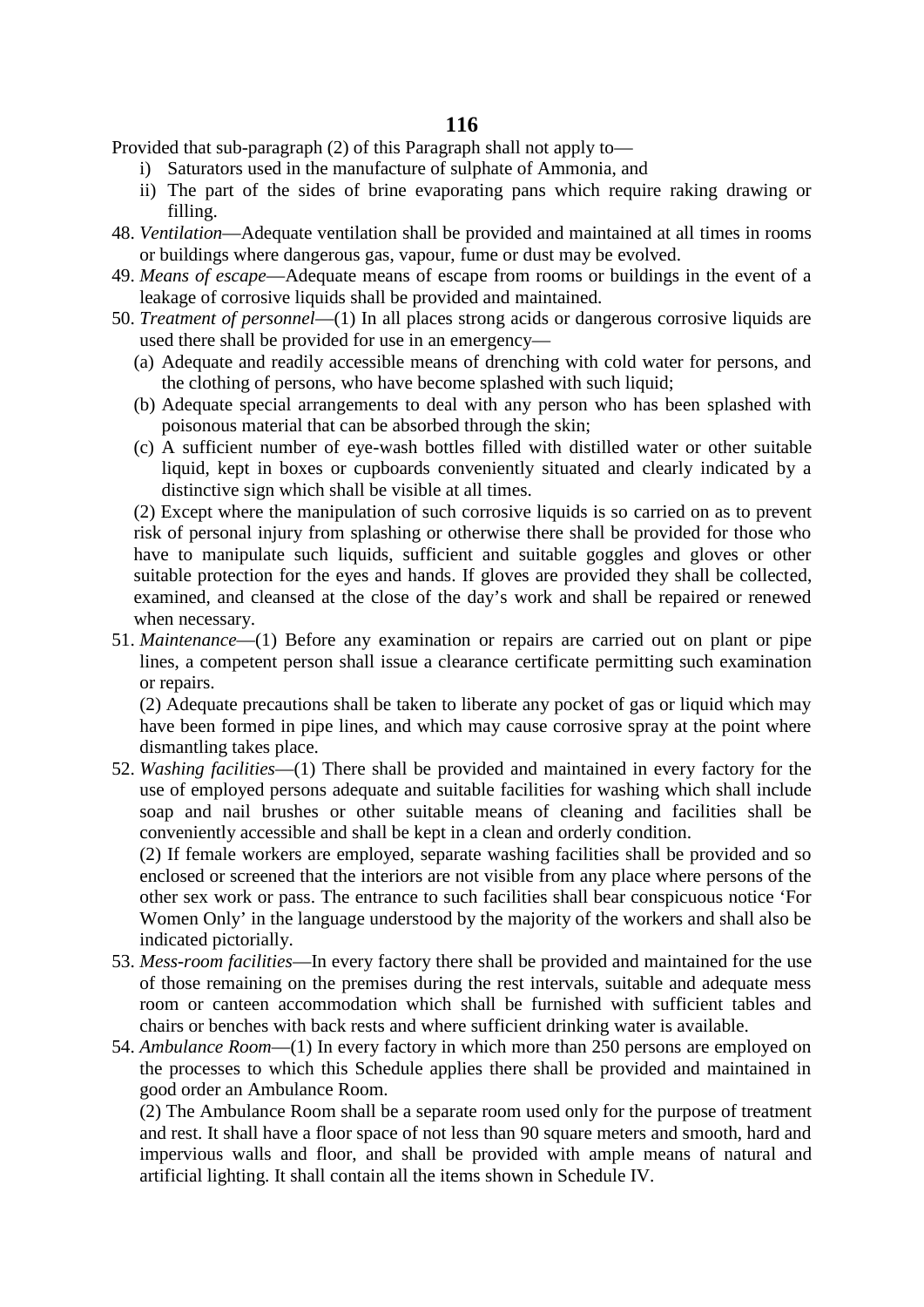Provided that sub-paragraph (2) of this Paragraph shall not apply to—

i) Saturators used in the manufacture of sulphate of Ammonia, and
ii) The part of the sides of brine evaporating pans which require raking drawing or filling.

48. *Ventilation*—Adequate ventilation shall be provided and maintained at all times in rooms or buildings where dangerous gas, vapour, fume or dust may be evolved.

49. *Means of escape*—Adequate means of escape from rooms or buildings in the event of a leakage of corrosive liquids shall be provided and maintained.

50. *Treatment of personnel*—(1) In all places strong acids or dangerous corrosive liquids are used there shall be provided for use in an emergency—

   (a) Adequate and readily accessible means of drenching with cold water for persons, and the clothing of persons, who have become splashed with such liquid;

   (b) Adequate special arrangements to deal with any person who has been splashed with poisonous material that can be absorbed through the skin;

   (c) A sufficient number of eye-wash bottles filled with distilled water or other suitable liquid, kept in boxes or cupboards conveniently situated and clearly indicated by a distinctive sign which shall be visible at all times.

   (2) Except where the manipulation of such corrosive liquids is so carried on as to prevent risk of personal injury from splashing or otherwise there shall be provided for those who have to manipulate such liquids, sufficient and suitable goggles and gloves or other suitable protection for the eyes and hands. If gloves are provided they shall be collected, examined, and cleansed at the close of the day's work and shall be repaired or renewed when necessary.

51. *Maintenance*—(1) Before any examination or repairs are carried out on plant or pipe lines, a competent person shall issue a clearance certificate permitting such examination or repairs.

   (2) Adequate precautions shall be taken to liberate any pocket of gas or liquid which may have been formed in pipe lines, and which may cause corrosive spray at the point where dismantling takes place.

52. *Washing facilities*—(1) There shall be provided and maintained in every factory for the use of employed persons adequate and suitable facilities for washing which shall include soap and nail brushes or other suitable means of cleaning and facilities shall be conveniently accessible and shall be kept in a clean and orderly condition.

   (2) If female workers are employed, separate washing facilities shall be provided and so enclosed or screened that the interiors are not visible from any place where persons of the other sex work or pass. The entrance to such facilities shall bear conspicuous notice 'For Women Only' in the language understood by the majority of the workers and shall also be indicated pictorially.

53. *Mess-room facilities*—In every factory there shall be provided and maintained for the use of those remaining on the premises during the rest intervals, suitable and adequate mess room or canteen accommodation which shall be furnished with sufficient tables and chairs or benches with back rests and where sufficient drinking water is available.

54. *Ambulance Room*—(1) In every factory in which more than 250 persons are employed on the processes to which this Schedule applies there shall be provided and maintained in good order an Ambulance Room.

   (2) The Ambulance Room shall be a separate room used only for the purpose of treatment and rest. It shall have a floor space of not less than 90 square meters and smooth, hard and impervious walls and floor, and shall be provided with ample means of natural and artificial lighting. It shall contain all the items shown in Schedule IV.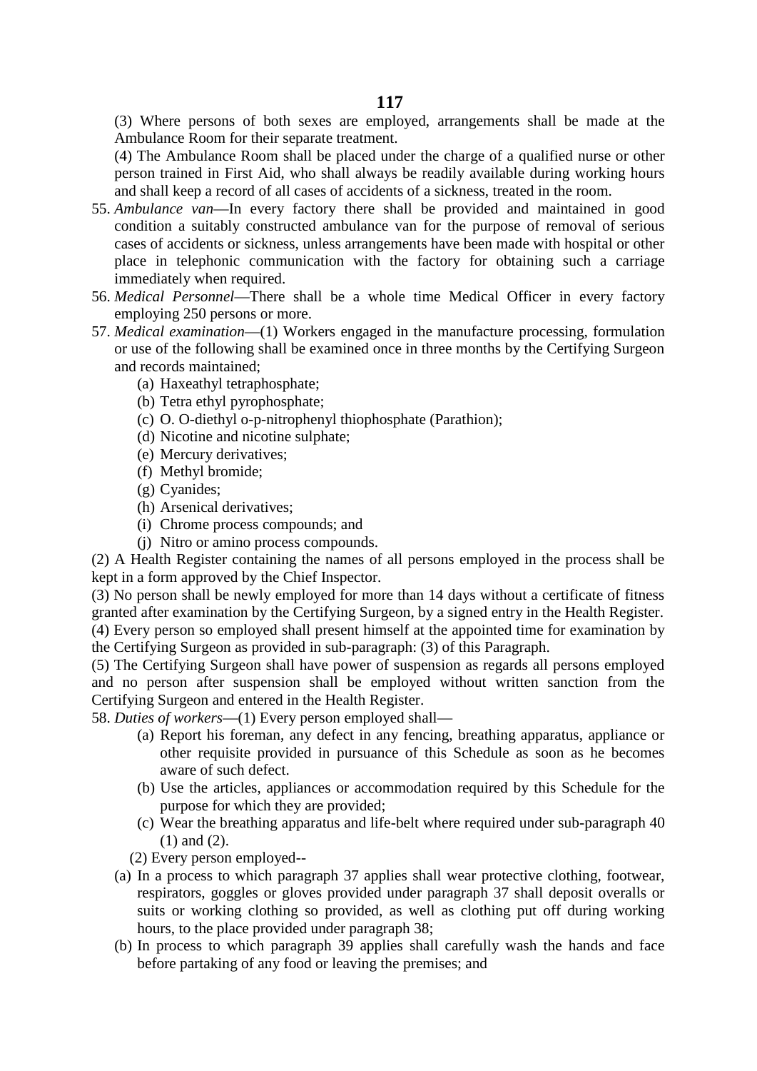(3) Where persons of both sexes are employed, arrangements shall be made at the Ambulance Room for their separate treatment.

(4) The Ambulance Room shall be placed under the charge of a qualified nurse or other person trained in First Aid, who shall always be readily available during working hours and shall keep a record of all cases of accidents of a sickness, treated in the room.

55. *Ambulance van*—In every factory there shall be provided and maintained in good condition a suitably constructed ambulance van for the purpose of removal of serious cases of accidents or sickness, unless arrangements have been made with hospital or other place in telephonic communication with the factory for obtaining such a carriage immediately when required.

56. *Medical Personnel*—There shall be a whole time Medical Officer in every factory employing 250 persons or more.

57. *Medical examination*—(1) Workers engaged in the manufacture processing, formulation or use of the following shall be examined once in three months by the Certifying Surgeon and records maintained;

   (a) Haxeathyl tetraphosphate;
   (b) Tetra ethyl pyrophosphate;
   (c) O. O-diethyl o-p-nitrophenyl thiophosphate (Parathion);
   (d) Nicotine and nicotine sulphate;
   (e) Mercury derivatives;
   (f) Methyl bromide;
   (g) Cyanides;
   (h) Arsenical derivatives;
   (i) Chrome process compounds; and
   (j) Nitro or amino process compounds.

(2) A Health Register containing the names of all persons employed in the process shall be kept in a form approved by the Chief Inspector.

(3) No person shall be newly employed for more than 14 days without a certificate of fitness granted after examination by the Certifying Surgeon, by a signed entry in the Health Register.

(4) Every person so employed shall present himself at the appointed time for examination by the Certifying Surgeon as provided in sub-paragraph: (3) of this Paragraph.

(5) The Certifying Surgeon shall have power of suspension as regards all persons employed and no person after suspension shall be employed without written sanction from the Certifying Surgeon and entered in the Health Register.

58. *Duties of workers*—(1) Every person employed shall—

   (a) Report his foreman, any defect in any fencing, breathing apparatus, appliance or other requisite provided in pursuance of this Schedule as soon as he becomes aware of such defect.
   (b) Use the articles, appliances or accommodation required by this Schedule for the purpose for which they are provided;
   (c) Wear the breathing apparatus and life-belt where required under sub-paragraph 40 (1) and (2).

(2) Every person employed--

   (a) In a process to which paragraph 37 applies shall wear protective clothing, footwear, respirators, goggles or gloves provided under paragraph 37 shall deposit overalls or suits or working clothing so provided, as well as clothing put off during working hours, to the place provided under paragraph 38;
   (b) In process to which paragraph 39 applies shall carefully wash the hands and face before partaking of any food or leaving the premises; and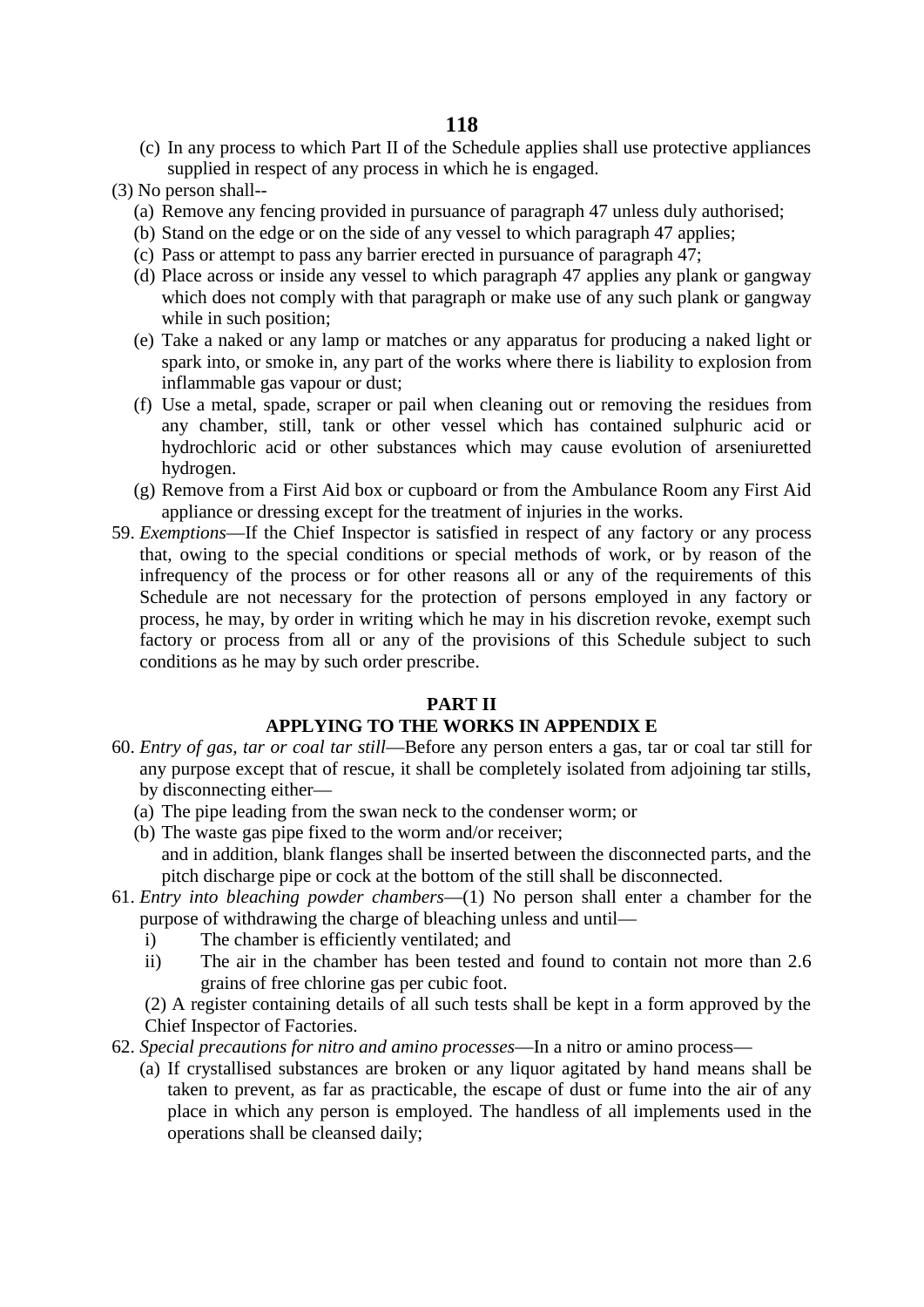(c) In any process to which Part II of the Schedule applies shall use protective appliances supplied in respect of any process in which he is engaged.

(3) No person shall--

(a) Remove any fencing provided in pursuance of paragraph 47 unless duly authorised;

(b) Stand on the edge or on the side of any vessel to which paragraph 47 applies;

(c) Pass or attempt to pass any barrier erected in pursuance of paragraph 47;

(d) Place across or inside any vessel to which paragraph 47 applies any plank or gangway which does not comply with that paragraph or make use of any such plank or gangway while in such position;

(e) Take a naked or any lamp or matches or any apparatus for producing a naked light or spark into, or smoke in, any part of the works where there is liability to explosion from inflammable gas vapour or dust;

(f) Use a metal, spade, scraper or pail when cleaning out or removing the residues from any chamber, still, tank or other vessel which has contained sulphuric acid or hydrochloric acid or other substances which may cause evolution of arseniuretted hydrogen.

(g) Remove from a First Aid box or cupboard or from the Ambulance Room any First Aid appliance or dressing except for the treatment of injuries in the works.

59. *Exemptions*—If the Chief Inspector is satisfied in respect of any factory or any process that, owing to the special conditions or special methods of work, or by reason of the infrequency of the process or for other reasons all or any of the requirements of this Schedule are not necessary for the protection of persons employed in any factory or process, he may, by order in writing which he may in his discretion revoke, exempt such factory or process from all or any of the provisions of this Schedule subject to such conditions as he may by such order prescribe.

## PART II

## APPLYING TO THE WORKS IN APPENDIX E

60. *Entry of gas, tar or coal tar still*—Before any person enters a gas, tar or coal tar still for any purpose except that of rescue, it shall be completely isolated from adjoining tar stills, by disconnecting either—

(a) The pipe leading from the swan neck to the condenser worm; or

(b) The waste gas pipe fixed to the worm and/or receiver;

and in addition, blank flanges shall be inserted between the disconnected parts, and the pitch discharge pipe or cock at the bottom of the still shall be disconnected.

61. *Entry into bleaching powder chambers*—(1) No person shall enter a chamber for the purpose of withdrawing the charge of bleaching unless and until—

i) The chamber is efficiently ventilated; and

ii) The air in the chamber has been tested and found to contain not more than 2.6 grains of free chlorine gas per cubic foot.

(2) A register containing details of all such tests shall be kept in a form approved by the Chief Inspector of Factories.

62. *Special precautions for nitro and amino processes*—In a nitro or amino process—

(a) If crystallised substances are broken or any liquor agitated by hand means shall be taken to prevent, as far as practicable, the escape of dust or fume into the air of any place in which any person is employed. The handless of all implements used in the operations shall be cleansed daily;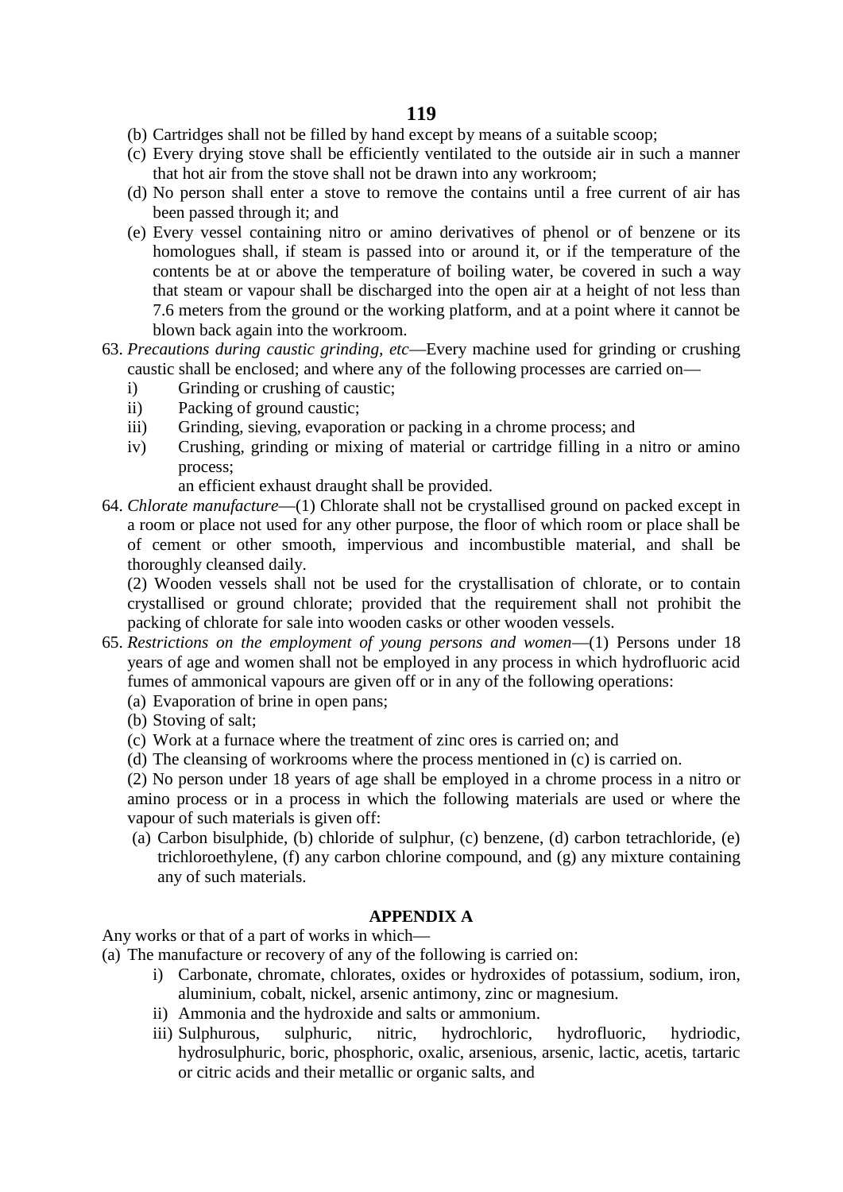(b) Cartridges shall not be filled by hand except by means of a suitable scoop;

(c) Every drying stove shall be efficiently ventilated to the outside air in such a manner that hot air from the stove shall not be drawn into any workroom;

(d) No person shall enter a stove to remove the contains until a free current of air has been passed through it; and

(e) Every vessel containing nitro or amino derivatives of phenol or of benzene or its homologues shall, if steam is passed into or around it, or if the temperature of the contents be at or above the temperature of boiling water, be covered in such a way that steam or vapour shall be discharged into the open air at a height of not less than 7.6 meters from the ground or the working platform, and at a point where it cannot be blown back again into the workroom.

63. *Precautions during caustic grinding, etc*—Every machine used for grinding or crushing caustic shall be enclosed; and where any of the following processes are carried on—

   i) Grinding or crushing of caustic;
   
   ii) Packing of ground caustic;
   
   iii) Grinding, sieving, evaporation or packing in a chrome process; and
   
   iv) Crushing, grinding or mixing of material or cartridge filling in a nitro or amino process;
   
   an efficient exhaust draught shall be provided.

64. *Chlorate manufacture*—(1) Chlorate shall not be crystallised ground on packed except in a room or place not used for any other purpose, the floor of which room or place shall be of cement or other smooth, impervious and incombustible material, and shall be thoroughly cleansed daily.

   (2) Wooden vessels shall not be used for the crystallisation of chlorate, or to contain crystallised or ground chlorate; provided that the requirement shall not prohibit the packing of chlorate for sale into wooden casks or other wooden vessels.

65. *Restrictions on the employment of young persons and women*—(1) Persons under 18 years of age and women shall not be employed in any process in which hydrofluoric acid fumes of ammonical vapours are given off or in any of the following operations:

   (a) Evaporation of brine in open pans;
   
   (b) Stoving of salt;
   
   (c) Work at a furnace where the treatment of zinc ores is carried on; and
   
   (d) The cleansing of workrooms where the process mentioned in (c) is carried on.

   (2) No person under 18 years of age shall be employed in a chrome process in a nitro or amino process or in a process in which the following materials are used or where the vapour of such materials is given off:

   (a) Carbon bisulphide, (b) chloride of sulphur, (c) benzene, (d) carbon tetrachloride, (e) trichloroethylene, (f) any carbon chlorine compound, and (g) any mixture containing any of such materials.

## APPENDIX A

Any works or that of a part of works in which—

(a) The manufacture or recovery of any of the following is carried on:

   i) Carbonate, chromate, chlorates, oxides or hydroxides of potassium, sodium, iron, aluminium, cobalt, nickel, arsenic antimony, zinc or magnesium.
   
   ii) Ammonia and the hydroxide and salts or ammonium.
   
   iii) Sulphurous, sulphuric, nitric, hydrochloric, hydrofluoric, hydriodic, hydrosulphuric, boric, phosphoric, oxalic, arsenious, arsenic, lactic, acetis, tartaric or citric acids and their metallic or organic salts, and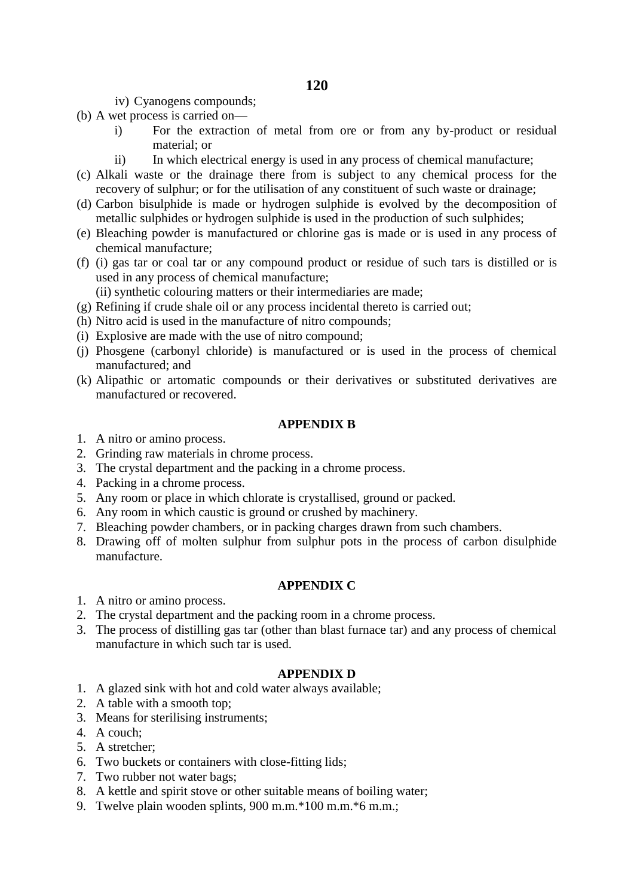iv) Cyanogens compounds;

(b) A wet process is carried on—

i) For the extraction of metal from ore or from any by-product or residual material; or

ii) In which electrical energy is used in any process of chemical manufacture;

(c) Alkali waste or the drainage there from is subject to any chemical process for the recovery of sulphur; or for the utilisation of any constituent of such waste or drainage;

(d) Carbon bisulphide is made or hydrogen sulphide is evolved by the decomposition of metallic sulphides or hydrogen sulphide is used in the production of such sulphides;

(e) Bleaching powder is manufactured or chlorine gas is made or is used in any process of chemical manufacture;

(f) (i) gas tar or coal tar or any compound product or residue of such tars is distilled or is used in any process of chemical manufacture;

(ii) synthetic colouring matters or their intermediaries are made;

(g) Refining if crude shale oil or any process incidental thereto is carried out;

(h) Nitro acid is used in the manufacture of nitro compounds;

(i) Explosive are made with the use of nitro compound;

(j) Phosgene (carbonyl chloride) is manufactured or is used in the process of chemical manufactured; and

(k) Alipathic or artomatic compounds or their derivatives or substituted derivatives are manufactured or recovered.

## APPENDIX B

1. A nitro or amino process.
2. Grinding raw materials in chrome process.
3. The crystal department and the packing in a chrome process.
4. Packing in a chrome process.
5. Any room or place in which chlorate is crystallised, ground or packed.
6. Any room in which caustic is ground or crushed by machinery.
7. Bleaching powder chambers, or in packing charges drawn from such chambers.
8. Drawing off of molten sulphur from sulphur pots in the process of carbon disulphide manufacture.

## APPENDIX C

1. A nitro or amino process.
2. The crystal department and the packing room in a chrome process.
3. The process of distilling gas tar (other than blast furnace tar) and any process of chemical manufacture in which such tar is used.

## APPENDIX D

1. A glazed sink with hot and cold water always available;
2. A table with a smooth top;
3. Means for sterilising instruments;
4. A couch;
5. A stretcher;
6. Two buckets or containers with close-fitting lids;
7. Two rubber not water bags;
8. A kettle and spirit stove or other suitable means of boiling water;
9. Twelve plain wooden splints, 900 m.m.*100 m.m.*6 m.m.;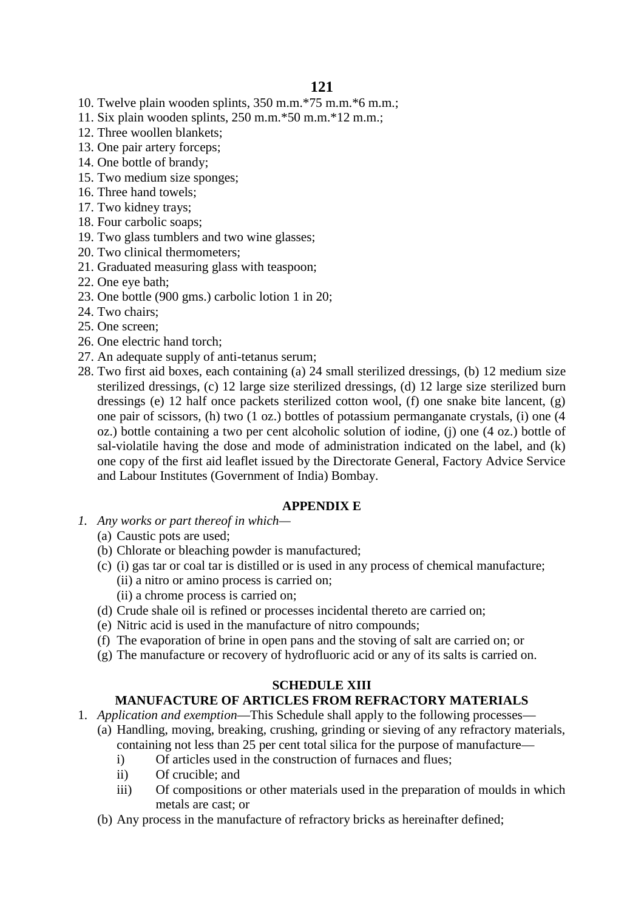10. Twelve plain wooden splints, 350 m.m.*75 m.m.*6 m.m.;
11. Six plain wooden splints, 250 m.m.*50 m.m.*12 m.m.;
12. Three woollen blankets;
13. One pair artery forceps;
14. One bottle of brandy;
15. Two medium size sponges;
16. Three hand towels;
17. Two kidney trays;
18. Four carbolic soaps;
19. Two glass tumblers and two wine glasses;
20. Two clinical thermometers;
21. Graduated measuring glass with teaspoon;
22. One eye bath;
23. One bottle (900 gms.) carbolic lotion 1 in 20;
24. Two chairs;
25. One screen;
26. One electric hand torch;
27. An adequate supply of anti-tetanus serum;
28. Two first aid boxes, each containing (a) 24 small sterilized dressings, (b) 12 medium size sterilized dressings, (c) 12 large size sterilized dressings, (d) 12 large size sterilized burn dressings (e) 12 half once packets sterilized cotton wool, (f) one snake bite lancent, (g) one pair of scissors, (h) two (1 oz.) bottles of potassium permanganate crystals, (i) one (4 oz.) bottle containing a two per cent alcoholic solution of iodine, (j) one (4 oz.) bottle of sal-violatile having the dose and mode of administration indicated on the label, and (k) one copy of the first aid leaflet issued by the Directorate General, Factory Advice Service and Labour Institutes (Government of India) Bombay.

## APPENDIX E

1. *Any works or part thereof in which*—
   - (a) Caustic pots are used;
   - (b) Chlorate or bleaching powder is manufactured;
   - (c) (i) gas tar or coal tar is distilled or is used in any process of chemical manufacture;
     - (ii) a nitro or amino process is carried on;
     - (ii) a chrome process is carried on;
   - (d) Crude shale oil is refined or processes incidental thereto are carried on;
   - (e) Nitric acid is used in the manufacture of nitro compounds;
   - (f) The evaporation of brine in open pans and the stoving of salt are carried on; or
   - (g) The manufacture or recovery of hydrofluoric acid or any of its salts is carried on.

## SCHEDULE XIII

## MANUFACTURE OF ARTICLES FROM REFRACTORY MATERIALS

1. *Application and exemption*—This Schedule shall apply to the following processes—
   - (a) Handling, moving, breaking, crushing, grinding or sieving of any refractory materials, containing not less than 25 per cent total silica for the purpose of manufacture—
     - i) Of articles used in the construction of furnaces and flues;
     - ii) Of crucible; and
     - iii) Of compositions or other materials used in the preparation of moulds in which metals are cast; or
   - (b) Any process in the manufacture of refractory bricks as hereinafter defined;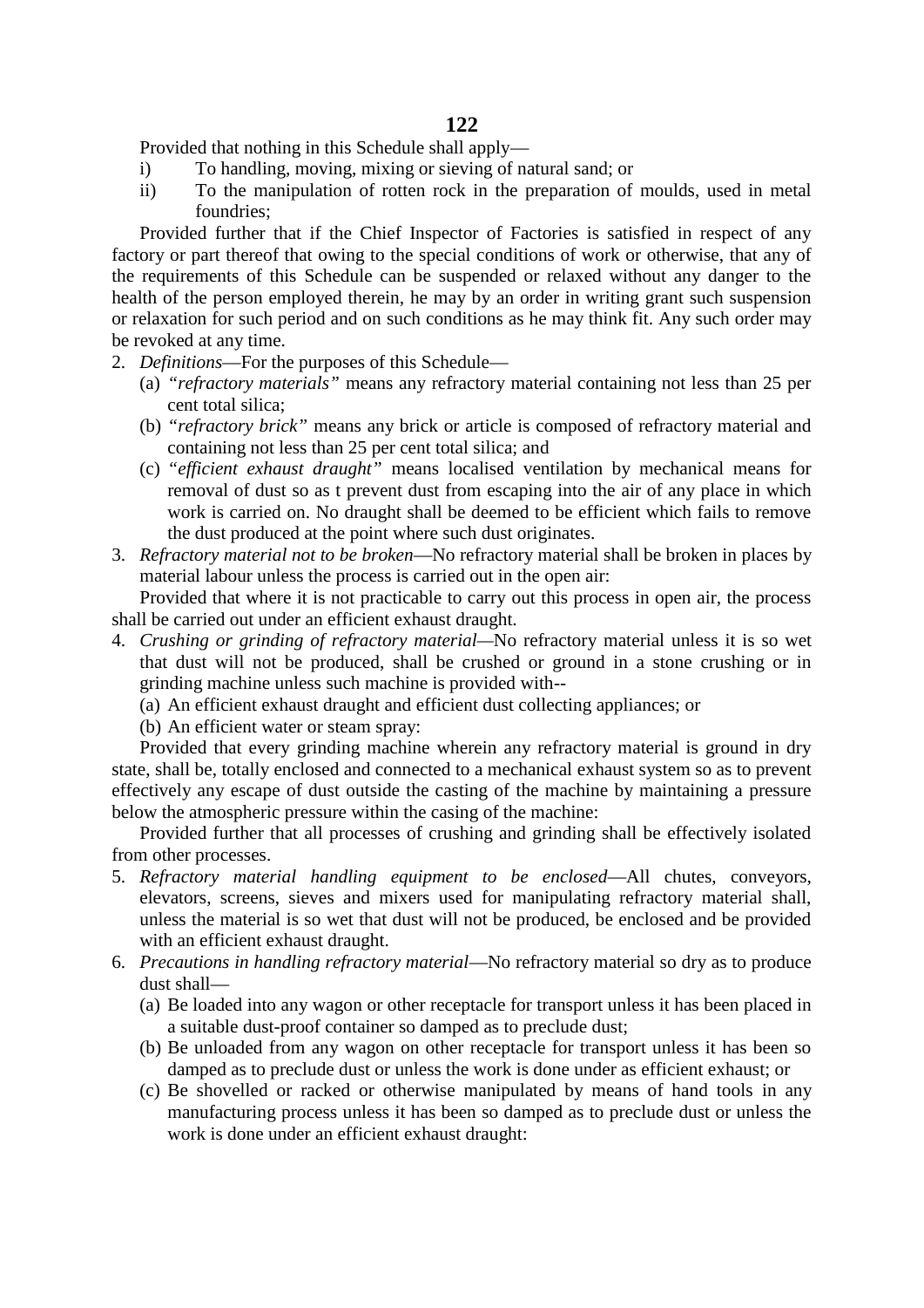Provided that nothing in this Schedule shall apply—

i) To handling, moving, mixing or sieving of natural sand; or
ii) To the manipulation of rotten rock in the preparation of moulds, used in metal foundries;

Provided further that if the Chief Inspector of Factories is satisfied in respect of any factory or part thereof that owing to the special conditions of work or otherwise, that any of the requirements of this Schedule can be suspended or relaxed without any danger to the health of the person employed therein, he may by an order in writing grant such suspension or relaxation for such period and on such conditions as he may think fit. Any such order may be revoked at any time.

2. *Definitions*—For the purposes of this Schedule—
   (a) *"refractory materials"* means any refractory material containing not less than 25 per cent total silica;
   (b) *"refractory brick"* means any brick or article is composed of refractory material and containing not less than 25 per cent total silica; and
   (c) *"efficient exhaust draught"* means localised ventilation by mechanical means for removal of dust so as t prevent dust from escaping into the air of any place in which work is carried on. No draught shall be deemed to be efficient which fails to remove the dust produced at the point where such dust originates.
3. *Refractory material not to be broken*—No refractory material shall be broken in places by material labour unless the process is carried out in the open air:

Provided that where it is not practicable to carry out this process in open air, the process shall be carried out under an efficient exhaust draught.

4. *Crushing or grinding of refractory material*—No refractory material unless it is so wet that dust will not be produced, shall be crushed or ground in a stone crushing or in grinding machine unless such machine is provided with--
   (a) An efficient exhaust draught and efficient dust collecting appliances; or
   (b) An efficient water or steam spray:

Provided that every grinding machine wherein any refractory material is ground in dry state, shall be, totally enclosed and connected to a mechanical exhaust system so as to prevent effectively any escape of dust outside the casting of the machine by maintaining a pressure below the atmospheric pressure within the casing of the machine:

Provided further that all processes of crushing and grinding shall be effectively isolated from other processes.

5. *Refractory material handling equipment to be enclosed*—All chutes, conveyors, elevators, screens, sieves and mixers used for manipulating refractory material shall, unless the material is so wet that dust will not be produced, be enclosed and be provided with an efficient exhaust draught.
6. *Precautions in handling refractory material*—No refractory material so dry as to produce dust shall—
   (a) Be loaded into any wagon or other receptacle for transport unless it has been placed in a suitable dust-proof container so damped as to preclude dust;
   (b) Be unloaded from any wagon on other receptacle for transport unless it has been so damped as to preclude dust or unless the work is done under as efficient exhaust; or
   (c) Be shovelled or racked or otherwise manipulated by means of hand tools in any manufacturing process unless it has been so damped as to preclude dust or unless the work is done under an efficient exhaust draught: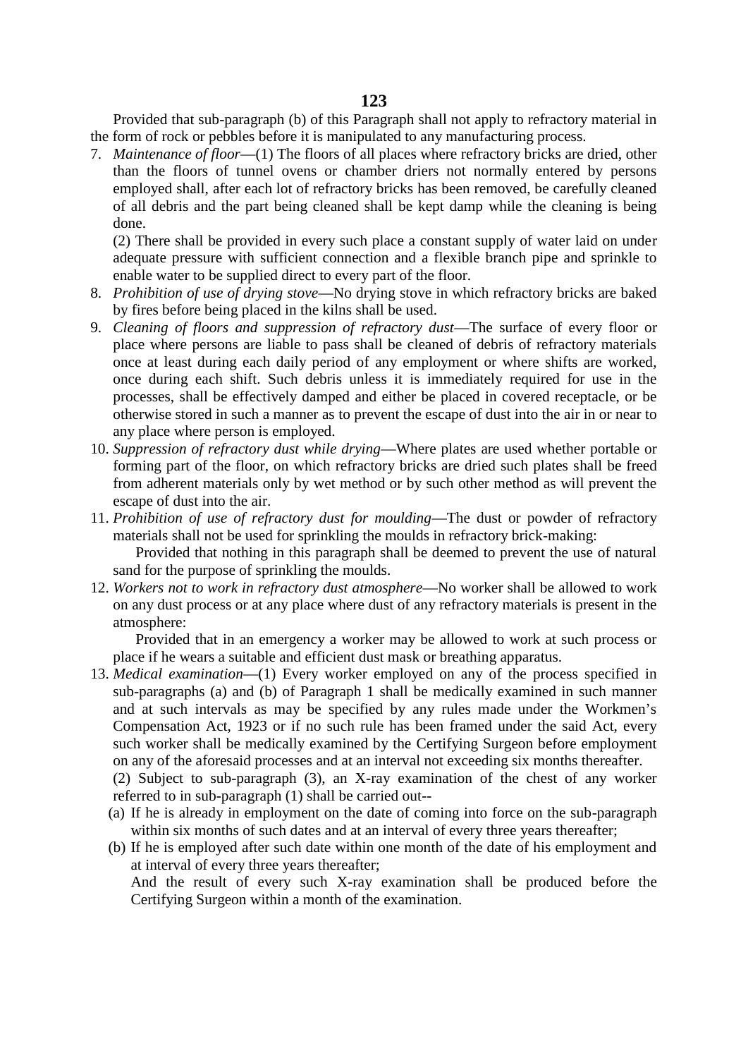Provided that sub-paragraph (b) of this Paragraph shall not apply to refractory material in the form of rock or pebbles before it is manipulated to any manufacturing process.

7. *Maintenance of floor*—(1) The floors of all places where refractory bricks are dried, other than the floors of tunnel ovens or chamber driers not normally entered by persons employed shall, after each lot of refractory bricks has been removed, be carefully cleaned of all debris and the part being cleaned shall be kept damp while the cleaning is being done.

   (2) There shall be provided in every such place a constant supply of water laid on under adequate pressure with sufficient connection and a flexible branch pipe and sprinkle to enable water to be supplied direct to every part of the floor.

8. *Prohibition of use of drying stove*—No drying stove in which refractory bricks are baked by fires before being placed in the kilns shall be used.

9. *Cleaning of floors and suppression of refractory dust*—The surface of every floor or place where persons are liable to pass shall be cleaned of debris of refractory materials once at least during each daily period of any employment or where shifts are worked, once during each shift. Such debris unless it is immediately required for use in the processes, shall be effectively damped and either be placed in covered receptacle, or be otherwise stored in such a manner as to prevent the escape of dust into the air in or near to any place where person is employed.

10. *Suppression of refractory dust while drying*—Where plates are used whether portable or forming part of the floor, on which refractory bricks are dried such plates shall be freed from adherent materials only by wet method or by such other method as will prevent the escape of dust into the air.

11. *Prohibition of use of refractory dust for moulding*—The dust or powder of refractory materials shall not be used for sprinkling the moulds in refractory brick-making:

    Provided that nothing in this paragraph shall be deemed to prevent the use of natural sand for the purpose of sprinkling the moulds.

12. *Workers not to work in refractory dust atmosphere*—No worker shall be allowed to work on any dust process or at any place where dust of any refractory materials is present in the atmosphere:

    Provided that in an emergency a worker may be allowed to work at such process or place if he wears a suitable and efficient dust mask or breathing apparatus.

13. *Medical examination*—(1) Every worker employed on any of the process specified in sub-paragraphs (a) and (b) of Paragraph 1 shall be medically examined in such manner and at such intervals as may be specified by any rules made under the Workmen's Compensation Act, 1923 or if no such rule has been framed under the said Act, every such worker shall be medically examined by the Certifying Surgeon before employment on any of the aforesaid processes and at an interval not exceeding six months thereafter.

    (2) Subject to sub-paragraph (3), an X-ray examination of the chest of any worker referred to in sub-paragraph (1) shall be carried out--

    (a) If he is already in employment on the date of coming into force on the sub-paragraph within six months of such dates and at an interval of every three years thereafter;

    (b) If he is employed after such date within one month of the date of his employment and at interval of every three years thereafter;

    And the result of every such X-ray examination shall be produced before the Certifying Surgeon within a month of the examination.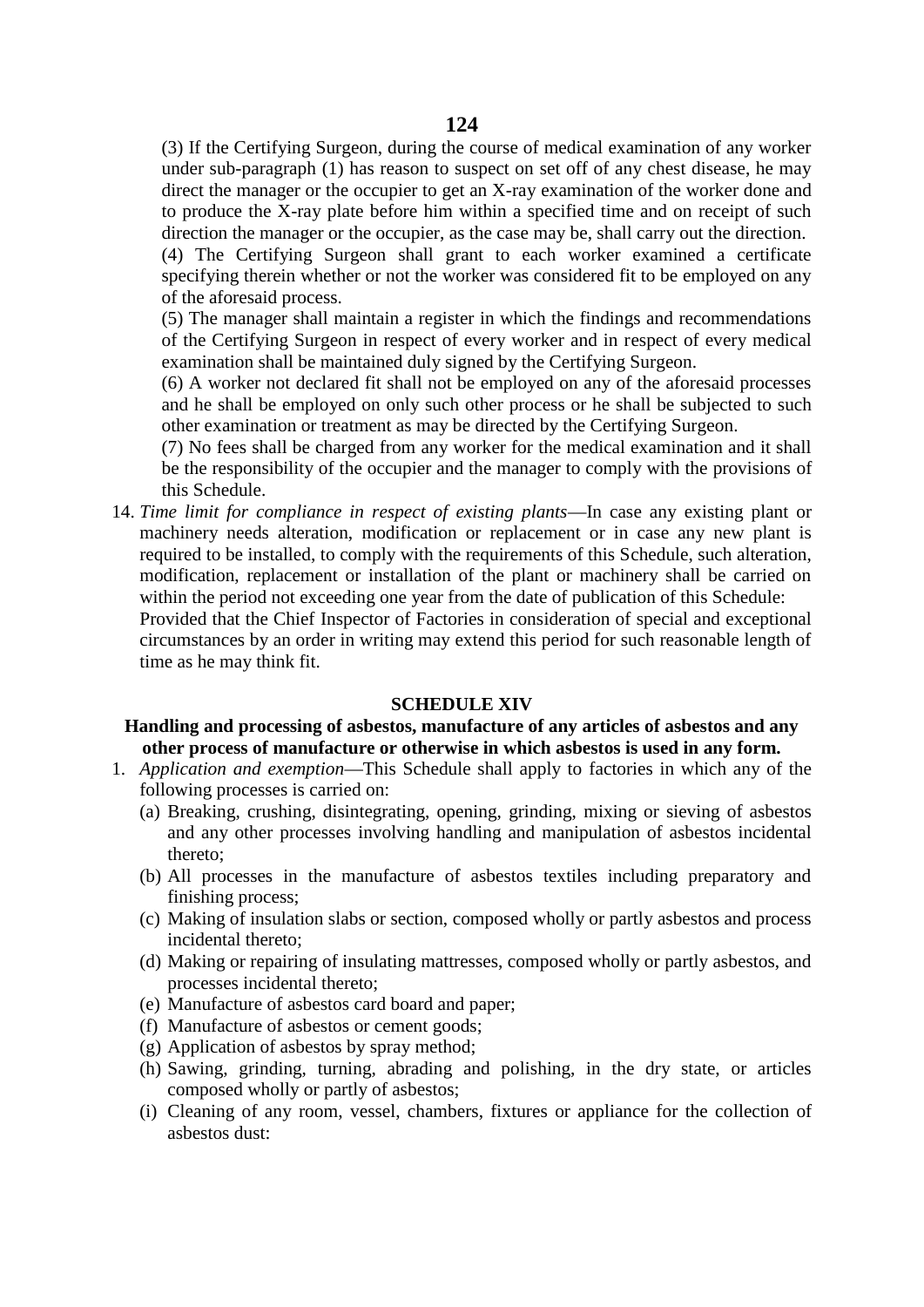(3) If the Certifying Surgeon, during the course of medical examination of any worker under sub-paragraph (1) has reason to suspect on set off of any chest disease, he may direct the manager or the occupier to get an X-ray examination of the worker done and to produce the X-ray plate before him within a specified time and on receipt of such direction the manager or the occupier, as the case may be, shall carry out the direction.

(4) The Certifying Surgeon shall grant to each worker examined a certificate specifying therein whether or not the worker was considered fit to be employed on any of the aforesaid process.

(5) The manager shall maintain a register in which the findings and recommendations of the Certifying Surgeon in respect of every worker and in respect of every medical examination shall be maintained duly signed by the Certifying Surgeon.

(6) A worker not declared fit shall not be employed on any of the aforesaid processes and he shall be employed on only such other process or he shall be subjected to such other examination or treatment as may be directed by the Certifying Surgeon.

(7) No fees shall be charged from any worker for the medical examination and it shall be the responsibility of the occupier and the manager to comply with the provisions of this Schedule.

14. *Time limit for compliance in respect of existing plants*—In case any existing plant or machinery needs alteration, modification or replacement or in case any new plant is required to be installed, to comply with the requirements of this Schedule, such alteration, modification, replacement or installation of the plant or machinery shall be carried on within the period not exceeding one year from the date of publication of this Schedule:
    Provided that the Chief Inspector of Factories in consideration of special and exceptional circumstances by an order in writing may extend this period for such reasonable length of time as he may think fit.

## SCHEDULE XIV

### Handling and processing of asbestos, manufacture of any articles of asbestos and any other process of manufacture or otherwise in which asbestos is used in any form.

1. *Application and exemption*—This Schedule shall apply to factories in which any of the following processes is carried on:
   (a) Breaking, crushing, disintegrating, opening, grinding, mixing or sieving of asbestos and any other processes involving handling and manipulation of asbestos incidental thereto;
   (b) All processes in the manufacture of asbestos textiles including preparatory and finishing process;
   (c) Making of insulation slabs or section, composed wholly or partly asbestos and process incidental thereto;
   (d) Making or repairing of insulating mattresses, composed wholly or partly asbestos, and processes incidental thereto;
   (e) Manufacture of asbestos card board and paper;
   (f) Manufacture of asbestos or cement goods;
   (g) Application of asbestos by spray method;
   (h) Sawing, grinding, turning, abrading and polishing, in the dry state, or articles composed wholly or partly of asbestos;
   (i) Cleaning of any room, vessel, chambers, fixtures or appliance for the collection of asbestos dust: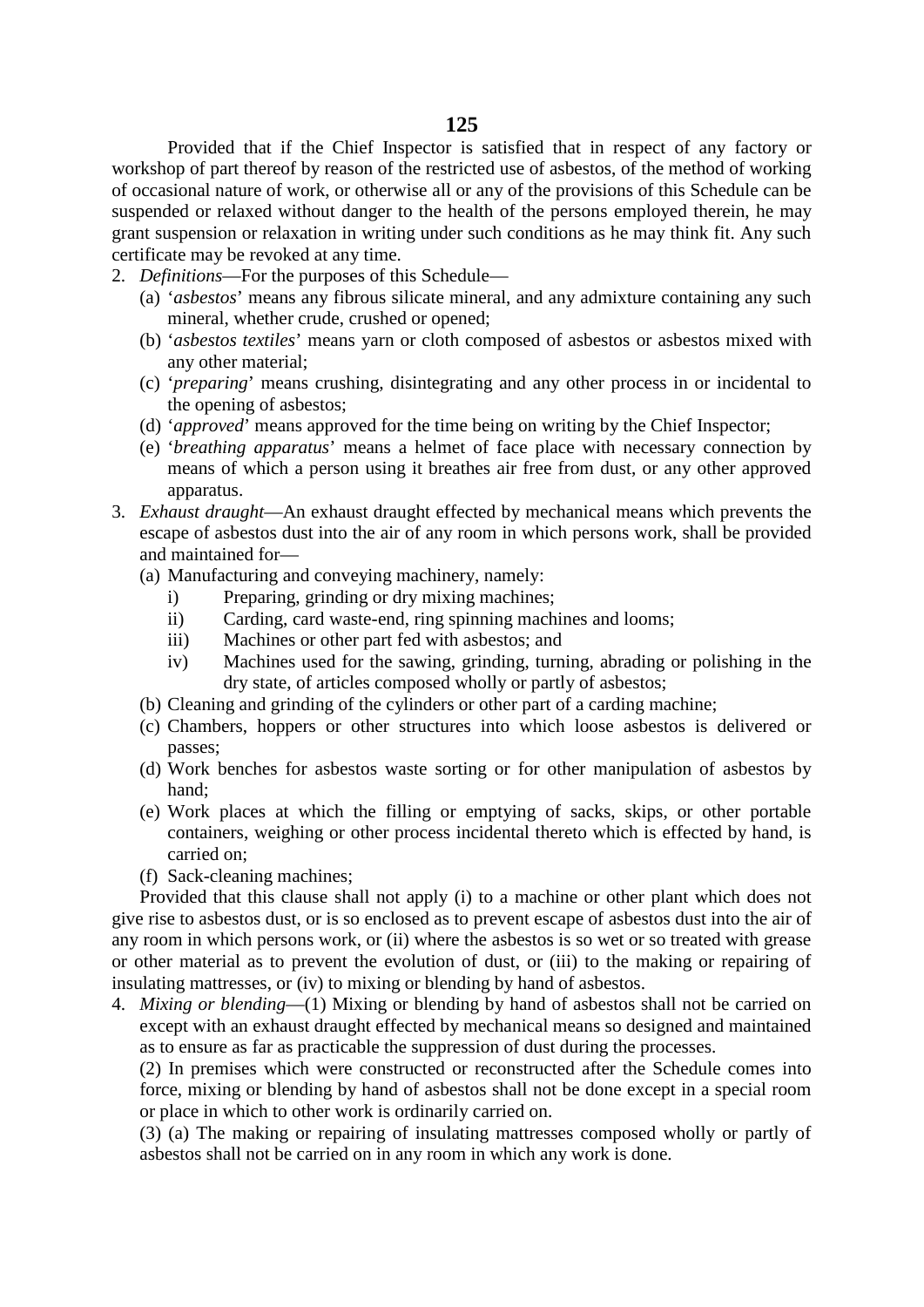Provided that if the Chief Inspector is satisfied that in respect of any factory or workshop of part thereof by reason of the restricted use of asbestos, of the method of working of occasional nature of work, or otherwise all or any of the provisions of this Schedule can be suspended or relaxed without danger to the health of the persons employed therein, he may grant suspension or relaxation in writing under such conditions as he may think fit. Any such certificate may be revoked at any time.

2. *Definitions*—For the purposes of this Schedule—
   - (a) '*asbestos*' means any fibrous silicate mineral, and any admixture containing any such mineral, whether crude, crushed or opened;
   - (b) '*asbestos textiles*' means yarn or cloth composed of asbestos or asbestos mixed with any other material;
   - (c) '*preparing*' means crushing, disintegrating and any other process in or incidental to the opening of asbestos;
   - (d) '*approved*' means approved for the time being on writing by the Chief Inspector;
   - (e) '*breathing apparatus*' means a helmet of face place with necessary connection by means of which a person using it breathes air free from dust, or any other approved apparatus.
3. *Exhaust draught*—An exhaust draught effected by mechanical means which prevents the escape of asbestos dust into the air of any room in which persons work, shall be provided and maintained for—
   - (a) Manufacturing and conveying machinery, namely:
     - i) Preparing, grinding or dry mixing machines;
     - ii) Carding, card waste-end, ring spinning machines and looms;
     - iii) Machines or other part fed with asbestos; and
     - iv) Machines used for the sawing, grinding, turning, abrading or polishing in the dry state, of articles composed wholly or partly of asbestos;
   - (b) Cleaning and grinding of the cylinders or other part of a carding machine;
   - (c) Chambers, hoppers or other structures into which loose asbestos is delivered or passes;
   - (d) Work benches for asbestos waste sorting or for other manipulation of asbestos by hand;
   - (e) Work places at which the filling or emptying of sacks, skips, or other portable containers, weighing or other process incidental thereto which is effected by hand, is carried on;
   - (f) Sack-cleaning machines;

   Provided that this clause shall not apply (i) to a machine or other plant which does not give rise to asbestos dust, or is so enclosed as to prevent escape of asbestos dust into the air of any room in which persons work, or (ii) where the asbestos is so wet or so treated with grease or other material as to prevent the evolution of dust, or (iii) to the making or repairing of insulating mattresses, or (iv) to mixing or blending by hand of asbestos.
4. *Mixing or blending*—(1) Mixing or blending by hand of asbestos shall not be carried on except with an exhaust draught effected by mechanical means so designed and maintained as to ensure as far as practicable the suppression of dust during the processes.

   (2) In premises which were constructed or reconstructed after the Schedule comes into force, mixing or blending by hand of asbestos shall not be done except in a special room or place in which to other work is ordinarily carried on.

   (3) (a) The making or repairing of insulating mattresses composed wholly or partly of asbestos shall not be carried on in any room in which any work is done.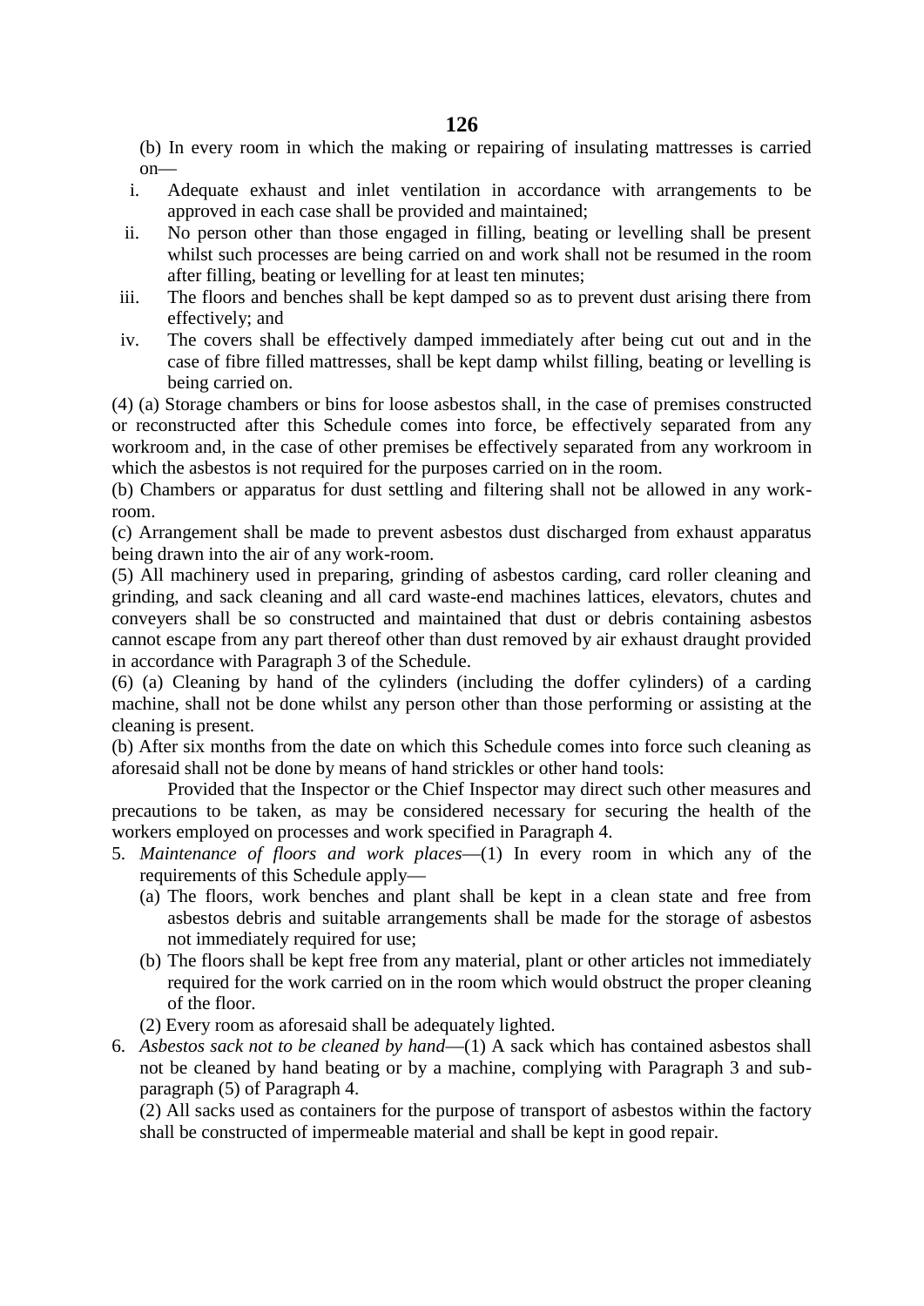(b) In every room in which the making or repairing of insulating mattresses is carried on—

i. Adequate exhaust and inlet ventilation in accordance with arrangements to be approved in each case shall be provided and maintained;
ii. No person other than those engaged in filling, beating or levelling shall be present whilst such processes are being carried on and work shall not be resumed in the room after filling, beating or levelling for at least ten minutes;
iii. The floors and benches shall be kept damped so as to prevent dust arising there from effectively; and
iv. The covers shall be effectively damped immediately after being cut out and in the case of fibre filled mattresses, shall be kept damp whilst filling, beating or levelling is being carried on.

(4) (a) Storage chambers or bins for loose asbestos shall, in the case of premises constructed or reconstructed after this Schedule comes into force, be effectively separated from any workroom and, in the case of other premises be effectively separated from any workroom in which the asbestos is not required for the purposes carried on in the room.

(b) Chambers or apparatus for dust settling and filtering shall not be allowed in any work-room.

(c) Arrangement shall be made to prevent asbestos dust discharged from exhaust apparatus being drawn into the air of any work-room.

(5) All machinery used in preparing, grinding of asbestos carding, card roller cleaning and grinding, and sack cleaning and all card waste-end machines lattices, elevators, chutes and conveyers shall be so constructed and maintained that dust or debris containing asbestos cannot escape from any part thereof other than dust removed by air exhaust draught provided in accordance with Paragraph 3 of the Schedule.

(6) (a) Cleaning by hand of the cylinders (including the doffer cylinders) of a carding machine, shall not be done whilst any person other than those performing or assisting at the cleaning is present.

(b) After six months from the date on which this Schedule comes into force such cleaning as aforesaid shall not be done by means of hand strickles or other hand tools:

Provided that the Inspector or the Chief Inspector may direct such other measures and precautions to be taken, as may be considered necessary for securing the health of the workers employed on processes and work specified in Paragraph 4.

5. *Maintenance of floors and work places*—(1) In every room in which any of the requirements of this Schedule apply—

   (a) The floors, work benches and plant shall be kept in a clean state and free from asbestos debris and suitable arrangements shall be made for the storage of asbestos not immediately required for use;

   (b) The floors shall be kept free from any material, plant or other articles not immediately required for the work carried on in the room which would obstruct the proper cleaning of the floor.

   (2) Every room as aforesaid shall be adequately lighted.

6. *Asbestos sack not to be cleaned by hand*—(1) A sack which has contained asbestos shall not be cleaned by hand beating or by a machine, complying with Paragraph 3 and sub-paragraph (5) of Paragraph 4.

   (2) All sacks used as containers for the purpose of transport of asbestos within the factory shall be constructed of impermeable material and shall be kept in good repair.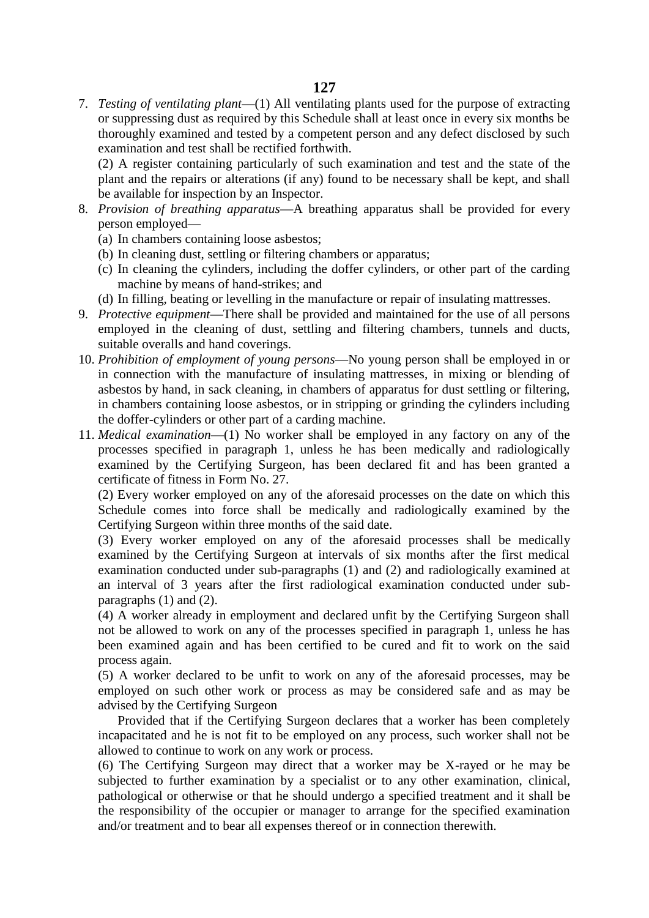7. *Testing of ventilating plant*—(1) All ventilating plants used for the purpose of extracting or suppressing dust as required by this Schedule shall at least once in every six months be thoroughly examined and tested by a competent person and any defect disclosed by such examination and test shall be rectified forthwith.

   (2) A register containing particularly of such examination and test and the state of the plant and the repairs or alterations (if any) found to be necessary shall be kept, and shall be available for inspection by an Inspector.

8. *Provision of breathing apparatus*—A breathing apparatus shall be provided for every person employed—
   (a) In chambers containing loose asbestos;
   (b) In cleaning dust, settling or filtering chambers or apparatus;
   (c) In cleaning the cylinders, including the doffer cylinders, or other part of the carding machine by means of hand-strikes; and
   (d) In filling, beating or levelling in the manufacture or repair of insulating mattresses.

9. *Protective equipment*—There shall be provided and maintained for the use of all persons employed in the cleaning of dust, settling and filtering chambers, tunnels and ducts, suitable overalls and hand coverings.

10. *Prohibition of employment of young persons*—No young person shall be employed in or in connection with the manufacture of insulating mattresses, in mixing or blending of asbestos by hand, in sack cleaning, in chambers of apparatus for dust settling or filtering, in chambers containing loose asbestos, or in stripping or grinding the cylinders including the doffer-cylinders or other part of a carding machine.

11. *Medical examination*—(1) No worker shall be employed in any factory on any of the processes specified in paragraph 1, unless he has been medically and radiologically examined by the Certifying Surgeon, has been declared fit and has been granted a certificate of fitness in Form No. 27.

    (2) Every worker employed on any of the aforesaid processes on the date on which this Schedule comes into force shall be medically and radiologically examined by the Certifying Surgeon within three months of the said date.

    (3) Every worker employed on any of the aforesaid processes shall be medically examined by the Certifying Surgeon at intervals of six months after the first medical examination conducted under sub-paragraphs (1) and (2) and radiologically examined at an interval of 3 years after the first radiological examination conducted under sub-paragraphs (1) and (2).

    (4) A worker already in employment and declared unfit by the Certifying Surgeon shall not be allowed to work on any of the processes specified in paragraph 1, unless he has been examined again and has been certified to be cured and fit to work on the said process again.

    (5) A worker declared to be unfit to work on any of the aforesaid processes, may be employed on such other work or process as may be considered safe and as may be advised by the Certifying Surgeon

    Provided that if the Certifying Surgeon declares that a worker has been completely incapacitated and he is not fit to be employed on any process, such worker shall not be allowed to continue to work on any work or process.

    (6) The Certifying Surgeon may direct that a worker may be X-rayed or he may be subjected to further examination by a specialist or to any other examination, clinical, pathological or otherwise or that he should undergo a specified treatment and it shall be the responsibility of the occupier or manager to arrange for the specified examination and/or treatment and to bear all expenses thereof or in connection therewith.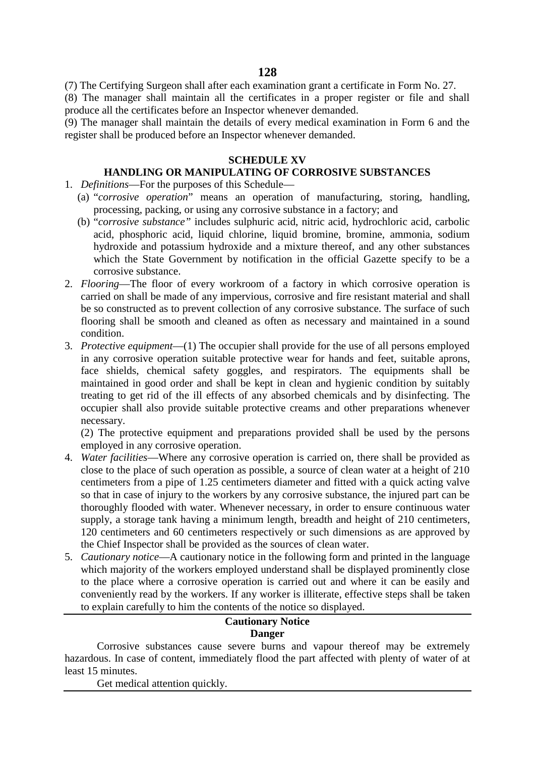(7) The Certifying Surgeon shall after each examination grant a certificate in Form No. 27.

(8) The manager shall maintain all the certificates in a proper register or file and shall produce all the certificates before an Inspector whenever demanded.

(9) The manager shall maintain the details of every medical examination in Form 6 and the register shall be produced before an Inspector whenever demanded.

## SCHEDULE XV

## HANDLING OR MANIPULATING OF CORROSIVE SUBSTANCES

1. *Definitions*—For the purposes of this Schedule—
   (a) "*corrosive operation*" means an operation of manufacturing, storing, handling, processing, packing, or using any corrosive substance in a factory; and
   (b) "*corrosive substance"* includes sulphuric acid, nitric acid, hydrochloric acid, carbolic acid, phosphoric acid, liquid chlorine, liquid bromine, bromine, ammonia, sodium hydroxide and potassium hydroxide and a mixture thereof, and any other substances which the State Government by notification in the official Gazette specify to be a corrosive substance.
2. *Flooring*—The floor of every workroom of a factory in which corrosive operation is carried on shall be made of any impervious, corrosive and fire resistant material and shall be so constructed as to prevent collection of any corrosive substance. The surface of such flooring shall be smooth and cleaned as often as necessary and maintained in a sound condition.
3. *Protective equipment*—(1) The occupier shall provide for the use of all persons employed in any corrosive operation suitable protective wear for hands and feet, suitable aprons, face shields, chemical safety goggles, and respirators. The equipments shall be maintained in good order and shall be kept in clean and hygienic condition by suitably treating to get rid of the ill effects of any absorbed chemicals and by disinfecting. The occupier shall also provide suitable protective creams and other preparations whenever necessary.

   (2) The protective equipment and preparations provided shall be used by the persons employed in any corrosive operation.
4. *Water facilities*—Where any corrosive operation is carried on, there shall be provided as close to the place of such operation as possible, a source of clean water at a height of 210 centimeters from a pipe of 1.25 centimeters diameter and fitted with a quick acting valve so that in case of injury to the workers by any corrosive substance, the injured part can be thoroughly flooded with water. Whenever necessary, in order to ensure continuous water supply, a storage tank having a minimum length, breadth and height of 210 centimeters, 120 centimeters and 60 centimeters respectively or such dimensions as are approved by the Chief Inspector shall be provided as the sources of clean water.
5. *Cautionary notice*—A cautionary notice in the following form and printed in the language which majority of the workers employed understand shall be displayed prominently close to the place where a corrosive operation is carried out and where it can be easily and conveniently read by the workers. If any worker is illiterate, effective steps shall be taken to explain carefully to him the contents of the notice so displayed.

---

**Cautionary Notice**

**Danger**

Corrosive substances cause severe burns and vapour thereof may be extremely hazardous. In case of content, immediately flood the part affected with plenty of water of at least 15 minutes.

Get medical attention quickly.

---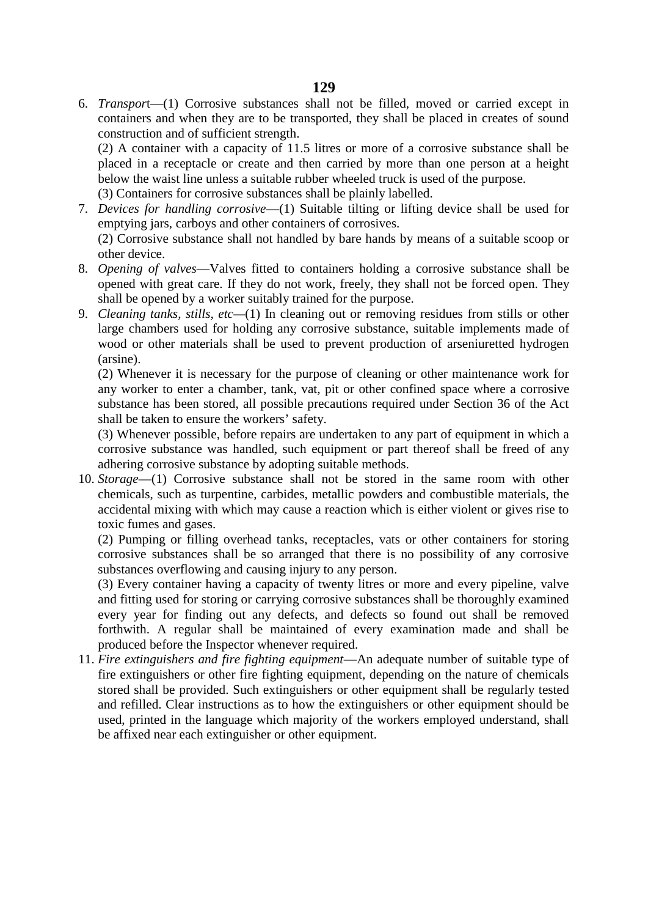6. *Transport*—(1) Corrosive substances shall not be filled, moved or carried except in containers and when they are to be transported, they shall be placed in creates of sound construction and of sufficient strength.

   (2) A container with a capacity of 11.5 litres or more of a corrosive substance shall be placed in a receptacle or create and then carried by more than one person at a height below the waist line unless a suitable rubber wheeled truck is used of the purpose.

   (3) Containers for corrosive substances shall be plainly labelled.

7. *Devices for handling corrosive*—(1) Suitable tilting or lifting device shall be used for emptying jars, carboys and other containers of corrosives.

   (2) Corrosive substance shall not handled by bare hands by means of a suitable scoop or other device.

8. *Opening of valves*—Valves fitted to containers holding a corrosive substance shall be opened with great care. If they do not work, freely, they shall not be forced open. They shall be opened by a worker suitably trained for the purpose.

9. *Cleaning tanks, stills, etc*—(1) In cleaning out or removing residues from stills or other large chambers used for holding any corrosive substance, suitable implements made of wood or other materials shall be used to prevent production of arseniuretted hydrogen (arsine).

   (2) Whenever it is necessary for the purpose of cleaning or other maintenance work for any worker to enter a chamber, tank, vat, pit or other confined space where a corrosive substance has been stored, all possible precautions required under Section 36 of the Act shall be taken to ensure the workers' safety.

   (3) Whenever possible, before repairs are undertaken to any part of equipment in which a corrosive substance was handled, such equipment or part thereof shall be freed of any adhering corrosive substance by adopting suitable methods.

10. *Storage*—(1) Corrosive substance shall not be stored in the same room with other chemicals, such as turpentine, carbides, metallic powders and combustible materials, the accidental mixing with which may cause a reaction which is either violent or gives rise to toxic fumes and gases.

    (2) Pumping or filling overhead tanks, receptacles, vats or other containers for storing corrosive substances shall be so arranged that there is no possibility of any corrosive substances overflowing and causing injury to any person.

    (3) Every container having a capacity of twenty litres or more and every pipeline, valve and fitting used for storing or carrying corrosive substances shall be thoroughly examined every year for finding out any defects, and defects so found out shall be removed forthwith. A regular shall be maintained of every examination made and shall be produced before the Inspector whenever required.

11. *Fire extinguishers and fire fighting equipment*—An adequate number of suitable type of fire extinguishers or other fire fighting equipment, depending on the nature of chemicals stored shall be provided. Such extinguishers or other equipment shall be regularly tested and refilled. Clear instructions as to how the extinguishers or other equipment should be used, printed in the language which majority of the workers employed understand, shall be affixed near each extinguisher or other equipment.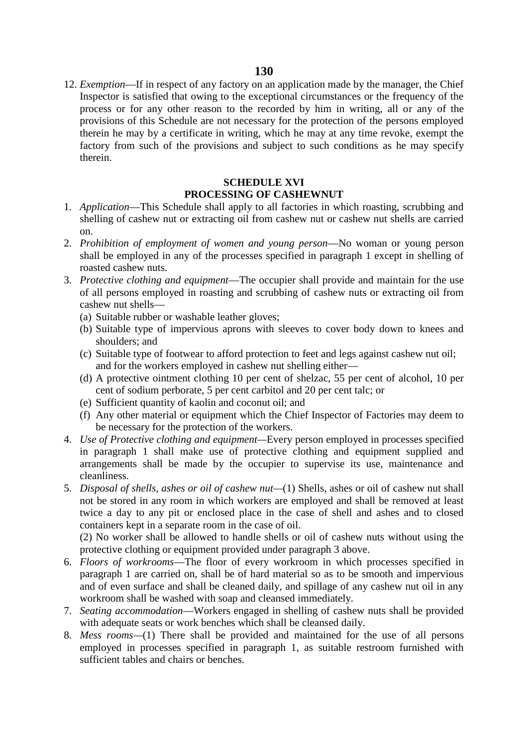12. *Exemption*—If in respect of any factory on an application made by the manager, the Chief Inspector is satisfied that owing to the exceptional circumstances or the frequency of the process or for any other reason to the recorded by him in writing, all or any of the provisions of this Schedule are not necessary for the protection of the persons employed therein he may by a certificate in writing, which he may at any time revoke, exempt the factory from such of the provisions and subject to such conditions as he may specify therein.

## SCHEDULE XVI
## PROCESSING OF CASHEWNUT

1. *Application*—This Schedule shall apply to all factories in which roasting, scrubbing and shelling of cashew nut or extracting oil from cashew nut or cashew nut shells are carried on.
2. *Prohibition of employment of women and young person*—No woman or young person shall be employed in any of the processes specified in paragraph 1 except in shelling of roasted cashew nuts.
3. *Protective clothing and equipment*—The occupier shall provide and maintain for the use of all persons employed in roasting and scrubbing of cashew nuts or extracting oil from cashew nut shells—
   - (a) Suitable rubber or washable leather gloves;
   - (b) Suitable type of impervious aprons with sleeves to cover body down to knees and shoulders; and
   - (c) Suitable type of footwear to afford protection to feet and legs against cashew nut oil; and for the workers employed in cashew nut shelling either—
   - (d) A protective ointment clothing 10 per cent of shelzac, 55 per cent of alcohol, 10 per cent of sodium perborate, 5 per cent carbitol and 20 per cent talc; or
   - (e) Sufficient quantity of kaolin and coconut oil; and
   - (f) Any other material or equipment which the Chief Inspector of Factories may deem to be necessary for the protection of the workers.
4. *Use of Protective clothing and equipment*—Every person employed in processes specified in paragraph 1 shall make use of protective clothing and equipment supplied and arrangements shall be made by the occupier to supervise its use, maintenance and cleanliness.
5. *Disposal of shells, ashes or oil of cashew nut*—(1) Shells, ashes or oil of cashew nut shall not be stored in any room in which workers are employed and shall be removed at least twice a day to any pit or enclosed place in the case of shell and ashes and to closed containers kept in a separate room in the case of oil.

   (2) No worker shall be allowed to handle shells or oil of cashew nuts without using the protective clothing or equipment provided under paragraph 3 above.
6. *Floors of workrooms*—The floor of every workroom in which processes specified in paragraph 1 are carried on, shall be of hard material so as to be smooth and impervious and of even surface and shall be cleaned daily, and spillage of any cashew nut oil in any workroom shall be washed with soap and cleansed immediately.
7. *Seating accommodation*—Workers engaged in shelling of cashew nuts shall be provided with adequate seats or work benches which shall be cleansed daily.
8. *Mess rooms*—(1) There shall be provided and maintained for the use of all persons employed in processes specified in paragraph 1, as suitable restroom furnished with sufficient tables and chairs or benches.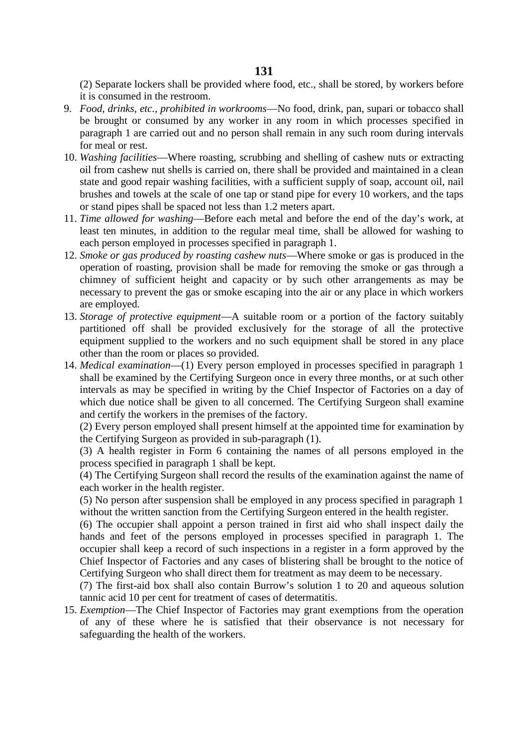(2) Separate lockers shall be provided where food, etc., shall be stored, by workers before it is consumed in the restroom.

9. *Food, drinks, etc., prohibited in workrooms*—No food, drink, pan, supari or tobacco shall be brought or consumed by any worker in any room in which processes specified in paragraph 1 are carried out and no person shall remain in any such room during intervals for meal or rest.
10. *Washing facilities*—Where roasting, scrubbing and shelling of cashew nuts or extracting oil from cashew nut shells is carried on, there shall be provided and maintained in a clean state and good repair washing facilities, with a sufficient supply of soap, account oil, nail brushes and towels at the scale of one tap or stand pipe for every 10 workers, and the taps or stand pipes shall be spaced not less than 1.2 meters apart.
11. *Time allowed for washing*—Before each metal and before the end of the day's work, at least ten minutes, in addition to the regular meal time, shall be allowed for washing to each person employed in processes specified in paragraph 1.
12. *Smoke or gas produced by roasting cashew nuts*—Where smoke or gas is produced in the operation of roasting, provision shall be made for removing the smoke or gas through a chimney of sufficient height and capacity or by such other arrangements as may be necessary to prevent the gas or smoke escaping into the air or any place in which workers are employed.
13. *Storage of protective equipment*—A suitable room or a portion of the factory suitably partitioned off shall be provided exclusively for the storage of all the protective equipment supplied to the workers and no such equipment shall be stored in any place other than the room or places so provided.
14. *Medical examination*—(1) Every person employed in processes specified in paragraph 1 shall be examined by the Certifying Surgeon once in every three months, or at such other intervals as may be specified in writing by the Chief Inspector of Factories on a day of which due notice shall be given to all concerned. The Certifying Surgeon shall examine and certify the workers in the premises of the factory.

    (2) Every person employed shall present himself at the appointed time for examination by the Certifying Surgeon as provided in sub-paragraph (1).

    (3) A health register in Form 6 containing the names of all persons employed in the process specified in paragraph 1 shall be kept.

    (4) The Certifying Surgeon shall record the results of the examination against the name of each worker in the health register.

    (5) No person after suspension shall be employed in any process specified in paragraph 1 without the written sanction from the Certifying Surgeon entered in the health register.

    (6) The occupier shall appoint a person trained in first aid who shall inspect daily the hands and feet of the persons employed in processes specified in paragraph 1. The occupier shall keep a record of such inspections in a register in a form approved by the Chief Inspector of Factories and any cases of blistering shall be brought to the notice of Certifying Surgeon who shall direct them for treatment as may deem to be necessary.

    (7) The first-aid box shall also contain Burrow's solution 1 to 20 and aqueous solution tannic acid 10 per cent for treatment of cases of determatitis.
15. *Exemption*—The Chief Inspector of Factories may grant exemptions from the operation of any of these where he is satisfied that their observance is not necessary for safeguarding the health of the workers.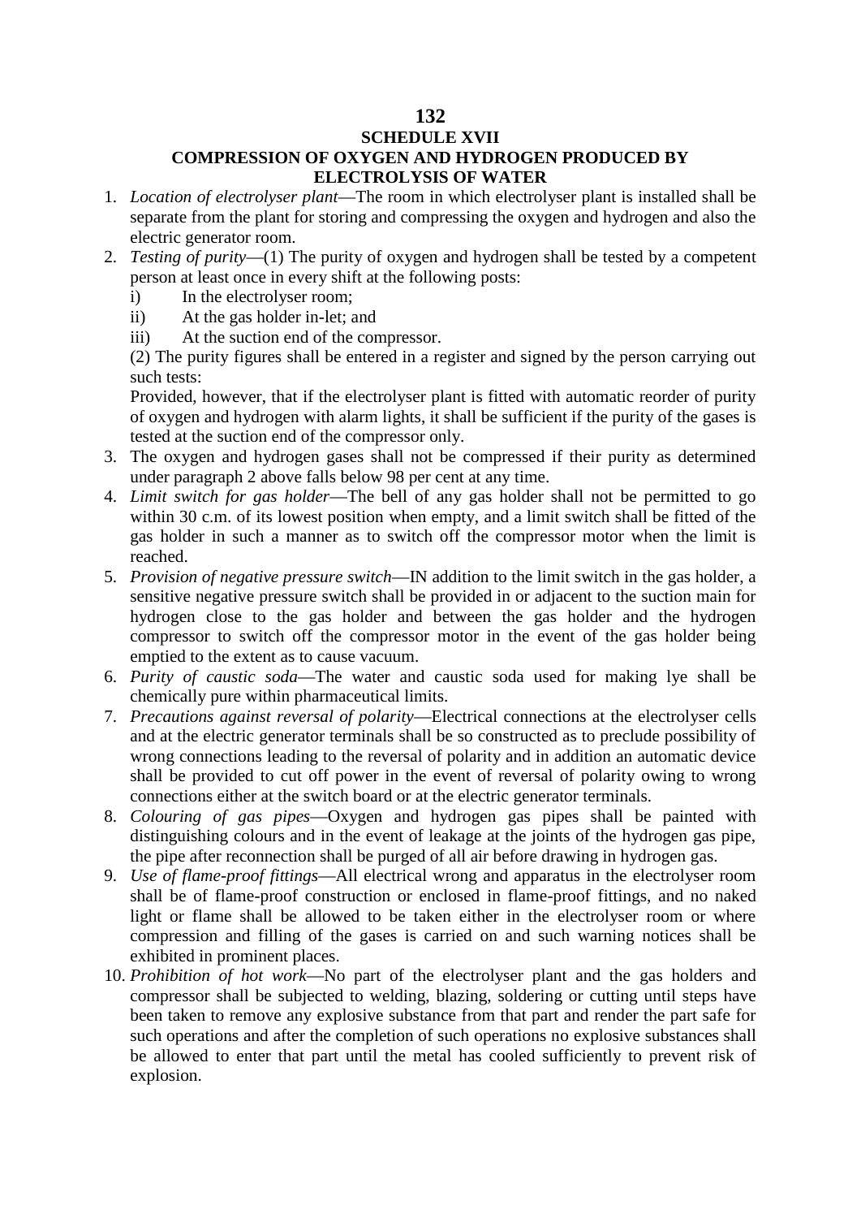## SCHEDULE XVII

## COMPRESSION OF OXYGEN AND HYDROGEN PRODUCED BY ELECTROLYSIS OF WATER

1. *Location of electrolyser plant*—The room in which electrolyser plant is installed shall be separate from the plant for storing and compressing the oxygen and hydrogen and also the electric generator room.
2. *Testing of purity*—(1) The purity of oxygen and hydrogen shall be tested by a competent person at least once in every shift at the following posts:
   i) In the electrolyser room;
   ii) At the gas holder in-let; and
   iii) At the suction end of the compressor.

   (2) The purity figures shall be entered in a register and signed by the person carrying out such tests:

   Provided, however, that if the electrolyser plant is fitted with automatic reorder of purity of oxygen and hydrogen with alarm lights, it shall be sufficient if the purity of the gases is tested at the suction end of the compressor only.
3. The oxygen and hydrogen gases shall not be compressed if their purity as determined under paragraph 2 above falls below 98 per cent at any time.
4. *Limit switch for gas holder*—The bell of any gas holder shall not be permitted to go within 30 c.m. of its lowest position when empty, and a limit switch shall be fitted of the gas holder in such a manner as to switch off the compressor motor when the limit is reached.
5. *Provision of negative pressure switch*—IN addition to the limit switch in the gas holder, a sensitive negative pressure switch shall be provided in or adjacent to the suction main for hydrogen close to the gas holder and between the gas holder and the hydrogen compressor to switch off the compressor motor in the event of the gas holder being emptied to the extent as to cause vacuum.
6. *Purity of caustic soda*—The water and caustic soda used for making lye shall be chemically pure within pharmaceutical limits.
7. *Precautions against reversal of polarity*—Electrical connections at the electrolyser cells and at the electric generator terminals shall be so constructed as to preclude possibility of wrong connections leading to the reversal of polarity and in addition an automatic device shall be provided to cut off power in the event of reversal of polarity owing to wrong connections either at the switch board or at the electric generator terminals.
8. *Colouring of gas pipes*—Oxygen and hydrogen gas pipes shall be painted with distinguishing colours and in the event of leakage at the joints of the hydrogen gas pipe, the pipe after reconnection shall be purged of all air before drawing in hydrogen gas.
9. *Use of flame-proof fittings*—All electrical wrong and apparatus in the electrolyser room shall be of flame-proof construction or enclosed in flame-proof fittings, and no naked light or flame shall be allowed to be taken either in the electrolyser room or where compression and filling of the gases is carried on and such warning notices shall be exhibited in prominent places.
10. *Prohibition of hot work*—No part of the electrolyser plant and the gas holders and compressor shall be subjected to welding, blazing, soldering or cutting until steps have been taken to remove any explosive substance from that part and render the part safe for such operations and after the completion of such operations no explosive substances shall be allowed to enter that part until the metal has cooled sufficiently to prevent risk of explosion.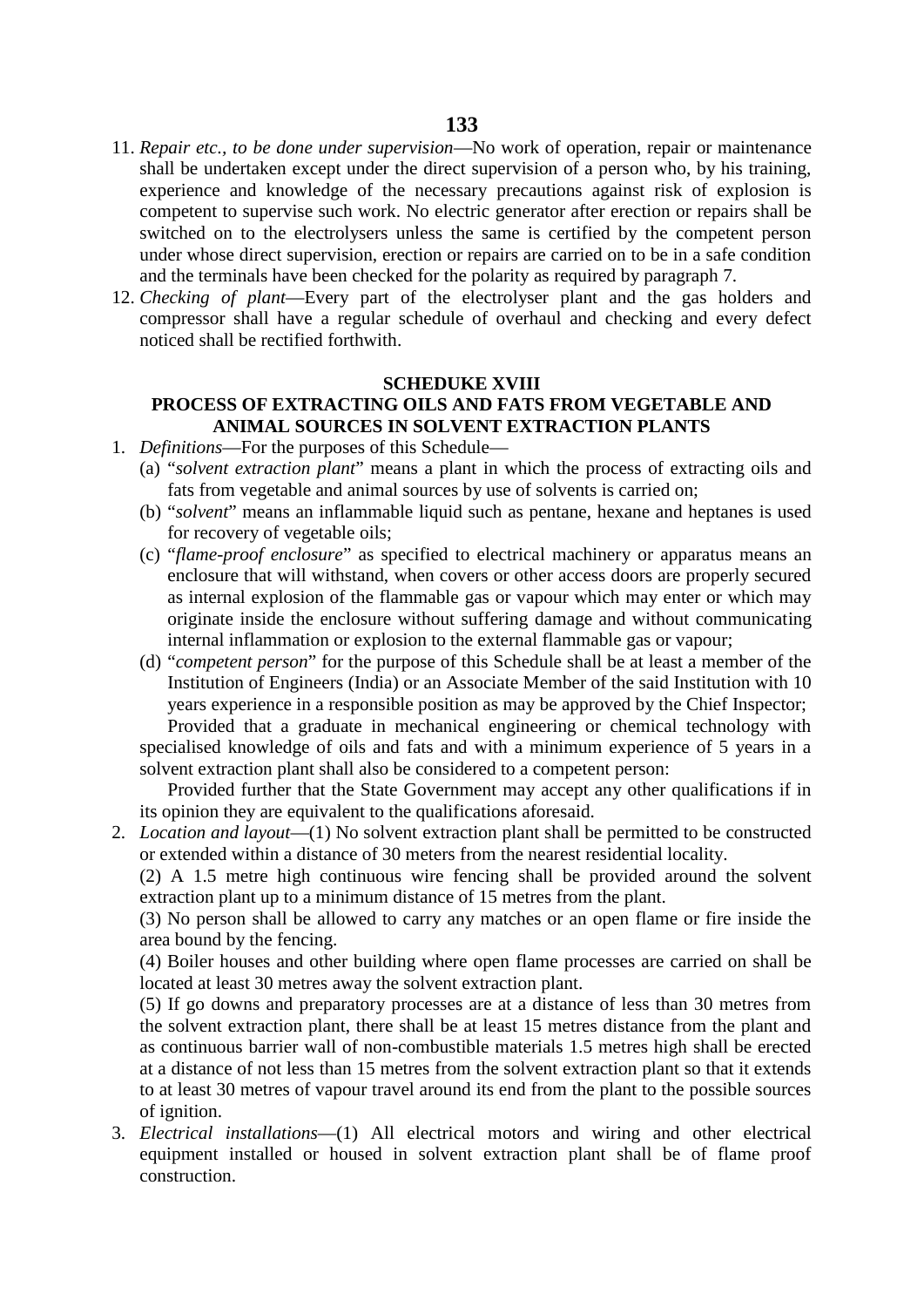11. *Repair etc., to be done under supervision*—No work of operation, repair or maintenance shall be undertaken except under the direct supervision of a person who, by his training, experience and knowledge of the necessary precautions against risk of explosion is competent to supervise such work. No electric generator after erection or repairs shall be switched on to the electrolysers unless the same is certified by the competent person under whose direct supervision, erection or repairs are carried on to be in a safe condition and the terminals have been checked for the polarity as required by paragraph 7.
12. *Checking of plant*—Every part of the electrolyser plant and the gas holders and compressor shall have a regular schedule of overhaul and checking and every defect noticed shall be rectified forthwith.

## SCHEDUKE XVIII

## PROCESS OF EXTRACTING OILS AND FATS FROM VEGETABLE AND ANIMAL SOURCES IN SOLVENT EXTRACTION PLANTS

1. *Definitions*—For the purposes of this Schedule—
   (a) "*solvent extraction plant*" means a plant in which the process of extracting oils and fats from vegetable and animal sources by use of solvents is carried on;
   (b) "*solvent*" means an inflammable liquid such as pentane, hexane and heptanes is used for recovery of vegetable oils;
   (c) "*flame-proof enclosure*" as specified to electrical machinery or apparatus means an enclosure that will withstand, when covers or other access doors are properly secured as internal explosion of the flammable gas or vapour which may enter or which may originate inside the enclosure without suffering damage and without communicating internal inflammation or explosion to the external flammable gas or vapour;
   (d) "*competent person*" for the purpose of this Schedule shall be at least a member of the Institution of Engineers (India) or an Associate Member of the said Institution with 10 years experience in a responsible position as may be approved by the Chief Inspector;

   Provided that a graduate in mechanical engineering or chemical technology with specialised knowledge of oils and fats and with a minimum experience of 5 years in a solvent extraction plant shall also be considered to a competent person:

   Provided further that the State Government may accept any other qualifications if in its opinion they are equivalent to the qualifications aforesaid.
2. *Location and layout*—(1) No solvent extraction plant shall be permitted to be constructed or extended within a distance of 30 meters from the nearest residential locality.

   (2) A 1.5 metre high continuous wire fencing shall be provided around the solvent extraction plant up to a minimum distance of 15 metres from the plant.

   (3) No person shall be allowed to carry any matches or an open flame or fire inside the area bound by the fencing.

   (4) Boiler houses and other building where open flame processes are carried on shall be located at least 30 metres away the solvent extraction plant.

   (5) If go downs and preparatory processes are at a distance of less than 30 metres from the solvent extraction plant, there shall be at least 15 metres distance from the plant and as continuous barrier wall of non-combustible materials 1.5 metres high shall be erected at a distance of not less than 15 metres from the solvent extraction plant so that it extends to at least 30 metres of vapour travel around its end from the plant to the possible sources of ignition.
3. *Electrical installations*—(1) All electrical motors and wiring and other electrical equipment installed or housed in solvent extraction plant shall be of flame proof construction.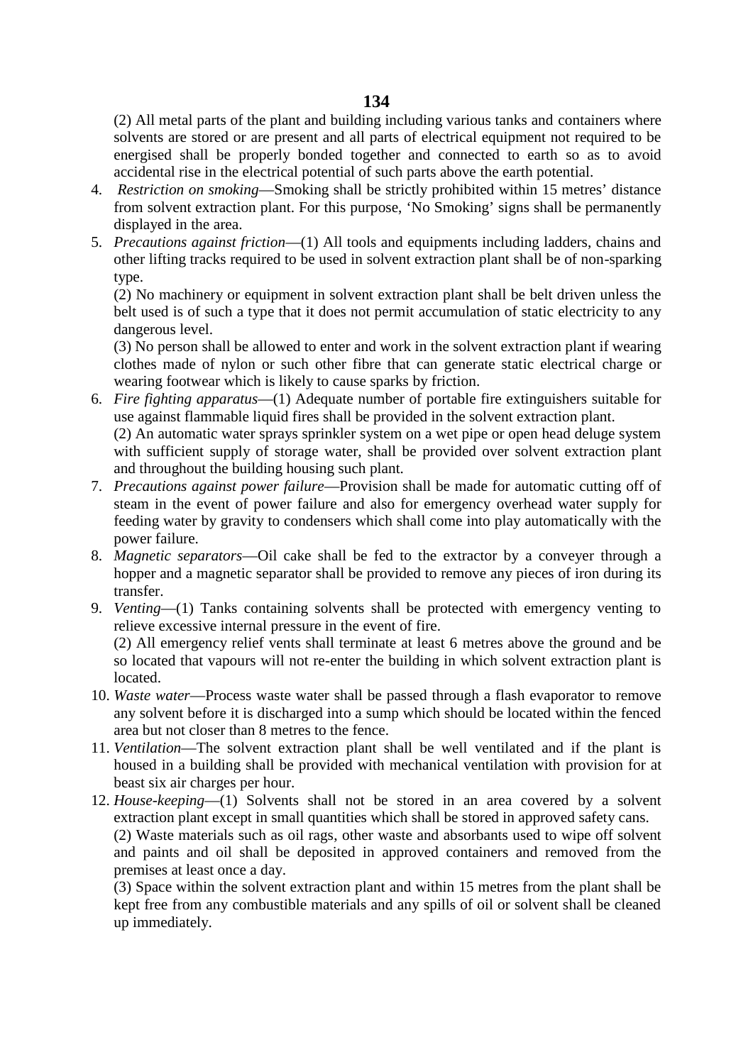(2) All metal parts of the plant and building including various tanks and containers where solvents are stored or are present and all parts of electrical equipment not required to be energised shall be properly bonded together and connected to earth so as to avoid accidental rise in the electrical potential of such parts above the earth potential.

4. *Restriction on smoking*—Smoking shall be strictly prohibited within 15 metres' distance from solvent extraction plant. For this purpose, 'No Smoking' signs shall be permanently displayed in the area.

5. *Precautions against friction*—(1) All tools and equipments including ladders, chains and other lifting tracks required to be used in solvent extraction plant shall be of non-sparking type.

   (2) No machinery or equipment in solvent extraction plant shall be belt driven unless the belt used is of such a type that it does not permit accumulation of static electricity to any dangerous level.

   (3) No person shall be allowed to enter and work in the solvent extraction plant if wearing clothes made of nylon or such other fibre that can generate static electrical charge or wearing footwear which is likely to cause sparks by friction.

6. *Fire fighting apparatus*—(1) Adequate number of portable fire extinguishers suitable for use against flammable liquid fires shall be provided in the solvent extraction plant.

   (2) An automatic water sprays sprinkler system on a wet pipe or open head deluge system with sufficient supply of storage water, shall be provided over solvent extraction plant and throughout the building housing such plant.

7. *Precautions against power failure*—Provision shall be made for automatic cutting off of steam in the event of power failure and also for emergency overhead water supply for feeding water by gravity to condensers which shall come into play automatically with the power failure.

8. *Magnetic separators*—Oil cake shall be fed to the extractor by a conveyer through a hopper and a magnetic separator shall be provided to remove any pieces of iron during its transfer.

9. *Venting*—(1) Tanks containing solvents shall be protected with emergency venting to relieve excessive internal pressure in the event of fire.

   (2) All emergency relief vents shall terminate at least 6 metres above the ground and be so located that vapours will not re-enter the building in which solvent extraction plant is located.

10. *Waste water*—Process waste water shall be passed through a flash evaporator to remove any solvent before it is discharged into a sump which should be located within the fenced area but not closer than 8 metres to the fence.

11. *Ventilation*—The solvent extraction plant shall be well ventilated and if the plant is housed in a building shall be provided with mechanical ventilation with provision for at beast six air charges per hour.

12. *House-keeping*—(1) Solvents shall not be stored in an area covered by a solvent extraction plant except in small quantities which shall be stored in approved safety cans.

    (2) Waste materials such as oil rags, other waste and absorbants used to wipe off solvent and paints and oil shall be deposited in approved containers and removed from the premises at least once a day.

    (3) Space within the solvent extraction plant and within 15 metres from the plant shall be kept free from any combustible materials and any spills of oil or solvent shall be cleaned up immediately.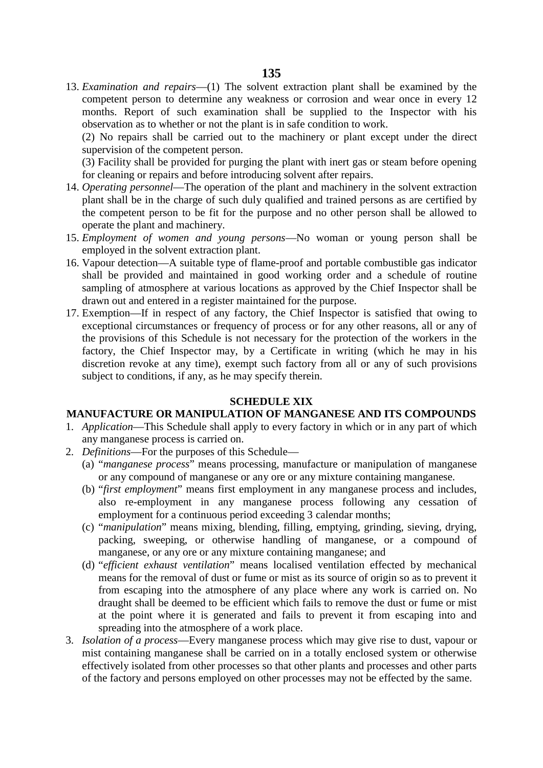13. *Examination and repairs*—(1) The solvent extraction plant shall be examined by the competent person to determine any weakness or corrosion and wear once in every 12 months. Report of such examination shall be supplied to the Inspector with his observation as to whether or not the plant is in safe condition to work.

    (2) No repairs shall be carried out to the machinery or plant except under the direct supervision of the competent person.

    (3) Facility shall be provided for purging the plant with inert gas or steam before opening for cleaning or repairs and before introducing solvent after repairs.
14. *Operating personnel*—The operation of the plant and machinery in the solvent extraction plant shall be in the charge of such duly qualified and trained persons as are certified by the competent person to be fit for the purpose and no other person shall be allowed to operate the plant and machinery.
15. *Employment of women and young persons*—No woman or young person shall be employed in the solvent extraction plant.
16. Vapour detection—A suitable type of flame-proof and portable combustible gas indicator shall be provided and maintained in good working order and a schedule of routine sampling of atmosphere at various locations as approved by the Chief Inspector shall be drawn out and entered in a register maintained for the purpose.
17. Exemption—If in respect of any factory, the Chief Inspector is satisfied that owing to exceptional circumstances or frequency of process or for any other reasons, all or any of the provisions of this Schedule is not necessary for the protection of the workers in the factory, the Chief Inspector may, by a Certificate in writing (which he may in his discretion revoke at any time), exempt such factory from all or any of such provisions subject to conditions, if any, as he may specify therein.

## SCHEDULE XIX

## MANUFACTURE OR MANIPULATION OF MANGANESE AND ITS COMPOUNDS

1. *Application*—This Schedule shall apply to every factory in which or in any part of which any manganese process is carried on.
2. *Definitions*—For the purposes of this Schedule—
   (a) "*manganese process*" means processing, manufacture or manipulation of manganese or any compound of manganese or any ore or any mixture containing manganese.
   (b) "*first employment*" means first employment in any manganese process and includes, also re-employment in any manganese process following any cessation of employment for a continuous period exceeding 3 calendar months;
   (c) "*manipulation*" means mixing, blending, filling, emptying, grinding, sieving, drying, packing, sweeping, or otherwise handling of manganese, or a compound of manganese, or any ore or any mixture containing manganese; and
   (d) "*efficient exhaust ventilation*" means localised ventilation effected by mechanical means for the removal of dust or fume or mist as its source of origin so as to prevent it from escaping into the atmosphere of any place where any work is carried on. No draught shall be deemed to be efficient which fails to remove the dust or fume or mist at the point where it is generated and fails to prevent it from escaping into and spreading into the atmosphere of a work place.
3. *Isolation of a process*—Every manganese process which may give rise to dust, vapour or mist containing manganese shall be carried on in a totally enclosed system or otherwise effectively isolated from other processes so that other plants and processes and other parts of the factory and persons employed on other processes may not be effected by the same.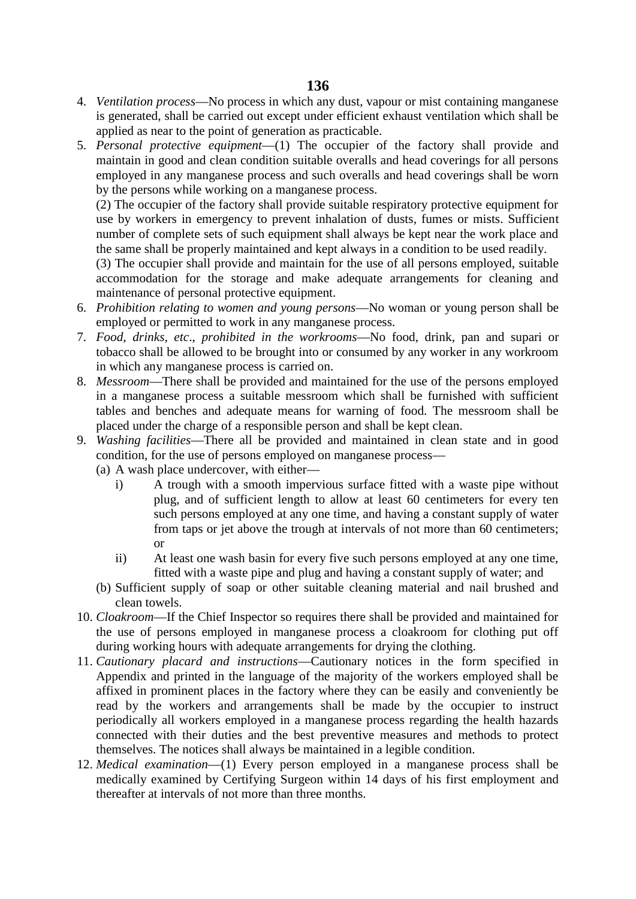4. *Ventilation process*—No process in which any dust, vapour or mist containing manganese is generated, shall be carried out except under efficient exhaust ventilation which shall be applied as near to the point of generation as practicable.
5. *Personal protective equipment*—(1) The occupier of the factory shall provide and maintain in good and clean condition suitable overalls and head coverings for all persons employed in any manganese process and such overalls and head coverings shall be worn by the persons while working on a manganese process.

   (2) The occupier of the factory shall provide suitable respiratory protective equipment for use by workers in emergency to prevent inhalation of dusts, fumes or mists. Sufficient number of complete sets of such equipment shall always be kept near the work place and the same shall be properly maintained and kept always in a condition to be used readily.

   (3) The occupier shall provide and maintain for the use of all persons employed, suitable accommodation for the storage and make adequate arrangements for cleaning and maintenance of personal protective equipment.
6. *Prohibition relating to women and young persons*—No woman or young person shall be employed or permitted to work in any manganese process.
7. *Food, drinks, etc., prohibited in the workrooms*—No food, drink, pan and supari or tobacco shall be allowed to be brought into or consumed by any worker in any workroom in which any manganese process is carried on.
8. *Messroom*—There shall be provided and maintained for the use of the persons employed in a manganese process a suitable messroom which shall be furnished with sufficient tables and benches and adequate means for warning of food. The messroom shall be placed under the charge of a responsible person and shall be kept clean.
9. *Washing facilities*—There all be provided and maintained in clean state and in good condition, for the use of persons employed on manganese process—
   (a) A wash place undercover, with either—
      i) A trough with a smooth impervious surface fitted with a waste pipe without plug, and of sufficient length to allow at least 60 centimeters for every ten such persons employed at any one time, and having a constant supply of water from taps or jet above the trough at intervals of not more than 60 centimeters; or
      ii) At least one wash basin for every five such persons employed at any one time, fitted with a waste pipe and plug and having a constant supply of water; and
   (b) Sufficient supply of soap or other suitable cleaning material and nail brushed and clean towels.
10. *Cloakroom*—If the Chief Inspector so requires there shall be provided and maintained for the use of persons employed in manganese process a cloakroom for clothing put off during working hours with adequate arrangements for drying the clothing.
11. *Cautionary placard and instructions*—Cautionary notices in the form specified in Appendix and printed in the language of the majority of the workers employed shall be affixed in prominent places in the factory where they can be easily and conveniently be read by the workers and arrangements shall be made by the occupier to instruct periodically all workers employed in a manganese process regarding the health hazards connected with their duties and the best preventive measures and methods to protect themselves. The notices shall always be maintained in a legible condition.
12. *Medical examination*—(1) Every person employed in a manganese process shall be medically examined by Certifying Surgeon within 14 days of his first employment and thereafter at intervals of not more than three months.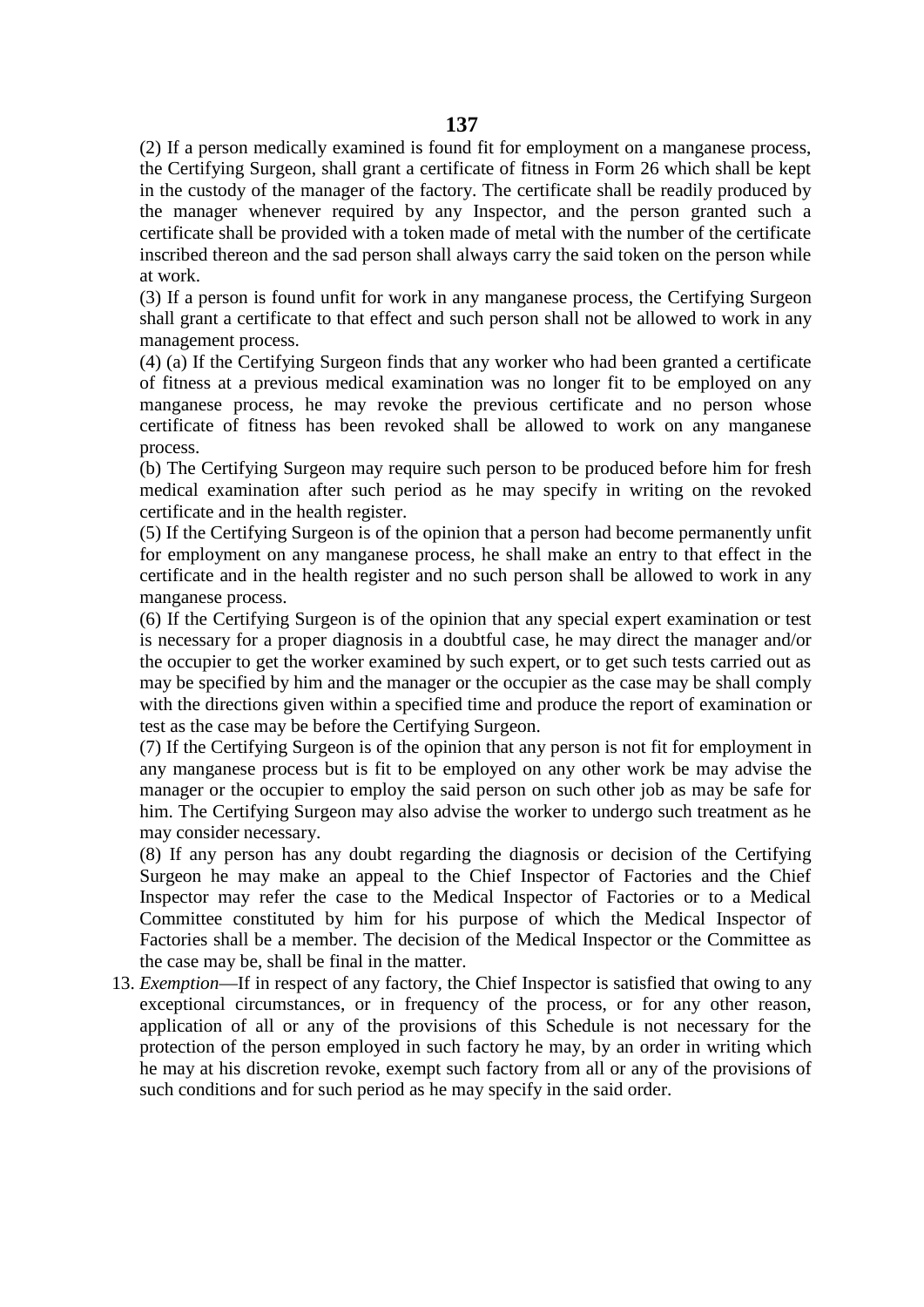(2) If a person medically examined is found fit for employment on a manganese process, the Certifying Surgeon, shall grant a certificate of fitness in Form 26 which shall be kept in the custody of the manager of the factory. The certificate shall be readily produced by the manager whenever required by any Inspector, and the person granted such a certificate shall be provided with a token made of metal with the number of the certificate inscribed thereon and the sad person shall always carry the said token on the person while at work.

(3) If a person is found unfit for work in any manganese process, the Certifying Surgeon shall grant a certificate to that effect and such person shall not be allowed to work in any management process.

(4) (a) If the Certifying Surgeon finds that any worker who had been granted a certificate of fitness at a previous medical examination was no longer fit to be employed on any manganese process, he may revoke the previous certificate and no person whose certificate of fitness has been revoked shall be allowed to work on any manganese process.

(b) The Certifying Surgeon may require such person to be produced before him for fresh medical examination after such period as he may specify in writing on the revoked certificate and in the health register.

(5) If the Certifying Surgeon is of the opinion that a person had become permanently unfit for employment on any manganese process, he shall make an entry to that effect in the certificate and in the health register and no such person shall be allowed to work in any manganese process.

(6) If the Certifying Surgeon is of the opinion that any special expert examination or test is necessary for a proper diagnosis in a doubtful case, he may direct the manager and/or the occupier to get the worker examined by such expert, or to get such tests carried out as may be specified by him and the manager or the occupier as the case may be shall comply with the directions given within a specified time and produce the report of examination or test as the case may be before the Certifying Surgeon.

(7) If the Certifying Surgeon is of the opinion that any person is not fit for employment in any manganese process but is fit to be employed on any other work be may advise the manager or the occupier to employ the said person on such other job as may be safe for him. The Certifying Surgeon may also advise the worker to undergo such treatment as he may consider necessary.

(8) If any person has any doubt regarding the diagnosis or decision of the Certifying Surgeon he may make an appeal to the Chief Inspector of Factories and the Chief Inspector may refer the case to the Medical Inspector of Factories or to a Medical Committee constituted by him for his purpose of which the Medical Inspector of Factories shall be a member. The decision of the Medical Inspector or the Committee as the case may be, shall be final in the matter.

13. *Exemption*—If in respect of any factory, the Chief Inspector is satisfied that owing to any exceptional circumstances, or in frequency of the process, or for any other reason, application of all or any of the provisions of this Schedule is not necessary for the protection of the person employed in such factory he may, by an order in writing which he may at his discretion revoke, exempt such factory from all or any of the provisions of such conditions and for such period as he may specify in the said order.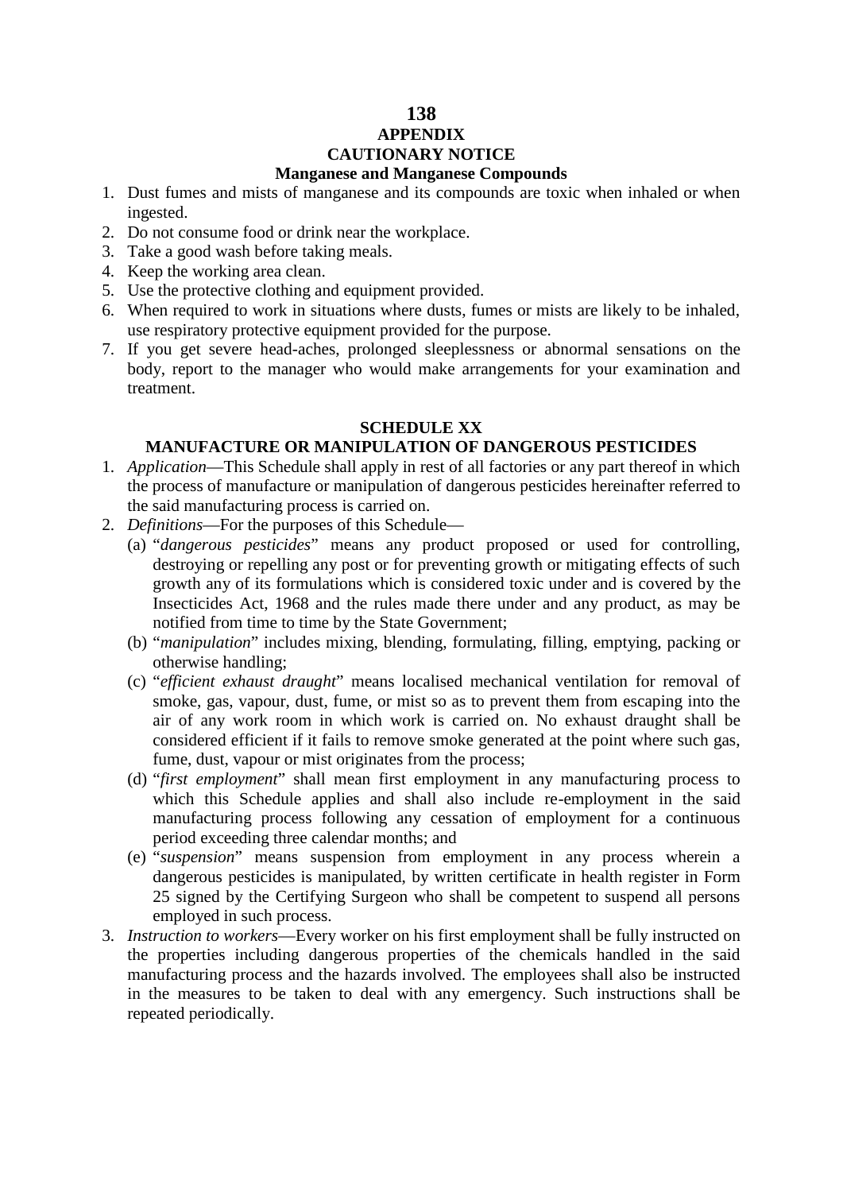## APPENDIX

## CAUTIONARY NOTICE

### Manganese and Manganese Compounds

1. Dust fumes and mists of manganese and its compounds are toxic when inhaled or when ingested.
2. Do not consume food or drink near the workplace.
3. Take a good wash before taking meals.
4. Keep the working area clean.
5. Use the protective clothing and equipment provided.
6. When required to work in situations where dusts, fumes or mists are likely to be inhaled, use respiratory protective equipment provided for the purpose.
7. If you get severe head-aches, prolonged sleeplessness or abnormal sensations on the body, report to the manager who would make arrangements for your examination and treatment.

## SCHEDULE XX

### MANUFACTURE OR MANIPULATION OF DANGEROUS PESTICIDES

1. *Application*—This Schedule shall apply in rest of all factories or any part thereof in which the process of manufacture or manipulation of dangerous pesticides hereinafter referred to the said manufacturing process is carried on.
2. *Definitions*—For the purposes of this Schedule—
   (a) "*dangerous pesticides*" means any product proposed or used for controlling, destroying or repelling any post or for preventing growth or mitigating effects of such growth any of its formulations which is considered toxic under and is covered by the Insecticides Act, 1968 and the rules made there under and any product, as may be notified from time to time by the State Government;
   (b) "*manipulation*" includes mixing, blending, formulating, filling, emptying, packing or otherwise handling;
   (c) "*efficient exhaust draught*" means localised mechanical ventilation for removal of smoke, gas, vapour, dust, fume, or mist so as to prevent them from escaping into the air of any work room in which work is carried on. No exhaust draught shall be considered efficient if it fails to remove smoke generated at the point where such gas, fume, dust, vapour or mist originates from the process;
   (d) "*first employment*" shall mean first employment in any manufacturing process to which this Schedule applies and shall also include re-employment in the said manufacturing process following any cessation of employment for a continuous period exceeding three calendar months; and
   (e) "*suspension*" means suspension from employment in any process wherein a dangerous pesticides is manipulated, by written certificate in health register in Form 25 signed by the Certifying Surgeon who shall be competent to suspend all persons employed in such process.
3. *Instruction to workers*—Every worker on his first employment shall be fully instructed on the properties including dangerous properties of the chemicals handled in the said manufacturing process and the hazards involved. The employees shall also be instructed in the measures to be taken to deal with any emergency. Such instructions shall be repeated periodically.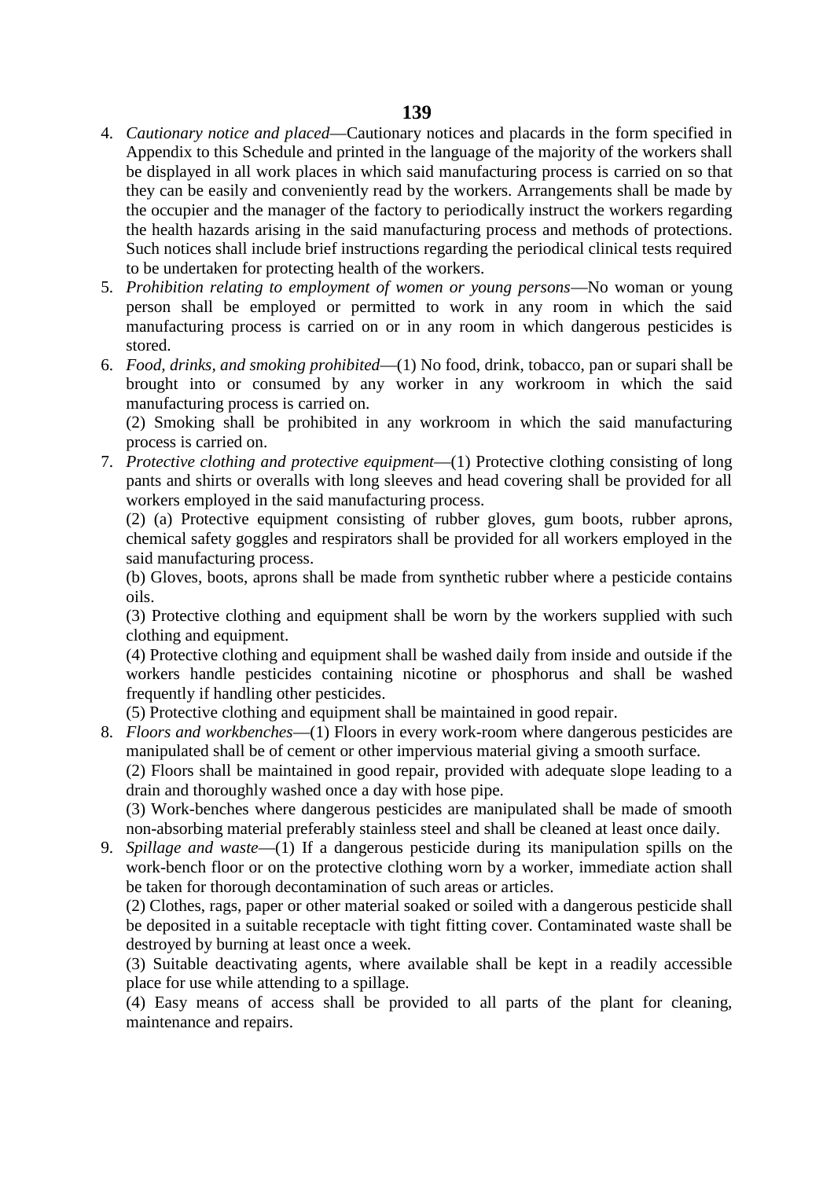4. *Cautionary notice and placed*—Cautionary notices and placards in the form specified in Appendix to this Schedule and printed in the language of the majority of the workers shall be displayed in all work places in which said manufacturing process is carried on so that they can be easily and conveniently read by the workers. Arrangements shall be made by the occupier and the manager of the factory to periodically instruct the workers regarding the health hazards arising in the said manufacturing process and methods of protections. Such notices shall include brief instructions regarding the periodical clinical tests required to be undertaken for protecting health of the workers.
5. *Prohibition relating to employment of women or young persons*—No woman or young person shall be employed or permitted to work in any room in which the said manufacturing process is carried on or in any room in which dangerous pesticides is stored.
6. *Food, drinks, and smoking prohibited*—(1) No food, drink, tobacco, pan or supari shall be brought into or consumed by any worker in any workroom in which the said manufacturing process is carried on.

   (2) Smoking shall be prohibited in any workroom in which the said manufacturing process is carried on.
7. *Protective clothing and protective equipment*—(1) Protective clothing consisting of long pants and shirts or overalls with long sleeves and head covering shall be provided for all workers employed in the said manufacturing process.

   (2) (a) Protective equipment consisting of rubber gloves, gum boots, rubber aprons, chemical safety goggles and respirators shall be provided for all workers employed in the said manufacturing process.

   (b) Gloves, boots, aprons shall be made from synthetic rubber where a pesticide contains oils.

   (3) Protective clothing and equipment shall be worn by the workers supplied with such clothing and equipment.

   (4) Protective clothing and equipment shall be washed daily from inside and outside if the workers handle pesticides containing nicotine or phosphorus and shall be washed frequently if handling other pesticides.

   (5) Protective clothing and equipment shall be maintained in good repair.
8. *Floors and workbenches*—(1) Floors in every work-room where dangerous pesticides are manipulated shall be of cement or other impervious material giving a smooth surface.

   (2) Floors shall be maintained in good repair, provided with adequate slope leading to a drain and thoroughly washed once a day with hose pipe.

   (3) Work-benches where dangerous pesticides are manipulated shall be made of smooth non-absorbing material preferably stainless steel and shall be cleaned at least once daily.
9. *Spillage and waste*—(1) If a dangerous pesticide during its manipulation spills on the work-bench floor or on the protective clothing worn by a worker, immediate action shall be taken for thorough decontamination of such areas or articles.

   (2) Clothes, rags, paper or other material soaked or soiled with a dangerous pesticide shall be deposited in a suitable receptacle with tight fitting cover. Contaminated waste shall be destroyed by burning at least once a week.

   (3) Suitable deactivating agents, where available shall be kept in a readily accessible place for use while attending to a spillage.

   (4) Easy means of access shall be provided to all parts of the plant for cleaning, maintenance and repairs.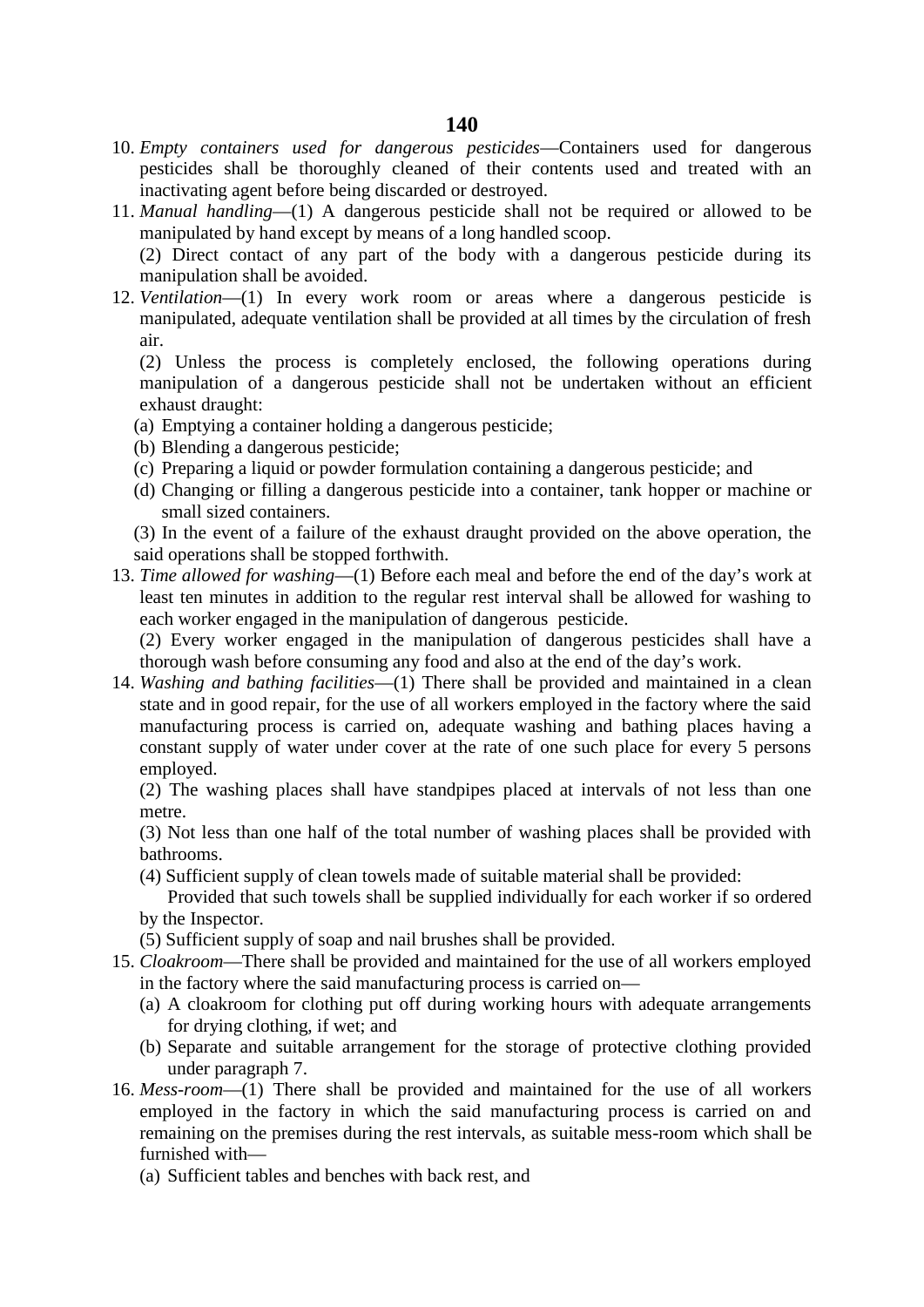10. *Empty containers used for dangerous pesticides*—Containers used for dangerous pesticides shall be thoroughly cleaned of their contents used and treated with an inactivating agent before being discarded or destroyed.
11. *Manual handling*—(1) A dangerous pesticide shall not be required or allowed to be manipulated by hand except by means of a long handled scoop.

    (2) Direct contact of any part of the body with a dangerous pesticide during its manipulation shall be avoided.
12. *Ventilation*—(1) In every work room or areas where a dangerous pesticide is manipulated, adequate ventilation shall be provided at all times by the circulation of fresh air.

    (2) Unless the process is completely enclosed, the following operations during manipulation of a dangerous pesticide shall not be undertaken without an efficient exhaust draught:

    (a) Emptying a container holding a dangerous pesticide;

    (b) Blending a dangerous pesticide;

    (c) Preparing a liquid or powder formulation containing a dangerous pesticide; and

    (d) Changing or filling a dangerous pesticide into a container, tank hopper or machine or small sized containers.

    (3) In the event of a failure of the exhaust draught provided on the above operation, the said operations shall be stopped forthwith.
13. *Time allowed for washing*—(1) Before each meal and before the end of the day's work at least ten minutes in addition to the regular rest interval shall be allowed for washing to each worker engaged in the manipulation of dangerous pesticide.

    (2) Every worker engaged in the manipulation of dangerous pesticides shall have a thorough wash before consuming any food and also at the end of the day's work.
14. *Washing and bathing facilities*—(1) There shall be provided and maintained in a clean state and in good repair, for the use of all workers employed in the factory where the said manufacturing process is carried on, adequate washing and bathing places having a constant supply of water under cover at the rate of one such place for every 5 persons employed.

    (2) The washing places shall have standpipes placed at intervals of not less than one metre.

    (3) Not less than one half of the total number of washing places shall be provided with bathrooms.

    (4) Sufficient supply of clean towels made of suitable material shall be provided:

    Provided that such towels shall be supplied individually for each worker if so ordered by the Inspector.

    (5) Sufficient supply of soap and nail brushes shall be provided.
15. *Cloakroom*—There shall be provided and maintained for the use of all workers employed in the factory where the said manufacturing process is carried on—

    (a) A cloakroom for clothing put off during working hours with adequate arrangements for drying clothing, if wet; and

    (b) Separate and suitable arrangement for the storage of protective clothing provided under paragraph 7.
16. *Mess-room*—(1) There shall be provided and maintained for the use of all workers employed in the factory in which the said manufacturing process is carried on and remaining on the premises during the rest intervals, as suitable mess-room which shall be furnished with—

    (a) Sufficient tables and benches with back rest, and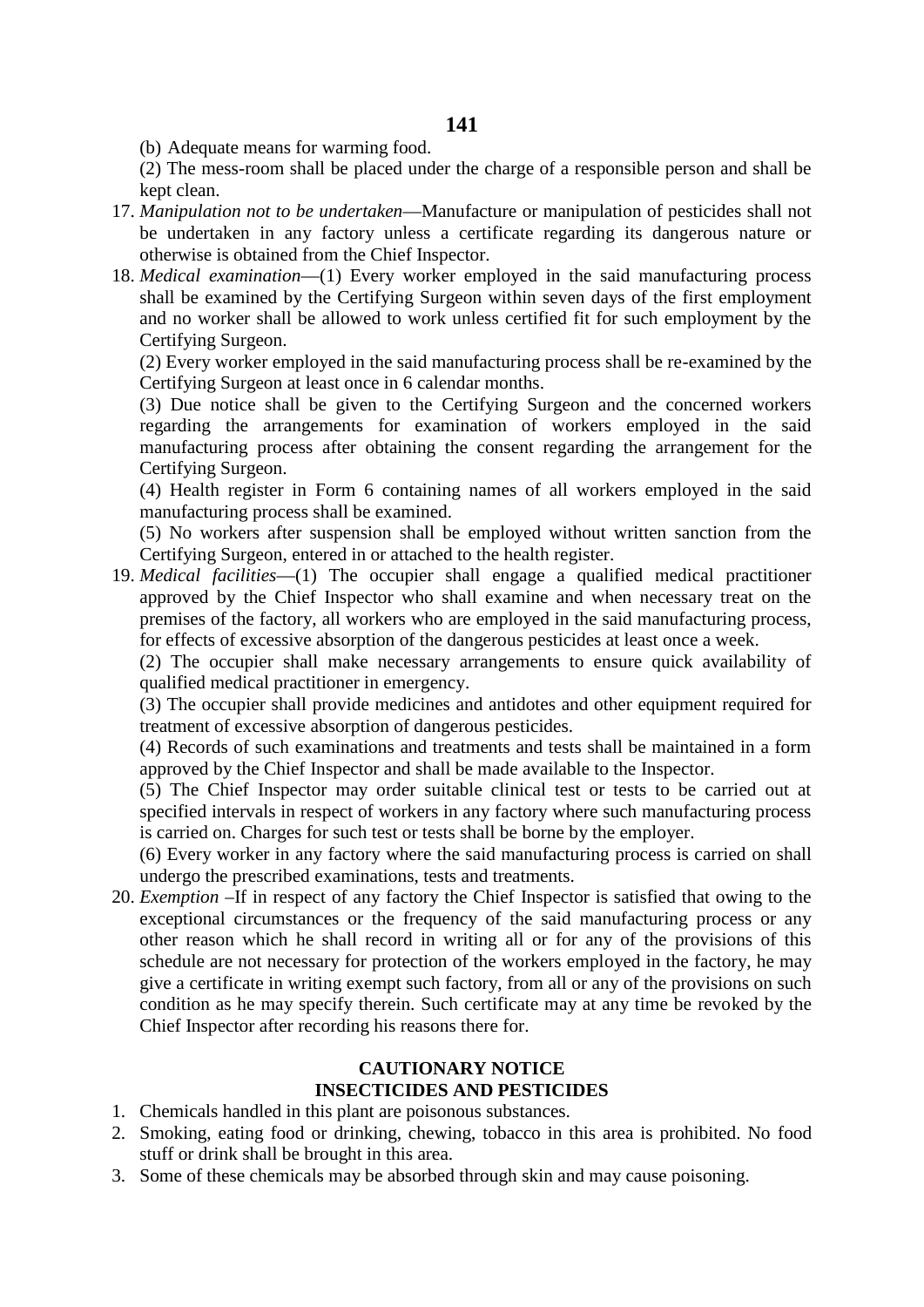(b) Adequate means for warming food.

(2) The mess-room shall be placed under the charge of a responsible person and shall be kept clean.

17. *Manipulation not to be undertaken*—Manufacture or manipulation of pesticides shall not be undertaken in any factory unless a certificate regarding its dangerous nature or otherwise is obtained from the Chief Inspector.
18. *Medical examination*—(1) Every worker employed in the said manufacturing process shall be examined by the Certifying Surgeon within seven days of the first employment and no worker shall be allowed to work unless certified fit for such employment by the Certifying Surgeon.

    (2) Every worker employed in the said manufacturing process shall be re-examined by the Certifying Surgeon at least once in 6 calendar months.

    (3) Due notice shall be given to the Certifying Surgeon and the concerned workers regarding the arrangements for examination of workers employed in the said manufacturing process after obtaining the consent regarding the arrangement for the Certifying Surgeon.

    (4) Health register in Form 6 containing names of all workers employed in the said manufacturing process shall be examined.

    (5) No workers after suspension shall be employed without written sanction from the Certifying Surgeon, entered in or attached to the health register.
19. *Medical facilities*—(1) The occupier shall engage a qualified medical practitioner approved by the Chief Inspector who shall examine and when necessary treat on the premises of the factory, all workers who are employed in the said manufacturing process, for effects of excessive absorption of the dangerous pesticides at least once a week.

    (2) The occupier shall make necessary arrangements to ensure quick availability of qualified medical practitioner in emergency.

    (3) The occupier shall provide medicines and antidotes and other equipment required for treatment of excessive absorption of dangerous pesticides.

    (4) Records of such examinations and treatments and tests shall be maintained in a form approved by the Chief Inspector and shall be made available to the Inspector.

    (5) The Chief Inspector may order suitable clinical test or tests to be carried out at specified intervals in respect of workers in any factory where such manufacturing process is carried on. Charges for such test or tests shall be borne by the employer.

    (6) Every worker in any factory where the said manufacturing process is carried on shall undergo the prescribed examinations, tests and treatments.
20. *Exemption* –If in respect of any factory the Chief Inspector is satisfied that owing to the exceptional circumstances or the frequency of the said manufacturing process or any other reason which he shall record in writing all or for any of the provisions of this schedule are not necessary for protection of the workers employed in the factory, he may give a certificate in writing exempt such factory, from all or any of the provisions on such condition as he may specify therein. Such certificate may at any time be revoked by the Chief Inspector after recording his reasons there for.

**CAUTIONARY NOTICE**
**INSECTICIDES AND PESTICIDES**

1. Chemicals handled in this plant are poisonous substances.
2. Smoking, eating food or drinking, chewing, tobacco in this area is prohibited. No food stuff or drink shall be brought in this area.
3. Some of these chemicals may be absorbed through skin and may cause poisoning.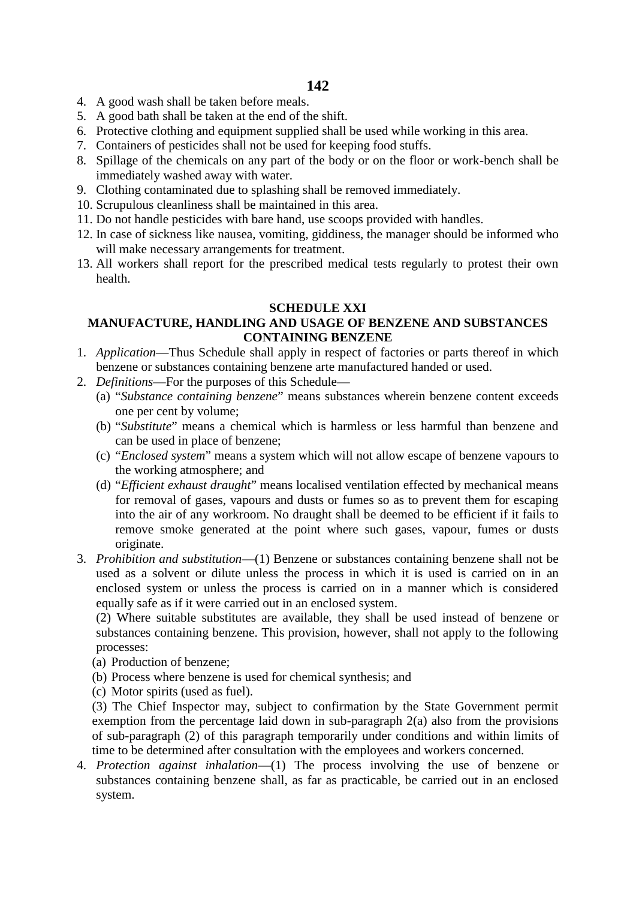4. A good wash shall be taken before meals.
5. A good bath shall be taken at the end of the shift.
6. Protective clothing and equipment supplied shall be used while working in this area.
7. Containers of pesticides shall not be used for keeping food stuffs.
8. Spillage of the chemicals on any part of the body or on the floor or work-bench shall be immediately washed away with water.
9. Clothing contaminated due to splashing shall be removed immediately.
10. Scrupulous cleanliness shall be maintained in this area.
11. Do not handle pesticides with bare hand, use scoops provided with handles.
12. In case of sickness like nausea, vomiting, giddiness, the manager should be informed who will make necessary arrangements for treatment.
13. All workers shall report for the prescribed medical tests regularly to protest their own health.

## SCHEDULE XXI

## MANUFACTURE, HANDLING AND USAGE OF BENZENE AND SUBSTANCES CONTAINING BENZENE

1. *Application*—Thus Schedule shall apply in respect of factories or parts thereof in which benzene or substances containing benzene arte manufactured handed or used.
2. *Definitions*—For the purposes of this Schedule—
   (a) "*Substance containing benzene*" means substances wherein benzene content exceeds one per cent by volume;
   (b) "*Substitute*" means a chemical which is harmless or less harmful than benzene and can be used in place of benzene;
   (c) "*Enclosed system*" means a system which will not allow escape of benzene vapours to the working atmosphere; and
   (d) "*Efficient exhaust draught*" means localised ventilation effected by mechanical means for removal of gases, vapours and dusts or fumes so as to prevent them for escaping into the air of any workroom. No draught shall be deemed to be efficient if it fails to remove smoke generated at the point where such gases, vapour, fumes or dusts originate.
3. *Prohibition and substitution*—(1) Benzene or substances containing benzene shall not be used as a solvent or dilute unless the process in which it is used is carried on in an enclosed system or unless the process is carried on in a manner which is considered equally safe as if it were carried out in an enclosed system.

   (2) Where suitable substitutes are available, they shall be used instead of benzene or substances containing benzene. This provision, however, shall not apply to the following processes:

   (a) Production of benzene;

   (b) Process where benzene is used for chemical synthesis; and

   (c) Motor spirits (used as fuel).

   (3) The Chief Inspector may, subject to confirmation by the State Government permit exemption from the percentage laid down in sub-paragraph 2(a) also from the provisions of sub-paragraph (2) of this paragraph temporarily under conditions and within limits of time to be determined after consultation with the employees and workers concerned.
4. *Protection against inhalation*—(1) The process involving the use of benzene or substances containing benzene shall, as far as practicable, be carried out in an enclosed system.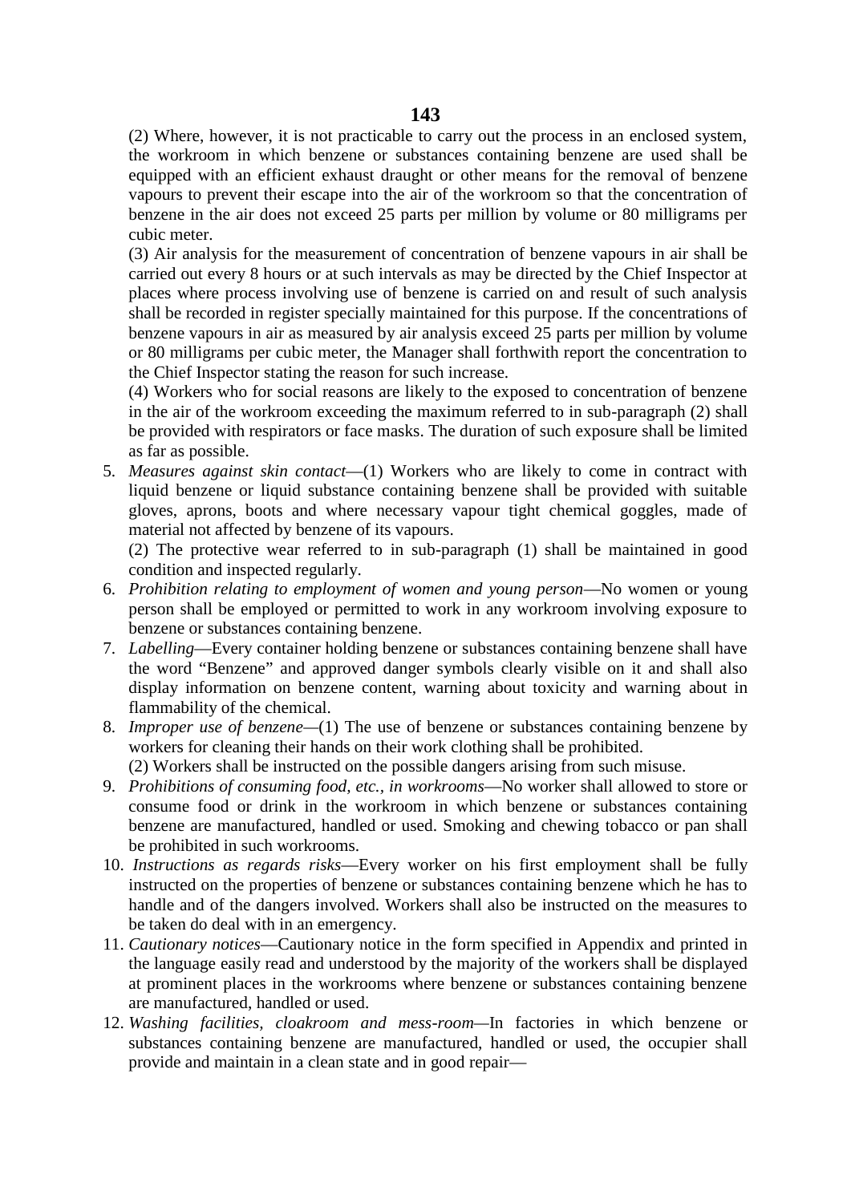(2) Where, however, it is not practicable to carry out the process in an enclosed system, the workroom in which benzene or substances containing benzene are used shall be equipped with an efficient exhaust draught or other means for the removal of benzene vapours to prevent their escape into the air of the workroom so that the concentration of benzene in the air does not exceed 25 parts per million by volume or 80 milligrams per cubic meter.

(3) Air analysis for the measurement of concentration of benzene vapours in air shall be carried out every 8 hours or at such intervals as may be directed by the Chief Inspector at places where process involving use of benzene is carried on and result of such analysis shall be recorded in register specially maintained for this purpose. If the concentrations of benzene vapours in air as measured by air analysis exceed 25 parts per million by volume or 80 milligrams per cubic meter, the Manager shall forthwith report the concentration to the Chief Inspector stating the reason for such increase.

(4) Workers who for social reasons are likely to the exposed to concentration of benzene in the air of the workroom exceeding the maximum referred to in sub-paragraph (2) shall be provided with respirators or face masks. The duration of such exposure shall be limited as far as possible.

5. *Measures against skin contact*—(1) Workers who are likely to come in contract with liquid benzene or liquid substance containing benzene shall be provided with suitable gloves, aprons, boots and where necessary vapour tight chemical goggles, made of material not affected by benzene of its vapours.

   (2) The protective wear referred to in sub-paragraph (1) shall be maintained in good condition and inspected regularly.

6. *Prohibition relating to employment of women and young person*—No women or young person shall be employed or permitted to work in any workroom involving exposure to benzene or substances containing benzene.

7. *Labelling*—Every container holding benzene or substances containing benzene shall have the word "Benzene" and approved danger symbols clearly visible on it and shall also display information on benzene content, warning about toxicity and warning about in flammability of the chemical.

8. *Improper use of benzene*—(1) The use of benzene or substances containing benzene by workers for cleaning their hands on their work clothing shall be prohibited.

   (2) Workers shall be instructed on the possible dangers arising from such misuse.

9. *Prohibitions of consuming food, etc., in workrooms*—No worker shall allowed to store or consume food or drink in the workroom in which benzene or substances containing benzene are manufactured, handled or used. Smoking and chewing tobacco or pan shall be prohibited in such workrooms.

10. *Instructions as regards risks*—Every worker on his first employment shall be fully instructed on the properties of benzene or substances containing benzene which he has to handle and of the dangers involved. Workers shall also be instructed on the measures to be taken do deal with in an emergency.

11. *Cautionary notices*—Cautionary notice in the form specified in Appendix and printed in the language easily read and understood by the majority of the workers shall be displayed at prominent places in the workrooms where benzene or substances containing benzene are manufactured, handled or used.

12. *Washing facilities, cloakroom and mess-room*—In factories in which benzene or substances containing benzene are manufactured, handled or used, the occupier shall provide and maintain in a clean state and in good repair—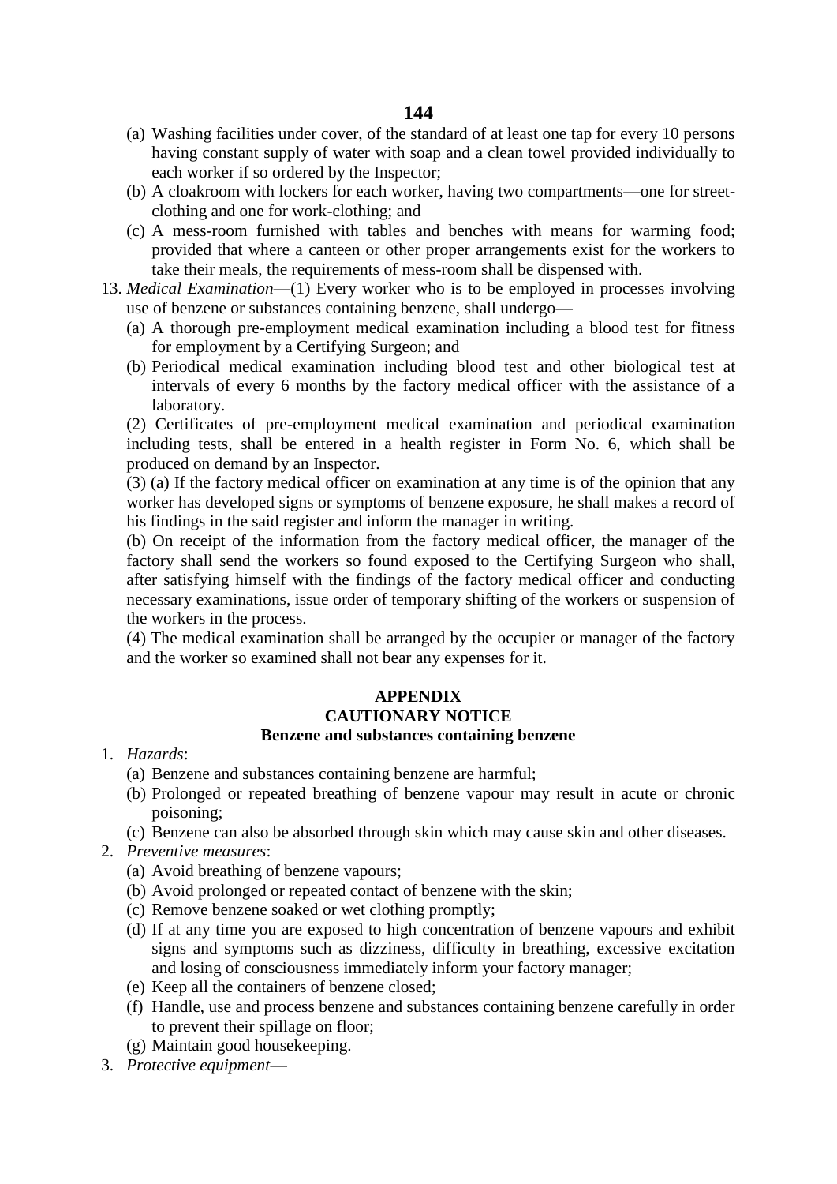(a) Washing facilities under cover, of the standard of at least one tap for every 10 persons having constant supply of water with soap and a clean towel provided individually to each worker if so ordered by the Inspector;

(b) A cloakroom with lockers for each worker, having two compartments—one for street-clothing and one for work-clothing; and

(c) A mess-room furnished with tables and benches with means for warming food; provided that where a canteen or other proper arrangements exist for the workers to take their meals, the requirements of mess-room shall be dispensed with.

13. *Medical Examination*—(1) Every worker who is to be employed in processes involving use of benzene or substances containing benzene, shall undergo—

(a) A thorough pre-employment medical examination including a blood test for fitness for employment by a Certifying Surgeon; and

(b) Periodical medical examination including blood test and other biological test at intervals of every 6 months by the factory medical officer with the assistance of a laboratory.

(2) Certificates of pre-employment medical examination and periodical examination including tests, shall be entered in a health register in Form No. 6, which shall be produced on demand by an Inspector.

(3) (a) If the factory medical officer on examination at any time is of the opinion that any worker has developed signs or symptoms of benzene exposure, he shall makes a record of his findings in the said register and inform the manager in writing.

(b) On receipt of the information from the factory medical officer, the manager of the factory shall send the workers so found exposed to the Certifying Surgeon who shall, after satisfying himself with the findings of the factory medical officer and conducting necessary examinations, issue order of temporary shifting of the workers or suspension of the workers in the process.

(4) The medical examination shall be arranged by the occupier or manager of the factory and the worker so examined shall not bear any expenses for it.

## APPENDIX

## CAUTIONARY NOTICE

### Benzene and substances containing benzene

1. *Hazards*:

(a) Benzene and substances containing benzene are harmful;

(b) Prolonged or repeated breathing of benzene vapour may result in acute or chronic poisoning;

(c) Benzene can also be absorbed through skin which may cause skin and other diseases.

2. *Preventive measures*:

(a) Avoid breathing of benzene vapours;

(b) Avoid prolonged or repeated contact of benzene with the skin;

(c) Remove benzene soaked or wet clothing promptly;

(d) If at any time you are exposed to high concentration of benzene vapours and exhibit signs and symptoms such as dizziness, difficulty in breathing, excessive excitation and losing of consciousness immediately inform your factory manager;

(e) Keep all the containers of benzene closed;

(f) Handle, use and process benzene and substances containing benzene carefully in order to prevent their spillage on floor;

(g) Maintain good housekeeping.

3. *Protective equipment*—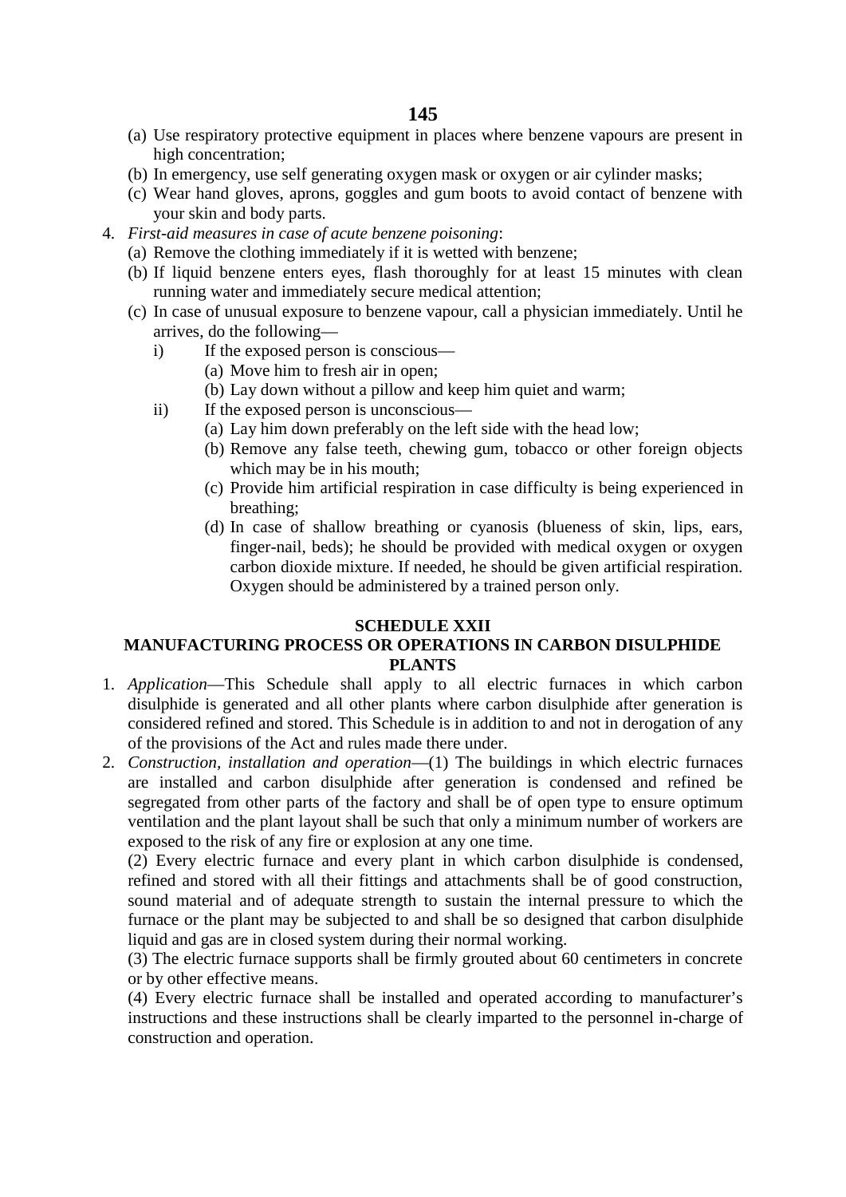(a) Use respiratory protective equipment in places where benzene vapours are present in high concentration;
(b) In emergency, use self generating oxygen mask or oxygen or air cylinder masks;
(c) Wear hand gloves, aprons, goggles and gum boots to avoid contact of benzene with your skin and body parts.

4. *First-aid measures in case of acute benzene poisoning*:
   (a) Remove the clothing immediately if it is wetted with benzene;
   (b) If liquid benzene enters eyes, flash thoroughly for at least 15 minutes with clean running water and immediately secure medical attention;
   (c) In case of unusual exposure to benzene vapour, call a physician immediately. Until he arrives, do the following—
      i) If the exposed person is conscious—
         (a) Move him to fresh air in open;
         (b) Lay down without a pillow and keep him quiet and warm;
      ii) If the exposed person is unconscious—
         (a) Lay him down preferably on the left side with the head low;
         (b) Remove any false teeth, chewing gum, tobacco or other foreign objects which may be in his mouth;
         (c) Provide him artificial respiration in case difficulty is being experienced in breathing;
         (d) In case of shallow breathing or cyanosis (blueness of skin, lips, ears, finger-nail, beds); he should be provided with medical oxygen or oxygen carbon dioxide mixture. If needed, he should be given artificial respiration. Oxygen should be administered by a trained person only.

## SCHEDULE XXII
## MANUFACTURING PROCESS OR OPERATIONS IN CARBON DISULPHIDE PLANTS

1. *Application*—This Schedule shall apply to all electric furnaces in which carbon disulphide is generated and all other plants where carbon disulphide after generation is considered refined and stored. This Schedule is in addition to and not in derogation of any of the provisions of the Act and rules made there under.
2. *Construction, installation and operation*—(1) The buildings in which electric furnaces are installed and carbon disulphide after generation is condensed and refined be segregated from other parts of the factory and shall be of open type to ensure optimum ventilation and the plant layout shall be such that only a minimum number of workers are exposed to the risk of any fire or explosion at any one time.

   (2) Every electric furnace and every plant in which carbon disulphide is condensed, refined and stored with all their fittings and attachments shall be of good construction, sound material and of adequate strength to sustain the internal pressure to which the furnace or the plant may be subjected to and shall be so designed that carbon disulphide liquid and gas are in closed system during their normal working.

   (3) The electric furnace supports shall be firmly grouted about 60 centimeters in concrete or by other effective means.

   (4) Every electric furnace shall be installed and operated according to manufacturer's instructions and these instructions shall be clearly imparted to the personnel in-charge of construction and operation.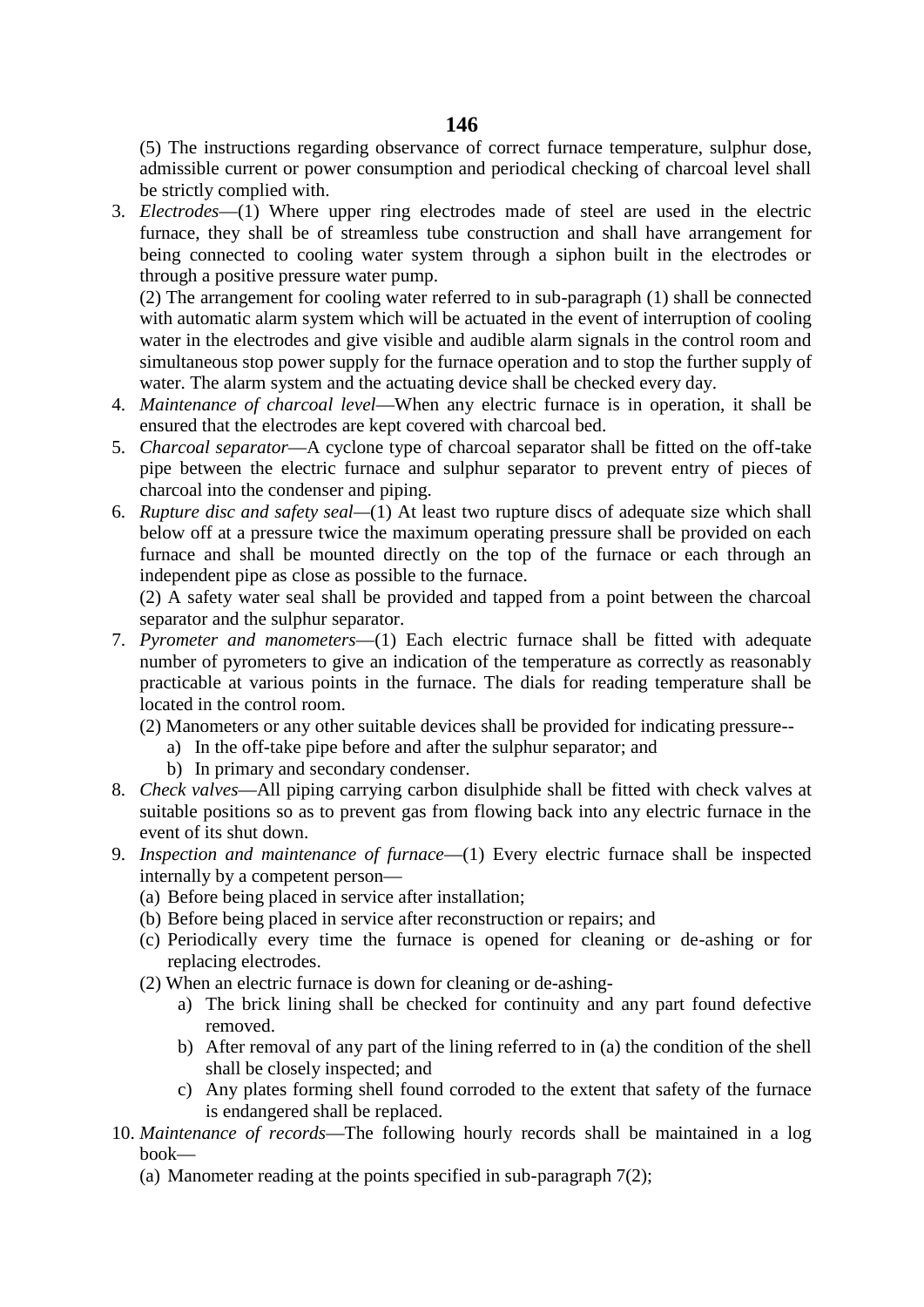(5) The instructions regarding observance of correct furnace temperature, sulphur dose, admissible current or power consumption and periodical checking of charcoal level shall be strictly complied with.

3. *Electrodes*—(1) Where upper ring electrodes made of steel are used in the electric furnace, they shall be of streamless tube construction and shall have arrangement for being connected to cooling water system through a siphon built in the electrodes or through a positive pressure water pump.

   (2) The arrangement for cooling water referred to in sub-paragraph (1) shall be connected with automatic alarm system which will be actuated in the event of interruption of cooling water in the electrodes and give visible and audible alarm signals in the control room and simultaneous stop power supply for the furnace operation and to stop the further supply of water. The alarm system and the actuating device shall be checked every day.

4. *Maintenance of charcoal level*—When any electric furnace is in operation, it shall be ensured that the electrodes are kept covered with charcoal bed.

5. *Charcoal separator*—A cyclone type of charcoal separator shall be fitted on the off-take pipe between the electric furnace and sulphur separator to prevent entry of pieces of charcoal into the condenser and piping.

6. *Rupture disc and safety seal*—(1) At least two rupture discs of adequate size which shall below off at a pressure twice the maximum operating pressure shall be provided on each furnace and shall be mounted directly on the top of the furnace or each through an independent pipe as close as possible to the furnace.

   (2) A safety water seal shall be provided and tapped from a point between the charcoal separator and the sulphur separator.

7. *Pyrometer and manometers*—(1) Each electric furnace shall be fitted with adequate number of pyrometers to give an indication of the temperature as correctly as reasonably practicable at various points in the furnace. The dials for reading temperature shall be located in the control room.

   (2) Manometers or any other suitable devices shall be provided for indicating pressure--

   a) In the off-take pipe before and after the sulphur separator; and
   b) In primary and secondary condenser.

8. *Check valves*—All piping carrying carbon disulphide shall be fitted with check valves at suitable positions so as to prevent gas from flowing back into any electric furnace in the event of its shut down.

9. *Inspection and maintenance of furnace*—(1) Every electric furnace shall be inspected internally by a competent person—

   (a) Before being placed in service after installation;
   (b) Before being placed in service after reconstruction or repairs; and
   (c) Periodically every time the furnace is opened for cleaning or de-ashing or for replacing electrodes.

   (2) When an electric furnace is down for cleaning or de-ashing-

   a) The brick lining shall be checked for continuity and any part found defective removed.
   b) After removal of any part of the lining referred to in (a) the condition of the shell shall be closely inspected; and
   c) Any plates forming shell found corroded to the extent that safety of the furnace is endangered shall be replaced.

10. *Maintenance of records*—The following hourly records shall be maintained in a log book—

    (a) Manometer reading at the points specified in sub-paragraph 7(2);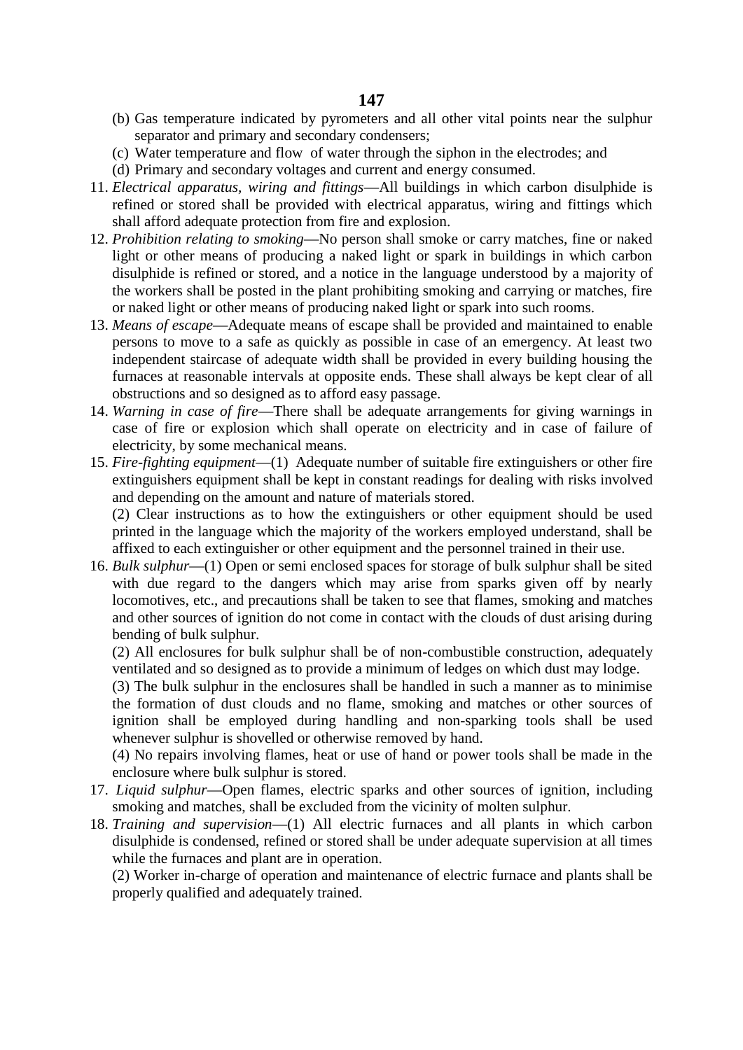(b) Gas temperature indicated by pyrometers and all other vital points near the sulphur separator and primary and secondary condensers;

(c) Water temperature and flow of water through the siphon in the electrodes; and

(d) Primary and secondary voltages and current and energy consumed.

11. *Electrical apparatus, wiring and fittings*—All buildings in which carbon disulphide is refined or stored shall be provided with electrical apparatus, wiring and fittings which shall afford adequate protection from fire and explosion.

12. *Prohibition relating to smoking*—No person shall smoke or carry matches, fine or naked light or other means of producing a naked light or spark in buildings in which carbon disulphide is refined or stored, and a notice in the language understood by a majority of the workers shall be posted in the plant prohibiting smoking and carrying or matches, fire or naked light or other means of producing naked light or spark into such rooms.

13. *Means of escape*—Adequate means of escape shall be provided and maintained to enable persons to move to a safe as quickly as possible in case of an emergency. At least two independent staircase of adequate width shall be provided in every building housing the furnaces at reasonable intervals at opposite ends. These shall always be kept clear of all obstructions and so designed as to afford easy passage.

14. *Warning in case of fire*—There shall be adequate arrangements for giving warnings in case of fire or explosion which shall operate on electricity and in case of failure of electricity, by some mechanical means.

15. *Fire-fighting equipment*—(1) Adequate number of suitable fire extinguishers or other fire extinguishers equipment shall be kept in constant readings for dealing with risks involved and depending on the amount and nature of materials stored.

    (2) Clear instructions as to how the extinguishers or other equipment should be used printed in the language which the majority of the workers employed understand, shall be affixed to each extinguisher or other equipment and the personnel trained in their use.

16. *Bulk sulphur*—(1) Open or semi enclosed spaces for storage of bulk sulphur shall be sited with due regard to the dangers which may arise from sparks given off by nearly locomotives, etc., and precautions shall be taken to see that flames, smoking and matches and other sources of ignition do not come in contact with the clouds of dust arising during bending of bulk sulphur.

    (2) All enclosures for bulk sulphur shall be of non-combustible construction, adequately ventilated and so designed as to provide a minimum of ledges on which dust may lodge.

    (3) The bulk sulphur in the enclosures shall be handled in such a manner as to minimise the formation of dust clouds and no flame, smoking and matches or other sources of ignition shall be employed during handling and non-sparking tools shall be used whenever sulphur is shovelled or otherwise removed by hand.

    (4) No repairs involving flames, heat or use of hand or power tools shall be made in the enclosure where bulk sulphur is stored.

17. *Liquid sulphur*—Open flames, electric sparks and other sources of ignition, including smoking and matches, shall be excluded from the vicinity of molten sulphur.

18. *Training and supervision*—(1) All electric furnaces and all plants in which carbon disulphide is condensed, refined or stored shall be under adequate supervision at all times while the furnaces and plant are in operation.

    (2) Worker in-charge of operation and maintenance of electric furnace and plants shall be properly qualified and adequately trained.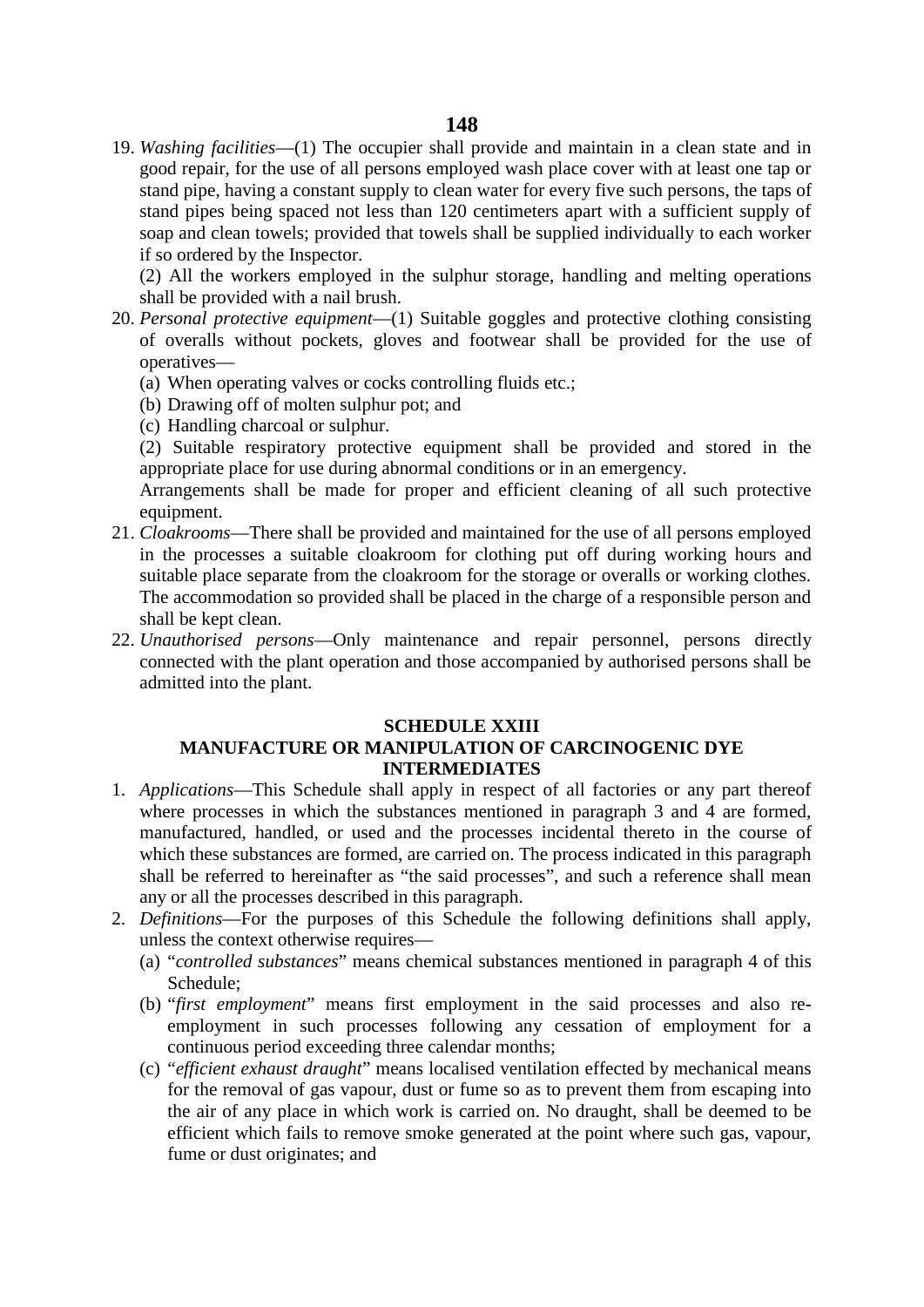19. *Washing facilities*—(1) The occupier shall provide and maintain in a clean state and in good repair, for the use of all persons employed wash place cover with at least one tap or stand pipe, having a constant supply to clean water for every five such persons, the taps of stand pipes being spaced not less than 120 centimeters apart with a sufficient supply of soap and clean towels; provided that towels shall be supplied individually to each worker if so ordered by the Inspector.

    (2) All the workers employed in the sulphur storage, handling and melting operations shall be provided with a nail brush.

20. *Personal protective equipment*—(1) Suitable goggles and protective clothing consisting of overalls without pockets, gloves and footwear shall be provided for the use of operatives—

    (a) When operating valves or cocks controlling fluids etc.;
    (b) Drawing off of molten sulphur pot; and
    (c) Handling charcoal or sulphur.

    (2) Suitable respiratory protective equipment shall be provided and stored in the appropriate place for use during abnormal conditions or in an emergency.

    Arrangements shall be made for proper and efficient cleaning of all such protective equipment.

21. *Cloakrooms*—There shall be provided and maintained for the use of all persons employed in the processes a suitable cloakroom for clothing put off during working hours and suitable place separate from the cloakroom for the storage or overalls or working clothes. The accommodation so provided shall be placed in the charge of a responsible person and shall be kept clean.

22. *Unauthorised persons*—Only maintenance and repair personnel, persons directly connected with the plant operation and those accompanied by authorised persons shall be admitted into the plant.

## SCHEDULE XXIII
## MANUFACTURE OR MANIPULATION OF CARCINOGENIC DYE INTERMEDIATES

1. *Applications*—This Schedule shall apply in respect of all factories or any part thereof where processes in which the substances mentioned in paragraph 3 and 4 are formed, manufactured, handled, or used and the processes incidental thereto in the course of which these substances are formed, are carried on. The process indicated in this paragraph shall be referred to hereinafter as "the said processes", and such a reference shall mean any or all the processes described in this paragraph.

2. *Definitions*—For the purposes of this Schedule the following definitions shall apply, unless the context otherwise requires—

    (a) "*controlled substances*" means chemical substances mentioned in paragraph 4 of this Schedule;
    (b) "*first employment*" means first employment in the said processes and also re-employment in such processes following any cessation of employment for a continuous period exceeding three calendar months;
    (c) "*efficient exhaust draught*" means localised ventilation effected by mechanical means for the removal of gas vapour, dust or fume so as to prevent them from escaping into the air of any place in which work is carried on. No draught, shall be deemed to be efficient which fails to remove smoke generated at the point where such gas, vapour, fume or dust originates; and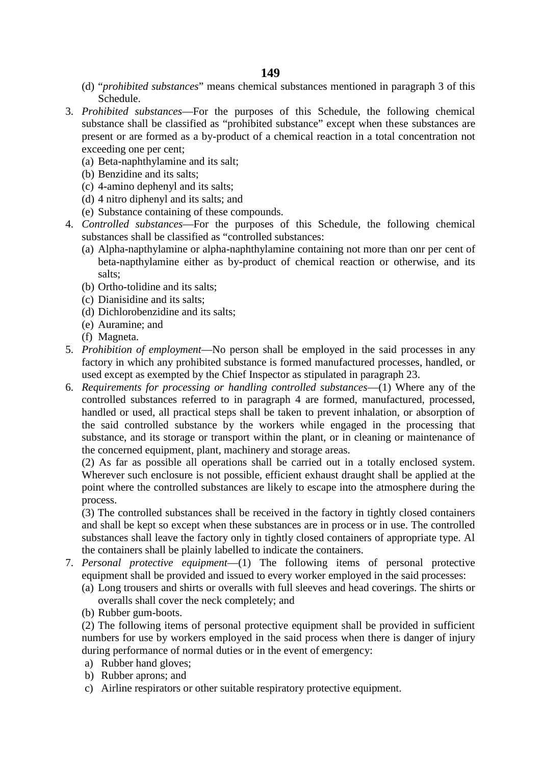(d) "*prohibited substances*" means chemical substances mentioned in paragraph 3 of this Schedule.

3. *Prohibited substances*—For the purposes of this Schedule, the following chemical substance shall be classified as "prohibited substance" except when these substances are present or are formed as a by-product of a chemical reaction in a total concentration not exceeding one per cent;
   (a) Beta-naphthylamine and its salt;
   (b) Benzidine and its salts;
   (c) 4-amino dephenyl and its salts;
   (d) 4 nitro diphenyl and its salts; and
   (e) Substance containing of these compounds.

4. *Controlled substances*—For the purposes of this Schedule, the following chemical substances shall be classified as "controlled substances:
   (a) Alpha-napthylamine or alpha-naphthylamine containing not more than onr per cent of beta-napthylamine either as by-product of chemical reaction or otherwise, and its salts;
   (b) Ortho-tolidine and its salts;
   (c) Dianisidine and its salts;
   (d) Dichlorobenzidine and its salts;
   (e) Auramine; and
   (f) Magneta.

5. *Prohibition of employment*—No person shall be employed in the said processes in any factory in which any prohibited substance is formed manufactured processes, handled, or used except as exempted by the Chief Inspector as stipulated in paragraph 23.

6. *Requirements for processing or handling controlled substances*—(1) Where any of the controlled substances referred to in paragraph 4 are formed, manufactured, processed, handled or used, all practical steps shall be taken to prevent inhalation, or absorption of the said controlled substance by the workers while engaged in the processing that substance, and its storage or transport within the plant, or in cleaning or maintenance of the concerned equipment, plant, machinery and storage areas.

   (2) As far as possible all operations shall be carried out in a totally enclosed system. Wherever such enclosure is not possible, efficient exhaust draught shall be applied at the point where the controlled substances are likely to escape into the atmosphere during the process.

   (3) The controlled substances shall be received in the factory in tightly closed containers and shall be kept so except when these substances are in process or in use. The controlled substances shall leave the factory only in tightly closed containers of appropriate type. Al the containers shall be plainly labelled to indicate the containers.

7. *Personal protective equipment*—(1) The following items of personal protective equipment shall be provided and issued to every worker employed in the said processes:
   (a) Long trousers and shirts or overalls with full sleeves and head coverings. The shirts or overalls shall cover the neck completely; and
   (b) Rubber gum-boots.

   (2) The following items of personal protective equipment shall be provided in sufficient numbers for use by workers employed in the said process when there is danger of injury during performance of normal duties or in the event of emergency:
   a) Rubber hand gloves;
   b) Rubber aprons; and
   c) Airline respirators or other suitable respiratory protective equipment.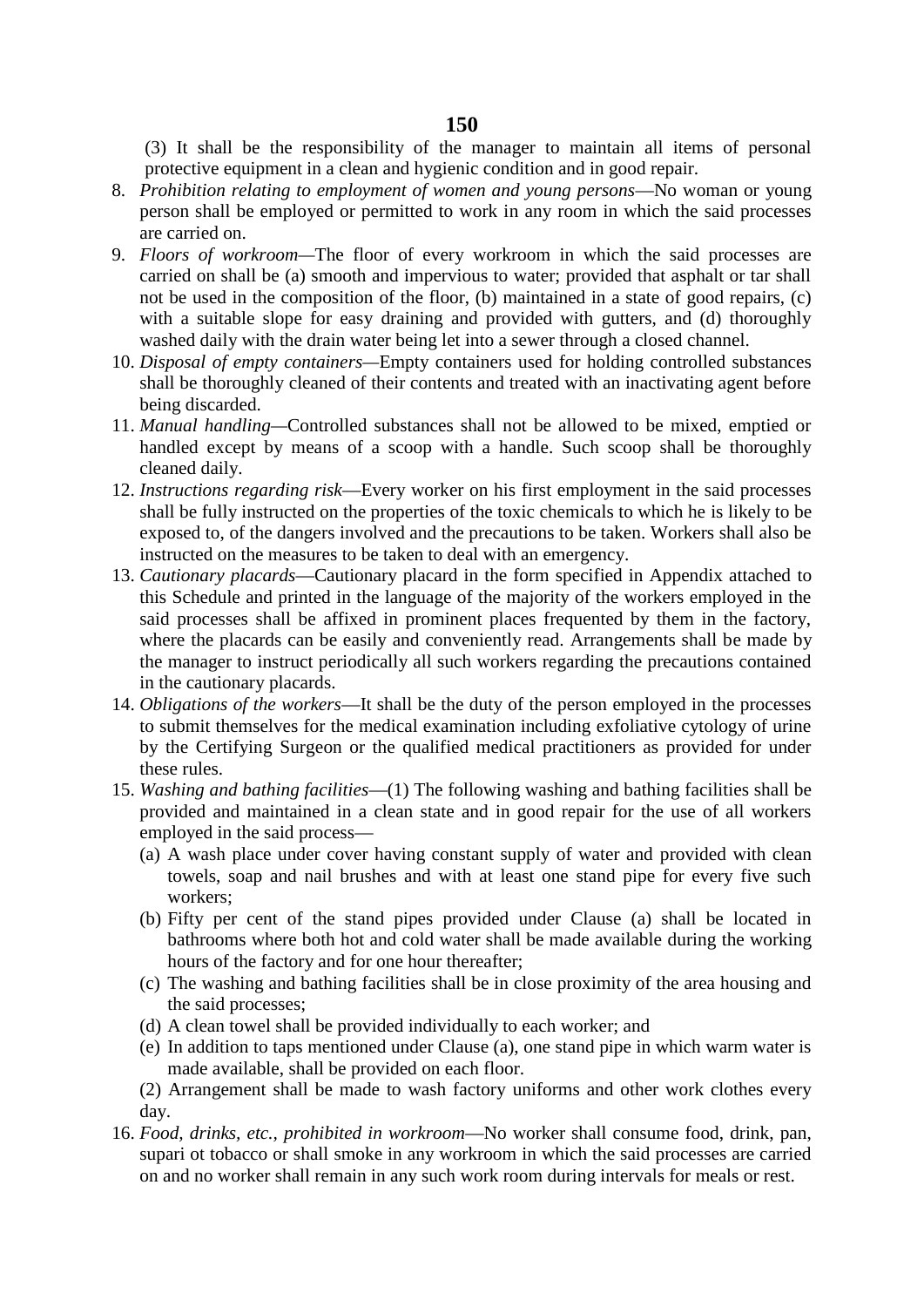(3) It shall be the responsibility of the manager to maintain all items of personal protective equipment in a clean and hygienic condition and in good repair.

8. *Prohibition relating to employment of women and young persons*—No woman or young person shall be employed or permitted to work in any room in which the said processes are carried on.
9. *Floors of workroom*—The floor of every workroom in which the said processes are carried on shall be (a) smooth and impervious to water; provided that asphalt or tar shall not be used in the composition of the floor, (b) maintained in a state of good repairs, (c) with a suitable slope for easy draining and provided with gutters, and (d) thoroughly washed daily with the drain water being let into a sewer through a closed channel.
10. *Disposal of empty containers*—Empty containers used for holding controlled substances shall be thoroughly cleaned of their contents and treated with an inactivating agent before being discarded.
11. *Manual handling*—Controlled substances shall not be allowed to be mixed, emptied or handled except by means of a scoop with a handle. Such scoop shall be thoroughly cleaned daily.
12. *Instructions regarding risk*—Every worker on his first employment in the said processes shall be fully instructed on the properties of the toxic chemicals to which he is likely to be exposed to, of the dangers involved and the precautions to be taken. Workers shall also be instructed on the measures to be taken to deal with an emergency.
13. *Cautionary placards*—Cautionary placard in the form specified in Appendix attached to this Schedule and printed in the language of the majority of the workers employed in the said processes shall be affixed in prominent places frequented by them in the factory, where the placards can be easily and conveniently read. Arrangements shall be made by the manager to instruct periodically all such workers regarding the precautions contained in the cautionary placards.
14. *Obligations of the workers*—It shall be the duty of the person employed in the processes to submit themselves for the medical examination including exfoliative cytology of urine by the Certifying Surgeon or the qualified medical practitioners as provided for under these rules.
15. *Washing and bathing facilities*—(1) The following washing and bathing facilities shall be provided and maintained in a clean state and in good repair for the use of all workers employed in the said process—
    (a) A wash place under cover having constant supply of water and provided with clean towels, soap and nail brushes and with at least one stand pipe for every five such workers;
    (b) Fifty per cent of the stand pipes provided under Clause (a) shall be located in bathrooms where both hot and cold water shall be made available during the working hours of the factory and for one hour thereafter;
    (c) The washing and bathing facilities shall be in close proximity of the area housing and the said processes;
    (d) A clean towel shall be provided individually to each worker; and
    (e) In addition to taps mentioned under Clause (a), one stand pipe in which warm water is made available, shall be provided on each floor.

    (2) Arrangement shall be made to wash factory uniforms and other work clothes every day.
16. *Food, drinks, etc., prohibited in workroom*—No worker shall consume food, drink, pan, supari ot tobacco or shall smoke in any workroom in which the said processes are carried on and no worker shall remain in any such work room during intervals for meals or rest.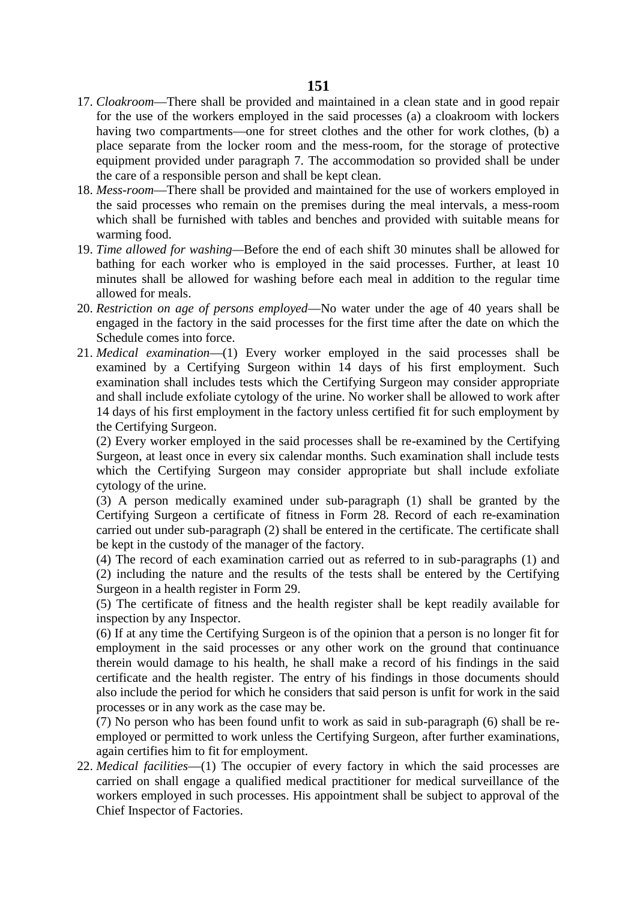17. *Cloakroom*—There shall be provided and maintained in a clean state and in good repair for the use of the workers employed in the said processes (a) a cloakroom with lockers having two compartments—one for street clothes and the other for work clothes, (b) a place separate from the locker room and the mess-room, for the storage of protective equipment provided under paragraph 7. The accommodation so provided shall be under the care of a responsible person and shall be kept clean.
18. *Mess-room*—There shall be provided and maintained for the use of workers employed in the said processes who remain on the premises during the meal intervals, a mess-room which shall be furnished with tables and benches and provided with suitable means for warming food.
19. *Time allowed for washing*—Before the end of each shift 30 minutes shall be allowed for bathing for each worker who is employed in the said processes. Further, at least 10 minutes shall be allowed for washing before each meal in addition to the regular time allowed for meals.
20. *Restriction on age of persons employed*—No water under the age of 40 years shall be engaged in the factory in the said processes for the first time after the date on which the Schedule comes into force.
21. *Medical examination*—(1) Every worker employed in the said processes shall be examined by a Certifying Surgeon within 14 days of his first employment. Such examination shall includes tests which the Certifying Surgeon may consider appropriate and shall include exfoliate cytology of the urine. No worker shall be allowed to work after 14 days of his first employment in the factory unless certified fit for such employment by the Certifying Surgeon.

    (2) Every worker employed in the said processes shall be re-examined by the Certifying Surgeon, at least once in every six calendar months. Such examination shall include tests which the Certifying Surgeon may consider appropriate but shall include exfoliate cytology of the urine.

    (3) A person medically examined under sub-paragraph (1) shall be granted by the Certifying Surgeon a certificate of fitness in Form 28. Record of each re-examination carried out under sub-paragraph (2) shall be entered in the certificate. The certificate shall be kept in the custody of the manager of the factory.

    (4) The record of each examination carried out as referred to in sub-paragraphs (1) and (2) including the nature and the results of the tests shall be entered by the Certifying Surgeon in a health register in Form 29.

    (5) The certificate of fitness and the health register shall be kept readily available for inspection by any Inspector.

    (6) If at any time the Certifying Surgeon is of the opinion that a person is no longer fit for employment in the said processes or any other work on the ground that continuance therein would damage to his health, he shall make a record of his findings in the said certificate and the health register. The entry of his findings in those documents should also include the period for which he considers that said person is unfit for work in the said processes or in any work as the case may be.

    (7) No person who has been found unfit to work as said in sub-paragraph (6) shall be re-employed or permitted to work unless the Certifying Surgeon, after further examinations, again certifies him to fit for employment.
22. *Medical facilities*—(1) The occupier of every factory in which the said processes are carried on shall engage a qualified medical practitioner for medical surveillance of the workers employed in such processes. His appointment shall be subject to approval of the Chief Inspector of Factories.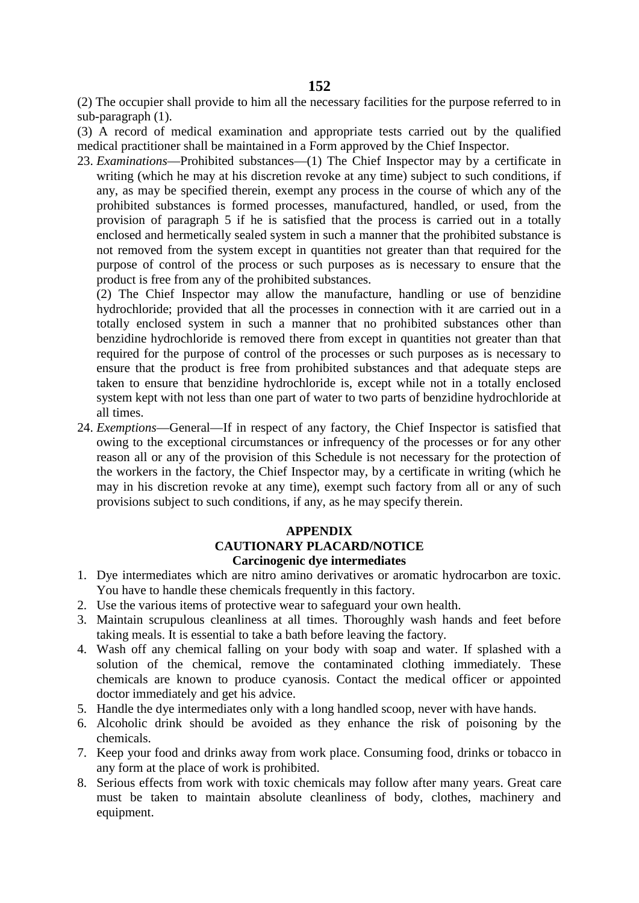(2) The occupier shall provide to him all the necessary facilities for the purpose referred to in sub-paragraph (1).

(3) A record of medical examination and appropriate tests carried out by the qualified medical practitioner shall be maintained in a Form approved by the Chief Inspector.

23. *Examinations*—Prohibited substances—(1) The Chief Inspector may by a certificate in writing (which he may at his discretion revoke at any time) subject to such conditions, if any, as may be specified therein, exempt any process in the course of which any of the prohibited substances is formed processes, manufactured, handled, or used, from the provision of paragraph 5 if he is satisfied that the process is carried out in a totally enclosed and hermetically sealed system in such a manner that the prohibited substance is not removed from the system except in quantities not greater than that required for the purpose of control of the process or such purposes as is necessary to ensure that the product is free from any of the prohibited substances.

    (2) The Chief Inspector may allow the manufacture, handling or use of benzidine hydrochloride; provided that all the processes in connection with it are carried out in a totally enclosed system in such a manner that no prohibited substances other than benzidine hydrochloride is removed there from except in quantities not greater than that required for the purpose of control of the processes or such purposes as is necessary to ensure that the product is free from prohibited substances and that adequate steps are taken to ensure that benzidine hydrochloride is, except while not in a totally enclosed system kept with not less than one part of water to two parts of benzidine hydrochloride at all times.

24. *Exemptions*—General—If in respect of any factory, the Chief Inspector is satisfied that owing to the exceptional circumstances or infrequency of the processes or for any other reason all or any of the provision of this Schedule is not necessary for the protection of the workers in the factory, the Chief Inspector may, by a certificate in writing (which he may in his discretion revoke at any time), exempt such factory from all or any of such provisions subject to such conditions, if any, as he may specify therein.

## APPENDIX

## CAUTIONARY PLACARD/NOTICE

### Carcinogenic dye intermediates

1. Dye intermediates which are nitro amino derivatives or aromatic hydrocarbon are toxic. You have to handle these chemicals frequently in this factory.
2. Use the various items of protective wear to safeguard your own health.
3. Maintain scrupulous cleanliness at all times. Thoroughly wash hands and feet before taking meals. It is essential to take a bath before leaving the factory.
4. Wash off any chemical falling on your body with soap and water. If splashed with a solution of the chemical, remove the contaminated clothing immediately. These chemicals are known to produce cyanosis. Contact the medical officer or appointed doctor immediately and get his advice.
5. Handle the dye intermediates only with a long handled scoop, never with have hands.
6. Alcoholic drink should be avoided as they enhance the risk of poisoning by the chemicals.
7. Keep your food and drinks away from work place. Consuming food, drinks or tobacco in any form at the place of work is prohibited.
8. Serious effects from work with toxic chemicals may follow after many years. Great care must be taken to maintain absolute cleanliness of body, clothes, machinery and equipment.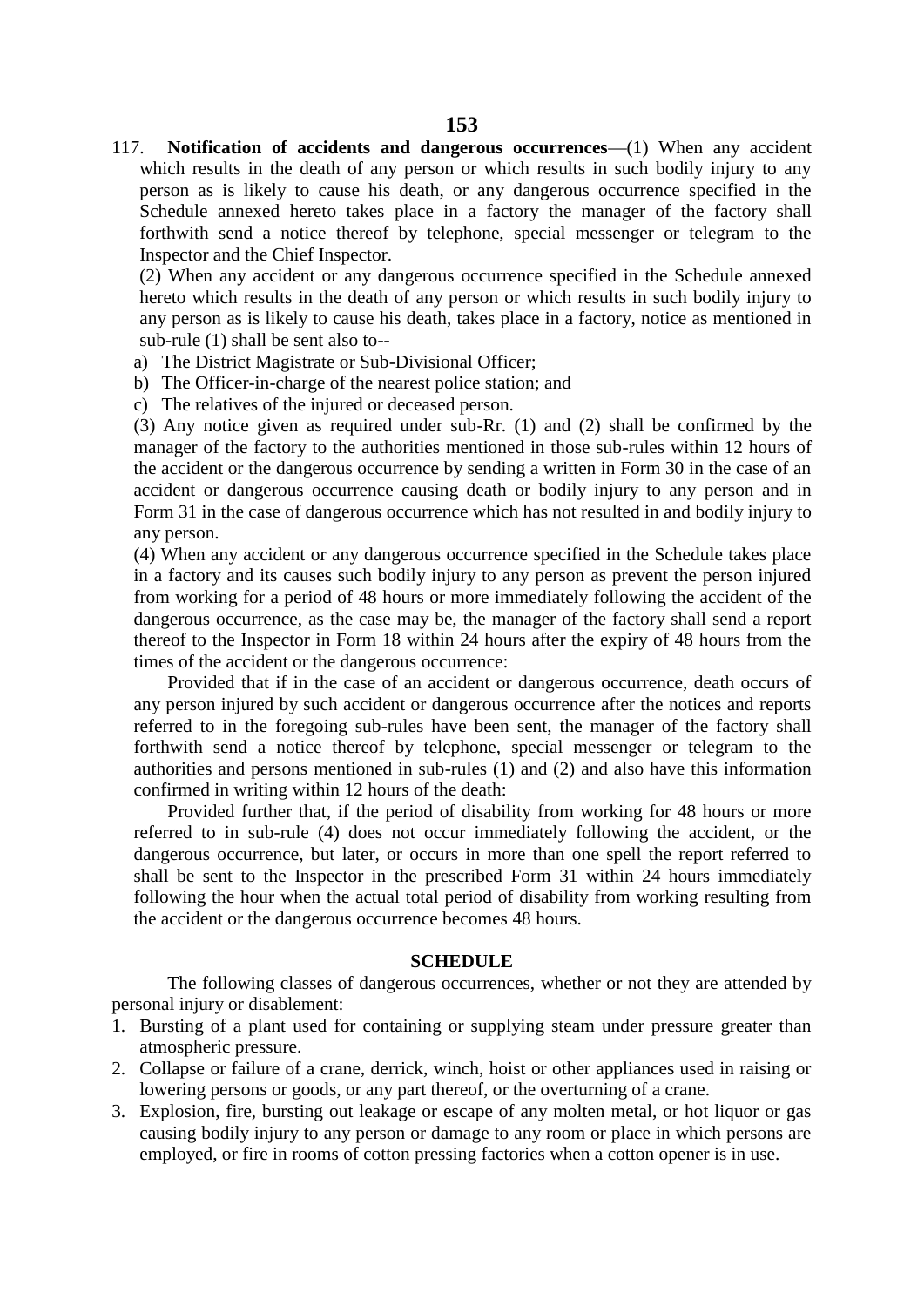117. **Notification of accidents and dangerous occurrences**—(1) When any accident which results in the death of any person or which results in such bodily injury to any person as is likely to cause his death, or any dangerous occurrence specified in the Schedule annexed hereto takes place in a factory the manager of the factory shall forthwith send a notice thereof by telephone, special messenger or telegram to the Inspector and the Chief Inspector.

(2) When any accident or any dangerous occurrence specified in the Schedule annexed hereto which results in the death of any person or which results in such bodily injury to any person as is likely to cause his death, takes place in a factory, notice as mentioned in sub-rule (1) shall be sent also to--

a) The District Magistrate or Sub-Divisional Officer;
b) The Officer-in-charge of the nearest police station; and
c) The relatives of the injured or deceased person.

(3) Any notice given as required under sub-Rr. (1) and (2) shall be confirmed by the manager of the factory to the authorities mentioned in those sub-rules within 12 hours of the accident or the dangerous occurrence by sending a written in Form 30 in the case of an accident or dangerous occurrence causing death or bodily injury to any person and in Form 31 in the case of dangerous occurrence which has not resulted in and bodily injury to any person.

(4) When any accident or any dangerous occurrence specified in the Schedule takes place in a factory and its causes such bodily injury to any person as prevent the person injured from working for a period of 48 hours or more immediately following the accident of the dangerous occurrence, as the case may be, the manager of the factory shall send a report thereof to the Inspector in Form 18 within 24 hours after the expiry of 48 hours from the times of the accident or the dangerous occurrence:

Provided that if in the case of an accident or dangerous occurrence, death occurs of any person injured by such accident or dangerous occurrence after the notices and reports referred to in the foregoing sub-rules have been sent, the manager of the factory shall forthwith send a notice thereof by telephone, special messenger or telegram to the authorities and persons mentioned in sub-rules (1) and (2) and also have this information confirmed in writing within 12 hours of the death:

Provided further that, if the period of disability from working for 48 hours or more referred to in sub-rule (4) does not occur immediately following the accident, or the dangerous occurrence, but later, or occurs in more than one spell the report referred to shall be sent to the Inspector in the prescribed Form 31 within 24 hours immediately following the hour when the actual total period of disability from working resulting from the accident or the dangerous occurrence becomes 48 hours.

## SCHEDULE

The following classes of dangerous occurrences, whether or not they are attended by personal injury or disablement:

1. Bursting of a plant used for containing or supplying steam under pressure greater than atmospheric pressure.
2. Collapse or failure of a crane, derrick, winch, hoist or other appliances used in raising or lowering persons or goods, or any part thereof, or the overturning of a crane.
3. Explosion, fire, bursting out leakage or escape of any molten metal, or hot liquor or gas causing bodily injury to any person or damage to any room or place in which persons are employed, or fire in rooms of cotton pressing factories when a cotton opener is in use.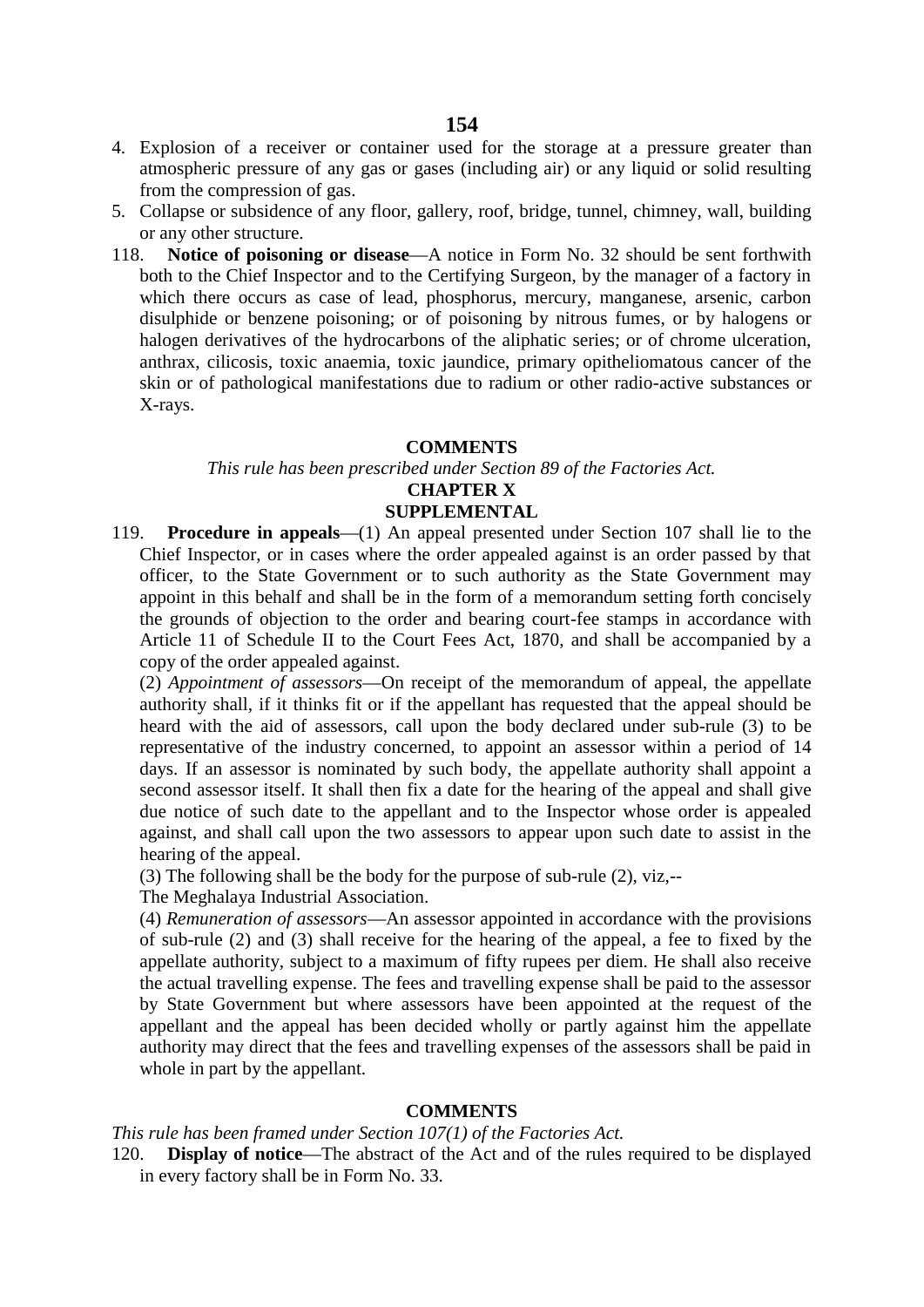4. Explosion of a receiver or container used for the storage at a pressure greater than atmospheric pressure of any gas or gases (including air) or any liquid or solid resulting from the compression of gas.
5. Collapse or subsidence of any floor, gallery, roof, bridge, tunnel, chimney, wall, building or any other structure.

118. **Notice of poisoning or disease**—A notice in Form No. 32 should be sent forthwith both to the Chief Inspector and to the Certifying Surgeon, by the manager of a factory in which there occurs as case of lead, phosphorus, mercury, manganese, arsenic, carbon disulphide or benzene poisoning; or of poisoning by nitrous fumes, or by halogens or halogen derivatives of the hydrocarbons of the aliphatic series; or of chrome ulceration, anthrax, cilicosis, toxic anaemia, toxic jaundice, primary opitheliomatous cancer of the skin or of pathological manifestations due to radium or other radio-active substances or X-rays.

**COMMENTS**

*This rule has been prescribed under Section 89 of the Factories Act.*

## CHAPTER X

## SUPPLEMENTAL

119. **Procedure in appeals**—(1) An appeal presented under Section 107 shall lie to the Chief Inspector, or in cases where the order appealed against is an order passed by that officer, to the State Government or to such authority as the State Government may appoint in this behalf and shall be in the form of a memorandum setting forth concisely the grounds of objection to the order and bearing court-fee stamps in accordance with Article 11 of Schedule II to the Court Fees Act, 1870, and shall be accompanied by a copy of the order appealed against.

(2) *Appointment of assessors*—On receipt of the memorandum of appeal, the appellate authority shall, if it thinks fit or if the appellant has requested that the appeal should be heard with the aid of assessors, call upon the body declared under sub-rule (3) to be representative of the industry concerned, to appoint an assessor within a period of 14 days. If an assessor is nominated by such body, the appellate authority shall appoint a second assessor itself. It shall then fix a date for the hearing of the appeal and shall give due notice of such date to the appellant and to the Inspector whose order is appealed against, and shall call upon the two assessors to appear upon such date to assist in the hearing of the appeal.

(3) The following shall be the body for the purpose of sub-rule (2), viz,--

The Meghalaya Industrial Association.

(4) *Remuneration of assessors*—An assessor appointed in accordance with the provisions of sub-rule (2) and (3) shall receive for the hearing of the appeal, a fee to fixed by the appellate authority, subject to a maximum of fifty rupees per diem. He shall also receive the actual travelling expense. The fees and travelling expense shall be paid to the assessor by State Government but where assessors have been appointed at the request of the appellant and the appeal has been decided wholly or partly against him the appellate authority may direct that the fees and travelling expenses of the assessors shall be paid in whole in part by the appellant.

**COMMENTS**

*This rule has been framed under Section 107(1) of the Factories Act.*

120. **Display of notice**—The abstract of the Act and of the rules required to be displayed in every factory shall be in Form No. 33.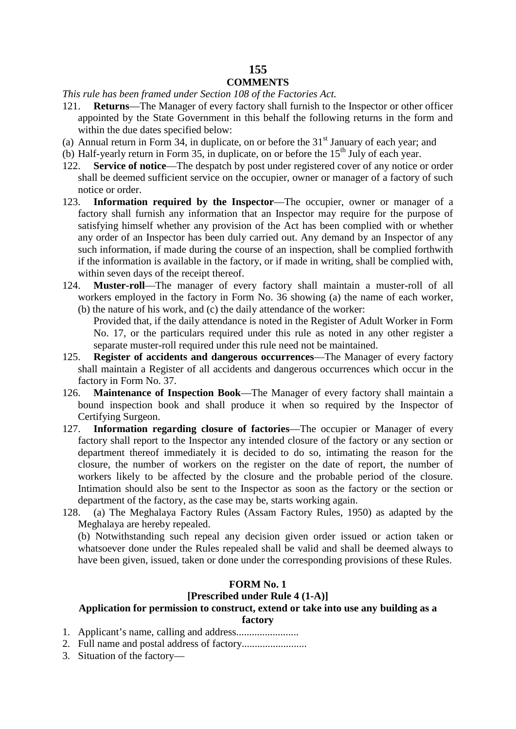## COMMENTS

*This rule has been framed under Section 108 of the Factories Act.*

121. **Returns**—The Manager of every factory shall furnish to the Inspector or other officer appointed by the State Government in this behalf the following returns in the form and within the due dates specified below:

(a) Annual return in Form 34, in duplicate, on or before the 31st January of each year; and

(b) Half-yearly return in Form 35, in duplicate, on or before the 15th July of each year.

122. **Service of notice**—The despatch by post under registered cover of any notice or order shall be deemed sufficient service on the occupier, owner or manager of a factory of such notice or order.

123. **Information required by the Inspector**—The occupier, owner or manager of a factory shall furnish any information that an Inspector may require for the purpose of satisfying himself whether any provision of the Act has been complied with or whether any order of an Inspector has been duly carried out. Any demand by an Inspector of any such information, if made during the course of an inspection, shall be complied forthwith if the information is available in the factory, or if made in writing, shall be complied with, within seven days of the receipt thereof.

124. **Muster-roll**—The manager of every factory shall maintain a muster-roll of all workers employed in the factory in Form No. 36 showing (a) the name of each worker, (b) the nature of his work, and (c) the daily attendance of the worker:

Provided that, if the daily attendance is noted in the Register of Adult Worker in Form No. 17, or the particulars required under this rule as noted in any other register a separate muster-roll required under this rule need not be maintained.

125. **Register of accidents and dangerous occurrences**—The Manager of every factory shall maintain a Register of all accidents and dangerous occurrences which occur in the factory in Form No. 37.

126. **Maintenance of Inspection Book**—The Manager of every factory shall maintain a bound inspection book and shall produce it when so required by the Inspector of Certifying Surgeon.

127. **Information regarding closure of factories**—The occupier or Manager of every factory shall report to the Inspector any intended closure of the factory or any section or department thereof immediately it is decided to do so, intimating the reason for the closure, the number of workers on the register on the date of report, the number of workers likely to be affected by the closure and the probable period of the closure. Intimation should also be sent to the Inspector as soon as the factory or the section or department of the factory, as the case may be, starts working again.

128. (a) The Meghalaya Factory Rules (Assam Factory Rules, 1950) as adapted by the Meghalaya are hereby repealed.

(b) Notwithstanding such repeal any decision given order issued or action taken or whatsoever done under the Rules repealed shall be valid and shall be deemed always to have been given, issued, taken or done under the corresponding provisions of these Rules.

## FORM No. 1

### [Prescribed under Rule 4 (1-A)]

### Application for permission to construct, extend or take into use any building as a factory

1. Applicant's name, calling and address........................
2. Full name and postal address of factory.........................
3. Situation of the factory—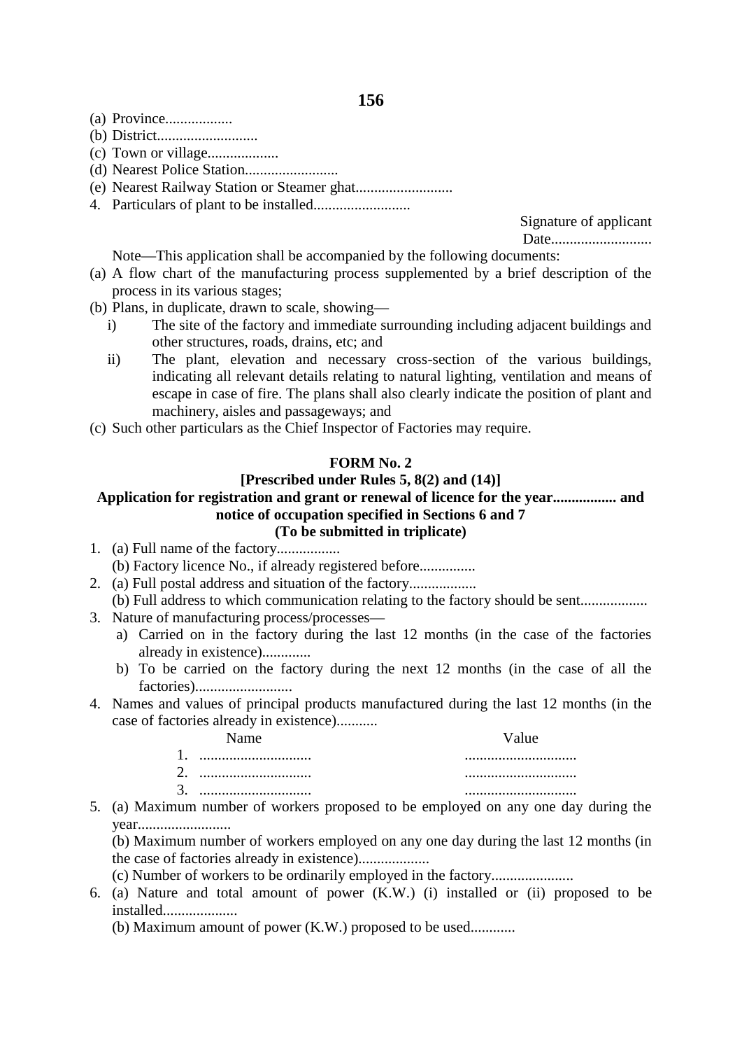(a) Province..................
(b) District...........................
(c) Town or village...................
(d) Nearest Police Station.........................
(e) Nearest Railway Station or Steamer ghat..........................
4. Particulars of plant to be installed..........................

Signature of applicant
Date...........................

Note—This application shall be accompanied by the following documents:

(a) A flow chart of the manufacturing process supplemented by a brief description of the process in its various stages;
(b) Plans, in duplicate, drawn to scale, showing—
   i) The site of the factory and immediate surrounding including adjacent buildings and other structures, roads, drains, etc; and
   ii) The plant, elevation and necessary cross-section of the various buildings, indicating all relevant details relating to natural lighting, ventilation and means of escape in case of fire. The plans shall also clearly indicate the position of plant and machinery, aisles and passageways; and
(c) Such other particulars as the Chief Inspector of Factories may require.

## FORM No. 2

**[Prescribed under Rules 5, 8(2) and (14)]**

**Application for registration and grant or renewal of licence for the year................. and notice of occupation specified in Sections 6 and 7**

**(To be submitted in triplicate)**

1. (a) Full name of the factory.................
   (b) Factory licence No., if already registered before...............
2. (a) Full postal address and situation of the factory..................
   (b) Full address to which communication relating to the factory should be sent..................
3. Nature of manufacturing process/processes—
   a) Carried on in the factory during the last 12 months (in the case of the factories already in existence).............
   b) To be carried on the factory during the next 12 months (in the case of all the factories)..........................
4. Names and values of principal products manufactured during the last 12 months (in the case of factories already in existence)...........

| Name | Value |
|---|---|
| 1. .............................. | .............................. |
| 2. .............................. | .............................. |
| 3. .............................. | .............................. |

5. (a) Maximum number of workers proposed to be employed on any one day during the year.........................
   (b) Maximum number of workers employed on any one day during the last 12 months (in the case of factories already in existence)...................
   (c) Number of workers to be ordinarily employed in the factory......................
6. (a) Nature and total amount of power (K.W.) (i) installed or (ii) proposed to be installed....................
   (b) Maximum amount of power (K.W.) proposed to be used............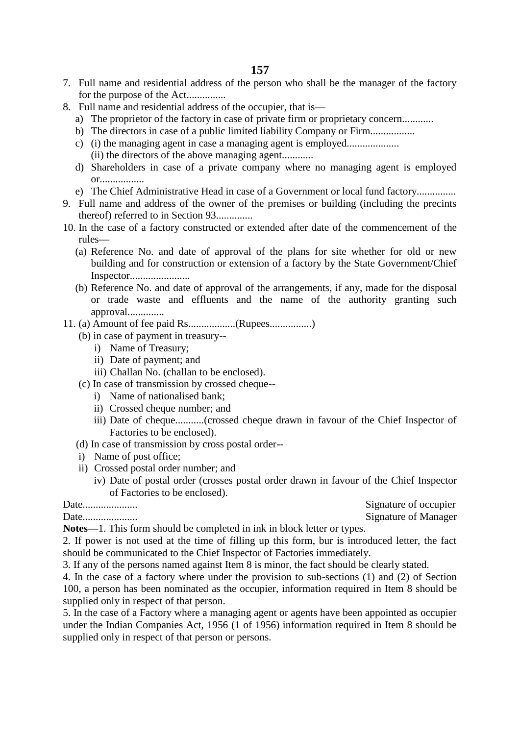7. Full name and residential address of the person who shall be the manager of the factory for the purpose of the Act...............
8. Full name and residential address of the occupier, that is—
   a) The proprietor of the factory in case of private firm or proprietary concern............
   b) The directors in case of a public limited liability Company or Firm.................
   c) (i) the managing agent in case a managing agent is employed....................
      (ii) the directors of the above managing agent............
   d) Shareholders in case of a private company where no managing agent is employed or.................
   e) The Chief Administrative Head in case of a Government or local fund factory...............
9. Full name and address of the owner of the premises or building (including the precints thereof) referred to in Section 93..............
10. In the case of a factory constructed or extended after date of the commencement of the rules—
    (a) Reference No. and date of approval of the plans for site whether for old or new building and for construction or extension of a factory by the State Government/Chief Inspector.......................
    (b) Reference No. and date of approval of the arrangements, if any, made for the disposal or trade waste and effluents and the name of the authority granting such approval..............
11. (a) Amount of fee paid Rs..................(Rupees................)
    (b) in case of payment in treasury--
       i) Name of Treasury;
       ii) Date of payment; and
       iii) Challan No. (challan to be enclosed).
    (c) In case of transmission by crossed cheque--
       i) Name of nationalised bank;
       ii) Crossed cheque number; and
       iii) Date of cheque...........(crossed cheque drawn in favour of the Chief Inspector of Factories to be enclosed).
    (d) In case of transmission by cross postal order--
       i) Name of post office;
       ii) Crossed postal order number; and
       iv) Date of postal order (crosses postal order drawn in favour of the Chief Inspector of Factories to be enclosed).

Date..................... Signature of occupier

Date..................... Signature of Manager

**Notes**—1. This form should be completed in ink in block letter or types.

2. If power is not used at the time of filling up this form, bur is introduced letter, the fact should be communicated to the Chief Inspector of Factories immediately.

3. If any of the persons named against Item 8 is minor, the fact should be clearly stated.

4. In the case of a factory where under the provision to sub-sections (1) and (2) of Section 100, a person has been nominated as the occupier, information required in Item 8 should be supplied only in respect of that person.

5. In the case of a Factory where a managing agent or agents have been appointed as occupier under the Indian Companies Act, 1956 (1 of 1956) information required in Item 8 should be supplied only in respect of that person or persons.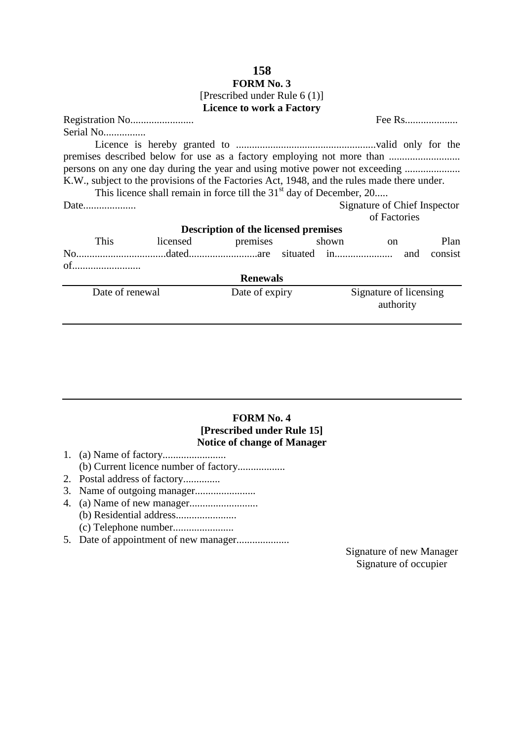## FORM No. 3

[Prescribed under Rule 6 (1)]

**Licence to work a Factory**

Registration No........................ Fee Rs....................

Serial No................

Licence is hereby granted to .....................................................valid only for the premises described below for use as a factory employing not more than ........................... persons on any one day during the year and using motive power not exceeding ..................... K.W., subject to the provisions of the Factories Act, 1948, and the rules made there under.

This licence shall remain in force till the 31st day of December, 20.....

Date.................... Signature of Chief Inspector of Factories

**Description of the licensed premises**

This licensed premises shown on Plan No..................................dated..........................are situated in...................... and consist of..........................

**Renewals**

| Date of renewal | Date of expiry | Signature of licensing authority |
|---|---|---|
| | | |

## FORM No. 4

**[Prescribed under Rule 15]**

**Notice of change of Manager**

1. (a) Name of factory........................
   (b) Current licence number of factory..................
2. Postal address of factory..............
3. Name of outgoing manager.......................
4. (a) Name of new manager..........................
   (b) Residential address.......................
   (c) Telephone number.......................
5. Date of appointment of new manager....................

Signature of new Manager

Signature of occupier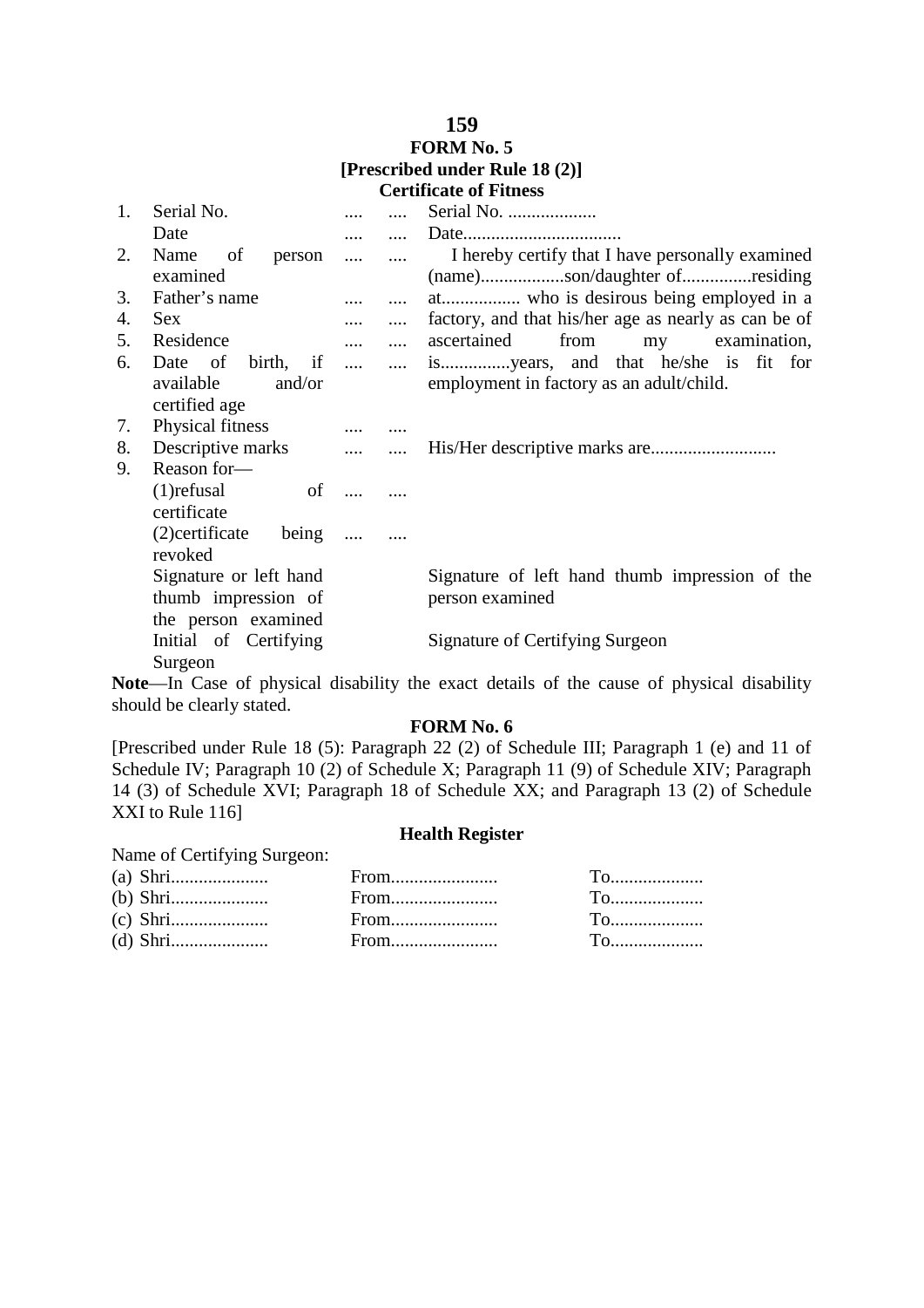## FORM No. 5

**[Prescribed under Rule 18 (2)]**

**Certificate of Fitness**

| | | | | |
|---|---|---|---|---|
| 1. | Serial No. | .... | .... | Serial No. ................... |
| | Date | .... | .... | Date.................................. |
| 2. | Name of person examined | .... | .... | I hereby certify that I have personally examined (name)..................son/daughter of...............residing |
| 3. | Father's name | .... | .... | at................. who is desirous being employed in a |
| 4. | Sex | .... | .... | factory, and that his/her age as nearly as can be of |
| 5. | Residence | .... | .... | ascertained from my examination, |
| 6. | Date of birth, if available and/or certified age | .... | .... | is...............years, and that he/she is fit for employment in factory as an adult/child. |
| 7. | Physical fitness | .... | .... | |
| 8. | Descriptive marks | .... | .... | His/Her descriptive marks are........................... |
| 9. | Reason for— | | | |
| | (1)refusal of certificate | .... | .... | |
| | (2)certificate being revoked | .... | .... | |
| | Signature or left hand thumb impression of the person examined | | | Signature of left hand thumb impression of the person examined |
| | Initial of Certifying Surgeon | | | Signature of Certifying Surgeon |

**Note**—In Case of physical disability the exact details of the cause of physical disability should be clearly stated.

## FORM No. 6

[Prescribed under Rule 18 (5): Paragraph 22 (2) of Schedule III; Paragraph 1 (e) and 11 of Schedule IV; Paragraph 10 (2) of Schedule X; Paragraph 11 (9) of Schedule XIV; Paragraph 14 (3) of Schedule XVI; Paragraph 18 of Schedule XX; and Paragraph 13 (2) of Schedule XXI to Rule 116]

**Health Register**

Name of Certifying Surgeon:

(a) Shri..................... From....................... To....................

(b) Shri..................... From....................... To....................

(c) Shri..................... From....................... To....................

(d) Shri..................... From....................... To....................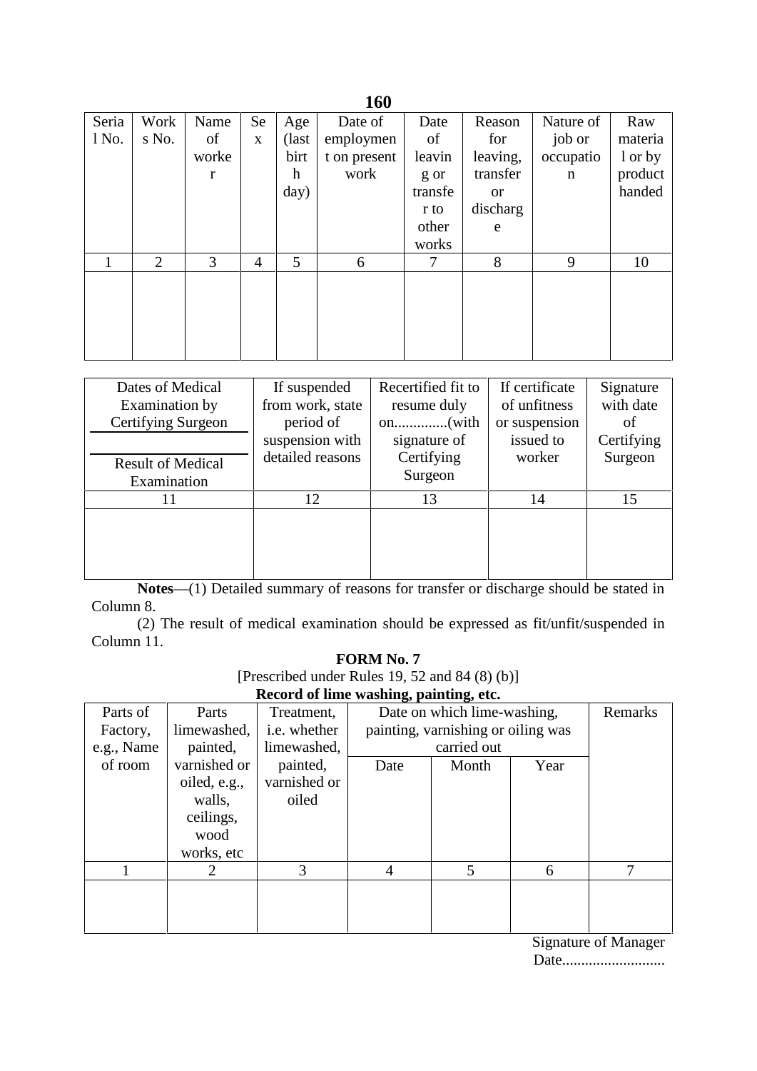| Serial No. | Works No. | Name of worker | Sex | Age (last birth day) | Date of employment on present work | Date of leaving or transfer to other works | Reason for leaving, transfer or discharge | Nature of job or occupation | Raw material or by product handed |
|---|---|---|---|---|---|---|---|---|---|
| 1 | 2 | 3 | 4 | 5 | 6 | 7 | 8 | 9 | 10 |
| | | | | | | | | | |

| Dates of Medical Examination by Certifying Surgeon / Result of Medical Examination | If suspended from work, state period of suspension with detailed reasons | Recertified fit to resume duly on..............(with signature of Certifying Surgeon | If certificate of unfitness or suspension issued to worker | Signature with date of Certifying Surgeon |
|---|---|---|---|---|
| 11 | 12 | 13 | 14 | 15 |
| | | | | |

**Notes**—(1) Detailed summary of reasons for transfer or discharge should be stated in Column 8.

(2) The result of medical examination should be expressed as fit/unfit/suspended in Column 11.

**FORM No. 7**

[Prescribed under Rules 19, 52 and 84 (8) (b)]

**Record of lime washing, painting, etc.**

| Parts of Factory, e.g., Name of room | Parts limewashed, painted, varnished or oiled, e.g., walls, ceilings, wood works, etc | Treatment, i.e. whether limewashed, painted, varnished or oiled | Date on which lime-washing, painting, varnishing or oiling was carried out | | | Remarks |
|---|---|---|---|---|---|---|
| | | | Date | Month | Year | |
| 1 | 2 | 3 | 4 | 5 | 6 | 7 |
| | | | | | | |

Signature of Manager

Date...........................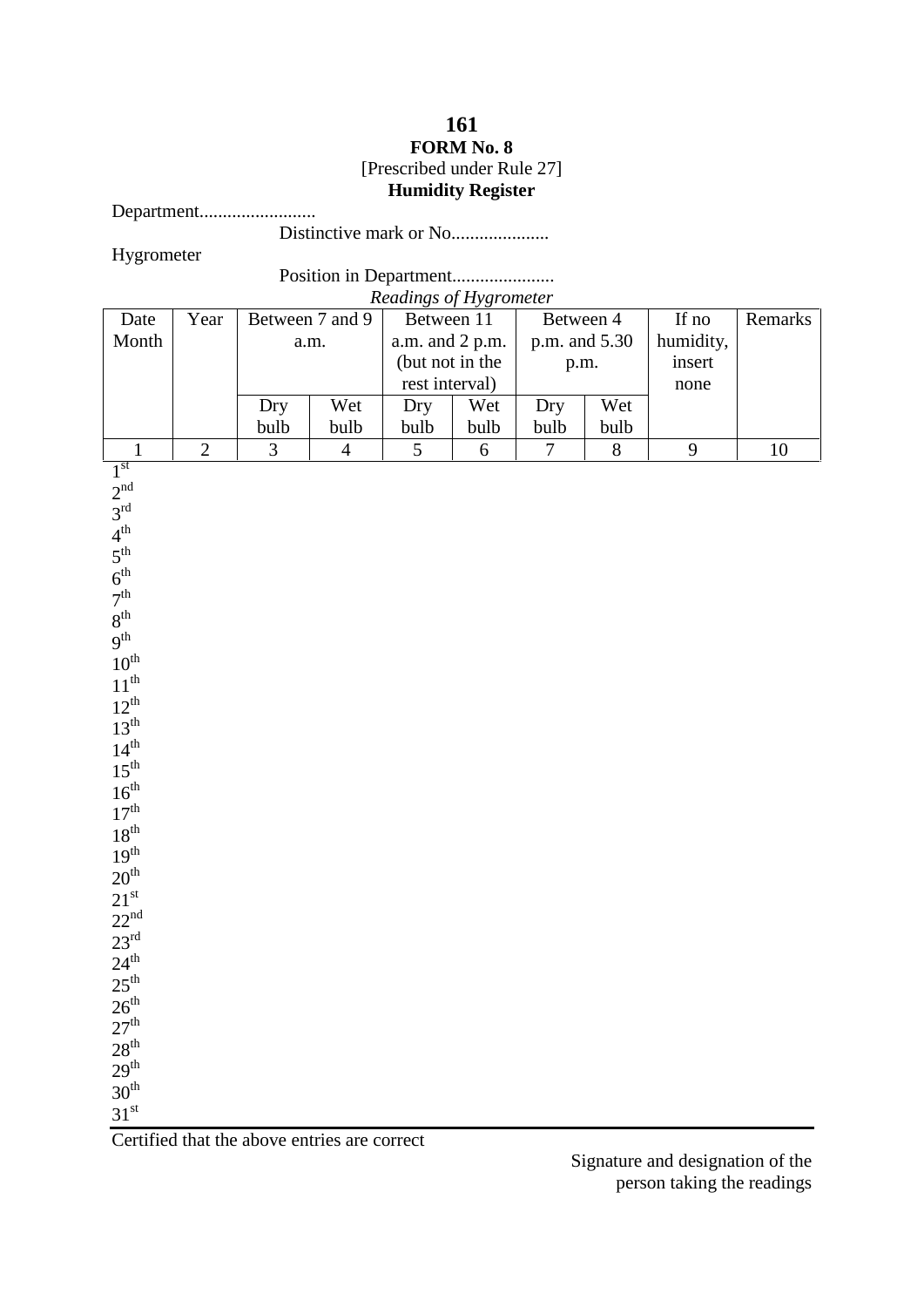**FORM No. 8**

[Prescribed under Rule 27]

**Humidity Register**

Department.........................

Distinctive mark or No.....................

Hygrometer

Position in Department......................

*Readings of Hygrometer*

| Date Month | Year | Between 7 and 9 a.m. | | Between 11 a.m. and 2 p.m. (but not in the rest interval) | | Between 4 p.m. and 5.30 p.m. | | If no humidity, insert none | Remarks |
|---|---|---|---|---|---|---|---|---|---|
| | | Dry bulb | Wet bulb | Dry bulb | Wet bulb | Dry bulb | Wet bulb | | |
| 1 | 2 | 3 | 4 | 5 | 6 | 7 | 8 | 9 | 10 |
| 1st | | | | | | | | | |
| 2nd | | | | | | | | | |
| 3rd | | | | | | | | | |
| 4th | | | | | | | | | |
| 5th | | | | | | | | | |
| 6th | | | | | | | | | |
| 7th | | | | | | | | | |
| 8th | | | | | | | | | |
| 9th | | | | | | | | | |
| 10th | | | | | | | | | |
| 11th | | | | | | | | | |
| 12th | | | | | | | | | |
| 13th | | | | | | | | | |
| 14th | | | | | | | | | |
| 15th | | | | | | | | | |
| 16th | | | | | | | | | |
| 17th | | | | | | | | | |
| 18th | | | | | | | | | |
| 19th | | | | | | | | | |
| 20th | | | | | | | | | |
| 21st | | | | | | | | | |
| 22nd | | | | | | | | | |
| 23rd | | | | | | | | | |
| 24th | | | | | | | | | |
| 25th | | | | | | | | | |
| 26th | | | | | | | | | |
| 27th | | | | | | | | | |
| 28th | | | | | | | | | |
| 29th | | | | | | | | | |
| 30th | | | | | | | | | |
| 31st | | | | | | | | | |

Certified that the above entries are correct

Signature and designation of the person taking the readings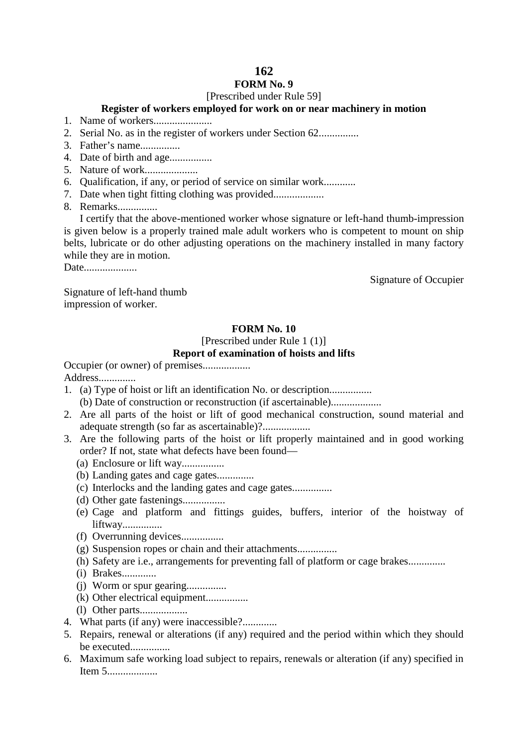## FORM No. 9

[Prescribed under Rule 59]

### Register of workers employed for work on or near machinery in motion

1. Name of workers......................
2. Serial No. as in the register of workers under Section 62...............
3. Father's name...............
4. Date of birth and age................
5. Nature of work....................
6. Qualification, if any, or period of service on similar work............
7. Date when tight fitting clothing was provided...................
8. Remarks...............

I certify that the above-mentioned worker whose signature or left-hand thumb-impression is given below is a properly trained male adult workers who is competent to mount on ship belts, lubricate or do other adjusting operations on the machinery installed in many factory while they are in motion.

Date....................

Signature of Occupier

Signature of left-hand thumb impression of worker.

## FORM No. 10

[Prescribed under Rule 1 (1)]

### Report of examination of hoists and lifts

Occupier (or owner) of premises..................

Address..............

1. (a) Type of hoist or lift an identification No. or description................
   (b) Date of construction or reconstruction (if ascertainable)...................
2. Are all parts of the hoist or lift of good mechanical construction, sound material and adequate strength (so far as ascertainable)?..................
3. Are the following parts of the hoist or lift properly maintained and in good working order? If not, state what defects have been found—
   (a) Enclosure or lift way................
   (b) Landing gates and cage gates..............
   (c) Interlocks and the landing gates and cage gates...............
   (d) Other gate fastenings................
   (e) Cage and platform and fittings guides, buffers, interior of the hoistway of liftway...............
   (f) Overrunning devices................
   (g) Suspension ropes or chain and their attachments...............
   (h) Safety are i.e., arrangements for preventing fall of platform or cage brakes..............
   (i) Brakes.............
   (j) Worm or spur gearing...............
   (k) Other electrical equipment................
   (l) Other parts..................
4. What parts (if any) were inaccessible?.............
5. Repairs, renewal or alterations (if any) required and the period within which they should be executed...............
6. Maximum safe working load subject to repairs, renewals or alteration (if any) specified in Item 5...................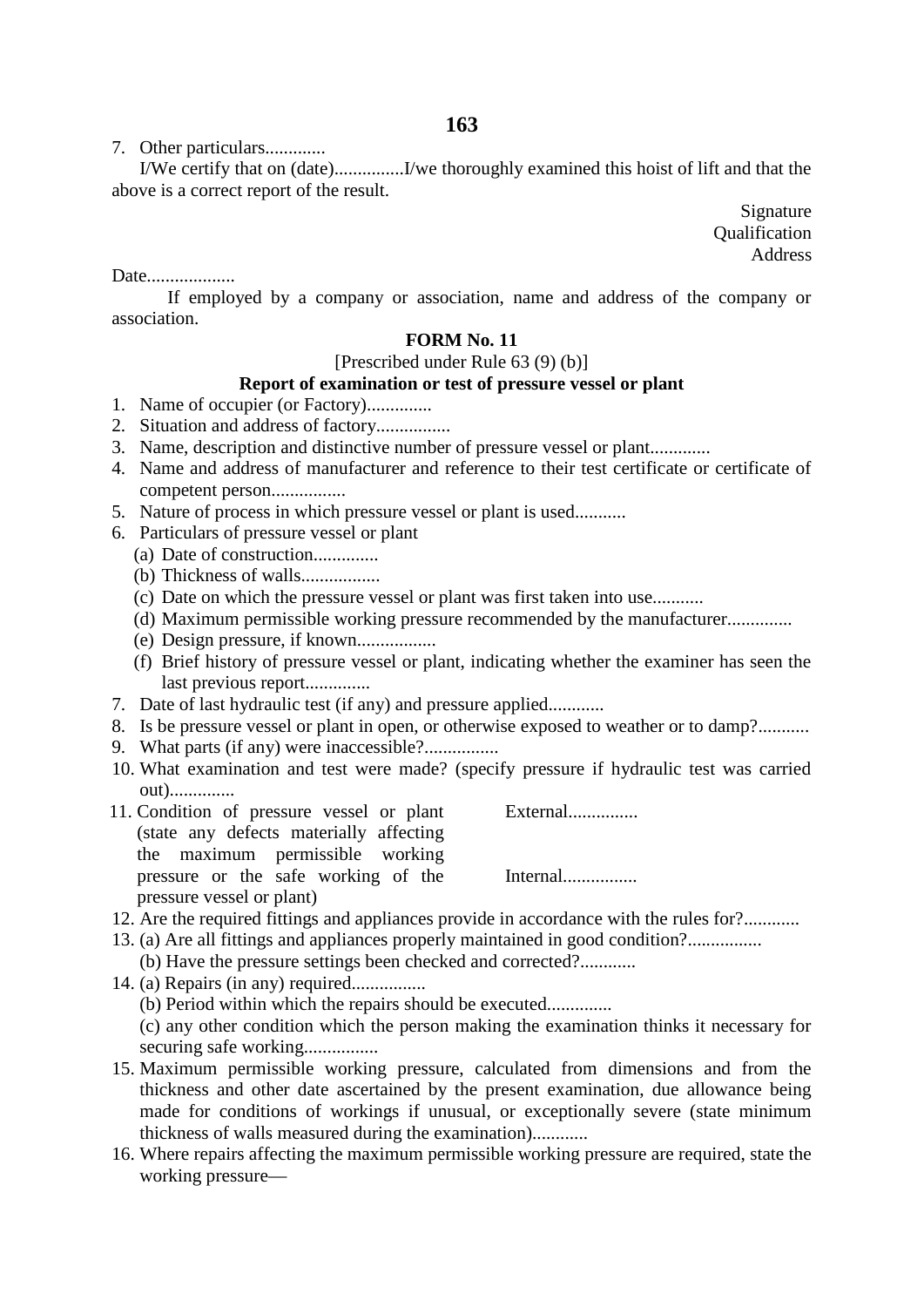7. Other particulars.............

I/We certify that on (date)...............I/we thoroughly examined this hoist of lift and that the above is a correct report of the result.

Signature
Qualification
Address

Date...................

If employed by a company or association, name and address of the company or association.

**FORM No. 11**

[Prescribed under Rule 63 (9) (b)]

**Report of examination or test of pressure vessel or plant**

1. Name of occupier (or Factory)..............
2. Situation and address of factory................
3. Name, description and distinctive number of pressure vessel or plant.............
4. Name and address of manufacturer and reference to their test certificate or certificate of competent person................
5. Nature of process in which pressure vessel or plant is used...........
6. Particulars of pressure vessel or plant
   (a) Date of construction..............
   (b) Thickness of walls.................
   (c) Date on which the pressure vessel or plant was first taken into use...........
   (d) Maximum permissible working pressure recommended by the manufacturer..............
   (e) Design pressure, if known.................
   (f) Brief history of pressure vessel or plant, indicating whether the examiner has seen the last previous report..............
7. Date of last hydraulic test (if any) and pressure applied............
8. Is be pressure vessel or plant in open, or otherwise exposed to weather or to damp?...........
9. What parts (if any) were inaccessible?................
10. What examination and test were made? (specify pressure if hydraulic test was carried out)..............
11. Condition of pressure vessel or plant (state any defects materially affecting the maximum permissible working pressure or the safe working of the pressure vessel or plant)
    External...............
    Internal................
12. Are the required fittings and appliances provide in accordance with the rules for?............
13. (a) Are all fittings and appliances properly maintained in good condition?................
    (b) Have the pressure settings been checked and corrected?............
14. (a) Repairs (in any) required................
    (b) Period within which the repairs should be executed..............
    (c) any other condition which the person making the examination thinks it necessary for securing safe working................
15. Maximum permissible working pressure, calculated from dimensions and from the thickness and other date ascertained by the present examination, due allowance being made for conditions of workings if unusual, or exceptionally severe (state minimum thickness of walls measured during the examination)............
16. Where repairs affecting the maximum permissible working pressure are required, state the working pressure—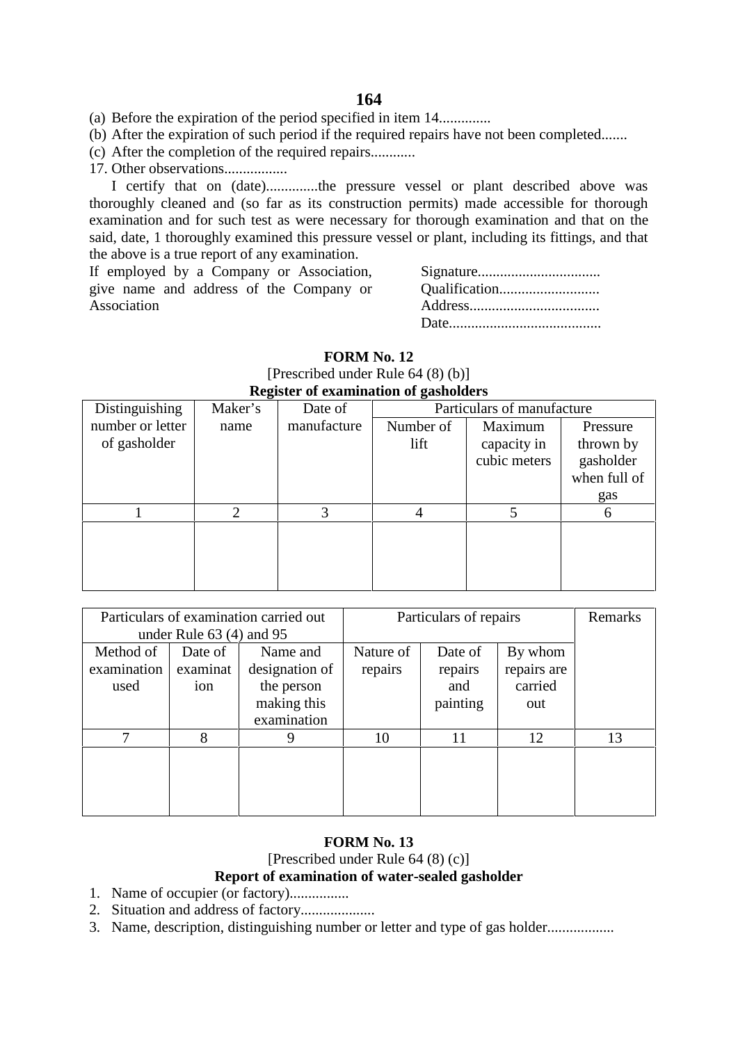(a) Before the expiration of the period specified in item 14..............

(b) After the expiration of such period if the required repairs have not been completed.......

(c) After the completion of the required repairs............

17. Other observations.................

I certify that on (date)..............the pressure vessel or plant described above was thoroughly cleaned and (so far as its construction permits) made accessible for thorough examination and for such test as were necessary for thorough examination and that on the said, date, 1 thoroughly examined this pressure vessel or plant, including its fittings, and that the above is a true report of any examination.

If employed by a Company or Association, give name and address of the Company or Association

Signature.................................

Qualification...........................

Address...................................

Date.........................................

## FORM No. 12

[Prescribed under Rule 64 (8) (b)]

**Register of examination of gasholders**

| Distinguishing number or letter of gasholder | Maker's name | Date of manufacture | Particulars of manufacture | | |
|---|---|---|---|---|---|
| | | | Number of lift | Maximum capacity in cubic meters | Pressure thrown by gasholder when full of gas |
| 1 | 2 | 3 | 4 | 5 | 6 |
| | | | | | |

| Particulars of examination carried out under Rule 63 (4) and 95 | | | Particulars of repairs | | | Remarks |
|---|---|---|---|---|---|---|
| Method of examination used | Date of examination | Name and designation of the person making this examination | Nature of repairs | Date of repairs and painting | By whom repairs are carried out | |
| 7 | 8 | 9 | 10 | 11 | 12 | 13 |
| | | | | | | |

## FORM No. 13

[Prescribed under Rule 64 (8) (c)]

**Report of examination of water-sealed gasholder**

1. Name of occupier (or factory)................
2. Situation and address of factory....................
3. Name, description, distinguishing number or letter and type of gas holder..................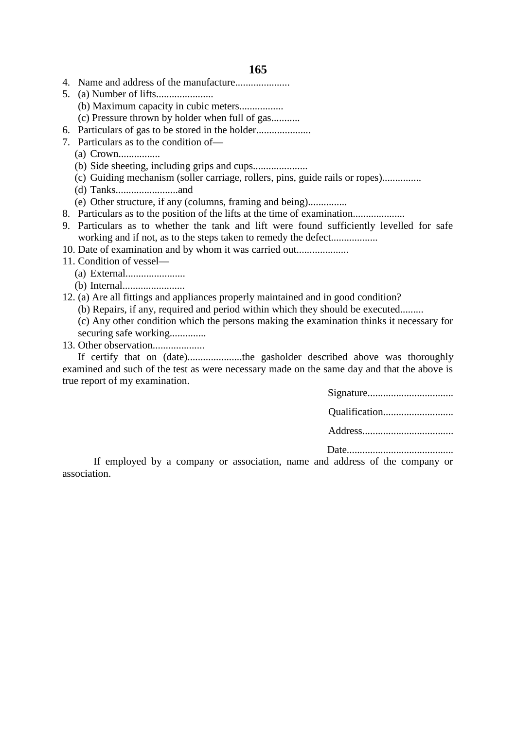4. Name and address of the manufacture.....................
5. (a) Number of lifts......................

   (b) Maximum capacity in cubic meters.................

   (c) Pressure thrown by holder when full of gas...........
6. Particulars of gas to be stored in the holder.....................
7. Particulars as to the condition of—
   (a) Crown................
   (b) Side sheeting, including grips and cups.....................
   (c) Guiding mechanism (soller carriage, rollers, pins, guide rails or ropes)...............
   (d) Tanks........................and
   (e) Other structure, if any (columns, framing and being)...............
8. Particulars as to the position of the lifts at the time of examination....................
9. Particulars as to whether the tank and lift were found sufficiently levelled for safe working and if not, as to the steps taken to remedy the defect..................
10. Date of examination and by whom it was carried out....................
11. Condition of vessel—
    (a) External.......................
    (b) Internal........................
12. (a) Are all fittings and appliances properly maintained and in good condition?

    (b) Repairs, if any, required and period within which they should be executed.........

    (c) Any other condition which the persons making the examination thinks it necessary for securing safe working..............
13. Other observation....................

If certify that on (date).....................the gasholder described above was thoroughly examined and such of the test as were necessary made on the same day and that the above is true report of my examination.

Signature.................................

Qualification...........................

Address...................................

Date.........................................

If employed by a company or association, name and address of the company or association.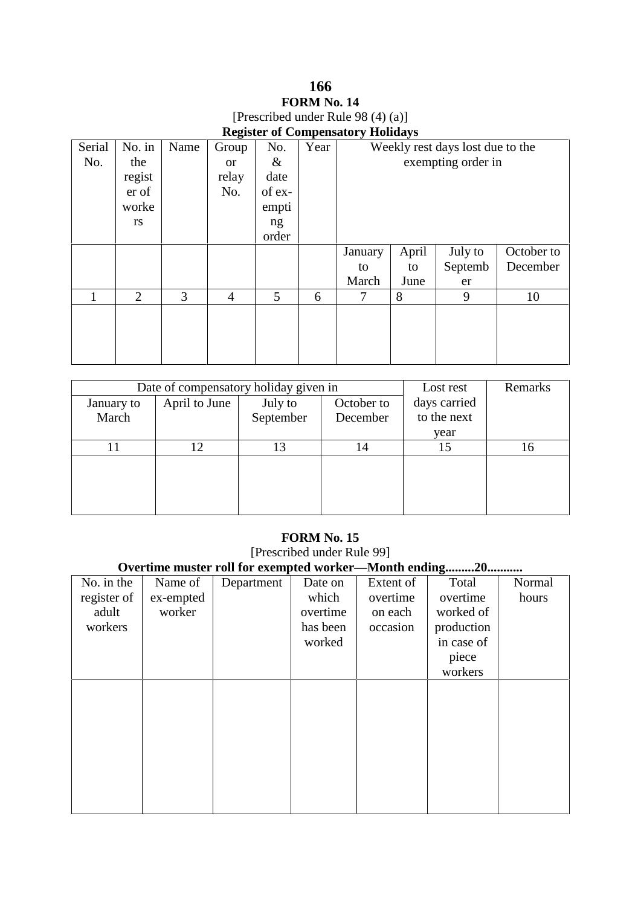## FORM No. 14

[Prescribed under Rule 98 (4) (a)]

**Register of Compensatory Holidays**

| Serial No. | No. in the register of workers | Name | Group or relay No. | No. & date of ex-empting order | Year | Weekly rest days lost due to the exempting order in | | | |
|---|---|---|---|---|---|---|---|---|---|
| | | | | | | January to March | April to June | July to September | October to December |
| 1 | 2 | 3 | 4 | 5 | 6 | 7 | 8 | 9 | 10 |
| | | | | | | | | | |

| Date of compensatory holiday given in | | | | Lost rest days carried to the next year | Remarks |
|---|---|---|---|---|---|
| January to March | April to June | July to September | October to December | | |
| 11 | 12 | 13 | 14 | 15 | 16 |
| | | | | | |

## FORM No. 15

[Prescribed under Rule 99]

**Overtime muster roll for exempted worker—Month ending.........20...........**

| No. in the register of adult workers | Name of ex-empted worker | Department | Date on which overtime has been worked | Extent of overtime on each occasion | Total overtime worked of production in case of piece workers | Normal hours |
|---|---|---|---|---|---|---|
| | | | | | | |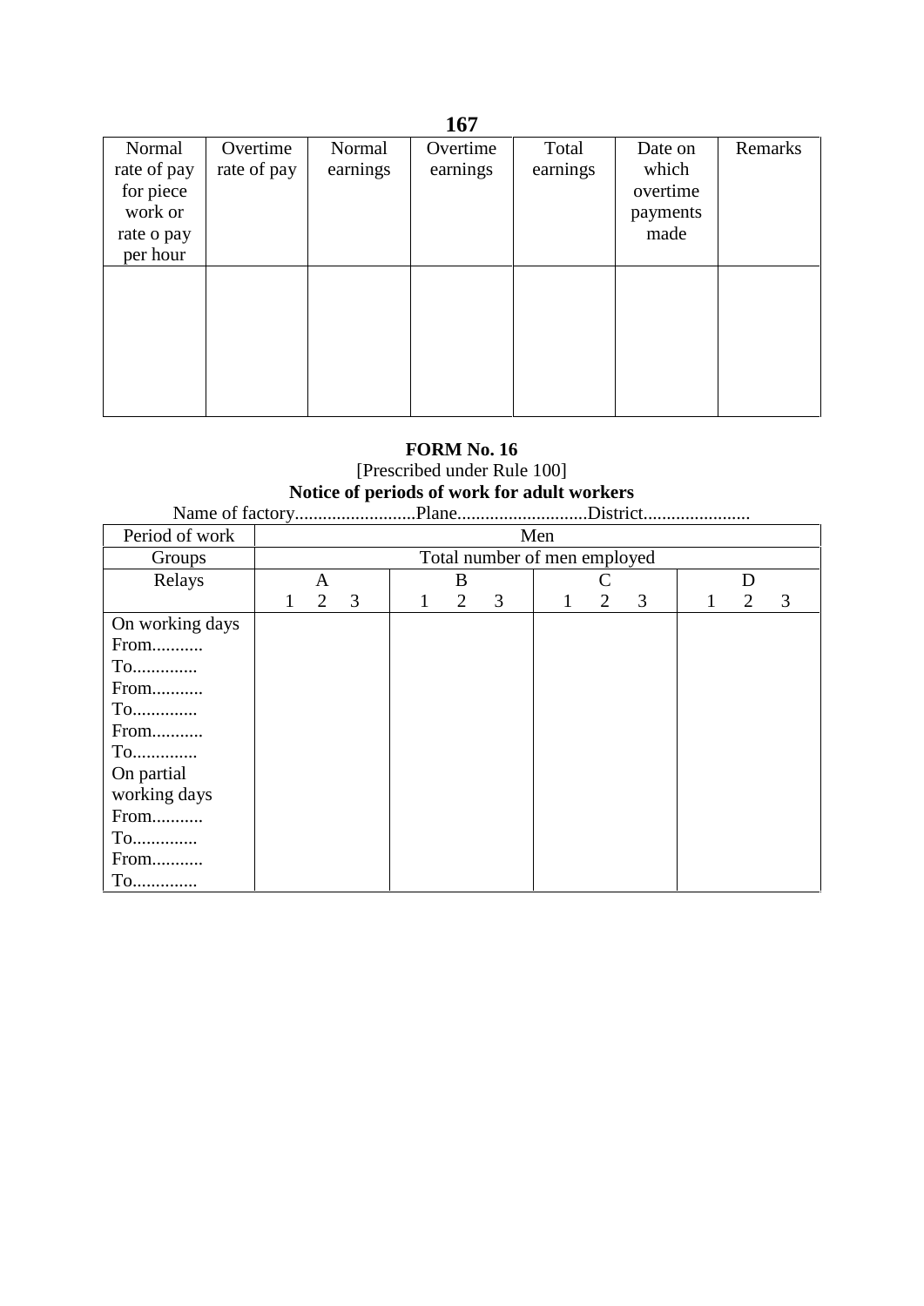| Normal rate of pay for piece work or rate o pay per hour | Overtime rate of pay | Normal earnings | Overtime earnings | Total earnings | Date on which overtime payments made | Remarks |
|---|---|---|---|---|---|---|
| | | | | | | |

**FORM No. 16**

[Prescribed under Rule 100]

**Notice of periods of work for adult workers**

Name of factory..........................Plane............................District.......................

| Period of work | Men | | | | | | | | | | | |
|---|---|---|---|---|---|---|---|---|---|---|---|---|
| Groups | Total number of men employed | | | | | | | | | | | |
| Relays | A | | | B | | | C | | | D | | |
| | 1 | 2 | 3 | 1 | 2 | 3 | 1 | 2 | 3 | 1 | 2 | 3 |
| On working days | | | | | | | | | | | | |
| From........... | | | | | | | | | | | | |
| To.............. | | | | | | | | | | | | |
| From........... | | | | | | | | | | | | |
| To.............. | | | | | | | | | | | | |
| From........... | | | | | | | | | | | | |
| To.............. | | | | | | | | | | | | |
| On partial working days | | | | | | | | | | | | |
| From........... | | | | | | | | | | | | |
| To.............. | | | | | | | | | | | | |
| From........... | | | | | | | | | | | | |
| To.............. | | | | | | | | | | | | |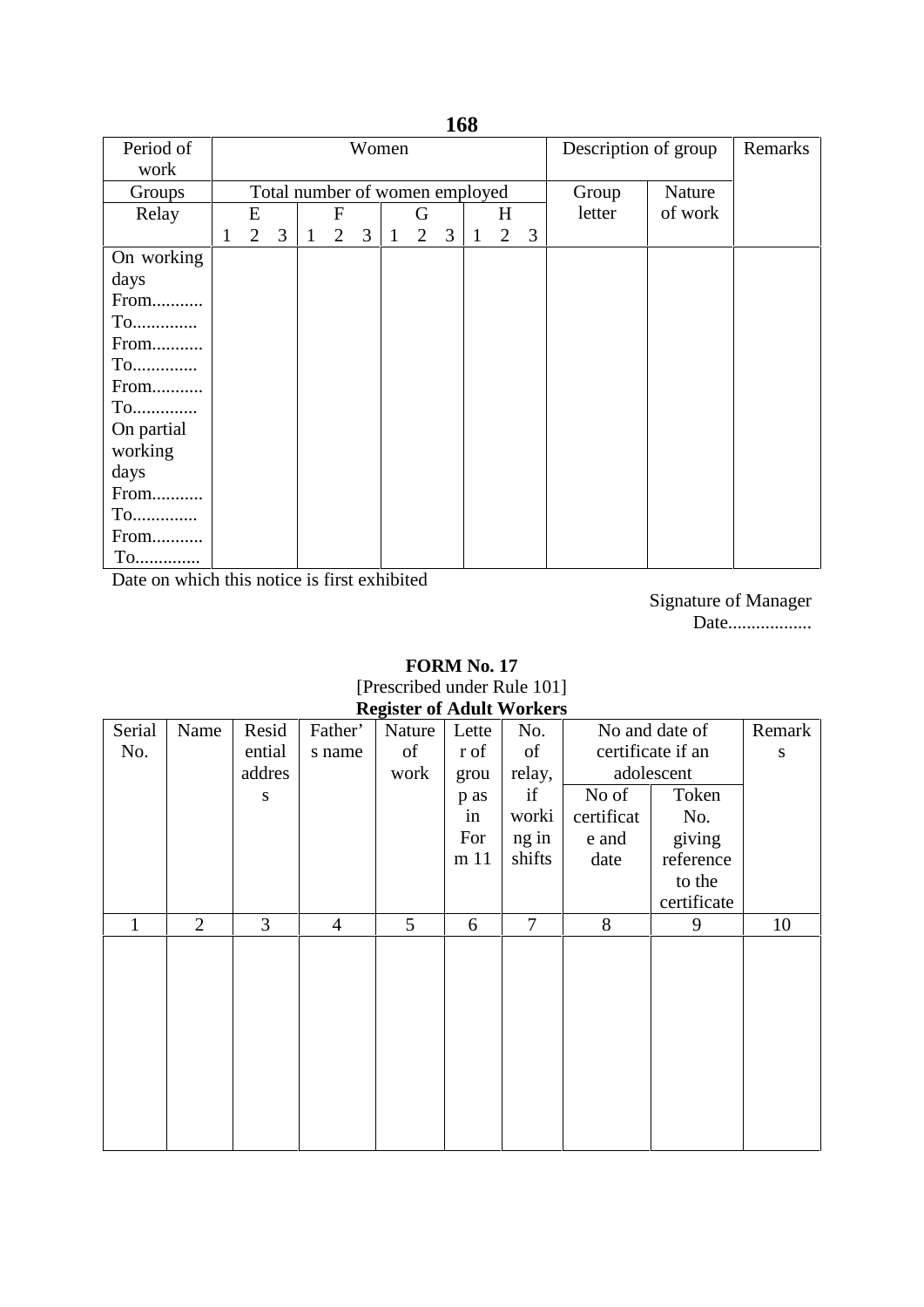| Period of work | Women | | | | | | | | | | | | Description of group | | Remarks |
|---|---|---|---|---|---|---|---|---|---|---|---|---|---|---|---|
| Groups | Total number of women employed | | | | | | | | | | | | Group letter | Nature of work | |
| Relay | E | | | F | | | G | | | H | | | | | |
| | 1 | 2 | 3 | 1 | 2 | 3 | 1 | 2 | 3 | 1 | 2 | 3 | | | |
| On working days From........... To.............. From........... To.............. From........... To.............. On partial working days From........... To.............. From........... To.............. | | | | | | | | | | | | | | | |

Date on which this notice is first exhibited

Signature of Manager

Date..................

**FORM No. 17**

[Prescribed under Rule 101]

**Register of Adult Workers**

| Serial No. | Name | Residential address | Father's name | Nature of work | Letter of group as in Form 11 | No. of relay, if working in shifts | No and date of certificate if an adolescent | | Remarks |
|---|---|---|---|---|---|---|---|---|---|
| | | | | | | | No of certificate and date | Token No. giving reference to the certificate | |
| 1 | 2 | 3 | 4 | 5 | 6 | 7 | 8 | 9 | 10 |
| | | | | | | | | | |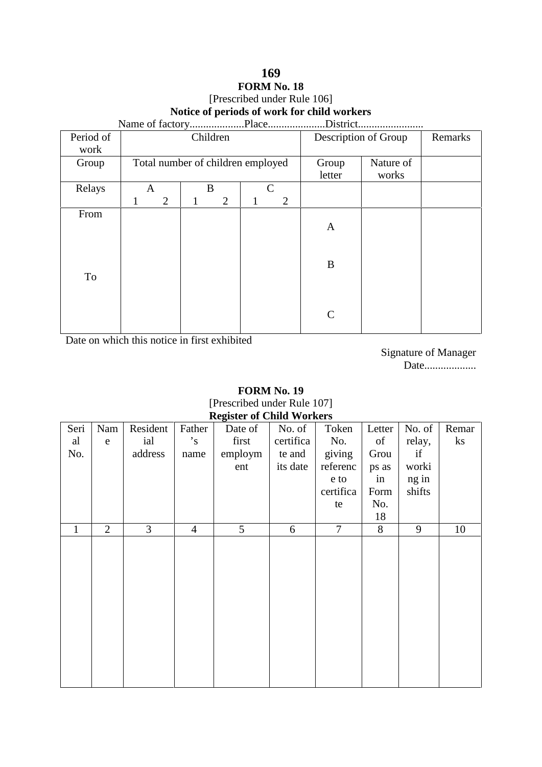## FORM No. 18

[Prescribed under Rule 106]

**Notice of periods of work for child workers**

Name of factory....................Place.....................District........................

| Period of work | Children | | | | | | Description of Group | | Remarks |
|---|---|---|---|---|---|---|---|---|---|
| Group | Total number of children employed | | | | | | Group letter | Nature of works | |
| Relays | A | | B | | C | | | | |
| | 1 | 2 | 1 | 2 | 1 | 2 | | | |
| From | | | | | | | A | | |
| | | | | | | | B | | |
| To | | | | | | | | | |
| | | | | | | | C | | |

Date on which this notice in first exhibited

Signature of Manager

Date...................

## FORM No. 19

[Prescribed under Rule 107]

**Register of Child Workers**

| Serial No. | Name | Residential address | Father's name | Date of first employment | No. of certificate and its date | Token No. giving reference to certificate | Letter of Groups as in Form No. 18 | No. of relay, if working in shifts | Remarks |
|---|---|---|---|---|---|---|---|---|---|
| 1 | 2 | 3 | 4 | 5 | 6 | 7 | 8 | 9 | 10 |
| | | | | | | | | | |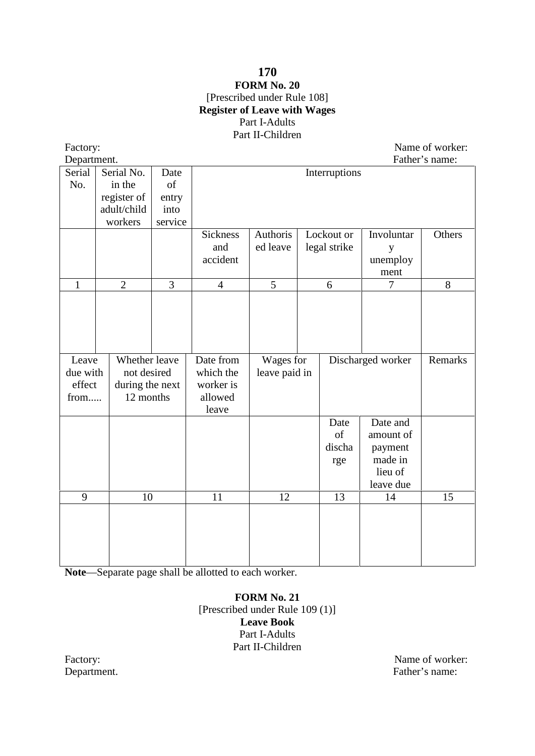**FORM No. 20**

[Prescribed under Rule 108]

**Register of Leave with Wages**

Part I-Adults

Part II-Children

Factory: Name of worker:

Department. Father's name:

| Serial No. | Serial No. in the register of adult/child workers | Date of entry into service | Interruptions | | | | |
|---|---|---|---|---|---|---|---|
| | | | Sickness and accident | Authorised leave | Lockout or legal strike | Involuntary unemployment | Others |
| 1 | 2 | 3 | 4 | 5 | 6 | 7 | 8 |
| | | | | | | | |

| Leave due with effect from..... | Whether leave not desired during the next 12 months | Date from which the worker is allowed leave | Wages for leave paid in | Discharged worker | | Remarks |
|---|---|---|---|---|---|---|
| | | | | Date of discharge | Date and amount of payment made in lieu of leave due | |
| 9 | 10 | 11 | 12 | 13 | 14 | 15 |
| | | | | | | |

**Note**—Separate page shall be allotted to each worker.

**FORM No. 21**

[Prescribed under Rule 109 (1)]

**Leave Book**

Part I-Adults

Part II-Children

Factory: Name of worker:

Department. Father's name: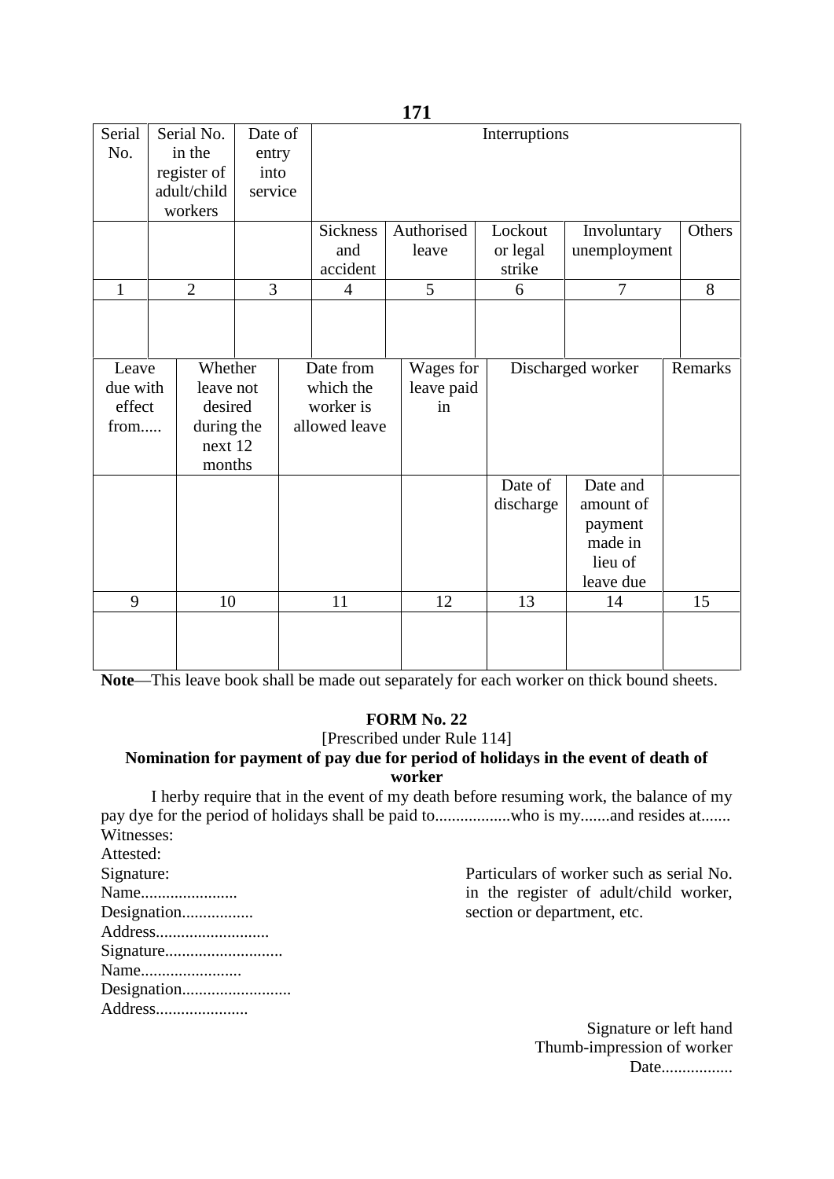| Serial No. | Serial No. in the register of adult/child workers | Date of entry into service | Interruptions | | | | |
|---|---|---|---|---|---|---|---|
| | | | Sickness and accident | Authorised leave | Lockout or legal strike | Involuntary unemployment | Others |
| 1 | 2 | 3 | 4 | 5 | 6 | 7 | 8 |
| | | | | | | | |

| Leave due with effect from..... | Whether leave not desired during the next 12 months | Date from which the worker is allowed leave | Wages for leave paid in | Discharged worker | | Remarks |
|---|---|---|---|---|---|---|
| | | | | Date of discharge | Date and amount of payment made in lieu of leave due | |
| 9 | 10 | 11 | 12 | 13 | 14 | 15 |
| | | | | | | |

**Note**—This leave book shall be made out separately for each worker on thick bound sheets.

## FORM No. 22

[Prescribed under Rule 114]

**Nomination for payment of pay due for period of holidays in the event of death of worker**

I herby require that in the event of my death before resuming work, the balance of my pay dye for the period of holidays shall be paid to.................who is my.......and resides at.......

Witnesses:

Attested:

Signature:

Name.......................

Designation.................

Address...........................

Signature............................

Name........................

Designation..........................

Address......................

Particulars of worker such as serial No. in the register of adult/child worker, section or department, etc.

Signature or left hand
Thumb-impression of worker
Date.................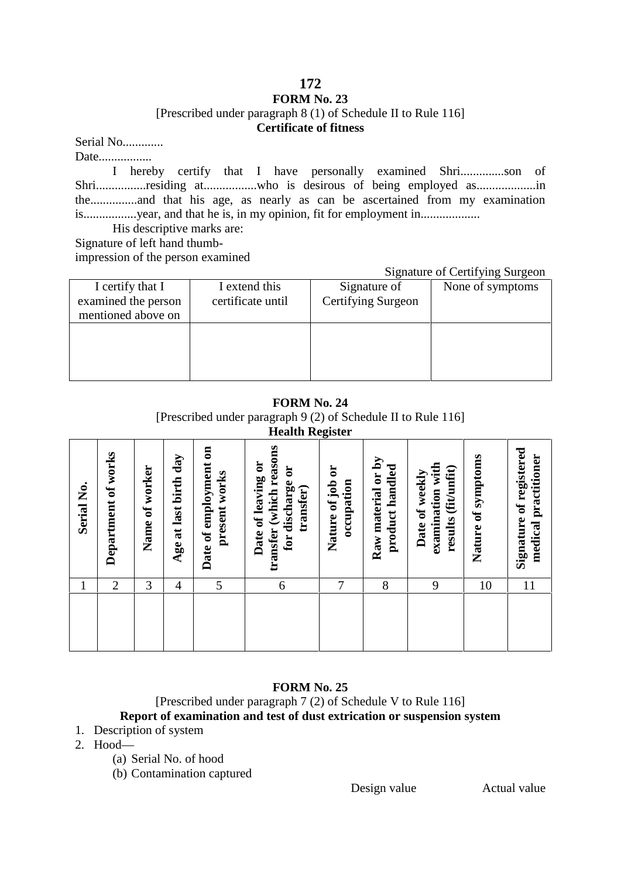## FORM No. 23

[Prescribed under paragraph 8 (1) of Schedule II to Rule 116]

**Certificate of fitness**

Serial No.............

Date.................

I hereby certify that I have personally examined Shri..............son of Shri................residing at.................who is desirous of being employed as...................in the...............and that his age, as nearly as can be ascertained from my examination is.................year, and that he is, in my opinion, fit for employment in...................

His descriptive marks are:

Signature of left hand thumb-
impression of the person examined

Signature of Certifying Surgeon

| I certify that I examined the person mentioned above on | I extend this certificate until | Signature of Certifying Surgeon | None of symptoms |
|---|---|---|---|
| | | | |

## FORM No. 24

[Prescribed under paragraph 9 (2) of Schedule II to Rule 116]

**Health Register**

| Serial No. | Department of works | Name of worker | Age at last birth day | Date of employment on present works | Date of leaving or transfer (which reasons for discharge or transfer) | Nature of job or occupation | Raw material or by product handled | Date of weekly examination with results (fit/unfit) | Nature of symptoms | Signature of registered medical practitioner |
|---|---|---|---|---|---|---|---|---|---|---|
| 1 | 2 | 3 | 4 | 5 | 6 | 7 | 8 | 9 | 10 | 11 |
| | | | | | | | | | | |

## FORM No. 25

[Prescribed under paragraph 7 (2) of Schedule V to Rule 116]

**Report of examination and test of dust extrication or suspension system**

1. Description of system
2. Hood—
   (a) Serial No. of hood
   (b) Contamination captured

Design value Actual value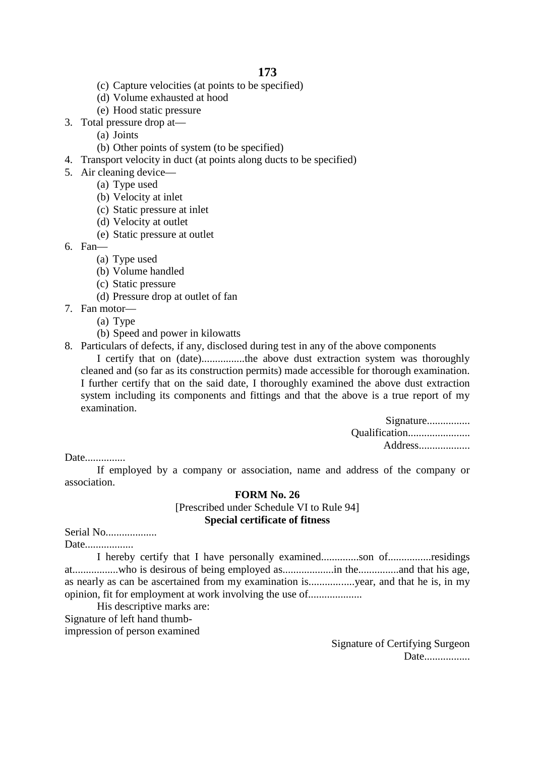- (c) Capture velocities (at points to be specified)
  - (d) Volume exhausted at hood
  - (e) Hood static pressure
3. Total pressure drop at—
  - (a) Joints
  - (b) Other points of system (to be specified)
4. Transport velocity in duct (at points along ducts to be specified)
5. Air cleaning device—
  - (a) Type used
  - (b) Velocity at inlet
  - (c) Static pressure at inlet
  - (d) Velocity at outlet
  - (e) Static pressure at outlet
6. Fan—
  - (a) Type used
  - (b) Volume handled
  - (c) Static pressure
  - (d) Pressure drop at outlet of fan
7. Fan motor—
  - (a) Type
  - (b) Speed and power in kilowatts
8. Particulars of defects, if any, disclosed during test in any of the above components

   I certify that on (date)................the above dust extraction system was thoroughly cleaned and (so far as its construction permits) made accessible for thorough examination. I further certify that on the said date, I thoroughly examined the above dust extraction system including its components and fittings and that the above is a true report of my examination.

Signature................
Qualification.......................
Address...................

Date...............

If employed by a company or association, name and address of the company or association.

## FORM No. 26

[Prescribed under Schedule VI to Rule 94]

**Special certificate of fitness**

Serial No...................
Date..................

I hereby certify that I have personally examined..............son of................residings at.................who is desirous of being employed as...................in the...............and that his age, as nearly as can be ascertained from my examination is.................year, and that he is, in my opinion, fit for employment at work involving the use of....................

His descriptive marks are:

Signature of left hand thumb-impression of person examined

Signature of Certifying Surgeon
Date.................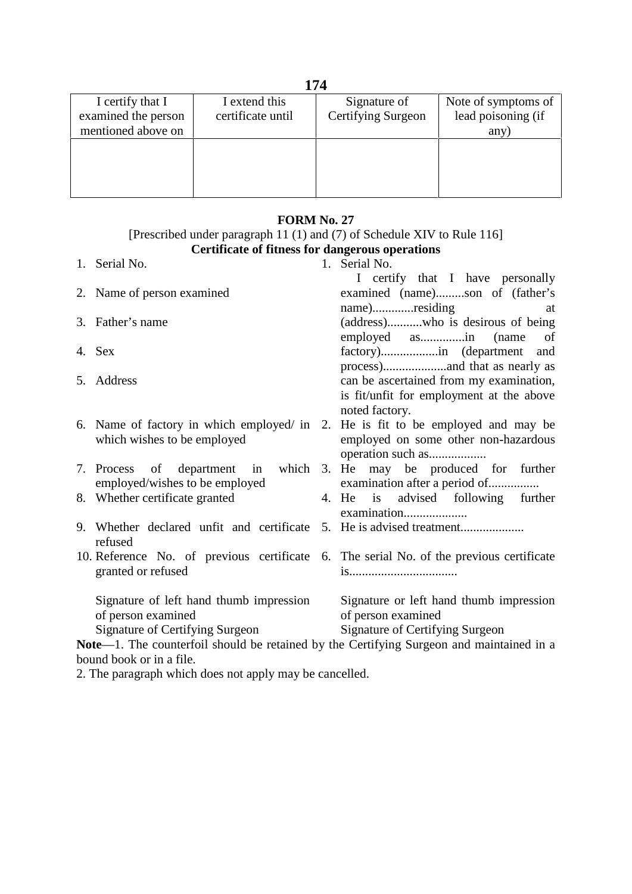| I certify that I examined the person mentioned above on | I extend this certificate until | Signature of Certifying Surgeon | Note of symptoms of lead poisoning (if any) |
|---|---|---|---|
| | | | |

## FORM No. 27

[Prescribed under paragraph 11 (1) and (7) of Schedule XIV to Rule 116]

**Certificate of fitness for dangerous operations**

1. Serial No.
2. Name of person examined
3. Father's name
4. Sex
5. Address
6. Name of factory in which employed/ in which wishes to be employed
7. Process of department in which employed/wishes to be employed
8. Whether certificate granted
9. Whether declared unfit and certificate refused
10. Reference No. of previous certificate granted or refused

Signature of left hand thumb impression of person examined
Signature of Certifying Surgeon

1. Serial No.
   I certify that I have personally examined (name).........son of (father's name).............residing at (address)...........who is desirous of being employed as..............in (name of factory)..................in (department and process)....................and that as nearly as can be ascertained from my examination, is fit/unfit for employment at the above noted factory.
2. He is fit to be employed and may be employed on some other non-hazardous operation such as..................
3. He may be produced for further examination after a period of................
4. He is advised following further examination....................
5. He is advised treatment....................
6. The serial No. of the previous certificate is.................................

Signature or left hand thumb impression of person examined
Signature of Certifying Surgeon

**Note**—1. The counterfoil should be retained by the Certifying Surgeon and maintained in a bound book or in a file.

2. The paragraph which does not apply may be cancelled.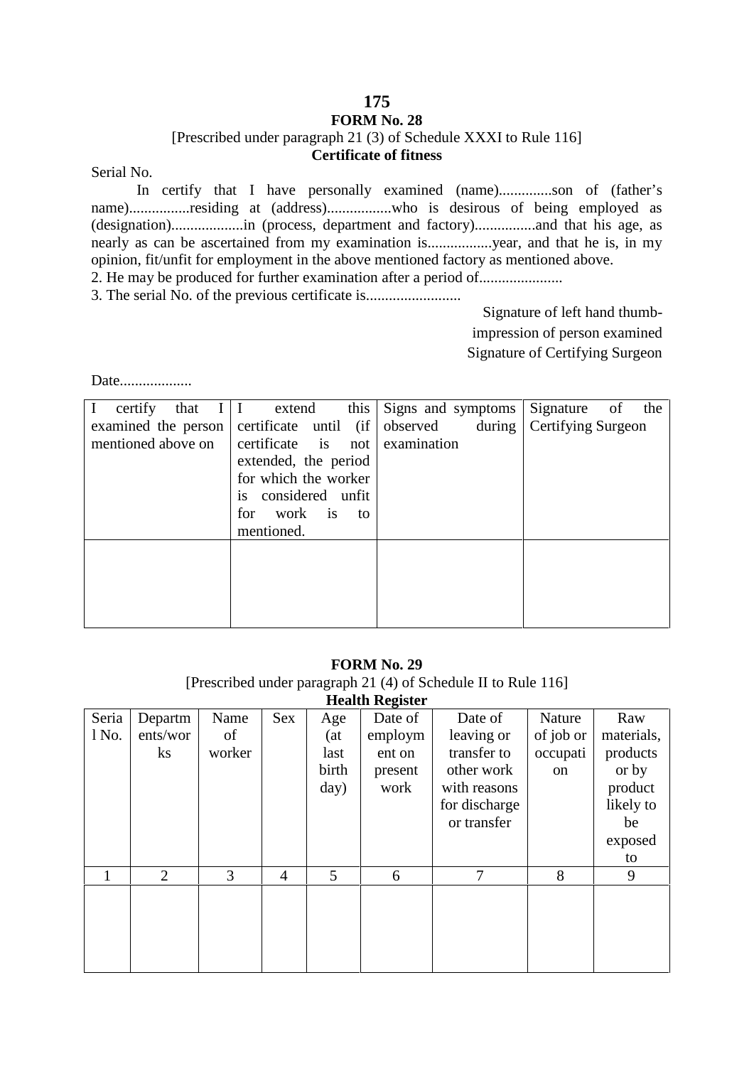## FORM No. 28

[Prescribed under paragraph 21 (3) of Schedule XXXI to Rule 116]

**Certificate of fitness**

Serial No.

In certify that I have personally examined (name)..............son of (father's name)................residing at (address).................who is desirous of being employed as (designation)...................in (process, department and factory)................and that his age, as nearly as can be ascertained from my examination is.................year, and that he is, in my opinion, fit/unfit for employment in the above mentioned factory as mentioned above.

2. He may be produced for further examination after a period of......................

3. The serial No. of the previous certificate is.........................

Signature of left hand thumb-impression of person examined

Signature of Certifying Surgeon

Date...................

| I certify that I examined the person mentioned above on | I extend this certificate until (if certificate is not extended, the period for which the worker is considered unfit for work is to mentioned. | Signs and symptoms observed during examination | Signature of the Certifying Surgeon |
|---|---|---|---|
| | | | |

## FORM No. 29

[Prescribed under paragraph 21 (4) of Schedule II to Rule 116]

**Health Register**

| Serial No. | Departments/works | Name of worker | Sex | Age (at last birth day) | Date of employment on present work | Date of leaving or transfer to other work with reasons for discharge or transfer | Nature of job or occupation | Raw materials, products or by product likely to be exposed to |
|---|---|---|---|---|---|---|---|---|
| 1 | 2 | 3 | 4 | 5 | 6 | 7 | 8 | 9 |
| | | | | | | | | |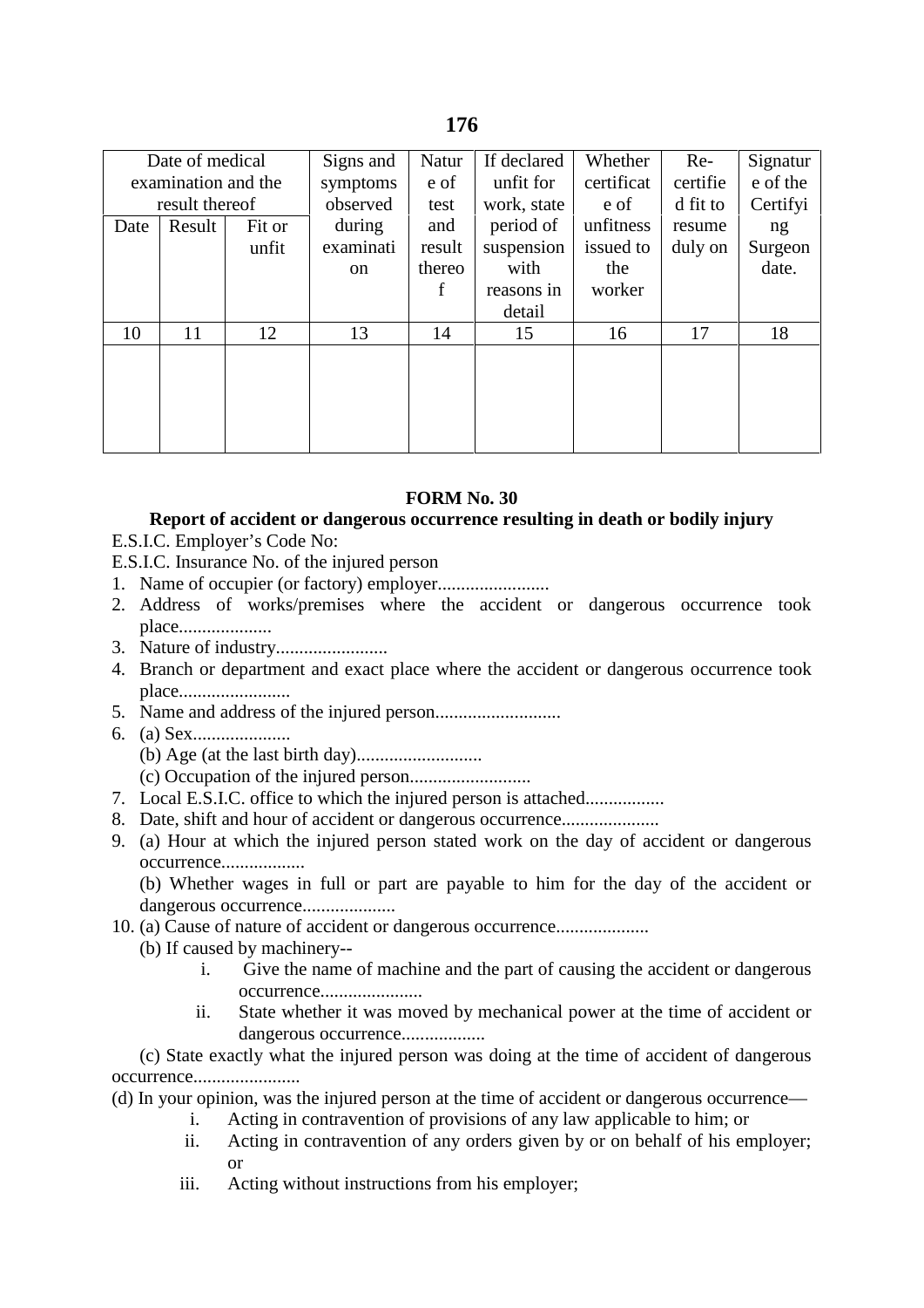| Date of medical examination and the result thereof | | | Signs and symptoms observed during examination | Nature of test and result thereof | If declared unfit for work, state period of suspension with reasons in detail | Whether certificate of unfitness issued to the worker | Re-certified fit to resume duly on | Signature of the Certifying Surgeon date. |
|---|---|---|---|---|---|---|---|---|
| Date | Result | Fit or unfit | | | | | | |
| 10 | 11 | 12 | 13 | 14 | 15 | 16 | 17 | 18 |
| | | | | | | | | |

## FORM No. 30

### Report of accident or dangerous occurrence resulting in death or bodily injury

E.S.I.C. Employer's Code No:

E.S.I.C. Insurance No. of the injured person

1. Name of occupier (or factory) employer........................
2. Address of works/premises where the accident or dangerous occurrence took place...................
3. Nature of industry........................
4. Branch or department and exact place where the accident or dangerous occurrence took place........................
5. Name and address of the injured person...........................
6. (a) Sex.....................
   (b) Age (at the last birth day)...........................
   (c) Occupation of the injured person..........................
7. Local E.S.I.C. office to which the injured person is attached.................
8. Date, shift and hour of accident or dangerous occurrence.....................
9. (a) Hour at which the injured person stated work on the day of accident or dangerous occurrence..................
   (b) Whether wages in full or part are payable to him for the day of the accident or dangerous occurrence....................
10. (a) Cause of nature of accident or dangerous occurrence....................
    (b) If caused by machinery--
       i. Give the name of machine and the part of causing the accident or dangerous occurrence......................
       ii. State whether it was moved by mechanical power at the time of accident or dangerous occurrence..................

    (c) State exactly what the injured person was doing at the time of accident of dangerous occurrence.......................

(d) In your opinion, was the injured person at the time of accident or dangerous occurrence—

   i. Acting in contravention of provisions of any law applicable to him; or
   ii. Acting in contravention of any orders given by or on behalf of his employer; or
   iii. Acting without instructions from his employer;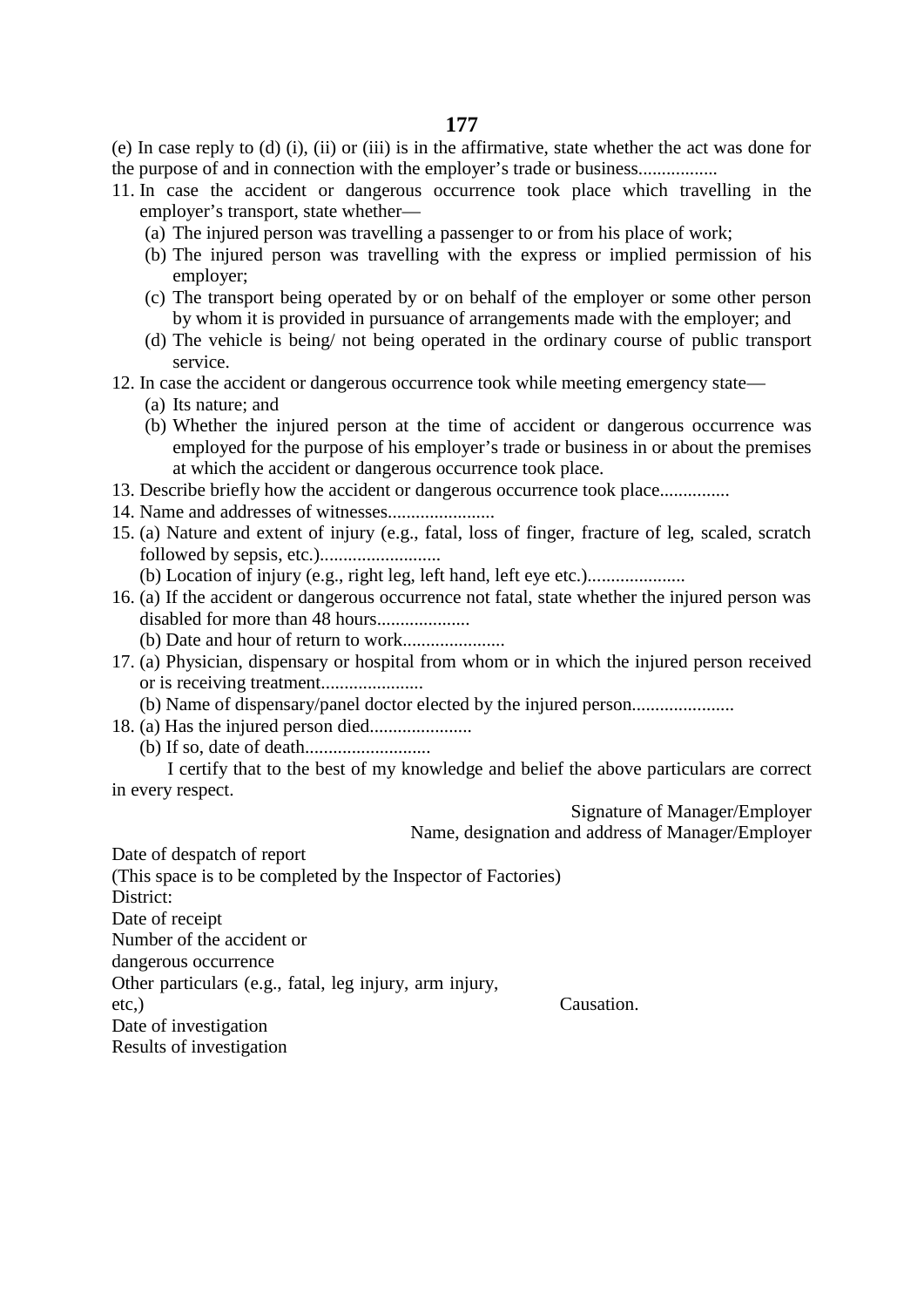(e) In case reply to (d) (i), (ii) or (iii) is in the affirmative, state whether the act was done for the purpose of and in connection with the employer's trade or business.................

11. In case the accident or dangerous occurrence took place which travelling in the employer's transport, state whether—
    - (a) The injured person was travelling a passenger to or from his place of work;
    - (b) The injured person was travelling with the express or implied permission of his employer;
    - (c) The transport being operated by or on behalf of the employer or some other person by whom it is provided in pursuance of arrangements made with the employer; and
    - (d) The vehicle is being/ not being operated in the ordinary course of public transport service.
12. In case the accident or dangerous occurrence took while meeting emergency state—
    - (a) Its nature; and
    - (b) Whether the injured person at the time of accident or dangerous occurrence was employed for the purpose of his employer's trade or business in or about the premises at which the accident or dangerous occurrence took place.
13. Describe briefly how the accident or dangerous occurrence took place...............
14. Name and addresses of witnesses.......................
15. (a) Nature and extent of injury (e.g., fatal, loss of finger, fracture of leg, scaled, scratch followed by sepsis, etc.)..........................

    (b) Location of injury (e.g., right leg, left hand, left eye etc.).....................
16. (a) If the accident or dangerous occurrence not fatal, state whether the injured person was disabled for more than 48 hours....................

    (b) Date and hour of return to work......................
17. (a) Physician, dispensary or hospital from whom or in which the injured person received or is receiving treatment......................

    (b) Name of dispensary/panel doctor elected by the injured person......................
18. (a) Has the injured person died......................

    (b) If so, date of death...........................

I certify that to the best of my knowledge and belief the above particulars are correct in every respect.

Signature of Manager/Employer

Name, designation and address of Manager/Employer

Date of despatch of report

(This space is to be completed by the Inspector of Factories)

District:

Date of receipt

Number of the accident or dangerous occurrence

Other particulars (e.g., fatal, leg injury, arm injury, etc,)

Causation.

Date of investigation

Results of investigation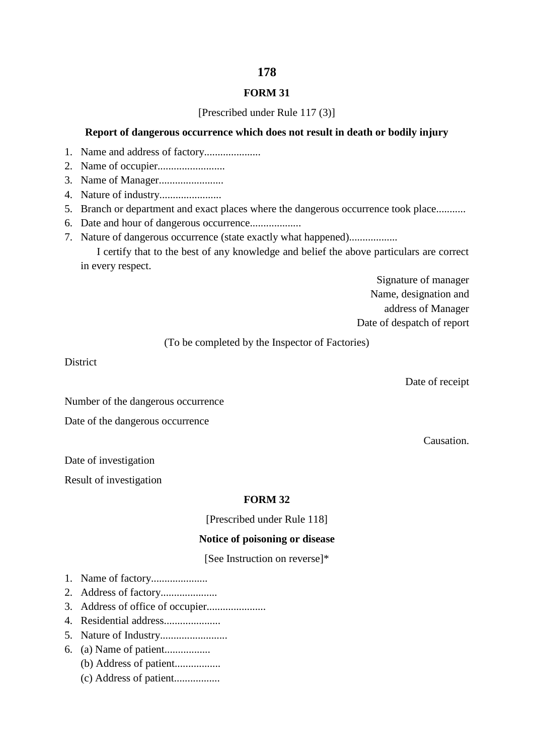**FORM 31**

[Prescribed under Rule 117 (3)]

**Report of dangerous occurrence which does not result in death or bodily injury**

1. Name and address of factory.....................
2. Name of occupier.........................
3. Name of Manager........................
4. Nature of industry.......................
5. Branch or department and exact places where the dangerous occurrence took place...........
6. Date and hour of dangerous occurrence...................
7. Nature of dangerous occurrence (state exactly what happened)..................

   I certify that to the best of any knowledge and belief the above particulars are correct in every respect.

Signature of manager
Name, designation and
address of Manager
Date of despatch of report

(To be completed by the Inspector of Factories)

District

Date of receipt

Number of the dangerous occurrence

Date of the dangerous occurrence

Causation.

Date of investigation

Result of investigation

**FORM 32**

[Prescribed under Rule 118]

**Notice of poisoning or disease**

[See Instruction on reverse]*

1. Name of factory.....................
2. Address of factory.....................
3. Address of office of occupier......................
4. Residential address.....................
5. Nature of Industry.........................
6. (a) Name of patient.................
   (b) Address of patient.................
   (c) Address of patient.................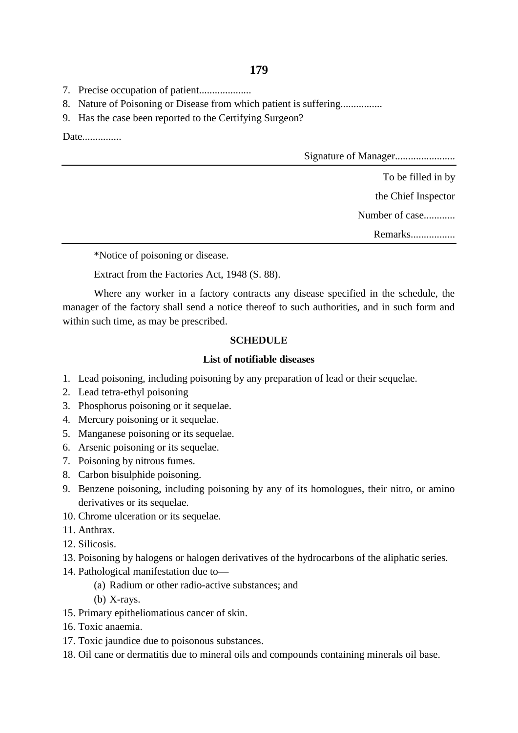7. Precise occupation of patient....................
8. Nature of Poisoning or Disease from which patient is suffering................
9. Has the case been reported to the Certifying Surgeon?

Date...............

Signature of Manager.......................

---

To be filled in by

the Chief Inspector

Number of case............

Remarks.................

---

*Notice of poisoning or disease.

Extract from the Factories Act, 1948 (S. 88).

Where any worker in a factory contracts any disease specified in the schedule, the manager of the factory shall send a notice thereof to such authorities, and in such form and within such time, as may be prescribed.

**SCHEDULE**

**List of notifiable diseases**

1. Lead poisoning, including poisoning by any preparation of lead or their sequelae.
2. Lead tetra-ethyl poisoning
3. Phosphorus poisoning or it sequelae.
4. Mercury poisoning or it sequelae.
5. Manganese poisoning or its sequelae.
6. Arsenic poisoning or its sequelae.
7. Poisoning by nitrous fumes.
8. Carbon bisulphide poisoning.
9. Benzene poisoning, including poisoning by any of its homologues, their nitro, or amino derivatives or its sequelae.
10. Chrome ulceration or its sequelae.
11. Anthrax.
12. Silicosis.
13. Poisoning by halogens or halogen derivatives of the hydrocarbons of the aliphatic series.
14. Pathological manifestation due to—
    (a) Radium or other radio-active substances; and
    (b) X-rays.
15. Primary epitheliomatious cancer of skin.
16. Toxic anaemia.
17. Toxic jaundice due to poisonous substances.
18. Oil cane or dermatitis due to mineral oils and compounds containing minerals oil base.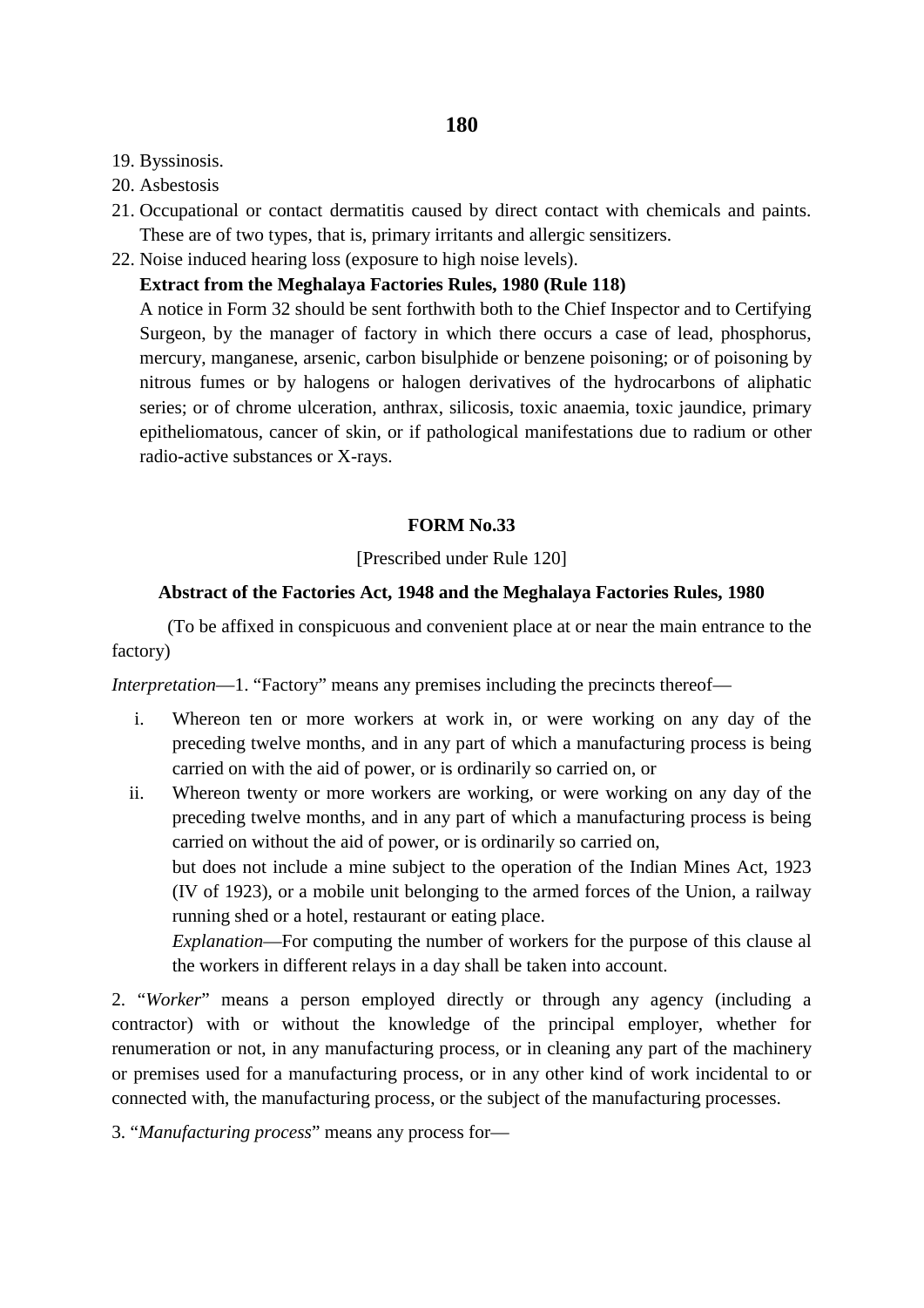19. Byssinosis.
20. Asbestosis
21. Occupational or contact dermatitis caused by direct contact with chemicals and paints. These are of two types, that is, primary irritants and allergic sensitizers.
22. Noise induced hearing loss (exposure to high noise levels).

**Extract from the Meghalaya Factories Rules, 1980 (Rule 118)**

A notice in Form 32 should be sent forthwith both to the Chief Inspector and to Certifying Surgeon, by the manager of factory in which there occurs a case of lead, phosphorus, mercury, manganese, arsenic, carbon bisulphide or benzene poisoning; or of poisoning by nitrous fumes or by halogens or halogen derivatives of the hydrocarbons of aliphatic series; or of chrome ulceration, anthrax, silicosis, toxic anaemia, toxic jaundice, primary epitheliomatous, cancer of skin, or if pathological manifestations due to radium or other radio-active substances or X-rays.

## FORM No.33

[Prescribed under Rule 120]

### Abstract of the Factories Act, 1948 and the Meghalaya Factories Rules, 1980

(To be affixed in conspicuous and convenient place at or near the main entrance to the factory)

*Interpretation*—1. "Factory" means any premises including the precincts thereof—

i. Whereon ten or more workers at work in, or were working on any day of the preceding twelve months, and in any part of which a manufacturing process is being carried on with the aid of power, or is ordinarily so carried on, or
ii. Whereon twenty or more workers are working, or were working on any day of the preceding twelve months, and in any part of which a manufacturing process is being carried on without the aid of power, or is ordinarily so carried on,

but does not include a mine subject to the operation of the Indian Mines Act, 1923 (IV of 1923), or a mobile unit belonging to the armed forces of the Union, a railway running shed or a hotel, restaurant or eating place.

*Explanation*—For computing the number of workers for the purpose of this clause al the workers in different relays in a day shall be taken into account.

2. "*Worker*" means a person employed directly or through any agency (including a contractor) with or without the knowledge of the principal employer, whether for renumeration or not, in any manufacturing process, or in cleaning any part of the machinery or premises used for a manufacturing process, or in any other kind of work incidental to or connected with, the manufacturing process, or the subject of the manufacturing processes.

3. "*Manufacturing process*" means any process for—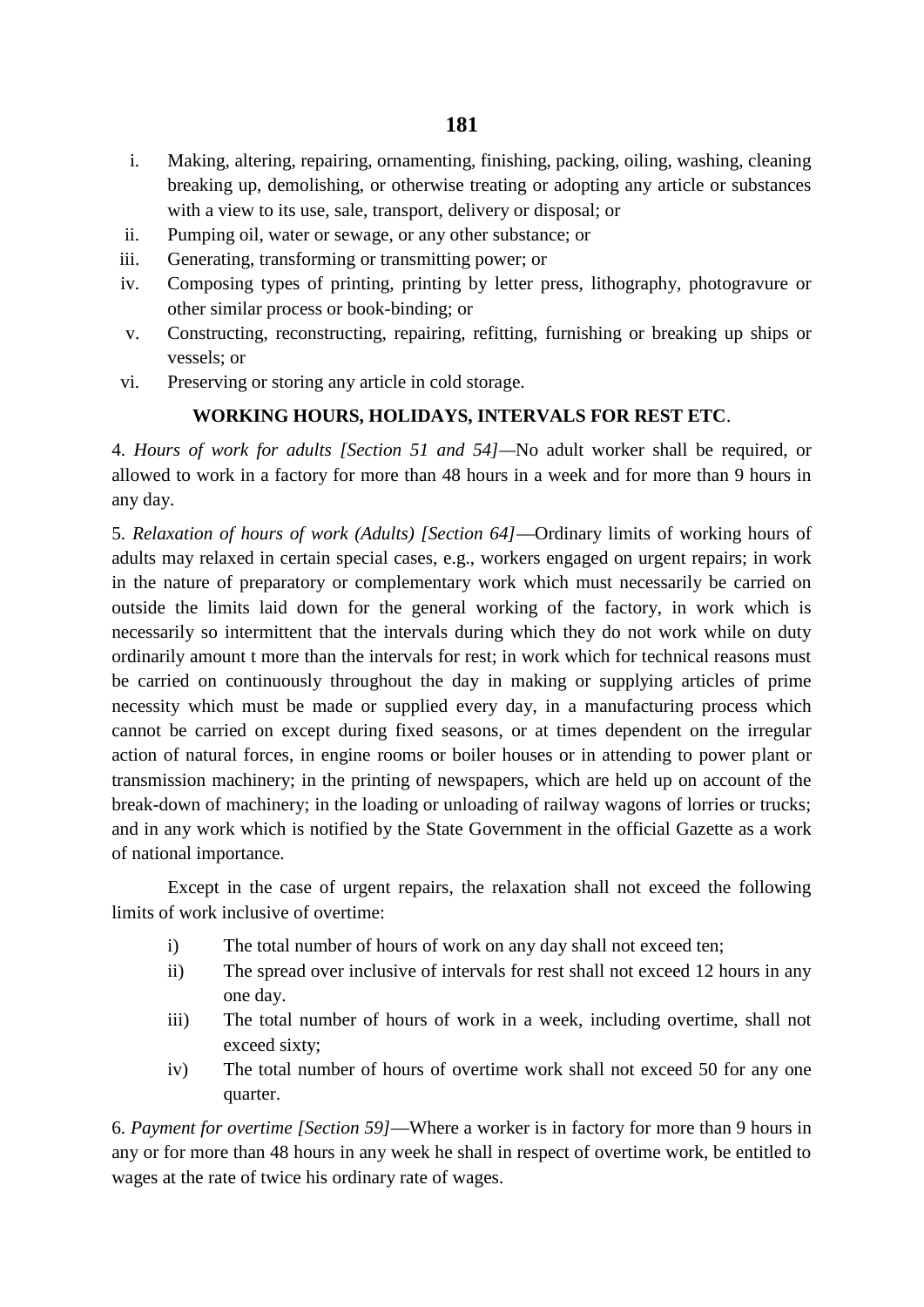i. Making, altering, repairing, ornamenting, finishing, packing, oiling, washing, cleaning breaking up, demolishing, or otherwise treating or adopting any article or substances with a view to its use, sale, transport, delivery or disposal; or
ii. Pumping oil, water or sewage, or any other substance; or
iii. Generating, transforming or transmitting power; or
iv. Composing types of printing, printing by letter press, lithography, photogravure or other similar process or book-binding; or
v. Constructing, reconstructing, repairing, refitting, furnishing or breaking up ships or vessels; or
vi. Preserving or storing any article in cold storage.

**WORKING HOURS, HOLIDAYS, INTERVALS FOR REST ETC**.

4. *Hours of work for adults [Section 51 and 54]*—No adult worker shall be required, or allowed to work in a factory for more than 48 hours in a week and for more than 9 hours in any day.

5. *Relaxation of hours of work (Adults) [Section 64]*—Ordinary limits of working hours of adults may relaxed in certain special cases, e.g., workers engaged on urgent repairs; in work in the nature of preparatory or complementary work which must necessarily be carried on outside the limits laid down for the general working of the factory, in work which is necessarily so intermittent that the intervals during which they do not work while on duty ordinarily amount t more than the intervals for rest; in work which for technical reasons must be carried on continuously throughout the day in making or supplying articles of prime necessity which must be made or supplied every day, in a manufacturing process which cannot be carried on except during fixed seasons, or at times dependent on the irregular action of natural forces, in engine rooms or boiler houses or in attending to power plant or transmission machinery; in the printing of newspapers, which are held up on account of the break-down of machinery; in the loading or unloading of railway wagons of lorries or trucks; and in any work which is notified by the State Government in the official Gazette as a work of national importance.

Except in the case of urgent repairs, the relaxation shall not exceed the following limits of work inclusive of overtime:

i) The total number of hours of work on any day shall not exceed ten;
ii) The spread over inclusive of intervals for rest shall not exceed 12 hours in any one day.
iii) The total number of hours of work in a week, including overtime, shall not exceed sixty;
iv) The total number of hours of overtime work shall not exceed 50 for any one quarter.

6. *Payment for overtime [Section 59]*—Where a worker is in factory for more than 9 hours in any or for more than 48 hours in any week he shall in respect of overtime work, be entitled to wages at the rate of twice his ordinary rate of wages.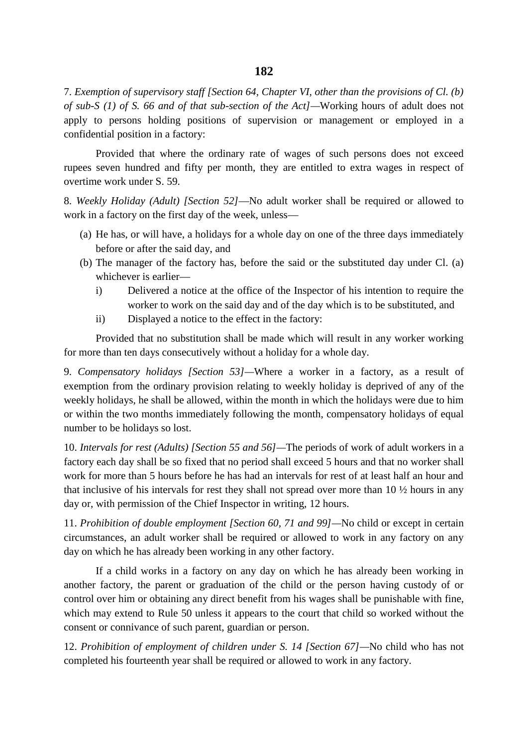7. *Exemption of supervisory staff [Section 64, Chapter VI, other than the provisions of Cl. (b) of sub-S (1) of S. 66 and of that sub-section of the Act]*—Working hours of adult does not apply to persons holding positions of supervision or management or employed in a confidential position in a factory:

Provided that where the ordinary rate of wages of such persons does not exceed rupees seven hundred and fifty per month, they are entitled to extra wages in respect of overtime work under S. 59.

8. *Weekly Holiday (Adult) [Section 52]*—No adult worker shall be required or allowed to work in a factory on the first day of the week, unless—

(a) He has, or will have, a holidays for a whole day on one of the three days immediately before or after the said day, and
(b) The manager of the factory has, before the said or the substituted day under Cl. (a) whichever is earlier—
   i) Delivered a notice at the office of the Inspector of his intention to require the worker to work on the said day and of the day which is to be substituted, and
   ii) Displayed a notice to the effect in the factory:

Provided that no substitution shall be made which will result in any worker working for more than ten days consecutively without a holiday for a whole day.

9. *Compensatory holidays [Section 53]*—Where a worker in a factory, as a result of exemption from the ordinary provision relating to weekly holiday is deprived of any of the weekly holidays, he shall be allowed, within the month in which the holidays were due to him or within the two months immediately following the month, compensatory holidays of equal number to be holidays so lost.

10. *Intervals for rest (Adults) [Section 55 and 56]*—The periods of work of adult workers in a factory each day shall be so fixed that no period shall exceed 5 hours and that no worker shall work for more than 5 hours before he has had an intervals for rest of at least half an hour and that inclusive of his intervals for rest they shall not spread over more than 10 ½ hours in any day or, with permission of the Chief Inspector in writing, 12 hours.

11. *Prohibition of double employment [Section 60, 71 and 99]*—No child or except in certain circumstances, an adult worker shall be required or allowed to work in any factory on any day on which he has already been working in any other factory.

If a child works in a factory on any day on which he has already been working in another factory, the parent or graduation of the child or the person having custody of or control over him or obtaining any direct benefit from his wages shall be punishable with fine, which may extend to Rule 50 unless it appears to the court that child so worked without the consent or connivance of such parent, guardian or person.

12. *Prohibition of employment of children under S. 14 [Section 67]*—No child who has not completed his fourteenth year shall be required or allowed to work in any factory.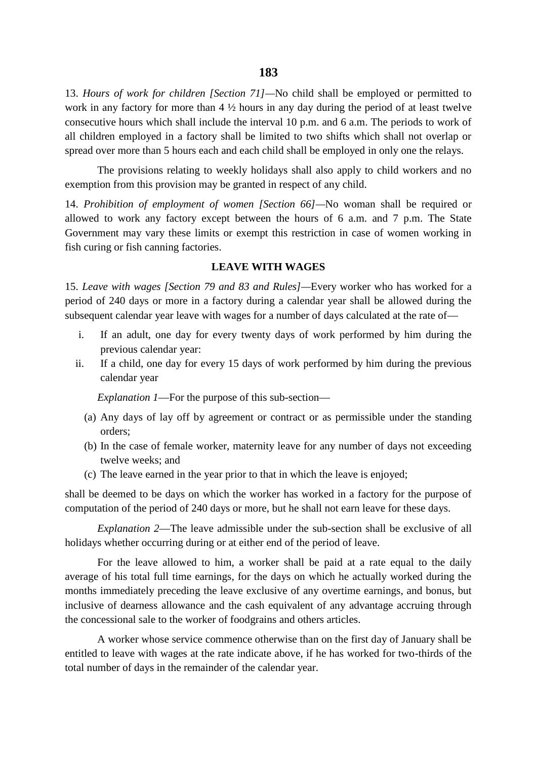13. *Hours of work for children [Section 71]*—No child shall be employed or permitted to work in any factory for more than 4 ½ hours in any day during the period of at least twelve consecutive hours which shall include the interval 10 p.m. and 6 a.m. The periods to work of all children employed in a factory shall be limited to two shifts which shall not overlap or spread over more than 5 hours each and each child shall be employed in only one the relays.

The provisions relating to weekly holidays shall also apply to child workers and no exemption from this provision may be granted in respect of any child.

14. *Prohibition of employment of women [Section 66]*—No woman shall be required or allowed to work any factory except between the hours of 6 a.m. and 7 p.m. The State Government may vary these limits or exempt this restriction in case of women working in fish curing or fish canning factories.

**LEAVE WITH WAGES**

15. *Leave with wages [Section 79 and 83 and Rules]*—Every worker who has worked for a period of 240 days or more in a factory during a calendar year shall be allowed during the subsequent calendar year leave with wages for a number of days calculated at the rate of—

i. If an adult, one day for every twenty days of work performed by him during the previous calendar year:
ii. If a child, one day for every 15 days of work performed by him during the previous calendar year

*Explanation 1*—For the purpose of this sub-section—

(a) Any days of lay off by agreement or contract or as permissible under the standing orders;
(b) In the case of female worker, maternity leave for any number of days not exceeding twelve weeks; and
(c) The leave earned in the year prior to that in which the leave is enjoyed;

shall be deemed to be days on which the worker has worked in a factory for the purpose of computation of the period of 240 days or more, but he shall not earn leave for these days.

*Explanation 2*—The leave admissible under the sub-section shall be exclusive of all holidays whether occurring during or at either end of the period of leave.

For the leave allowed to him, a worker shall be paid at a rate equal to the daily average of his total full time earnings, for the days on which he actually worked during the months immediately preceding the leave exclusive of any overtime earnings, and bonus, but inclusive of dearness allowance and the cash equivalent of any advantage accruing through the concessional sale to the worker of foodgrains and others articles.

A worker whose service commence otherwise than on the first day of January shall be entitled to leave with wages at the rate indicate above, if he has worked for two-thirds of the total number of days in the remainder of the calendar year.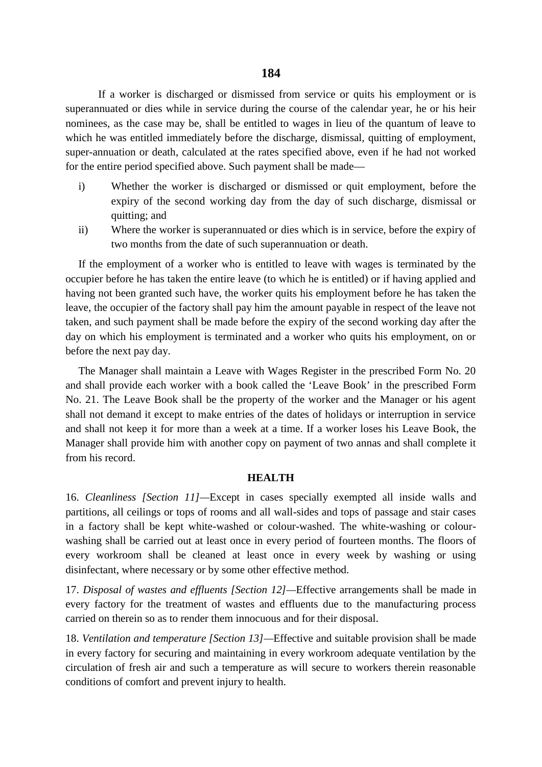If a worker is discharged or dismissed from service or quits his employment or is superannuated or dies while in service during the course of the calendar year, he or his heir nominees, as the case may be, shall be entitled to wages in lieu of the quantum of leave to which he was entitled immediately before the discharge, dismissal, quitting of employment, super-annuation or death, calculated at the rates specified above, even if he had not worked for the entire period specified above. Such payment shall be made—

i) Whether the worker is discharged or dismissed or quit employment, before the expiry of the second working day from the day of such discharge, dismissal or quitting; and

ii) Where the worker is superannuated or dies which is in service, before the expiry of two months from the date of such superannuation or death.

If the employment of a worker who is entitled to leave with wages is terminated by the occupier before he has taken the entire leave (to which he is entitled) or if having applied and having not been granted such have, the worker quits his employment before he has taken the leave, the occupier of the factory shall pay him the amount payable in respect of the leave not taken, and such payment shall be made before the expiry of the second working day after the day on which his employment is terminated and a worker who quits his employment, on or before the next pay day.

The Manager shall maintain a Leave with Wages Register in the prescribed Form No. 20 and shall provide each worker with a book called the 'Leave Book' in the prescribed Form No. 21. The Leave Book shall be the property of the worker and the Manager or his agent shall not demand it except to make entries of the dates of holidays or interruption in service and shall not keep it for more than a week at a time. If a worker loses his Leave Book, the Manager shall provide him with another copy on payment of two annas and shall complete it from his record.

## HEALTH

16. *Cleanliness [Section 11]*—Except in cases specially exempted all inside walls and partitions, all ceilings or tops of rooms and all wall-sides and tops of passage and stair cases in a factory shall be kept white-washed or colour-washed. The white-washing or colour-washing shall be carried out at least once in every period of fourteen months. The floors of every workroom shall be cleaned at least once in every week by washing or using disinfectant, where necessary or by some other effective method.

17. *Disposal of wastes and effluents [Section 12]*—Effective arrangements shall be made in every factory for the treatment of wastes and effluents due to the manufacturing process carried on therein so as to render them innocuous and for their disposal.

18. *Ventilation and temperature [Section 13]*—Effective and suitable provision shall be made in every factory for securing and maintaining in every workroom adequate ventilation by the circulation of fresh air and such a temperature as will secure to workers therein reasonable conditions of comfort and prevent injury to health.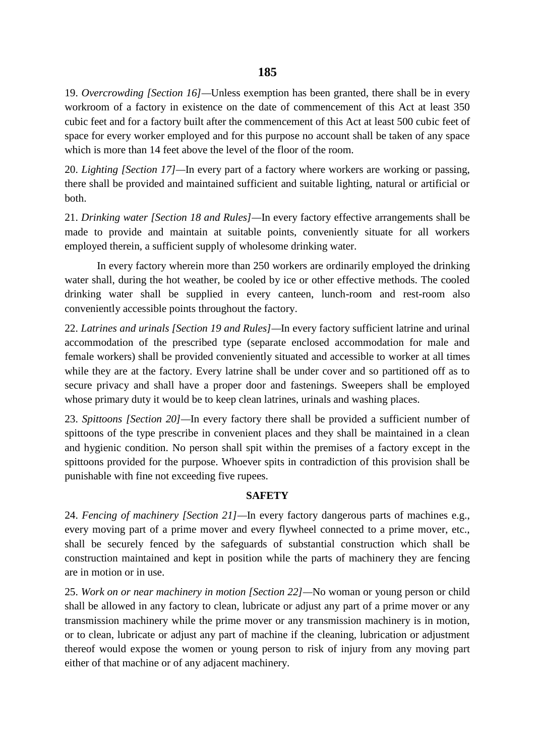19. *Overcrowding [Section 16]*—Unless exemption has been granted, there shall be in every workroom of a factory in existence on the date of commencement of this Act at least 350 cubic feet and for a factory built after the commencement of this Act at least 500 cubic feet of space for every worker employed and for this purpose no account shall be taken of any space which is more than 14 feet above the level of the floor of the room.

20. *Lighting [Section 17]*—In every part of a factory where workers are working or passing, there shall be provided and maintained sufficient and suitable lighting, natural or artificial or both.

21. *Drinking water [Section 18 and Rules]*—In every factory effective arrangements shall be made to provide and maintain at suitable points, conveniently situate for all workers employed therein, a sufficient supply of wholesome drinking water.

In every factory wherein more than 250 workers are ordinarily employed the drinking water shall, during the hot weather, be cooled by ice or other effective methods. The cooled drinking water shall be supplied in every canteen, lunch-room and rest-room also conveniently accessible points throughout the factory.

22. *Latrines and urinals [Section 19 and Rules]*—In every factory sufficient latrine and urinal accommodation of the prescribed type (separate enclosed accommodation for male and female workers) shall be provided conveniently situated and accessible to worker at all times while they are at the factory. Every latrine shall be under cover and so partitioned off as to secure privacy and shall have a proper door and fastenings. Sweepers shall be employed whose primary duty it would be to keep clean latrines, urinals and washing places.

23. *Spittoons [Section 20]*—In every factory there shall be provided a sufficient number of spittoons of the type prescribe in convenient places and they shall be maintained in a clean and hygienic condition. No person shall spit within the premises of a factory except in the spittoons provided for the purpose. Whoever spits in contradiction of this provision shall be punishable with fine not exceeding five rupees.

**SAFETY**

24. *Fencing of machinery [Section 21]*—In every factory dangerous parts of machines e.g., every moving part of a prime mover and every flywheel connected to a prime mover, etc., shall be securely fenced by the safeguards of substantial construction which shall be construction maintained and kept in position while the parts of machinery they are fencing are in motion or in use.

25. *Work on or near machinery in motion [Section 22]*—No woman or young person or child shall be allowed in any factory to clean, lubricate or adjust any part of a prime mover or any transmission machinery while the prime mover or any transmission machinery is in motion, or to clean, lubricate or adjust any part of machine if the cleaning, lubrication or adjustment thereof would expose the women or young person to risk of injury from any moving part either of that machine or of any adjacent machinery.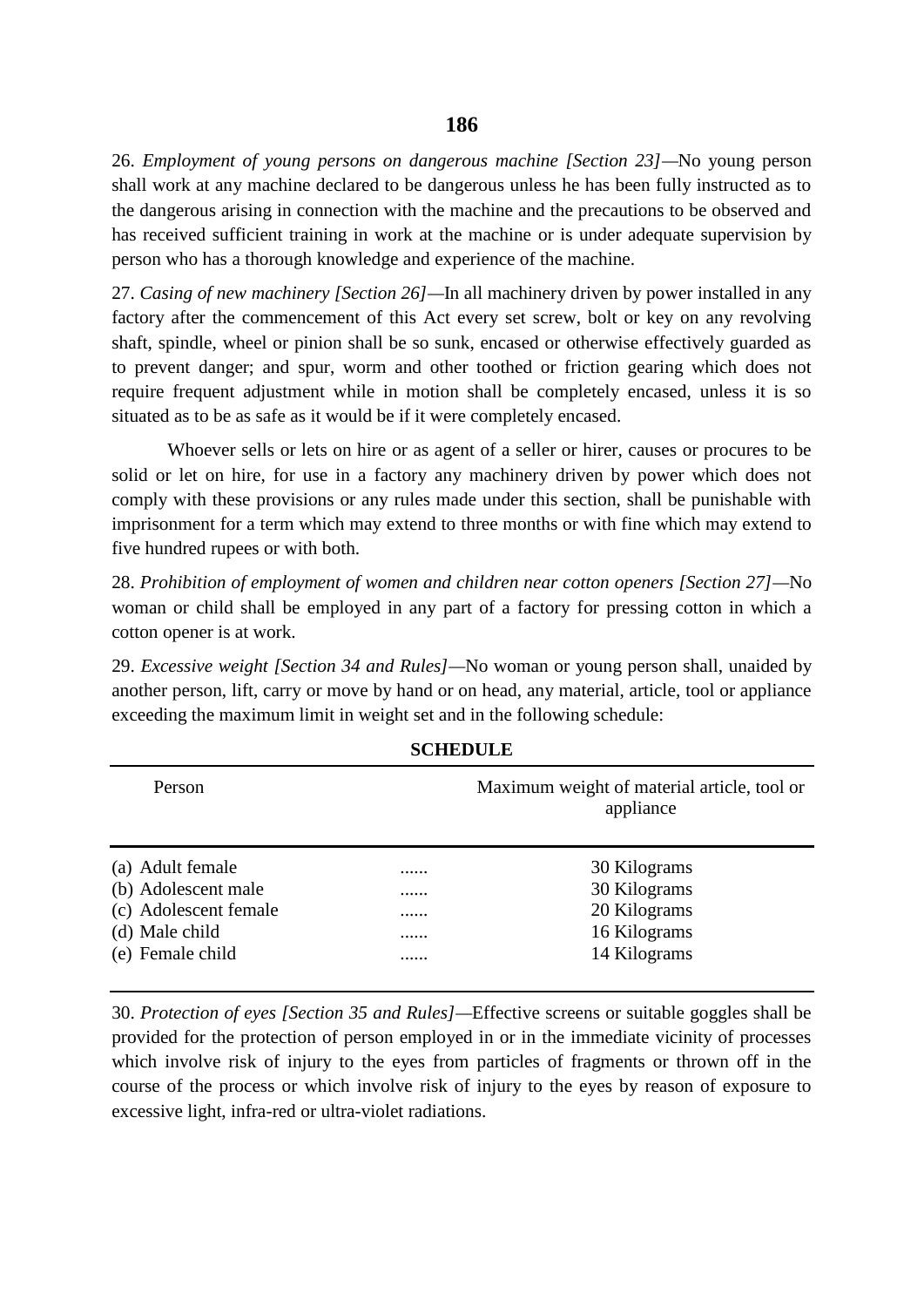26. *Employment of young persons on dangerous machine [Section 23]*—No young person shall work at any machine declared to be dangerous unless he has been fully instructed as to the dangerous arising in connection with the machine and the precautions to be observed and has received sufficient training in work at the machine or is under adequate supervision by person who has a thorough knowledge and experience of the machine.

27. *Casing of new machinery [Section 26]*—In all machinery driven by power installed in any factory after the commencement of this Act every set screw, bolt or key on any revolving shaft, spindle, wheel or pinion shall be so sunk, encased or otherwise effectively guarded as to prevent danger; and spur, worm and other toothed or friction gearing which does not require frequent adjustment while in motion shall be completely encased, unless it is so situated as to be as safe as it would be if it were completely encased.

Whoever sells or lets on hire or as agent of a seller or hirer, causes or procures to be solid or let on hire, for use in a factory any machinery driven by power which does not comply with these provisions or any rules made under this section, shall be punishable with imprisonment for a term which may extend to three months or with fine which may extend to five hundred rupees or with both.

28. *Prohibition of employment of women and children near cotton openers [Section 27]*—No woman or child shall be employed in any part of a factory for pressing cotton in which a cotton opener is at work.

29. *Excessive weight [Section 34 and Rules]*—No woman or young person shall, unaided by another person, lift, carry or move by hand or on head, any material, article, tool or appliance exceeding the maximum limit in weight set and in the following schedule:

**SCHEDULE**

| Person | | Maximum weight of material article, tool or appliance |
|---|---|---|
| (a) Adult female | ...... | 30 Kilograms |
| (b) Adolescent male | ...... | 30 Kilograms |
| (c) Adolescent female | ...... | 20 Kilograms |
| (d) Male child | ...... | 16 Kilograms |
| (e) Female child | ...... | 14 Kilograms |

30. *Protection of eyes [Section 35 and Rules]*—Effective screens or suitable goggles shall be provided for the protection of person employed in or in the immediate vicinity of processes which involve risk of injury to the eyes from particles of fragments or thrown off in the course of the process or which involve risk of injury to the eyes by reason of exposure to excessive light, infra-red or ultra-violet radiations.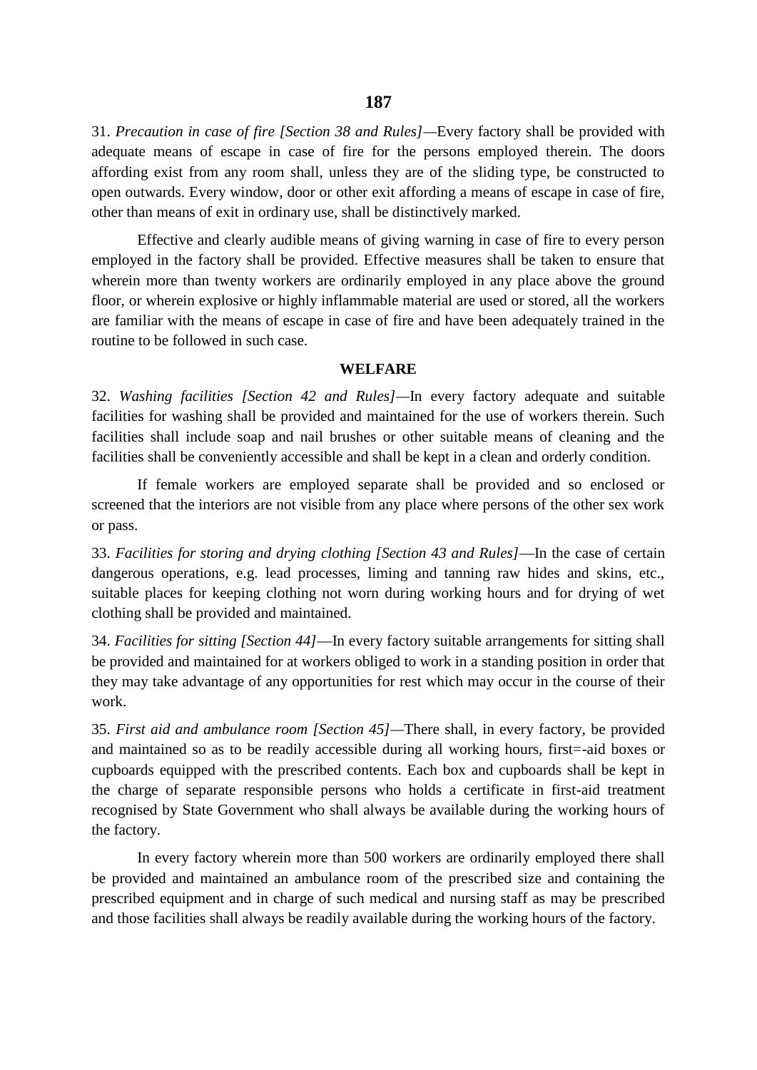31. *Precaution in case of fire [Section 38 and Rules]*—Every factory shall be provided with adequate means of escape in case of fire for the persons employed therein. The doors affording exist from any room shall, unless they are of the sliding type, be constructed to open outwards. Every window, door or other exit affording a means of escape in case of fire, other than means of exit in ordinary use, shall be distinctively marked.

Effective and clearly audible means of giving warning in case of fire to every person employed in the factory shall be provided. Effective measures shall be taken to ensure that wherein more than twenty workers are ordinarily employed in any place above the ground floor, or wherein explosive or highly inflammable material are used or stored, all the workers are familiar with the means of escape in case of fire and have been adequately trained in the routine to be followed in such case.

## WELFARE

32. *Washing facilities [Section 42 and Rules]*—In every factory adequate and suitable facilities for washing shall be provided and maintained for the use of workers therein. Such facilities shall include soap and nail brushes or other suitable means of cleaning and the facilities shall be conveniently accessible and shall be kept in a clean and orderly condition.

If female workers are employed separate shall be provided and so enclosed or screened that the interiors are not visible from any place where persons of the other sex work or pass.

33. *Facilities for storing and drying clothing [Section 43 and Rules]*—In the case of certain dangerous operations, e.g. lead processes, liming and tanning raw hides and skins, etc., suitable places for keeping clothing not worn during working hours and for drying of wet clothing shall be provided and maintained.

34. *Facilities for sitting [Section 44]*—In every factory suitable arrangements for sitting shall be provided and maintained for at workers obliged to work in a standing position in order that they may take advantage of any opportunities for rest which may occur in the course of their work.

35. *First aid and ambulance room [Section 45]*—There shall, in every factory, be provided and maintained so as to be readily accessible during all working hours, first=-aid boxes or cupboards equipped with the prescribed contents. Each box and cupboards shall be kept in the charge of separate responsible persons who holds a certificate in first-aid treatment recognised by State Government who shall always be available during the working hours of the factory.

In every factory wherein more than 500 workers are ordinarily employed there shall be provided and maintained an ambulance room of the prescribed size and containing the prescribed equipment and in charge of such medical and nursing staff as may be prescribed and those facilities shall always be readily available during the working hours of the factory.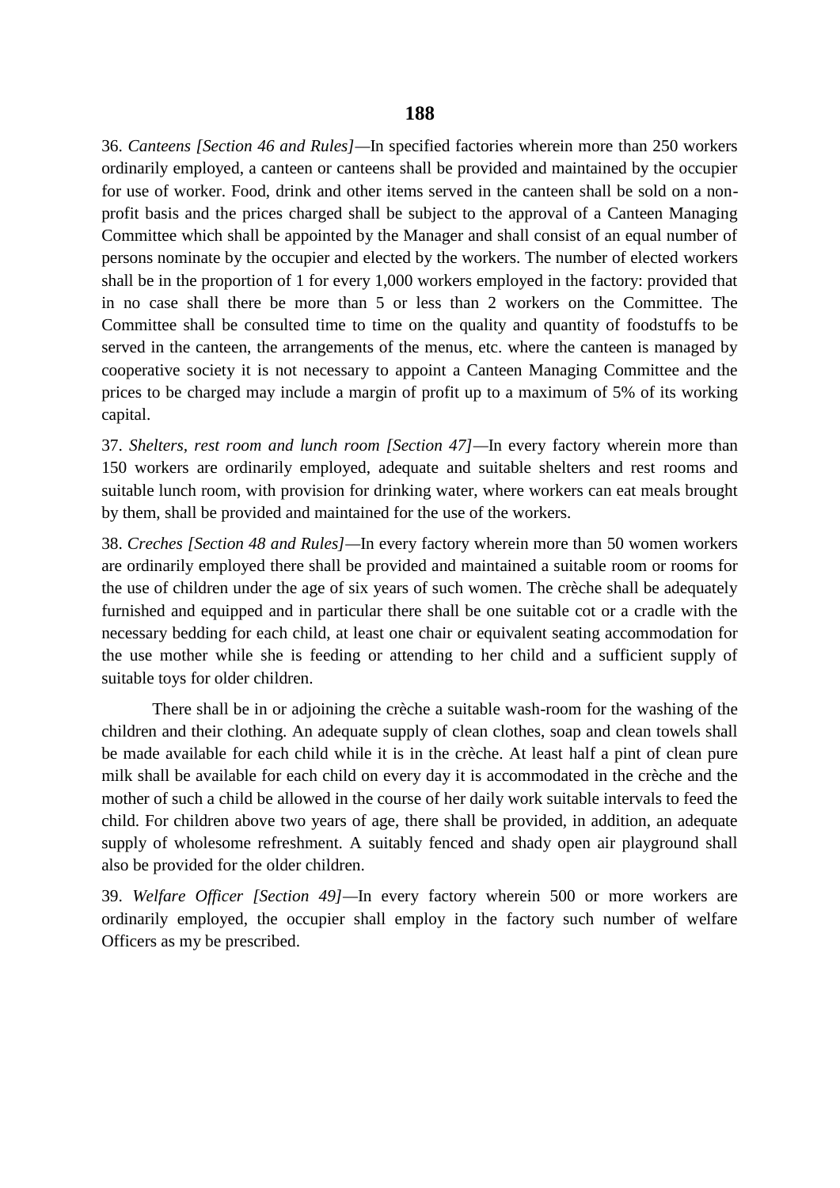36. *Canteens [Section 46 and Rules]*—In specified factories wherein more than 250 workers ordinarily employed, a canteen or canteens shall be provided and maintained by the occupier for use of worker. Food, drink and other items served in the canteen shall be sold on a non-profit basis and the prices charged shall be subject to the approval of a Canteen Managing Committee which shall be appointed by the Manager and shall consist of an equal number of persons nominate by the occupier and elected by the workers. The number of elected workers shall be in the proportion of 1 for every 1,000 workers employed in the factory: provided that in no case shall there be more than 5 or less than 2 workers on the Committee. The Committee shall be consulted time to time on the quality and quantity of foodstuffs to be served in the canteen, the arrangements of the menus, etc. where the canteen is managed by cooperative society it is not necessary to appoint a Canteen Managing Committee and the prices to be charged may include a margin of profit up to a maximum of 5% of its working capital.

37. *Shelters, rest room and lunch room [Section 47]*—In every factory wherein more than 150 workers are ordinarily employed, adequate and suitable shelters and rest rooms and suitable lunch room, with provision for drinking water, where workers can eat meals brought by them, shall be provided and maintained for the use of the workers.

38. *Creches [Section 48 and Rules]*—In every factory wherein more than 50 women workers are ordinarily employed there shall be provided and maintained a suitable room or rooms for the use of children under the age of six years of such women. The crèche shall be adequately furnished and equipped and in particular there shall be one suitable cot or a cradle with the necessary bedding for each child, at least one chair or equivalent seating accommodation for the use mother while she is feeding or attending to her child and a sufficient supply of suitable toys for older children.

There shall be in or adjoining the crèche a suitable wash-room for the washing of the children and their clothing. An adequate supply of clean clothes, soap and clean towels shall be made available for each child while it is in the crèche. At least half a pint of clean pure milk shall be available for each child on every day it is accommodated in the crèche and the mother of such a child be allowed in the course of her daily work suitable intervals to feed the child. For children above two years of age, there shall be provided, in addition, an adequate supply of wholesome refreshment. A suitably fenced and shady open air playground shall also be provided for the older children.

39. *Welfare Officer [Section 49]*—In every factory wherein 500 or more workers are ordinarily employed, the occupier shall employ in the factory such number of welfare Officers as my be prescribed.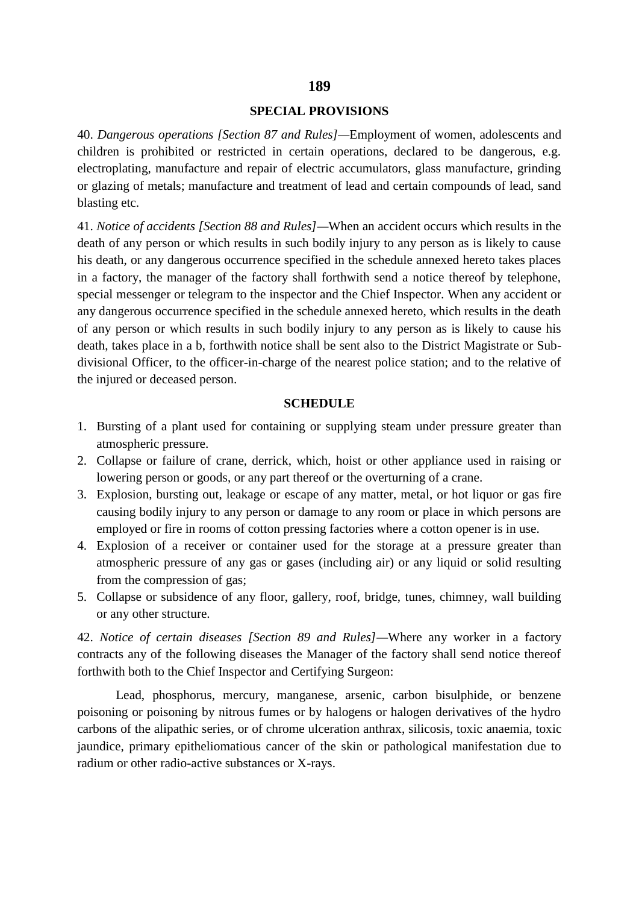## SPECIAL PROVISIONS

40. *Dangerous operations [Section 87 and Rules]*—Employment of women, adolescents and children is prohibited or restricted in certain operations, declared to be dangerous, e.g. electroplating, manufacture and repair of electric accumulators, glass manufacture, grinding or glazing of metals; manufacture and treatment of lead and certain compounds of lead, sand blasting etc.

41. *Notice of accidents [Section 88 and Rules]*—When an accident occurs which results in the death of any person or which results in such bodily injury to any person as is likely to cause his death, or any dangerous occurrence specified in the schedule annexed hereto takes places in a factory, the manager of the factory shall forthwith send a notice thereof by telephone, special messenger or telegram to the inspector and the Chief Inspector. When any accident or any dangerous occurrence specified in the schedule annexed hereto, which results in the death of any person or which results in such bodily injury to any person as is likely to cause his death, takes place in a b, forthwith notice shall be sent also to the District Magistrate or Sub-divisional Officer, to the officer-in-charge of the nearest police station; and to the relative of the injured or deceased person.

### SCHEDULE

1. Bursting of a plant used for containing or supplying steam under pressure greater than atmospheric pressure.
2. Collapse or failure of crane, derrick, which, hoist or other appliance used in raising or lowering person or goods, or any part thereof or the overturning of a crane.
3. Explosion, bursting out, leakage or escape of any matter, metal, or hot liquor or gas fire causing bodily injury to any person or damage to any room or place in which persons are employed or fire in rooms of cotton pressing factories where a cotton opener is in use.
4. Explosion of a receiver or container used for the storage at a pressure greater than atmospheric pressure of any gas or gases (including air) or any liquid or solid resulting from the compression of gas;
5. Collapse or subsidence of any floor, gallery, roof, bridge, tunes, chimney, wall building or any other structure.

42. *Notice of certain diseases [Section 89 and Rules]*—Where any worker in a factory contracts any of the following diseases the Manager of the factory shall send notice thereof forthwith both to the Chief Inspector and Certifying Surgeon:

Lead, phosphorus, mercury, manganese, arsenic, carbon bisulphide, or benzene poisoning or poisoning by nitrous fumes or by halogens or halogen derivatives of the hydro carbons of the alipathic series, or of chrome ulceration anthrax, silicosis, toxic anaemia, toxic jaundice, primary epitheliomatious cancer of the skin or pathological manifestation due to radium or other radio-active substances or X-rays.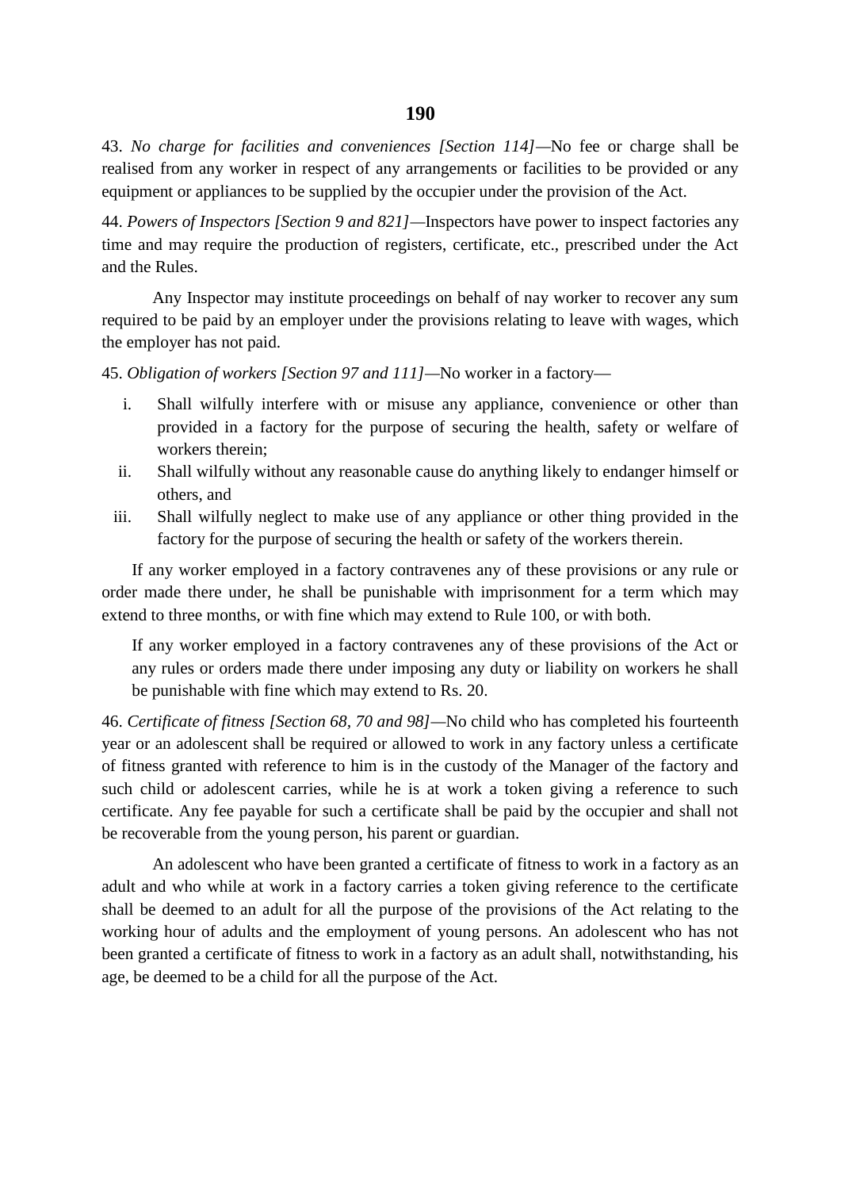43. *No charge for facilities and conveniences [Section 114]*—No fee or charge shall be realised from any worker in respect of any arrangements or facilities to be provided or any equipment or appliances to be supplied by the occupier under the provision of the Act.

44. *Powers of Inspectors [Section 9 and 821]*—Inspectors have power to inspect factories any time and may require the production of registers, certificate, etc., prescribed under the Act and the Rules.

Any Inspector may institute proceedings on behalf of nay worker to recover any sum required to be paid by an employer under the provisions relating to leave with wages, which the employer has not paid.

45. *Obligation of workers [Section 97 and 111]*—No worker in a factory—

i. Shall wilfully interfere with or misuse any appliance, convenience or other than provided in a factory for the purpose of securing the health, safety or welfare of workers therein;
ii. Shall wilfully without any reasonable cause do anything likely to endanger himself or others, and
iii. Shall wilfully neglect to make use of any appliance or other thing provided in the factory for the purpose of securing the health or safety of the workers therein.

If any worker employed in a factory contravenes any of these provisions or any rule or order made there under, he shall be punishable with imprisonment for a term which may extend to three months, or with fine which may extend to Rule 100, or with both.

If any worker employed in a factory contravenes any of these provisions of the Act or any rules or orders made there under imposing any duty or liability on workers he shall be punishable with fine which may extend to Rs. 20.

46. *Certificate of fitness [Section 68, 70 and 98]*—No child who has completed his fourteenth year or an adolescent shall be required or allowed to work in any factory unless a certificate of fitness granted with reference to him is in the custody of the Manager of the factory and such child or adolescent carries, while he is at work a token giving a reference to such certificate. Any fee payable for such a certificate shall be paid by the occupier and shall not be recoverable from the young person, his parent or guardian.

An adolescent who have been granted a certificate of fitness to work in a factory as an adult and who while at work in a factory carries a token giving reference to the certificate shall be deemed to an adult for all the purpose of the provisions of the Act relating to the working hour of adults and the employment of young persons. An adolescent who has not been granted a certificate of fitness to work in a factory as an adult shall, notwithstanding, his age, be deemed to be a child for all the purpose of the Act.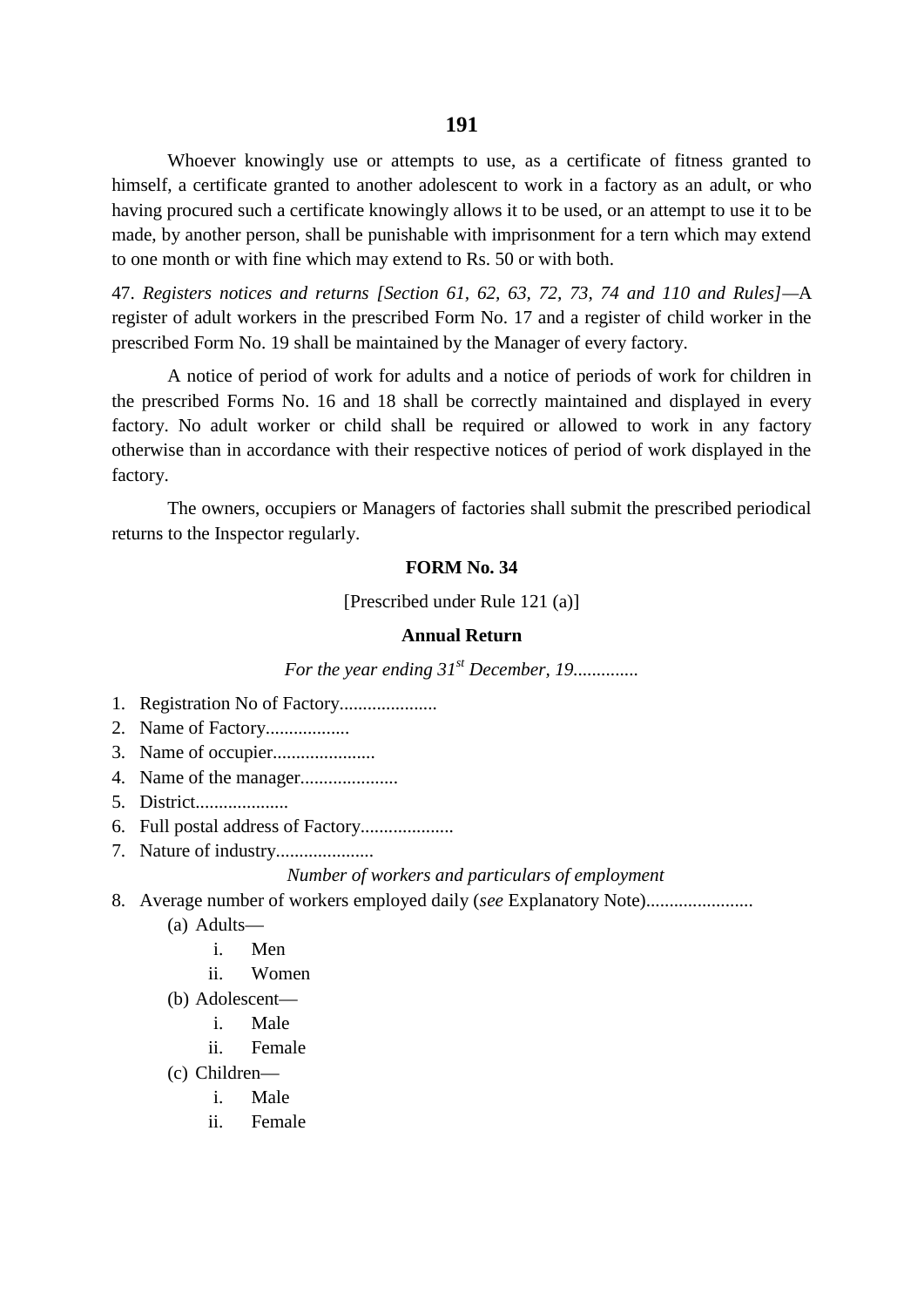Whoever knowingly use or attempts to use, as a certificate of fitness granted to himself, a certificate granted to another adolescent to work in a factory as an adult, or who having procured such a certificate knowingly allows it to be used, or an attempt to use it to be made, by another person, shall be punishable with imprisonment for a tern which may extend to one month or with fine which may extend to Rs. 50 or with both.

47. *Registers notices and returns [Section 61, 62, 63, 72, 73, 74 and 110 and Rules]*—A register of adult workers in the prescribed Form No. 17 and a register of child worker in the prescribed Form No. 19 shall be maintained by the Manager of every factory.

A notice of period of work for adults and a notice of periods of work for children in the prescribed Forms No. 16 and 18 shall be correctly maintained and displayed in every factory. No adult worker or child shall be required or allowed to work in any factory otherwise than in accordance with their respective notices of period of work displayed in the factory.

The owners, occupiers or Managers of factories shall submit the prescribed periodical returns to the Inspector regularly.

**FORM No. 34**

[Prescribed under Rule 121 (a)]

**Annual Return**

*For the year ending 31st December, 19..............*

1. Registration No of Factory.....................
2. Name of Factory..................
3. Name of occupier......................
4. Name of the manager.....................
5. District....................
6. Full postal address of Factory....................
7. Nature of industry.....................

*Number of workers and particulars of employment*

8. Average number of workers employed daily (*see* Explanatory Note).......................
   - (a) Adults—
     - i. Men
     - ii. Women
   - (b) Adolescent—
     - i. Male
     - ii. Female
   - (c) Children—
     - i. Male
     - ii. Female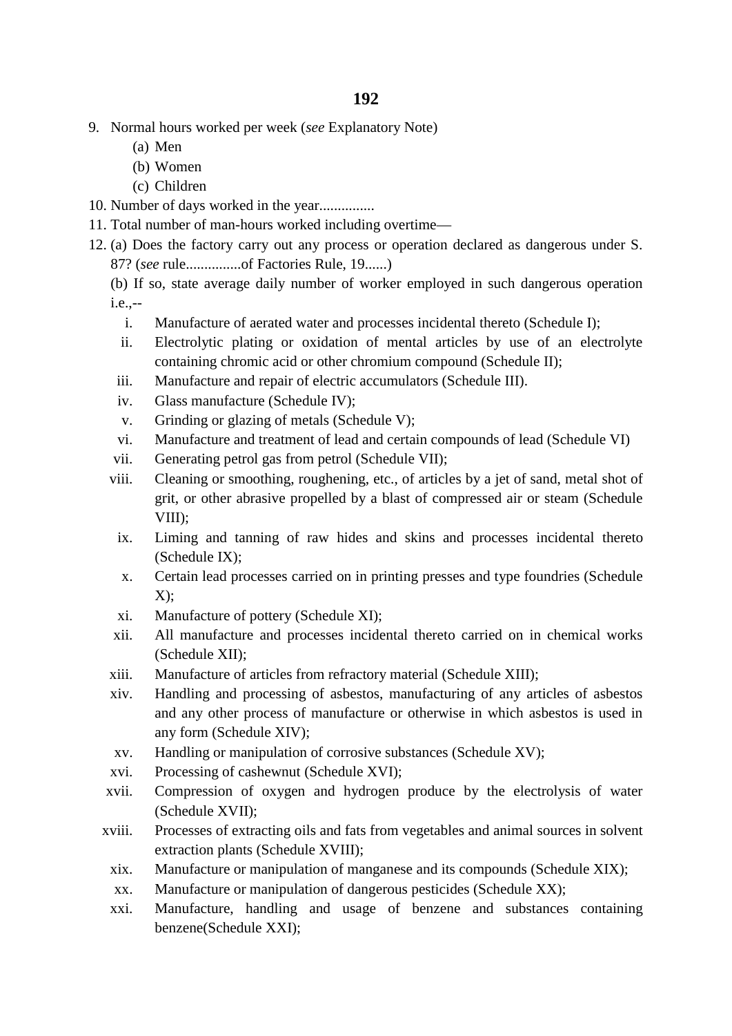9. Normal hours worked per week (*see* Explanatory Note)
   (a) Men
   (b) Women
   (c) Children
10. Number of days worked in the year...............
11. Total number of man-hours worked including overtime—
12. (a) Does the factory carry out any process or operation declared as dangerous under S. 87? (*see* rule...............of Factories Rule, 19......)

    (b) If so, state average daily number of worker employed in such dangerous operation i.e.,--

    i. Manufacture of aerated water and processes incidental thereto (Schedule I);
    ii. Electrolytic plating or oxidation of mental articles by use of an electrolyte containing chromic acid or other chromium compound (Schedule II);
    iii. Manufacture and repair of electric accumulators (Schedule III).
    iv. Glass manufacture (Schedule IV);
    v. Grinding or glazing of metals (Schedule V);
    vi. Manufacture and treatment of lead and certain compounds of lead (Schedule VI)
    vii. Generating petrol gas from petrol (Schedule VII);
    viii. Cleaning or smoothing, roughening, etc., of articles by a jet of sand, metal shot of grit, or other abrasive propelled by a blast of compressed air or steam (Schedule VIII);
    ix. Liming and tanning of raw hides and skins and processes incidental thereto (Schedule IX);
    x. Certain lead processes carried on in printing presses and type foundries (Schedule X);
    xi. Manufacture of pottery (Schedule XI);
    xii. All manufacture and processes incidental thereto carried on in chemical works (Schedule XII);
    xiii. Manufacture of articles from refractory material (Schedule XIII);
    xiv. Handling and processing of asbestos, manufacturing of any articles of asbestos and any other process of manufacture or otherwise in which asbestos is used in any form (Schedule XIV);
    xv. Handling or manipulation of corrosive substances (Schedule XV);
    xvi. Processing of cashewnut (Schedule XVI);
    xvii. Compression of oxygen and hydrogen produce by the electrolysis of water (Schedule XVII);
    xviii. Processes of extracting oils and fats from vegetables and animal sources in solvent extraction plants (Schedule XVIII);
    xix. Manufacture or manipulation of manganese and its compounds (Schedule XIX);
    xx. Manufacture or manipulation of dangerous pesticides (Schedule XX);
    xxi. Manufacture, handling and usage of benzene and substances containing benzene(Schedule XXI);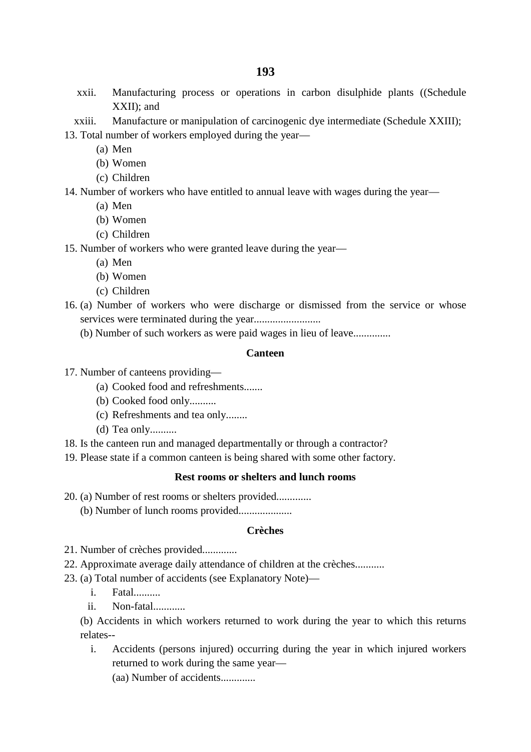xxii. Manufacturing process or operations in carbon disulphide plants ((Schedule XXII); and

xxiii. Manufacture or manipulation of carcinogenic dye intermediate (Schedule XXIII);

13. Total number of workers employed during the year—
    (a) Men
    (b) Women
    (c) Children
14. Number of workers who have entitled to annual leave with wages during the year—
    (a) Men
    (b) Women
    (c) Children
15. Number of workers who were granted leave during the year—
    (a) Men
    (b) Women
    (c) Children
16. (a) Number of workers who were discharge or dismissed from the service or whose services were terminated during the year.........................

    (b) Number of such workers as were paid wages in lieu of leave..............

**Canteen**

17. Number of canteens providing—
    (a) Cooked food and refreshments.......
    (b) Cooked food only..........
    (c) Refreshments and tea only........
    (d) Tea only..........
18. Is the canteen run and managed departmentally or through a contractor?
19. Please state if a common canteen is being shared with some other factory.

**Rest rooms or shelters and lunch rooms**

20. (a) Number of rest rooms or shelters provided.............

    (b) Number of lunch rooms provided....................

**Crèches**

21. Number of crèches provided.............
22. Approximate average daily attendance of children at the crèches...........
23. (a) Total number of accidents (see Explanatory Note)—

    i. Fatal..........

    ii. Non-fatal............

    (b) Accidents in which workers returned to work during the year to which this returns relates--

    i. Accidents (persons injured) occurring during the year in which injured workers returned to work during the same year—

    (aa) Number of accidents.............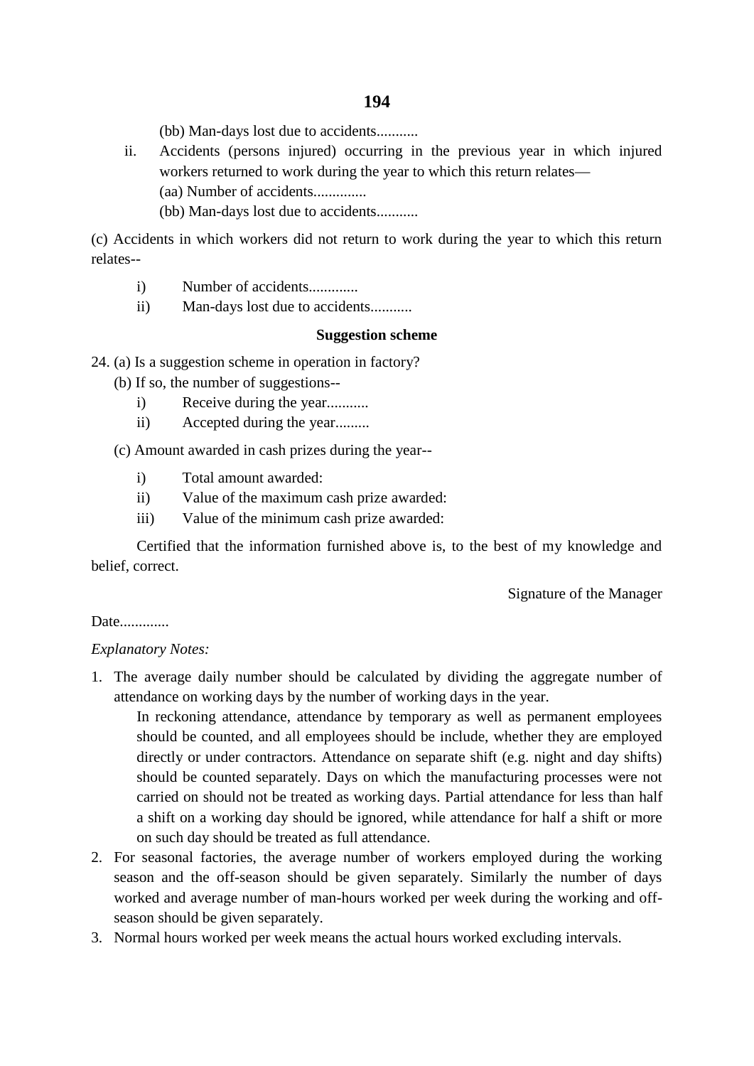(bb) Man-days lost due to accidents...........

ii. Accidents (persons injured) occurring in the previous year in which injured workers returned to work during the year to which this return relates—

(aa) Number of accidents..............

(bb) Man-days lost due to accidents...........

(c) Accidents in which workers did not return to work during the year to which this return relates--

i) Number of accidents.............
ii) Man-days lost due to accidents...........

**Suggestion scheme**

24. (a) Is a suggestion scheme in operation in factory?

(b) If so, the number of suggestions--

i) Receive during the year...........
ii) Accepted during the year.........

(c) Amount awarded in cash prizes during the year--

i) Total amount awarded:
ii) Value of the maximum cash prize awarded:
iii) Value of the minimum cash prize awarded:

Certified that the information furnished above is, to the best of my knowledge and belief, correct.

Signature of the Manager

Date.............

*Explanatory Notes:*

1. The average daily number should be calculated by dividing the aggregate number of attendance on working days by the number of working days in the year.

   In reckoning attendance, attendance by temporary as well as permanent employees should be counted, and all employees should be include, whether they are employed directly or under contractors. Attendance on separate shift (e.g. night and day shifts) should be counted separately. Days on which the manufacturing processes were not carried on should not be treated as working days. Partial attendance for less than half a shift on a working day should be ignored, while attendance for half a shift or more on such day should be treated as full attendance.

2. For seasonal factories, the average number of workers employed during the working season and the off-season should be given separately. Similarly the number of days worked and average number of man-hours worked per week during the working and off-season should be given separately.
3. Normal hours worked per week means the actual hours worked excluding intervals.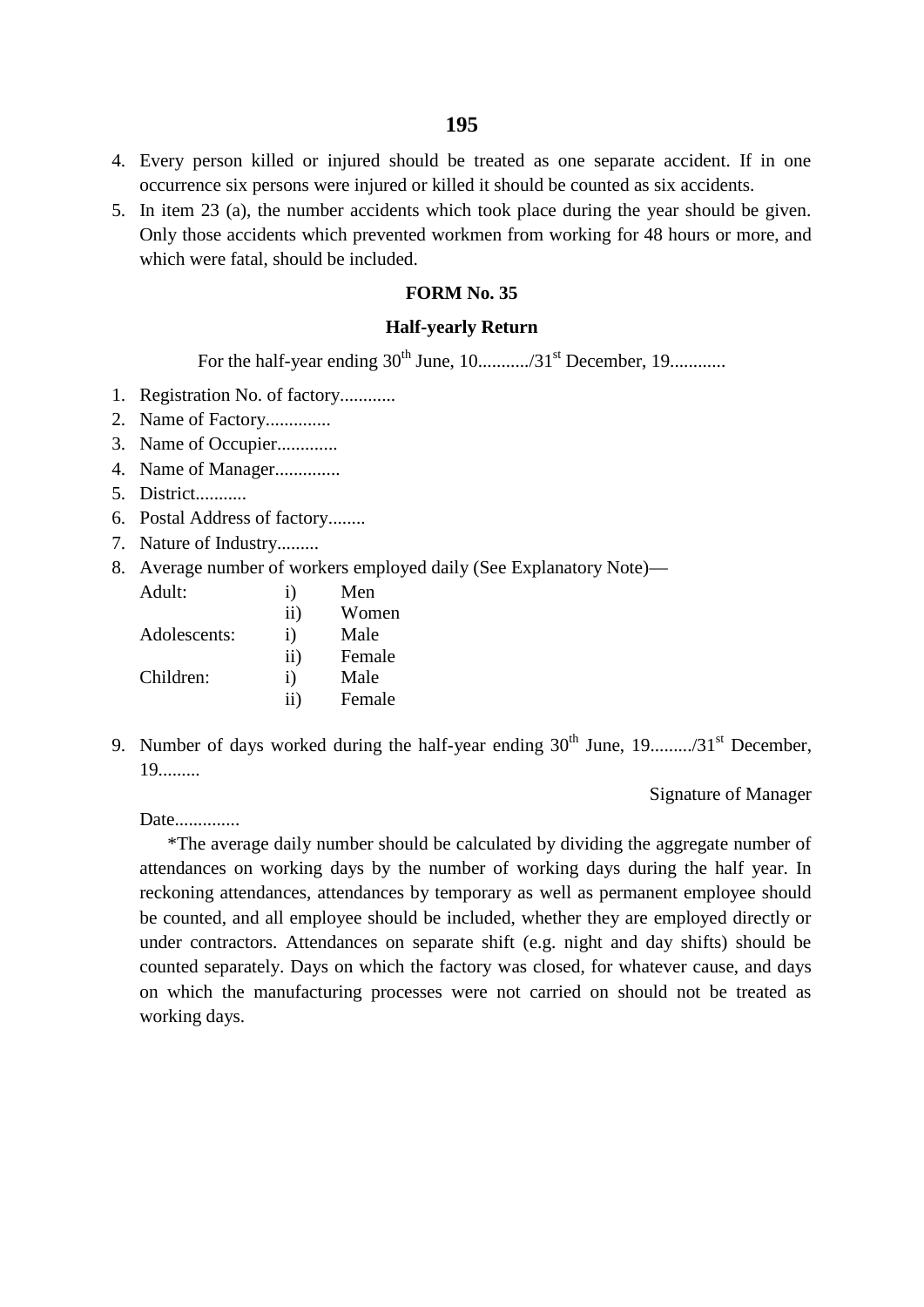4. Every person killed or injured should be treated as one separate accident. If in one occurrence six persons were injured or killed it should be counted as six accidents.
5. In item 23 (a), the number accidents which took place during the year should be given. Only those accidents which prevented workmen from working for 48 hours or more, and which were fatal, should be included.

## FORM No. 35

### Half-yearly Return

For the half-year ending 30th June, 10.........../31st December, 19............

1. Registration No. of factory............
2. Name of Factory..............
3. Name of Occupier.............
4. Name of Manager..............
5. District...........
6. Postal Address of factory........
7. Nature of Industry.........
8. Average number of workers employed daily (See Explanatory Note)—

| | | |
|---|---|---|
| Adult: | i) | Men |
| | ii) | Women |
| Adolescents: | i) | Male |
| | ii) | Female |
| Children: | i) | Male |
| | ii) | Female |

9. Number of days worked during the half-year ending 30th June, 19........./31st December, 19.........

Signature of Manager

Date..............

*The average daily number should be calculated by dividing the aggregate number of attendances on working days by the number of working days during the half year. In reckoning attendances, attendances by temporary as well as permanent employee should be counted, and all employee should be included, whether they are employed directly or under contractors. Attendances on separate shift (e.g. night and day shifts) should be counted separately. Days on which the factory was closed, for whatever cause, and days on which the manufacturing processes were not carried on should not be treated as working days.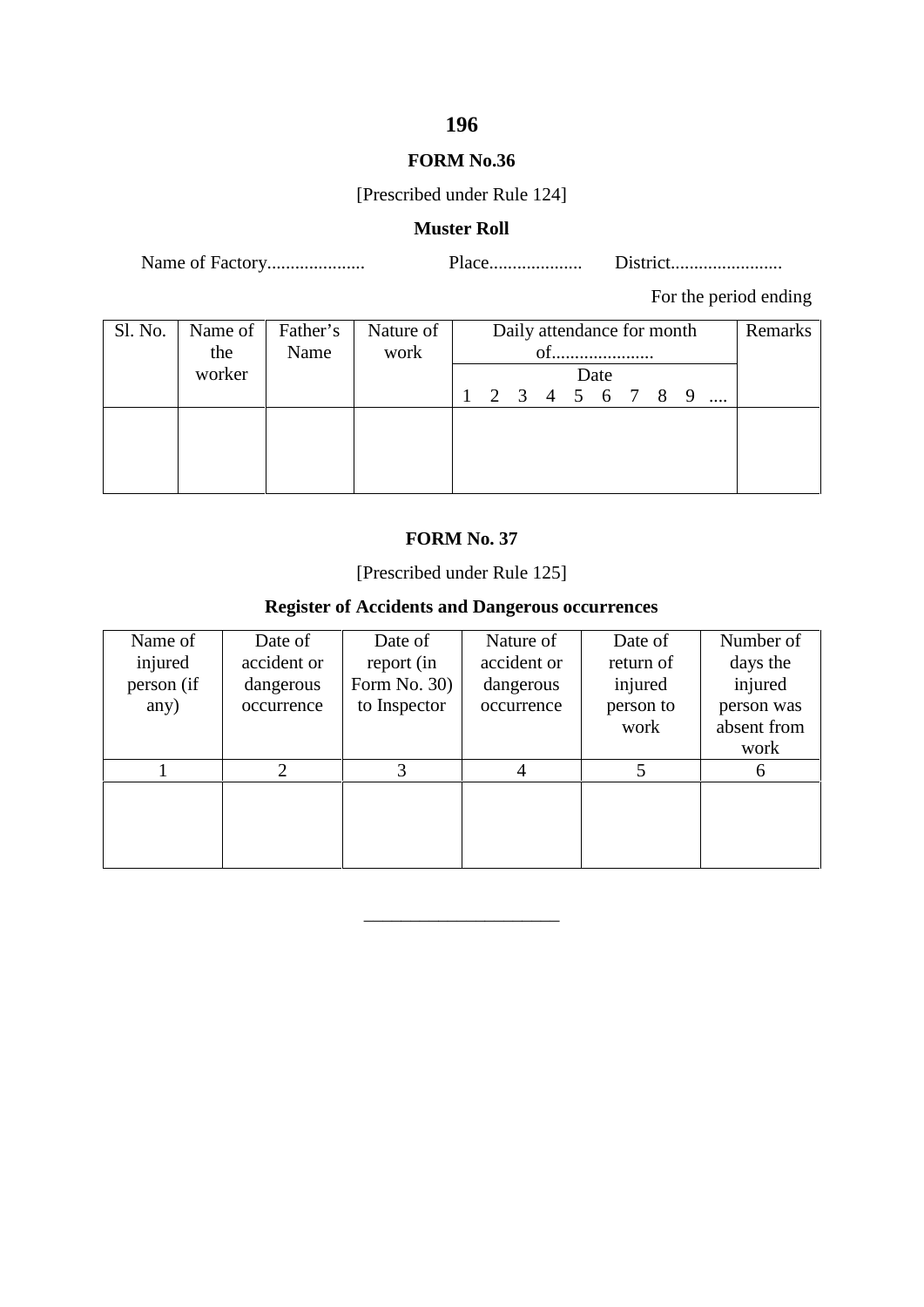## FORM No.36

[Prescribed under Rule 124]

### Muster Roll

Name of Factory..................... Place.................... District........................

For the period ending

| Sl. No. | Name of the worker | Father's Name | Nature of work | Daily attendance for month of...................... | | | | | | | | | | Remarks |
|---|---|---|---|---|---|---|---|---|---|---|---|---|---|---|
| | | | | Date | | | | | | | | | | |
| | | | | 1 | 2 | 3 | 4 | 5 | 6 | 7 | 8 | 9 | .... | |
| | | | | | | | | | | | | | | |

## FORM No. 37

[Prescribed under Rule 125]

### Register of Accidents and Dangerous occurrences

| Name of injured person (if any) | Date of accident or dangerous occurrence | Date of report (in Form No. 30) to Inspector | Nature of accident or dangerous occurrence | Date of return of injured person to work | Number of days the injured person was absent from work |
|---|---|---|---|---|---|
| 1 | 2 | 3 | 4 | 5 | 6 |
| | | | | | |

_____________________